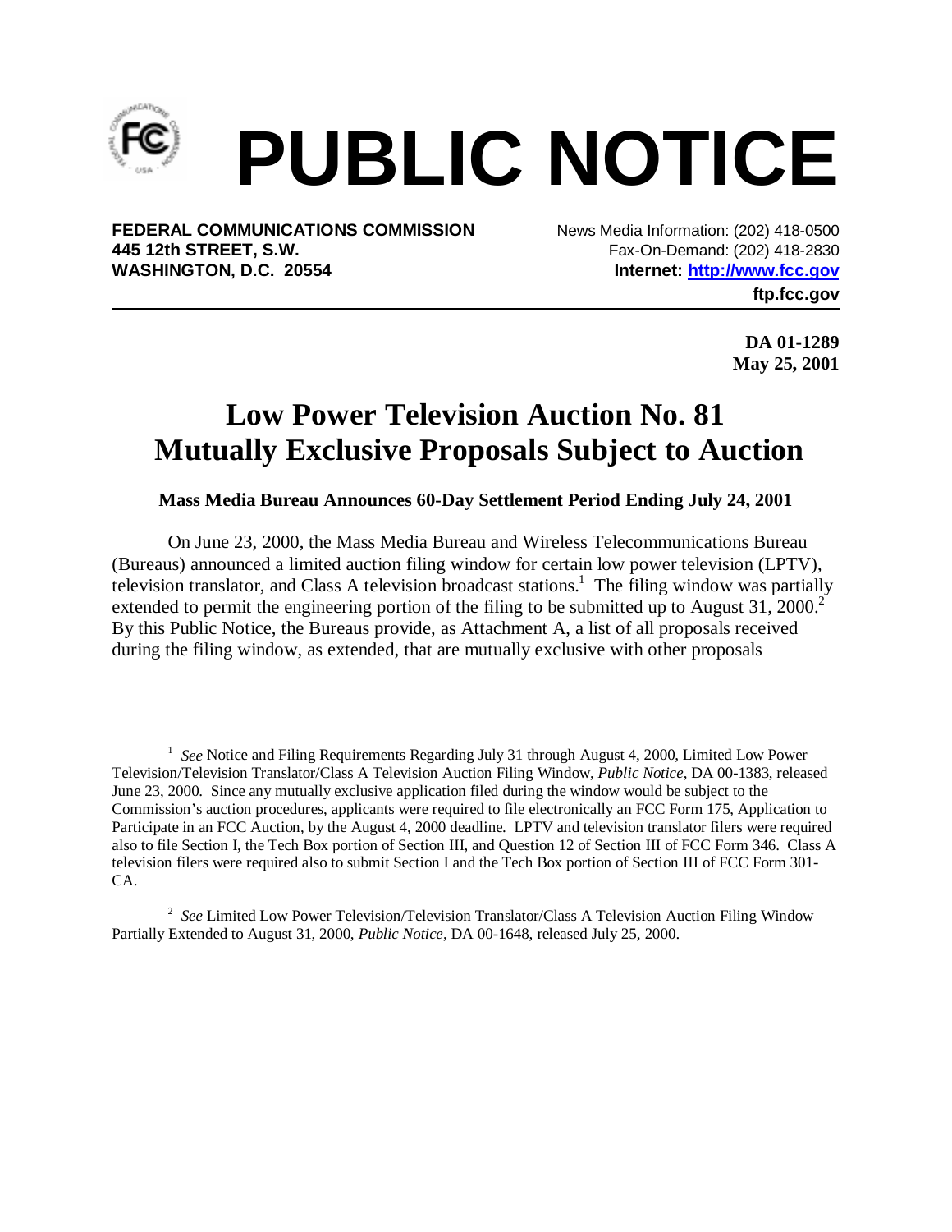# PUBLIC NOTICE

**FEDERAL COMMUNICATIONS COMMISSION**
**445 12th STREET, S.W.**
**WASHINGTON, D.C. 20554**

News Media Information: (202) 418-0500
Fax-On-Demand: (202) 418-2830
**Internet: http://www.fcc.gov**
**ftp.fcc.gov**

**DA 01-1289**
**May 25, 2001**

## Low Power Television Auction No. 81 Mutually Exclusive Proposals Subject to Auction

### Mass Media Bureau Announces 60-Day Settlement Period Ending July 24, 2001

On June 23, 2000, the Mass Media Bureau and Wireless Telecommunications Bureau (Bureaus) announced a limited auction filing window for certain low power television (LPTV), television translator, and Class A television broadcast stations.[1] The filing window was partially extended to permit the engineering portion of the filing to be submitted up to August 31, 2000.[2] By this Public Notice, the Bureaus provide, as Attachment A, a list of all proposals received during the filing window, as extended, that are mutually exclusive with other proposals

---

[1] *See* Notice and Filing Requirements Regarding July 31 through August 4, 2000, Limited Low Power Television/Television Translator/Class A Television Auction Filing Window, *Public Notice*, DA 00-1383, released June 23, 2000. Since any mutually exclusive application filed during the window would be subject to the Commission's auction procedures, applicants were required to file electronically an FCC Form 175, Application to Participate in an FCC Auction, by the August 4, 2000 deadline. LPTV and television translator filers were required also to file Section I, the Tech Box portion of Section III, and Question 12 of Section III of FCC Form 346. Class A television filers were required also to submit Section I and the Tech Box portion of Section III of FCC Form 301-CA.

[2] *See* Limited Low Power Television/Television Translator/Class A Television Auction Filing Window Partially Extended to August 31, 2000, *Public Notice*, DA 00-1648, released July 25, 2000.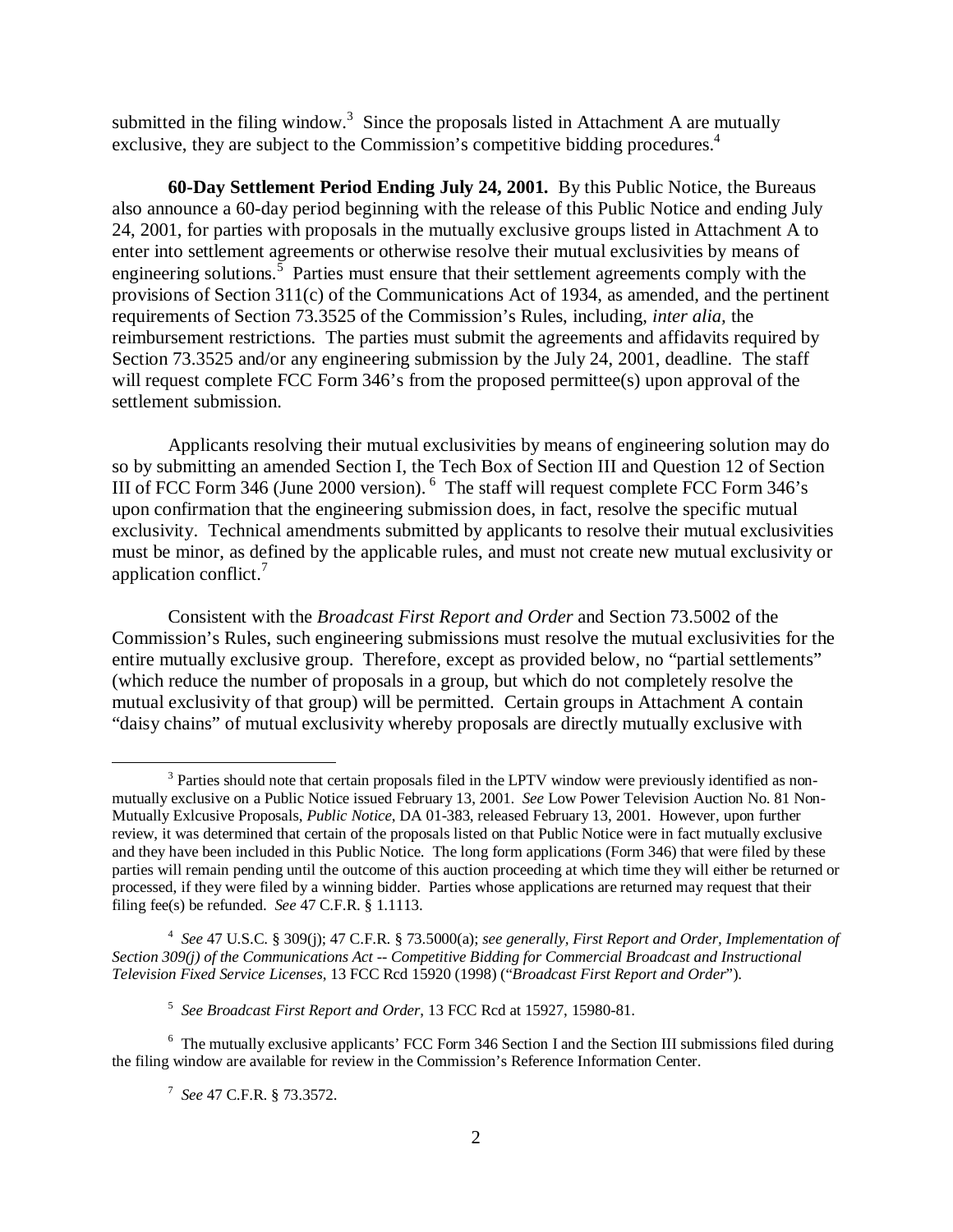submitted in the filing window.[3] Since the proposals listed in Attachment A are mutually exclusive, they are subject to the Commission's competitive bidding procedures.[4]

**60-Day Settlement Period Ending July 24, 2001.** By this Public Notice, the Bureaus also announce a 60-day period beginning with the release of this Public Notice and ending July 24, 2001, for parties with proposals in the mutually exclusive groups listed in Attachment A to enter into settlement agreements or otherwise resolve their mutual exclusivities by means of engineering solutions.[5] Parties must ensure that their settlement agreements comply with the provisions of Section 311(c) of the Communications Act of 1934, as amended, and the pertinent requirements of Section 73.3525 of the Commission's Rules, including, *inter alia,* the reimbursement restrictions. The parties must submit the agreements and affidavits required by Section 73.3525 and/or any engineering submission by the July 24, 2001, deadline. The staff will request complete FCC Form 346's from the proposed permittee(s) upon approval of the settlement submission.

Applicants resolving their mutual exclusivities by means of engineering solution may do so by submitting an amended Section I, the Tech Box of Section III and Question 12 of Section III of FCC Form 346 (June 2000 version).[6] The staff will request complete FCC Form 346's upon confirmation that the engineering submission does, in fact, resolve the specific mutual exclusivity. Technical amendments submitted by applicants to resolve their mutual exclusivities must be minor, as defined by the applicable rules, and must not create new mutual exclusivity or application conflict.[7]

Consistent with the *Broadcast First Report and Order* and Section 73.5002 of the Commission's Rules, such engineering submissions must resolve the mutual exclusivities for the entire mutually exclusive group. Therefore, except as provided below, no "partial settlements" (which reduce the number of proposals in a group, but which do not completely resolve the mutual exclusivity of that group) will be permitted. Certain groups in Attachment A contain "daisy chains" of mutual exclusivity whereby proposals are directly mutually exclusive with

---

[3] Parties should note that certain proposals filed in the LPTV window were previously identified as non-mutually exclusive on a Public Notice issued February 13, 2001. *See* Low Power Television Auction No. 81 Non-Mutually Exlcusive Proposals, *Public Notice*, DA 01-383, released February 13, 2001. However, upon further review, it was determined that certain of the proposals listed on that Public Notice were in fact mutually exclusive and they have been included in this Public Notice. The long form applications (Form 346) that were filed by these parties will remain pending until the outcome of this auction proceeding at which time they will either be returned or processed, if they were filed by a winning bidder. Parties whose applications are returned may request that their filing fee(s) be refunded. *See* 47 C.F.R. § 1.1113.

[4] *See* 47 U.S.C. § 309(j); 47 C.F.R. § 73.5000(a); *see generally, First Report and Order, Implementation of Section 309(j) of the Communications Act -- Competitive Bidding for Commercial Broadcast and Instructional Television Fixed Service Licenses*, 13 FCC Rcd 15920 (1998) ("*Broadcast First Report and Order*").

[5] *See Broadcast First Report and Order*, 13 FCC Rcd at 15927, 15980-81.

[6] The mutually exclusive applicants' FCC Form 346 Section I and the Section III submissions filed during the filing window are available for review in the Commission's Reference Information Center.

[7] *See* 47 C.F.R. § 73.3572.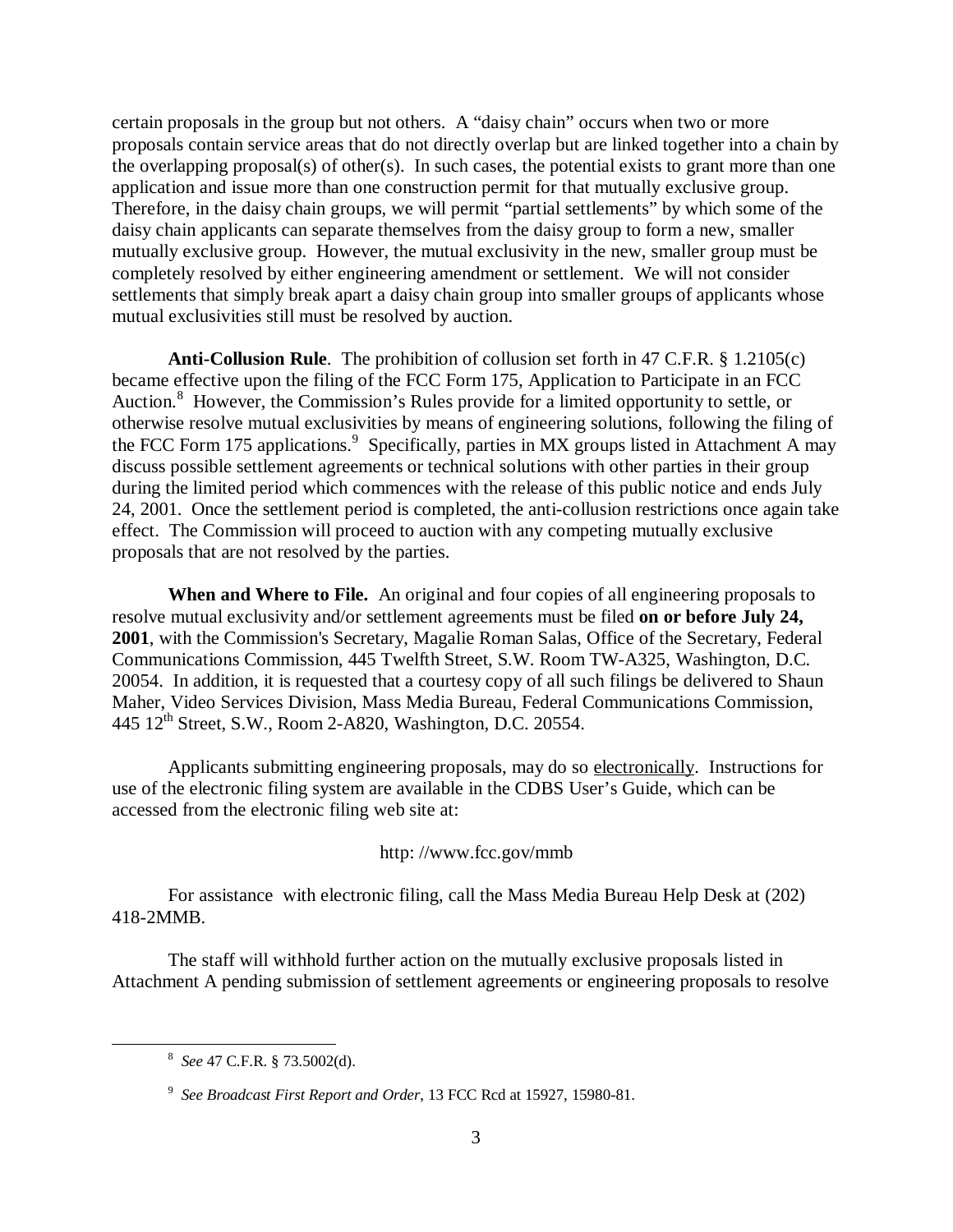certain proposals in the group but not others. A "daisy chain" occurs when two or more proposals contain service areas that do not directly overlap but are linked together into a chain by the overlapping proposal(s) of other(s). In such cases, the potential exists to grant more than one application and issue more than one construction permit for that mutually exclusive group. Therefore, in the daisy chain groups, we will permit "partial settlements" by which some of the daisy chain applicants can separate themselves from the daisy group to form a new, smaller mutually exclusive group. However, the mutual exclusivity in the new, smaller group must be completely resolved by either engineering amendment or settlement. We will not consider settlements that simply break apart a daisy chain group into smaller groups of applicants whose mutual exclusivities still must be resolved by auction.

**Anti-Collusion Rule**. The prohibition of collusion set forth in 47 C.F.R. § 1.2105(c) became effective upon the filing of the FCC Form 175, Application to Participate in an FCC Auction.[8] However, the Commission's Rules provide for a limited opportunity to settle, or otherwise resolve mutual exclusivities by means of engineering solutions, following the filing of the FCC Form 175 applications.[9] Specifically, parties in MX groups listed in Attachment A may discuss possible settlement agreements or technical solutions with other parties in their group during the limited period which commences with the release of this public notice and ends July 24, 2001. Once the settlement period is completed, the anti-collusion restrictions once again take effect. The Commission will proceed to auction with any competing mutually exclusive proposals that are not resolved by the parties.

**When and Where to File.** An original and four copies of all engineering proposals to resolve mutual exclusivity and/or settlement agreements must be filed **on or before July 24, 2001**, with the Commission's Secretary, Magalie Roman Salas, Office of the Secretary, Federal Communications Commission, 445 Twelfth Street, S.W. Room TW-A325, Washington, D.C. 20054. In addition, it is requested that a courtesy copy of all such filings be delivered to Shaun Maher, Video Services Division, Mass Media Bureau, Federal Communications Commission, 445 12th Street, S.W., Room 2-A820, Washington, D.C. 20554.

Applicants submitting engineering proposals, may do so electronically. Instructions for use of the electronic filing system are available in the CDBS User's Guide, which can be accessed from the electronic filing web site at:

http: //www.fcc.gov/mmb

For assistance with electronic filing, call the Mass Media Bureau Help Desk at (202) 418-2MMB.

The staff will withhold further action on the mutually exclusive proposals listed in Attachment A pending submission of settlement agreements or engineering proposals to resolve

---

[8] *See* 47 C.F.R. § 73.5002(d).

[9] *See Broadcast First Report and Order*, 13 FCC Rcd at 15927, 15980-81.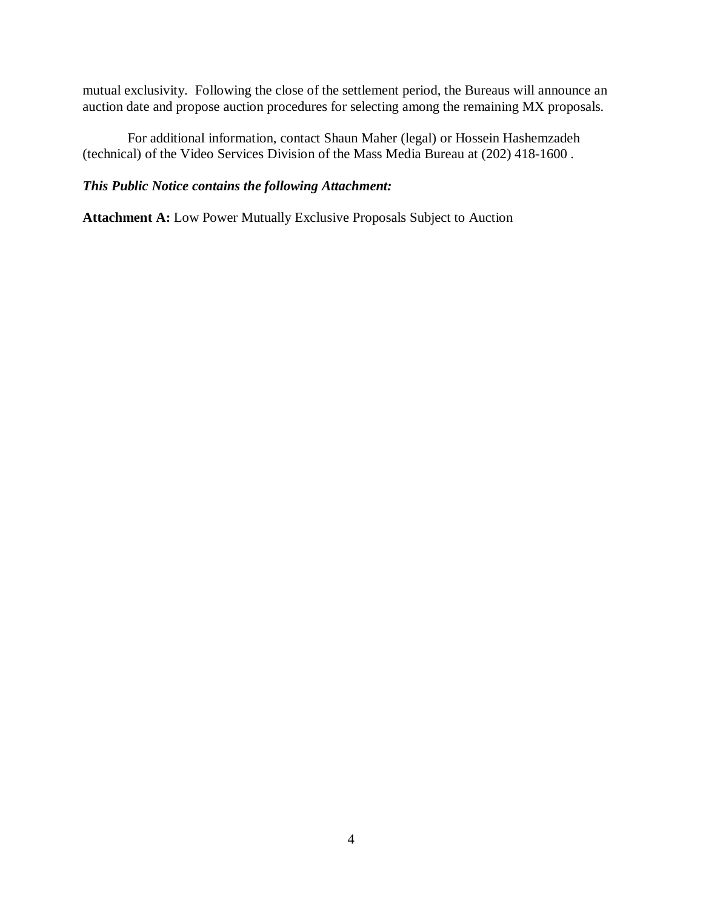mutual exclusivity. Following the close of the settlement period, the Bureaus will announce an auction date and propose auction procedures for selecting among the remaining MX proposals.

For additional information, contact Shaun Maher (legal) or Hossein Hashemzadeh (technical) of the Video Services Division of the Mass Media Bureau at (202) 418-1600 .

***This Public Notice contains the following Attachment:***

**Attachment A:** Low Power Mutually Exclusive Proposals Subject to Auction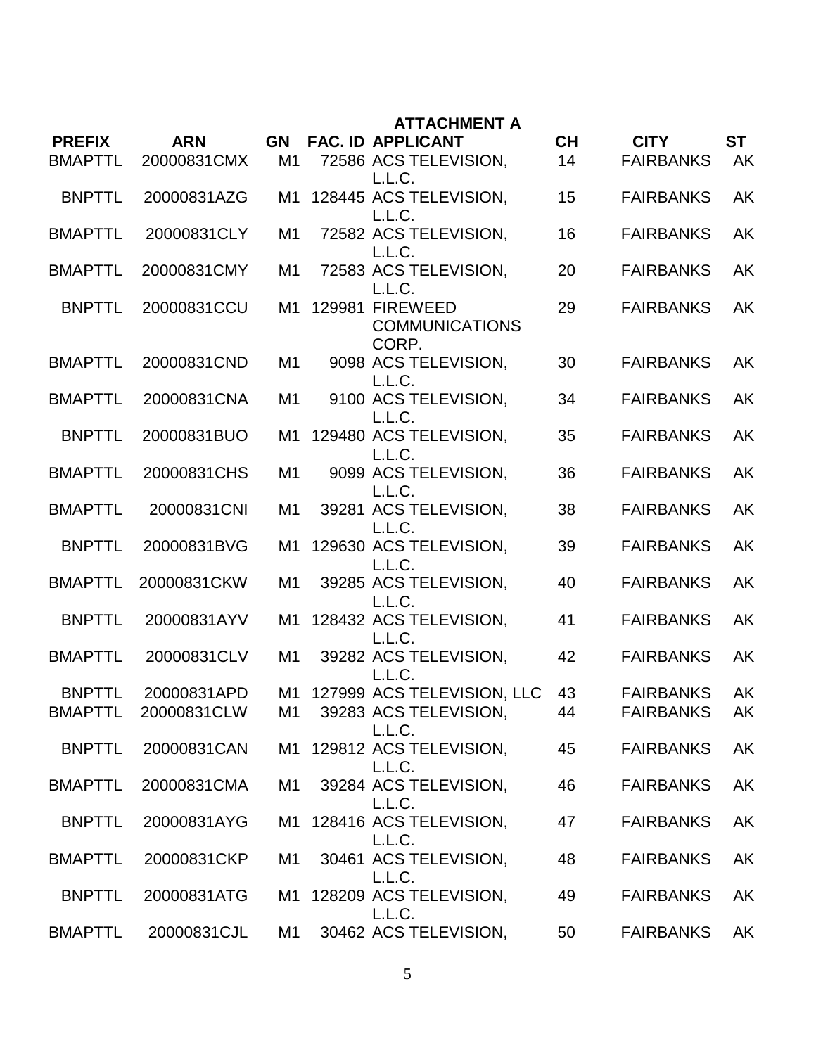## ATTACHMENT A

| PREFIX | ARN | GN | FAC. ID | APPLICANT | CH | CITY | ST |
|---|---|---|---|---|---|---|---|
| BMAPTTL | 20000831CMX | M1 | 72586 | ACS TELEVISION, L.L.C. | 14 | FAIRBANKS | AK |
| BNPTTL | 20000831AZG | M1 | 128445 | ACS TELEVISION, L.L.C. | 15 | FAIRBANKS | AK |
| BMAPTTL | 20000831CLY | M1 | 72582 | ACS TELEVISION, L.L.C. | 16 | FAIRBANKS | AK |
| BMAPTTL | 20000831CMY | M1 | 72583 | ACS TELEVISION, L.L.C. | 20 | FAIRBANKS | AK |
| BNPTTL | 20000831CCU | M1 | 129981 | FIREWEED COMMUNICATIONS CORP. | 29 | FAIRBANKS | AK |
| BMAPTTL | 20000831CND | M1 | 9098 | ACS TELEVISION, L.L.C. | 30 | FAIRBANKS | AK |
| BMAPTTL | 20000831CNA | M1 | 9100 | ACS TELEVISION, L.L.C. | 34 | FAIRBANKS | AK |
| BNPTTL | 20000831BUO | M1 | 129480 | ACS TELEVISION, L.L.C. | 35 | FAIRBANKS | AK |
| BMAPTTL | 20000831CHS | M1 | 9099 | ACS TELEVISION, L.L.C. | 36 | FAIRBANKS | AK |
| BMAPTTL | 20000831CNI | M1 | 39281 | ACS TELEVISION, L.L.C. | 38 | FAIRBANKS | AK |
| BNPTTL | 20000831BVG | M1 | 129630 | ACS TELEVISION, L.L.C. | 39 | FAIRBANKS | AK |
| BMAPTTL | 20000831CKW | M1 | 39285 | ACS TELEVISION, L.L.C. | 40 | FAIRBANKS | AK |
| BNPTTL | 20000831AYV | M1 | 128432 | ACS TELEVISION, L.L.C. | 41 | FAIRBANKS | AK |
| BMAPTTL | 20000831CLV | M1 | 39282 | ACS TELEVISION, L.L.C. | 42 | FAIRBANKS | AK |
| BNPTTL | 20000831APD | M1 | 127999 | ACS TELEVISION, LLC | 43 | FAIRBANKS | AK |
| BMAPTTL | 20000831CLW | M1 | 39283 | ACS TELEVISION, L.L.C. | 44 | FAIRBANKS | AK |
| BNPTTL | 20000831CAN | M1 | 129812 | ACS TELEVISION, L.L.C. | 45 | FAIRBANKS | AK |
| BMAPTTL | 20000831CMA | M1 | 39284 | ACS TELEVISION, L.L.C. | 46 | FAIRBANKS | AK |
| BNPTTL | 20000831AYG | M1 | 128416 | ACS TELEVISION, L.L.C. | 47 | FAIRBANKS | AK |
| BMAPTTL | 20000831CKP | M1 | 30461 | ACS TELEVISION, L.L.C. | 48 | FAIRBANKS | AK |
| BNPTTL | 20000831ATG | M1 | 128209 | ACS TELEVISION, L.L.C. | 49 | FAIRBANKS | AK |
| BMAPTTL | 20000831CJL | M1 | 30462 | ACS TELEVISION, | 50 | FAIRBANKS | AK |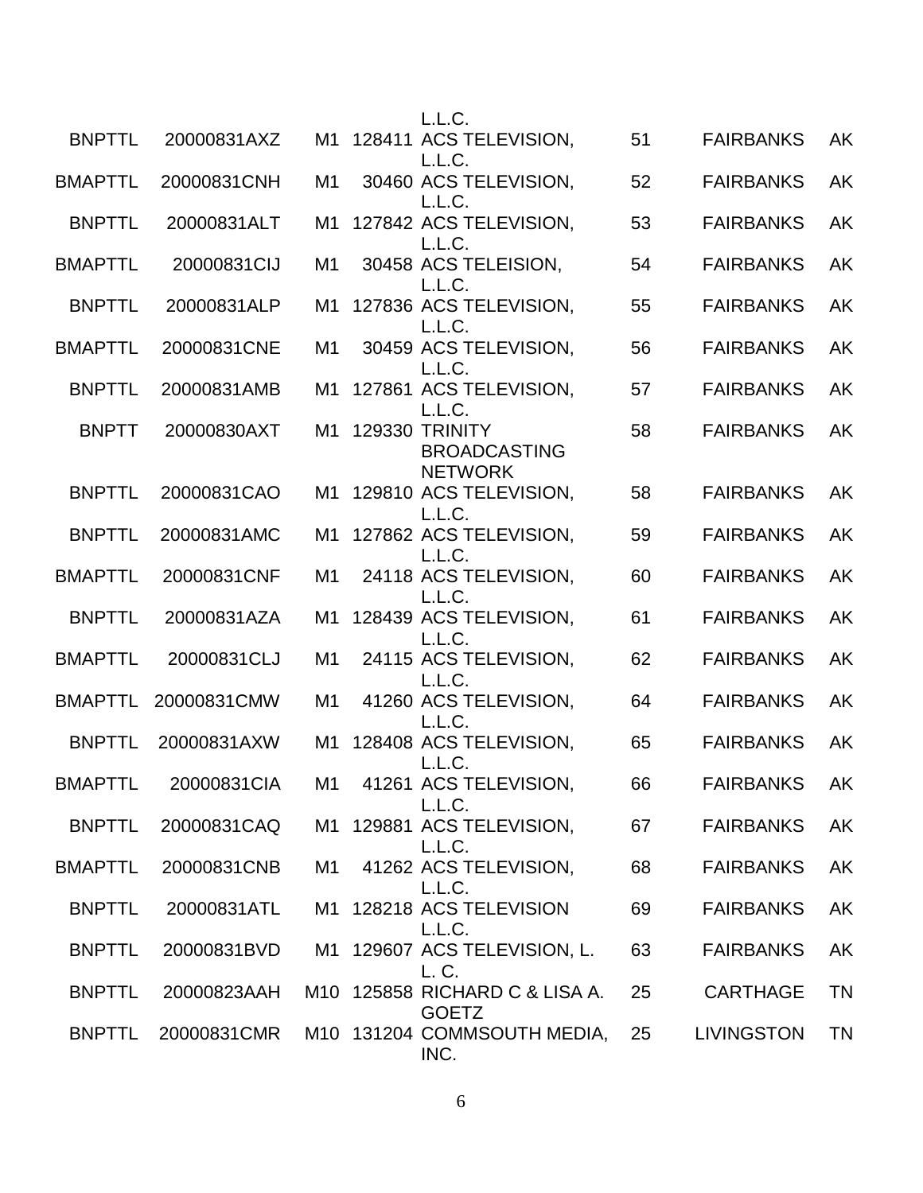| | | | | | | | |
|---|---|---|---|---|---|---|---|
| | | | | L.L.C. | | | |
| BNPTTL | 20000831AXZ | M1 | 128411 | ACS TELEVISION, L.L.C. | 51 | FAIRBANKS | AK |
| BMAPTTL | 20000831CNH | M1 | 30460 | ACS TELEVISION, L.L.C. | 52 | FAIRBANKS | AK |
| BNPTTL | 20000831ALT | M1 | 127842 | ACS TELEVISION, L.L.C. | 53 | FAIRBANKS | AK |
| BMAPTTL | 20000831CIJ | M1 | 30458 | ACS TELEISION, L.L.C. | 54 | FAIRBANKS | AK |
| BNPTTL | 20000831ALP | M1 | 127836 | ACS TELEVISION, L.L.C. | 55 | FAIRBANKS | AK |
| BMAPTTL | 20000831CNE | M1 | 30459 | ACS TELEVISION, L.L.C. | 56 | FAIRBANKS | AK |
| BNPTTL | 20000831AMB | M1 | 127861 | ACS TELEVISION, L.L.C. | 57 | FAIRBANKS | AK |
| BNPTT | 20000830AXT | M1 | 129330 | TRINITY BROADCASTING NETWORK | 58 | FAIRBANKS | AK |
| BNPTTL | 20000831CAO | M1 | 129810 | ACS TELEVISION, L.L.C. | 58 | FAIRBANKS | AK |
| BNPTTL | 20000831AMC | M1 | 127862 | ACS TELEVISION, L.L.C. | 59 | FAIRBANKS | AK |
| BMAPTTL | 20000831CNF | M1 | 24118 | ACS TELEVISION, L.L.C. | 60 | FAIRBANKS | AK |
| BNPTTL | 20000831AZA | M1 | 128439 | ACS TELEVISION, L.L.C. | 61 | FAIRBANKS | AK |
| BMAPTTL | 20000831CLJ | M1 | 24115 | ACS TELEVISION, L.L.C. | 62 | FAIRBANKS | AK |
| BMAPTTL | 20000831CMW | M1 | 41260 | ACS TELEVISION, L.L.C. | 64 | FAIRBANKS | AK |
| BNPTTL | 20000831AXW | M1 | 128408 | ACS TELEVISION, L.L.C. | 65 | FAIRBANKS | AK |
| BMAPTTL | 20000831CIA | M1 | 41261 | ACS TELEVISION, L.L.C. | 66 | FAIRBANKS | AK |
| BNPTTL | 20000831CAQ | M1 | 129881 | ACS TELEVISION, L.L.C. | 67 | FAIRBANKS | AK |
| BMAPTTL | 20000831CNB | M1 | 41262 | ACS TELEVISION, L.L.C. | 68 | FAIRBANKS | AK |
| BNPTTL | 20000831ATL | M1 | 128218 | ACS TELEVISION L.L.C. | 69 | FAIRBANKS | AK |
| BNPTTL | 20000831BVD | M1 | 129607 | ACS TELEVISION, L. L. C. | 63 | FAIRBANKS | AK |
| BNPTTL | 20000823AAH | M10 | 125858 | RICHARD C & LISA A. GOETZ | 25 | CARTHAGE | TN |
| BNPTTL | 20000831CMR | M10 | 131204 | COMMSOUTH MEDIA, INC. | 25 | LIVINGSTON | TN |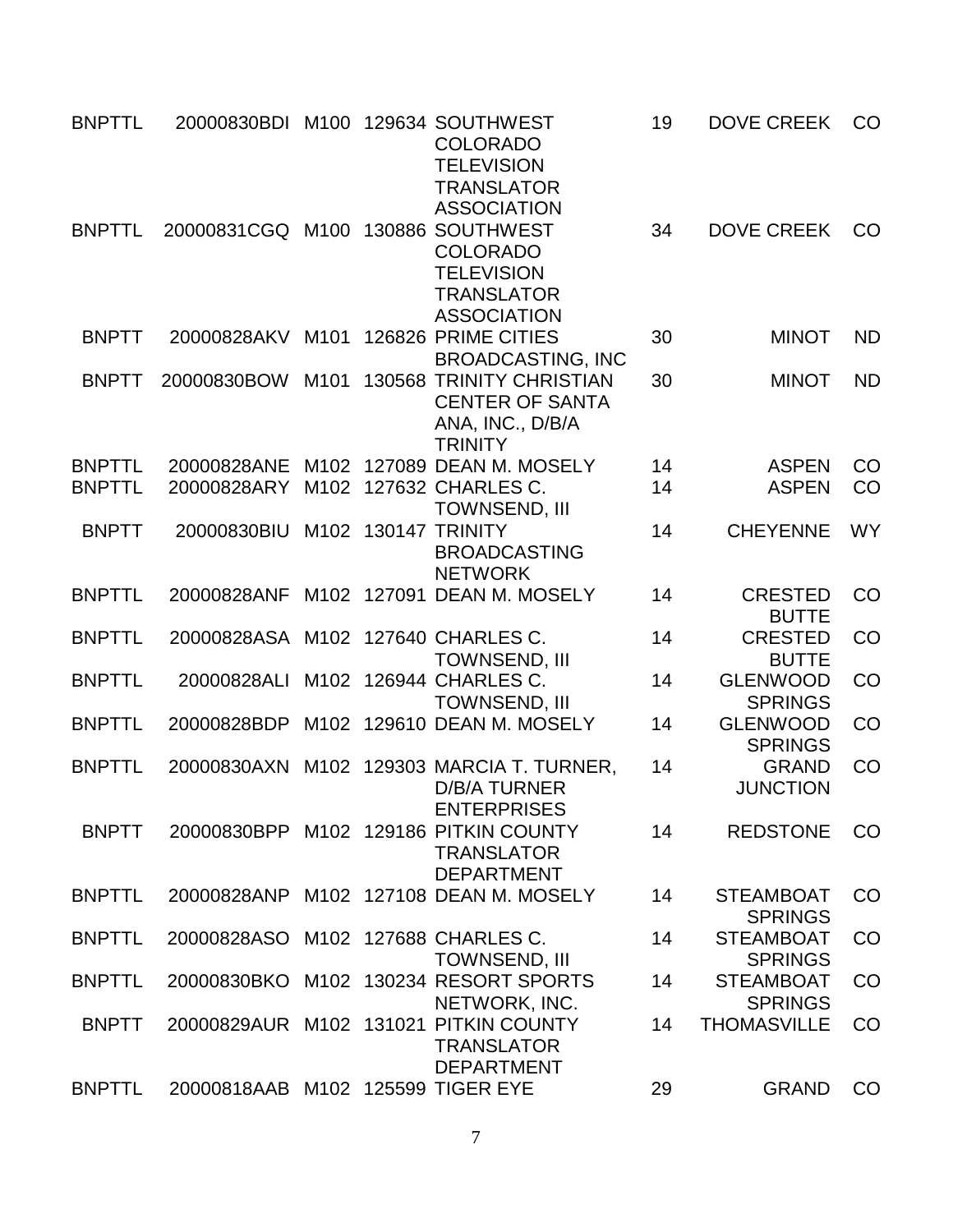| | | | | | | | |
|---|---|---|---|---|---|---|---|
| BNPTTL | 20000830BDI | M100 | 129634 | SOUTHWEST COLORADO TELEVISION TRANSLATOR ASSOCIATION | 19 | DOVE CREEK | CO |
| BNPTTL | 20000831CGQ | M100 | 130886 | SOUTHWEST COLORADO TELEVISION TRANSLATOR ASSOCIATION | 34 | DOVE CREEK | CO |
| BNPTT | 20000828AKV | M101 | 126826 | PRIME CITIES BROADCASTING, INC | 30 | MINOT | ND |
| BNPTT | 20000830BOW | M101 | 130568 | TRINITY CHRISTIAN CENTER OF SANTA ANA, INC., D/B/A TRINITY | 30 | MINOT | ND |
| BNPTTL | 20000828ANE | M102 | 127089 | DEAN M. MOSELY | 14 | ASPEN | CO |
| BNPTTL | 20000828ARY | M102 | 127632 | CHARLES C. TOWNSEND, III | 14 | ASPEN | CO |
| BNPTT | 20000830BIU | M102 | 130147 | TRINITY BROADCASTING NETWORK | 14 | CHEYENNE | WY |
| BNPTTL | 20000828ANF | M102 | 127091 | DEAN M. MOSELY | 14 | CRESTED BUTTE | CO |
| BNPTTL | 20000828ASA | M102 | 127640 | CHARLES C. TOWNSEND, III | 14 | CRESTED BUTTE | CO |
| BNPTTL | 20000828ALI | M102 | 126944 | CHARLES C. TOWNSEND, III | 14 | GLENWOOD SPRINGS | CO |
| BNPTTL | 20000828BDP | M102 | 129610 | DEAN M. MOSELY | 14 | GLENWOOD SPRINGS | CO |
| BNPTTL | 20000830AXN | M102 | 129303 | MARCIA T. TURNER, D/B/A TURNER ENTERPRISES | 14 | GRAND JUNCTION | CO |
| BNPTT | 20000830BPP | M102 | 129186 | PITKIN COUNTY TRANSLATOR DEPARTMENT | 14 | REDSTONE | CO |
| BNPTTL | 20000828ANP | M102 | 127108 | DEAN M. MOSELY | 14 | STEAMBOAT SPRINGS | CO |
| BNPTTL | 20000828ASO | M102 | 127688 | CHARLES C. TOWNSEND, III | 14 | STEAMBOAT SPRINGS | CO |
| BNPTTL | 20000830BKO | M102 | 130234 | RESORT SPORTS NETWORK, INC. | 14 | STEAMBOAT SPRINGS | CO |
| BNPTT | 20000829AUR | M102 | 131021 | PITKIN COUNTY TRANSLATOR DEPARTMENT | 14 | THOMASVILLE | CO |
| BNPTTL | 20000818AAB | M102 | 125599 | TIGER EYE | 29 | GRAND | CO |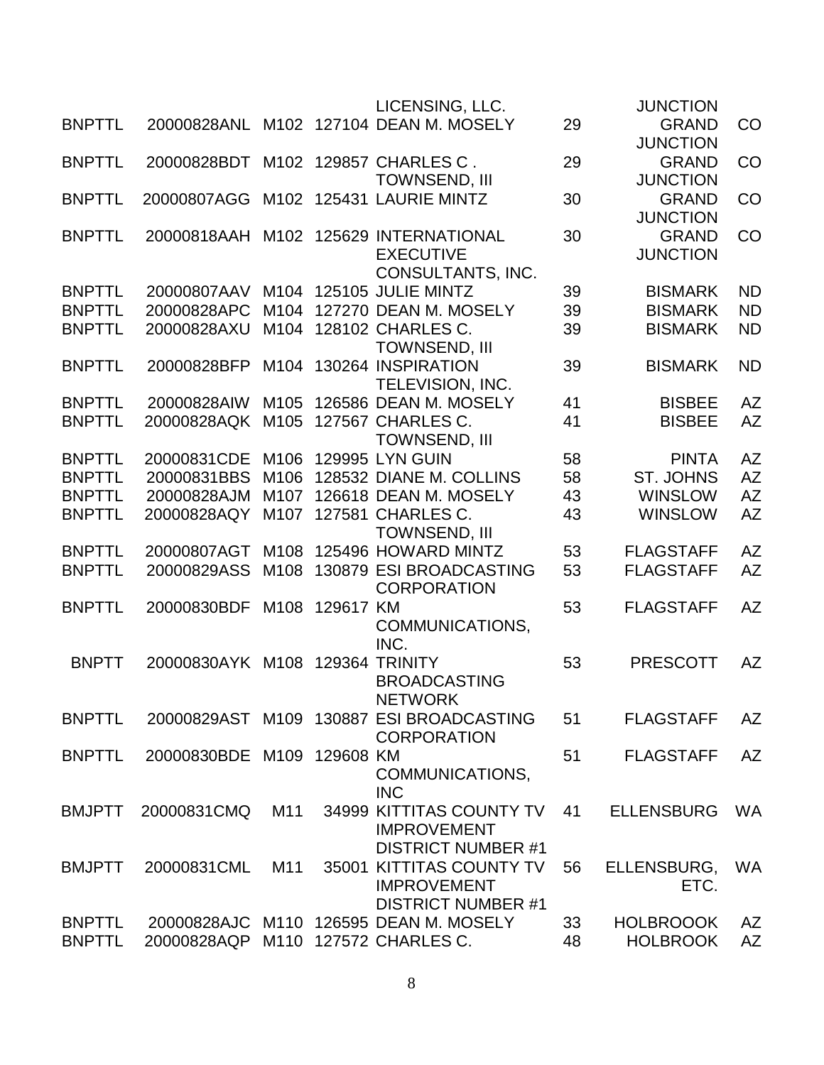| | | | | | | | |
|---|---|---|---|---|---|---|---|
| | | | | LICENSING, LLC. | | JUNCTION | |
| BNPTTL | 20000828ANL | M102 | 127104 | DEAN M. MOSELY | 29 | GRAND JUNCTION | CO |
| BNPTTL | 20000828BDT | M102 | 129857 | CHARLES C . TOWNSEND, III | 29 | GRAND JUNCTION | CO |
| BNPTTL | 20000807AGG | M102 | 125431 | LAURIE MINTZ | 30 | GRAND JUNCTION | CO |
| BNPTTL | 20000818AAH | M102 | 125629 | INTERNATIONAL EXECUTIVE CONSULTANTS, INC. | 30 | GRAND JUNCTION | CO |
| BNPTTL | 20000807AAV | M104 | 125105 | JULIE MINTZ | 39 | BISMARK | ND |
| BNPTTL | 20000828APC | M104 | 127270 | DEAN M. MOSELY | 39 | BISMARK | ND |
| BNPTTL | 20000828AXU | M104 | 128102 | CHARLES C. TOWNSEND, III | 39 | BISMARK | ND |
| BNPTTL | 20000828BFP | M104 | 130264 | INSPIRATION TELEVISION, INC. | 39 | BISMARK | ND |
| BNPTTL | 20000828AIW | M105 | 126586 | DEAN M. MOSELY | 41 | BISBEE | AZ |
| BNPTTL | 20000828AQK | M105 | 127567 | CHARLES C. TOWNSEND, III | 41 | BISBEE | AZ |
| BNPTTL | 20000831CDE | M106 | 129995 | LYN GUIN | 58 | PINTA | AZ |
| BNPTTL | 20000831BBS | M106 | 128532 | DIANE M. COLLINS | 58 | ST. JOHNS | AZ |
| BNPTTL | 20000828AJM | M107 | 126618 | DEAN M. MOSELY | 43 | WINSLOW | AZ |
| BNPTTL | 20000828AQY | M107 | 127581 | CHARLES C. TOWNSEND, III | 43 | WINSLOW | AZ |
| BNPTTL | 20000807AGT | M108 | 125496 | HOWARD MINTZ | 53 | FLAGSTAFF | AZ |
| BNPTTL | 20000829ASS | M108 | 130879 | ESI BROADCASTING CORPORATION | 53 | FLAGSTAFF | AZ |
| BNPTTL | 20000830BDF | M108 | 129617 | KM COMMUNICATIONS, INC. | 53 | FLAGSTAFF | AZ |
| BNPTT | 20000830AYK | M108 | 129364 | TRINITY BROADCASTING NETWORK | 53 | PRESCOTT | AZ |
| BNPTTL | 20000829AST | M109 | 130887 | ESI BROADCASTING CORPORATION | 51 | FLAGSTAFF | AZ |
| BNPTTL | 20000830BDE | M109 | 129608 | KM COMMUNICATIONS, INC | 51 | FLAGSTAFF | AZ |
| BMJPTT | 20000831CMQ | M11 | 34999 | KITTITAS COUNTY TV IMPROVEMENT DISTRICT NUMBER #1 | 41 | ELLENSBURG | WA |
| BMJPTT | 20000831CML | M11 | 35001 | KITTITAS COUNTY TV IMPROVEMENT DISTRICT NUMBER #1 | 56 | ELLENSBURG, ETC. | WA |
| BNPTTL | 20000828AJC | M110 | 126595 | DEAN M. MOSELY | 33 | HOLBROOOK | AZ |
| BNPTTL | 20000828AQP | M110 | 127572 | CHARLES C. | 48 | HOLBROOK | AZ |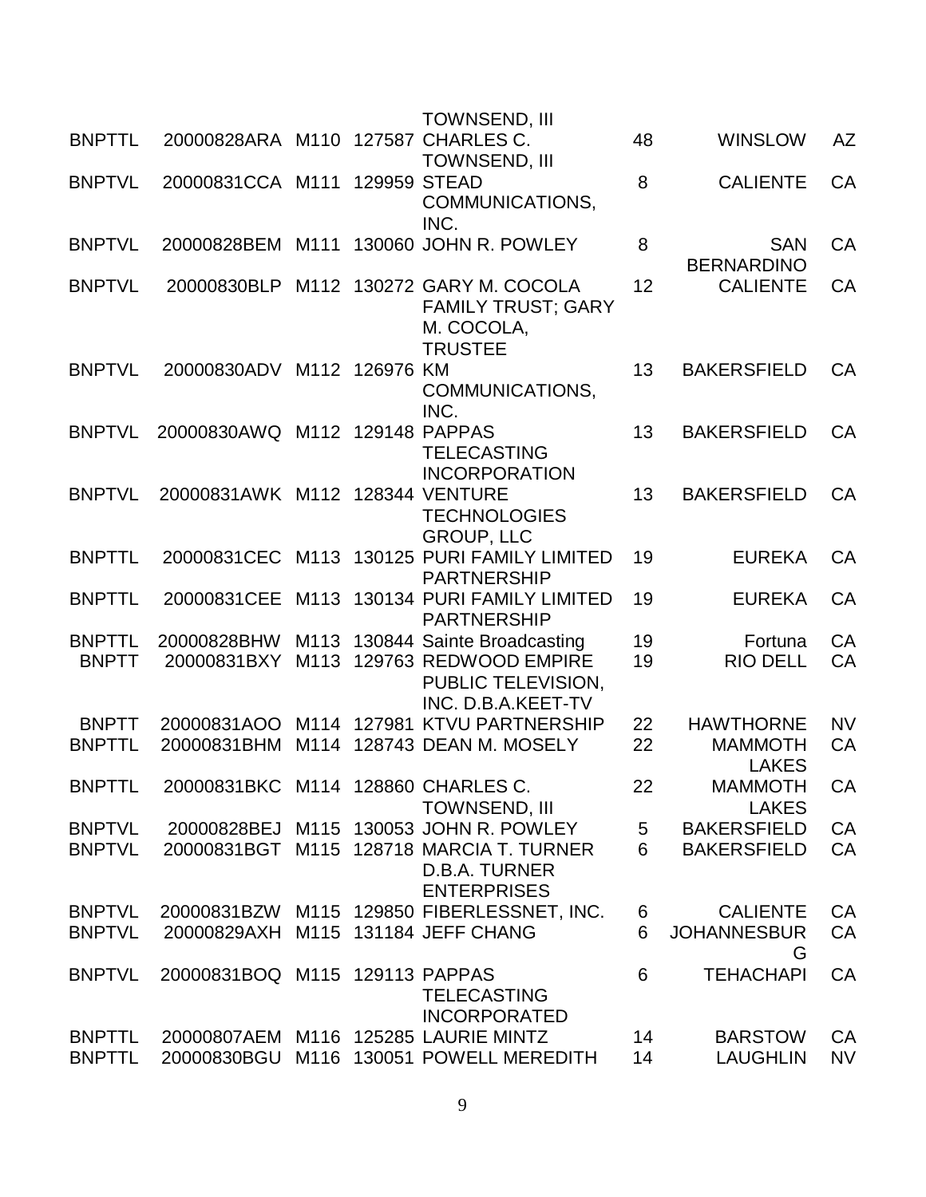| | | | | TOWNSEND, III | | | |
|---|---|---|---|---|---|---|---|
| BNPTTL | 20000828ARA | M110 | 127587 | CHARLES C. TOWNSEND, III | 48 | WINSLOW | AZ |
| BNPTVL | 20000831CCA | M111 | 129959 | STEAD COMMUNICATIONS, INC. | 8 | CALIENTE | CA |
| BNPTVL | 20000828BEM | M111 | 130060 | JOHN R. POWLEY | 8 | SAN BERNARDINO | CA |
| BNPTVL | 20000830BLP | M112 | 130272 | GARY M. COCOLA FAMILY TRUST; GARY M. COCOLA, TRUSTEE | 12 | CALIENTE | CA |
| BNPTVL | 20000830ADV | M112 | 126976 | KM COMMUNICATIONS, INC. | 13 | BAKERSFIELD | CA |
| BNPTVL | 20000830AWQ | M112 | 129148 | PAPPAS TELECASTING INCORPORATION | 13 | BAKERSFIELD | CA |
| BNPTVL | 20000831AWK | M112 | 128344 | VENTURE TECHNOLOGIES GROUP, LLC | 13 | BAKERSFIELD | CA |
| BNPTTL | 20000831CEC | M113 | 130125 | PURI FAMILY LIMITED PARTNERSHIP | 19 | EUREKA | CA |
| BNPTTL | 20000831CEE | M113 | 130134 | PURI FAMILY LIMITED PARTNERSHIP | 19 | EUREKA | CA |
| BNPTTL | 20000828BHW | M113 | 130844 | Sainte Broadcasting | 19 | Fortuna | CA |
| BNPTT | 20000831BXY | M113 | 129763 | REDWOOD EMPIRE PUBLIC TELEVISION, INC. D.B.A.KEET-TV | 19 | RIO DELL | CA |
| BNPTT | 20000831AOO | M114 | 127981 | KTVU PARTNERSHIP | 22 | HAWTHORNE | NV |
| BNPTTL | 20000831BHM | M114 | 128743 | DEAN M. MOSELY | 22 | MAMMOTH LAKES | CA |
| BNPTTL | 20000831BKC | M114 | 128860 | CHARLES C. TOWNSEND, III | 22 | MAMMOTH LAKES | CA |
| BNPTVL | 20000828BEJ | M115 | 130053 | JOHN R. POWLEY | 5 | BAKERSFIELD | CA |
| BNPTVL | 20000831BGT | M115 | 128718 | MARCIA T. TURNER D.B.A. TURNER ENTERPRISES | 6 | BAKERSFIELD | CA |
| BNPTVL | 20000831BZW | M115 | 129850 | FIBERLESSNET, INC. | 6 | CALIENTE | CA |
| BNPTVL | 20000829AXH | M115 | 131184 | JEFF CHANG | 6 | JOHANNESBURG | CA |
| BNPTVL | 20000831BOQ | M115 | 129113 | PAPPAS TELECASTING INCORPORATED | 6 | TEHACHAPI | CA |
| BNPTTL | 20000807AEM | M116 | 125285 | LAURIE MINTZ | 14 | BARSTOW | CA |
| BNPTTL | 20000830BGU | M116 | 130051 | POWELL MEREDITH | 14 | LAUGHLIN | NV |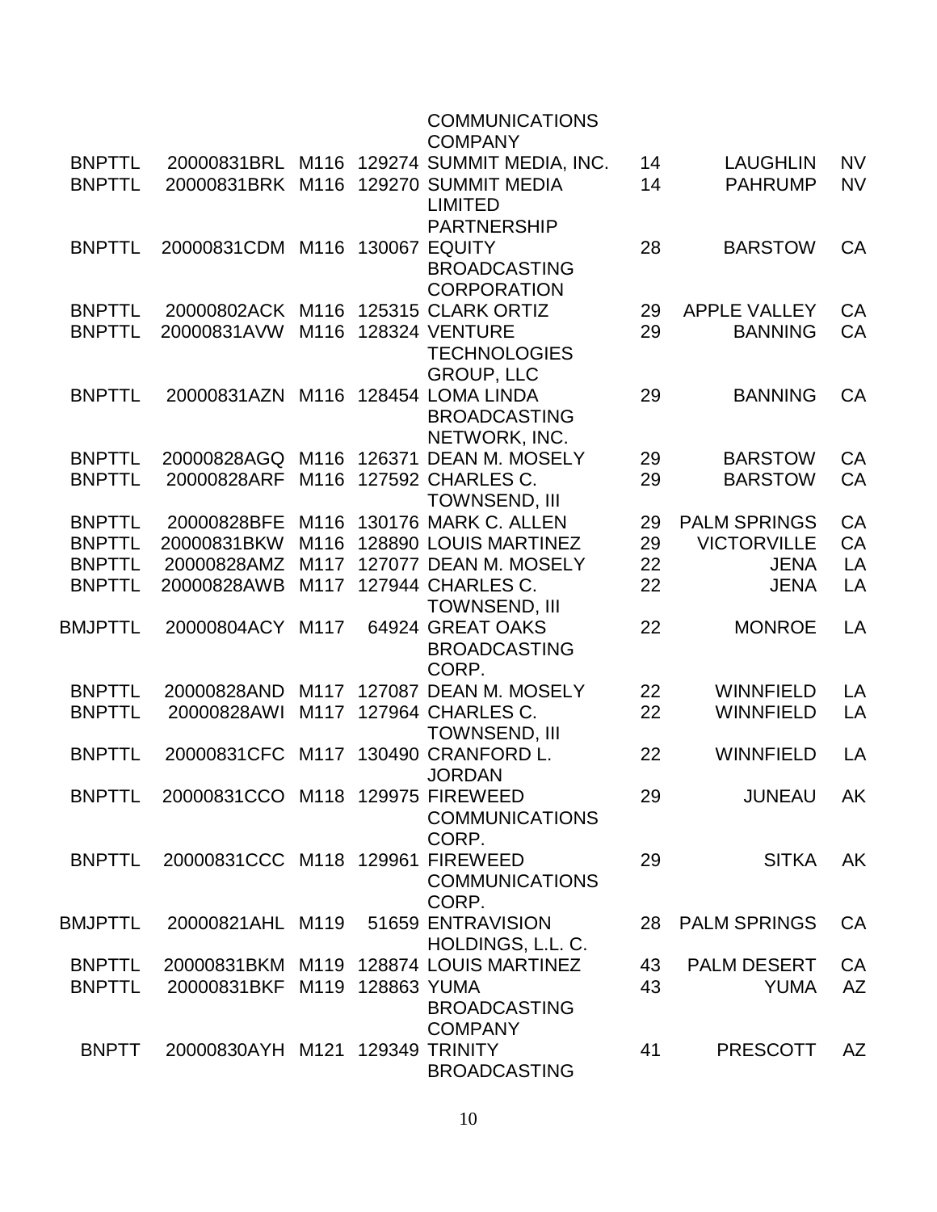| | | | | | | | |
|---|---|---|---|---|---|---|---|
| | | | | COMMUNICATIONS COMPANY | | | |
| BNPTTL | 20000831BRL | M116 | 129274 | SUMMIT MEDIA, INC. | 14 | LAUGHLIN | NV |
| BNPTTL | 20000831BRK | M116 | 129270 | SUMMIT MEDIA LIMITED PARTNERSHIP | 14 | PAHRUMP | NV |
| BNPTTL | 20000831CDM | M116 | 130067 | EQUITY BROADCASTING CORPORATION | 28 | BARSTOW | CA |
| BNPTTL | 20000802ACK | M116 | 125315 | CLARK ORTIZ | 29 | APPLE VALLEY | CA |
| BNPTTL | 20000831AVW | M116 | 128324 | VENTURE TECHNOLOGIES GROUP, LLC | 29 | BANNING | CA |
| BNPTTL | 20000831AZN | M116 | 128454 | LOMA LINDA BROADCASTING NETWORK, INC. | 29 | BANNING | CA |
| BNPTTL | 20000828AGQ | M116 | 126371 | DEAN M. MOSELY | 29 | BARSTOW | CA |
| BNPTTL | 20000828ARF | M116 | 127592 | CHARLES C. TOWNSEND, III | 29 | BARSTOW | CA |
| BNPTTL | 20000828BFE | M116 | 130176 | MARK C. ALLEN | 29 | PALM SPRINGS | CA |
| BNPTTL | 20000831BKW | M116 | 128890 | LOUIS MARTINEZ | 29 | VICTORVILLE | CA |
| BNPTTL | 20000828AMZ | M117 | 127077 | DEAN M. MOSELY | 22 | JENA | LA |
| BNPTTL | 20000828AWB | M117 | 127944 | CHARLES C. TOWNSEND, III | 22 | JENA | LA |
| BMJPTTL | 20000804ACY | M117 | 64924 | GREAT OAKS BROADCASTING CORP. | 22 | MONROE | LA |
| BNPTTL | 20000828AND | M117 | 127087 | DEAN M. MOSELY | 22 | WINNFIELD | LA |
| BNPTTL | 20000828AWI | M117 | 127964 | CHARLES C. TOWNSEND, III | 22 | WINNFIELD | LA |
| BNPTTL | 20000831CFC | M117 | 130490 | CRANFORD L. JORDAN | 22 | WINNFIELD | LA |
| BNPTTL | 20000831CCO | M118 | 129975 | FIREWEED COMMUNICATIONS CORP. | 29 | JUNEAU | AK |
| BNPTTL | 20000831CCC | M118 | 129961 | FIREWEED COMMUNICATIONS CORP. | 29 | SITKA | AK |
| BMJPTTL | 20000821AHL | M119 | 51659 | ENTRAVISION HOLDINGS, L.L. C. | 28 | PALM SPRINGS | CA |
| BNPTTL | 20000831BKM | M119 | 128874 | LOUIS MARTINEZ | 43 | PALM DESERT | CA |
| BNPTTL | 20000831BKF | M119 | 128863 | YUMA BROADCASTING COMPANY | 43 | YUMA | AZ |
| BNPTT | 20000830AYH | M121 | 129349 | TRINITY BROADCASTING | 41 | PRESCOTT | AZ |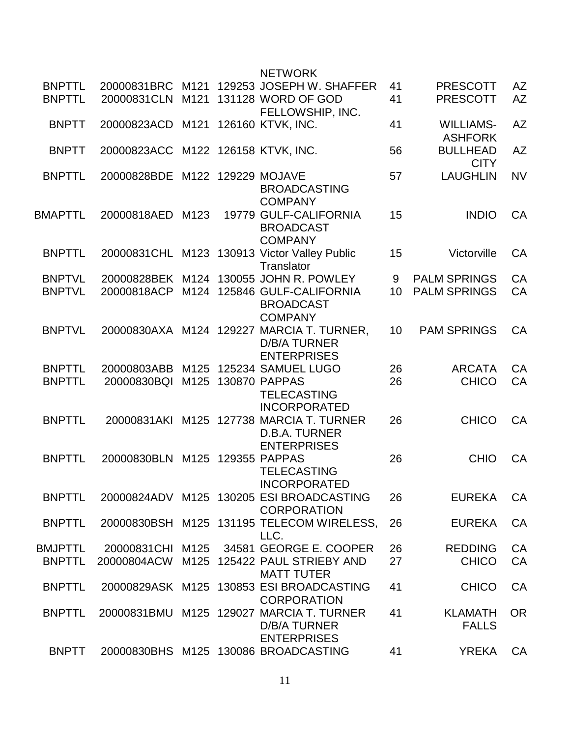| | | | | | | | |
|---|---|---|---|---|---|---|---|
| | | | | NETWORK | | | |
| BNPTTL | 20000831BRC | M121 | 129253 | JOSEPH W. SHAFFER | 41 | PRESCOTT | AZ |
| BNPTTL | 20000831CLN | M121 | 131128 | WORD OF GOD FELLOWSHIP, INC. | 41 | PRESCOTT | AZ |
| BNPTT | 20000823ACD | M121 | 126160 | KTVK, INC. | 41 | WILLIAMS-ASHFORK | AZ |
| BNPTT | 20000823ACC | M122 | 126158 | KTVK, INC. | 56 | BULLHEAD CITY | AZ |
| BNPTTL | 20000828BDE | M122 | 129229 | MOJAVE BROADCASTING COMPANY | 57 | LAUGHLIN | NV |
| BMAPTTL | 20000818AED | M123 | 19779 | GULF-CALIFORNIA BROADCAST COMPANY | 15 | INDIO | CA |
| BNPTTL | 20000831CHL | M123 | 130913 | Victor Valley Public Translator | 15 | Victorville | CA |
| BNPTVL | 20000828BEK | M124 | 130055 | JOHN R. POWLEY | 9 | PALM SPRINGS | CA |
| BNPTVL | 20000818ACP | M124 | 125846 | GULF-CALIFORNIA BROADCAST COMPANY | 10 | PALM SPRINGS | CA |
| BNPTVL | 20000830AXA | M124 | 129227 | MARCIA T. TURNER, D/B/A TURNER ENTERPRISES | 10 | PAM SPRINGS | CA |
| BNPTTL | 20000803ABB | M125 | 125234 | SAMUEL LUGO | 26 | ARCATA | CA |
| BNPTTL | 20000830BQI | M125 | 130870 | PAPPAS TELECASTING INCORPORATED | 26 | CHICO | CA |
| BNPTTL | 20000831AKI | M125 | 127738 | MARCIA T. TURNER D.B.A. TURNER ENTERPRISES | 26 | CHICO | CA |
| BNPTTL | 20000830BLN | M125 | 129355 | PAPPAS TELECASTING INCORPORATED | 26 | CHIO | CA |
| BNPTTL | 20000824ADV | M125 | 130205 | ESI BROADCASTING CORPORATION | 26 | EUREKA | CA |
| BNPTTL | 20000830BSH | M125 | 131195 | TELECOM WIRELESS, LLC. | 26 | EUREKA | CA |
| BMJPTTL | 20000831CHI | M125 | 34581 | GEORGE E. COOPER | 26 | REDDING | CA |
| BNPTTL | 20000804ACW | M125 | 125422 | PAUL STRIEBY AND MATT TUTER | 27 | CHICO | CA |
| BNPTTL | 20000829ASK | M125 | 130853 | ESI BROADCASTING CORPORATION | 41 | CHICO | CA |
| BNPTTL | 20000831BMU | M125 | 129027 | MARCIA T. TURNER D/B/A TURNER ENTERPRISES | 41 | KLAMATH FALLS | OR |
| BNPTT | 20000830BHS | M125 | 130086 | BROADCASTING | 41 | YREKA | CA |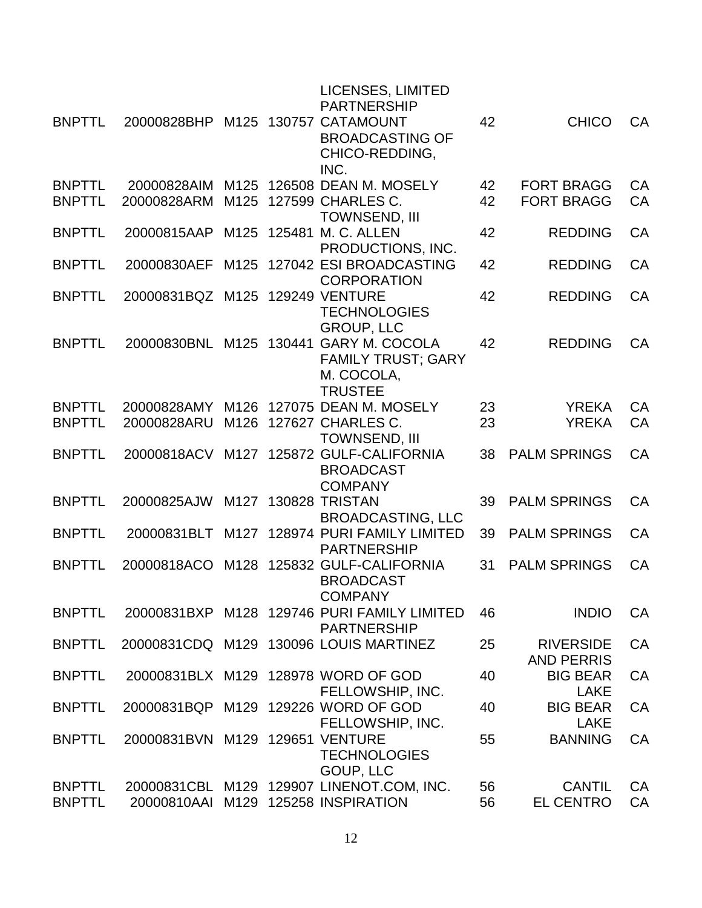| | | | | | | | |
|---|---|---|---|---|---|---|---|
| | | | | LICENSES, LIMITED PARTNERSHIP | | | |
| BNPTTL | 20000828BHP | M125 | 130757 | CATAMOUNT BROADCASTING OF CHICO-REDDING, INC. | 42 | CHICO | CA |
| BNPTTL | 20000828AIM | M125 | 126508 | DEAN M. MOSELY | 42 | FORT BRAGG | CA |
| BNPTTL | 20000828ARM | M125 | 127599 | CHARLES C. TOWNSEND, III | 42 | FORT BRAGG | CA |
| BNPTTL | 20000815AAP | M125 | 125481 | M. C. ALLEN PRODUCTIONS, INC. | 42 | REDDING | CA |
| BNPTTL | 20000830AEF | M125 | 127042 | ESI BROADCASTING CORPORATION | 42 | REDDING | CA |
| BNPTTL | 20000831BQZ | M125 | 129249 | VENTURE TECHNOLOGIES GROUP, LLC | 42 | REDDING | CA |
| BNPTTL | 20000830BNL | M125 | 130441 | GARY M. COCOLA FAMILY TRUST; GARY M. COCOLA, TRUSTEE | 42 | REDDING | CA |
| BNPTTL | 20000828AMY | M126 | 127075 | DEAN M. MOSELY | 23 | YREKA | CA |
| BNPTTL | 20000828ARU | M126 | 127627 | CHARLES C. TOWNSEND, III | 23 | YREKA | CA |
| BNPTTL | 20000818ACV | M127 | 125872 | GULF-CALIFORNIA BROADCAST COMPANY | 38 | PALM SPRINGS | CA |
| BNPTTL | 20000825AJW | M127 | 130828 | TRISTAN BROADCASTING, LLC | 39 | PALM SPRINGS | CA |
| BNPTTL | 20000831BLT | M127 | 128974 | PURI FAMILY LIMITED PARTNERSHIP | 39 | PALM SPRINGS | CA |
| BNPTTL | 20000818ACO | M128 | 125832 | GULF-CALIFORNIA BROADCAST COMPANY | 31 | PALM SPRINGS | CA |
| BNPTTL | 20000831BXP | M128 | 129746 | PURI FAMILY LIMITED PARTNERSHIP | 46 | INDIO | CA |
| BNPTTL | 20000831CDQ | M129 | 130096 | LOUIS MARTINEZ | 25 | RIVERSIDE AND PERRIS | CA |
| BNPTTL | 20000831BLX | M129 | 128978 | WORD OF GOD FELLOWSHIP, INC. | 40 | BIG BEAR LAKE | CA |
| BNPTTL | 20000831BQP | M129 | 129226 | WORD OF GOD FELLOWSHIP, INC. | 40 | BIG BEAR LAKE | CA |
| BNPTTL | 20000831BVN | M129 | 129651 | VENTURE TECHNOLOGIES GOUP, LLC | 55 | BANNING | CA |
| BNPTTL | 20000831CBL | M129 | 129907 | LINENOT.COM, INC. | 56 | CANTIL | CA |
| BNPTTL | 20000810AAI | M129 | 125258 | INSPIRATION | 56 | EL CENTRO | CA |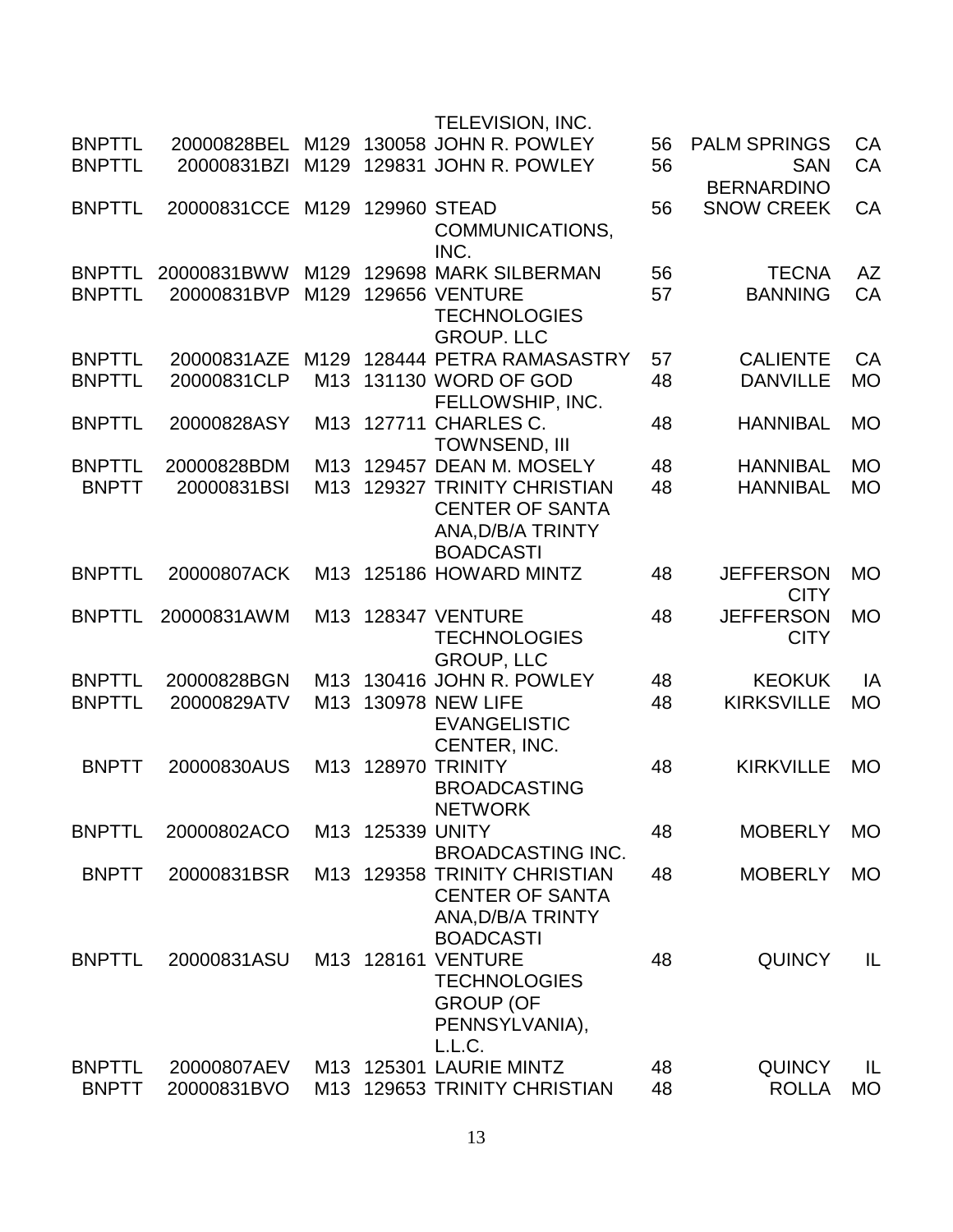| | | | | | | | |
|---|---|---|---|---|---|---|---|
| | | | | TELEVISION, INC. | | | |
| BNPTTL | 20000828BEL | M129 | 130058 | JOHN R. POWLEY | 56 | PALM SPRINGS | CA |
| BNPTTL | 20000831BZI | M129 | 129831 | JOHN R. POWLEY | 56 | SAN BERNARDINO | CA |
| BNPTTL | 20000831CCE | M129 | 129960 | STEAD COMMUNICATIONS, INC. | 56 | SNOW CREEK | CA |
| BNPTTL | 20000831BWW | M129 | 129698 | MARK SILBERMAN | 56 | TECNA | AZ |
| BNPTTL | 20000831BVP | M129 | 129656 | VENTURE TECHNOLOGIES GROUP. LLC | 57 | BANNING | CA |
| BNPTTL | 20000831AZE | M129 | 128444 | PETRA RAMASASTRY | 57 | CALIENTE | CA |
| BNPTTL | 20000831CLP | M13 | 131130 | WORD OF GOD FELLOWSHIP, INC. | 48 | DANVILLE | MO |
| BNPTTL | 20000828ASY | M13 | 127711 | CHARLES C. TOWNSEND, III | 48 | HANNIBAL | MO |
| BNPTTL | 20000828BDM | M13 | 129457 | DEAN M. MOSELY | 48 | HANNIBAL | MO |
| BNPTT | 20000831BSI | M13 | 129327 | TRINITY CHRISTIAN CENTER OF SANTA ANA,D/B/A TRINTY BOADCASTI | 48 | HANNIBAL | MO |
| BNPTTL | 20000807ACK | M13 | 125186 | HOWARD MINTZ | 48 | JEFFERSON CITY | MO |
| BNPTTL | 20000831AWM | M13 | 128347 | VENTURE TECHNOLOGIES GROUP, LLC | 48 | JEFFERSON CITY | MO |
| BNPTTL | 20000828BGN | M13 | 130416 | JOHN R. POWLEY | 48 | KEOKUK | IA |
| BNPTTL | 20000829ATV | M13 | 130978 | NEW LIFE EVANGELISTIC CENTER, INC. | 48 | KIRKSVILLE | MO |
| BNPTT | 20000830AUS | M13 | 128970 | TRINITY BROADCASTING NETWORK | 48 | KIRKVILLE | MO |
| BNPTTL | 20000802ACO | M13 | 125339 | UNITY BROADCASTING INC. | 48 | MOBERLY | MO |
| BNPTT | 20000831BSR | M13 | 129358 | TRINITY CHRISTIAN CENTER OF SANTA ANA,D/B/A TRINTY BOADCASTI | 48 | MOBERLY | MO |
| BNPTTL | 20000831ASU | M13 | 128161 | VENTURE TECHNOLOGIES GROUP (OF PENNSYLVANIA), L.L.C. | 48 | QUINCY | IL |
| BNPTTL | 20000807AEV | M13 | 125301 | LAURIE MINTZ | 48 | QUINCY | IL |
| BNPTT | 20000831BVO | M13 | 129653 | TRINITY CHRISTIAN | 48 | ROLLA | MO |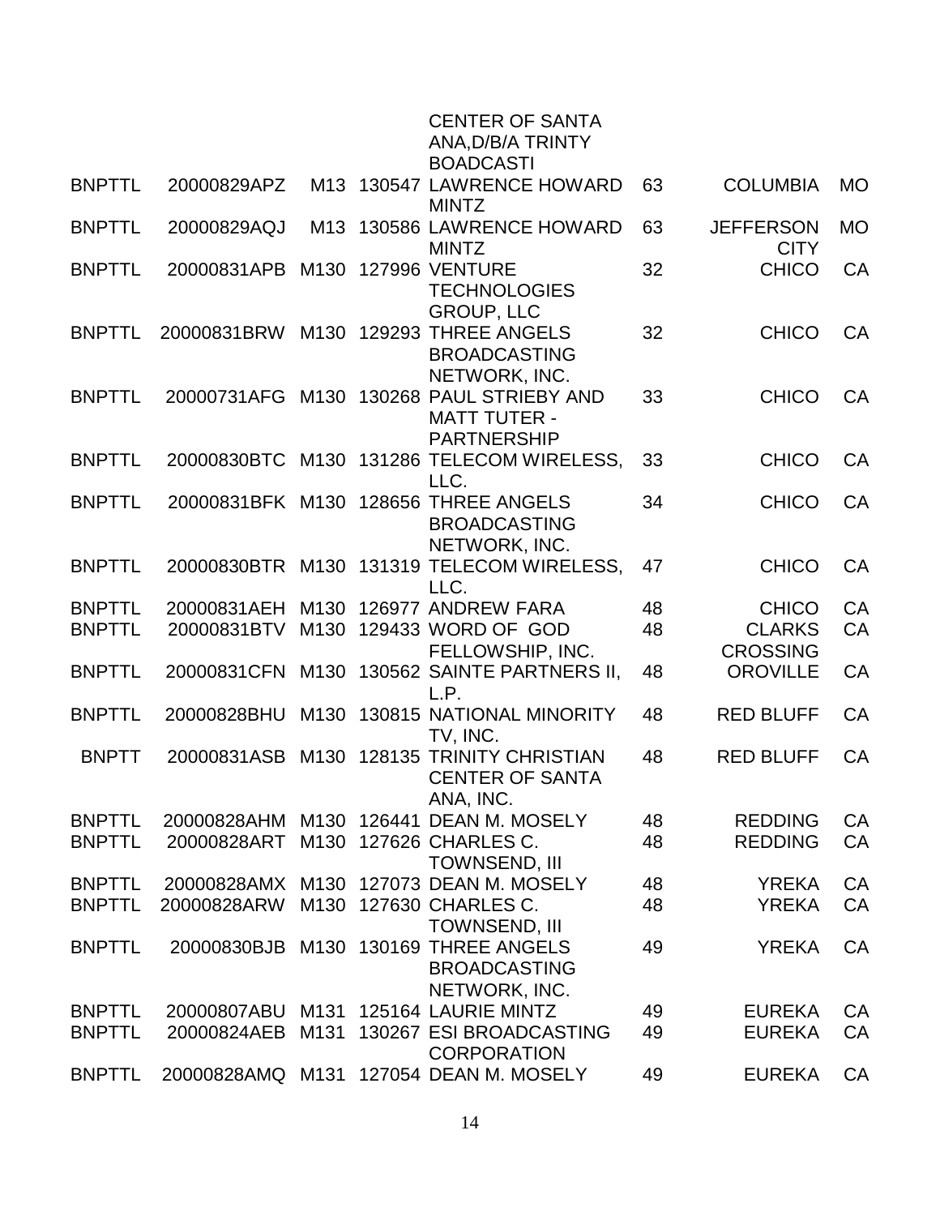| | | | | | | | |
|---|---|---|---|---|---|---|---|
| | | | | CENTER OF SANTA ANA,D/B/A TRINTY BOADCASTI | | | |
| BNPTTL | 20000829APZ | M13 | 130547 | LAWRENCE HOWARD MINTZ | 63 | COLUMBIA | MO |
| BNPTTL | 20000829AQJ | M13 | 130586 | LAWRENCE HOWARD MINTZ | 63 | JEFFERSON CITY | MO |
| BNPTTL | 20000831APB | M130 | 127996 | VENTURE TECHNOLOGIES GROUP, LLC | 32 | CHICO | CA |
| BNPTTL | 20000831BRW | M130 | 129293 | THREE ANGELS BROADCASTING NETWORK, INC. | 32 | CHICO | CA |
| BNPTTL | 20000731AFG | M130 | 130268 | PAUL STRIEBY AND MATT TUTER - PARTNERSHIP | 33 | CHICO | CA |
| BNPTTL | 20000830BTC | M130 | 131286 | TELECOM WIRELESS, LLC. | 33 | CHICO | CA |
| BNPTTL | 20000831BFK | M130 | 128656 | THREE ANGELS BROADCASTING NETWORK, INC. | 34 | CHICO | CA |
| BNPTTL | 20000830BTR | M130 | 131319 | TELECOM WIRELESS, LLC. | 47 | CHICO | CA |
| BNPTTL | 20000831AEH | M130 | 126977 | ANDREW FARA | 48 | CHICO | CA |
| BNPTTL | 20000831BTV | M130 | 129433 | WORD OF GOD FELLOWSHIP, INC. | 48 | CLARKS CROSSING | CA |
| BNPTTL | 20000831CFN | M130 | 130562 | SAINTE PARTNERS II, L.P. | 48 | OROVILLE | CA |
| BNPTTL | 20000828BHU | M130 | 130815 | NATIONAL MINORITY TV, INC. | 48 | RED BLUFF | CA |
| BNPTT | 20000831ASB | M130 | 128135 | TRINITY CHRISTIAN CENTER OF SANTA ANA, INC. | 48 | RED BLUFF | CA |
| BNPTTL | 20000828AHM | M130 | 126441 | DEAN M. MOSELY | 48 | REDDING | CA |
| BNPTTL | 20000828ART | M130 | 127626 | CHARLES C. TOWNSEND, III | 48 | REDDING | CA |
| BNPTTL | 20000828AMX | M130 | 127073 | DEAN M. MOSELY | 48 | YREKA | CA |
| BNPTTL | 20000828ARW | M130 | 127630 | CHARLES C. TOWNSEND, III | 48 | YREKA | CA |
| BNPTTL | 20000830BJB | M130 | 130169 | THREE ANGELS BROADCASTING NETWORK, INC. | 49 | YREKA | CA |
| BNPTTL | 20000807ABU | M131 | 125164 | LAURIE MINTZ | 49 | EUREKA | CA |
| BNPTTL | 20000824AEB | M131 | 130267 | ESI BROADCASTING CORPORATION | 49 | EUREKA | CA |
| BNPTTL | 20000828AMQ | M131 | 127054 | DEAN M. MOSELY | 49 | EUREKA | CA |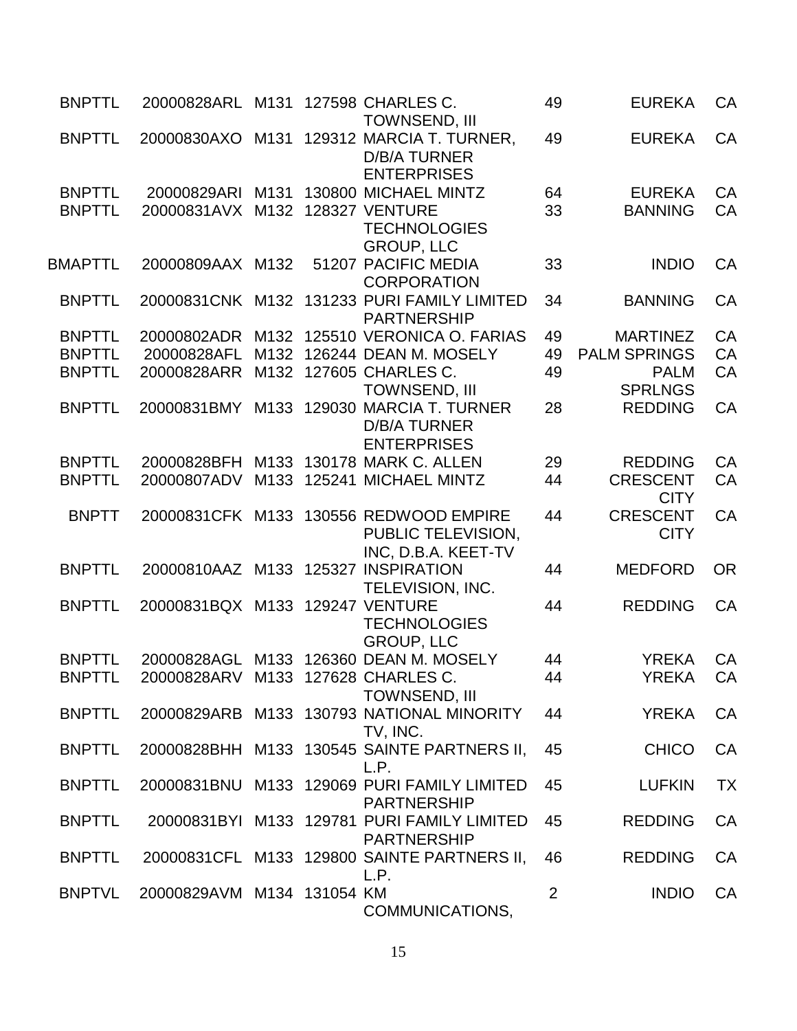| | | | | | | | |
|---|---|---|---|---|---|---|---|
| BNPTTL | 20000828ARL | M131 | 127598 | CHARLES C. TOWNSEND, III | 49 | EUREKA | CA |
| BNPTTL | 20000830AXO | M131 | 129312 | MARCIA T. TURNER, D/B/A TURNER ENTERPRISES | 49 | EUREKA | CA |
| BNPTTL | 20000829ARI | M131 | 130800 | MICHAEL MINTZ | 64 | EUREKA | CA |
| BNPTTL | 20000831AVX | M132 | 128327 | VENTURE TECHNOLOGIES GROUP, LLC | 33 | BANNING | CA |
| BMAPTTL | 20000809AAX | M132 | 51207 | PACIFIC MEDIA CORPORATION | 33 | INDIO | CA |
| BNPTTL | 20000831CNK | M132 | 131233 | PURI FAMILY LIMITED PARTNERSHIP | 34 | BANNING | CA |
| BNPTTL | 20000802ADR | M132 | 125510 | VERONICA O. FARIAS | 49 | MARTINEZ | CA |
| BNPTTL | 20000828AFL | M132 | 126244 | DEAN M. MOSELY | 49 | PALM SPRINGS | CA |
| BNPTTL | 20000828ARR | M132 | 127605 | CHARLES C. TOWNSEND, III | 49 | PALM SPRLNGS | CA |
| BNPTTL | 20000831BMY | M133 | 129030 | MARCIA T. TURNER D/B/A TURNER ENTERPRISES | 28 | REDDING | CA |
| BNPTTL | 20000828BFH | M133 | 130178 | MARK C. ALLEN | 29 | REDDING | CA |
| BNPTTL | 20000807ADV | M133 | 125241 | MICHAEL MINTZ | 44 | CRESCENT CITY | CA |
| BNPTT | 20000831CFK | M133 | 130556 | REDWOOD EMPIRE PUBLIC TELEVISION, INC, D.B.A. KEET-TV | 44 | CRESCENT CITY | CA |
| BNPTTL | 20000810AAZ | M133 | 125327 | INSPIRATION TELEVISION, INC. | 44 | MEDFORD | OR |
| BNPTTL | 20000831BQX | M133 | 129247 | VENTURE TECHNOLOGIES GROUP, LLC | 44 | REDDING | CA |
| BNPTTL | 20000828AGL | M133 | 126360 | DEAN M. MOSELY | 44 | YREKA | CA |
| BNPTTL | 20000828ARV | M133 | 127628 | CHARLES C. TOWNSEND, III | 44 | YREKA | CA |
| BNPTTL | 20000829ARB | M133 | 130793 | NATIONAL MINORITY TV, INC. | 44 | YREKA | CA |
| BNPTTL | 20000828BHH | M133 | 130545 | SAINTE PARTNERS II, L.P. | 45 | CHICO | CA |
| BNPTTL | 20000831BNU | M133 | 129069 | PURI FAMILY LIMITED PARTNERSHIP | 45 | LUFKIN | TX |
| BNPTTL | 20000831BYI | M133 | 129781 | PURI FAMILY LIMITED PARTNERSHIP | 45 | REDDING | CA |
| BNPTTL | 20000831CFL | M133 | 129800 | SAINTE PARTNERS II, L.P. | 46 | REDDING | CA |
| BNPTVL | 20000829AVM | M134 | 131054 | KM COMMUNICATIONS, | 2 | INDIO | CA |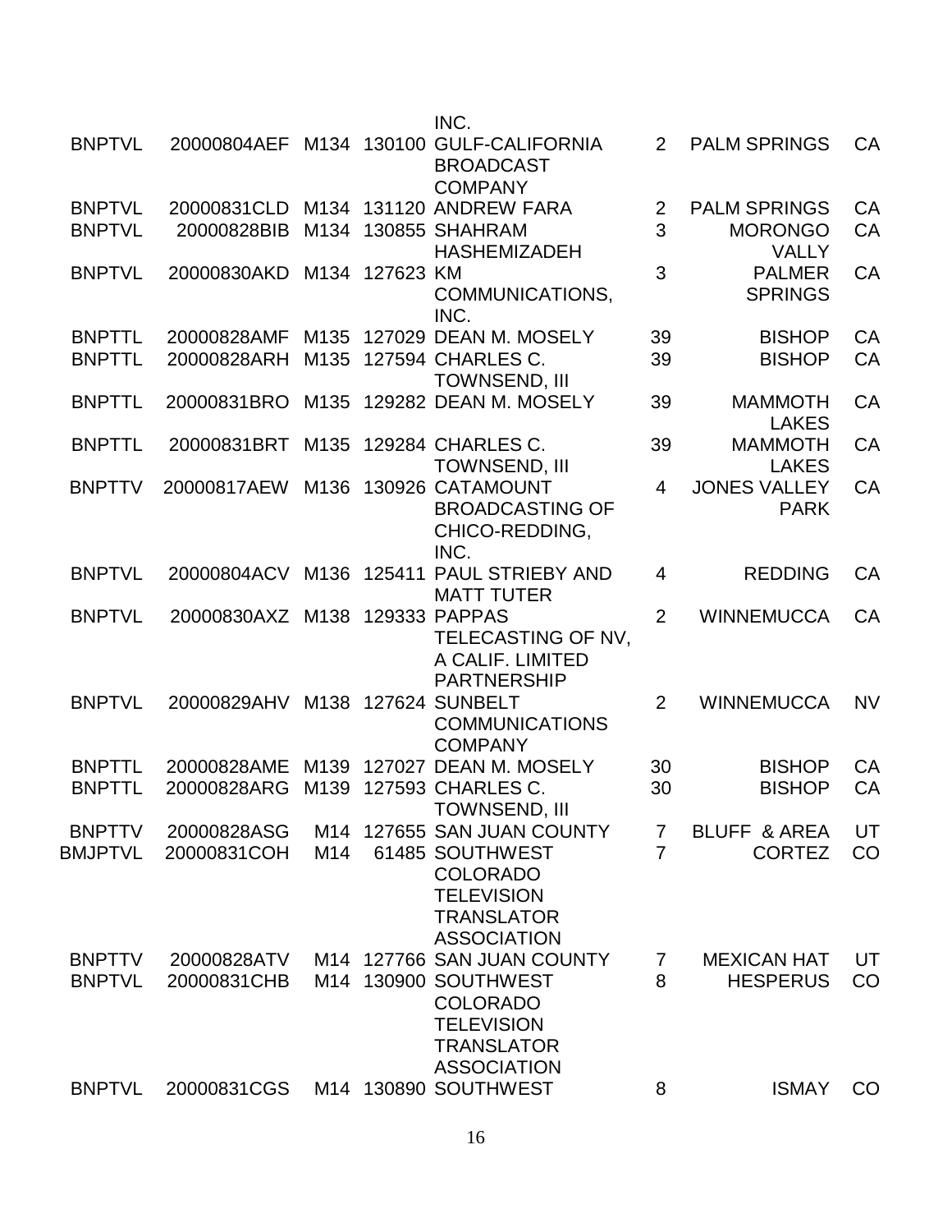| | | | | | | | |
|---|---|---|---|---|---|---|---|
| | | | | INC. | | | |
| BNPTVL | 20000804AEF | M134 | 130100 | GULF-CALIFORNIA BROADCAST COMPANY | 2 | PALM SPRINGS | CA |
| BNPTVL | 20000831CLD | M134 | 131120 | ANDREW FARA | 2 | PALM SPRINGS | CA |
| BNPTVL | 20000828BIB | M134 | 130855 | SHAHRAM HASHEMIZADEH | 3 | MORONGO VALLY | CA |
| BNPTVL | 20000830AKD | M134 | 127623 | KM COMMUNICATIONS, INC. | 3 | PALMER SPRINGS | CA |
| BNPTTL | 20000828AMF | M135 | 127029 | DEAN M. MOSELY | 39 | BISHOP | CA |
| BNPTTL | 20000828ARH | M135 | 127594 | CHARLES C. TOWNSEND, III | 39 | BISHOP | CA |
| BNPTTL | 20000831BRO | M135 | 129282 | DEAN M. MOSELY | 39 | MAMMOTH LAKES | CA |
| BNPTTL | 20000831BRT | M135 | 129284 | CHARLES C. TOWNSEND, III | 39 | MAMMOTH LAKES | CA |
| BNPTTV | 20000817AEW | M136 | 130926 | CATAMOUNT BROADCASTING OF CHICO-REDDING, INC. | 4 | JONES VALLEY PARK | CA |
| BNPTVL | 20000804ACV | M136 | 125411 | PAUL STRIEBY AND MATT TUTER | 4 | REDDING | CA |
| BNPTVL | 20000830AXZ | M138 | 129333 | PAPPAS TELECASTING OF NV, A CALIF. LIMITED PARTNERSHIP | 2 | WINNEMUCCA | CA |
| BNPTVL | 20000829AHV | M138 | 127624 | SUNBELT COMMUNICATIONS COMPANY | 2 | WINNEMUCCA | NV |
| BNPTTL | 20000828AME | M139 | 127027 | DEAN M. MOSELY | 30 | BISHOP | CA |
| BNPTTL | 20000828ARG | M139 | 127593 | CHARLES C. TOWNSEND, III | 30 | BISHOP | CA |
| BNPTTV | 20000828ASG | M14 | 127655 | SAN JUAN COUNTY | 7 | BLUFF & AREA | UT |
| BMJPTVL | 20000831COH | M14 | 61485 | SOUTHWEST COLORADO TELEVISION TRANSLATOR ASSOCIATION | 7 | CORTEZ | CO |
| BNPTTV | 20000828ATV | M14 | 127766 | SAN JUAN COUNTY | 7 | MEXICAN HAT | UT |
| BNPTVL | 20000831CHB | M14 | 130900 | SOUTHWEST COLORADO TELEVISION TRANSLATOR ASSOCIATION | 8 | HESPERUS | CO |
| BNPTVL | 20000831CGS | M14 | 130890 | SOUTHWEST | 8 | ISMAY | CO |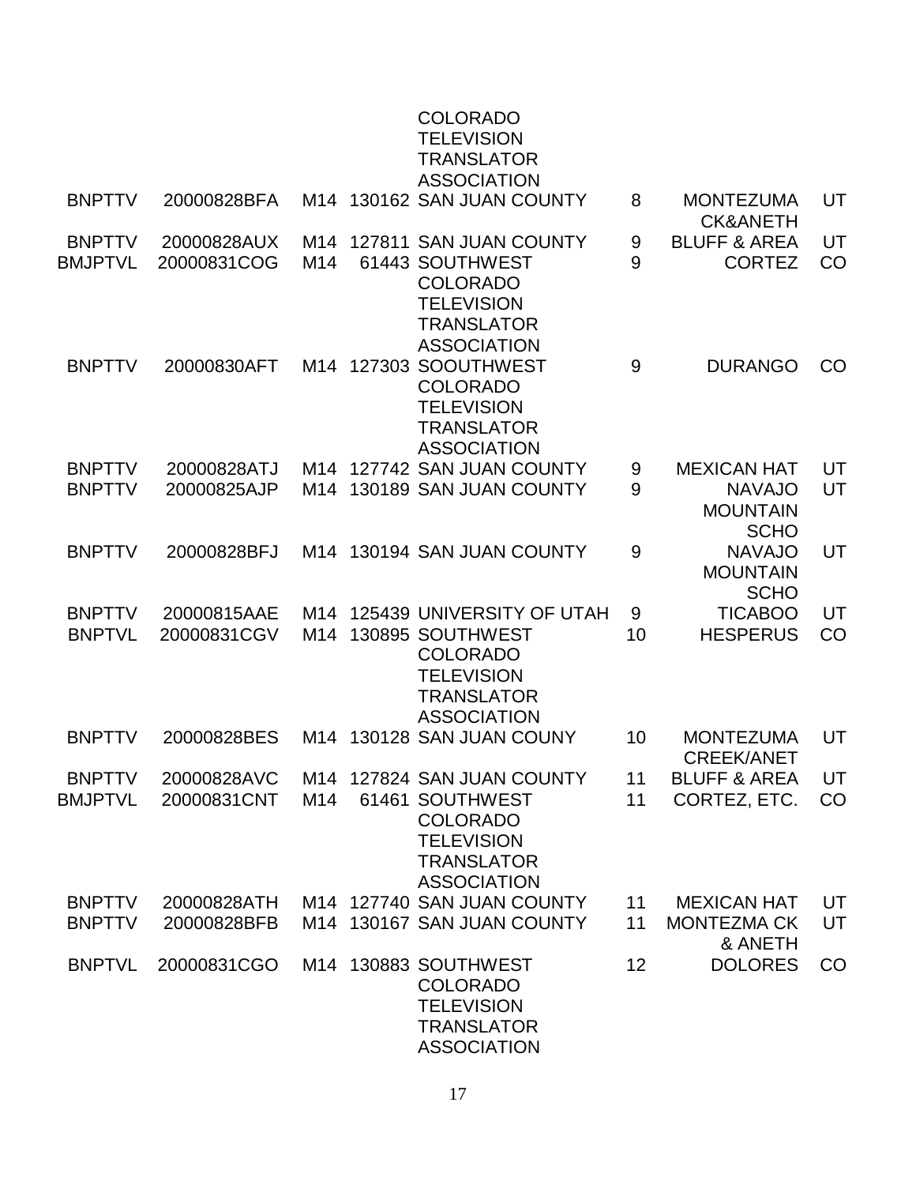| | | | | | | | |
|---|---|---|---|---|---|---|---|
| | | | | COLORADO TELEVISION TRANSLATOR ASSOCIATION | | | |
| BNPTTV | 20000828BFA | M14 | 130162 | SAN JUAN COUNTY | 8 | MONTEZUMA CK&ANETH | UT |
| BNPTTV | 20000828AUX | M14 | 127811 | SAN JUAN COUNTY | 9 | BLUFF & AREA | UT |
| BMJPTVL | 20000831COG | M14 | 61443 | SOUTHWEST COLORADO TELEVISION TRANSLATOR ASSOCIATION | 9 | CORTEZ | CO |
| BNPTTV | 20000830AFT | M14 | 127303 | SOOUTHWEST COLORADO TELEVISION TRANSLATOR ASSOCIATION | 9 | DURANGO | CO |
| BNPTTV | 20000828ATJ | M14 | 127742 | SAN JUAN COUNTY | 9 | MEXICAN HAT | UT |
| BNPTTV | 20000825AJP | M14 | 130189 | SAN JUAN COUNTY | 9 | NAVAJO MOUNTAIN SCHO | UT |
| BNPTTV | 20000828BFJ | M14 | 130194 | SAN JUAN COUNTY | 9 | NAVAJO MOUNTAIN SCHO | UT |
| BNPTTV | 20000815AAE | M14 | 125439 | UNIVERSITY OF UTAH | 9 | TICABOO | UT |
| BNPTVL | 20000831CGV | M14 | 130895 | SOUTHWEST COLORADO TELEVISION TRANSLATOR ASSOCIATION | 10 | HESPERUS | CO |
| BNPTTV | 20000828BES | M14 | 130128 | SAN JUAN COUNY | 10 | MONTEZUMA CREEK/ANET | UT |
| BNPTTV | 20000828AVC | M14 | 127824 | SAN JUAN COUNTY | 11 | BLUFF & AREA | UT |
| BMJPTVL | 20000831CNT | M14 | 61461 | SOUTHWEST COLORADO TELEVISION TRANSLATOR ASSOCIATION | 11 | CORTEZ, ETC. | CO |
| BNPTTV | 20000828ATH | M14 | 127740 | SAN JUAN COUNTY | 11 | MEXICAN HAT | UT |
| BNPTTV | 20000828BFB | M14 | 130167 | SAN JUAN COUNTY | 11 | MONTEZMA CK & ANETH | UT |
| BNPTVL | 20000831CGO | M14 | 130883 | SOUTHWEST COLORADO TELEVISION TRANSLATOR ASSOCIATION | 12 | DOLORES | CO |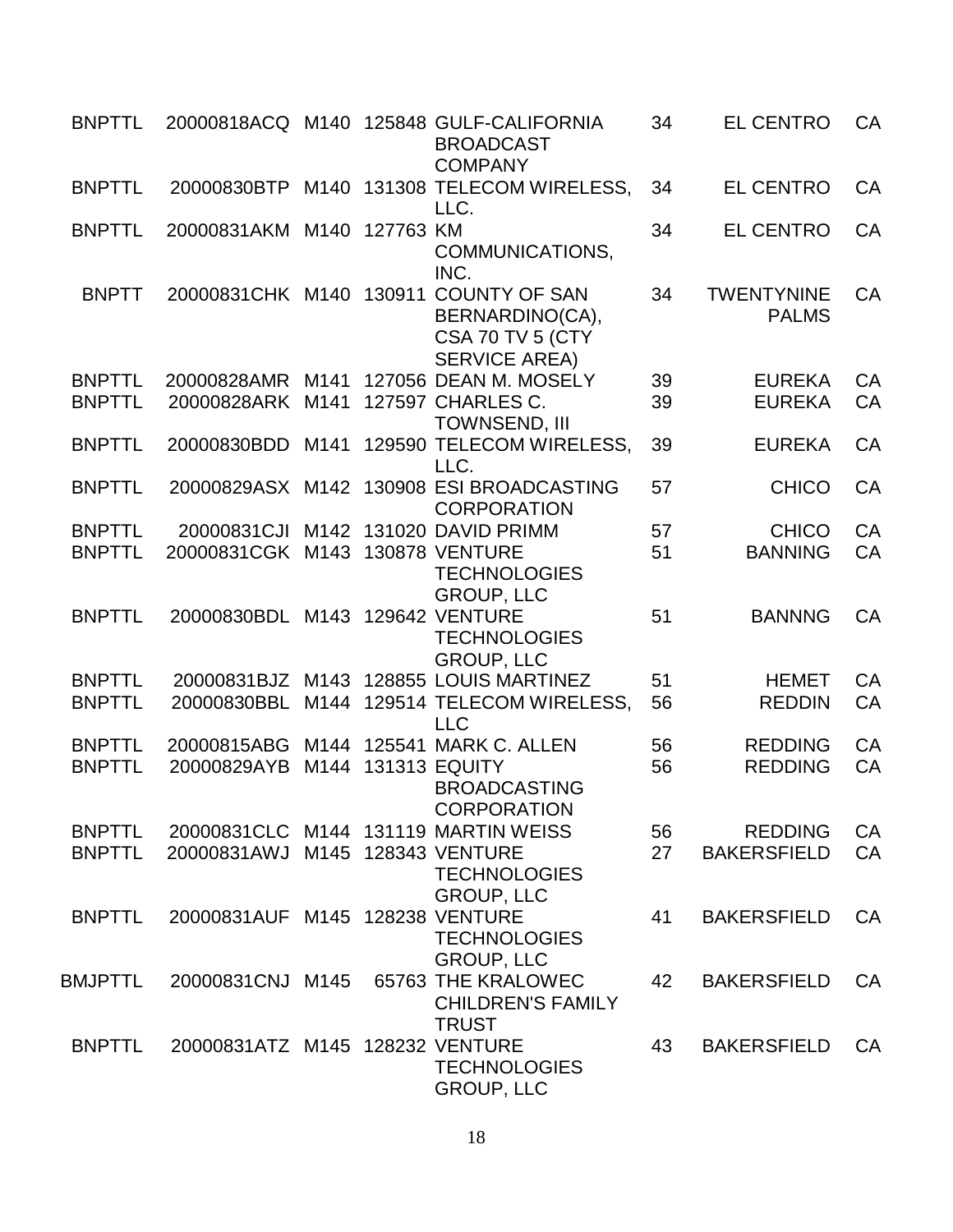| | | | | | | | |
|---|---|---|---|---|---|---|---|
| BNPTTL | 20000818ACQ | M140 | 125848 | GULF-CALIFORNIA BROADCAST COMPANY | 34 | EL CENTRO | CA |
| BNPTTL | 20000830BTP | M140 | 131308 | TELECOM WIRELESS, LLC. | 34 | EL CENTRO | CA |
| BNPTTL | 20000831AKM | M140 | 127763 | KM COMMUNICATIONS, INC. | 34 | EL CENTRO | CA |
| BNPTT | 20000831CHK | M140 | 130911 | COUNTY OF SAN BERNARDINO(CA), CSA 70 TV 5 (CTY SERVICE AREA) | 34 | TWENTYNINE PALMS | CA |
| BNPTTL | 20000828AMR | M141 | 127056 | DEAN M. MOSELY | 39 | EUREKA | CA |
| BNPTTL | 20000828ARK | M141 | 127597 | CHARLES C. TOWNSEND, III | 39 | EUREKA | CA |
| BNPTTL | 20000830BDD | M141 | 129590 | TELECOM WIRELESS, LLC. | 39 | EUREKA | CA |
| BNPTTL | 20000829ASX | M142 | 130908 | ESI BROADCASTING CORPORATION | 57 | CHICO | CA |
| BNPTTL | 20000831CJI | M142 | 131020 | DAVID PRIMM | 57 | CHICO | CA |
| BNPTTL | 20000831CGK | M143 | 130878 | VENTURE TECHNOLOGIES GROUP, LLC | 51 | BANNING | CA |
| BNPTTL | 20000830BDL | M143 | 129642 | VENTURE TECHNOLOGIES GROUP, LLC | 51 | BANNNG | CA |
| BNPTTL | 20000831BJZ | M143 | 128855 | LOUIS MARTINEZ | 51 | HEMET | CA |
| BNPTTL | 20000830BBL | M144 | 129514 | TELECOM WIRELESS, LLC | 56 | REDDIN | CA |
| BNPTTL | 20000815ABG | M144 | 125541 | MARK C. ALLEN | 56 | REDDING | CA |
| BNPTTL | 20000829AYB | M144 | 131313 | EQUITY BROADCASTING CORPORATION | 56 | REDDING | CA |
| BNPTTL | 20000831CLC | M144 | 131119 | MARTIN WEISS | 56 | REDDING | CA |
| BNPTTL | 20000831AWJ | M145 | 128343 | VENTURE TECHNOLOGIES GROUP, LLC | 27 | BAKERSFIELD | CA |
| BNPTTL | 20000831AUF | M145 | 128238 | VENTURE TECHNOLOGIES GROUP, LLC | 41 | BAKERSFIELD | CA |
| BMJPTTL | 20000831CNJ | M145 | 65763 | THE KRALOWEC CHILDREN'S FAMILY TRUST | 42 | BAKERSFIELD | CA |
| BNPTTL | 20000831ATZ | M145 | 128232 | VENTURE TECHNOLOGIES GROUP, LLC | 43 | BAKERSFIELD | CA |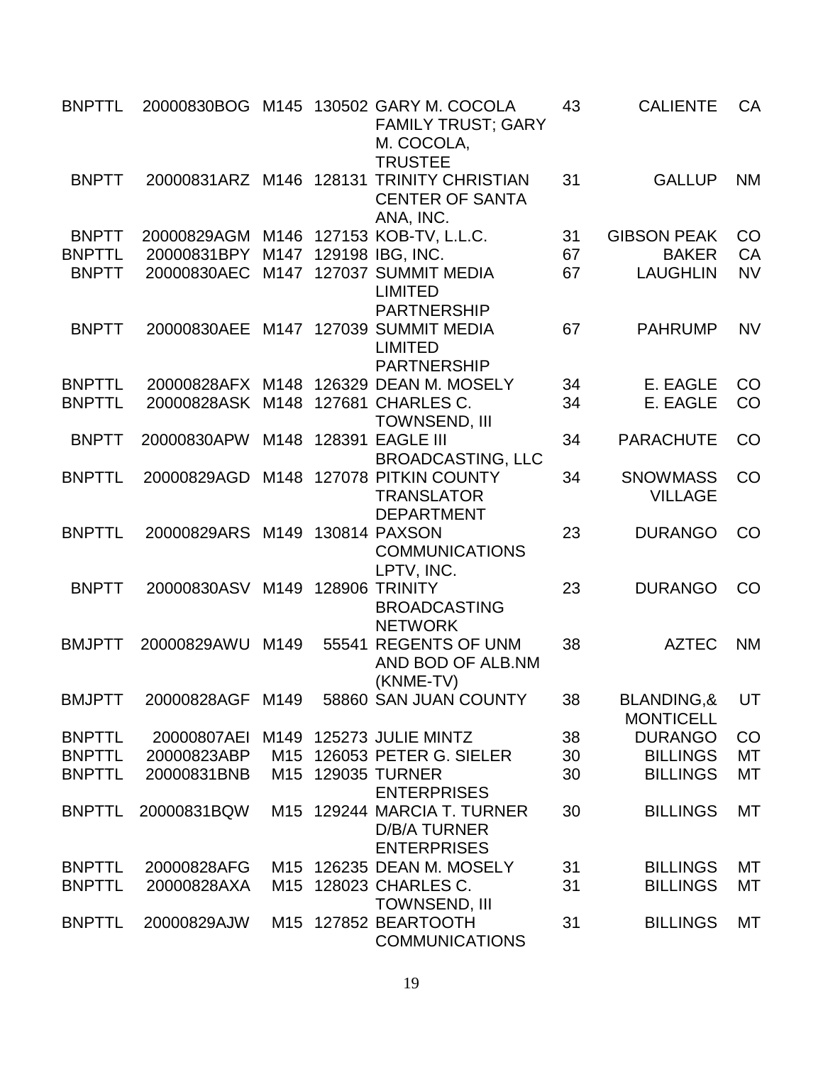| | | | | | | | |
|---|---|---|---|---|---|---|---|
| BNPTTL | 20000830BOG | M145 | 130502 | GARY M. COCOLA FAMILY TRUST; GARY M. COCOLA, TRUSTEE | 43 | CALIENTE | CA |
| BNPTT | 20000831ARZ | M146 | 128131 | TRINITY CHRISTIAN CENTER OF SANTA ANA, INC. | 31 | GALLUP | NM |
| BNPTT | 20000829AGM | M146 | 127153 | KOB-TV, L.L.C. | 31 | GIBSON PEAK | CO |
| BNPTTL | 20000831BPY | M147 | 129198 | IBG, INC. | 67 | BAKER | CA |
| BNPTT | 20000830AEC | M147 | 127037 | SUMMIT MEDIA LIMITED PARTNERSHIP | 67 | LAUGHLIN | NV |
| BNPTT | 20000830AEE | M147 | 127039 | SUMMIT MEDIA LIMITED PARTNERSHIP | 67 | PAHRUMP | NV |
| BNPTTL | 20000828AFX | M148 | 126329 | DEAN M. MOSELY | 34 | E. EAGLE | CO |
| BNPTTL | 20000828ASK | M148 | 127681 | CHARLES C. TOWNSEND, III | 34 | E. EAGLE | CO |
| BNPTT | 20000830APW | M148 | 128391 | EAGLE III BROADCASTING, LLC | 34 | PARACHUTE | CO |
| BNPTTL | 20000829AGD | M148 | 127078 | PITKIN COUNTY TRANSLATOR DEPARTMENT | 34 | SNOWMASS VILLAGE | CO |
| BNPTTL | 20000829ARS | M149 | 130814 | PAXSON COMMUNICATIONS LPTV, INC. | 23 | DURANGO | CO |
| BNPTT | 20000830ASV | M149 | 128906 | TRINITY BROADCASTING NETWORK | 23 | DURANGO | CO |
| BMJPTT | 20000829AWU | M149 | 55541 | REGENTS OF UNM AND BOD OF ALB.NM (KNME-TV) | 38 | AZTEC | NM |
| BMJPTT | 20000828AGF | M149 | 58860 | SAN JUAN COUNTY | 38 | BLANDING,& MONTICELL | UT |
| BNPTTL | 20000807AEI | M149 | 125273 | JULIE MINTZ | 38 | DURANGO | CO |
| BNPTTL | 20000823ABP | M15 | 126053 | PETER G. SIELER | 30 | BILLINGS | MT |
| BNPTTL | 20000831BNB | M15 | 129035 | TURNER ENTERPRISES | 30 | BILLINGS | MT |
| BNPTTL | 20000831BQW | M15 | 129244 | MARCIA T. TURNER D/B/A TURNER ENTERPRISES | 30 | BILLINGS | MT |
| BNPTTL | 20000828AFG | M15 | 126235 | DEAN M. MOSELY | 31 | BILLINGS | MT |
| BNPTTL | 20000828AXA | M15 | 128023 | CHARLES C. TOWNSEND, III | 31 | BILLINGS | MT |
| BNPTTL | 20000829AJW | M15 | 127852 | BEARTOOTH COMMUNICATIONS | 31 | BILLINGS | MT |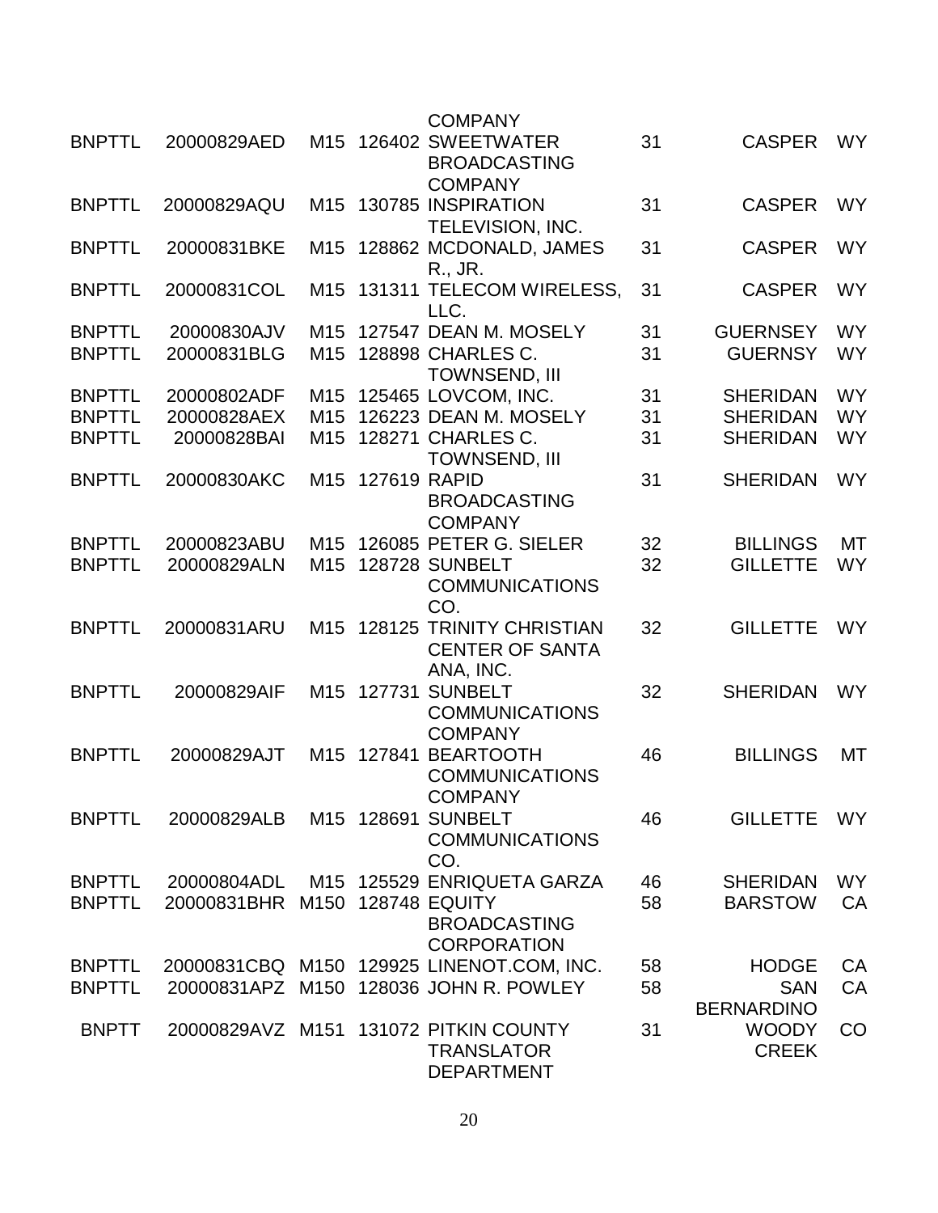| | | | | | | | |
|---|---|---|---|---|---|---|---|
| | | | | COMPANY | | | |
| BNPTTL | 20000829AED | M15 | 126402 | SWEETWATER BROADCASTING COMPANY | 31 | CASPER | WY |
| BNPTTL | 20000829AQU | M15 | 130785 | INSPIRATION TELEVISION, INC. | 31 | CASPER | WY |
| BNPTTL | 20000831BKE | M15 | 128862 | MCDONALD, JAMES R., JR. | 31 | CASPER | WY |
| BNPTTL | 20000831COL | M15 | 131311 | TELECOM WIRELESS, LLC. | 31 | CASPER | WY |
| BNPTTL | 20000830AJV | M15 | 127547 | DEAN M. MOSELY | 31 | GUERNSEY | WY |
| BNPTTL | 20000831BLG | M15 | 128898 | CHARLES C. TOWNSEND, III | 31 | GUERNSY | WY |
| BNPTTL | 20000802ADF | M15 | 125465 | LOVCOM, INC. | 31 | SHERIDAN | WY |
| BNPTTL | 20000828AEX | M15 | 126223 | DEAN M. MOSELY | 31 | SHERIDAN | WY |
| BNPTTL | 20000828BAI | M15 | 128271 | CHARLES C. TOWNSEND, III | 31 | SHERIDAN | WY |
| BNPTTL | 20000830AKC | M15 | 127619 | RAPID BROADCASTING COMPANY | 31 | SHERIDAN | WY |
| BNPTTL | 20000823ABU | M15 | 126085 | PETER G. SIELER | 32 | BILLINGS | MT |
| BNPTTL | 20000829ALN | M15 | 128728 | SUNBELT COMMUNICATIONS CO. | 32 | GILLETTE | WY |
| BNPTTL | 20000831ARU | M15 | 128125 | TRINITY CHRISTIAN CENTER OF SANTA ANA, INC. | 32 | GILLETTE | WY |
| BNPTTL | 20000829AIF | M15 | 127731 | SUNBELT COMMUNICATIONS COMPANY | 32 | SHERIDAN | WY |
| BNPTTL | 20000829AJT | M15 | 127841 | BEARTOOTH COMMUNICATIONS COMPANY | 46 | BILLINGS | MT |
| BNPTTL | 20000829ALB | M15 | 128691 | SUNBELT COMMUNICATIONS CO. | 46 | GILLETTE | WY |
| BNPTTL | 20000804ADL | M15 | 125529 | ENRIQUETA GARZA | 46 | SHERIDAN | WY |
| BNPTTL | 20000831BHR | M150 | 128748 | EQUITY BROADCASTING CORPORATION | 58 | BARSTOW | CA |
| BNPTTL | 20000831CBQ | M150 | 129925 | LINENOT.COM, INC. | 58 | HODGE | CA |
| BNPTTL | 20000831APZ | M150 | 128036 | JOHN R. POWLEY | 58 | SAN BERNARDINO | CA |
| BNPTT | 20000829AVZ | M151 | 131072 | PITKIN COUNTY TRANSLATOR DEPARTMENT | 31 | WOODY CREEK | CO |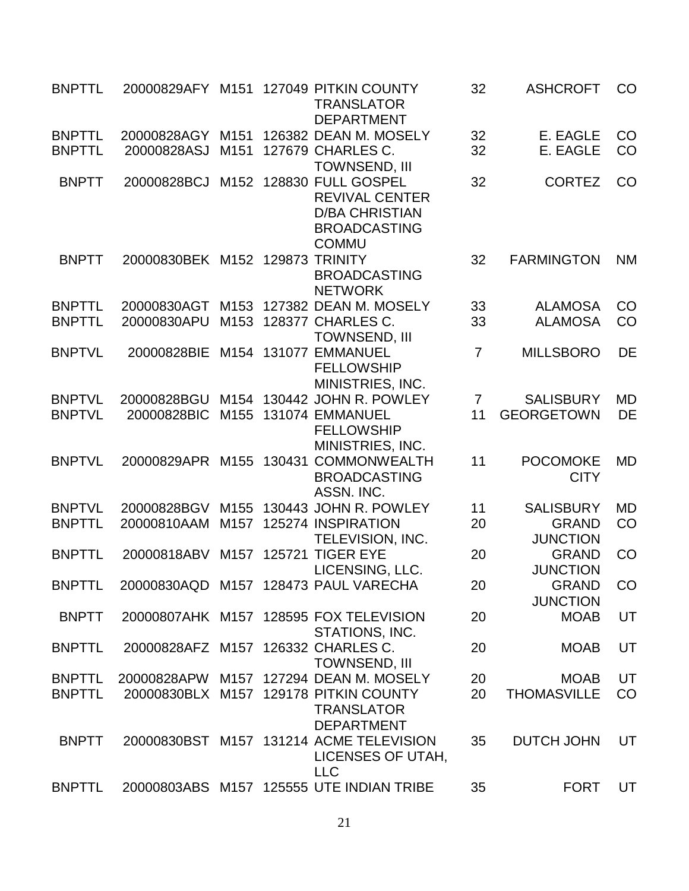| | | | | | | | |
|---|---|---|---|---|---|---|---|
| BNPTTL | 20000829AFY | M151 | 127049 | PITKIN COUNTY TRANSLATOR DEPARTMENT | 32 | ASHCROFT | CO |
| BNPTTL | 20000828AGY | M151 | 126382 | DEAN M. MOSELY | 32 | E. EAGLE | CO |
| BNPTTL | 20000828ASJ | M151 | 127679 | CHARLES C. TOWNSEND, III | 32 | E. EAGLE | CO |
| BNPTT | 20000828BCJ | M152 | 128830 | FULL GOSPEL REVIVAL CENTER D/BA CHRISTIAN BROADCASTING COMMU | 32 | CORTEZ | CO |
| BNPTT | 20000830BEK | M152 | 129873 | TRINITY BROADCASTING NETWORK | 32 | FARMINGTON | NM |
| BNPTTL | 20000830AGT | M153 | 127382 | DEAN M. MOSELY | 33 | ALAMOSA | CO |
| BNPTTL | 20000830APU | M153 | 128377 | CHARLES C. TOWNSEND, III | 33 | ALAMOSA | CO |
| BNPTVL | 20000828BIE | M154 | 131077 | EMMANUEL FELLOWSHIP MINISTRIES, INC. | 7 | MILLSBORO | DE |
| BNPTVL | 20000828BGU | M154 | 130442 | JOHN R. POWLEY | 7 | SALISBURY | MD |
| BNPTVL | 20000828BIC | M155 | 131074 | EMMANUEL FELLOWSHIP MINISTRIES, INC. | 11 | GEORGETOWN | DE |
| BNPTVL | 20000829APR | M155 | 130431 | COMMONWEALTH BROADCASTING ASSN. INC. | 11 | POCOMOKE CITY | MD |
| BNPTVL | 20000828BGV | M155 | 130443 | JOHN R. POWLEY | 11 | SALISBURY | MD |
| BNPTTL | 20000810AAM | M157 | 125274 | INSPIRATION TELEVISION, INC. | 20 | GRAND JUNCTION | CO |
| BNPTTL | 20000818ABV | M157 | 125721 | TIGER EYE LICENSING, LLC. | 20 | GRAND JUNCTION | CO |
| BNPTTL | 20000830AQD | M157 | 128473 | PAUL VARECHA | 20 | GRAND JUNCTION | CO |
| BNPTT | 20000807AHK | M157 | 128595 | FOX TELEVISION STATIONS, INC. | 20 | MOAB | UT |
| BNPTTL | 20000828AFZ | M157 | 126332 | CHARLES C. TOWNSEND, III | 20 | MOAB | UT |
| BNPTTL | 20000828APW | M157 | 127294 | DEAN M. MOSELY | 20 | MOAB | UT |
| BNPTTL | 20000830BLX | M157 | 129178 | PITKIN COUNTY TRANSLATOR DEPARTMENT | 20 | THOMASVILLE | CO |
| BNPTT | 20000830BST | M157 | 131214 | ACME TELEVISION LICENSES OF UTAH, LLC | 35 | DUTCH JOHN | UT |
| BNPTTL | 20000803ABS | M157 | 125555 | UTE INDIAN TRIBE | 35 | FORT | UT |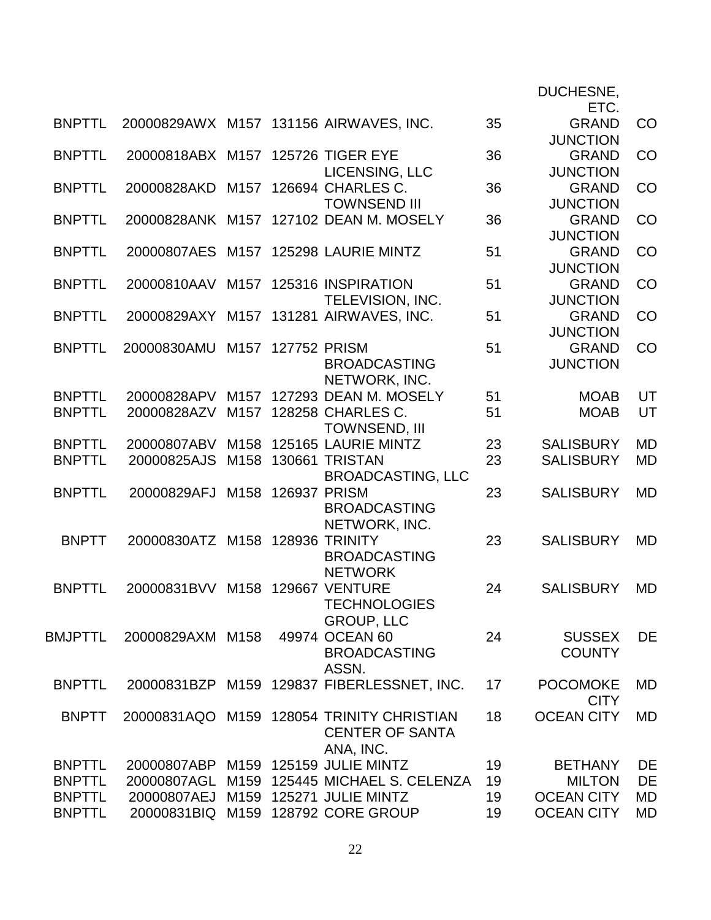| | | | | | | | |
|---|---|---|---|---|---|---|---|
| | | | | | | DUCHESNE, ETC. | |
| BNPTTL | 20000829AWX | M157 | 131156 | AIRWAVES, INC. | 35 | GRAND JUNCTION | CO |
| BNPTTL | 20000818ABX | M157 | 125726 | TIGER EYE LICENSING, LLC | 36 | GRAND JUNCTION | CO |
| BNPTTL | 20000828AKD | M157 | 126694 | CHARLES C. TOWNSEND III | 36 | GRAND JUNCTION | CO |
| BNPTTL | 20000828ANK | M157 | 127102 | DEAN M. MOSELY | 36 | GRAND JUNCTION | CO |
| BNPTTL | 20000807AES | M157 | 125298 | LAURIE MINTZ | 51 | GRAND JUNCTION | CO |
| BNPTTL | 20000810AAV | M157 | 125316 | INSPIRATION TELEVISION, INC. | 51 | GRAND JUNCTION | CO |
| BNPTTL | 20000829AXY | M157 | 131281 | AIRWAVES, INC. | 51 | GRAND JUNCTION | CO |
| BNPTTL | 20000830AMU | M157 | 127752 | PRISM BROADCASTING NETWORK, INC. | 51 | GRAND JUNCTION | CO |
| BNPTTL | 20000828APV | M157 | 127293 | DEAN M. MOSELY | 51 | MOAB | UT |
| BNPTTL | 20000828AZV | M157 | 128258 | CHARLES C. TOWNSEND, III | 51 | MOAB | UT |
| BNPTTL | 20000807ABV | M158 | 125165 | LAURIE MINTZ | 23 | SALISBURY | MD |
| BNPTTL | 20000825AJS | M158 | 130661 | TRISTAN BROADCASTING, LLC | 23 | SALISBURY | MD |
| BNPTTL | 20000829AFJ | M158 | 126937 | PRISM BROADCASTING NETWORK, INC. | 23 | SALISBURY | MD |
| BNPTT | 20000830ATZ | M158 | 128936 | TRINITY BROADCASTING NETWORK | 23 | SALISBURY | MD |
| BNPTTL | 20000831BVV | M158 | 129667 | VENTURE TECHNOLOGIES GROUP, LLC | 24 | SALISBURY | MD |
| BMJPTTL | 20000829AXM | M158 | 49974 | OCEAN 60 BROADCASTING ASSN. | 24 | SUSSEX COUNTY | DE |
| BNPTTL | 20000831BZP | M159 | 129837 | FIBERLESSNET, INC. | 17 | POCOMOKE CITY | MD |
| BNPTT | 20000831AQO | M159 | 128054 | TRINITY CHRISTIAN CENTER OF SANTA ANA, INC. | 18 | OCEAN CITY | MD |
| BNPTTL | 20000807ABP | M159 | 125159 | JULIE MINTZ | 19 | BETHANY | DE |
| BNPTTL | 20000807AGL | M159 | 125445 | MICHAEL S. CELENZA | 19 | MILTON | DE |
| BNPTTL | 20000807AEJ | M159 | 125271 | JULIE MINTZ | 19 | OCEAN CITY | MD |
| BNPTTL | 20000831BIQ | M159 | 128792 | CORE GROUP | 19 | OCEAN CITY | MD |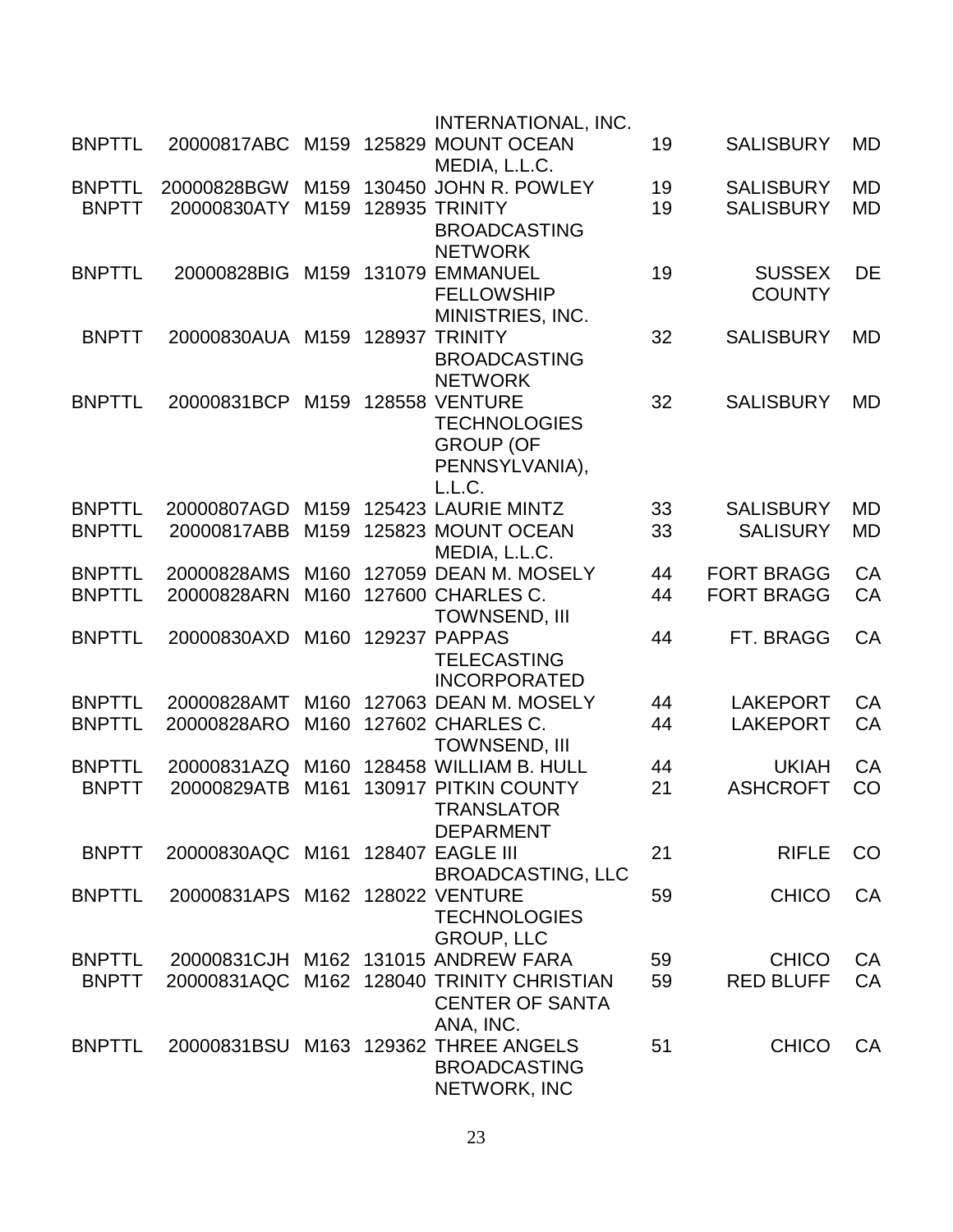| | | | | | | | |
|---|---|---|---|---|---|---|---|
| | | | | INTERNATIONAL, INC. | | | |
| BNPTTL | 20000817ABC | M159 | 125829 | MOUNT OCEAN MEDIA, L.L.C. | 19 | SALISBURY | MD |
| BNPTTL | 20000828BGW | M159 | 130450 | JOHN R. POWLEY | 19 | SALISBURY | MD |
| BNPTT | 20000830ATY | M159 | 128935 | TRINITY BROADCASTING NETWORK | 19 | SALISBURY | MD |
| BNPTTL | 20000828BIG | M159 | 131079 | EMMANUEL FELLOWSHIP MINISTRIES, INC. | 19 | SUSSEX COUNTY | DE |
| BNPTT | 20000830AUA | M159 | 128937 | TRINITY BROADCASTING NETWORK | 32 | SALISBURY | MD |
| BNPTTL | 20000831BCP | M159 | 128558 | VENTURE TECHNOLOGIES GROUP (OF PENNSYLVANIA), L.L.C. | 32 | SALISBURY | MD |
| BNPTTL | 20000807AGD | M159 | 125423 | LAURIE MINTZ | 33 | SALISBURY | MD |
| BNPTTL | 20000817ABB | M159 | 125823 | MOUNT OCEAN MEDIA, L.L.C. | 33 | SALISURY | MD |
| BNPTTL | 20000828AMS | M160 | 127059 | DEAN M. MOSELY | 44 | FORT BRAGG | CA |
| BNPTTL | 20000828ARN | M160 | 127600 | CHARLES C. TOWNSEND, III | 44 | FORT BRAGG | CA |
| BNPTTL | 20000830AXD | M160 | 129237 | PAPPAS TELECASTING INCORPORATED | 44 | FT. BRAGG | CA |
| BNPTTL | 20000828AMT | M160 | 127063 | DEAN M. MOSELY | 44 | LAKEPORT | CA |
| BNPTTL | 20000828ARO | M160 | 127602 | CHARLES C. TOWNSEND, III | 44 | LAKEPORT | CA |
| BNPTTL | 20000831AZQ | M160 | 128458 | WILLIAM B. HULL | 44 | UKIAH | CA |
| BNPTT | 20000829ATB | M161 | 130917 | PITKIN COUNTY TRANSLATOR DEPARMENT | 21 | ASHCROFT | CO |
| BNPTT | 20000830AQC | M161 | 128407 | EAGLE III BROADCASTING, LLC | 21 | RIFLE | CO |
| BNPTTL | 20000831APS | M162 | 128022 | VENTURE TECHNOLOGIES GROUP, LLC | 59 | CHICO | CA |
| BNPTTL | 20000831CJH | M162 | 131015 | ANDREW FARA | 59 | CHICO | CA |
| BNPTT | 20000831AQC | M162 | 128040 | TRINITY CHRISTIAN CENTER OF SANTA ANA, INC. | 59 | RED BLUFF | CA |
| BNPTTL | 20000831BSU | M163 | 129362 | THREE ANGELS BROADCASTING NETWORK, INC | 51 | CHICO | CA |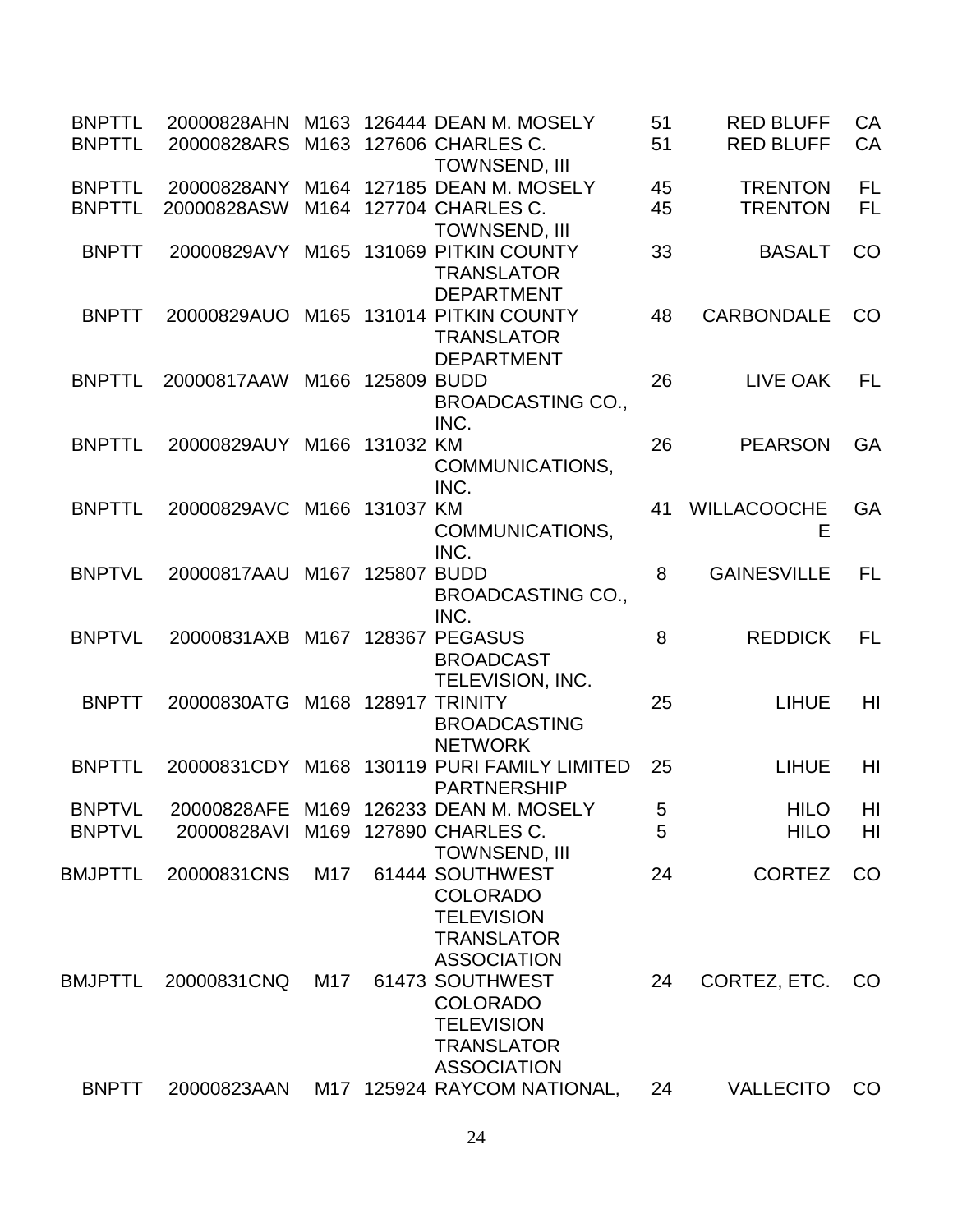| | | | | | | | |
|---|---|---|---|---|---|---|---|
| BNPTTL | 20000828AHN | M163 | 126444 | DEAN M. MOSELY | 51 | RED BLUFF | CA |
| BNPTTL | 20000828ARS | M163 | 127606 | CHARLES C. TOWNSEND, III | 51 | RED BLUFF | CA |
| BNPTTL | 20000828ANY | M164 | 127185 | DEAN M. MOSELY | 45 | TRENTON | FL |
| BNPTTL | 20000828ASW | M164 | 127704 | CHARLES C. TOWNSEND, III | 45 | TRENTON | FL |
| BNPTT | 20000829AVY | M165 | 131069 | PITKIN COUNTY TRANSLATOR DEPARTMENT | 33 | BASALT | CO |
| BNPTT | 20000829AUO | M165 | 131014 | PITKIN COUNTY TRANSLATOR DEPARTMENT | 48 | CARBONDALE | CO |
| BNPTTL | 20000817AAW | M166 | 125809 | BUDD BROADCASTING CO., INC. | 26 | LIVE OAK | FL |
| BNPTTL | 20000829AUY | M166 | 131032 | KM COMMUNICATIONS, INC. | 26 | PEARSON | GA |
| BNPTTL | 20000829AVC | M166 | 131037 | KM COMMUNICATIONS, INC. | 41 | WILLACOOCHEE | GA |
| BNPTVL | 20000817AAU | M167 | 125807 | BUDD BROADCASTING CO., INC. | 8 | GAINESVILLE | FL |
| BNPTVL | 20000831AXB | M167 | 128367 | PEGASUS BROADCAST TELEVISION, INC. | 8 | REDDICK | FL |
| BNPTT | 20000830ATG | M168 | 128917 | TRINITY BROADCASTING NETWORK | 25 | LIHUE | HI |
| BNPTTL | 20000831CDY | M168 | 130119 | PURI FAMILY LIMITED PARTNERSHIP | 25 | LIHUE | HI |
| BNPTVL | 20000828AFE | M169 | 126233 | DEAN M. MOSELY | 5 | HILO | HI |
| BNPTVL | 20000828AVI | M169 | 127890 | CHARLES C. TOWNSEND, III | 5 | HILO | HI |
| BMJPTTL | 20000831CNS | M17 | 61444 | SOUTHWEST COLORADO TELEVISION TRANSLATOR ASSOCIATION | 24 | CORTEZ | CO |
| BMJPTTL | 20000831CNQ | M17 | 61473 | SOUTHWEST COLORADO TELEVISION TRANSLATOR ASSOCIATION | 24 | CORTEZ, ETC. | CO |
| BNPTT | 20000823AAN | M17 | 125924 | RAYCOM NATIONAL, | 24 | VALLECITO | CO |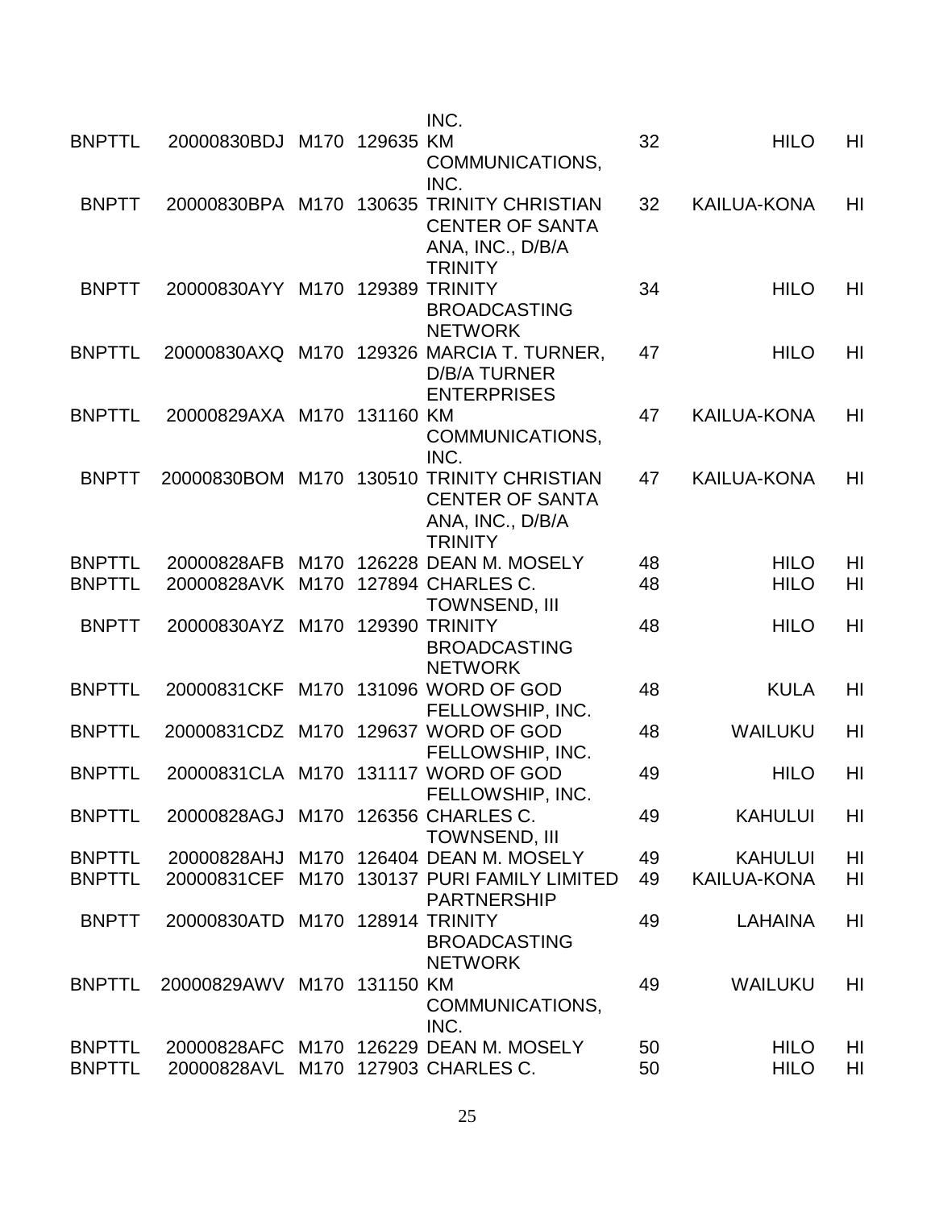| | | | | INC. | | | |
|---|---|---|---|---|---|---|---|
| BNPTTL | 20000830BDJ | M170 | 129635 | KM COMMUNICATIONS, INC. | 32 | HILO | HI |
| BNPTT | 20000830BPA | M170 | 130635 | TRINITY CHRISTIAN CENTER OF SANTA ANA, INC., D/B/A TRINITY | 32 | KAILUA-KONA | HI |
| BNPTT | 20000830AYY | M170 | 129389 | TRINITY BROADCASTING NETWORK | 34 | HILO | HI |
| BNPTTL | 20000830AXQ | M170 | 129326 | MARCIA T. TURNER, D/B/A TURNER ENTERPRISES | 47 | HILO | HI |
| BNPTTL | 20000829AXA | M170 | 131160 | KM COMMUNICATIONS, INC. | 47 | KAILUA-KONA | HI |
| BNPTT | 20000830BOM | M170 | 130510 | TRINITY CHRISTIAN CENTER OF SANTA ANA, INC., D/B/A TRINITY | 47 | KAILUA-KONA | HI |
| BNPTTL | 20000828AFB | M170 | 126228 | DEAN M. MOSELY | 48 | HILO | HI |
| BNPTTL | 20000828AVK | M170 | 127894 | CHARLES C. TOWNSEND, III | 48 | HILO | HI |
| BNPTT | 20000830AYZ | M170 | 129390 | TRINITY BROADCASTING NETWORK | 48 | HILO | HI |
| BNPTTL | 20000831CKF | M170 | 131096 | WORD OF GOD FELLOWSHIP, INC. | 48 | KULA | HI |
| BNPTTL | 20000831CDZ | M170 | 129637 | WORD OF GOD FELLOWSHIP, INC. | 48 | WAILUKU | HI |
| BNPTTL | 20000831CLA | M170 | 131117 | WORD OF GOD FELLOWSHIP, INC. | 49 | HILO | HI |
| BNPTTL | 20000828AGJ | M170 | 126356 | CHARLES C. TOWNSEND, III | 49 | KAHULUI | HI |
| BNPTTL | 20000828AHJ | M170 | 126404 | DEAN M. MOSELY | 49 | KAHULUI | HI |
| BNPTTL | 20000831CEF | M170 | 130137 | PURI FAMILY LIMITED PARTNERSHIP | 49 | KAILUA-KONA | HI |
| BNPTT | 20000830ATD | M170 | 128914 | TRINITY BROADCASTING NETWORK | 49 | LAHAINA | HI |
| BNPTTL | 20000829AWV | M170 | 131150 | KM COMMUNICATIONS, INC. | 49 | WAILUKU | HI |
| BNPTTL | 20000828AFC | M170 | 126229 | DEAN M. MOSELY | 50 | HILO | HI |
| BNPTTL | 20000828AVL | M170 | 127903 | CHARLES C. | 50 | HILO | HI |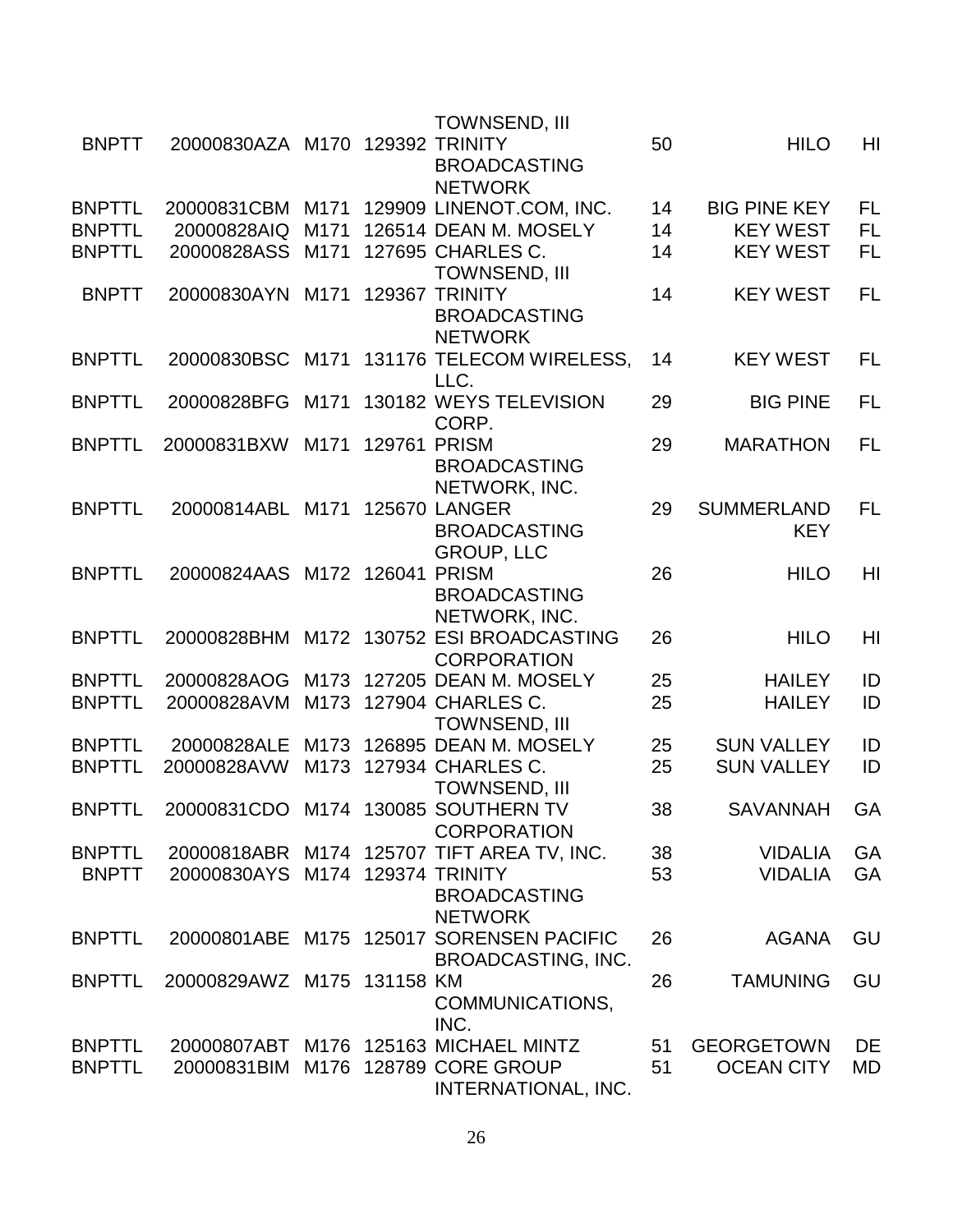| | | | | | | | |
|---|---|---|---|---|---|---|---|
| | | | | TOWNSEND, III | | | |
| BNPTT | 20000830AZA | M170 | 129392 | TRINITY BROADCASTING NETWORK | 50 | HILO | HI |
| BNPTTL | 20000831CBM | M171 | 129909 | LINENOT.COM, INC. | 14 | BIG PINE KEY | FL |
| BNPTTL | 20000828AIQ | M171 | 126514 | DEAN M. MOSELY | 14 | KEY WEST | FL |
| BNPTTL | 20000828ASS | M171 | 127695 | CHARLES C. TOWNSEND, III | 14 | KEY WEST | FL |
| BNPTT | 20000830AYN | M171 | 129367 | TRINITY BROADCASTING NETWORK | 14 | KEY WEST | FL |
| BNPTTL | 20000830BSC | M171 | 131176 | TELECOM WIRELESS, LLC. | 14 | KEY WEST | FL |
| BNPTTL | 20000828BFG | M171 | 130182 | WEYS TELEVISION CORP. | 29 | BIG PINE | FL |
| BNPTTL | 20000831BXW | M171 | 129761 | PRISM BROADCASTING NETWORK, INC. | 29 | MARATHON | FL |
| BNPTTL | 20000814ABL | M171 | 125670 | LANGER BROADCASTING GROUP, LLC | 29 | SUMMERLAND KEY | FL |
| BNPTTL | 20000824AAS | M172 | 126041 | PRISM BROADCASTING NETWORK, INC. | 26 | HILO | HI |
| BNPTTL | 20000828BHM | M172 | 130752 | ESI BROADCASTING CORPORATION | 26 | HILO | HI |
| BNPTTL | 20000828AOG | M173 | 127205 | DEAN M. MOSELY | 25 | HAILEY | ID |
| BNPTTL | 20000828AVM | M173 | 127904 | CHARLES C. TOWNSEND, III | 25 | HAILEY | ID |
| BNPTTL | 20000828ALE | M173 | 126895 | DEAN M. MOSELY | 25 | SUN VALLEY | ID |
| BNPTTL | 20000828AVW | M173 | 127934 | CHARLES C. TOWNSEND, III | 25 | SUN VALLEY | ID |
| BNPTTL | 20000831CDO | M174 | 130085 | SOUTHERN TV CORPORATION | 38 | SAVANNAH | GA |
| BNPTTL | 20000818ABR | M174 | 125707 | TIFT AREA TV, INC. | 38 | VIDALIA | GA |
| BNPTT | 20000830AYS | M174 | 129374 | TRINITY BROADCASTING NETWORK | 53 | VIDALIA | GA |
| BNPTTL | 20000801ABE | M175 | 125017 | SORENSEN PACIFIC BROADCASTING, INC. | 26 | AGANA | GU |
| BNPTTL | 20000829AWZ | M175 | 131158 | KM COMMUNICATIONS, INC. | 26 | TAMUNING | GU |
| BNPTTL | 20000807ABT | M176 | 125163 | MICHAEL MINTZ | 51 | GEORGETOWN | DE |
| BNPTTL | 20000831BIM | M176 | 128789 | CORE GROUP INTERNATIONAL, INC. | 51 | OCEAN CITY | MD |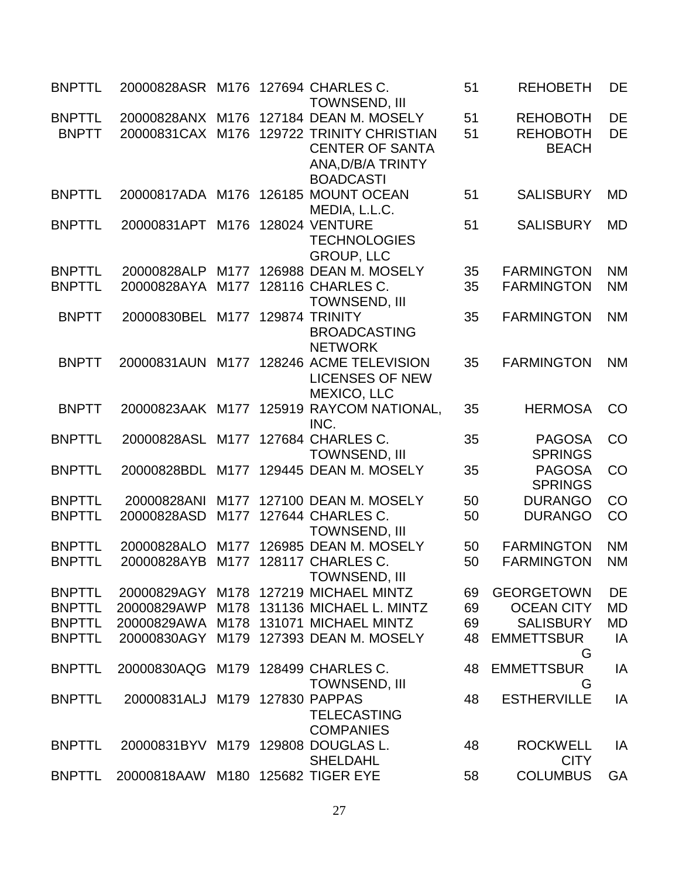| | | | | | | | |
|---|---|---|---|---|---|---|---|
| BNPTTL | 20000828ASR | M176 | 127694 | CHARLES C. TOWNSEND, III | 51 | REHOBETH | DE |
| BNPTTL | 20000828ANX | M176 | 127184 | DEAN M. MOSELY | 51 | REHOBOTH | DE |
| BNPTT | 20000831CAX | M176 | 129722 | TRINITY CHRISTIAN CENTER OF SANTA ANA,D/B/A TRINTY BOADCASTI | 51 | REHOBOTH BEACH | DE |
| BNPTTL | 20000817ADA | M176 | 126185 | MOUNT OCEAN MEDIA, L.L.C. | 51 | SALISBURY | MD |
| BNPTTL | 20000831APT | M176 | 128024 | VENTURE TECHNOLOGIES GROUP, LLC | 51 | SALISBURY | MD |
| BNPTTL | 20000828ALP | M177 | 126988 | DEAN M. MOSELY | 35 | FARMINGTON | NM |
| BNPTTL | 20000828AYA | M177 | 128116 | CHARLES C. TOWNSEND, III | 35 | FARMINGTON | NM |
| BNPTT | 20000830BEL | M177 | 129874 | TRINITY BROADCASTING NETWORK | 35 | FARMINGTON | NM |
| BNPTT | 20000831AUN | M177 | 128246 | ACME TELEVISION LICENSES OF NEW MEXICO, LLC | 35 | FARMINGTON | NM |
| BNPTT | 20000823AAK | M177 | 125919 | RAYCOM NATIONAL, INC. | 35 | HERMOSA | CO |
| BNPTTL | 20000828ASL | M177 | 127684 | CHARLES C. TOWNSEND, III | 35 | PAGOSA SPRINGS | CO |
| BNPTTL | 20000828BDL | M177 | 129445 | DEAN M. MOSELY | 35 | PAGOSA SPRINGS | CO |
| BNPTTL | 20000828ANI | M177 | 127100 | DEAN M. MOSELY | 50 | DURANGO | CO |
| BNPTTL | 20000828ASD | M177 | 127644 | CHARLES C. TOWNSEND, III | 50 | DURANGO | CO |
| BNPTTL | 20000828ALO | M177 | 126985 | DEAN M. MOSELY | 50 | FARMINGTON | NM |
| BNPTTL | 20000828AYB | M177 | 128117 | CHARLES C. TOWNSEND, III | 50 | FARMINGTON | NM |
| BNPTTL | 20000829AGY | M178 | 127219 | MICHAEL MINTZ | 69 | GEORGETOWN | DE |
| BNPTTL | 20000829AWP | M178 | 131136 | MICHAEL L. MINTZ | 69 | OCEAN CITY | MD |
| BNPTTL | 20000829AWA | M178 | 131071 | MICHAEL MINTZ | 69 | SALISBURY | MD |
| BNPTTL | 20000830AGY | M179 | 127393 | DEAN M. MOSELY | 48 | EMMETTSBURG | IA |
| BNPTTL | 20000830AQG | M179 | 128499 | CHARLES C. TOWNSEND, III | 48 | EMMETTSBURG | IA |
| BNPTTL | 20000831ALJ | M179 | 127830 | PAPPAS TELECASTING COMPANIES | 48 | ESTHERVILLE | IA |
| BNPTTL | 20000831BYV | M179 | 129808 | DOUGLAS L. SHELDAHL | 48 | ROCKWELL CITY | IA |
| BNPTTL | 20000818AAW | M180 | 125682 | TIGER EYE | 58 | COLUMBUS | GA |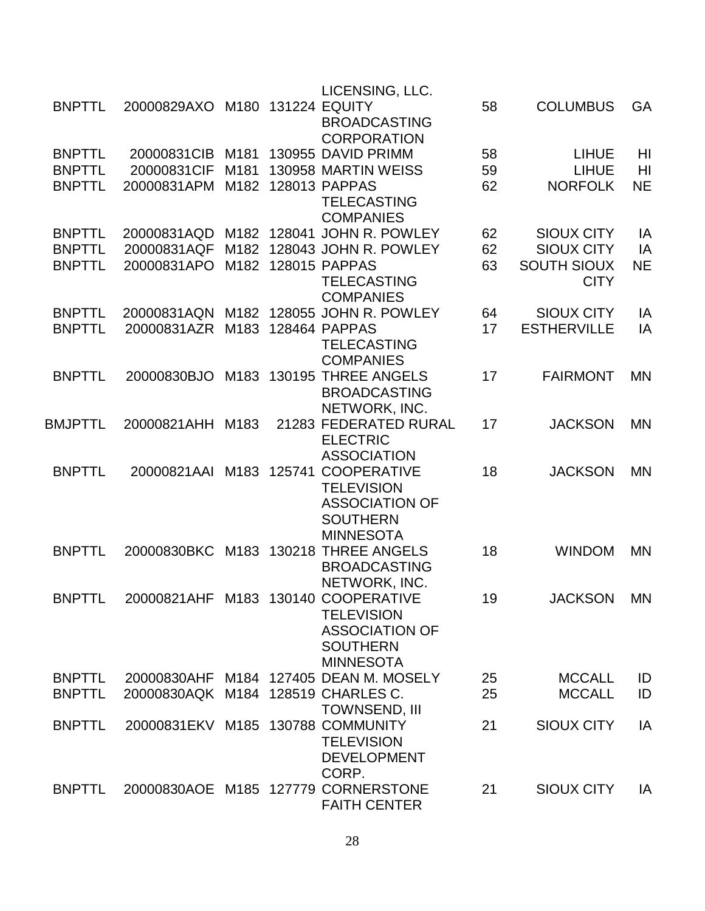| | | | | LICENSING, LLC. | | | |
|---|---|---|---|---|---|---|---|
| BNPTTL | 20000829AXO | M180 | 131224 | EQUITY BROADCASTING CORPORATION | 58 | COLUMBUS | GA |
| BNPTTL | 20000831CIB | M181 | 130955 | DAVID PRIMM | 58 | LIHUE | HI |
| BNPTTL | 20000831CIF | M181 | 130958 | MARTIN WEISS | 59 | LIHUE | HI |
| BNPTTL | 20000831APM | M182 | 128013 | PAPPAS TELECASTING COMPANIES | 62 | NORFOLK | NE |
| BNPTTL | 20000831AQD | M182 | 128041 | JOHN R. POWLEY | 62 | SIOUX CITY | IA |
| BNPTTL | 20000831AQF | M182 | 128043 | JOHN R. POWLEY | 62 | SIOUX CITY | IA |
| BNPTTL | 20000831APO | M182 | 128015 | PAPPAS TELECASTING COMPANIES | 63 | SOUTH SIOUX CITY | NE |
| BNPTTL | 20000831AQN | M182 | 128055 | JOHN R. POWLEY | 64 | SIOUX CITY | IA |
| BNPTTL | 20000831AZR | M183 | 128464 | PAPPAS TELECASTING COMPANIES | 17 | ESTHERVILLE | IA |
| BNPTTL | 20000830BJO | M183 | 130195 | THREE ANGELS BROADCASTING NETWORK, INC. | 17 | FAIRMONT | MN |
| BMJPTTL | 20000821AHH | M183 | 21283 | FEDERATED RURAL ELECTRIC ASSOCIATION | 17 | JACKSON | MN |
| BNPTTL | 20000821AAI | M183 | 125741 | COOPERATIVE TELEVISION ASSOCIATION OF SOUTHERN MINNESOTA | 18 | JACKSON | MN |
| BNPTTL | 20000830BKC | M183 | 130218 | THREE ANGELS BROADCASTING NETWORK, INC. | 18 | WINDOM | MN |
| BNPTTL | 20000821AHF | M183 | 130140 | COOPERATIVE TELEVISION ASSOCIATION OF SOUTHERN MINNESOTA | 19 | JACKSON | MN |
| BNPTTL | 20000830AHF | M184 | 127405 | DEAN M. MOSELY | 25 | MCCALL | ID |
| BNPTTL | 20000830AQK | M184 | 128519 | CHARLES C. TOWNSEND, III | 25 | MCCALL | ID |
| BNPTTL | 20000831EKV | M185 | 130788 | COMMUNITY TELEVISION DEVELOPMENT CORP. | 21 | SIOUX CITY | IA |
| BNPTTL | 20000830AOE | M185 | 127779 | CORNERSTONE FAITH CENTER | 21 | SIOUX CITY | IA |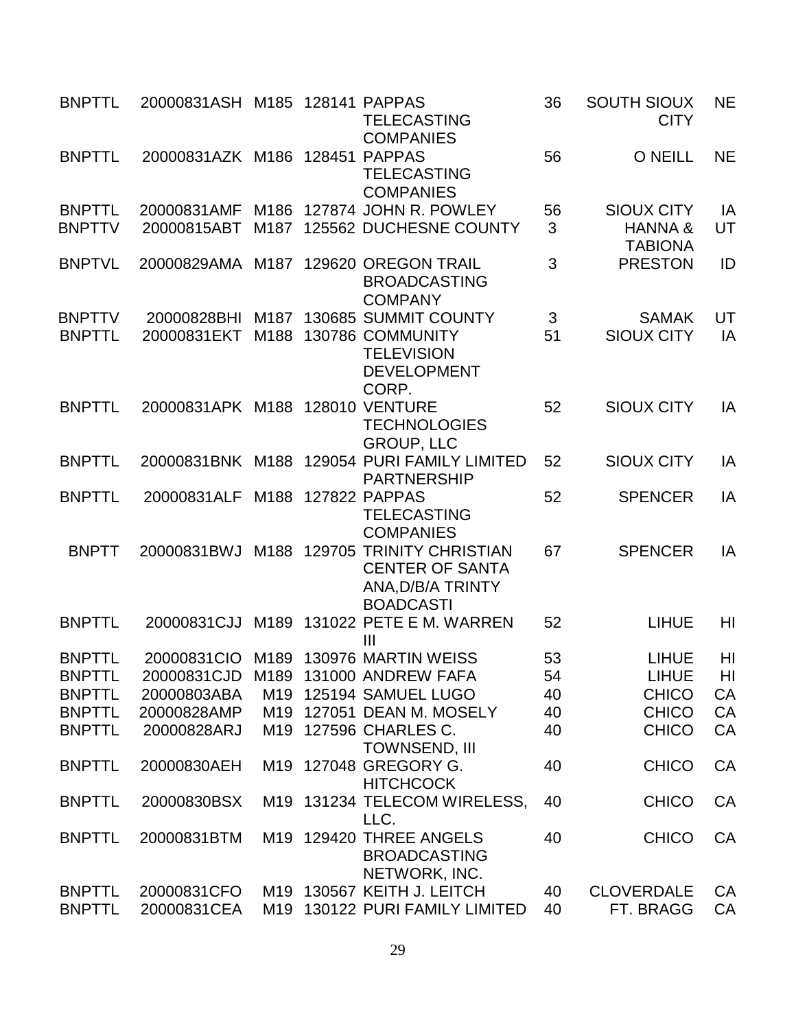| | | | | | | | |
|---|---|---|---|---|---|---|---|
| BNPTTL | 20000831ASH | M185 | 128141 | PAPPAS TELECASTING COMPANIES | 36 | SOUTH SIOUX CITY | NE |
| BNPTTL | 20000831AZK | M186 | 128451 | PAPPAS TELECASTING COMPANIES | 56 | O NEILL | NE |
| BNPTTL | 20000831AMF | M186 | 127874 | JOHN R. POWLEY | 56 | SIOUX CITY | IA |
| BNPTTV | 20000815ABT | M187 | 125562 | DUCHESNE COUNTY | 3 | HANNA & TABIONA | UT |
| BNPTVL | 20000829AMA | M187 | 129620 | OREGON TRAIL BROADCASTING COMPANY | 3 | PRESTON | ID |
| BNPTTV | 20000828BHI | M187 | 130685 | SUMMIT COUNTY | 3 | SAMAK | UT |
| BNPTTL | 20000831EKT | M188 | 130786 | COMMUNITY TELEVISION DEVELOPMENT CORP. | 51 | SIOUX CITY | IA |
| BNPTTL | 20000831APK | M188 | 128010 | VENTURE TECHNOLOGIES GROUP, LLC | 52 | SIOUX CITY | IA |
| BNPTTL | 20000831BNK | M188 | 129054 | PURI FAMILY LIMITED PARTNERSHIP | 52 | SIOUX CITY | IA |
| BNPTTL | 20000831ALF | M188 | 127822 | PAPPAS TELECASTING COMPANIES | 52 | SPENCER | IA |
| BNPTT | 20000831BWJ | M188 | 129705 | TRINITY CHRISTIAN CENTER OF SANTA ANA,D/B/A TRINTY BOADCASTI | 67 | SPENCER | IA |
| BNPTTL | 20000831CJJ | M189 | 131022 | PETE E M. WARREN III | 52 | LIHUE | HI |
| BNPTTL | 20000831CIO | M189 | 130976 | MARTIN WEISS | 53 | LIHUE | HI |
| BNPTTL | 20000831CJD | M189 | 131000 | ANDREW FAFA | 54 | LIHUE | HI |
| BNPTTL | 20000803ABA | M19 | 125194 | SAMUEL LUGO | 40 | CHICO | CA |
| BNPTTL | 20000828AMP | M19 | 127051 | DEAN M. MOSELY | 40 | CHICO | CA |
| BNPTTL | 20000828ARJ | M19 | 127596 | CHARLES C. TOWNSEND, III | 40 | CHICO | CA |
| BNPTTL | 20000830AEH | M19 | 127048 | GREGORY G. HITCHCOCK | 40 | CHICO | CA |
| BNPTTL | 20000830BSX | M19 | 131234 | TELECOM WIRELESS, LLC. | 40 | CHICO | CA |
| BNPTTL | 20000831BTM | M19 | 129420 | THREE ANGELS BROADCASTING NETWORK, INC. | 40 | CHICO | CA |
| BNPTTL | 20000831CFO | M19 | 130567 | KEITH J. LEITCH | 40 | CLOVERDALE | CA |
| BNPTTL | 20000831CEA | M19 | 130122 | PURI FAMILY LIMITED | 40 | FT. BRAGG | CA |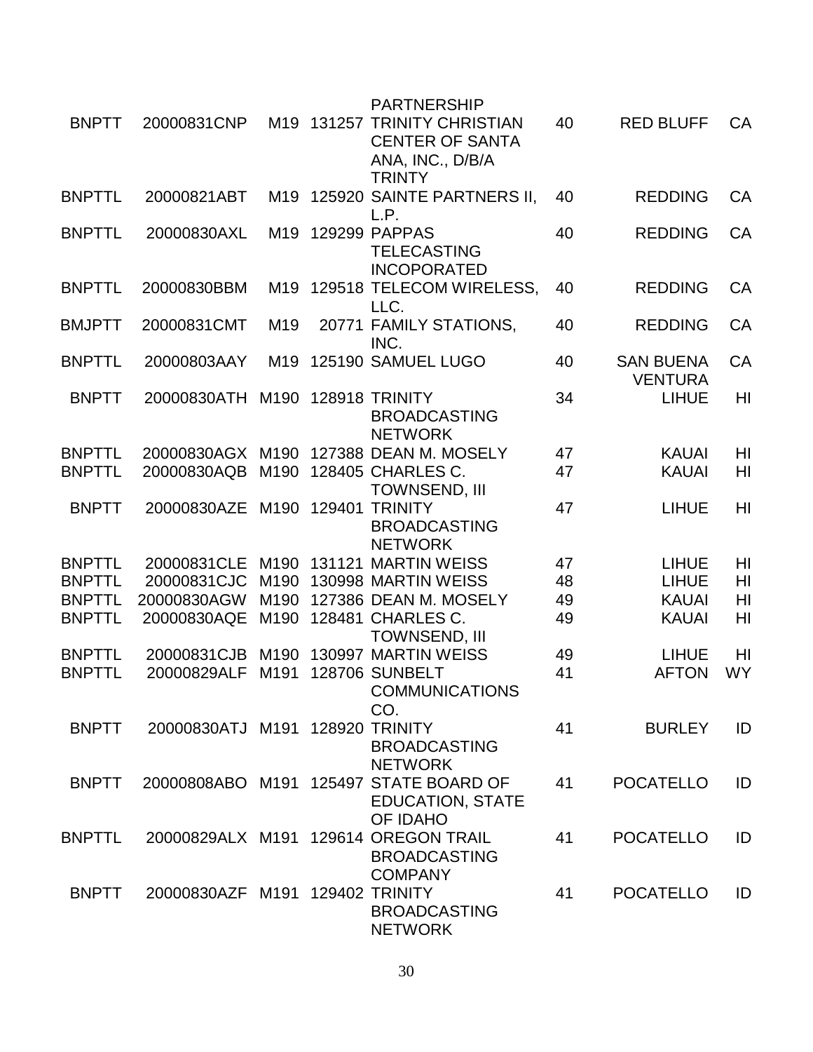| | | | | PARTNERSHIP | | | |
|---|---|---|---|---|---|---|---|
| BNPTT | 20000831CNP | M19 | 131257 | TRINITY CHRISTIAN CENTER OF SANTA ANA, INC., D/B/A TRINTY | 40 | RED BLUFF | CA |
| BNPTTL | 20000821ABT | M19 | 125920 | SAINTE PARTNERS II, L.P. | 40 | REDDING | CA |
| BNPTTL | 20000830AXL | M19 | 129299 | PAPPAS TELECASTING INCOPORATED | 40 | REDDING | CA |
| BNPTTL | 20000830BBM | M19 | 129518 | TELECOM WIRELESS, LLC. | 40 | REDDING | CA |
| BMJPTT | 20000831CMT | M19 | 20771 | FAMILY STATIONS, INC. | 40 | REDDING | CA |
| BNPTTL | 20000803AAY | M19 | 125190 | SAMUEL LUGO | 40 | SAN BUENA VENTURA | CA |
| BNPTT | 20000830ATH | M190 | 128918 | TRINITY BROADCASTING NETWORK | 34 | LIHUE | HI |
| BNPTTL | 20000830AGX | M190 | 127388 | DEAN M. MOSELY | 47 | KAUAI | HI |
| BNPTTL | 20000830AQB | M190 | 128405 | CHARLES C. TOWNSEND, III | 47 | KAUAI | HI |
| BNPTT | 20000830AZE | M190 | 129401 | TRINITY BROADCASTING NETWORK | 47 | LIHUE | HI |
| BNPTTL | 20000831CLE | M190 | 131121 | MARTIN WEISS | 47 | LIHUE | HI |
| BNPTTL | 20000831CJC | M190 | 130998 | MARTIN WEISS | 48 | LIHUE | HI |
| BNPTTL | 20000830AGW | M190 | 127386 | DEAN M. MOSELY | 49 | KAUAI | HI |
| BNPTTL | 20000830AQE | M190 | 128481 | CHARLES C. TOWNSEND, III | 49 | KAUAI | HI |
| BNPTTL | 20000831CJB | M190 | 130997 | MARTIN WEISS | 49 | LIHUE | HI |
| BNPTTL | 20000829ALF | M191 | 128706 | SUNBELT COMMUNICATIONS CO. | 41 | AFTON | WY |
| BNPTT | 20000830ATJ | M191 | 128920 | TRINITY BROADCASTING NETWORK | 41 | BURLEY | ID |
| BNPTT | 20000808ABO | M191 | 125497 | STATE BOARD OF EDUCATION, STATE OF IDAHO | 41 | POCATELLO | ID |
| BNPTTL | 20000829ALX | M191 | 129614 | OREGON TRAIL BROADCASTING COMPANY | 41 | POCATELLO | ID |
| BNPTT | 20000830AZF | M191 | 129402 | TRINITY BROADCASTING NETWORK | 41 | POCATELLO | ID |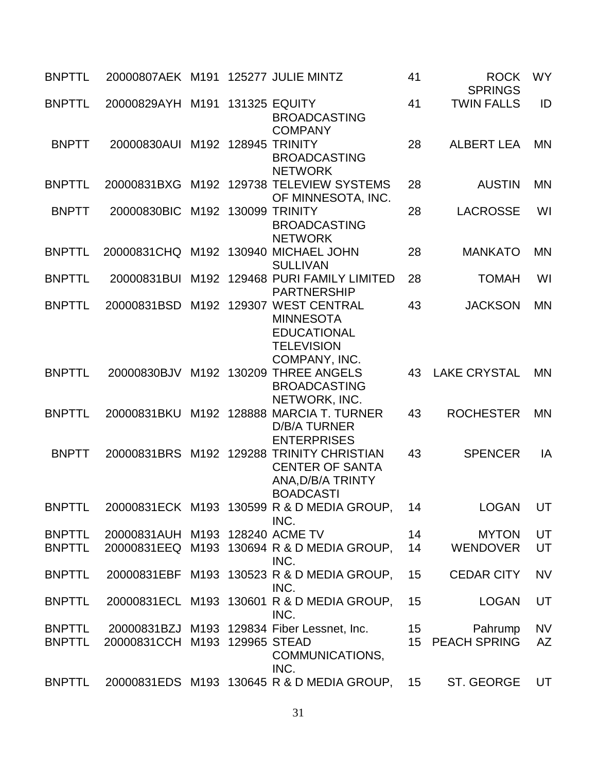| | | | | | | | |
|---|---|---|---|---|---|---|---|
| BNPTTL | 20000807AEK | M191 | 125277 | JULIE MINTZ | 41 | ROCK SPRINGS | WY |
| BNPTTL | 20000829AYH | M191 | 131325 | EQUITY BROADCASTING COMPANY | 41 | TWIN FALLS | ID |
| BNPTT | 20000830AUI | M192 | 128945 | TRINITY BROADCASTING NETWORK | 28 | ALBERT LEA | MN |
| BNPTTL | 20000831BXG | M192 | 129738 | TELEVIEW SYSTEMS OF MINNESOTA, INC. | 28 | AUSTIN | MN |
| BNPTT | 20000830BIC | M192 | 130099 | TRINITY BROADCASTING NETWORK | 28 | LACROSSE | WI |
| BNPTTL | 20000831CHQ | M192 | 130940 | MICHAEL JOHN SULLIVAN | 28 | MANKATO | MN |
| BNPTTL | 20000831BUI | M192 | 129468 | PURI FAMILY LIMITED PARTNERSHIP | 28 | TOMAH | WI |
| BNPTTL | 20000831BSD | M192 | 129307 | WEST CENTRAL MINNESOTA EDUCATIONAL TELEVISION COMPANY, INC. | 43 | JACKSON | MN |
| BNPTTL | 20000830BJV | M192 | 130209 | THREE ANGELS BROADCASTING NETWORK, INC. | 43 | LAKE CRYSTAL | MN |
| BNPTTL | 20000831BKU | M192 | 128888 | MARCIA T. TURNER D/B/A TURNER ENTERPRISES | 43 | ROCHESTER | MN |
| BNPTT | 20000831BRS | M192 | 129288 | TRINITY CHRISTIAN CENTER OF SANTA ANA,D/B/A TRINTY BOADCASTI | 43 | SPENCER | IA |
| BNPTTL | 20000831ECK | M193 | 130599 | R & D MEDIA GROUP, INC. | 14 | LOGAN | UT |
| BNPTTL | 20000831AUH | M193 | 128240 | ACME TV | 14 | MYTON | UT |
| BNPTTL | 20000831EEQ | M193 | 130694 | R & D MEDIA GROUP, INC. | 14 | WENDOVER | UT |
| BNPTTL | 20000831EBF | M193 | 130523 | R & D MEDIA GROUP, INC. | 15 | CEDAR CITY | NV |
| BNPTTL | 20000831ECL | M193 | 130601 | R & D MEDIA GROUP, INC. | 15 | LOGAN | UT |
| BNPTTL | 20000831BZJ | M193 | 129834 | Fiber Lessnet, Inc. | 15 | Pahrump | NV |
| BNPTTL | 20000831CCH | M193 | 129965 | STEAD COMMUNICATIONS, INC. | 15 | PEACH SPRING | AZ |
| BNPTTL | 20000831EDS | M193 | 130645 | R & D MEDIA GROUP, | 15 | ST. GEORGE | UT |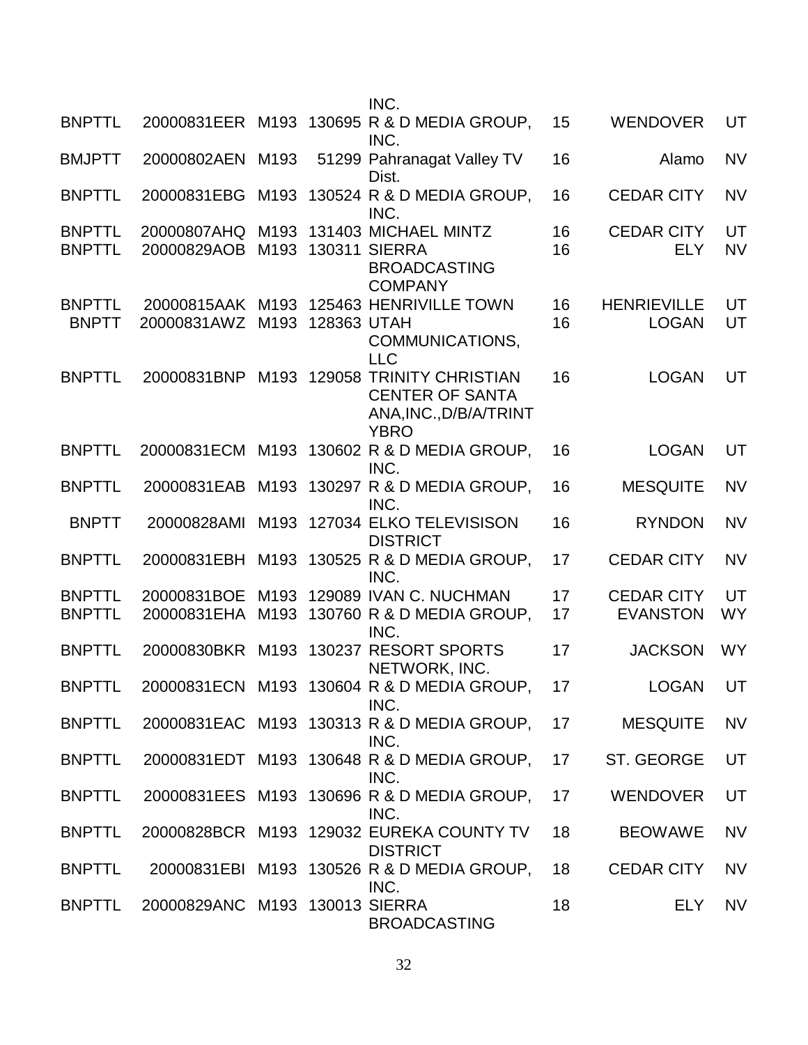| | | | | | | | |
|---|---|---|---|---|---|---|---|
| | | | | INC. | | | |
| BNPTTL | 20000831EER | M193 | 130695 | R & D MEDIA GROUP, INC. | 15 | WENDOVER | UT |
| BMJPTT | 20000802AEN | M193 | 51299 | Pahranagat Valley TV Dist. | 16 | Alamo | NV |
| BNPTTL | 20000831EBG | M193 | 130524 | R & D MEDIA GROUP, INC. | 16 | CEDAR CITY | NV |
| BNPTTL | 20000807AHQ | M193 | 131403 | MICHAEL MINTZ | 16 | CEDAR CITY | UT |
| BNPTTL | 20000829AOB | M193 | 130311 | SIERRA BROADCASTING COMPANY | 16 | ELY | NV |
| BNPTTL | 20000815AAK | M193 | 125463 | HENRIVILLE TOWN | 16 | HENRIEVILLE | UT |
| BNPTT | 20000831AWZ | M193 | 128363 | UTAH COMMUNICATIONS, LLC | 16 | LOGAN | UT |
| BNPTTL | 20000831BNP | M193 | 129058 | TRINITY CHRISTIAN CENTER OF SANTA ANA,INC.,D/B/A/TRINTYBRO | 16 | LOGAN | UT |
| BNPTTL | 20000831ECM | M193 | 130602 | R & D MEDIA GROUP, INC. | 16 | LOGAN | UT |
| BNPTTL | 20000831EAB | M193 | 130297 | R & D MEDIA GROUP, INC. | 16 | MESQUITE | NV |
| BNPTT | 20000828AMI | M193 | 127034 | ELKO TELEVISISON DISTRICT | 16 | RYNDON | NV |
| BNPTTL | 20000831EBH | M193 | 130525 | R & D MEDIA GROUP, INC. | 17 | CEDAR CITY | NV |
| BNPTTL | 20000831BOE | M193 | 129089 | IVAN C. NUCHMAN | 17 | CEDAR CITY | UT |
| BNPTTL | 20000831EHA | M193 | 130760 | R & D MEDIA GROUP, INC. | 17 | EVANSTON | WY |
| BNPTTL | 20000830BKR | M193 | 130237 | RESORT SPORTS NETWORK, INC. | 17 | JACKSON | WY |
| BNPTTL | 20000831ECN | M193 | 130604 | R & D MEDIA GROUP, INC. | 17 | LOGAN | UT |
| BNPTTL | 20000831EAC | M193 | 130313 | R & D MEDIA GROUP, INC. | 17 | MESQUITE | NV |
| BNPTTL | 20000831EDT | M193 | 130648 | R & D MEDIA GROUP, INC. | 17 | ST. GEORGE | UT |
| BNPTTL | 20000831EES | M193 | 130696 | R & D MEDIA GROUP, INC. | 17 | WENDOVER | UT |
| BNPTTL | 20000828BCR | M193 | 129032 | EUREKA COUNTY TV DISTRICT | 18 | BEOWAWE | NV |
| BNPTTL | 20000831EBI | M193 | 130526 | R & D MEDIA GROUP, INC. | 18 | CEDAR CITY | NV |
| BNPTTL | 20000829ANC | M193 | 130013 | SIERRA BROADCASTING | 18 | ELY | NV |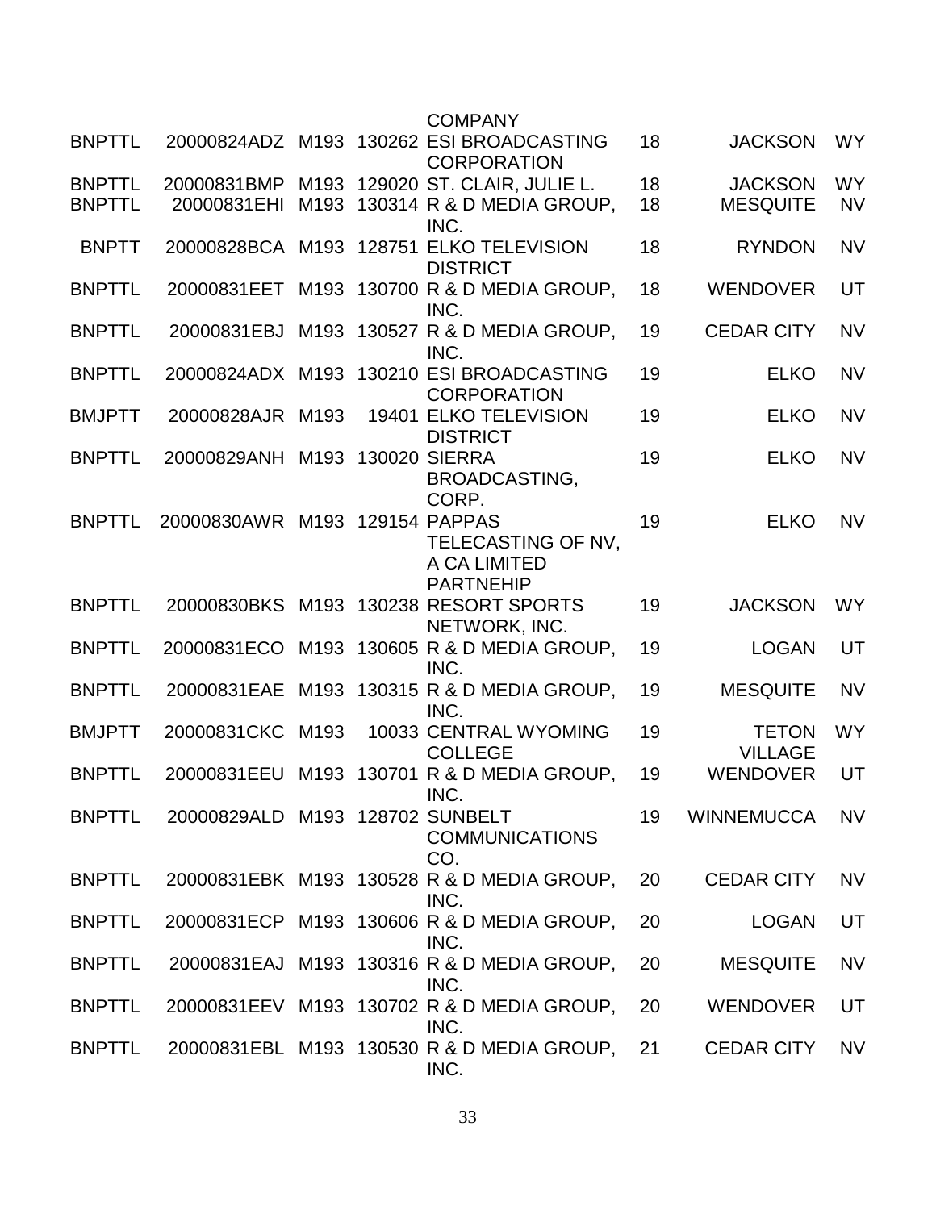| | | | | | | | |
|---|---|---|---|---|---|---|---|
| | | | | COMPANY | | | |
| BNPTTL | 20000824ADZ | M193 | 130262 | ESI BROADCASTING CORPORATION | 18 | JACKSON | WY |
| BNPTTL | 20000831BMP | M193 | 129020 | ST. CLAIR, JULIE L. | 18 | JACKSON | WY |
| BNPTTL | 20000831EHI | M193 | 130314 | R & D MEDIA GROUP, INC. | 18 | MESQUITE | NV |
| BNPTT | 20000828BCA | M193 | 128751 | ELKO TELEVISION DISTRICT | 18 | RYNDON | NV |
| BNPTTL | 20000831EET | M193 | 130700 | R & D MEDIA GROUP, INC. | 18 | WENDOVER | UT |
| BNPTTL | 20000831EBJ | M193 | 130527 | R & D MEDIA GROUP, INC. | 19 | CEDAR CITY | NV |
| BNPTTL | 20000824ADX | M193 | 130210 | ESI BROADCASTING CORPORATION | 19 | ELKO | NV |
| BMJPTT | 20000828AJR | M193 | 19401 | ELKO TELEVISION DISTRICT | 19 | ELKO | NV |
| BNPTTL | 20000829ANH | M193 | 130020 | SIERRA BROADCASTING, CORP. | 19 | ELKO | NV |
| BNPTTL | 20000830AWR | M193 | 129154 | PAPPAS TELECASTING OF NV, A CA LIMITED PARTNEHIP | 19 | ELKO | NV |
| BNPTTL | 20000830BKS | M193 | 130238 | RESORT SPORTS NETWORK, INC. | 19 | JACKSON | WY |
| BNPTTL | 20000831ECO | M193 | 130605 | R & D MEDIA GROUP, INC. | 19 | LOGAN | UT |
| BNPTTL | 20000831EAE | M193 | 130315 | R & D MEDIA GROUP, INC. | 19 | MESQUITE | NV |
| BMJPTT | 20000831CKC | M193 | 10033 | CENTRAL WYOMING COLLEGE | 19 | TETON VILLAGE | WY |
| BNPTTL | 20000831EEU | M193 | 130701 | R & D MEDIA GROUP, INC. | 19 | WENDOVER | UT |
| BNPTTL | 20000829ALD | M193 | 128702 | SUNBELT COMMUNICATIONS CO. | 19 | WINNEMUCCA | NV |
| BNPTTL | 20000831EBK | M193 | 130528 | R & D MEDIA GROUP, INC. | 20 | CEDAR CITY | NV |
| BNPTTL | 20000831ECP | M193 | 130606 | R & D MEDIA GROUP, INC. | 20 | LOGAN | UT |
| BNPTTL | 20000831EAJ | M193 | 130316 | R & D MEDIA GROUP, INC. | 20 | MESQUITE | NV |
| BNPTTL | 20000831EEV | M193 | 130702 | R & D MEDIA GROUP, INC. | 20 | WENDOVER | UT |
| BNPTTL | 20000831EBL | M193 | 130530 | R & D MEDIA GROUP, INC. | 21 | CEDAR CITY | NV |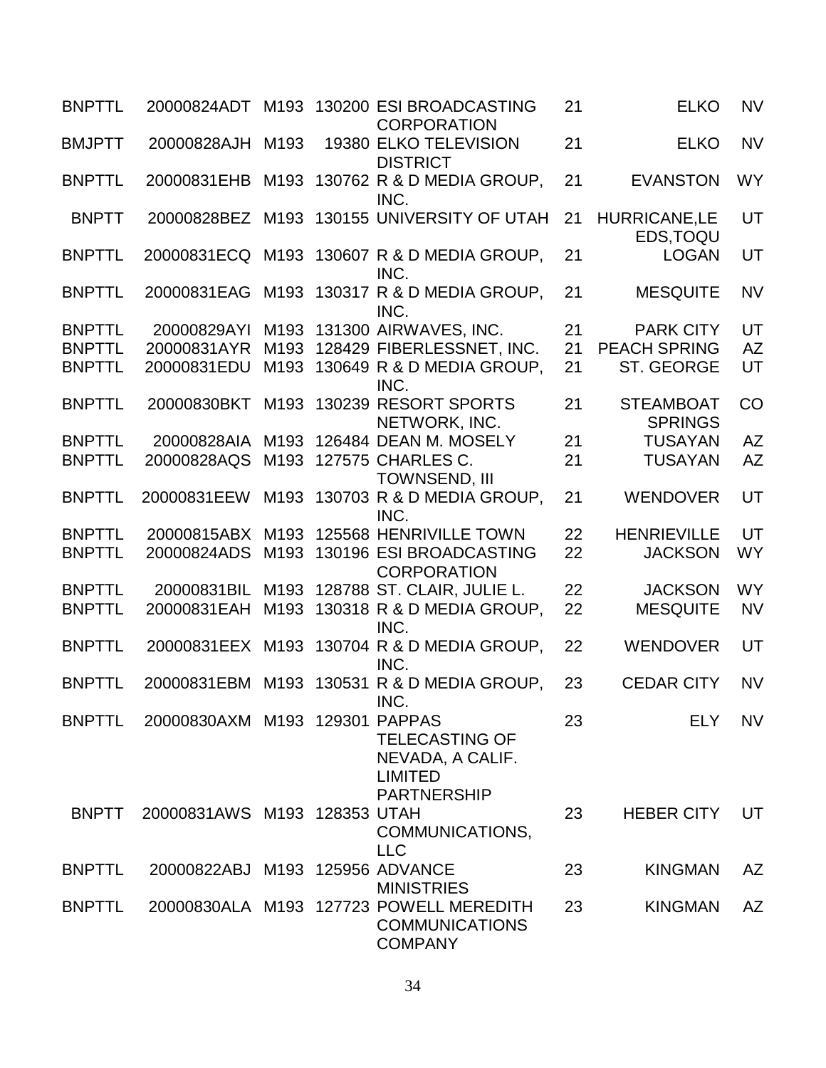| | | | | | | | |
|---|---|---|---|---|---|---|---|
| BNPTTL | 20000824ADT | M193 | 130200 | ESI BROADCASTING CORPORATION | 21 | ELKO | NV |
| BMJPTT | 20000828AJH | M193 | 19380 | ELKO TELEVISION DISTRICT | 21 | ELKO | NV |
| BNPTTL | 20000831EHB | M193 | 130762 | R & D MEDIA GROUP, INC. | 21 | EVANSTON | WY |
| BNPTT | 20000828BEZ | M193 | 130155 | UNIVERSITY OF UTAH | 21 | HURRICANE,LEEDS,TOQU | UT |
| BNPTTL | 20000831ECQ | M193 | 130607 | R & D MEDIA GROUP, INC. | 21 | LOGAN | UT |
| BNPTTL | 20000831EAG | M193 | 130317 | R & D MEDIA GROUP, INC. | 21 | MESQUITE | NV |
| BNPTTL | 20000829AYI | M193 | 131300 | AIRWAVES, INC. | 21 | PARK CITY | UT |
| BNPTTL | 20000831AYR | M193 | 128429 | FIBERLESSNET, INC. | 21 | PEACH SPRING | AZ |
| BNPTTL | 20000831EDU | M193 | 130649 | R & D MEDIA GROUP, INC. | 21 | ST. GEORGE | UT |
| BNPTTL | 20000830BKT | M193 | 130239 | RESORT SPORTS NETWORK, INC. | 21 | STEAMBOAT SPRINGS | CO |
| BNPTTL | 20000828AIA | M193 | 126484 | DEAN M. MOSELY | 21 | TUSAYAN | AZ |
| BNPTTL | 20000828AQS | M193 | 127575 | CHARLES C. TOWNSEND, III | 21 | TUSAYAN | AZ |
| BNPTTL | 20000831EEW | M193 | 130703 | R & D MEDIA GROUP, INC. | 21 | WENDOVER | UT |
| BNPTTL | 20000815ABX | M193 | 125568 | HENRIVILLE TOWN | 22 | HENRIEVILLE | UT |
| BNPTTL | 20000824ADS | M193 | 130196 | ESI BROADCASTING CORPORATION | 22 | JACKSON | WY |
| BNPTTL | 20000831BIL | M193 | 128788 | ST. CLAIR, JULIE L. | 22 | JACKSON | WY |
| BNPTTL | 20000831EAH | M193 | 130318 | R & D MEDIA GROUP, INC. | 22 | MESQUITE | NV |
| BNPTTL | 20000831EEX | M193 | 130704 | R & D MEDIA GROUP, INC. | 22 | WENDOVER | UT |
| BNPTTL | 20000831EBM | M193 | 130531 | R & D MEDIA GROUP, INC. | 23 | CEDAR CITY | NV |
| BNPTTL | 20000830AXM | M193 | 129301 | PAPPAS TELECASTING OF NEVADA, A CALIF. LIMITED PARTNERSHIP | 23 | ELY | NV |
| BNPTT | 20000831AWS | M193 | 128353 | UTAH COMMUNICATIONS, LLC | 23 | HEBER CITY | UT |
| BNPTTL | 20000822ABJ | M193 | 125956 | ADVANCE MINISTRIES | 23 | KINGMAN | AZ |
| BNPTTL | 20000830ALA | M193 | 127723 | POWELL MEREDITH COMMUNICATIONS COMPANY | 23 | KINGMAN | AZ |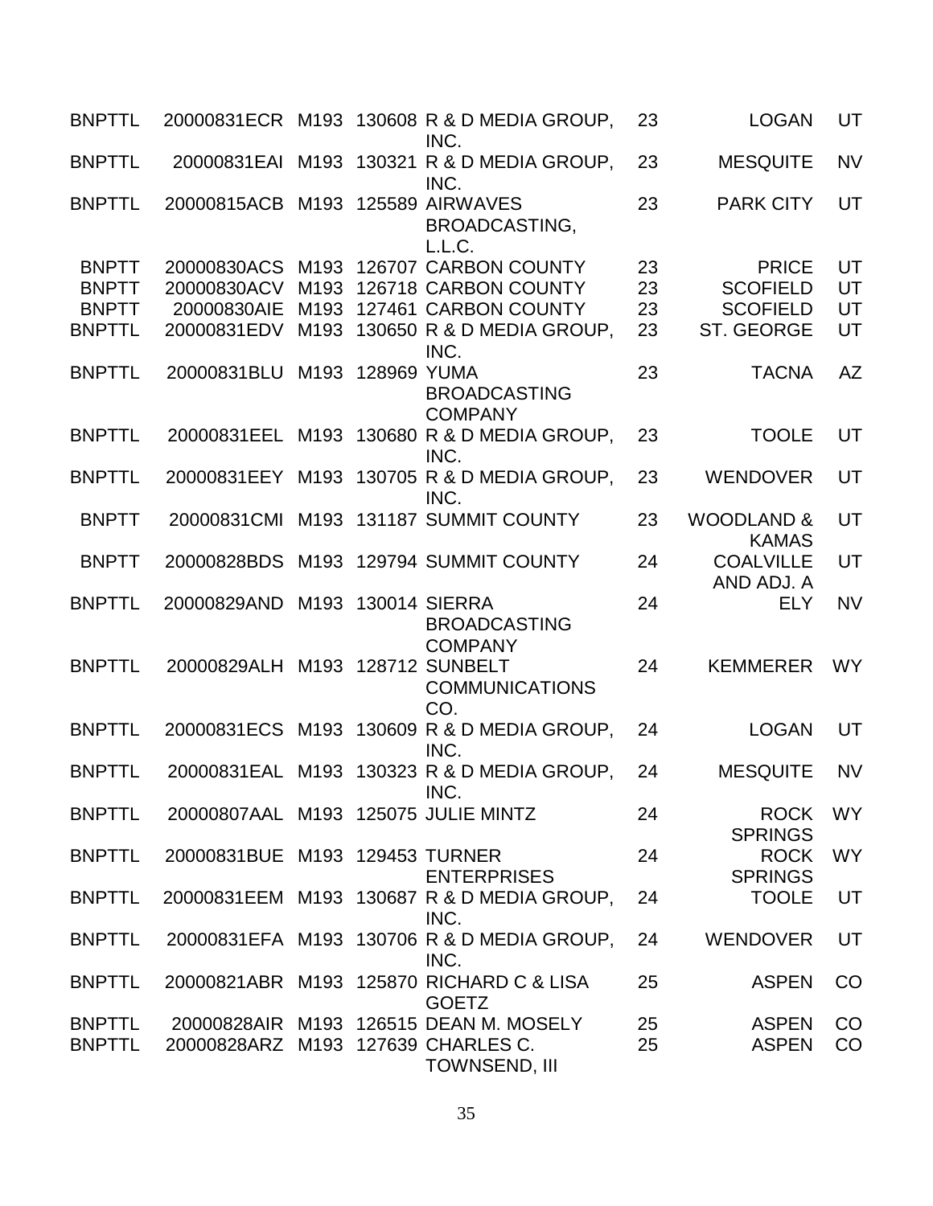| | | | | | | | |
|---|---|---|---|---|---|---|---|
| BNPTTL | 20000831ECR | M193 | 130608 | R & D MEDIA GROUP, INC. | 23 | LOGAN | UT |
| BNPTTL | 20000831EAI | M193 | 130321 | R & D MEDIA GROUP, INC. | 23 | MESQUITE | NV |
| BNPTTL | 20000815ACB | M193 | 125589 | AIRWAVES BROADCASTING, L.L.C. | 23 | PARK CITY | UT |
| BNPTT | 20000830ACS | M193 | 126707 | CARBON COUNTY | 23 | PRICE | UT |
| BNPTT | 20000830ACV | M193 | 126718 | CARBON COUNTY | 23 | SCOFIELD | UT |
| BNPTT | 20000830AIE | M193 | 127461 | CARBON COUNTY | 23 | SCOFIELD | UT |
| BNPTTL | 20000831EDV | M193 | 130650 | R & D MEDIA GROUP, INC. | 23 | ST. GEORGE | UT |
| BNPTTL | 20000831BLU | M193 | 128969 | YUMA BROADCASTING COMPANY | 23 | TACNA | AZ |
| BNPTTL | 20000831EEL | M193 | 130680 | R & D MEDIA GROUP, INC. | 23 | TOOLE | UT |
| BNPTTL | 20000831EEY | M193 | 130705 | R & D MEDIA GROUP, INC. | 23 | WENDOVER | UT |
| BNPTT | 20000831CMI | M193 | 131187 | SUMMIT COUNTY | 23 | WOODLAND & KAMAS | UT |
| BNPTT | 20000828BDS | M193 | 129794 | SUMMIT COUNTY | 24 | COALVILLE AND ADJ. A | UT |
| BNPTTL | 20000829AND | M193 | 130014 | SIERRA BROADCASTING COMPANY | 24 | ELY | NV |
| BNPTTL | 20000829ALH | M193 | 128712 | SUNBELT COMMUNICATIONS CO. | 24 | KEMMERER | WY |
| BNPTTL | 20000831ECS | M193 | 130609 | R & D MEDIA GROUP, INC. | 24 | LOGAN | UT |
| BNPTTL | 20000831EAL | M193 | 130323 | R & D MEDIA GROUP, INC. | 24 | MESQUITE | NV |
| BNPTTL | 20000807AAL | M193 | 125075 | JULIE MINTZ | 24 | ROCK SPRINGS | WY |
| BNPTTL | 20000831BUE | M193 | 129453 | TURNER ENTERPRISES | 24 | ROCK SPRINGS | WY |
| BNPTTL | 20000831EEM | M193 | 130687 | R & D MEDIA GROUP, INC. | 24 | TOOLE | UT |
| BNPTTL | 20000831EFA | M193 | 130706 | R & D MEDIA GROUP, INC. | 24 | WENDOVER | UT |
| BNPTTL | 20000821ABR | M193 | 125870 | RICHARD C & LISA GOETZ | 25 | ASPEN | CO |
| BNPTTL | 20000828AIR | M193 | 126515 | DEAN M. MOSELY | 25 | ASPEN | CO |
| BNPTTL | 20000828ARZ | M193 | 127639 | CHARLES C. TOWNSEND, III | 25 | ASPEN | CO |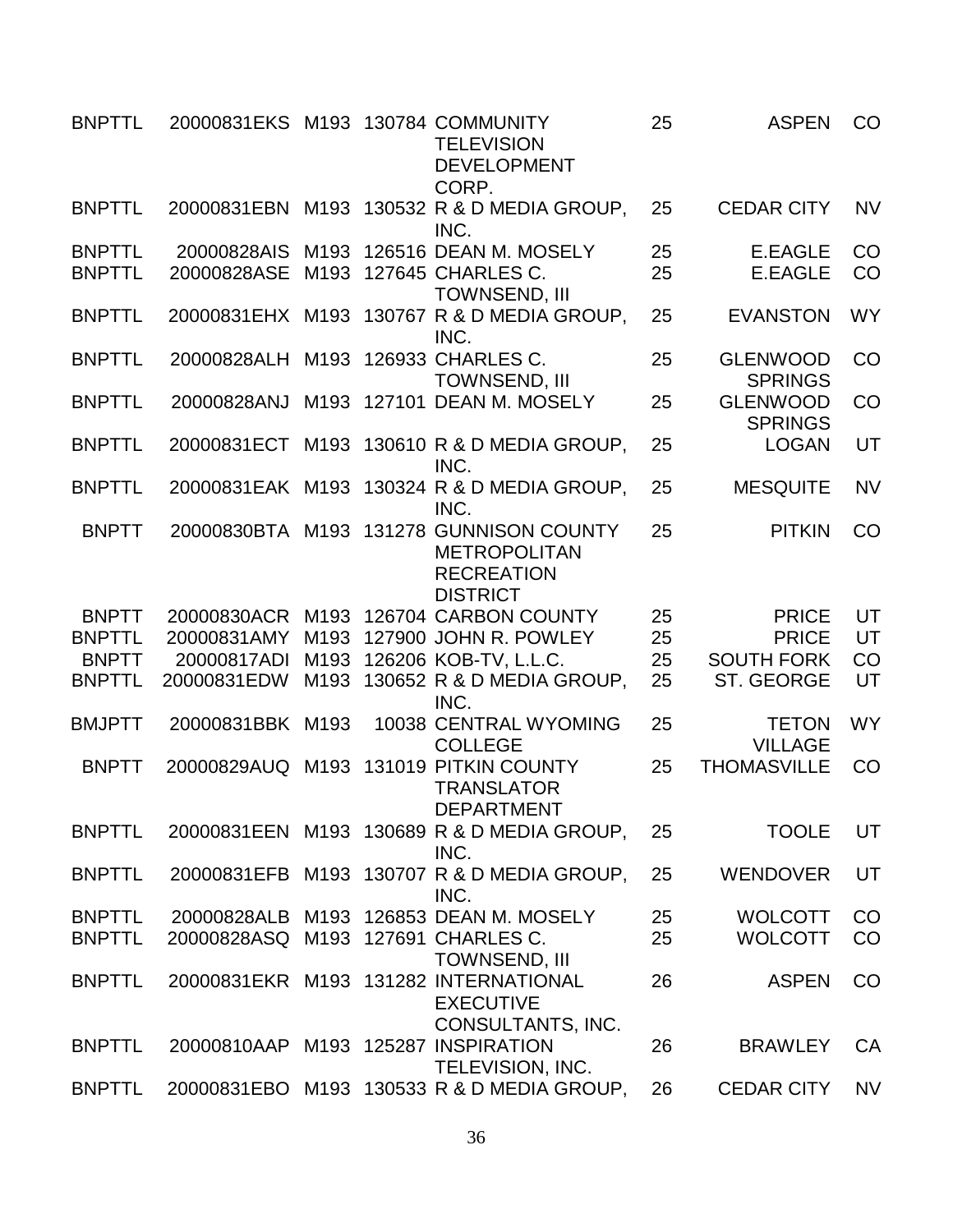| | | | | | | | |
|---|---|---|---|---|---|---|---|
| BNPTTL | 20000831EKS | M193 | 130784 | COMMUNITY TELEVISION DEVELOPMENT CORP. | 25 | ASPEN | CO |
| BNPTTL | 20000831EBN | M193 | 130532 | R & D MEDIA GROUP, INC. | 25 | CEDAR CITY | NV |
| BNPTTL | 20000828AIS | M193 | 126516 | DEAN M. MOSELY | 25 | E.EAGLE | CO |
| BNPTTL | 20000828ASE | M193 | 127645 | CHARLES C. TOWNSEND, III | 25 | E.EAGLE | CO |
| BNPTTL | 20000831EHX | M193 | 130767 | R & D MEDIA GROUP, INC. | 25 | EVANSTON | WY |
| BNPTTL | 20000828ALH | M193 | 126933 | CHARLES C. TOWNSEND, III | 25 | GLENWOOD SPRINGS | CO |
| BNPTTL | 20000828ANJ | M193 | 127101 | DEAN M. MOSELY | 25 | GLENWOOD SPRINGS | CO |
| BNPTTL | 20000831ECT | M193 | 130610 | R & D MEDIA GROUP, INC. | 25 | LOGAN | UT |
| BNPTTL | 20000831EAK | M193 | 130324 | R & D MEDIA GROUP, INC. | 25 | MESQUITE | NV |
| BNPTT | 20000830BTA | M193 | 131278 | GUNNISON COUNTY METROPOLITAN RECREATION DISTRICT | 25 | PITKIN | CO |
| BNPTT | 20000830ACR | M193 | 126704 | CARBON COUNTY | 25 | PRICE | UT |
| BNPTTL | 20000831AMY | M193 | 127900 | JOHN R. POWLEY | 25 | PRICE | UT |
| BNPTT | 20000817ADI | M193 | 126206 | KOB-TV, L.L.C. | 25 | SOUTH FORK | CO |
| BNPTTL | 20000831EDW | M193 | 130652 | R & D MEDIA GROUP, INC. | 25 | ST. GEORGE | UT |
| BMJPTT | 20000831BBK | M193 | 10038 | CENTRAL WYOMING COLLEGE | 25 | TETON VILLAGE | WY |
| BNPTT | 20000829AUQ | M193 | 131019 | PITKIN COUNTY TRANSLATOR DEPARTMENT | 25 | THOMASVILLE | CO |
| BNPTTL | 20000831EEN | M193 | 130689 | R & D MEDIA GROUP, INC. | 25 | TOOLE | UT |
| BNPTTL | 20000831EFB | M193 | 130707 | R & D MEDIA GROUP, INC. | 25 | WENDOVER | UT |
| BNPTTL | 20000828ALB | M193 | 126853 | DEAN M. MOSELY | 25 | WOLCOTT | CO |
| BNPTTL | 20000828ASQ | M193 | 127691 | CHARLES C. TOWNSEND, III | 25 | WOLCOTT | CO |
| BNPTTL | 20000831EKR | M193 | 131282 | INTERNATIONAL EXECUTIVE CONSULTANTS, INC. | 26 | ASPEN | CO |
| BNPTTL | 20000810AAP | M193 | 125287 | INSPIRATION TELEVISION, INC. | 26 | BRAWLEY | CA |
| BNPTTL | 20000831EBO | M193 | 130533 | R & D MEDIA GROUP, | 26 | CEDAR CITY | NV |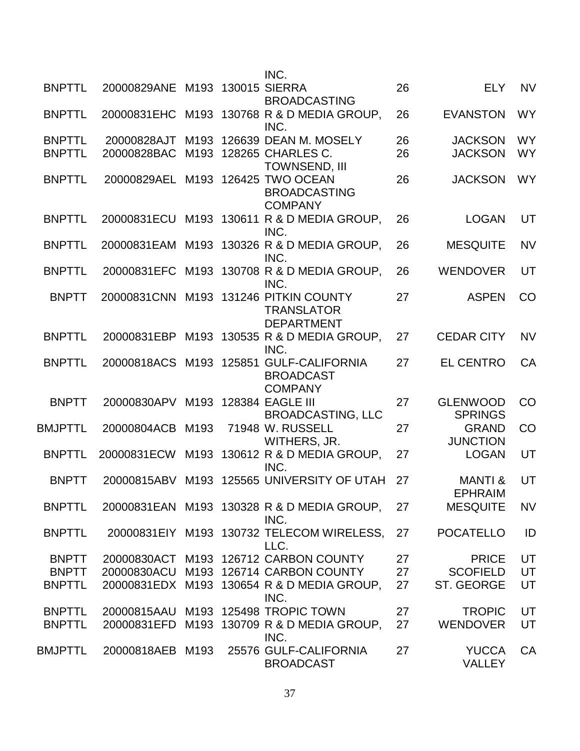| | | | | | | | |
|---|---|---|---|---|---|---|---|
| | | | | INC. | | | |
| BNPTTL | 20000829ANE | M193 | 130015 | SIERRA BROADCASTING | 26 | ELY | NV |
| BNPTTL | 20000831EHC | M193 | 130768 | R & D MEDIA GROUP, INC. | 26 | EVANSTON | WY |
| BNPTTL | 20000828AJT | M193 | 126639 | DEAN M. MOSELY | 26 | JACKSON | WY |
| BNPTTL | 20000828BAC | M193 | 128265 | CHARLES C. TOWNSEND, III | 26 | JACKSON | WY |
| BNPTTL | 20000829AEL | M193 | 126425 | TWO OCEAN BROADCASTING COMPANY | 26 | JACKSON | WY |
| BNPTTL | 20000831ECU | M193 | 130611 | R & D MEDIA GROUP, INC. | 26 | LOGAN | UT |
| BNPTTL | 20000831EAM | M193 | 130326 | R & D MEDIA GROUP, INC. | 26 | MESQUITE | NV |
| BNPTTL | 20000831EFC | M193 | 130708 | R & D MEDIA GROUP, INC. | 26 | WENDOVER | UT |
| BNPTT | 20000831CNN | M193 | 131246 | PITKIN COUNTY TRANSLATOR DEPARTMENT | 27 | ASPEN | CO |
| BNPTTL | 20000831EBP | M193 | 130535 | R & D MEDIA GROUP, INC. | 27 | CEDAR CITY | NV |
| BNPTTL | 20000818ACS | M193 | 125851 | GULF-CALIFORNIA BROADCAST COMPANY | 27 | EL CENTRO | CA |
| BNPTT | 20000830APV | M193 | 128384 | EAGLE III BROADCASTING, LLC | 27 | GLENWOOD SPRINGS | CO |
| BMJPTTL | 20000804ACB | M193 | 71948 | W. RUSSELL WITHERS, JR. | 27 | GRAND JUNCTION | CO |
| BNPTTL | 20000831ECW | M193 | 130612 | R & D MEDIA GROUP, INC. | 27 | LOGAN | UT |
| BNPTT | 20000815ABV | M193 | 125565 | UNIVERSITY OF UTAH | 27 | MANTI & EPHRAIM | UT |
| BNPTTL | 20000831EAN | M193 | 130328 | R & D MEDIA GROUP, INC. | 27 | MESQUITE | NV |
| BNPTTL | 20000831EIY | M193 | 130732 | TELECOM WIRELESS, LLC. | 27 | POCATELLO | ID |
| BNPTT | 20000830ACT | M193 | 126712 | CARBON COUNTY | 27 | PRICE | UT |
| BNPTT | 20000830ACU | M193 | 126714 | CARBON COUNTY | 27 | SCOFIELD | UT |
| BNPTTL | 20000831EDX | M193 | 130654 | R & D MEDIA GROUP, INC. | 27 | ST. GEORGE | UT |
| BNPTTL | 20000815AAU | M193 | 125498 | TROPIC TOWN | 27 | TROPIC | UT |
| BNPTTL | 20000831EFD | M193 | 130709 | R & D MEDIA GROUP, INC. | 27 | WENDOVER | UT |
| BMJPTTL | 20000818AEB | M193 | 25576 | GULF-CALIFORNIA BROADCAST | 27 | YUCCA VALLEY | CA |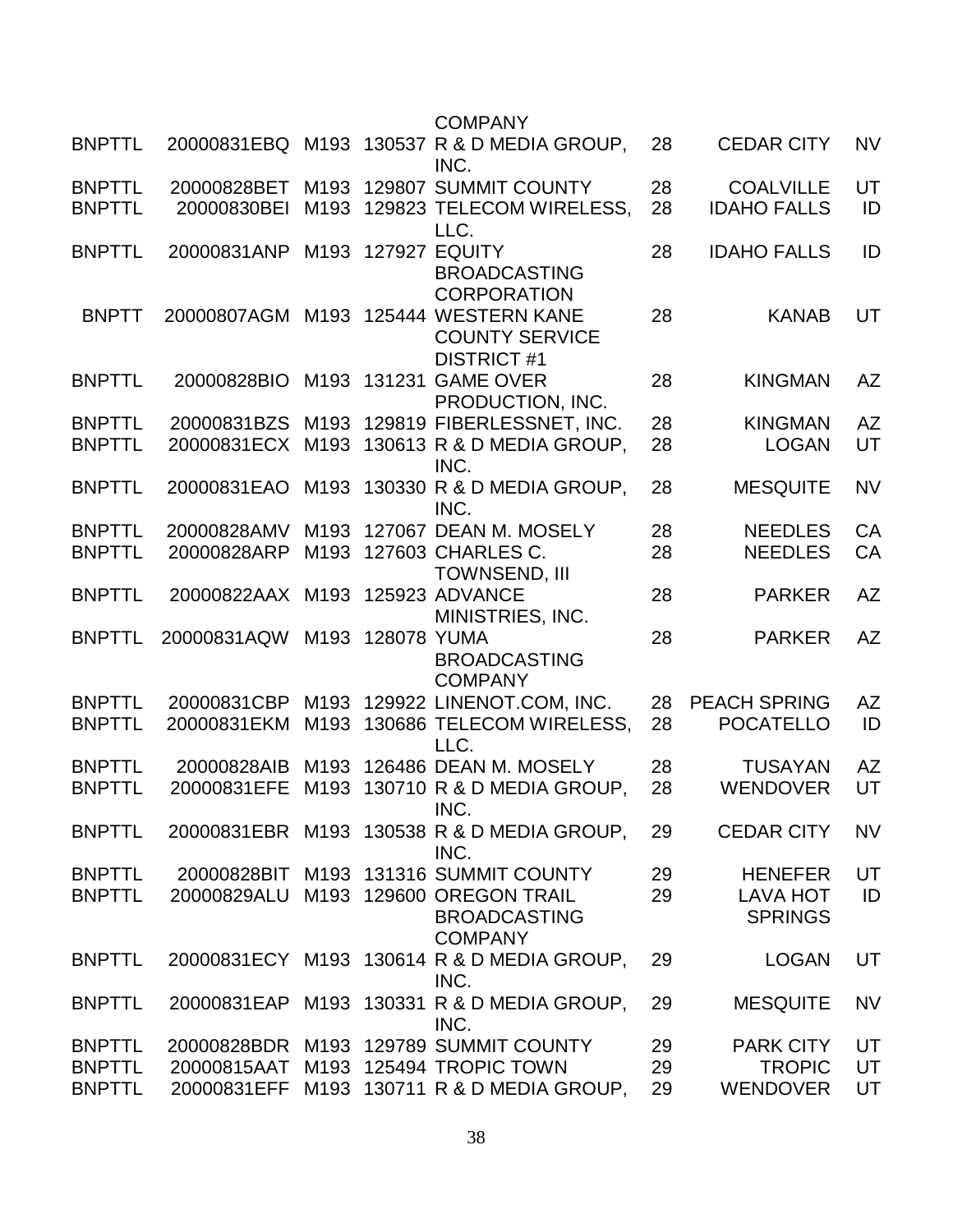| | | | | | | | |
|---|---|---|---|---|---|---|---|
| | | | | COMPANY | | | |
| BNPTTL | 20000831EBQ | M193 | 130537 | R & D MEDIA GROUP, INC. | 28 | CEDAR CITY | NV |
| BNPTTL | 20000828BET | M193 | 129807 | SUMMIT COUNTY | 28 | COALVILLE | UT |
| BNPTTL | 20000830BEI | M193 | 129823 | TELECOM WIRELESS, LLC. | 28 | IDAHO FALLS | ID |
| BNPTTL | 20000831ANP | M193 | 127927 | EQUITY BROADCASTING CORPORATION | 28 | IDAHO FALLS | ID |
| BNPTT | 20000807AGM | M193 | 125444 | WESTERN KANE COUNTY SERVICE DISTRICT #1 | 28 | KANAB | UT |
| BNPTTL | 20000828BIO | M193 | 131231 | GAME OVER PRODUCTION, INC. | 28 | KINGMAN | AZ |
| BNPTTL | 20000831BZS | M193 | 129819 | FIBERLESSNET, INC. | 28 | KINGMAN | AZ |
| BNPTTL | 20000831ECX | M193 | 130613 | R & D MEDIA GROUP, INC. | 28 | LOGAN | UT |
| BNPTTL | 20000831EAO | M193 | 130330 | R & D MEDIA GROUP, INC. | 28 | MESQUITE | NV |
| BNPTTL | 20000828AMV | M193 | 127067 | DEAN M. MOSELY | 28 | NEEDLES | CA |
| BNPTTL | 20000828ARP | M193 | 127603 | CHARLES C. TOWNSEND, III | 28 | NEEDLES | CA |
| BNPTTL | 20000822AAX | M193 | 125923 | ADVANCE MINISTRIES, INC. | 28 | PARKER | AZ |
| BNPTTL | 20000831AQW | M193 | 128078 | YUMA BROADCASTING COMPANY | 28 | PARKER | AZ |
| BNPTTL | 20000831CBP | M193 | 129922 | LINENOT.COM, INC. | 28 | PEACH SPRING | AZ |
| BNPTTL | 20000831EKM | M193 | 130686 | TELECOM WIRELESS, LLC. | 28 | POCATELLO | ID |
| BNPTTL | 20000828AIB | M193 | 126486 | DEAN M. MOSELY | 28 | TUSAYAN | AZ |
| BNPTTL | 20000831EFE | M193 | 130710 | R & D MEDIA GROUP, INC. | 28 | WENDOVER | UT |
| BNPTTL | 20000831EBR | M193 | 130538 | R & D MEDIA GROUP, INC. | 29 | CEDAR CITY | NV |
| BNPTTL | 20000828BIT | M193 | 131316 | SUMMIT COUNTY | 29 | HENEFER | UT |
| BNPTTL | 20000829ALU | M193 | 129600 | OREGON TRAIL BROADCASTING COMPANY | 29 | LAVA HOT SPRINGS | ID |
| BNPTTL | 20000831ECY | M193 | 130614 | R & D MEDIA GROUP, INC. | 29 | LOGAN | UT |
| BNPTTL | 20000831EAP | M193 | 130331 | R & D MEDIA GROUP, INC. | 29 | MESQUITE | NV |
| BNPTTL | 20000828BDR | M193 | 129789 | SUMMIT COUNTY | 29 | PARK CITY | UT |
| BNPTTL | 20000815AAT | M193 | 125494 | TROPIC TOWN | 29 | TROPIC | UT |
| BNPTTL | 20000831EFF | M193 | 130711 | R & D MEDIA GROUP, | 29 | WENDOVER | UT |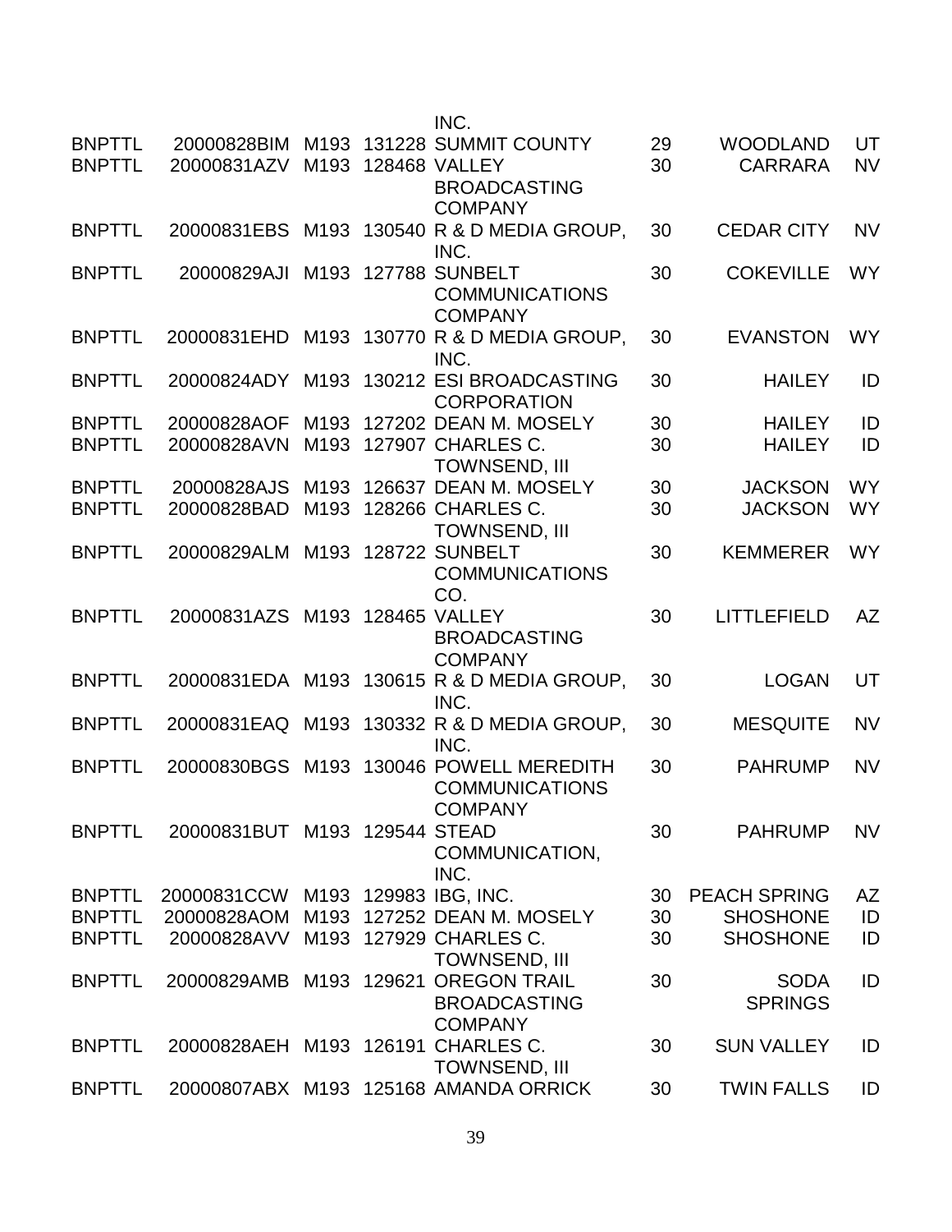| | | | | | | | |
|---|---|---|---|---|---|---|---|
| | | | | INC. | | | |
| BNPTTL | 20000828BIM | M193 | 131228 | SUMMIT COUNTY | 29 | WOODLAND | UT |
| BNPTTL | 20000831AZV | M193 | 128468 | VALLEY BROADCASTING COMPANY | 30 | CARRARA | NV |
| BNPTTL | 20000831EBS | M193 | 130540 | R & D MEDIA GROUP, INC. | 30 | CEDAR CITY | NV |
| BNPTTL | 20000829AJI | M193 | 127788 | SUNBELT COMMUNICATIONS COMPANY | 30 | COKEVILLE | WY |
| BNPTTL | 20000831EHD | M193 | 130770 | R & D MEDIA GROUP, INC. | 30 | EVANSTON | WY |
| BNPTTL | 20000824ADY | M193 | 130212 | ESI BROADCASTING CORPORATION | 30 | HAILEY | ID |
| BNPTTL | 20000828AOF | M193 | 127202 | DEAN M. MOSELY | 30 | HAILEY | ID |
| BNPTTL | 20000828AVN | M193 | 127907 | CHARLES C. TOWNSEND, III | 30 | HAILEY | ID |
| BNPTTL | 20000828AJS | M193 | 126637 | DEAN M. MOSELY | 30 | JACKSON | WY |
| BNPTTL | 20000828BAD | M193 | 128266 | CHARLES C. TOWNSEND, III | 30 | JACKSON | WY |
| BNPTTL | 20000829ALM | M193 | 128722 | SUNBELT COMMUNICATIONS CO. | 30 | KEMMERER | WY |
| BNPTTL | 20000831AZS | M193 | 128465 | VALLEY BROADCASTING COMPANY | 30 | LITTLEFIELD | AZ |
| BNPTTL | 20000831EDA | M193 | 130615 | R & D MEDIA GROUP, INC. | 30 | LOGAN | UT |
| BNPTTL | 20000831EAQ | M193 | 130332 | R & D MEDIA GROUP, INC. | 30 | MESQUITE | NV |
| BNPTTL | 20000830BGS | M193 | 130046 | POWELL MEREDITH COMMUNICATIONS COMPANY | 30 | PAHRUMP | NV |
| BNPTTL | 20000831BUT | M193 | 129544 | STEAD COMMUNICATION, INC. | 30 | PAHRUMP | NV |
| BNPTTL | 20000831CCW | M193 | 129983 | IBG, INC. | 30 | PEACH SPRING | AZ |
| BNPTTL | 20000828AOM | M193 | 127252 | DEAN M. MOSELY | 30 | SHOSHONE | ID |
| BNPTTL | 20000828AVV | M193 | 127929 | CHARLES C. TOWNSEND, III | 30 | SHOSHONE | ID |
| BNPTTL | 20000829AMB | M193 | 129621 | OREGON TRAIL BROADCASTING COMPANY | 30 | SODA SPRINGS | ID |
| BNPTTL | 20000828AEH | M193 | 126191 | CHARLES C. TOWNSEND, III | 30 | SUN VALLEY | ID |
| BNPTTL | 20000807ABX | M193 | 125168 | AMANDA ORRICK | 30 | TWIN FALLS | ID |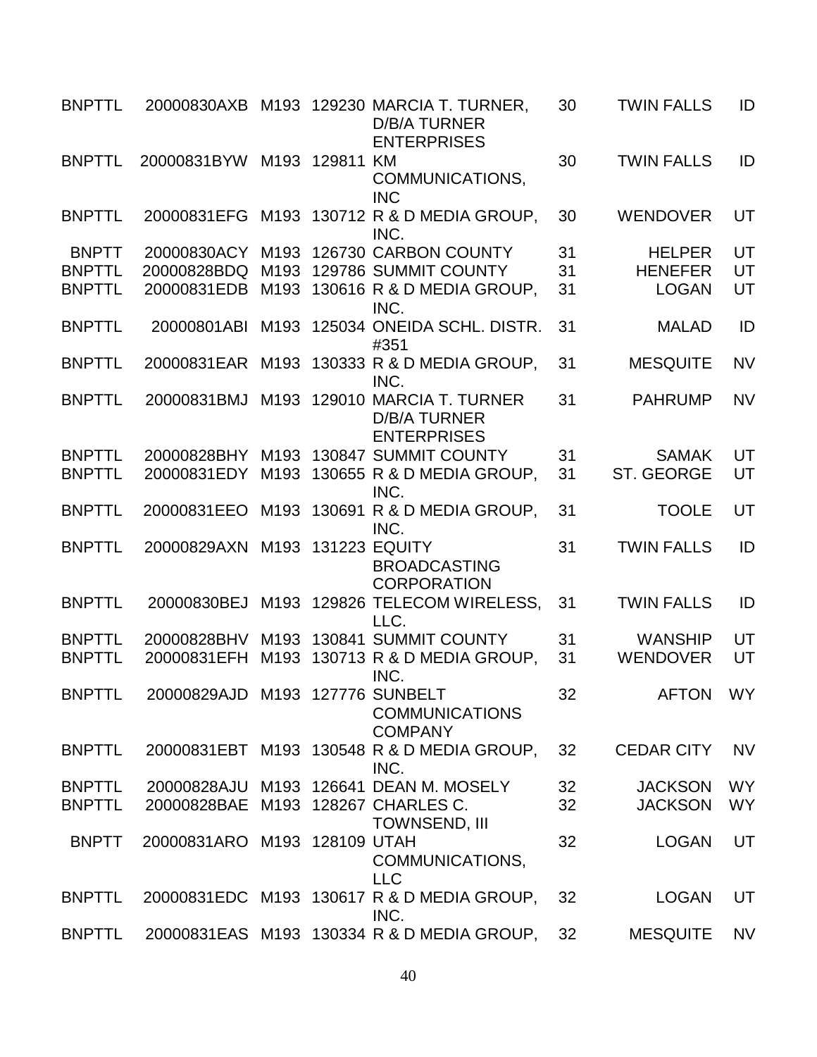| | | | | | | | |
|---|---|---|---|---|---|---|---|
| BNPTTL | 20000830AXB | M193 | 129230 | MARCIA T. TURNER, D/B/A TURNER ENTERPRISES | 30 | TWIN FALLS | ID |
| BNPTTL | 20000831BYW | M193 | 129811 | KM COMMUNICATIONS, INC | 30 | TWIN FALLS | ID |
| BNPTTL | 20000831EFG | M193 | 130712 | R & D MEDIA GROUP, INC. | 30 | WENDOVER | UT |
| BNPTT | 20000830ACY | M193 | 126730 | CARBON COUNTY | 31 | HELPER | UT |
| BNPTTL | 20000828BDQ | M193 | 129786 | SUMMIT COUNTY | 31 | HENEFER | UT |
| BNPTTL | 20000831EDB | M193 | 130616 | R & D MEDIA GROUP, INC. | 31 | LOGAN | UT |
| BNPTTL | 20000801ABI | M193 | 125034 | ONEIDA SCHL. DISTR. #351 | 31 | MALAD | ID |
| BNPTTL | 20000831EAR | M193 | 130333 | R & D MEDIA GROUP, INC. | 31 | MESQUITE | NV |
| BNPTTL | 20000831BMJ | M193 | 129010 | MARCIA T. TURNER D/B/A TURNER ENTERPRISES | 31 | PAHRUMP | NV |
| BNPTTL | 20000828BHY | M193 | 130847 | SUMMIT COUNTY | 31 | SAMAK | UT |
| BNPTTL | 20000831EDY | M193 | 130655 | R & D MEDIA GROUP, INC. | 31 | ST. GEORGE | UT |
| BNPTTL | 20000831EEO | M193 | 130691 | R & D MEDIA GROUP, INC. | 31 | TOOLE | UT |
| BNPTTL | 20000829AXN | M193 | 131223 | EQUITY BROADCASTING CORPORATION | 31 | TWIN FALLS | ID |
| BNPTTL | 20000830BEJ | M193 | 129826 | TELECOM WIRELESS, LLC. | 31 | TWIN FALLS | ID |
| BNPTTL | 20000828BHV | M193 | 130841 | SUMMIT COUNTY | 31 | WANSHIP | UT |
| BNPTTL | 20000831EFH | M193 | 130713 | R & D MEDIA GROUP, INC. | 31 | WENDOVER | UT |
| BNPTTL | 20000829AJD | M193 | 127776 | SUNBELT COMMUNICATIONS COMPANY | 32 | AFTON | WY |
| BNPTTL | 20000831EBT | M193 | 130548 | R & D MEDIA GROUP, INC. | 32 | CEDAR CITY | NV |
| BNPTTL | 20000828AJU | M193 | 126641 | DEAN M. MOSELY | 32 | JACKSON | WY |
| BNPTTL | 20000828BAE | M193 | 128267 | CHARLES C. TOWNSEND, III | 32 | JACKSON | WY |
| BNPTT | 20000831ARO | M193 | 128109 | UTAH COMMUNICATIONS, LLC | 32 | LOGAN | UT |
| BNPTTL | 20000831EDC | M193 | 130617 | R & D MEDIA GROUP, INC. | 32 | LOGAN | UT |
| BNPTTL | 20000831EAS | M193 | 130334 | R & D MEDIA GROUP, | 32 | MESQUITE | NV |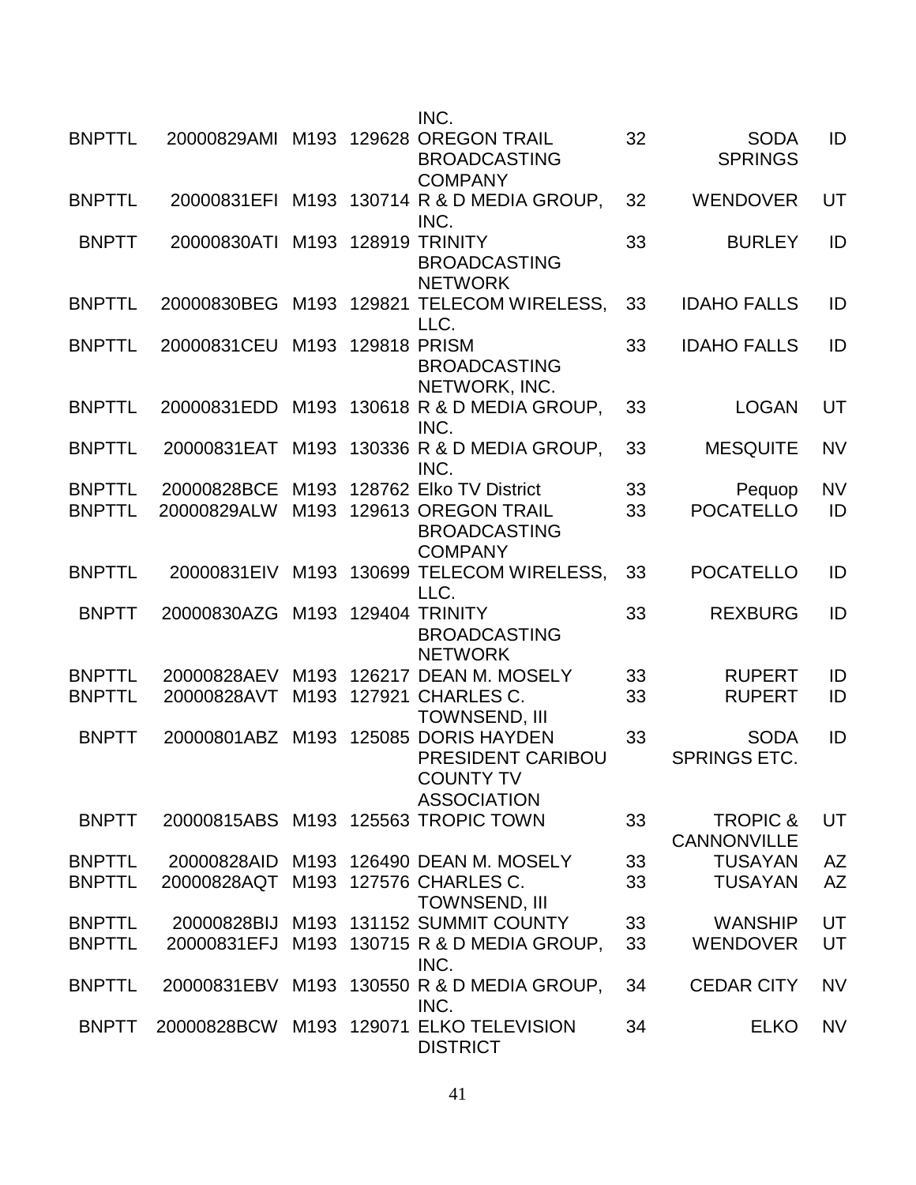| | | | | | | | |
|---|---|---|---|---|---|---|---|
| | | | | INC. | | | |
| BNPTTL | 20000829AMI | M193 | 129628 | OREGON TRAIL BROADCASTING COMPANY | 32 | SODA SPRINGS | ID |
| BNPTTL | 20000831EFI | M193 | 130714 | R & D MEDIA GROUP, INC. | 32 | WENDOVER | UT |
| BNPTT | 20000830ATI | M193 | 128919 | TRINITY BROADCASTING NETWORK | 33 | BURLEY | ID |
| BNPTTL | 20000830BEG | M193 | 129821 | TELECOM WIRELESS, LLC. | 33 | IDAHO FALLS | ID |
| BNPTTL | 20000831CEU | M193 | 129818 | PRISM BROADCASTING NETWORK, INC. | 33 | IDAHO FALLS | ID |
| BNPTTL | 20000831EDD | M193 | 130618 | R & D MEDIA GROUP, INC. | 33 | LOGAN | UT |
| BNPTTL | 20000831EAT | M193 | 130336 | R & D MEDIA GROUP, INC. | 33 | MESQUITE | NV |
| BNPTTL | 20000828BCE | M193 | 128762 | Elko TV District | 33 | Pequop | NV |
| BNPTTL | 20000829ALW | M193 | 129613 | OREGON TRAIL BROADCASTING COMPANY | 33 | POCATELLO | ID |
| BNPTTL | 20000831EIV | M193 | 130699 | TELECOM WIRELESS, LLC. | 33 | POCATELLO | ID |
| BNPTT | 20000830AZG | M193 | 129404 | TRINITY BROADCASTING NETWORK | 33 | REXBURG | ID |
| BNPTTL | 20000828AEV | M193 | 126217 | DEAN M. MOSELY | 33 | RUPERT | ID |
| BNPTTL | 20000828AVT | M193 | 127921 | CHARLES C. TOWNSEND, III | 33 | RUPERT | ID |
| BNPTT | 20000801ABZ | M193 | 125085 | DORIS HAYDEN PRESIDENT CARIBOU COUNTY TV ASSOCIATION | 33 | SODA SPRINGS ETC. | ID |
| BNPTT | 20000815ABS | M193 | 125563 | TROPIC TOWN | 33 | TROPIC & CANNONVILLE | UT |
| BNPTTL | 20000828AID | M193 | 126490 | DEAN M. MOSELY | 33 | TUSAYAN | AZ |
| BNPTTL | 20000828AQT | M193 | 127576 | CHARLES C. TOWNSEND, III | 33 | TUSAYAN | AZ |
| BNPTTL | 20000828BIJ | M193 | 131152 | SUMMIT COUNTY | 33 | WANSHIP | UT |
| BNPTTL | 20000831EFJ | M193 | 130715 | R & D MEDIA GROUP, INC. | 33 | WENDOVER | UT |
| BNPTTL | 20000831EBV | M193 | 130550 | R & D MEDIA GROUP, INC. | 34 | CEDAR CITY | NV |
| BNPTT | 20000828BCW | M193 | 129071 | ELKO TELEVISION DISTRICT | 34 | ELKO | NV |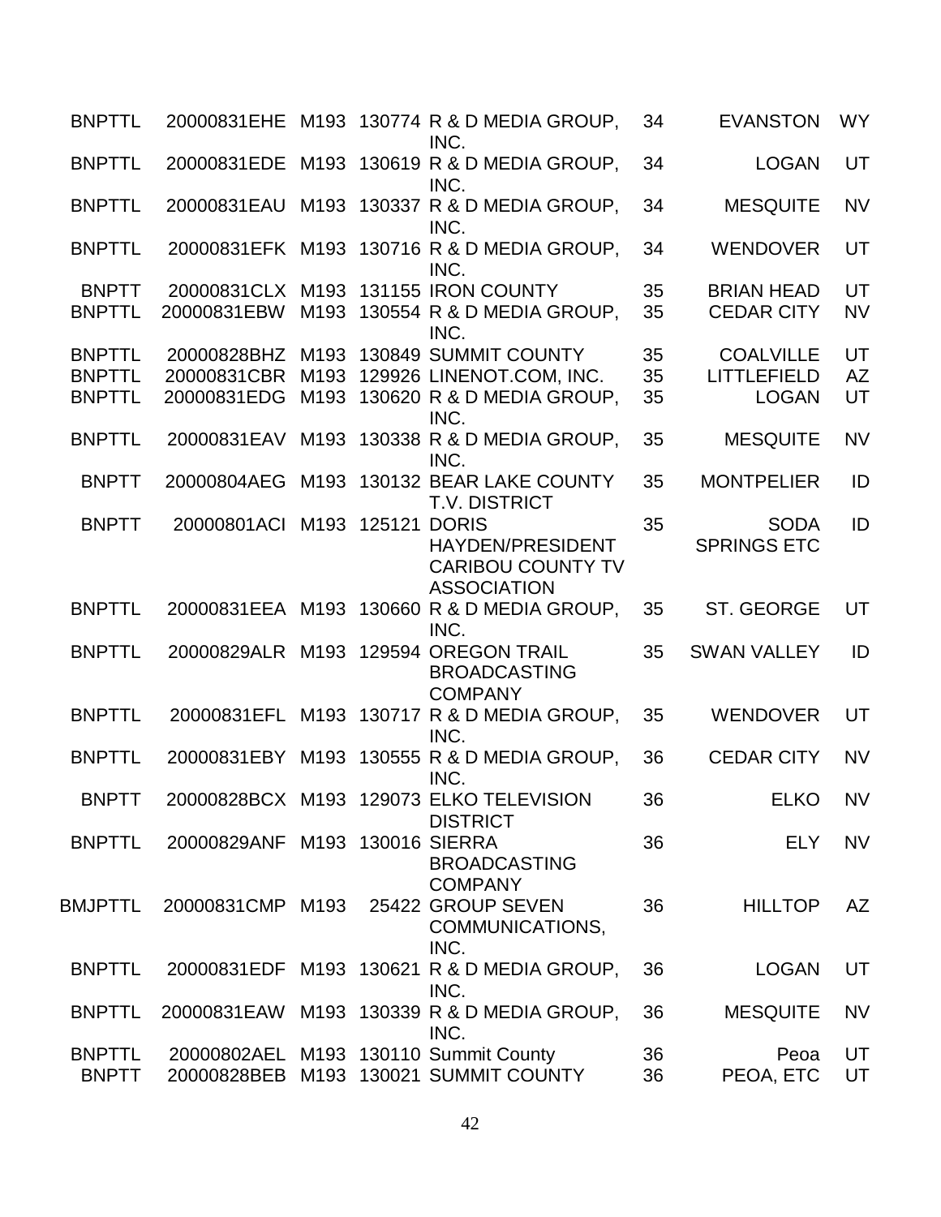| | | | | | | | |
|---|---|---|---|---|---|---|---|
| BNPTTL | 20000831EHE | M193 | 130774 | R & D MEDIA GROUP, INC. | 34 | EVANSTON | WY |
| BNPTTL | 20000831EDE | M193 | 130619 | R & D MEDIA GROUP, INC. | 34 | LOGAN | UT |
| BNPTTL | 20000831EAU | M193 | 130337 | R & D MEDIA GROUP, INC. | 34 | MESQUITE | NV |
| BNPTTL | 20000831EFK | M193 | 130716 | R & D MEDIA GROUP, INC. | 34 | WENDOVER | UT |
| BNPTT | 20000831CLX | M193 | 131155 | IRON COUNTY | 35 | BRIAN HEAD | UT |
| BNPTTL | 20000831EBW | M193 | 130554 | R & D MEDIA GROUP, INC. | 35 | CEDAR CITY | NV |
| BNPTTL | 20000828BHZ | M193 | 130849 | SUMMIT COUNTY | 35 | COALVILLE | UT |
| BNPTTL | 20000831CBR | M193 | 129926 | LINENOT.COM, INC. | 35 | LITTLEFIELD | AZ |
| BNPTTL | 20000831EDG | M193 | 130620 | R & D MEDIA GROUP, INC. | 35 | LOGAN | UT |
| BNPTTL | 20000831EAV | M193 | 130338 | R & D MEDIA GROUP, INC. | 35 | MESQUITE | NV |
| BNPTT | 20000804AEG | M193 | 130132 | BEAR LAKE COUNTY T.V. DISTRICT | 35 | MONTPELIER | ID |
| BNPTT | 20000801ACI | M193 | 125121 | DORIS HAYDEN/PRESIDENT CARIBOU COUNTY TV ASSOCIATION | 35 | SODA SPRINGS ETC | ID |
| BNPTTL | 20000831EEA | M193 | 130660 | R & D MEDIA GROUP, INC. | 35 | ST. GEORGE | UT |
| BNPTTL | 20000829ALR | M193 | 129594 | OREGON TRAIL BROADCASTING COMPANY | 35 | SWAN VALLEY | ID |
| BNPTTL | 20000831EFL | M193 | 130717 | R & D MEDIA GROUP, INC. | 35 | WENDOVER | UT |
| BNPTTL | 20000831EBY | M193 | 130555 | R & D MEDIA GROUP, INC. | 36 | CEDAR CITY | NV |
| BNPTT | 20000828BCX | M193 | 129073 | ELKO TELEVISION DISTRICT | 36 | ELKO | NV |
| BNPTTL | 20000829ANF | M193 | 130016 | SIERRA BROADCASTING COMPANY | 36 | ELY | NV |
| BMJPTTL | 20000831CMP | M193 | 25422 | GROUP SEVEN COMMUNICATIONS, INC. | 36 | HILLTOP | AZ |
| BNPTTL | 20000831EDF | M193 | 130621 | R & D MEDIA GROUP, INC. | 36 | LOGAN | UT |
| BNPTTL | 20000831EAW | M193 | 130339 | R & D MEDIA GROUP, INC. | 36 | MESQUITE | NV |
| BNPTTL | 20000802AEL | M193 | 130110 | Summit County | 36 | Peoa | UT |
| BNPTT | 20000828BEB | M193 | 130021 | SUMMIT COUNTY | 36 | PEOA, ETC | UT |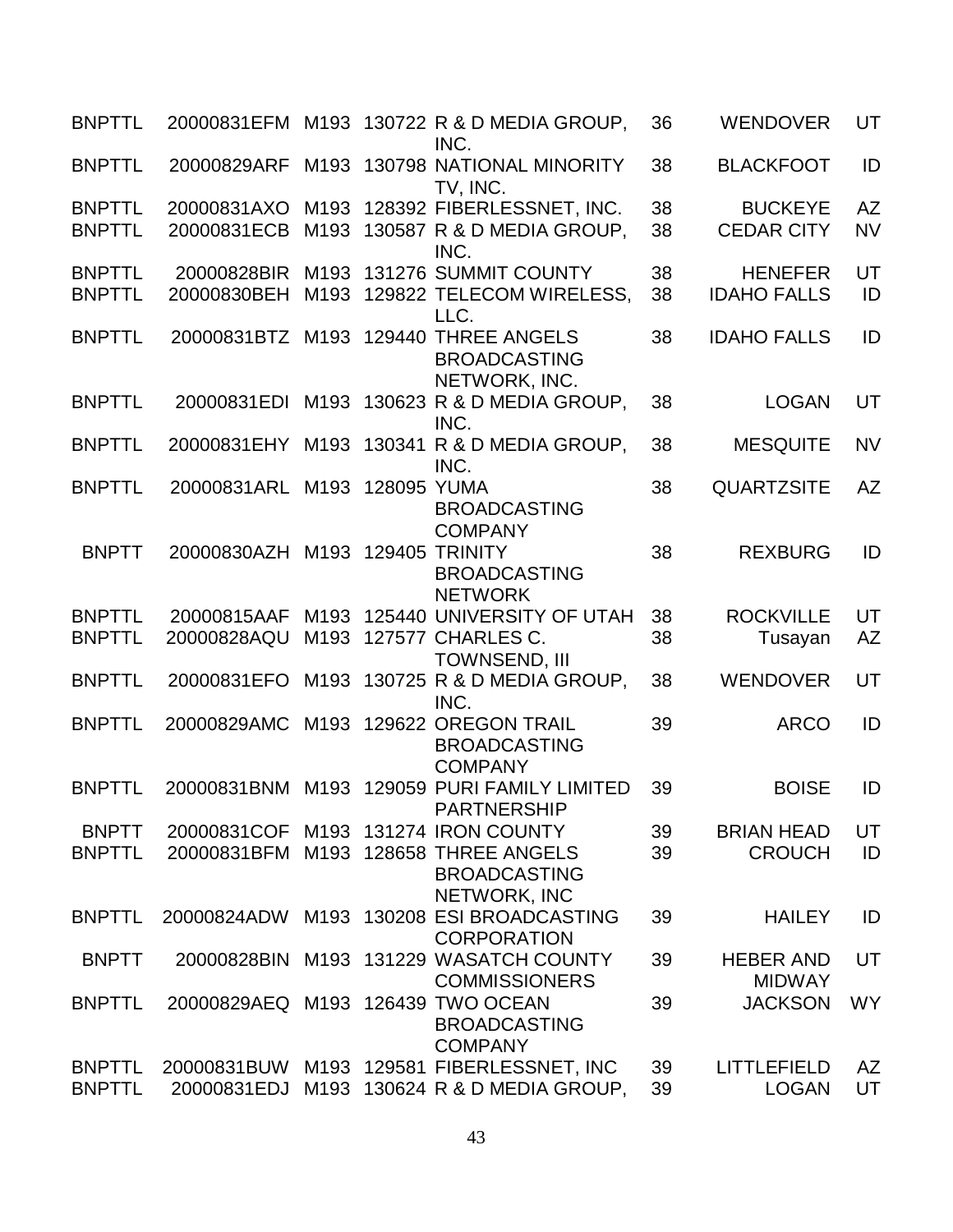| | | | | | | | |
|---|---|---|---|---|---|---|---|
| BNPTTL | 20000831EFM | M193 | 130722 | R & D MEDIA GROUP, INC. | 36 | WENDOVER | UT |
| BNPTTL | 20000829ARF | M193 | 130798 | NATIONAL MINORITY TV, INC. | 38 | BLACKFOOT | ID |
| BNPTTL | 20000831AXO | M193 | 128392 | FIBERLESSNET, INC. | 38 | BUCKEYE | AZ |
| BNPTTL | 20000831ECB | M193 | 130587 | R & D MEDIA GROUP, INC. | 38 | CEDAR CITY | NV |
| BNPTTL | 20000828BIR | M193 | 131276 | SUMMIT COUNTY | 38 | HENEFER | UT |
| BNPTTL | 20000830BEH | M193 | 129822 | TELECOM WIRELESS, LLC. | 38 | IDAHO FALLS | ID |
| BNPTTL | 20000831BTZ | M193 | 129440 | THREE ANGELS BROADCASTING NETWORK, INC. | 38 | IDAHO FALLS | ID |
| BNPTTL | 20000831EDI | M193 | 130623 | R & D MEDIA GROUP, INC. | 38 | LOGAN | UT |
| BNPTTL | 20000831EHY | M193 | 130341 | R & D MEDIA GROUP, INC. | 38 | MESQUITE | NV |
| BNPTTL | 20000831ARL | M193 | 128095 | YUMA BROADCASTING COMPANY | 38 | QUARTZSITE | AZ |
| BNPTT | 20000830AZH | M193 | 129405 | TRINITY BROADCASTING NETWORK | 38 | REXBURG | ID |
| BNPTTL | 20000815AAF | M193 | 125440 | UNIVERSITY OF UTAH | 38 | ROCKVILLE | UT |
| BNPTTL | 20000828AQU | M193 | 127577 | CHARLES C. TOWNSEND, III | 38 | Tusayan | AZ |
| BNPTTL | 20000831EFO | M193 | 130725 | R & D MEDIA GROUP, INC. | 38 | WENDOVER | UT |
| BNPTTL | 20000829AMC | M193 | 129622 | OREGON TRAIL BROADCASTING COMPANY | 39 | ARCO | ID |
| BNPTTL | 20000831BNM | M193 | 129059 | PURI FAMILY LIMITED PARTNERSHIP | 39 | BOISE | ID |
| BNPTT | 20000831COF | M193 | 131274 | IRON COUNTY | 39 | BRIAN HEAD | UT |
| BNPTTL | 20000831BFM | M193 | 128658 | THREE ANGELS BROADCASTING NETWORK, INC | 39 | CROUCH | ID |
| BNPTTL | 20000824ADW | M193 | 130208 | ESI BROADCASTING CORPORATION | 39 | HAILEY | ID |
| BNPTT | 20000828BIN | M193 | 131229 | WASATCH COUNTY COMMISSIONERS | 39 | HEBER AND MIDWAY | UT |
| BNPTTL | 20000829AEQ | M193 | 126439 | TWO OCEAN BROADCASTING COMPANY | 39 | JACKSON | WY |
| BNPTTL | 20000831BUW | M193 | 129581 | FIBERLESSNET, INC | 39 | LITTLEFIELD | AZ |
| BNPTTL | 20000831EDJ | M193 | 130624 | R & D MEDIA GROUP, | 39 | LOGAN | UT |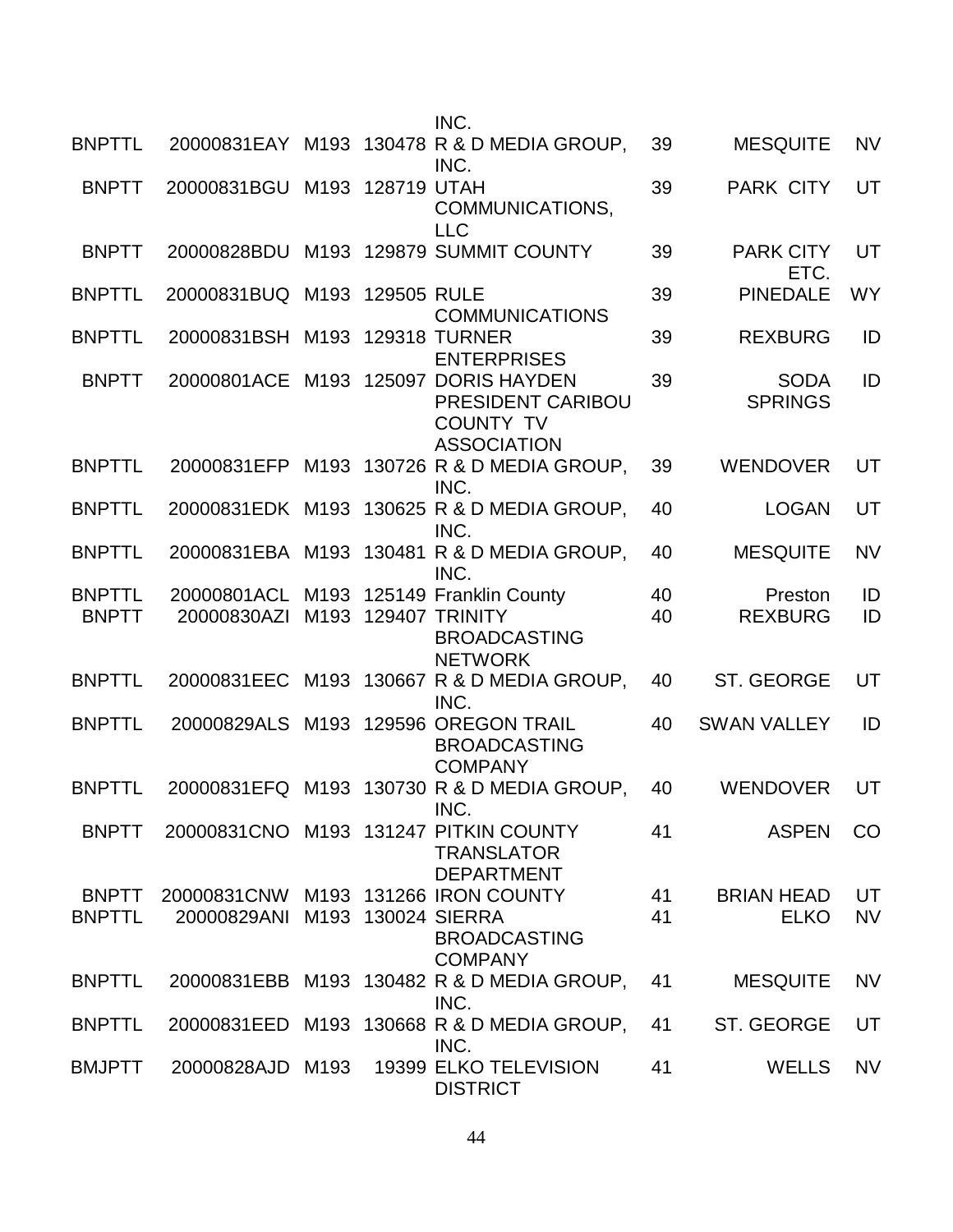| | | | | | | | |
|---|---|---|---|---|---|---|---|
| | | | | INC. | | | |
| BNPTTL | 20000831EAY | M193 | 130478 | R & D MEDIA GROUP, INC. | 39 | MESQUITE | NV |
| BNPTT | 20000831BGU | M193 | 128719 | UTAH COMMUNICATIONS, LLC | 39 | PARK CITY | UT |
| BNPTT | 20000828BDU | M193 | 129879 | SUMMIT COUNTY | 39 | PARK CITY ETC. | UT |
| BNPTTL | 20000831BUQ | M193 | 129505 | RULE COMMUNICATIONS | 39 | PINEDALE | WY |
| BNPTTL | 20000831BSH | M193 | 129318 | TURNER ENTERPRISES | 39 | REXBURG | ID |
| BNPTT | 20000801ACE | M193 | 125097 | DORIS HAYDEN PRESIDENT CARIBOU COUNTY TV ASSOCIATION | 39 | SODA SPRINGS | ID |
| BNPTTL | 20000831EFP | M193 | 130726 | R & D MEDIA GROUP, INC. | 39 | WENDOVER | UT |
| BNPTTL | 20000831EDK | M193 | 130625 | R & D MEDIA GROUP, INC. | 40 | LOGAN | UT |
| BNPTTL | 20000831EBA | M193 | 130481 | R & D MEDIA GROUP, INC. | 40 | MESQUITE | NV |
| BNPTTL | 20000801ACL | M193 | 125149 | Franklin County | 40 | Preston | ID |
| BNPTT | 20000830AZI | M193 | 129407 | TRINITY BROADCASTING NETWORK | 40 | REXBURG | ID |
| BNPTTL | 20000831EEC | M193 | 130667 | R & D MEDIA GROUP, INC. | 40 | ST. GEORGE | UT |
| BNPTTL | 20000829ALS | M193 | 129596 | OREGON TRAIL BROADCASTING COMPANY | 40 | SWAN VALLEY | ID |
| BNPTTL | 20000831EFQ | M193 | 130730 | R & D MEDIA GROUP, INC. | 40 | WENDOVER | UT |
| BNPTT | 20000831CNO | M193 | 131247 | PITKIN COUNTY TRANSLATOR DEPARTMENT | 41 | ASPEN | CO |
| BNPTT | 20000831CNW | M193 | 131266 | IRON COUNTY | 41 | BRIAN HEAD | UT |
| BNPTTL | 20000829ANI | M193 | 130024 | SIERRA BROADCASTING COMPANY | 41 | ELKO | NV |
| BNPTTL | 20000831EBB | M193 | 130482 | R & D MEDIA GROUP, INC. | 41 | MESQUITE | NV |
| BNPTTL | 20000831EED | M193 | 130668 | R & D MEDIA GROUP, INC. | 41 | ST. GEORGE | UT |
| BMJPTT | 20000828AJD | M193 | 19399 | ELKO TELEVISION DISTRICT | 41 | WELLS | NV |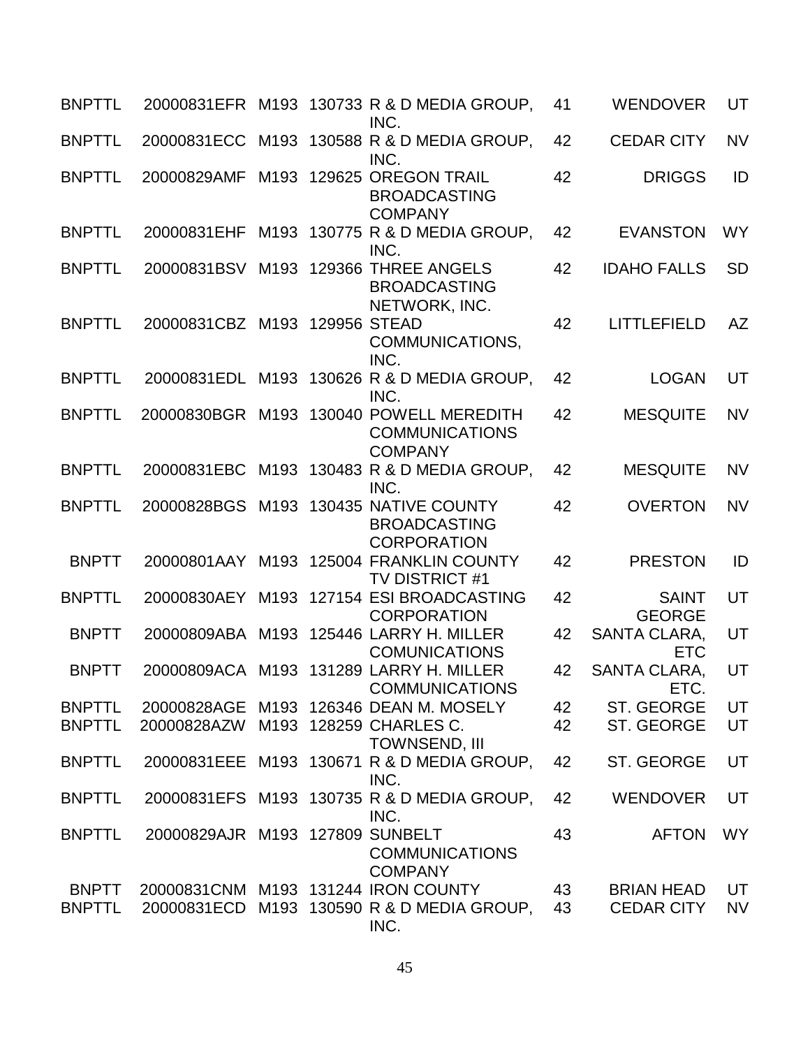| | | | | | | | |
|---|---|---|---|---|---|---|---|
| BNPTTL | 20000831EFR | M193 | 130733 | R & D MEDIA GROUP, INC. | 41 | WENDOVER | UT |
| BNPTTL | 20000831ECC | M193 | 130588 | R & D MEDIA GROUP, INC. | 42 | CEDAR CITY | NV |
| BNPTTL | 20000829AMF | M193 | 129625 | OREGON TRAIL BROADCASTING COMPANY | 42 | DRIGGS | ID |
| BNPTTL | 20000831EHF | M193 | 130775 | R & D MEDIA GROUP, INC. | 42 | EVANSTON | WY |
| BNPTTL | 20000831BSV | M193 | 129366 | THREE ANGELS BROADCASTING NETWORK, INC. | 42 | IDAHO FALLS | SD |
| BNPTTL | 20000831CBZ | M193 | 129956 | STEAD COMMUNICATIONS, INC. | 42 | LITTLEFIELD | AZ |
| BNPTTL | 20000831EDL | M193 | 130626 | R & D MEDIA GROUP, INC. | 42 | LOGAN | UT |
| BNPTTL | 20000830BGR | M193 | 130040 | POWELL MEREDITH COMMUNICATIONS COMPANY | 42 | MESQUITE | NV |
| BNPTTL | 20000831EBC | M193 | 130483 | R & D MEDIA GROUP, INC. | 42 | MESQUITE | NV |
| BNPTTL | 20000828BGS | M193 | 130435 | NATIVE COUNTY BROADCASTING CORPORATION | 42 | OVERTON | NV |
| BNPTT | 20000801AAY | M193 | 125004 | FRANKLIN COUNTY TV DISTRICT #1 | 42 | PRESTON | ID |
| BNPTTL | 20000830AEY | M193 | 127154 | ESI BROADCASTING CORPORATION | 42 | SAINT GEORGE | UT |
| BNPTT | 20000809ABA | M193 | 125446 | LARRY H. MILLER COMUNICATIONS | 42 | SANTA CLARA, ETC | UT |
| BNPTT | 20000809ACA | M193 | 131289 | LARRY H. MILLER COMMUNICATIONS | 42 | SANTA CLARA, ETC. | UT |
| BNPTTL | 20000828AGE | M193 | 126346 | DEAN M. MOSELY | 42 | ST. GEORGE | UT |
| BNPTTL | 20000828AZW | M193 | 128259 | CHARLES C. TOWNSEND, III | 42 | ST. GEORGE | UT |
| BNPTTL | 20000831EEE | M193 | 130671 | R & D MEDIA GROUP, INC. | 42 | ST. GEORGE | UT |
| BNPTTL | 20000831EFS | M193 | 130735 | R & D MEDIA GROUP, INC. | 42 | WENDOVER | UT |
| BNPTTL | 20000829AJR | M193 | 127809 | SUNBELT COMMUNICATIONS COMPANY | 43 | AFTON | WY |
| BNPTT | 20000831CNM | M193 | 131244 | IRON COUNTY | 43 | BRIAN HEAD | UT |
| BNPTTL | 20000831ECD | M193 | 130590 | R & D MEDIA GROUP, INC. | 43 | CEDAR CITY | NV |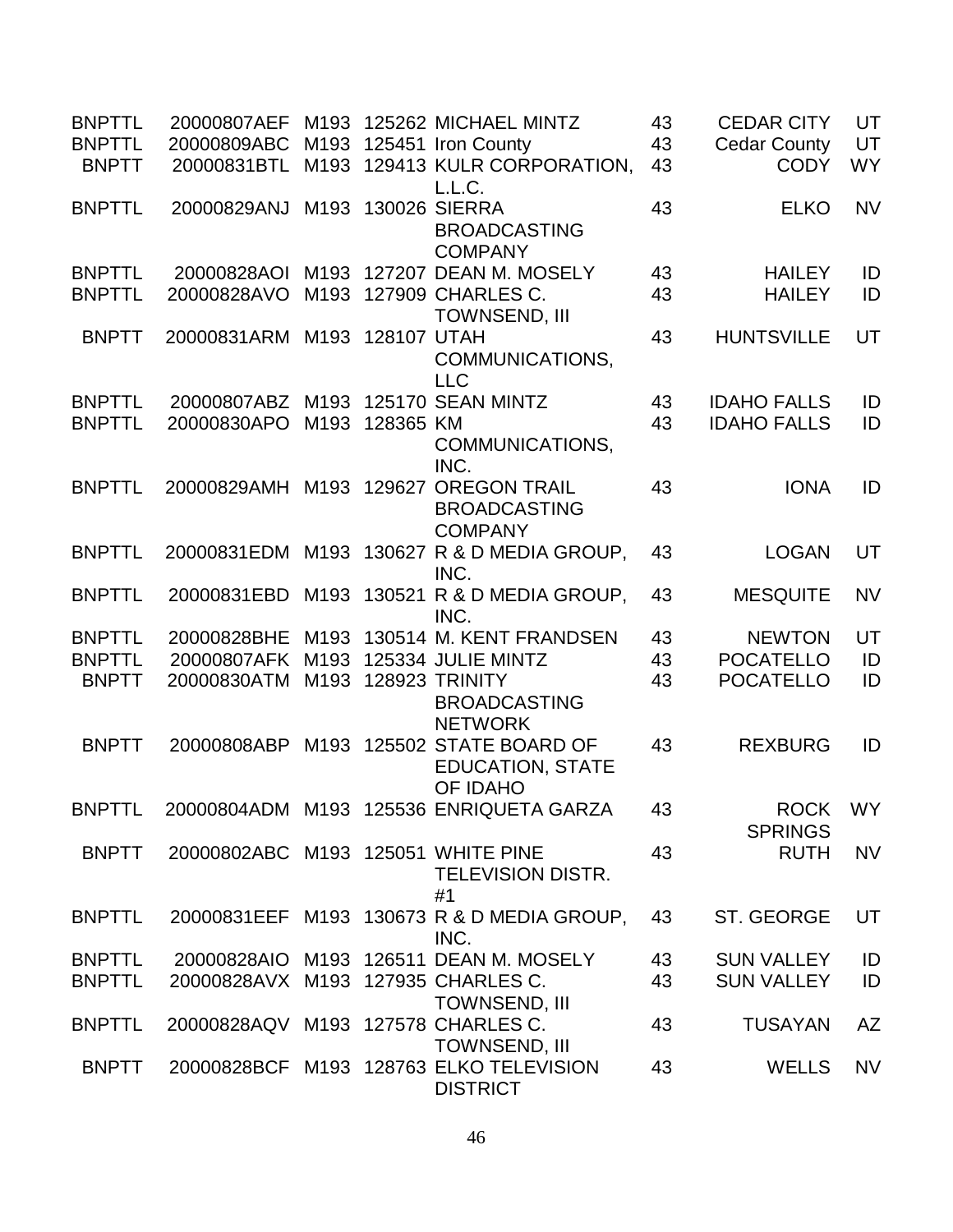| | | | | | | | |
|---|---|---|---|---|---|---|---|
| BNPTTL | 20000807AEF | M193 | 125262 | MICHAEL MINTZ | 43 | CEDAR CITY | UT |
| BNPTTL | 20000809ABC | M193 | 125451 | Iron County | 43 | Cedar County | UT |
| BNPTT | 20000831BTL | M193 | 129413 | KULR CORPORATION, L.L.C. | 43 | CODY | WY |
| BNPTTL | 20000829ANJ | M193 | 130026 | SIERRA BROADCASTING COMPANY | 43 | ELKO | NV |
| BNPTTL | 20000828AOI | M193 | 127207 | DEAN M. MOSELY | 43 | HAILEY | ID |
| BNPTTL | 20000828AVO | M193 | 127909 | CHARLES C. TOWNSEND, III | 43 | HAILEY | ID |
| BNPTT | 20000831ARM | M193 | 128107 | UTAH COMMUNICATIONS, LLC | 43 | HUNTSVILLE | UT |
| BNPTTL | 20000807ABZ | M193 | 125170 | SEAN MINTZ | 43 | IDAHO FALLS | ID |
| BNPTTL | 20000830APO | M193 | 128365 | KM COMMUNICATIONS, INC. | 43 | IDAHO FALLS | ID |
| BNPTTL | 20000829AMH | M193 | 129627 | OREGON TRAIL BROADCASTING COMPANY | 43 | IONA | ID |
| BNPTTL | 20000831EDM | M193 | 130627 | R & D MEDIA GROUP, INC. | 43 | LOGAN | UT |
| BNPTTL | 20000831EBD | M193 | 130521 | R & D MEDIA GROUP, INC. | 43 | MESQUITE | NV |
| BNPTTL | 20000828BHE | M193 | 130514 | M. KENT FRANDSEN | 43 | NEWTON | UT |
| BNPTTL | 20000807AFK | M193 | 125334 | JULIE MINTZ | 43 | POCATELLO | ID |
| BNPTT | 20000830ATM | M193 | 128923 | TRINITY BROADCASTING NETWORK | 43 | POCATELLO | ID |
| BNPTT | 20000808ABP | M193 | 125502 | STATE BOARD OF EDUCATION, STATE OF IDAHO | 43 | REXBURG | ID |
| BNPTTL | 20000804ADM | M193 | 125536 | ENRIQUETA GARZA | 43 | ROCK SPRINGS | WY |
| BNPTT | 20000802ABC | M193 | 125051 | WHITE PINE TELEVISION DISTR. #1 | 43 | RUTH | NV |
| BNPTTL | 20000831EEF | M193 | 130673 | R & D MEDIA GROUP, INC. | 43 | ST. GEORGE | UT |
| BNPTTL | 20000828AIO | M193 | 126511 | DEAN M. MOSELY | 43 | SUN VALLEY | ID |
| BNPTTL | 20000828AVX | M193 | 127935 | CHARLES C. TOWNSEND, III | 43 | SUN VALLEY | ID |
| BNPTTL | 20000828AQV | M193 | 127578 | CHARLES C. TOWNSEND, III | 43 | TUSAYAN | AZ |
| BNPTT | 20000828BCF | M193 | 128763 | ELKO TELEVISION DISTRICT | 43 | WELLS | NV |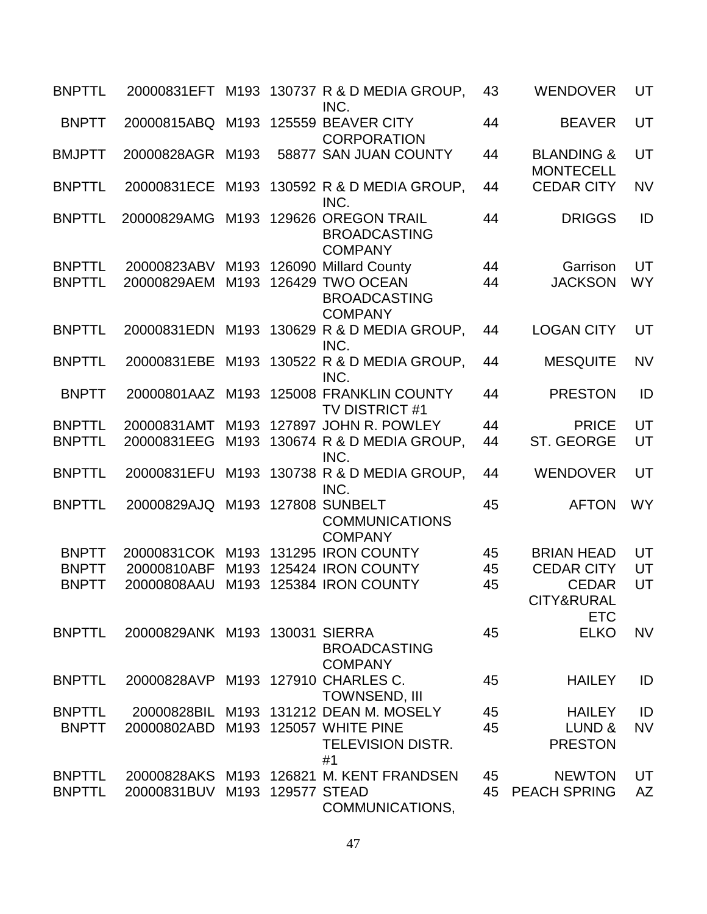| | | | | | | | |
|---|---|---|---|---|---|---|---|
| BNPTTL | 20000831EFT | M193 | 130737 | R & D MEDIA GROUP, INC. | 43 | WENDOVER | UT |
| BNPTT | 20000815ABQ | M193 | 125559 | BEAVER CITY CORPORATION | 44 | BEAVER | UT |
| BMJPTT | 20000828AGR | M193 | 58877 | SAN JUAN COUNTY | 44 | BLANDING & MONTECELL | UT |
| BNPTTL | 20000831ECE | M193 | 130592 | R & D MEDIA GROUP, INC. | 44 | CEDAR CITY | NV |
| BNPTTL | 20000829AMG | M193 | 129626 | OREGON TRAIL BROADCASTING COMPANY | 44 | DRIGGS | ID |
| BNPTTL | 20000823ABV | M193 | 126090 | Millard County | 44 | Garrison | UT |
| BNPTTL | 20000829AEM | M193 | 126429 | TWO OCEAN BROADCASTING COMPANY | 44 | JACKSON | WY |
| BNPTTL | 20000831EDN | M193 | 130629 | R & D MEDIA GROUP, INC. | 44 | LOGAN CITY | UT |
| BNPTTL | 20000831EBE | M193 | 130522 | R & D MEDIA GROUP, INC. | 44 | MESQUITE | NV |
| BNPTT | 20000801AAZ | M193 | 125008 | FRANKLIN COUNTY TV DISTRICT #1 | 44 | PRESTON | ID |
| BNPTTL | 20000831AMT | M193 | 127897 | JOHN R. POWLEY | 44 | PRICE | UT |
| BNPTTL | 20000831EEG | M193 | 130674 | R & D MEDIA GROUP, INC. | 44 | ST. GEORGE | UT |
| BNPTTL | 20000831EFU | M193 | 130738 | R & D MEDIA GROUP, INC. | 44 | WENDOVER | UT |
| BNPTTL | 20000829AJQ | M193 | 127808 | SUNBELT COMMUNICATIONS COMPANY | 45 | AFTON | WY |
| BNPTT | 20000831COK | M193 | 131295 | IRON COUNTY | 45 | BRIAN HEAD | UT |
| BNPTT | 20000810ABF | M193 | 125424 | IRON COUNTY | 45 | CEDAR CITY | UT |
| BNPTT | 20000808AAU | M193 | 125384 | IRON COUNTY | 45 | CEDAR CITY&RURAL ETC | UT |
| BNPTTL | 20000829ANK | M193 | 130031 | SIERRA BROADCASTING COMPANY | 45 | ELKO | NV |
| BNPTTL | 20000828AVP | M193 | 127910 | CHARLES C. TOWNSEND, III | 45 | HAILEY | ID |
| BNPTTL | 20000828BIL | M193 | 131212 | DEAN M. MOSELY | 45 | HAILEY | ID |
| BNPTT | 20000802ABD | M193 | 125057 | WHITE PINE TELEVISION DISTR. #1 | 45 | LUND & PRESTON | NV |
| BNPTTL | 20000828AKS | M193 | 126821 | M. KENT FRANDSEN | 45 | NEWTON | UT |
| BNPTTL | 20000831BUV | M193 | 129577 | STEAD COMMUNICATIONS, | 45 | PEACH SPRING | AZ |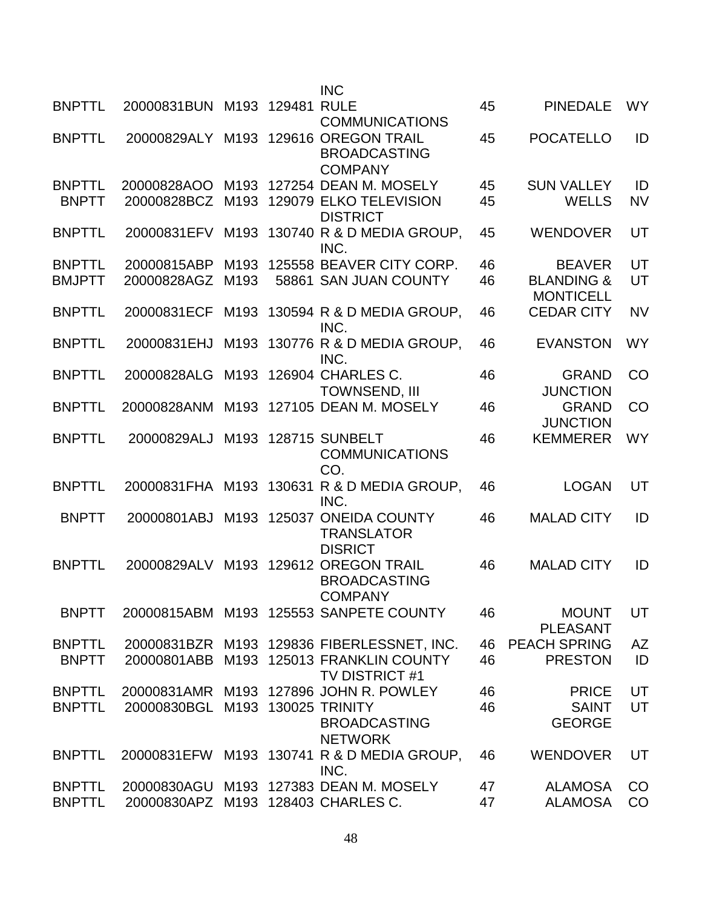| | | | | | | | |
|---|---|---|---|---|---|---|---|
| | | | | INC | | | |
| BNPTTL | 20000831BUN | M193 | 129481 | RULE COMMUNICATIONS | 45 | PINEDALE | WY |
| BNPTTL | 20000829ALY | M193 | 129616 | OREGON TRAIL BROADCASTING COMPANY | 45 | POCATELLO | ID |
| BNPTTL | 20000828AOO | M193 | 127254 | DEAN M. MOSELY | 45 | SUN VALLEY | ID |
| BNPTT | 20000828BCZ | M193 | 129079 | ELKO TELEVISION DISTRICT | 45 | WELLS | NV |
| BNPTTL | 20000831EFV | M193 | 130740 | R & D MEDIA GROUP, INC. | 45 | WENDOVER | UT |
| BNPTTL | 20000815ABP | M193 | 125558 | BEAVER CITY CORP. | 46 | BEAVER | UT |
| BMJPTT | 20000828AGZ | M193 | 58861 | SAN JUAN COUNTY | 46 | BLANDING & MONTICELL | UT |
| BNPTTL | 20000831ECF | M193 | 130594 | R & D MEDIA GROUP, INC. | 46 | CEDAR CITY | NV |
| BNPTTL | 20000831EHJ | M193 | 130776 | R & D MEDIA GROUP, INC. | 46 | EVANSTON | WY |
| BNPTTL | 20000828ALG | M193 | 126904 | CHARLES C. TOWNSEND, III | 46 | GRAND JUNCTION | CO |
| BNPTTL | 20000828ANM | M193 | 127105 | DEAN M. MOSELY | 46 | GRAND JUNCTION | CO |
| BNPTTL | 20000829ALJ | M193 | 128715 | SUNBELT COMMUNICATIONS CO. | 46 | KEMMERER | WY |
| BNPTTL | 20000831FHA | M193 | 130631 | R & D MEDIA GROUP, INC. | 46 | LOGAN | UT |
| BNPTT | 20000801ABJ | M193 | 125037 | ONEIDA COUNTY TRANSLATOR DISRICT | 46 | MALAD CITY | ID |
| BNPTTL | 20000829ALV | M193 | 129612 | OREGON TRAIL BROADCASTING COMPANY | 46 | MALAD CITY | ID |
| BNPTT | 20000815ABM | M193 | 125553 | SANPETE COUNTY | 46 | MOUNT PLEASANT | UT |
| BNPTTL | 20000831BZR | M193 | 129836 | FIBERLESSNET, INC. | 46 | PEACH SPRING | AZ |
| BNPTT | 20000801ABB | M193 | 125013 | FRANKLIN COUNTY TV DISTRICT #1 | 46 | PRESTON | ID |
| BNPTTL | 20000831AMR | M193 | 127896 | JOHN R. POWLEY | 46 | PRICE | UT |
| BNPTTL | 20000830BGL | M193 | 130025 | TRINITY BROADCASTING NETWORK | 46 | SAINT GEORGE | UT |
| BNPTTL | 20000831EFW | M193 | 130741 | R & D MEDIA GROUP, INC. | 46 | WENDOVER | UT |
| BNPTTL | 20000830AGU | M193 | 127383 | DEAN M. MOSELY | 47 | ALAMOSA | CO |
| BNPTTL | 20000830APZ | M193 | 128403 | CHARLES C. | 47 | ALAMOSA | CO |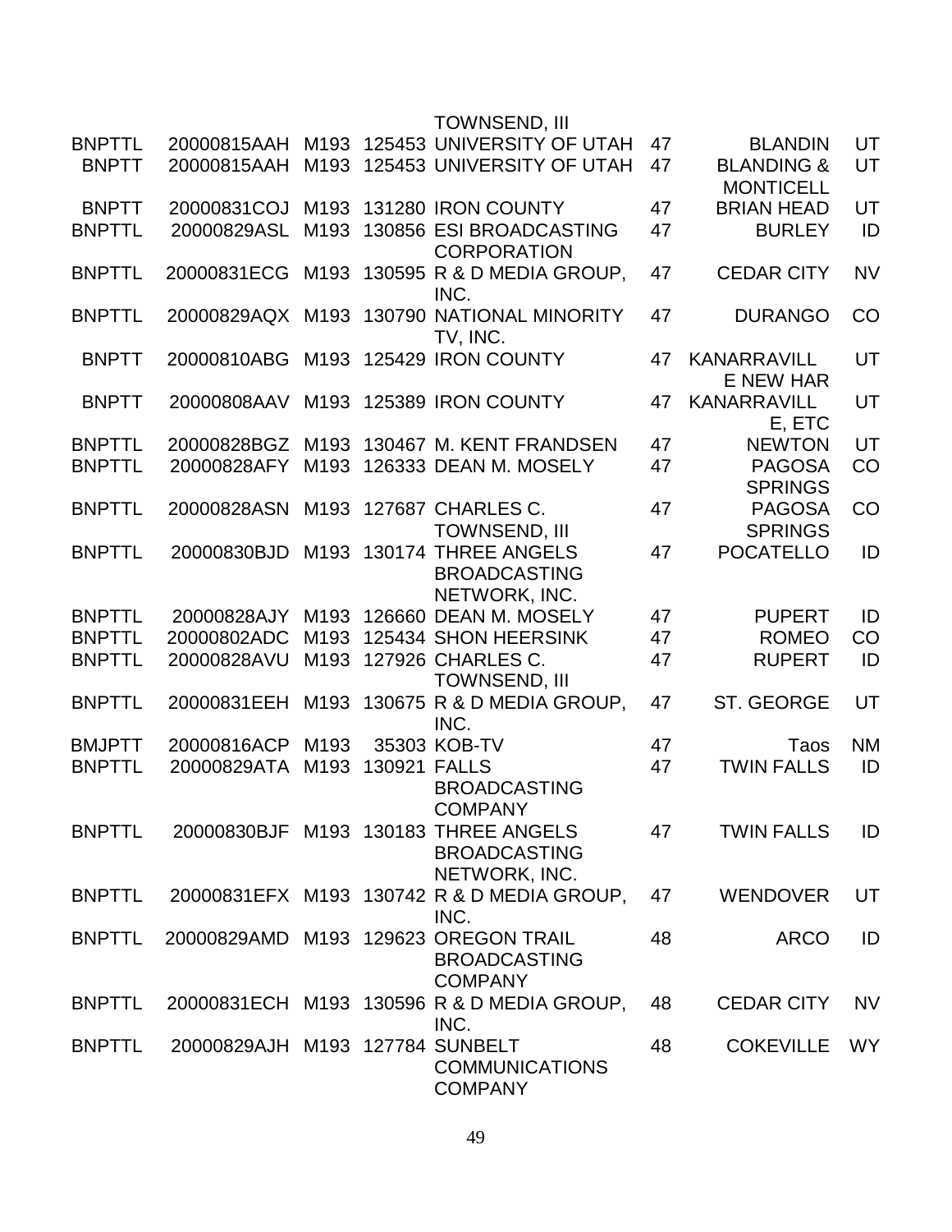| | | | | | | | |
|---|---|---|---|---|---|---|---|
| | | | | TOWNSEND, III | | | |
| BNPTTL | 20000815AAH | M193 | 125453 | UNIVERSITY OF UTAH | 47 | BLANDIN | UT |
| BNPTT | 20000815AAH | M193 | 125453 | UNIVERSITY OF UTAH | 47 | BLANDING & MONTICELL | UT |
| BNPTT | 20000831COJ | M193 | 131280 | IRON COUNTY | 47 | BRIAN HEAD | UT |
| BNPTTL | 20000829ASL | M193 | 130856 | ESI BROADCASTING CORPORATION | 47 | BURLEY | ID |
| BNPTTL | 20000831ECG | M193 | 130595 | R & D MEDIA GROUP, INC. | 47 | CEDAR CITY | NV |
| BNPTTL | 20000829AQX | M193 | 130790 | NATIONAL MINORITY TV, INC. | 47 | DURANGO | CO |
| BNPTT | 20000810ABG | M193 | 125429 | IRON COUNTY | 47 | KANARRAVILLE NEW HAR | UT |
| BNPTT | 20000808AAV | M193 | 125389 | IRON COUNTY | 47 | KANARRAVILLE, ETC | UT |
| BNPTTL | 20000828BGZ | M193 | 130467 | M. KENT FRANDSEN | 47 | NEWTON | UT |
| BNPTTL | 20000828AFY | M193 | 126333 | DEAN M. MOSELY | 47 | PAGOSA SPRINGS | CO |
| BNPTTL | 20000828ASN | M193 | 127687 | CHARLES C. TOWNSEND, III | 47 | PAGOSA SPRINGS | CO |
| BNPTTL | 20000830BJD | M193 | 130174 | THREE ANGELS BROADCASTING NETWORK, INC. | 47 | POCATELLO | ID |
| BNPTTL | 20000828AJY | M193 | 126660 | DEAN M. MOSELY | 47 | PUPERT | ID |
| BNPTTL | 20000802ADC | M193 | 125434 | SHON HEERSINK | 47 | ROMEO | CO |
| BNPTTL | 20000828AVU | M193 | 127926 | CHARLES C. TOWNSEND, III | 47 | RUPERT | ID |
| BNPTTL | 20000831EEH | M193 | 130675 | R & D MEDIA GROUP, INC. | 47 | ST. GEORGE | UT |
| BMJPTT | 20000816ACP | M193 | 35303 | KOB-TV | 47 | Taos | NM |
| BNPTTL | 20000829ATA | M193 | 130921 | FALLS BROADCASTING COMPANY | 47 | TWIN FALLS | ID |
| BNPTTL | 20000830BJF | M193 | 130183 | THREE ANGELS BROADCASTING NETWORK, INC. | 47 | TWIN FALLS | ID |
| BNPTTL | 20000831EFX | M193 | 130742 | R & D MEDIA GROUP, INC. | 47 | WENDOVER | UT |
| BNPTTL | 20000829AMD | M193 | 129623 | OREGON TRAIL BROADCASTING COMPANY | 48 | ARCO | ID |
| BNPTTL | 20000831ECH | M193 | 130596 | R & D MEDIA GROUP, INC. | 48 | CEDAR CITY | NV |
| BNPTTL | 20000829AJH | M193 | 127784 | SUNBELT COMMUNICATIONS COMPANY | 48 | COKEVILLE | WY |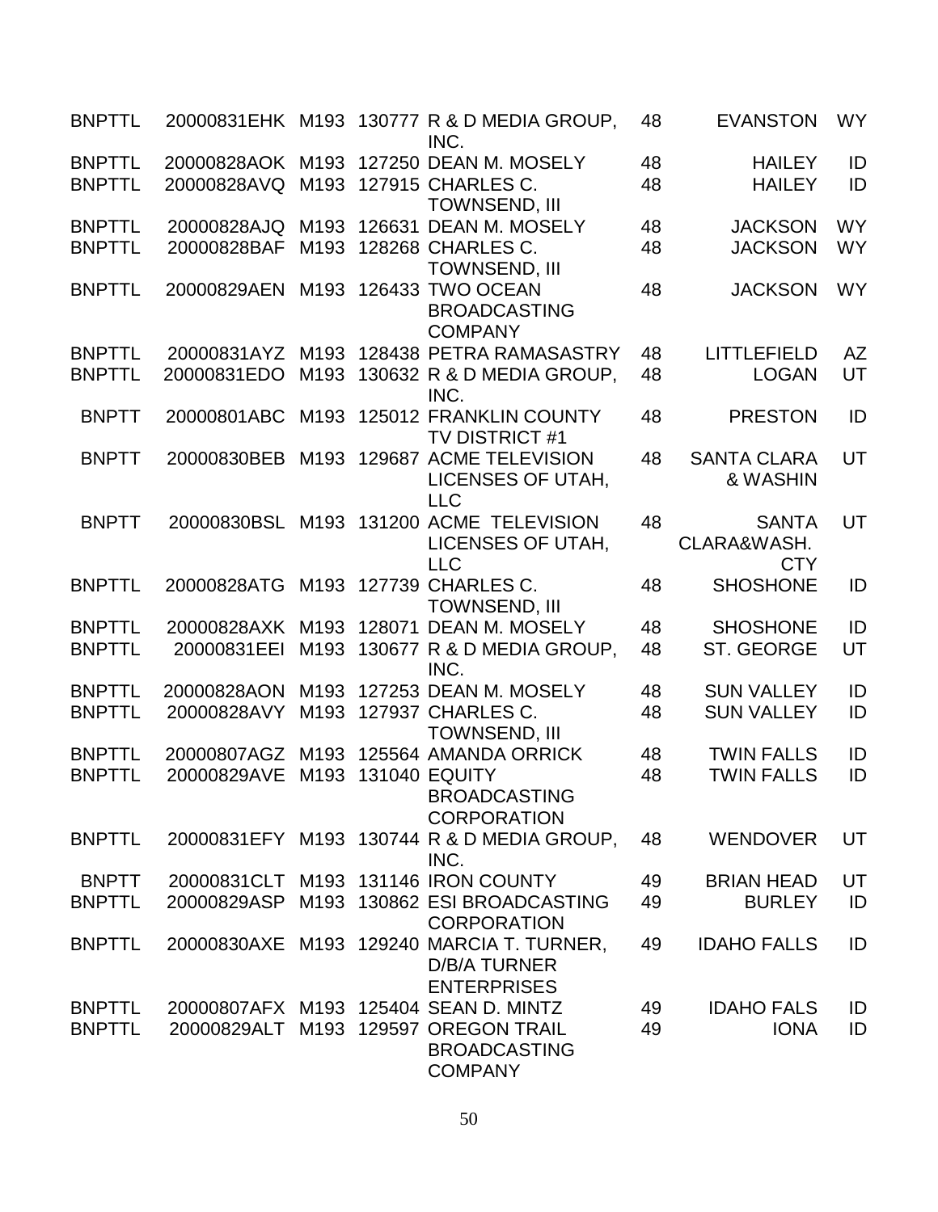| | | | | | | | |
|---|---|---|---|---|---|---|---|
| BNPTTL | 20000831EHK | M193 | 130777 | R & D MEDIA GROUP, INC. | 48 | EVANSTON | WY |
| BNPTTL | 20000828AOK | M193 | 127250 | DEAN M. MOSELY | 48 | HAILEY | ID |
| BNPTTL | 20000828AVQ | M193 | 127915 | CHARLES C. TOWNSEND, III | 48 | HAILEY | ID |
| BNPTTL | 20000828AJQ | M193 | 126631 | DEAN M. MOSELY | 48 | JACKSON | WY |
| BNPTTL | 20000828BAF | M193 | 128268 | CHARLES C. TOWNSEND, III | 48 | JACKSON | WY |
| BNPTTL | 20000829AEN | M193 | 126433 | TWO OCEAN BROADCASTING COMPANY | 48 | JACKSON | WY |
| BNPTTL | 20000831AYZ | M193 | 128438 | PETRA RAMASASTRY | 48 | LITTLEFIELD | AZ |
| BNPTTL | 20000831EDO | M193 | 130632 | R & D MEDIA GROUP, INC. | 48 | LOGAN | UT |
| BNPTT | 20000801ABC | M193 | 125012 | FRANKLIN COUNTY TV DISTRICT #1 | 48 | PRESTON | ID |
| BNPTT | 20000830BEB | M193 | 129687 | ACME TELEVISION LICENSES OF UTAH, LLC | 48 | SANTA CLARA & WASHIN | UT |
| BNPTT | 20000830BSL | M193 | 131200 | ACME TELEVISION LICENSES OF UTAH, LLC | 48 | SANTA CLARA&WASH. CTY | UT |
| BNPTTL | 20000828ATG | M193 | 127739 | CHARLES C. TOWNSEND, III | 48 | SHOSHONE | ID |
| BNPTTL | 20000828AXK | M193 | 128071 | DEAN M. MOSELY | 48 | SHOSHONE | ID |
| BNPTTL | 20000831EEI | M193 | 130677 | R & D MEDIA GROUP, INC. | 48 | ST. GEORGE | UT |
| BNPTTL | 20000828AON | M193 | 127253 | DEAN M. MOSELY | 48 | SUN VALLEY | ID |
| BNPTTL | 20000828AVY | M193 | 127937 | CHARLES C. TOWNSEND, III | 48 | SUN VALLEY | ID |
| BNPTTL | 20000807AGZ | M193 | 125564 | AMANDA ORRICK | 48 | TWIN FALLS | ID |
| BNPTTL | 20000829AVE | M193 | 131040 | EQUITY BROADCASTING CORPORATION | 48 | TWIN FALLS | ID |
| BNPTTL | 20000831EFY | M193 | 130744 | R & D MEDIA GROUP, INC. | 48 | WENDOVER | UT |
| BNPTT | 20000831CLT | M193 | 131146 | IRON COUNTY | 49 | BRIAN HEAD | UT |
| BNPTTL | 20000829ASP | M193 | 130862 | ESI BROADCASTING CORPORATION | 49 | BURLEY | ID |
| BNPTTL | 20000830AXE | M193 | 129240 | MARCIA T. TURNER, D/B/A TURNER ENTERPRISES | 49 | IDAHO FALLS | ID |
| BNPTTL | 20000807AFX | M193 | 125404 | SEAN D. MINTZ | 49 | IDAHO FALS | ID |
| BNPTTL | 20000829ALT | M193 | 129597 | OREGON TRAIL BROADCASTING COMPANY | 49 | IONA | ID |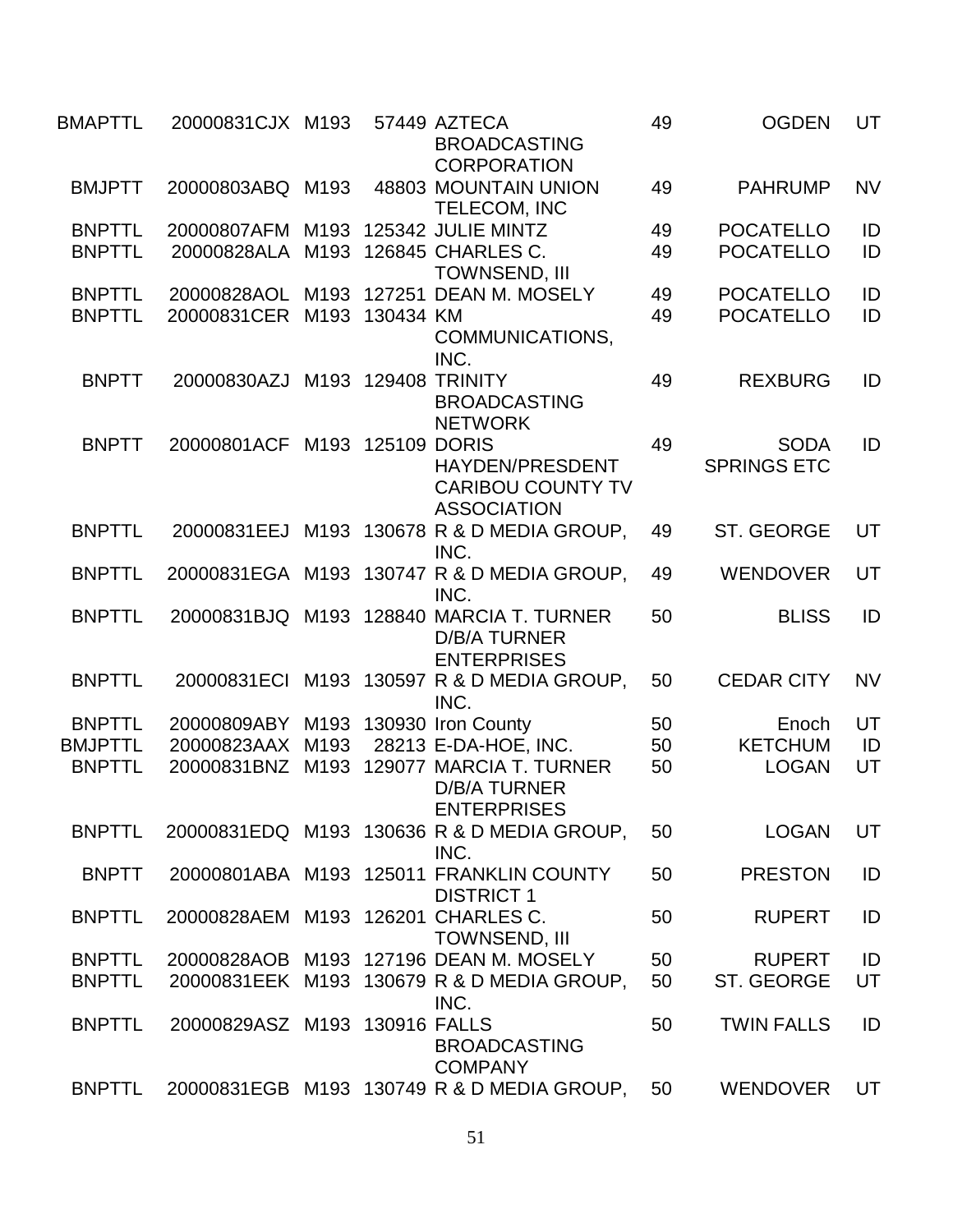| | | | | | | | |
|---|---|---|---|---|---|---|---|
| BMAPTTL | 20000831CJX | M193 | 57449 | AZTECA BROADCASTING CORPORATION | 49 | OGDEN | UT |
| BMJPTT | 20000803ABQ | M193 | 48803 | MOUNTAIN UNION TELECOM, INC | 49 | PAHRUMP | NV |
| BNPTTL | 20000807AFM | M193 | 125342 | JULIE MINTZ | 49 | POCATELLO | ID |
| BNPTTL | 20000828ALA | M193 | 126845 | CHARLES C. TOWNSEND, III | 49 | POCATELLO | ID |
| BNPTTL | 20000828AOL | M193 | 127251 | DEAN M. MOSELY | 49 | POCATELLO | ID |
| BNPTTL | 20000831CER | M193 | 130434 | KM COMMUNICATIONS, INC. | 49 | POCATELLO | ID |
| BNPTT | 20000830AZJ | M193 | 129408 | TRINITY BROADCASTING NETWORK | 49 | REXBURG | ID |
| BNPTT | 20000801ACF | M193 | 125109 | DORIS HAYDEN/PRESDENT CARIBOU COUNTY TV ASSOCIATION | 49 | SODA SPRINGS ETC | ID |
| BNPTTL | 20000831EEJ | M193 | 130678 | R & D MEDIA GROUP, INC. | 49 | ST. GEORGE | UT |
| BNPTTL | 20000831EGA | M193 | 130747 | R & D MEDIA GROUP, INC. | 49 | WENDOVER | UT |
| BNPTTL | 20000831BJQ | M193 | 128840 | MARCIA T. TURNER D/B/A TURNER ENTERPRISES | 50 | BLISS | ID |
| BNPTTL | 20000831ECI | M193 | 130597 | R & D MEDIA GROUP, INC. | 50 | CEDAR CITY | NV |
| BNPTTL | 20000809ABY | M193 | 130930 | Iron County | 50 | Enoch | UT |
| BMJPTTL | 20000823AAX | M193 | 28213 | E-DA-HOE, INC. | 50 | KETCHUM | ID |
| BNPTTL | 20000831BNZ | M193 | 129077 | MARCIA T. TURNER D/B/A TURNER ENTERPRISES | 50 | LOGAN | UT |
| BNPTTL | 20000831EDQ | M193 | 130636 | R & D MEDIA GROUP, INC. | 50 | LOGAN | UT |
| BNPTT | 20000801ABA | M193 | 125011 | FRANKLIN COUNTY DISTRICT 1 | 50 | PRESTON | ID |
| BNPTTL | 20000828AEM | M193 | 126201 | CHARLES C. TOWNSEND, III | 50 | RUPERT | ID |
| BNPTTL | 20000828AOB | M193 | 127196 | DEAN M. MOSELY | 50 | RUPERT | ID |
| BNPTTL | 20000831EEK | M193 | 130679 | R & D MEDIA GROUP, INC. | 50 | ST. GEORGE | UT |
| BNPTTL | 20000829ASZ | M193 | 130916 | FALLS BROADCASTING COMPANY | 50 | TWIN FALLS | ID |
| BNPTTL | 20000831EGB | M193 | 130749 | R & D MEDIA GROUP, | 50 | WENDOVER | UT |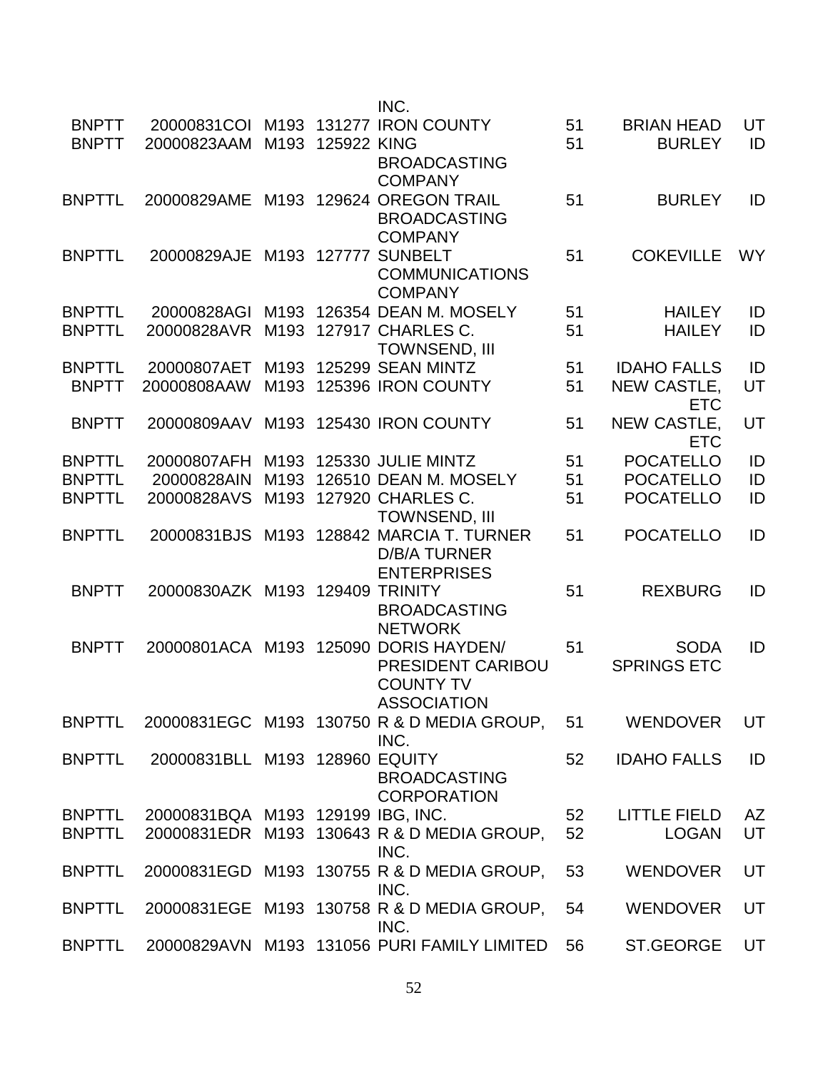| | | | | | | | |
|---|---|---|---|---|---|---|---|
| | | | | INC. | | | |
| BNPTT | 20000831COI | M193 | 131277 | IRON COUNTY | 51 | BRIAN HEAD | UT |
| BNPTT | 20000823AAM | M193 | 125922 | KING BROADCASTING COMPANY | 51 | BURLEY | ID |
| BNPTTL | 20000829AME | M193 | 129624 | OREGON TRAIL BROADCASTING COMPANY | 51 | BURLEY | ID |
| BNPTTL | 20000829AJE | M193 | 127777 | SUNBELT COMMUNICATIONS COMPANY | 51 | COKEVILLE | WY |
| BNPTTL | 20000828AGI | M193 | 126354 | DEAN M. MOSELY | 51 | HAILEY | ID |
| BNPTTL | 20000828AVR | M193 | 127917 | CHARLES C. TOWNSEND, III | 51 | HAILEY | ID |
| BNPTTL | 20000807AET | M193 | 125299 | SEAN MINTZ | 51 | IDAHO FALLS | ID |
| BNPTT | 20000808AAW | M193 | 125396 | IRON COUNTY | 51 | NEW CASTLE, ETC | UT |
| BNPTT | 20000809AAV | M193 | 125430 | IRON COUNTY | 51 | NEW CASTLE, ETC | UT |
| BNPTTL | 20000807AFH | M193 | 125330 | JULIE MINTZ | 51 | POCATELLO | ID |
| BNPTTL | 20000828AIN | M193 | 126510 | DEAN M. MOSELY | 51 | POCATELLO | ID |
| BNPTTL | 20000828AVS | M193 | 127920 | CHARLES C. TOWNSEND, III | 51 | POCATELLO | ID |
| BNPTTL | 20000831BJS | M193 | 128842 | MARCIA T. TURNER D/B/A TURNER ENTERPRISES | 51 | POCATELLO | ID |
| BNPTT | 20000830AZK | M193 | 129409 | TRINITY BROADCASTING NETWORK | 51 | REXBURG | ID |
| BNPTT | 20000801ACA | M193 | 125090 | DORIS HAYDEN/ PRESIDENT CARIBOU COUNTY TV ASSOCIATION | 51 | SODA SPRINGS ETC | ID |
| BNPTTL | 20000831EGC | M193 | 130750 | R & D MEDIA GROUP, INC. | 51 | WENDOVER | UT |
| BNPTTL | 20000831BLL | M193 | 128960 | EQUITY BROADCASTING CORPORATION | 52 | IDAHO FALLS | ID |
| BNPTTL | 20000831BQA | M193 | 129199 | IBG, INC. | 52 | LITTLE FIELD | AZ |
| BNPTTL | 20000831EDR | M193 | 130643 | R & D MEDIA GROUP, INC. | 52 | LOGAN | UT |
| BNPTTL | 20000831EGD | M193 | 130755 | R & D MEDIA GROUP, INC. | 53 | WENDOVER | UT |
| BNPTTL | 20000831EGE | M193 | 130758 | R & D MEDIA GROUP, INC. | 54 | WENDOVER | UT |
| BNPTTL | 20000829AVN | M193 | 131056 | PURI FAMILY LIMITED | 56 | ST.GEORGE | UT |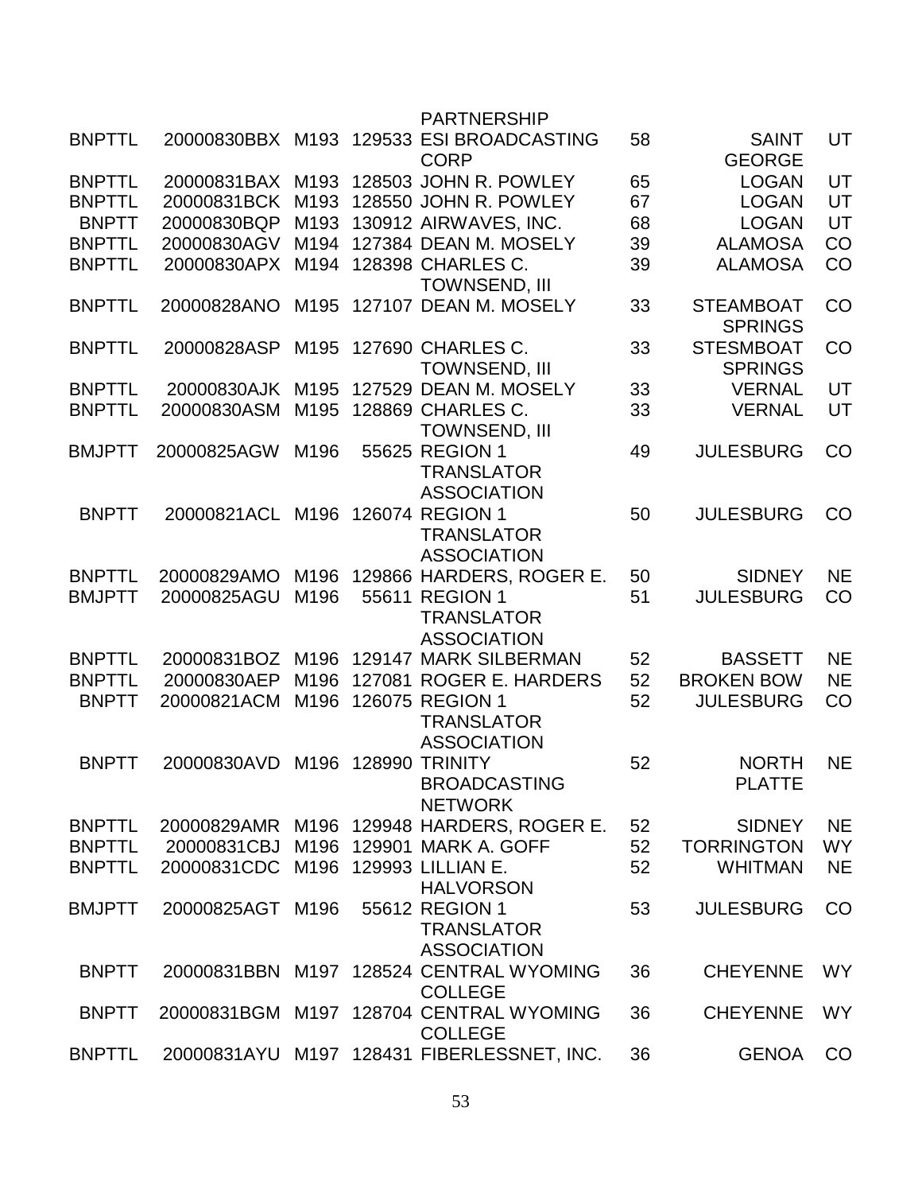| | | | | | | | |
|---|---|---|---|---|---|---|---|
| | | | | PARTNERSHIP | | | |
| BNPTTL | 20000830BBX | M193 | 129533 | ESI BROADCASTING CORP | 58 | SAINT GEORGE | UT |
| BNPTTL | 20000831BAX | M193 | 128503 | JOHN R. POWLEY | 65 | LOGAN | UT |
| BNPTTL | 20000831BCK | M193 | 128550 | JOHN R. POWLEY | 67 | LOGAN | UT |
| BNPTT | 20000830BQP | M193 | 130912 | AIRWAVES, INC. | 68 | LOGAN | UT |
| BNPTTL | 20000830AGV | M194 | 127384 | DEAN M. MOSELY | 39 | ALAMOSA | CO |
| BNPTTL | 20000830APX | M194 | 128398 | CHARLES C. TOWNSEND, III | 39 | ALAMOSA | CO |
| BNPTTL | 20000828ANO | M195 | 127107 | DEAN M. MOSELY | 33 | STEAMBOAT SPRINGS | CO |
| BNPTTL | 20000828ASP | M195 | 127690 | CHARLES C. TOWNSEND, III | 33 | STESMBOAT SPRINGS | CO |
| BNPTTL | 20000830AJK | M195 | 127529 | DEAN M. MOSELY | 33 | VERNAL | UT |
| BNPTTL | 20000830ASM | M195 | 128869 | CHARLES C. TOWNSEND, III | 33 | VERNAL | UT |
| BMJPTT | 20000825AGW | M196 | 55625 | REGION 1 TRANSLATOR ASSOCIATION | 49 | JULESBURG | CO |
| BNPTT | 20000821ACL | M196 | 126074 | REGION 1 TRANSLATOR ASSOCIATION | 50 | JULESBURG | CO |
| BNPTTL | 20000829AMO | M196 | 129866 | HARDERS, ROGER E. | 50 | SIDNEY | NE |
| BMJPTT | 20000825AGU | M196 | 55611 | REGION 1 TRANSLATOR ASSOCIATION | 51 | JULESBURG | CO |
| BNPTTL | 20000831BOZ | M196 | 129147 | MARK SILBERMAN | 52 | BASSETT | NE |
| BNPTTL | 20000830AEP | M196 | 127081 | ROGER E. HARDERS | 52 | BROKEN BOW | NE |
| BNPTT | 20000821ACM | M196 | 126075 | REGION 1 TRANSLATOR ASSOCIATION | 52 | JULESBURG | CO |
| BNPTT | 20000830AVD | M196 | 128990 | TRINITY BROADCASTING NETWORK | 52 | NORTH PLATTE | NE |
| BNPTTL | 20000829AMR | M196 | 129948 | HARDERS, ROGER E. | 52 | SIDNEY | NE |
| BNPTTL | 20000831CBJ | M196 | 129901 | MARK A. GOFF | 52 | TORRINGTON | WY |
| BNPTTL | 20000831CDC | M196 | 129993 | LILLIAN E. HALVORSON | 52 | WHITMAN | NE |
| BMJPTT | 20000825AGT | M196 | 55612 | REGION 1 TRANSLATOR ASSOCIATION | 53 | JULESBURG | CO |
| BNPTT | 20000831BBN | M197 | 128524 | CENTRAL WYOMING COLLEGE | 36 | CHEYENNE | WY |
| BNPTT | 20000831BGM | M197 | 128704 | CENTRAL WYOMING COLLEGE | 36 | CHEYENNE | WY |
| BNPTTL | 20000831AYU | M197 | 128431 | FIBERLESSNET, INC. | 36 | GENOA | CO |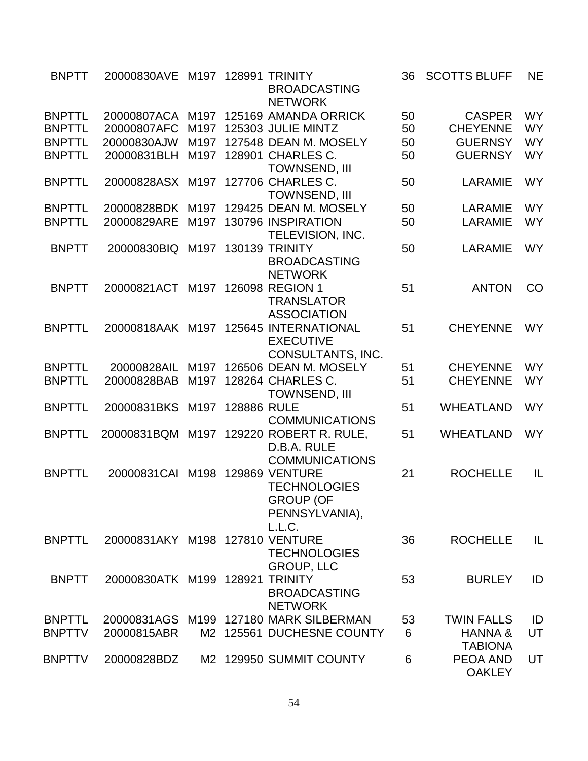| BNPTT | 20000830AVE | M197 | 128991 | TRINITY BROADCASTING NETWORK | 36 | SCOTTS BLUFF | NE |
|---|---|---|---|---|---|---|---|
| BNPTTL | 20000807ACA | M197 | 125169 | AMANDA ORRICK | 50 | CASPER | WY |
| BNPTTL | 20000807AFC | M197 | 125303 | JULIE MINTZ | 50 | CHEYENNE | WY |
| BNPTTL | 20000830AJW | M197 | 127548 | DEAN M. MOSELY | 50 | GUERNSY | WY |
| BNPTTL | 20000831BLH | M197 | 128901 | CHARLES C. TOWNSEND, III | 50 | GUERNSY | WY |
| BNPTTL | 20000828ASX | M197 | 127706 | CHARLES C. TOWNSEND, III | 50 | LARAMIE | WY |
| BNPTTL | 20000828BDK | M197 | 129425 | DEAN M. MOSELY | 50 | LARAMIE | WY |
| BNPTTL | 20000829ARE | M197 | 130796 | INSPIRATION TELEVISION, INC. | 50 | LARAMIE | WY |
| BNPTT | 20000830BIQ | M197 | 130139 | TRINITY BROADCASTING NETWORK | 50 | LARAMIE | WY |
| BNPTT | 20000821ACT | M197 | 126098 | REGION 1 TRANSLATOR ASSOCIATION | 51 | ANTON | CO |
| BNPTTL | 20000818AAK | M197 | 125645 | INTERNATIONAL EXECUTIVE CONSULTANTS, INC. | 51 | CHEYENNE | WY |
| BNPTTL | 20000828AIL | M197 | 126506 | DEAN M. MOSELY | 51 | CHEYENNE | WY |
| BNPTTL | 20000828BAB | M197 | 128264 | CHARLES C. TOWNSEND, III | 51 | CHEYENNE | WY |
| BNPTTL | 20000831BKS | M197 | 128886 | RULE COMMUNICATIONS | 51 | WHEATLAND | WY |
| BNPTTL | 20000831BQM | M197 | 129220 | ROBERT R. RULE, D.B.A. RULE COMMUNICATIONS | 51 | WHEATLAND | WY |
| BNPTTL | 20000831CAI | M198 | 129869 | VENTURE TECHNOLOGIES GROUP (OF PENNSYLVANIA), L.L.C. | 21 | ROCHELLE | IL |
| BNPTTL | 20000831AKY | M198 | 127810 | VENTURE TECHNOLOGIES GROUP, LLC | 36 | ROCHELLE | IL |
| BNPTT | 20000830ATK | M199 | 128921 | TRINITY BROADCASTING NETWORK | 53 | BURLEY | ID |
| BNPTTL | 20000831AGS | M199 | 127180 | MARK SILBERMAN | 53 | TWIN FALLS | ID |
| BNPTTV | 20000815ABR | M2 | 125561 | DUCHESNE COUNTY | 6 | HANNA & TABIONA | UT |
| BNPTTV | 20000828BDZ | M2 | 129950 | SUMMIT COUNTY | 6 | PEOA AND OAKLEY | UT |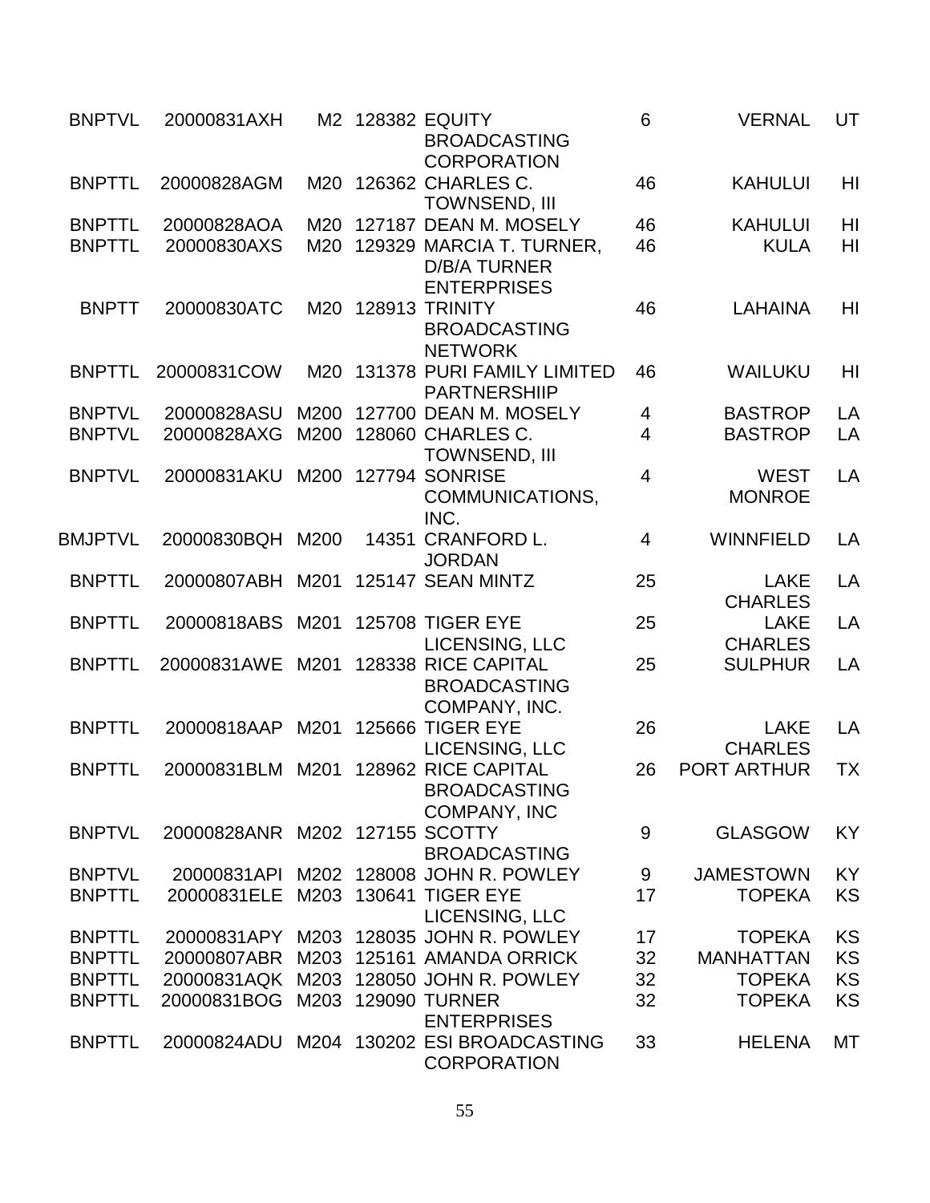| | | | | | | | |
|---|---|---|---|---|---|---|---|
| BNPTVL | 20000831AXH | M2 | 128382 | EQUITY BROADCASTING CORPORATION | 6 | VERNAL | UT |
| BNPTTL | 20000828AGM | M20 | 126362 | CHARLES C. TOWNSEND, III | 46 | KAHULUI | HI |
| BNPTTL | 20000828AOA | M20 | 127187 | DEAN M. MOSELY | 46 | KAHULUI | HI |
| BNPTTL | 20000830AXS | M20 | 129329 | MARCIA T. TURNER, D/B/A TURNER ENTERPRISES | 46 | KULA | HI |
| BNPTT | 20000830ATC | M20 | 128913 | TRINITY BROADCASTING NETWORK | 46 | LAHAINA | HI |
| BNPTTL | 20000831COW | M20 | 131378 | PURI FAMILY LIMITED PARTNERSHIIP | 46 | WAILUKU | HI |
| BNPTVL | 20000828ASU | M200 | 127700 | DEAN M. MOSELY | 4 | BASTROP | LA |
| BNPTVL | 20000828AXG | M200 | 128060 | CHARLES C. TOWNSEND, III | 4 | BASTROP | LA |
| BNPTVL | 20000831AKU | M200 | 127794 | SONRISE COMMUNICATIONS, INC. | 4 | WEST MONROE | LA |
| BMJPTVL | 20000830BQH | M200 | 14351 | CRANFORD L. JORDAN | 4 | WINNFIELD | LA |
| BNPTTL | 20000807ABH | M201 | 125147 | SEAN MINTZ | 25 | LAKE CHARLES | LA |
| BNPTTL | 20000818ABS | M201 | 125708 | TIGER EYE LICENSING, LLC | 25 | LAKE CHARLES | LA |
| BNPTTL | 20000831AWE | M201 | 128338 | RICE CAPITAL BROADCASTING COMPANY, INC. | 25 | SULPHUR | LA |
| BNPTTL | 20000818AAP | M201 | 125666 | TIGER EYE LICENSING, LLC | 26 | LAKE CHARLES | LA |
| BNPTTL | 20000831BLM | M201 | 128962 | RICE CAPITAL BROADCASTING COMPANY, INC | 26 | PORT ARTHUR | TX |
| BNPTVL | 20000828ANR | M202 | 127155 | SCOTTY BROADCASTING | 9 | GLASGOW | KY |
| BNPTVL | 20000831API | M202 | 128008 | JOHN R. POWLEY | 9 | JAMESTOWN | KY |
| BNPTTL | 20000831ELE | M203 | 130641 | TIGER EYE LICENSING, LLC | 17 | TOPEKA | KS |
| BNPTTL | 20000831APY | M203 | 128035 | JOHN R. POWLEY | 17 | TOPEKA | KS |
| BNPTTL | 20000807ABR | M203 | 125161 | AMANDA ORRICK | 32 | MANHATTAN | KS |
| BNPTTL | 20000831AQK | M203 | 128050 | JOHN R. POWLEY | 32 | TOPEKA | KS |
| BNPTTL | 20000831BOG | M203 | 129090 | TURNER ENTERPRISES | 32 | TOPEKA | KS |
| BNPTTL | 20000824ADU | M204 | 130202 | ESI BROADCASTING CORPORATION | 33 | HELENA | MT |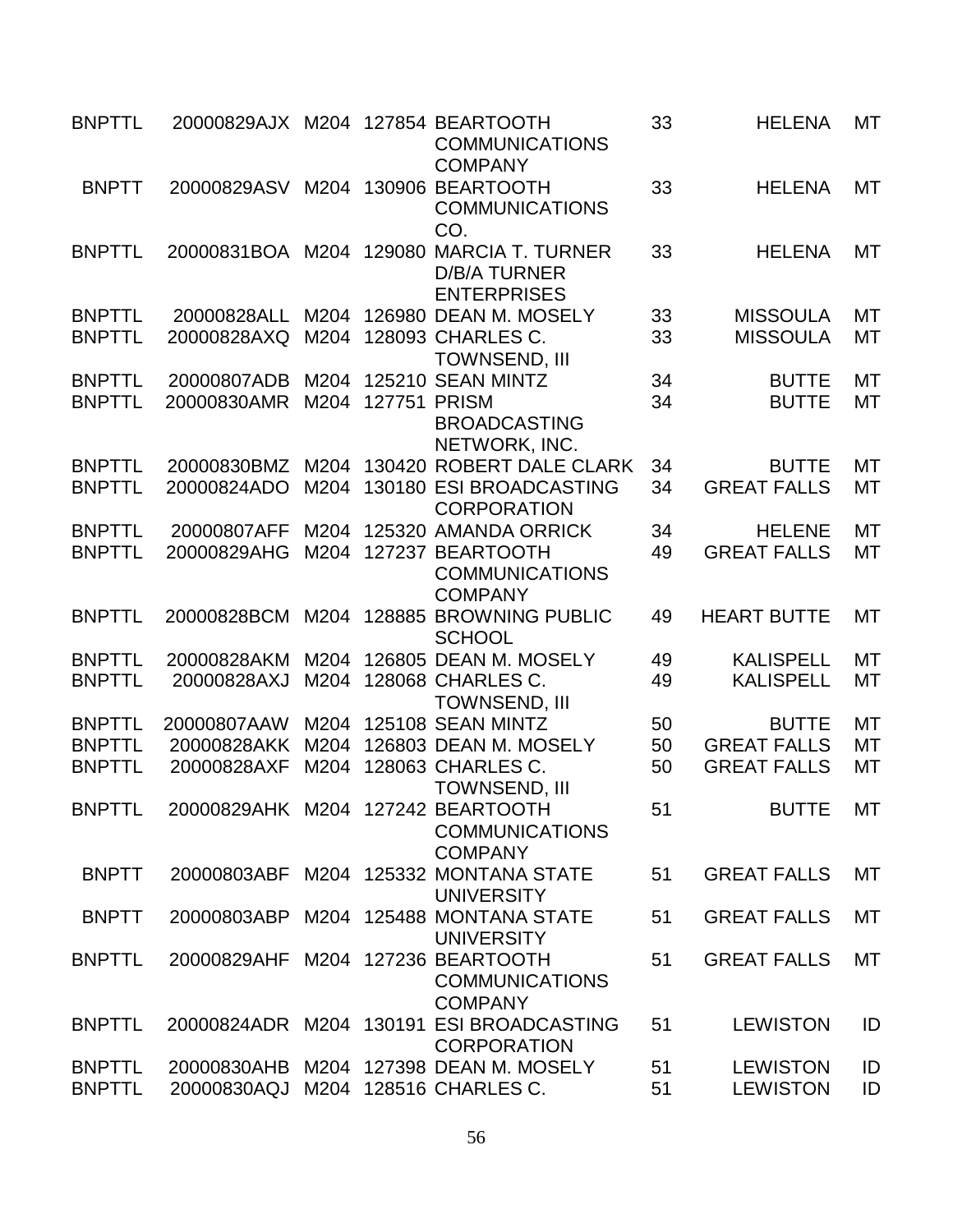| | | | | | | | |
|---|---|---|---|---|---|---|---|
| BNPTTL | 20000829AJX | M204 | 127854 | BEARTOOTH COMMUNICATIONS COMPANY | 33 | HELENA | MT |
| BNPTT | 20000829ASV | M204 | 130906 | BEARTOOTH COMMUNICATIONS CO. | 33 | HELENA | MT |
| BNPTTL | 20000831BOA | M204 | 129080 | MARCIA T. TURNER D/B/A TURNER ENTERPRISES | 33 | HELENA | MT |
| BNPTTL | 20000828ALL | M204 | 126980 | DEAN M. MOSELY | 33 | MISSOULA | MT |
| BNPTTL | 20000828AXQ | M204 | 128093 | CHARLES C. TOWNSEND, III | 33 | MISSOULA | MT |
| BNPTTL | 20000807ADB | M204 | 125210 | SEAN MINTZ | 34 | BUTTE | MT |
| BNPTTL | 20000830AMR | M204 | 127751 | PRISM BROADCASTING NETWORK, INC. | 34 | BUTTE | MT |
| BNPTTL | 20000830BMZ | M204 | 130420 | ROBERT DALE CLARK | 34 | BUTTE | MT |
| BNPTTL | 20000824ADO | M204 | 130180 | ESI BROADCASTING CORPORATION | 34 | GREAT FALLS | MT |
| BNPTTL | 20000807AFF | M204 | 125320 | AMANDA ORRICK | 34 | HELENE | MT |
| BNPTTL | 20000829AHG | M204 | 127237 | BEARTOOTH COMMUNICATIONS COMPANY | 49 | GREAT FALLS | MT |
| BNPTTL | 20000828BCM | M204 | 128885 | BROWNING PUBLIC SCHOOL | 49 | HEART BUTTE | MT |
| BNPTTL | 20000828AKM | M204 | 126805 | DEAN M. MOSELY | 49 | KALISPELL | MT |
| BNPTTL | 20000828AXJ | M204 | 128068 | CHARLES C. TOWNSEND, III | 49 | KALISPELL | MT |
| BNPTTL | 20000807AAW | M204 | 125108 | SEAN MINTZ | 50 | BUTTE | MT |
| BNPTTL | 20000828AKK | M204 | 126803 | DEAN M. MOSELY | 50 | GREAT FALLS | MT |
| BNPTTL | 20000828AXF | M204 | 128063 | CHARLES C. TOWNSEND, III | 50 | GREAT FALLS | MT |
| BNPTTL | 20000829AHK | M204 | 127242 | BEARTOOTH COMMUNICATIONS COMPANY | 51 | BUTTE | MT |
| BNPTT | 20000803ABF | M204 | 125332 | MONTANA STATE UNIVERSITY | 51 | GREAT FALLS | MT |
| BNPTT | 20000803ABP | M204 | 125488 | MONTANA STATE UNIVERSITY | 51 | GREAT FALLS | MT |
| BNPTTL | 20000829AHF | M204 | 127236 | BEARTOOTH COMMUNICATIONS COMPANY | 51 | GREAT FALLS | MT |
| BNPTTL | 20000824ADR | M204 | 130191 | ESI BROADCASTING CORPORATION | 51 | LEWISTON | ID |
| BNPTTL | 20000830AHB | M204 | 127398 | DEAN M. MOSELY | 51 | LEWISTON | ID |
| BNPTTL | 20000830AQJ | M204 | 128516 | CHARLES C. | 51 | LEWISTON | ID |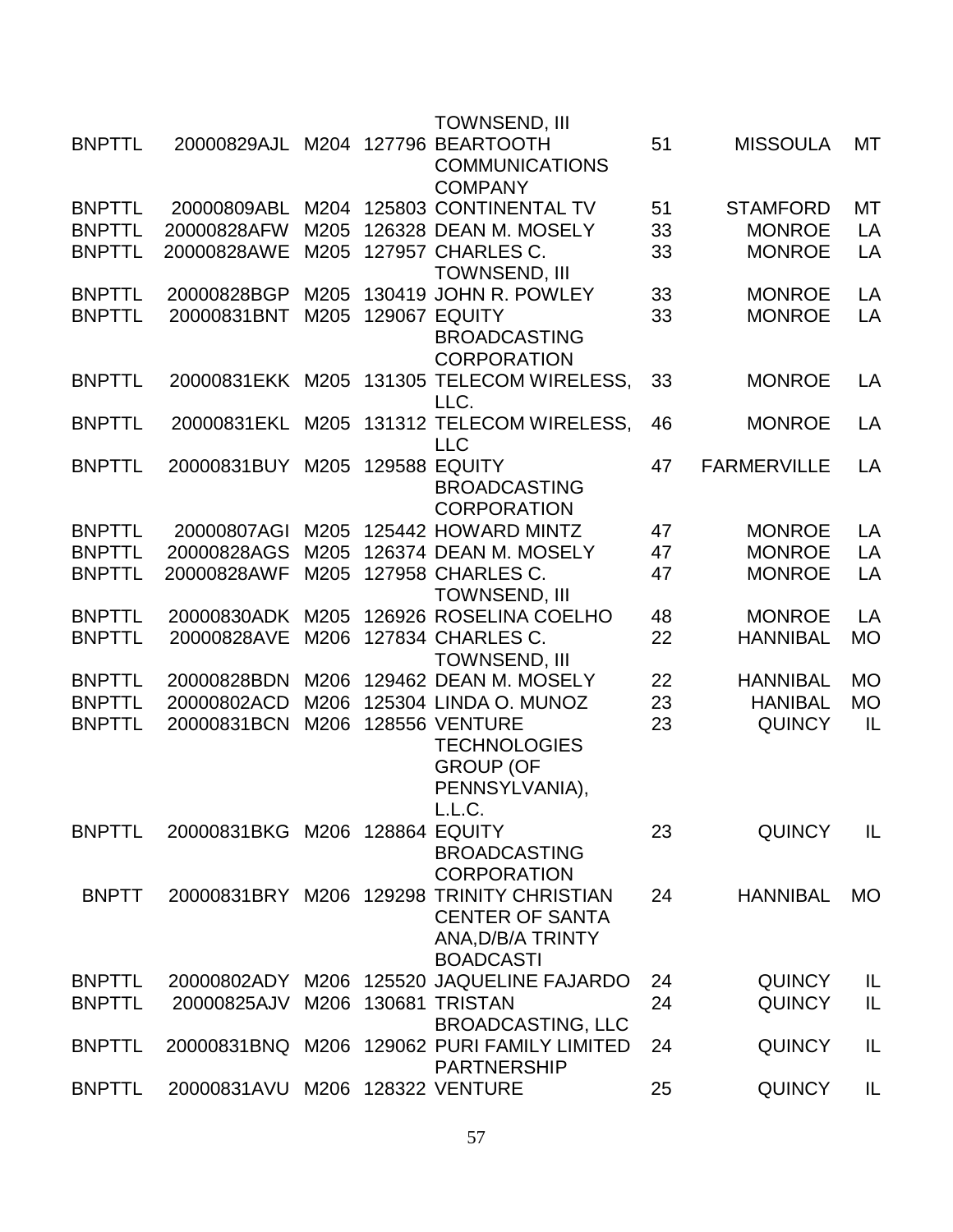| | | | | | | | |
|---|---|---|---|---|---|---|---|
| | | | | TOWNSEND, III | | | |
| BNPTTL | 20000829AJL | M204 | 127796 | BEARTOOTH COMMUNICATIONS COMPANY | 51 | MISSOULA | MT |
| BNPTTL | 20000809ABL | M204 | 125803 | CONTINENTAL TV | 51 | STAMFORD | MT |
| BNPTTL | 20000828AFW | M205 | 126328 | DEAN M. MOSELY | 33 | MONROE | LA |
| BNPTTL | 20000828AWE | M205 | 127957 | CHARLES C. TOWNSEND, III | 33 | MONROE | LA |
| BNPTTL | 20000828BGP | M205 | 130419 | JOHN R. POWLEY | 33 | MONROE | LA |
| BNPTTL | 20000831BNT | M205 | 129067 | EQUITY BROADCASTING CORPORATION | 33 | MONROE | LA |
| BNPTTL | 20000831EKK | M205 | 131305 | TELECOM WIRELESS, LLC. | 33 | MONROE | LA |
| BNPTTL | 20000831EKL | M205 | 131312 | TELECOM WIRELESS, LLC | 46 | MONROE | LA |
| BNPTTL | 20000831BUY | M205 | 129588 | EQUITY BROADCASTING CORPORATION | 47 | FARMERVILLE | LA |
| BNPTTL | 20000807AGI | M205 | 125442 | HOWARD MINTZ | 47 | MONROE | LA |
| BNPTTL | 20000828AGS | M205 | 126374 | DEAN M. MOSELY | 47 | MONROE | LA |
| BNPTTL | 20000828AWF | M205 | 127958 | CHARLES C. TOWNSEND, III | 47 | MONROE | LA |
| BNPTTL | 20000830ADK | M205 | 126926 | ROSELINA COELHO | 48 | MONROE | LA |
| BNPTTL | 20000828AVE | M206 | 127834 | CHARLES C. TOWNSEND, III | 22 | HANNIBAL | MO |
| BNPTTL | 20000828BDN | M206 | 129462 | DEAN M. MOSELY | 22 | HANNIBAL | MO |
| BNPTTL | 20000802ACD | M206 | 125304 | LINDA O. MUNOZ | 23 | HANIBAL | MO |
| BNPTTL | 20000831BCN | M206 | 128556 | VENTURE TECHNOLOGIES GROUP (OF PENNSYLVANIA), L.L.C. | 23 | QUINCY | IL |
| BNPTTL | 20000831BKG | M206 | 128864 | EQUITY BROADCASTING CORPORATION | 23 | QUINCY | IL |
| BNPTT | 20000831BRY | M206 | 129298 | TRINITY CHRISTIAN CENTER OF SANTA ANA,D/B/A TRINTY BOADCASTI | 24 | HANNIBAL | MO |
| BNPTTL | 20000802ADY | M206 | 125520 | JAQUELINE FAJARDO | 24 | QUINCY | IL |
| BNPTTL | 20000825AJV | M206 | 130681 | TRISTAN BROADCASTING, LLC | 24 | QUINCY | IL |
| BNPTTL | 20000831BNQ | M206 | 129062 | PURI FAMILY LIMITED PARTNERSHIP | 24 | QUINCY | IL |
| BNPTTL | 20000831AVU | M206 | 128322 | VENTURE | 25 | QUINCY | IL |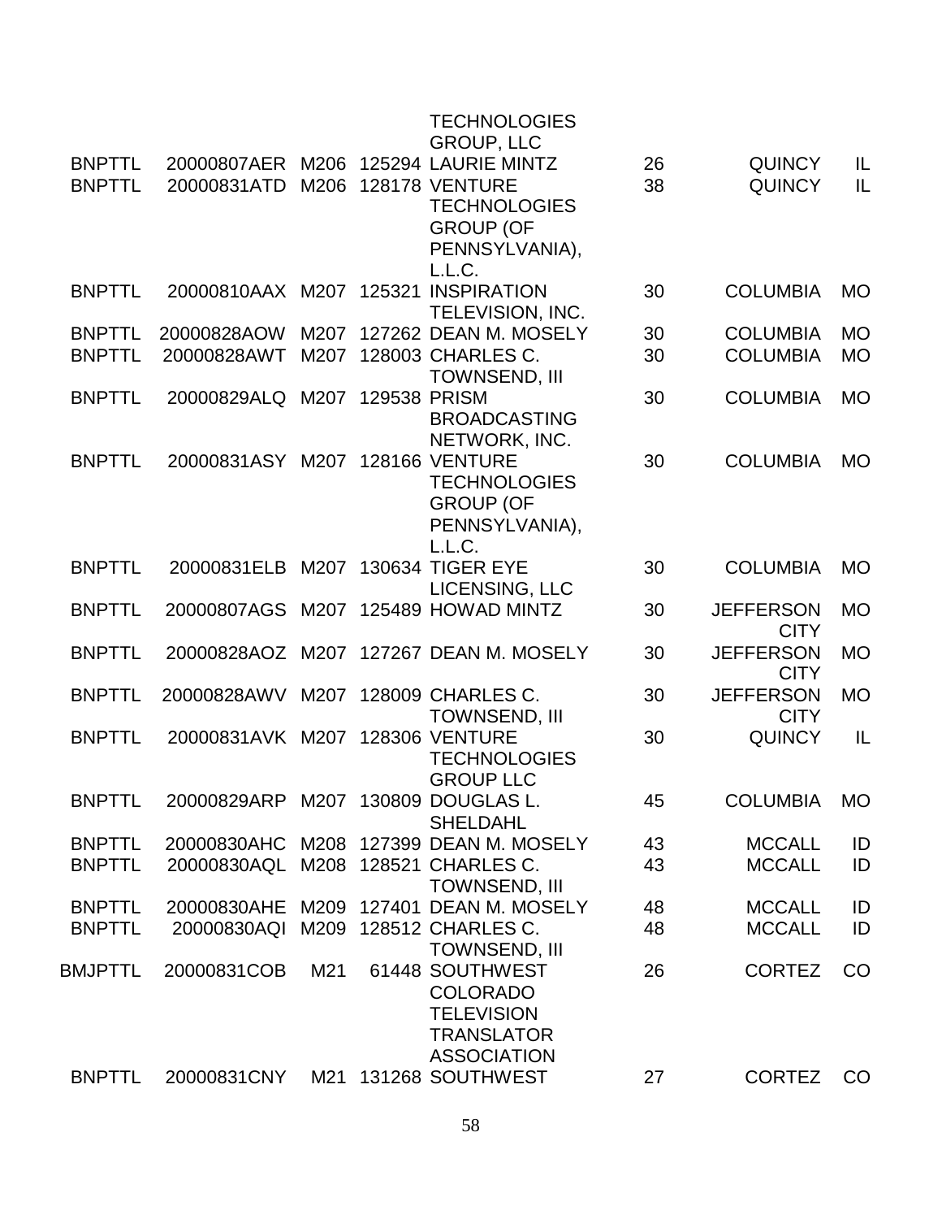| | | | | | | | |
|---|---|---|---|---|---|---|---|
| | | | | TECHNOLOGIES GROUP, LLC | | | |
| BNPTTL | 20000807AER | M206 | 125294 | LAURIE MINTZ | 26 | QUINCY | IL |
| BNPTTL | 20000831ATD | M206 | 128178 | VENTURE TECHNOLOGIES GROUP (OF PENNSYLVANIA), L.L.C. | 38 | QUINCY | IL |
| BNPTTL | 20000810AAX | M207 | 125321 | INSPIRATION TELEVISION, INC. | 30 | COLUMBIA | MO |
| BNPTTL | 20000828AOW | M207 | 127262 | DEAN M. MOSELY | 30 | COLUMBIA | MO |
| BNPTTL | 20000828AWT | M207 | 128003 | CHARLES C. TOWNSEND, III | 30 | COLUMBIA | MO |
| BNPTTL | 20000829ALQ | M207 | 129538 | PRISM BROADCASTING NETWORK, INC. | 30 | COLUMBIA | MO |
| BNPTTL | 20000831ASY | M207 | 128166 | VENTURE TECHNOLOGIES GROUP (OF PENNSYLVANIA), L.L.C. | 30 | COLUMBIA | MO |
| BNPTTL | 20000831ELB | M207 | 130634 | TIGER EYE LICENSING, LLC | 30 | COLUMBIA | MO |
| BNPTTL | 20000807AGS | M207 | 125489 | HOWAD MINTZ | 30 | JEFFERSON CITY | MO |
| BNPTTL | 20000828AOZ | M207 | 127267 | DEAN M. MOSELY | 30 | JEFFERSON CITY | MO |
| BNPTTL | 20000828AWV | M207 | 128009 | CHARLES C. TOWNSEND, III | 30 | JEFFERSON CITY | MO |
| BNPTTL | 20000831AVK | M207 | 128306 | VENTURE TECHNOLOGIES GROUP LLC | 30 | QUINCY | IL |
| BNPTTL | 20000829ARP | M207 | 130809 | DOUGLAS L. SHELDAHL | 45 | COLUMBIA | MO |
| BNPTTL | 20000830AHC | M208 | 127399 | DEAN M. MOSELY | 43 | MCCALL | ID |
| BNPTTL | 20000830AQL | M208 | 128521 | CHARLES C. TOWNSEND, III | 43 | MCCALL | ID |
| BNPTTL | 20000830AHE | M209 | 127401 | DEAN M. MOSELY | 48 | MCCALL | ID |
| BNPTTL | 20000830AQI | M209 | 128512 | CHARLES C. TOWNSEND, III | 48 | MCCALL | ID |
| BMJPTTL | 20000831COB | M21 | 61448 | SOUTHWEST COLORADO TELEVISION TRANSLATOR ASSOCIATION | 26 | CORTEZ | CO |
| BNPTTL | 20000831CNY | M21 | 131268 | SOUTHWEST | 27 | CORTEZ | CO |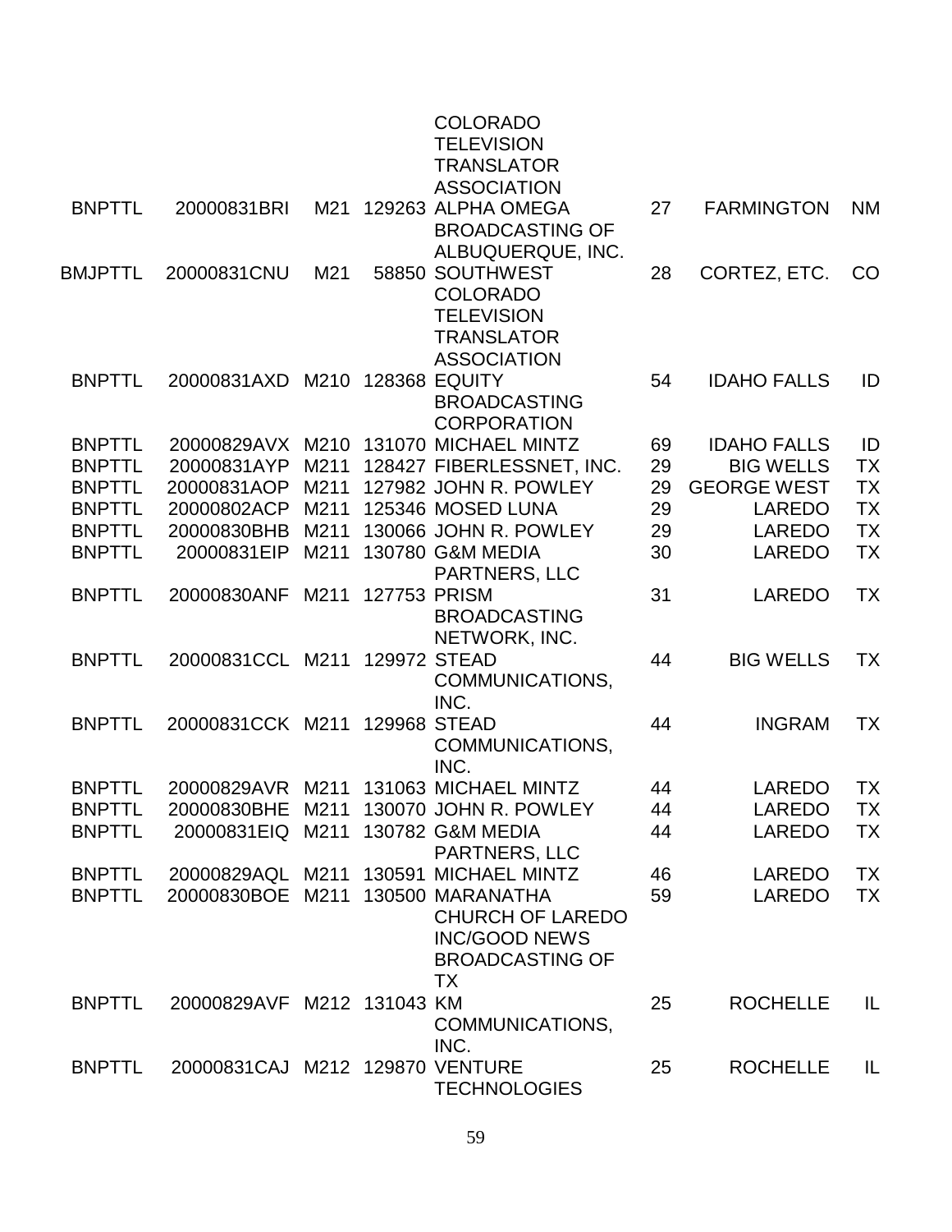| | | | | | | | |
|---|---|---|---|---|---|---|---|
| | | | | COLORADO TELEVISION TRANSLATOR ASSOCIATION | | | |
| BNPTTL | 20000831BRI | M21 | 129263 | ALPHA OMEGA BROADCASTING OF ALBUQUERQUE, INC. | 27 | FARMINGTON | NM |
| BMJPTTL | 20000831CNU | M21 | 58850 | SOUTHWEST COLORADO TELEVISION TRANSLATOR ASSOCIATION | 28 | CORTEZ, ETC. | CO |
| BNPTTL | 20000831AXD | M210 | 128368 | EQUITY BROADCASTING CORPORATION | 54 | IDAHO FALLS | ID |
| BNPTTL | 20000829AVX | M210 | 131070 | MICHAEL MINTZ | 69 | IDAHO FALLS | ID |
| BNPTTL | 20000831AYP | M211 | 128427 | FIBERLESSNET, INC. | 29 | BIG WELLS | TX |
| BNPTTL | 20000831AOP | M211 | 127982 | JOHN R. POWLEY | 29 | GEORGE WEST | TX |
| BNPTTL | 20000802ACP | M211 | 125346 | MOSED LUNA | 29 | LAREDO | TX |
| BNPTTL | 20000830BHB | M211 | 130066 | JOHN R. POWLEY | 29 | LAREDO | TX |
| BNPTTL | 20000831EIP | M211 | 130780 | G&M MEDIA PARTNERS, LLC | 30 | LAREDO | TX |
| BNPTTL | 20000830ANF | M211 | 127753 | PRISM BROADCASTING NETWORK, INC. | 31 | LAREDO | TX |
| BNPTTL | 20000831CCL | M211 | 129972 | STEAD COMMUNICATIONS, INC. | 44 | BIG WELLS | TX |
| BNPTTL | 20000831CCK | M211 | 129968 | STEAD COMMUNICATIONS, INC. | 44 | INGRAM | TX |
| BNPTTL | 20000829AVR | M211 | 131063 | MICHAEL MINTZ | 44 | LAREDO | TX |
| BNPTTL | 20000830BHE | M211 | 130070 | JOHN R. POWLEY | 44 | LAREDO | TX |
| BNPTTL | 20000831EIQ | M211 | 130782 | G&M MEDIA PARTNERS, LLC | 44 | LAREDO | TX |
| BNPTTL | 20000829AQL | M211 | 130591 | MICHAEL MINTZ | 46 | LAREDO | TX |
| BNPTTL | 20000830BOE | M211 | 130500 | MARANATHA CHURCH OF LAREDO INC/GOOD NEWS BROADCASTING OF TX | 59 | LAREDO | TX |
| BNPTTL | 20000829AVF | M212 | 131043 | KM COMMUNICATIONS, INC. | 25 | ROCHELLE | IL |
| BNPTTL | 20000831CAJ | M212 | 129870 | VENTURE TECHNOLOGIES | 25 | ROCHELLE | IL |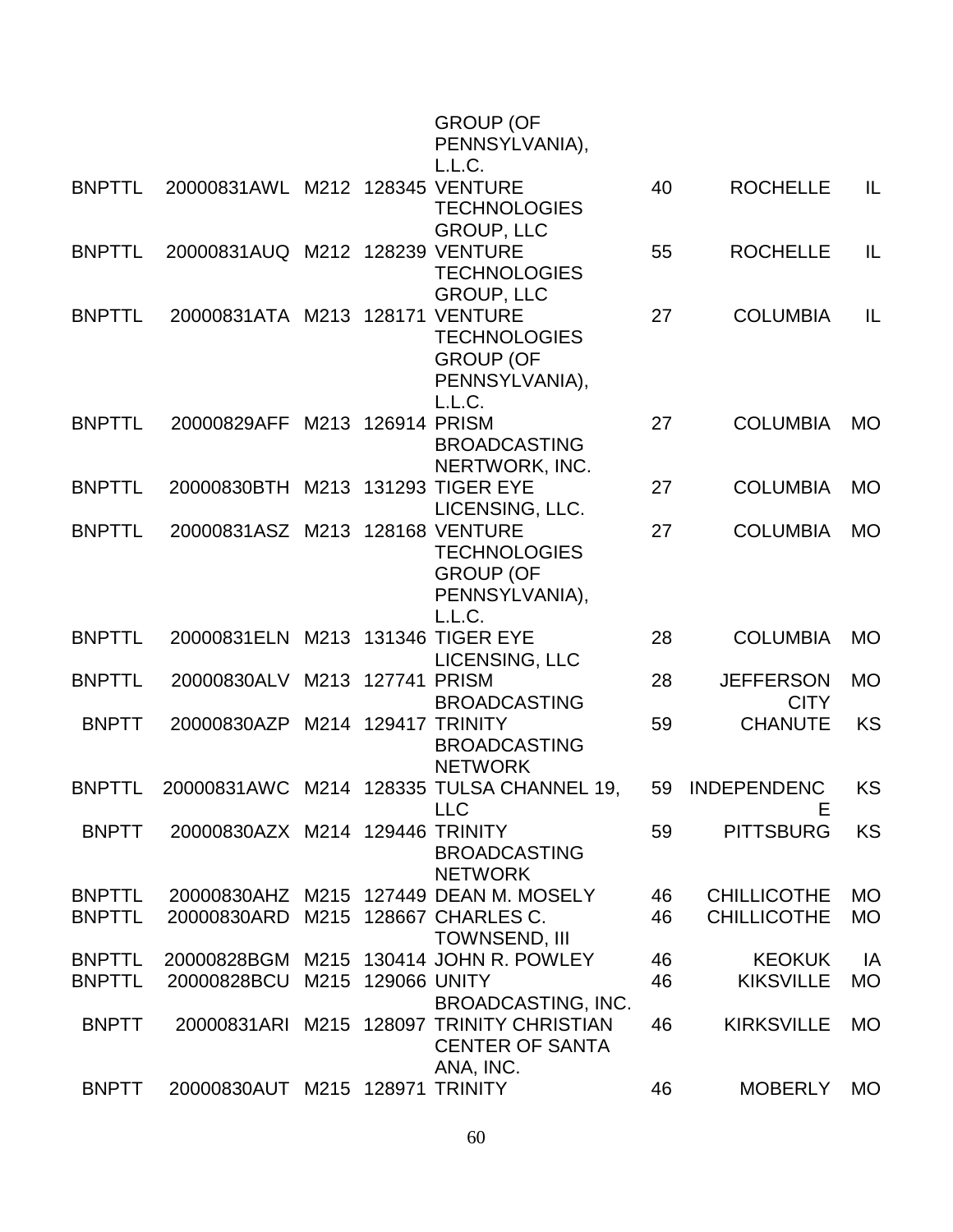| | | | | | | | |
|---|---|---|---|---|---|---|---|
| | | | | GROUP (OF PENNSYLVANIA), L.L.C. | | | |
| BNPTTL | 20000831AWL | M212 | 128345 | VENTURE TECHNOLOGIES GROUP, LLC | 40 | ROCHELLE | IL |
| BNPTTL | 20000831AUQ | M212 | 128239 | VENTURE TECHNOLOGIES GROUP, LLC | 55 | ROCHELLE | IL |
| BNPTTL | 20000831ATA | M213 | 128171 | VENTURE TECHNOLOGIES GROUP (OF PENNSYLVANIA), L.L.C. | 27 | COLUMBIA | IL |
| BNPTTL | 20000829AFF | M213 | 126914 | PRISM BROADCASTING NERTWORK, INC. | 27 | COLUMBIA | MO |
| BNPTTL | 20000830BTH | M213 | 131293 | TIGER EYE LICENSING, LLC. | 27 | COLUMBIA | MO |
| BNPTTL | 20000831ASZ | M213 | 128168 | VENTURE TECHNOLOGIES GROUP (OF PENNSYLVANIA), L.L.C. | 27 | COLUMBIA | MO |
| BNPTTL | 20000831ELN | M213 | 131346 | TIGER EYE LICENSING, LLC | 28 | COLUMBIA | MO |
| BNPTTL | 20000830ALV | M213 | 127741 | PRISM BROADCASTING | 28 | JEFFERSON CITY | MO |
| BNPTT | 20000830AZP | M214 | 129417 | TRINITY BROADCASTING NETWORK | 59 | CHANUTE | KS |
| BNPTTL | 20000831AWC | M214 | 128335 | TULSA CHANNEL 19, LLC | 59 | INDEPENDENCE | KS |
| BNPTT | 20000830AZX | M214 | 129446 | TRINITY BROADCASTING NETWORK | 59 | PITTSBURG | KS |
| BNPTTL | 20000830AHZ | M215 | 127449 | DEAN M. MOSELY | 46 | CHILLICOTHE | MO |
| BNPTTL | 20000830ARD | M215 | 128667 | CHARLES C. TOWNSEND, III | 46 | CHILLICOTHE | MO |
| BNPTTL | 20000828BGM | M215 | 130414 | JOHN R. POWLEY | 46 | KEOKUK | IA |
| BNPTTL | 20000828BCU | M215 | 129066 | UNITY BROADCASTING, INC. | 46 | KIKSVILLE | MO |
| BNPTT | 20000831ARI | M215 | 128097 | TRINITY CHRISTIAN CENTER OF SANTA ANA, INC. | 46 | KIRKSVILLE | MO |
| BNPTT | 20000830AUT | M215 | 128971 | TRINITY | 46 | MOBERLY | MO |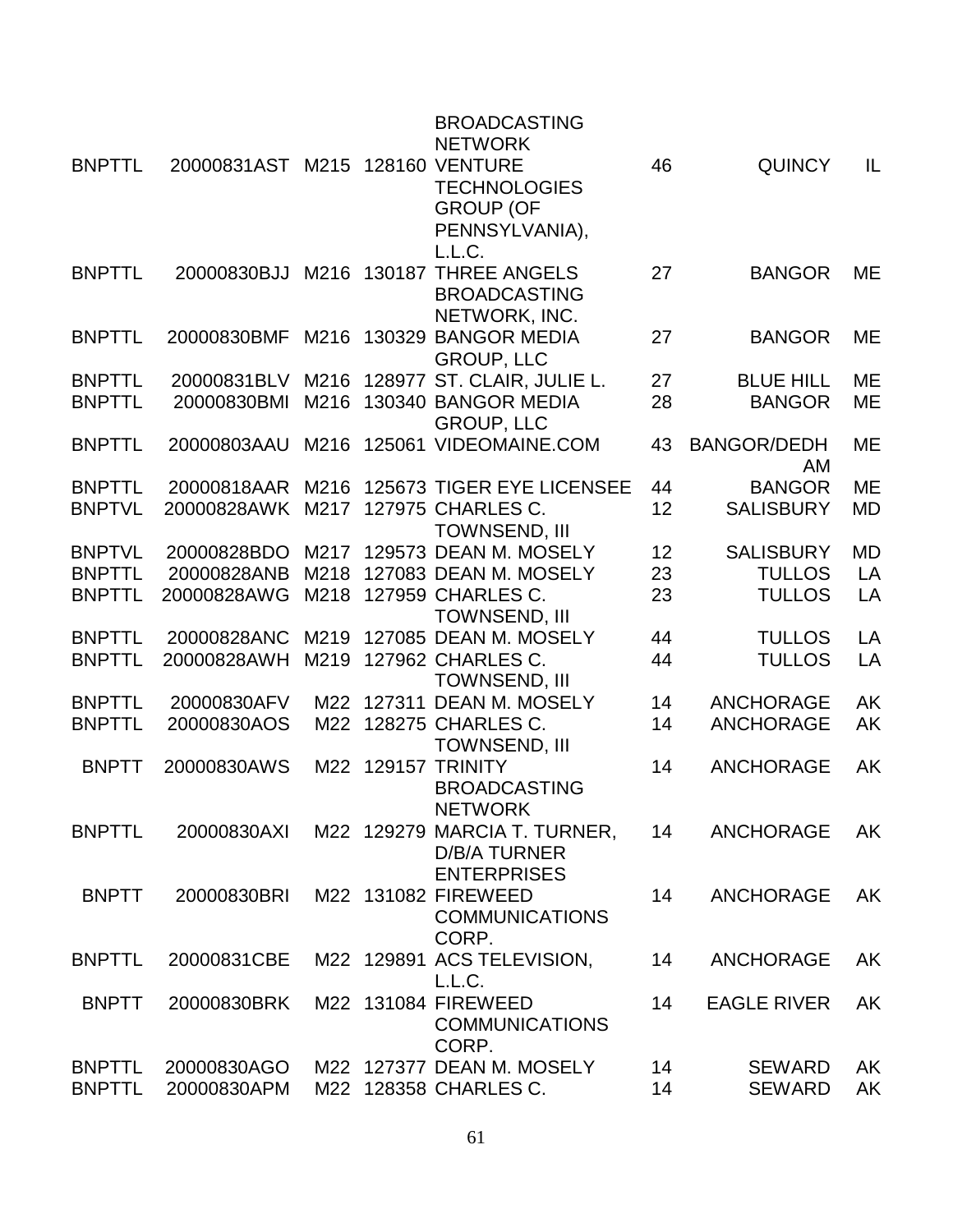| | | | | | | | |
|---|---|---|---|---|---|---|---|
| | | | | BROADCASTING NETWORK | | | |
| BNPTTL | 20000831AST | M215 | 128160 | VENTURE TECHNOLOGIES GROUP (OF PENNSYLVANIA), L.L.C. | 46 | QUINCY | IL |
| BNPTTL | 20000830BJJ | M216 | 130187 | THREE ANGELS BROADCASTING NETWORK, INC. | 27 | BANGOR | ME |
| BNPTTL | 20000830BMF | M216 | 130329 | BANGOR MEDIA GROUP, LLC | 27 | BANGOR | ME |
| BNPTTL | 20000831BLV | M216 | 128977 | ST. CLAIR, JULIE L. | 27 | BLUE HILL | ME |
| BNPTTL | 20000830BMI | M216 | 130340 | BANGOR MEDIA GROUP, LLC | 28 | BANGOR | ME |
| BNPTTL | 20000803AAU | M216 | 125061 | VIDEOMAINE.COM | 43 | BANGOR/DEDHAM | ME |
| BNPTTL | 20000818AAR | M216 | 125673 | TIGER EYE LICENSEE | 44 | BANGOR | ME |
| BNPTVL | 20000828AWK | M217 | 127975 | CHARLES C. TOWNSEND, III | 12 | SALISBURY | MD |
| BNPTVL | 20000828BDO | M217 | 129573 | DEAN M. MOSELY | 12 | SALISBURY | MD |
| BNPTTL | 20000828ANB | M218 | 127083 | DEAN M. MOSELY | 23 | TULLOS | LA |
| BNPTTL | 20000828AWG | M218 | 127959 | CHARLES C. TOWNSEND, III | 23 | TULLOS | LA |
| BNPTTL | 20000828ANC | M219 | 127085 | DEAN M. MOSELY | 44 | TULLOS | LA |
| BNPTTL | 20000828AWH | M219 | 127962 | CHARLES C. TOWNSEND, III | 44 | TULLOS | LA |
| BNPTTL | 20000830AFV | M22 | 127311 | DEAN M. MOSELY | 14 | ANCHORAGE | AK |
| BNPTTL | 20000830AOS | M22 | 128275 | CHARLES C. TOWNSEND, III | 14 | ANCHORAGE | AK |
| BNPTT | 20000830AWS | M22 | 129157 | TRINITY BROADCASTING NETWORK | 14 | ANCHORAGE | AK |
| BNPTTL | 20000830AXI | M22 | 129279 | MARCIA T. TURNER, D/B/A TURNER ENTERPRISES | 14 | ANCHORAGE | AK |
| BNPTT | 20000830BRI | M22 | 131082 | FIREWEED COMMUNICATIONS CORP. | 14 | ANCHORAGE | AK |
| BNPTTL | 20000831CBE | M22 | 129891 | ACS TELEVISION, L.L.C. | 14 | ANCHORAGE | AK |
| BNPTT | 20000830BRK | M22 | 131084 | FIREWEED COMMUNICATIONS CORP. | 14 | EAGLE RIVER | AK |
| BNPTTL | 20000830AGO | M22 | 127377 | DEAN M. MOSELY | 14 | SEWARD | AK |
| BNPTTL | 20000830APM | M22 | 128358 | CHARLES C. | 14 | SEWARD | AK |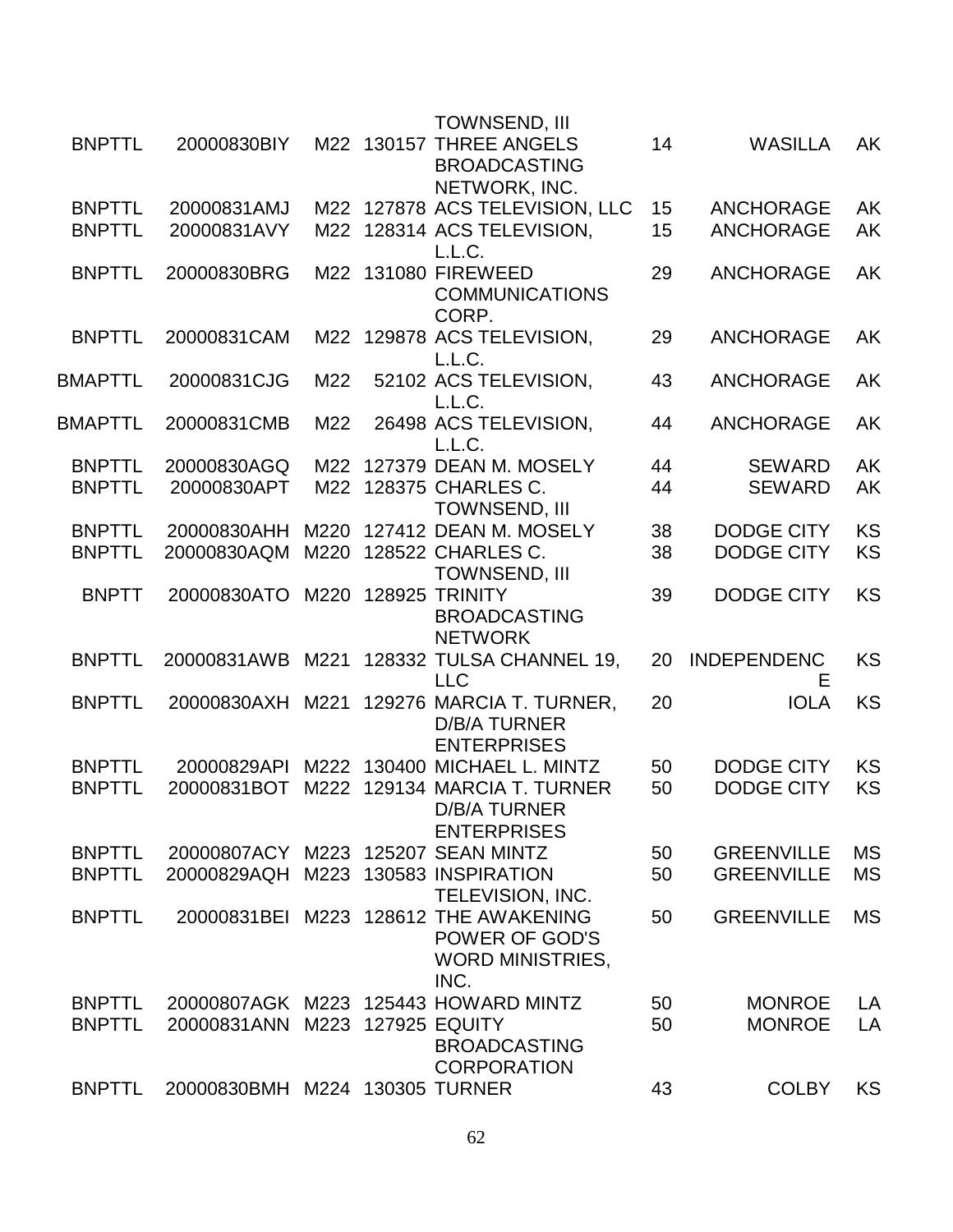| | | | | | | | |
|---|---|---|---|---|---|---|---|
| | | | | TOWNSEND, III | | | |
| BNPTTL | 20000830BIY | M22 | 130157 | THREE ANGELS BROADCASTING NETWORK, INC. | 14 | WASILLA | AK |
| BNPTTL | 20000831AMJ | M22 | 127878 | ACS TELEVISION, LLC | 15 | ANCHORAGE | AK |
| BNPTTL | 20000831AVY | M22 | 128314 | ACS TELEVISION, L.L.C. | 15 | ANCHORAGE | AK |
| BNPTTL | 20000830BRG | M22 | 131080 | FIREWEED COMMUNICATIONS CORP. | 29 | ANCHORAGE | AK |
| BNPTTL | 20000831CAM | M22 | 129878 | ACS TELEVISION, L.L.C. | 29 | ANCHORAGE | AK |
| BMAPTTL | 20000831CJG | M22 | 52102 | ACS TELEVISION, L.L.C. | 43 | ANCHORAGE | AK |
| BMAPTTL | 20000831CMB | M22 | 26498 | ACS TELEVISION, L.L.C. | 44 | ANCHORAGE | AK |
| BNPTTL | 20000830AGQ | M22 | 127379 | DEAN M. MOSELY | 44 | SEWARD | AK |
| BNPTTL | 20000830APT | M22 | 128375 | CHARLES C. TOWNSEND, III | 44 | SEWARD | AK |
| BNPTTL | 20000830AHH | M220 | 127412 | DEAN M. MOSELY | 38 | DODGE CITY | KS |
| BNPTTL | 20000830AQM | M220 | 128522 | CHARLES C. TOWNSEND, III | 38 | DODGE CITY | KS |
| BNPTT | 20000830ATO | M220 | 128925 | TRINITY BROADCASTING NETWORK | 39 | DODGE CITY | KS |
| BNPTTL | 20000831AWB | M221 | 128332 | TULSA CHANNEL 19, LLC | 20 | INDEPENDENCE | KS |
| BNPTTL | 20000830AXH | M221 | 129276 | MARCIA T. TURNER, D/B/A TURNER ENTERPRISES | 20 | IOLA | KS |
| BNPTTL | 20000829API | M222 | 130400 | MICHAEL L. MINTZ | 50 | DODGE CITY | KS |
| BNPTTL | 20000831BOT | M222 | 129134 | MARCIA T. TURNER D/B/A TURNER ENTERPRISES | 50 | DODGE CITY | KS |
| BNPTTL | 20000807ACY | M223 | 125207 | SEAN MINTZ | 50 | GREENVILLE | MS |
| BNPTTL | 20000829AQH | M223 | 130583 | INSPIRATION TELEVISION, INC. | 50 | GREENVILLE | MS |
| BNPTTL | 20000831BEI | M223 | 128612 | THE AWAKENING POWER OF GOD'S WORD MINISTRIES, INC. | 50 | GREENVILLE | MS |
| BNPTTL | 20000807AGK | M223 | 125443 | HOWARD MINTZ | 50 | MONROE | LA |
| BNPTTL | 20000831ANN | M223 | 127925 | EQUITY BROADCASTING CORPORATION | 50 | MONROE | LA |
| BNPTTL | 20000830BMH | M224 | 130305 | TURNER | 43 | COLBY | KS |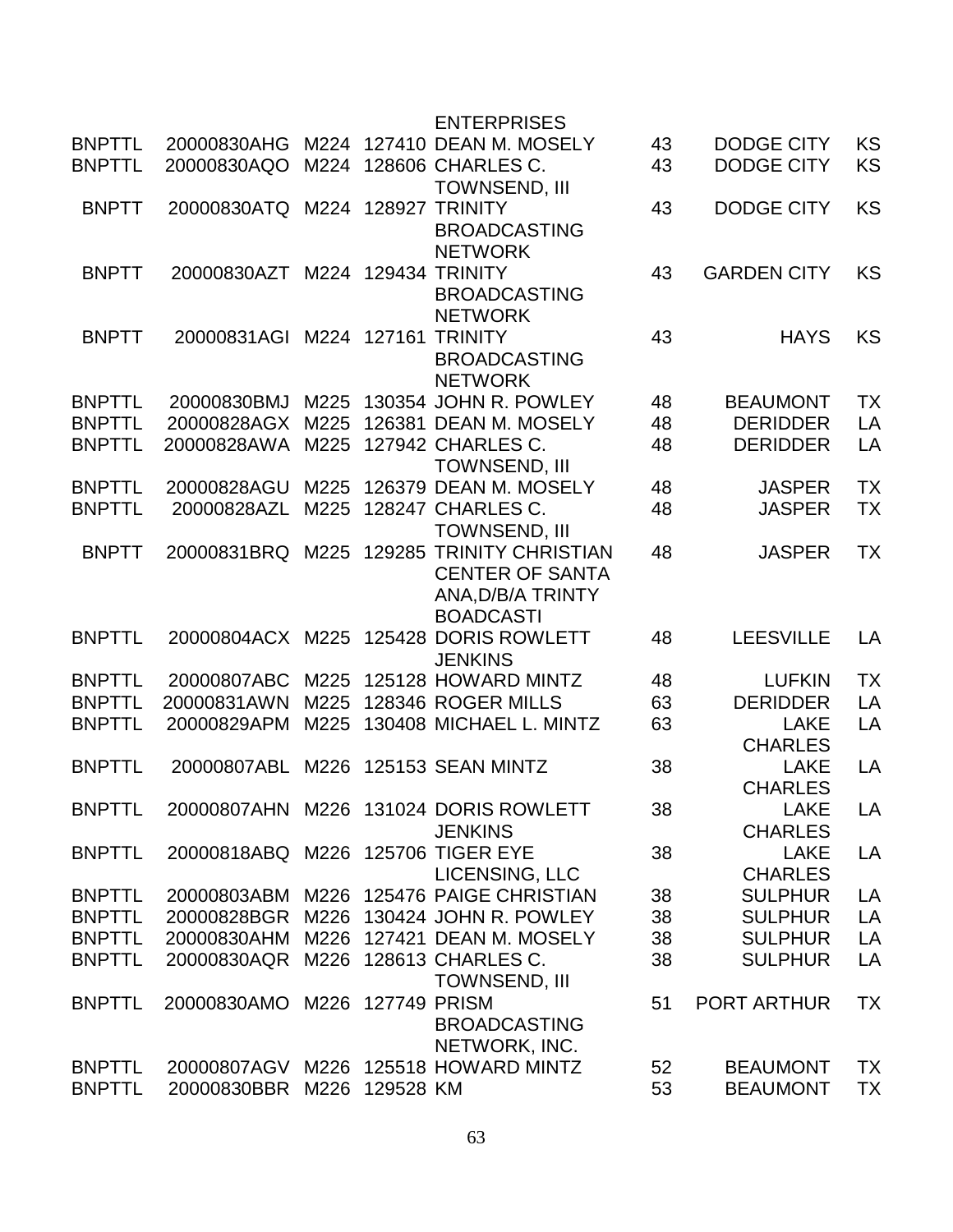| | | | | | | | |
|---|---|---|---|---|---|---|---|
| | | | | ENTERPRISES | | | |
| BNPTTL | 20000830AHG | M224 | 127410 | DEAN M. MOSELY | 43 | DODGE CITY | KS |
| BNPTTL | 20000830AQO | M224 | 128606 | CHARLES C. TOWNSEND, III | 43 | DODGE CITY | KS |
| BNPTT | 20000830ATQ | M224 | 128927 | TRINITY BROADCASTING NETWORK | 43 | DODGE CITY | KS |
| BNPTT | 20000830AZT | M224 | 129434 | TRINITY BROADCASTING NETWORK | 43 | GARDEN CITY | KS |
| BNPTT | 20000831AGI | M224 | 127161 | TRINITY BROADCASTING NETWORK | 43 | HAYS | KS |
| BNPTTL | 20000830BMJ | M225 | 130354 | JOHN R. POWLEY | 48 | BEAUMONT | TX |
| BNPTTL | 20000828AGX | M225 | 126381 | DEAN M. MOSELY | 48 | DERIDDER | LA |
| BNPTTL | 20000828AWA | M225 | 127942 | CHARLES C. TOWNSEND, III | 48 | DERIDDER | LA |
| BNPTTL | 20000828AGU | M225 | 126379 | DEAN M. MOSELY | 48 | JASPER | TX |
| BNPTTL | 20000828AZL | M225 | 128247 | CHARLES C. TOWNSEND, III | 48 | JASPER | TX |
| BNPTT | 20000831BRQ | M225 | 129285 | TRINITY CHRISTIAN CENTER OF SANTA ANA,D/B/A TRINTY BOADCASTI | 48 | JASPER | TX |
| BNPTTL | 20000804ACX | M225 | 125428 | DORIS ROWLETT JENKINS | 48 | LEESVILLE | LA |
| BNPTTL | 20000807ABC | M225 | 125128 | HOWARD MINTZ | 48 | LUFKIN | TX |
| BNPTTL | 20000831AWN | M225 | 128346 | ROGER MILLS | 63 | DERIDDER | LA |
| BNPTTL | 20000829APM | M225 | 130408 | MICHAEL L. MINTZ | 63 | LAKE CHARLES | LA |
| BNPTTL | 20000807ABL | M226 | 125153 | SEAN MINTZ | 38 | LAKE CHARLES | LA |
| BNPTTL | 20000807AHN | M226 | 131024 | DORIS ROWLETT JENKINS | 38 | LAKE CHARLES | LA |
| BNPTTL | 20000818ABQ | M226 | 125706 | TIGER EYE LICENSING, LLC | 38 | LAKE CHARLES | LA |
| BNPTTL | 20000803ABM | M226 | 125476 | PAIGE CHRISTIAN | 38 | SULPHUR | LA |
| BNPTTL | 20000828BGR | M226 | 130424 | JOHN R. POWLEY | 38 | SULPHUR | LA |
| BNPTTL | 20000830AHM | M226 | 127421 | DEAN M. MOSELY | 38 | SULPHUR | LA |
| BNPTTL | 20000830AQR | M226 | 128613 | CHARLES C. TOWNSEND, III | 38 | SULPHUR | LA |
| BNPTTL | 20000830AMO | M226 | 127749 | PRISM BROADCASTING NETWORK, INC. | 51 | PORT ARTHUR | TX |
| BNPTTL | 20000807AGV | M226 | 125518 | HOWARD MINTZ | 52 | BEAUMONT | TX |
| BNPTTL | 20000830BBR | M226 | 129528 | KM | 53 | BEAUMONT | TX |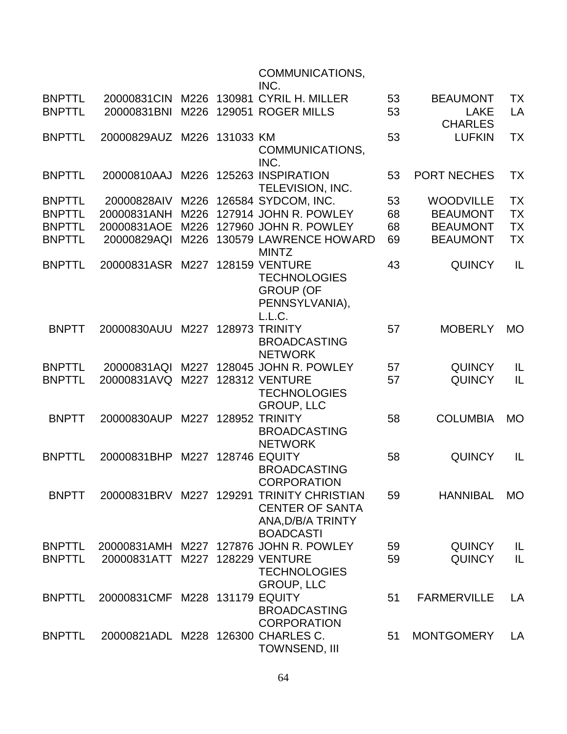| | | | | | | | |
|---|---|---|---|---|---|---|---|
| | | | | COMMUNICATIONS, INC. | | | |
| BNPTTL | 20000831CIN | M226 | 130981 | CYRIL H. MILLER | 53 | BEAUMONT | TX |
| BNPTTL | 20000831BNI | M226 | 129051 | ROGER MILLS | 53 | LAKE CHARLES | LA |
| BNPTTL | 20000829AUZ | M226 | 131033 | KM COMMUNICATIONS, INC. | 53 | LUFKIN | TX |
| BNPTTL | 20000810AAJ | M226 | 125263 | INSPIRATION TELEVISION, INC. | 53 | PORT NECHES | TX |
| BNPTTL | 20000828AIV | M226 | 126584 | SYDCOM, INC. | 53 | WOODVILLE | TX |
| BNPTTL | 20000831ANH | M226 | 127914 | JOHN R. POWLEY | 68 | BEAUMONT | TX |
| BNPTTL | 20000831AOE | M226 | 127960 | JOHN R. POWLEY | 68 | BEAUMONT | TX |
| BNPTTL | 20000829AQI | M226 | 130579 | LAWRENCE HOWARD MINTZ | 69 | BEAUMONT | TX |
| BNPTTL | 20000831ASR | M227 | 128159 | VENTURE TECHNOLOGIES GROUP (OF PENNSYLVANIA), L.L.C. | 43 | QUINCY | IL |
| BNPTT | 20000830AUU | M227 | 128973 | TRINITY BROADCASTING NETWORK | 57 | MOBERLY | MO |
| BNPTTL | 20000831AQI | M227 | 128045 | JOHN R. POWLEY | 57 | QUINCY | IL |
| BNPTTL | 20000831AVQ | M227 | 128312 | VENTURE TECHNOLOGIES GROUP, LLC | 57 | QUINCY | IL |
| BNPTT | 20000830AUP | M227 | 128952 | TRINITY BROADCASTING NETWORK | 58 | COLUMBIA | MO |
| BNPTTL | 20000831BHP | M227 | 128746 | EQUITY BROADCASTING CORPORATION | 58 | QUINCY | IL |
| BNPTT | 20000831BRV | M227 | 129291 | TRINITY CHRISTIAN CENTER OF SANTA ANA,D/B/A TRINTY BOADCASTI | 59 | HANNIBAL | MO |
| BNPTTL | 20000831AMH | M227 | 127876 | JOHN R. POWLEY | 59 | QUINCY | IL |
| BNPTTL | 20000831ATT | M227 | 128229 | VENTURE TECHNOLOGIES GROUP, LLC | 59 | QUINCY | IL |
| BNPTTL | 20000831CMF | M228 | 131179 | EQUITY BROADCASTING CORPORATION | 51 | FARMERVILLE | LA |
| BNPTTL | 20000821ADL | M228 | 126300 | CHARLES C. TOWNSEND, III | 51 | MONTGOMERY | LA |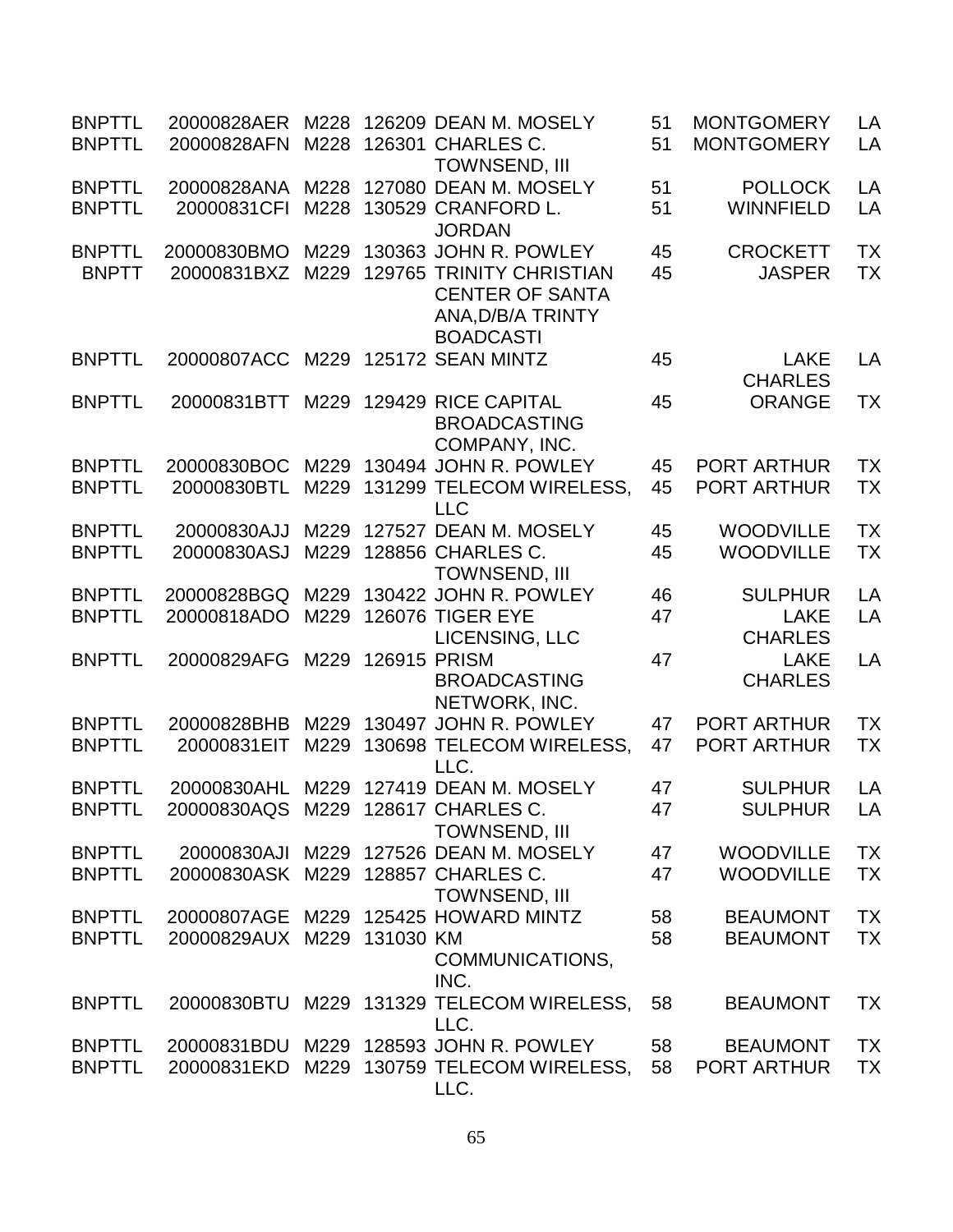| | | | | | | | |
|---|---|---|---|---|---|---|---|
| BNPTTL | 20000828AER | M228 | 126209 | DEAN M. MOSELY | 51 | MONTGOMERY | LA |
| BNPTTL | 20000828AFN | M228 | 126301 | CHARLES C. TOWNSEND, III | 51 | MONTGOMERY | LA |
| BNPTTL | 20000828ANA | M228 | 127080 | DEAN M. MOSELY | 51 | POLLOCK | LA |
| BNPTTL | 20000831CFI | M228 | 130529 | CRANFORD L. JORDAN | 51 | WINNFIELD | LA |
| BNPTTL | 20000830BMO | M229 | 130363 | JOHN R. POWLEY | 45 | CROCKETT | TX |
| BNPTT | 20000831BXZ | M229 | 129765 | TRINITY CHRISTIAN CENTER OF SANTA ANA,D/B/A TRINTY BOADCASTI | 45 | JASPER | TX |
| BNPTTL | 20000807ACC | M229 | 125172 | SEAN MINTZ | 45 | LAKE CHARLES | LA |
| BNPTTL | 20000831BTT | M229 | 129429 | RICE CAPITAL BROADCASTING COMPANY, INC. | 45 | ORANGE | TX |
| BNPTTL | 20000830BOC | M229 | 130494 | JOHN R. POWLEY | 45 | PORT ARTHUR | TX |
| BNPTTL | 20000830BTL | M229 | 131299 | TELECOM WIRELESS, LLC | 45 | PORT ARTHUR | TX |
| BNPTTL | 20000830AJJ | M229 | 127527 | DEAN M. MOSELY | 45 | WOODVILLE | TX |
| BNPTTL | 20000830ASJ | M229 | 128856 | CHARLES C. TOWNSEND, III | 45 | WOODVILLE | TX |
| BNPTTL | 20000828BGQ | M229 | 130422 | JOHN R. POWLEY | 46 | SULPHUR | LA |
| BNPTTL | 20000818ADO | M229 | 126076 | TIGER EYE LICENSING, LLC | 47 | LAKE CHARLES | LA |
| BNPTTL | 20000829AFG | M229 | 126915 | PRISM BROADCASTING NETWORK, INC. | 47 | LAKE CHARLES | LA |
| BNPTTL | 20000828BHB | M229 | 130497 | JOHN R. POWLEY | 47 | PORT ARTHUR | TX |
| BNPTTL | 20000831EIT | M229 | 130698 | TELECOM WIRELESS, LLC. | 47 | PORT ARTHUR | TX |
| BNPTTL | 20000830AHL | M229 | 127419 | DEAN M. MOSELY | 47 | SULPHUR | LA |
| BNPTTL | 20000830AQS | M229 | 128617 | CHARLES C. TOWNSEND, III | 47 | SULPHUR | LA |
| BNPTTL | 20000830AJI | M229 | 127526 | DEAN M. MOSELY | 47 | WOODVILLE | TX |
| BNPTTL | 20000830ASK | M229 | 128857 | CHARLES C. TOWNSEND, III | 47 | WOODVILLE | TX |
| BNPTTL | 20000807AGE | M229 | 125425 | HOWARD MINTZ | 58 | BEAUMONT | TX |
| BNPTTL | 20000829AUX | M229 | 131030 | KM COMMUNICATIONS, INC. | 58 | BEAUMONT | TX |
| BNPTTL | 20000830BTU | M229 | 131329 | TELECOM WIRELESS, LLC. | 58 | BEAUMONT | TX |
| BNPTTL | 20000831BDU | M229 | 128593 | JOHN R. POWLEY | 58 | BEAUMONT | TX |
| BNPTTL | 20000831EKD | M229 | 130759 | TELECOM WIRELESS, LLC. | 58 | PORT ARTHUR | TX |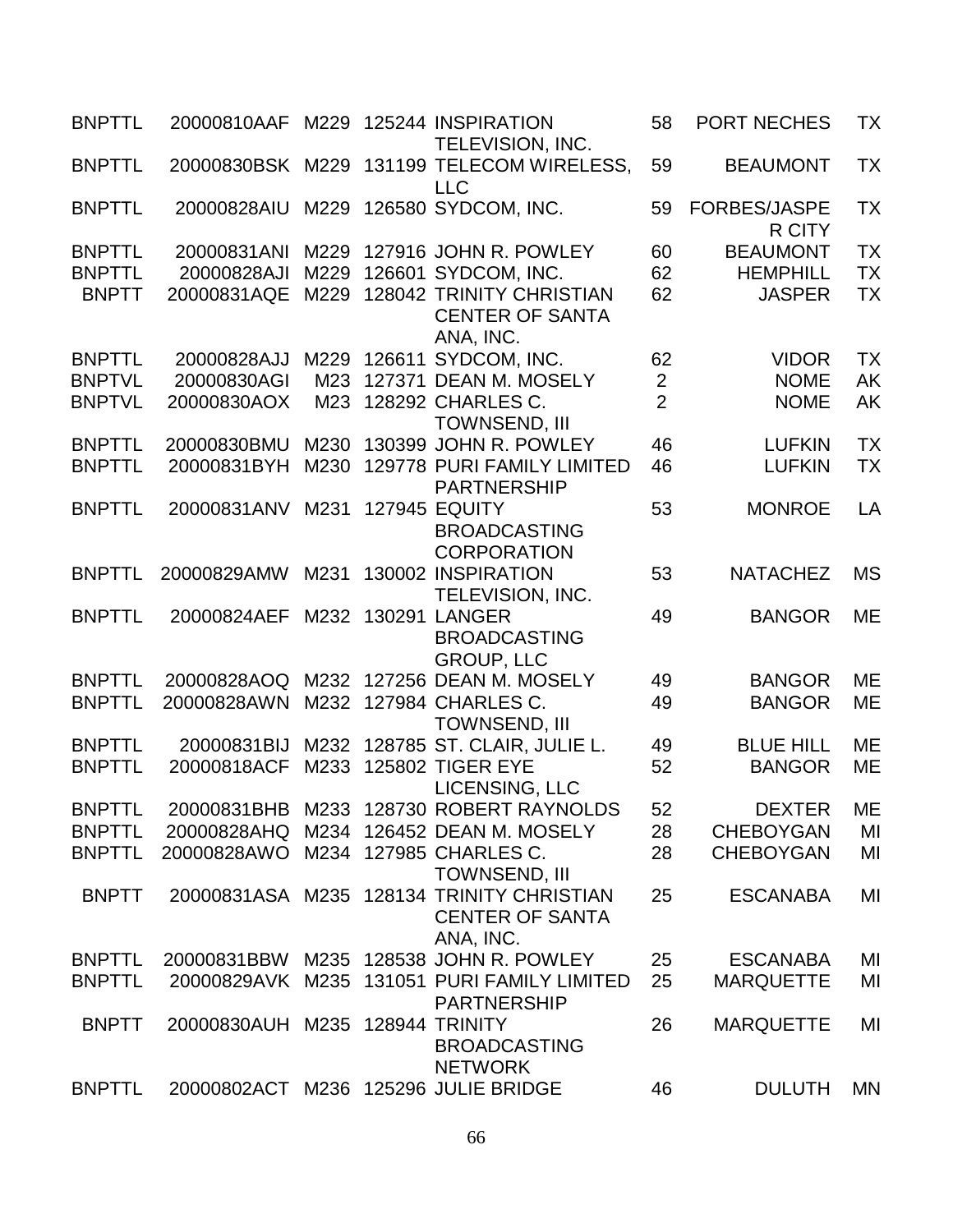| | | | | | | | |
|---|---|---|---|---|---|---|---|
| BNPTTL | 20000810AAF | M229 | 125244 | INSPIRATION TELEVISION, INC. | 58 | PORT NECHES | TX |
| BNPTTL | 20000830BSK | M229 | 131199 | TELECOM WIRELESS, LLC | 59 | BEAUMONT | TX |
| BNPTTL | 20000828AIU | M229 | 126580 | SYDCOM, INC. | 59 | FORBES/JASPER CITY | TX |
| BNPTTL | 20000831ANI | M229 | 127916 | JOHN R. POWLEY | 60 | BEAUMONT | TX |
| BNPTTL | 20000828AJI | M229 | 126601 | SYDCOM, INC. | 62 | HEMPHILL | TX |
| BNPTT | 20000831AQE | M229 | 128042 | TRINITY CHRISTIAN CENTER OF SANTA ANA, INC. | 62 | JASPER | TX |
| BNPTTL | 20000828AJJ | M229 | 126611 | SYDCOM, INC. | 62 | VIDOR | TX |
| BNPTVL | 20000830AGI | M23 | 127371 | DEAN M. MOSELY | 2 | NOME | AK |
| BNPTVL | 20000830AOX | M23 | 128292 | CHARLES C. TOWNSEND, III | 2 | NOME | AK |
| BNPTTL | 20000830BMU | M230 | 130399 | JOHN R. POWLEY | 46 | LUFKIN | TX |
| BNPTTL | 20000831BYH | M230 | 129778 | PURI FAMILY LIMITED PARTNERSHIP | 46 | LUFKIN | TX |
| BNPTTL | 20000831ANV | M231 | 127945 | EQUITY BROADCASTING CORPORATION | 53 | MONROE | LA |
| BNPTTL | 20000829AMW | M231 | 130002 | INSPIRATION TELEVISION, INC. | 53 | NATACHEZ | MS |
| BNPTTL | 20000824AEF | M232 | 130291 | LANGER BROADCASTING GROUP, LLC | 49 | BANGOR | ME |
| BNPTTL | 20000828AOQ | M232 | 127256 | DEAN M. MOSELY | 49 | BANGOR | ME |
| BNPTTL | 20000828AWN | M232 | 127984 | CHARLES C. TOWNSEND, III | 49 | BANGOR | ME |
| BNPTTL | 20000831BIJ | M232 | 128785 | ST. CLAIR, JULIE L. | 49 | BLUE HILL | ME |
| BNPTTL | 20000818ACF | M233 | 125802 | TIGER EYE LICENSING, LLC | 52 | BANGOR | ME |
| BNPTTL | 20000831BHB | M233 | 128730 | ROBERT RAYNOLDS | 52 | DEXTER | ME |
| BNPTTL | 20000828AHQ | M234 | 126452 | DEAN M. MOSELY | 28 | CHEBOYGAN | MI |
| BNPTTL | 20000828AWO | M234 | 127985 | CHARLES C. TOWNSEND, III | 28 | CHEBOYGAN | MI |
| BNPTT | 20000831ASA | M235 | 128134 | TRINITY CHRISTIAN CENTER OF SANTA ANA, INC. | 25 | ESCANABA | MI |
| BNPTTL | 20000831BBW | M235 | 128538 | JOHN R. POWLEY | 25 | ESCANABA | MI |
| BNPTTL | 20000829AVK | M235 | 131051 | PURI FAMILY LIMITED PARTNERSHIP | 25 | MARQUETTE | MI |
| BNPTT | 20000830AUH | M235 | 128944 | TRINITY BROADCASTING NETWORK | 26 | MARQUETTE | MI |
| BNPTTL | 20000802ACT | M236 | 125296 | JULIE BRIDGE | 46 | DULUTH | MN |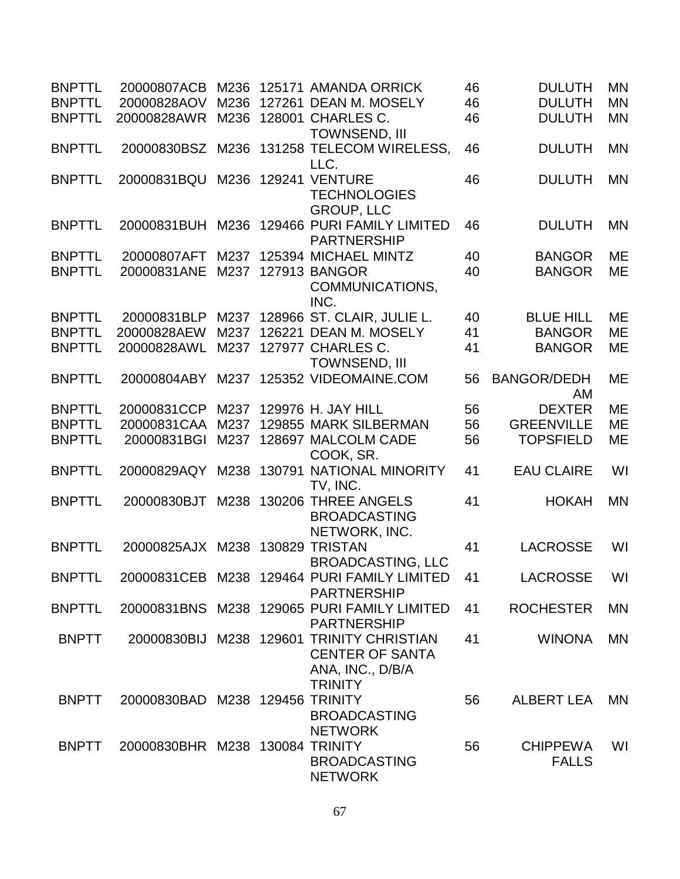| | | | | | | | |
|---|---|---|---|---|---|---|---|
| BNPTTL | 20000807ACB | M236 | 125171 | AMANDA ORRICK | 46 | DULUTH | MN |
| BNPTTL | 20000828AOV | M236 | 127261 | DEAN M. MOSELY | 46 | DULUTH | MN |
| BNPTTL | 20000828AWR | M236 | 128001 | CHARLES C. TOWNSEND, III | 46 | DULUTH | MN |
| BNPTTL | 20000830BSZ | M236 | 131258 | TELECOM WIRELESS, LLC. | 46 | DULUTH | MN |
| BNPTTL | 20000831BQU | M236 | 129241 | VENTURE TECHNOLOGIES GROUP, LLC | 46 | DULUTH | MN |
| BNPTTL | 20000831BUH | M236 | 129466 | PURI FAMILY LIMITED PARTNERSHIP | 46 | DULUTH | MN |
| BNPTTL | 20000807AFT | M237 | 125394 | MICHAEL MINTZ | 40 | BANGOR | ME |
| BNPTTL | 20000831ANE | M237 | 127913 | BANGOR COMMUNICATIONS, INC. | 40 | BANGOR | ME |
| BNPTTL | 20000831BLP | M237 | 128966 | ST. CLAIR, JULIE L. | 40 | BLUE HILL | ME |
| BNPTTL | 20000828AEW | M237 | 126221 | DEAN M. MOSELY | 41 | BANGOR | ME |
| BNPTTL | 20000828AWL | M237 | 127977 | CHARLES C. TOWNSEND, III | 41 | BANGOR | ME |
| BNPTTL | 20000804ABY | M237 | 125352 | VIDEOMAINE.COM | 56 | BANGOR/DEDHAM | ME |
| BNPTTL | 20000831CCP | M237 | 129976 | H. JAY HILL | 56 | DEXTER | ME |
| BNPTTL | 20000831CAA | M237 | 129855 | MARK SILBERMAN | 56 | GREENVILLE | ME |
| BNPTTL | 20000831BGI | M237 | 128697 | MALCOLM CADE COOK, SR. | 56 | TOPSFIELD | ME |
| BNPTTL | 20000829AQY | M238 | 130791 | NATIONAL MINORITY TV, INC. | 41 | EAU CLAIRE | WI |
| BNPTTL | 20000830BJT | M238 | 130206 | THREE ANGELS BROADCASTING NETWORK, INC. | 41 | HOKAH | MN |
| BNPTTL | 20000825AJX | M238 | 130829 | TRISTAN BROADCASTING, LLC | 41 | LACROSSE | WI |
| BNPTTL | 20000831CEB | M238 | 129464 | PURI FAMILY LIMITED PARTNERSHIP | 41 | LACROSSE | WI |
| BNPTTL | 20000831BNS | M238 | 129065 | PURI FAMILY LIMITED PARTNERSHIP | 41 | ROCHESTER | MN |
| BNPTT | 20000830BIJ | M238 | 129601 | TRINITY CHRISTIAN CENTER OF SANTA ANA, INC., D/B/A TRINITY | 41 | WINONA | MN |
| BNPTT | 20000830BAD | M238 | 129456 | TRINITY BROADCASTING NETWORK | 56 | ALBERT LEA | MN |
| BNPTT | 20000830BHR | M238 | 130084 | TRINITY BROADCASTING NETWORK | 56 | CHIPPEWA FALLS | WI |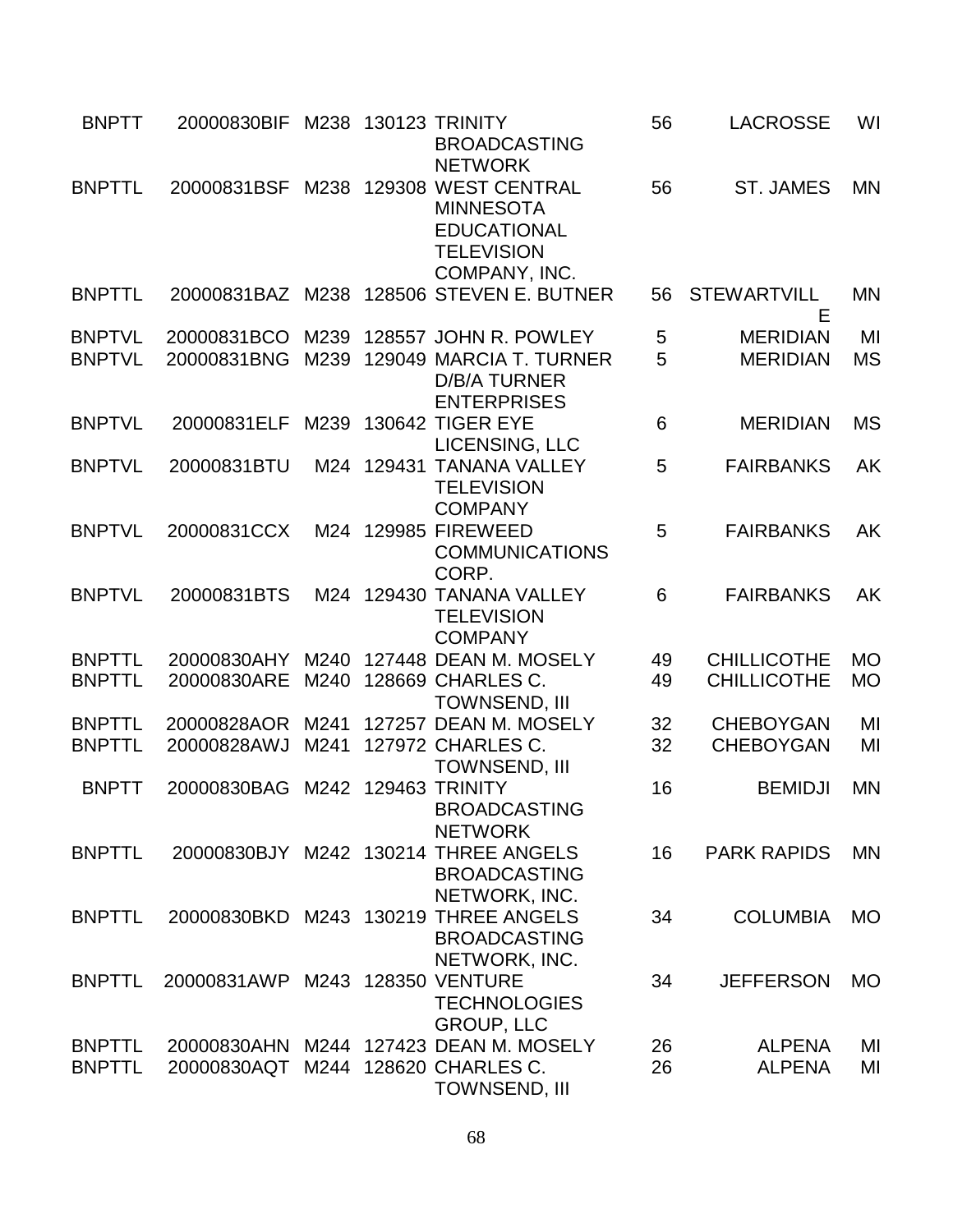| | | | | | | | |
|---|---|---|---|---|---|---|---|
| BNPTT | 20000830BIF | M238 | 130123 | TRINITY BROADCASTING NETWORK | 56 | LACROSSE | WI |
| BNPTTL | 20000831BSF | M238 | 129308 | WEST CENTRAL MINNESOTA EDUCATIONAL TELEVISION COMPANY, INC. | 56 | ST. JAMES | MN |
| BNPTTL | 20000831BAZ | M238 | 128506 | STEVEN E. BUTNER | 56 | STEWARTVILLE | MN |
| BNPTVL | 20000831BCO | M239 | 128557 | JOHN R. POWLEY | 5 | MERIDIAN | MI |
| BNPTVL | 20000831BNG | M239 | 129049 | MARCIA T. TURNER D/B/A TURNER ENTERPRISES | 5 | MERIDIAN | MS |
| BNPTVL | 20000831ELF | M239 | 130642 | TIGER EYE LICENSING, LLC | 6 | MERIDIAN | MS |
| BNPTVL | 20000831BTU | M24 | 129431 | TANANA VALLEY TELEVISION COMPANY | 5 | FAIRBANKS | AK |
| BNPTVL | 20000831CCX | M24 | 129985 | FIREWEED COMMUNICATIONS CORP. | 5 | FAIRBANKS | AK |
| BNPTVL | 20000831BTS | M24 | 129430 | TANANA VALLEY TELEVISION COMPANY | 6 | FAIRBANKS | AK |
| BNPTTL | 20000830AHY | M240 | 127448 | DEAN M. MOSELY | 49 | CHILLICOTHE | MO |
| BNPTTL | 20000830ARE | M240 | 128669 | CHARLES C. TOWNSEND, III | 49 | CHILLICOTHE | MO |
| BNPTTL | 20000828AOR | M241 | 127257 | DEAN M. MOSELY | 32 | CHEBOYGAN | MI |
| BNPTTL | 20000828AWJ | M241 | 127972 | CHARLES C. TOWNSEND, III | 32 | CHEBOYGAN | MI |
| BNPTT | 20000830BAG | M242 | 129463 | TRINITY BROADCASTING NETWORK | 16 | BEMIDJI | MN |
| BNPTTL | 20000830BJY | M242 | 130214 | THREE ANGELS BROADCASTING NETWORK, INC. | 16 | PARK RAPIDS | MN |
| BNPTTL | 20000830BKD | M243 | 130219 | THREE ANGELS BROADCASTING NETWORK, INC. | 34 | COLUMBIA | MO |
| BNPTTL | 20000831AWP | M243 | 128350 | VENTURE TECHNOLOGIES GROUP, LLC | 34 | JEFFERSON | MO |
| BNPTTL | 20000830AHN | M244 | 127423 | DEAN M. MOSELY | 26 | ALPENA | MI |
| BNPTTL | 20000830AQT | M244 | 128620 | CHARLES C. TOWNSEND, III | 26 | ALPENA | MI |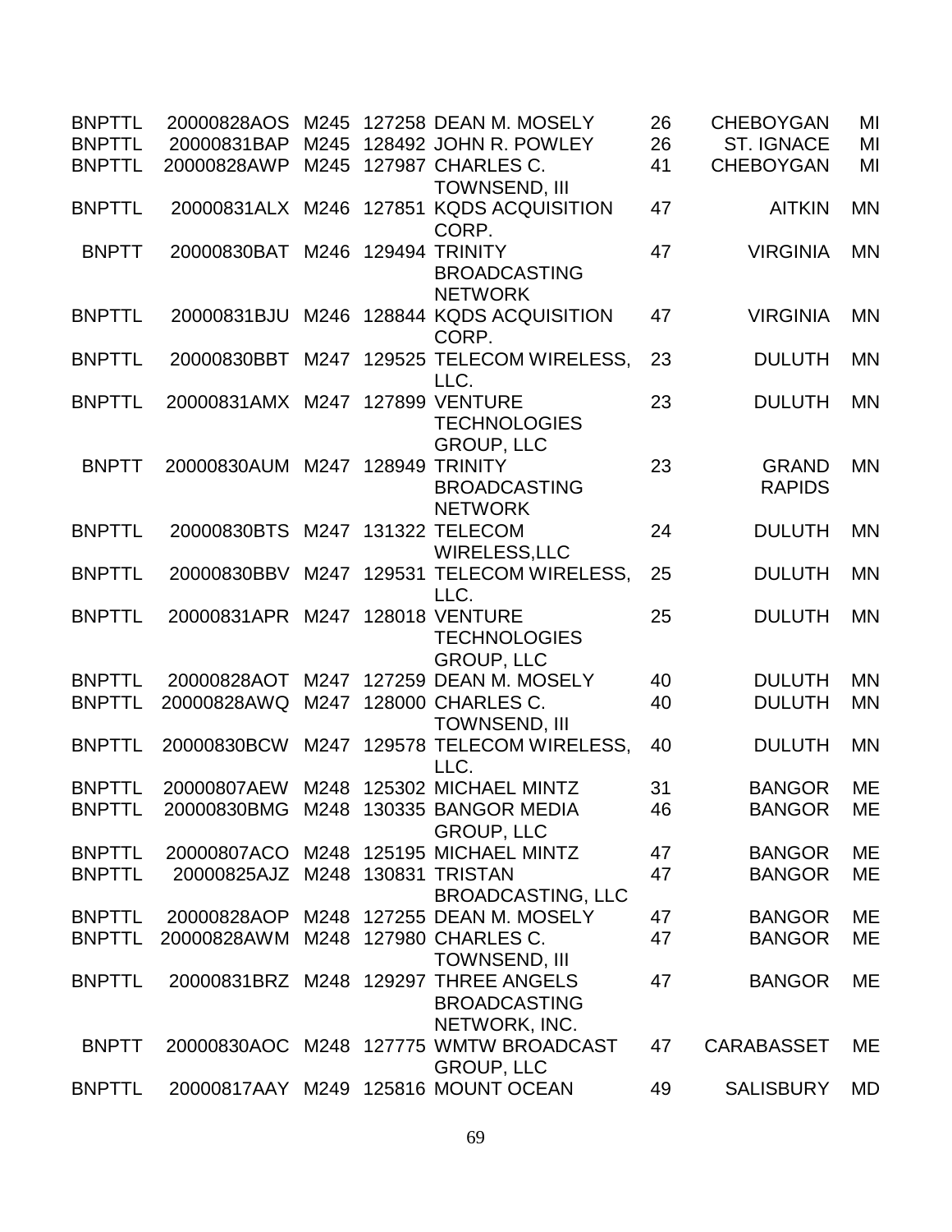| | | | | | | | |
|---|---|---|---|---|---|---|---|
| BNPTTL | 20000828AOS | M245 | 127258 | DEAN M. MOSELY | 26 | CHEBOYGAN | MI |
| BNPTTL | 20000831BAP | M245 | 128492 | JOHN R. POWLEY | 26 | ST. IGNACE | MI |
| BNPTTL | 20000828AWP | M245 | 127987 | CHARLES C. TOWNSEND, III | 41 | CHEBOYGAN | MI |
| BNPTTL | 20000831ALX | M246 | 127851 | KQDS ACQUISITION CORP. | 47 | AITKIN | MN |
| BNPTT | 20000830BAT | M246 | 129494 | TRINITY BROADCASTING NETWORK | 47 | VIRGINIA | MN |
| BNPTTL | 20000831BJU | M246 | 128844 | KQDS ACQUISITION CORP. | 47 | VIRGINIA | MN |
| BNPTTL | 20000830BBT | M247 | 129525 | TELECOM WIRELESS, LLC. | 23 | DULUTH | MN |
| BNPTTL | 20000831AMX | M247 | 127899 | VENTURE TECHNOLOGIES GROUP, LLC | 23 | DULUTH | MN |
| BNPTT | 20000830AUM | M247 | 128949 | TRINITY BROADCASTING NETWORK | 23 | GRAND RAPIDS | MN |
| BNPTTL | 20000830BTS | M247 | 131322 | TELECOM WIRELESS,LLC | 24 | DULUTH | MN |
| BNPTTL | 20000830BBV | M247 | 129531 | TELECOM WIRELESS, LLC. | 25 | DULUTH | MN |
| BNPTTL | 20000831APR | M247 | 128018 | VENTURE TECHNOLOGIES GROUP, LLC | 25 | DULUTH | MN |
| BNPTTL | 20000828AOT | M247 | 127259 | DEAN M. MOSELY | 40 | DULUTH | MN |
| BNPTTL | 20000828AWQ | M247 | 128000 | CHARLES C. TOWNSEND, III | 40 | DULUTH | MN |
| BNPTTL | 20000830BCW | M247 | 129578 | TELECOM WIRELESS, LLC. | 40 | DULUTH | MN |
| BNPTTL | 20000807AEW | M248 | 125302 | MICHAEL MINTZ | 31 | BANGOR | ME |
| BNPTTL | 20000830BMG | M248 | 130335 | BANGOR MEDIA GROUP, LLC | 46 | BANGOR | ME |
| BNPTTL | 20000807ACO | M248 | 125195 | MICHAEL MINTZ | 47 | BANGOR | ME |
| BNPTTL | 20000825AJZ | M248 | 130831 | TRISTAN BROADCASTING, LLC | 47 | BANGOR | ME |
| BNPTTL | 20000828AOP | M248 | 127255 | DEAN M. MOSELY | 47 | BANGOR | ME |
| BNPTTL | 20000828AWM | M248 | 127980 | CHARLES C. TOWNSEND, III | 47 | BANGOR | ME |
| BNPTTL | 20000831BRZ | M248 | 129297 | THREE ANGELS BROADCASTING NETWORK, INC. | 47 | BANGOR | ME |
| BNPTT | 20000830AOC | M248 | 127775 | WMTW BROADCAST GROUP, LLC | 47 | CARABASSET | ME |
| BNPTTL | 20000817AAY | M249 | 125816 | MOUNT OCEAN | 49 | SALISBURY | MD |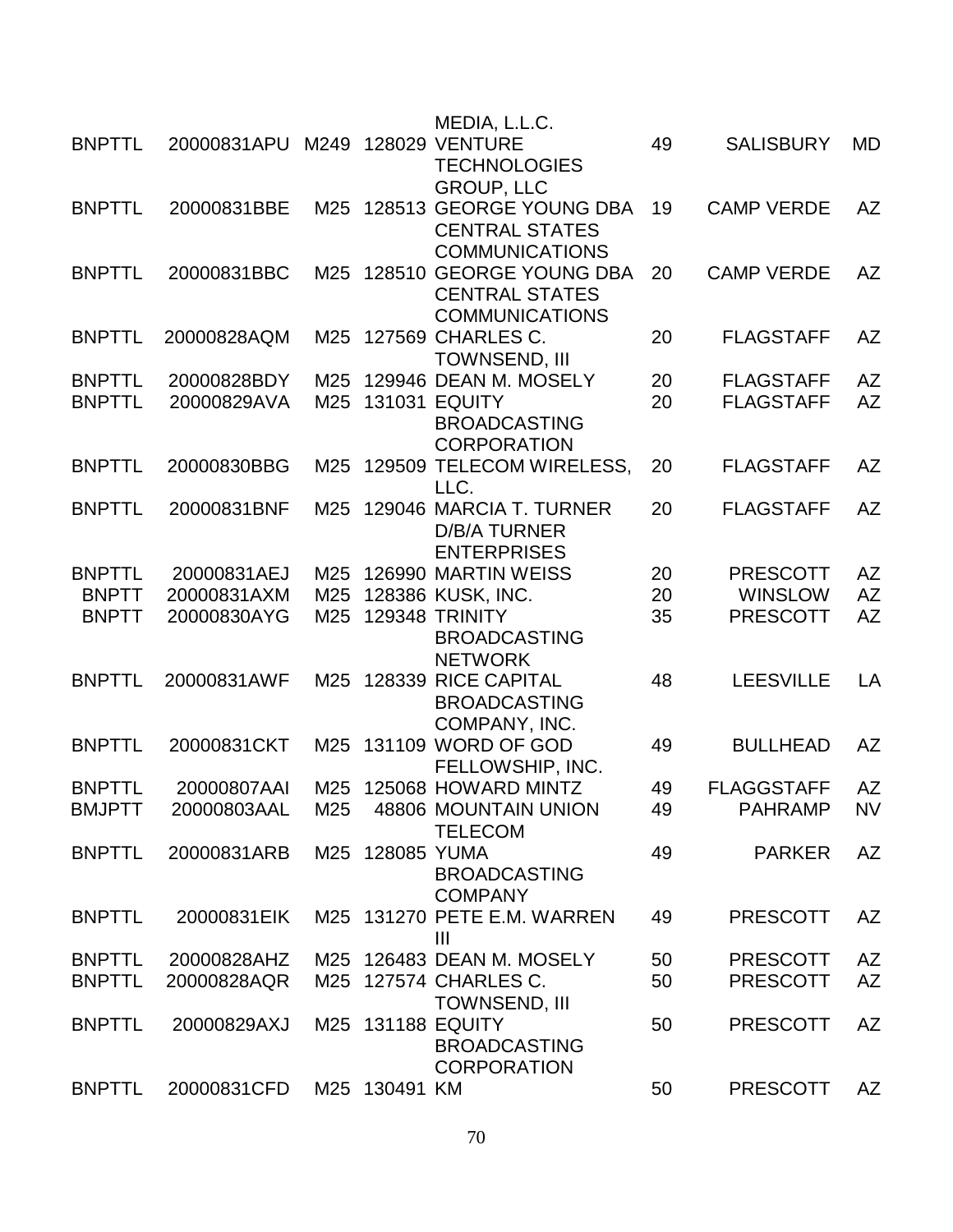| | | | | | | | |
|---|---|---|---|---|---|---|---|
| | | | | MEDIA, L.L.C. | | | |
| BNPTTL | 20000831APU | M249 | 128029 | VENTURE TECHNOLOGIES GROUP, LLC | 49 | SALISBURY | MD |
| BNPTTL | 20000831BBE | M25 | 128513 | GEORGE YOUNG DBA CENTRAL STATES COMMUNICATIONS | 19 | CAMP VERDE | AZ |
| BNPTTL | 20000831BBC | M25 | 128510 | GEORGE YOUNG DBA CENTRAL STATES COMMUNICATIONS | 20 | CAMP VERDE | AZ |
| BNPTTL | 20000828AQM | M25 | 127569 | CHARLES C. TOWNSEND, III | 20 | FLAGSTAFF | AZ |
| BNPTTL | 20000828BDY | M25 | 129946 | DEAN M. MOSELY | 20 | FLAGSTAFF | AZ |
| BNPTTL | 20000829AVA | M25 | 131031 | EQUITY BROADCASTING CORPORATION | 20 | FLAGSTAFF | AZ |
| BNPTTL | 20000830BBG | M25 | 129509 | TELECOM WIRELESS, LLC. | 20 | FLAGSTAFF | AZ |
| BNPTTL | 20000831BNF | M25 | 129046 | MARCIA T. TURNER D/B/A TURNER ENTERPRISES | 20 | FLAGSTAFF | AZ |
| BNPTTL | 20000831AEJ | M25 | 126990 | MARTIN WEISS | 20 | PRESCOTT | AZ |
| BNPTT | 20000831AXM | M25 | 128386 | KUSK, INC. | 20 | WINSLOW | AZ |
| BNPTT | 20000830AYG | M25 | 129348 | TRINITY BROADCASTING NETWORK | 35 | PRESCOTT | AZ |
| BNPTTL | 20000831AWF | M25 | 128339 | RICE CAPITAL BROADCASTING COMPANY, INC. | 48 | LEESVILLE | LA |
| BNPTTL | 20000831CKT | M25 | 131109 | WORD OF GOD FELLOWSHIP, INC. | 49 | BULLHEAD | AZ |
| BNPTTL | 20000807AAI | M25 | 125068 | HOWARD MINTZ | 49 | FLAGGSTAFF | AZ |
| BMJPTT | 20000803AAL | M25 | 48806 | MOUNTAIN UNION TELECOM | 49 | PAHRAMP | NV |
| BNPTTL | 20000831ARB | M25 | 128085 | YUMA BROADCASTING COMPANY | 49 | PARKER | AZ |
| BNPTTL | 20000831EIK | M25 | 131270 | PETE E.M. WARREN III | 49 | PRESCOTT | AZ |
| BNPTTL | 20000828AHZ | M25 | 126483 | DEAN M. MOSELY | 50 | PRESCOTT | AZ |
| BNPTTL | 20000828AQR | M25 | 127574 | CHARLES C. TOWNSEND, III | 50 | PRESCOTT | AZ |
| BNPTTL | 20000829AXJ | M25 | 131188 | EQUITY BROADCASTING CORPORATION | 50 | PRESCOTT | AZ |
| BNPTTL | 20000831CFD | M25 | 130491 | KM | 50 | PRESCOTT | AZ |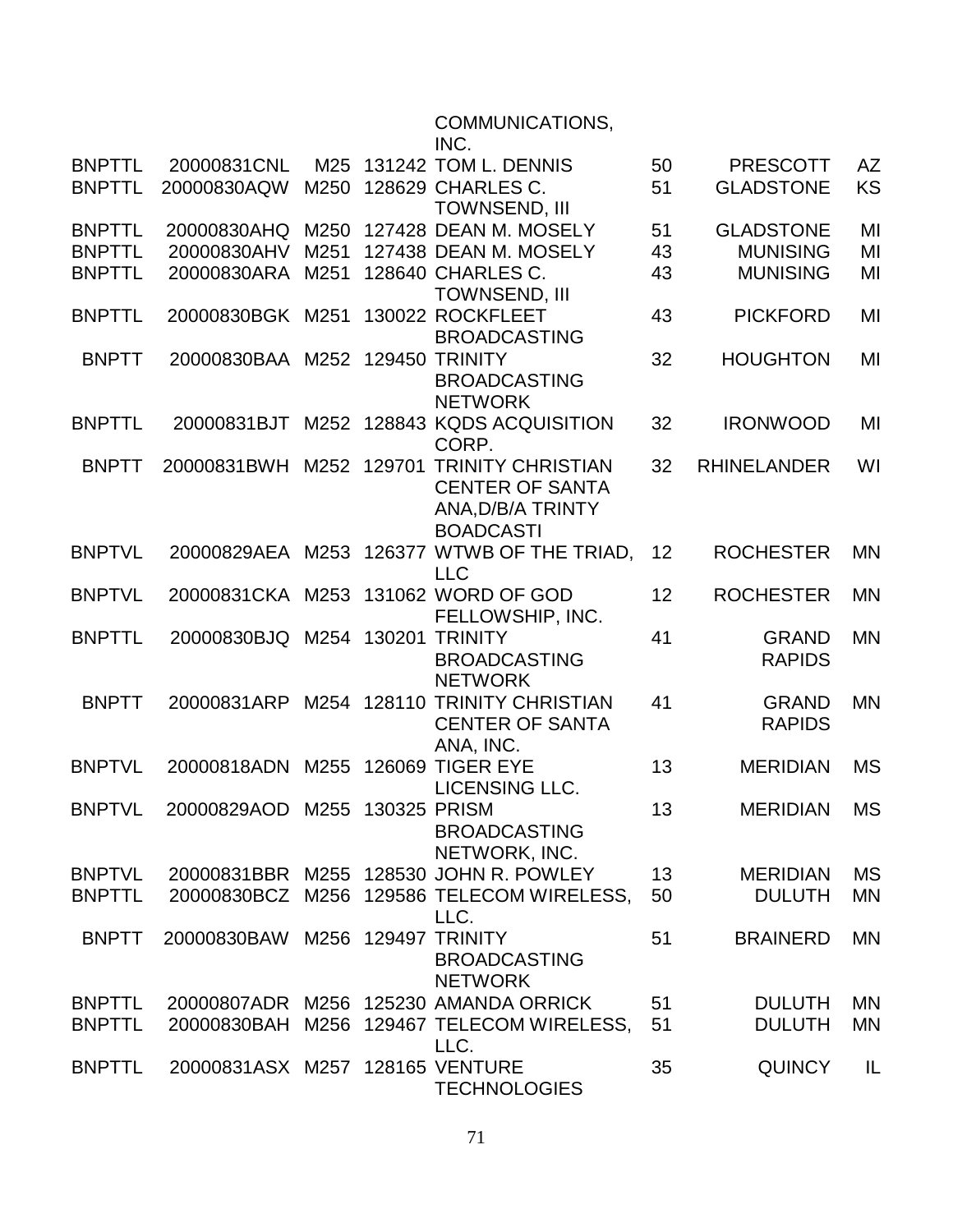| | | | | | | | |
|---|---|---|---|---|---|---|---|
| | | | | COMMUNICATIONS, INC. | | | |
| BNPTTL | 20000831CNL | M25 | 131242 | TOM L. DENNIS | 50 | PRESCOTT | AZ |
| BNPTTL | 20000830AQW | M250 | 128629 | CHARLES C. TOWNSEND, III | 51 | GLADSTONE | KS |
| BNPTTL | 20000830AHQ | M250 | 127428 | DEAN M. MOSELY | 51 | GLADSTONE | MI |
| BNPTTL | 20000830AHV | M251 | 127438 | DEAN M. MOSELY | 43 | MUNISING | MI |
| BNPTTL | 20000830ARA | M251 | 128640 | CHARLES C. TOWNSEND, III | 43 | MUNISING | MI |
| BNPTTL | 20000830BGK | M251 | 130022 | ROCKFLEET BROADCASTING | 43 | PICKFORD | MI |
| BNPTT | 20000830BAA | M252 | 129450 | TRINITY BROADCASTING NETWORK | 32 | HOUGHTON | MI |
| BNPTTL | 20000831BJT | M252 | 128843 | KQDS ACQUISITION CORP. | 32 | IRONWOOD | MI |
| BNPTT | 20000831BWH | M252 | 129701 | TRINITY CHRISTIAN CENTER OF SANTA ANA,D/B/A TRINTY BOADCASTI | 32 | RHINELANDER | WI |
| BNPTVL | 20000829AEA | M253 | 126377 | WTWB OF THE TRIAD, LLC | 12 | ROCHESTER | MN |
| BNPTVL | 20000831CKA | M253 | 131062 | WORD OF GOD FELLOWSHIP, INC. | 12 | ROCHESTER | MN |
| BNPTTL | 20000830BJQ | M254 | 130201 | TRINITY BROADCASTING NETWORK | 41 | GRAND RAPIDS | MN |
| BNPTT | 20000831ARP | M254 | 128110 | TRINITY CHRISTIAN CENTER OF SANTA ANA, INC. | 41 | GRAND RAPIDS | MN |
| BNPTVL | 20000818ADN | M255 | 126069 | TIGER EYE LICENSING LLC. | 13 | MERIDIAN | MS |
| BNPTVL | 20000829AOD | M255 | 130325 | PRISM BROADCASTING NETWORK, INC. | 13 | MERIDIAN | MS |
| BNPTVL | 20000831BBR | M255 | 128530 | JOHN R. POWLEY | 13 | MERIDIAN | MS |
| BNPTTL | 20000830BCZ | M256 | 129586 | TELECOM WIRELESS, LLC. | 50 | DULUTH | MN |
| BNPTT | 20000830BAW | M256 | 129497 | TRINITY BROADCASTING NETWORK | 51 | BRAINERD | MN |
| BNPTTL | 20000807ADR | M256 | 125230 | AMANDA ORRICK | 51 | DULUTH | MN |
| BNPTTL | 20000830BAH | M256 | 129467 | TELECOM WIRELESS, LLC. | 51 | DULUTH | MN |
| BNPTTL | 20000831ASX | M257 | 128165 | VENTURE TECHNOLOGIES | 35 | QUINCY | IL |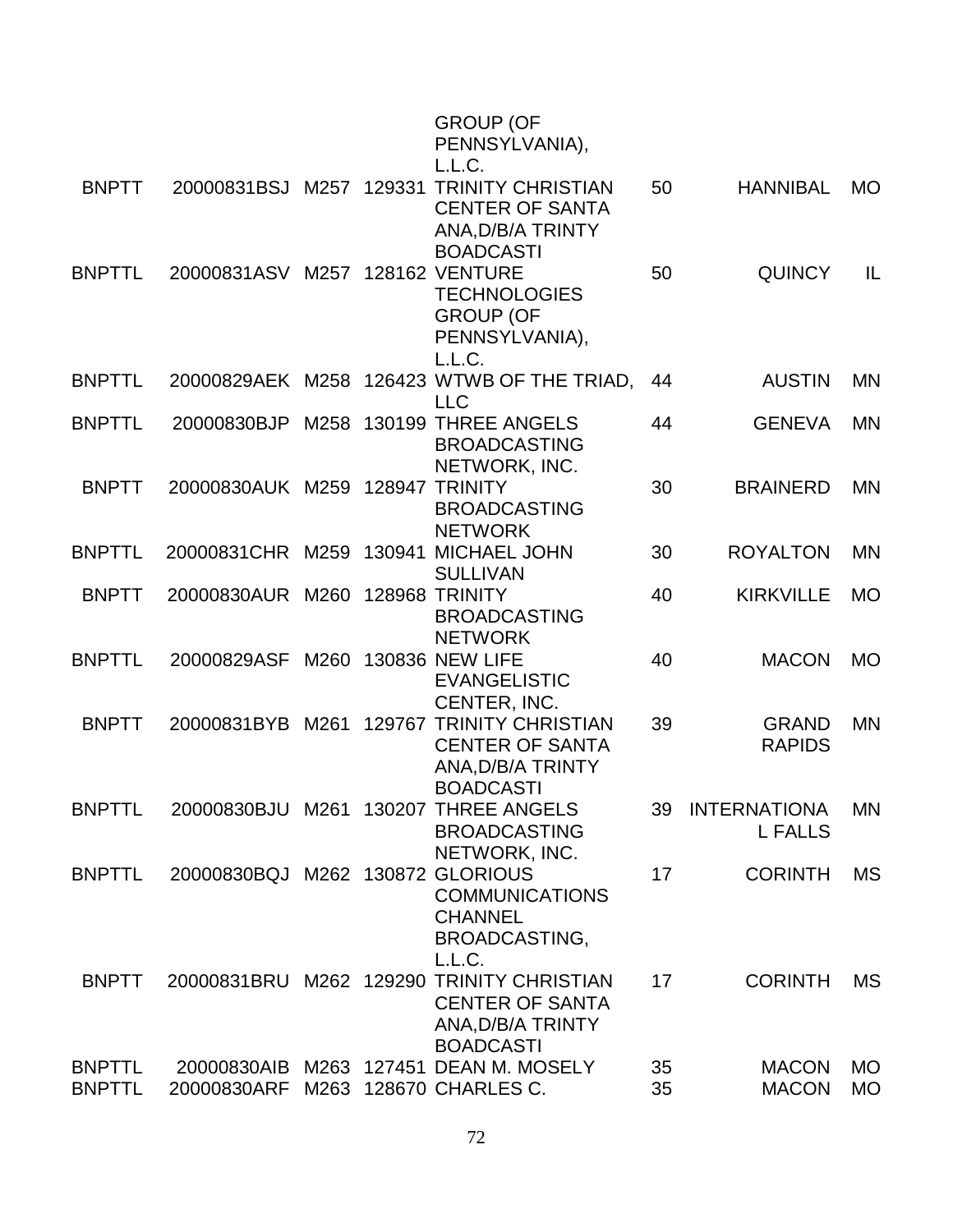| | | | | | | | |
|---|---|---|---|---|---|---|---|
| | | | | GROUP (OF PENNSYLVANIA), L.L.C. | | | |
| BNPTT | 20000831BSJ | M257 | 129331 | TRINITY CHRISTIAN CENTER OF SANTA ANA,D/B/A TRINTY BOADCASTI | 50 | HANNIBAL | MO |
| BNPTTL | 20000831ASV | M257 | 128162 | VENTURE TECHNOLOGIES GROUP (OF PENNSYLVANIA), L.L.C. | 50 | QUINCY | IL |
| BNPTTL | 20000829AEK | M258 | 126423 | WTWB OF THE TRIAD, LLC | 44 | AUSTIN | MN |
| BNPTTL | 20000830BJP | M258 | 130199 | THREE ANGELS BROADCASTING NETWORK, INC. | 44 | GENEVA | MN |
| BNPTT | 20000830AUK | M259 | 128947 | TRINITY BROADCASTING NETWORK | 30 | BRAINERD | MN |
| BNPTTL | 20000831CHR | M259 | 130941 | MICHAEL JOHN SULLIVAN | 30 | ROYALTON | MN |
| BNPTT | 20000830AUR | M260 | 128968 | TRINITY BROADCASTING NETWORK | 40 | KIRKVILLE | MO |
| BNPTTL | 20000829ASF | M260 | 130836 | NEW LIFE EVANGELISTIC CENTER, INC. | 40 | MACON | MO |
| BNPTT | 20000831BYB | M261 | 129767 | TRINITY CHRISTIAN CENTER OF SANTA ANA,D/B/A TRINTY BOADCASTI | 39 | GRAND RAPIDS | MN |
| BNPTTL | 20000830BJU | M261 | 130207 | THREE ANGELS BROADCASTING NETWORK, INC. | 39 | INTERNATIONAL FALLS | MN |
| BNPTTL | 20000830BQJ | M262 | 130872 | GLORIOUS COMMUNICATIONS CHANNEL BROADCASTING, L.L.C. | 17 | CORINTH | MS |
| BNPTT | 20000831BRU | M262 | 129290 | TRINITY CHRISTIAN CENTER OF SANTA ANA,D/B/A TRINTY BOADCASTI | 17 | CORINTH | MS |
| BNPTTL | 20000830AIB | M263 | 127451 | DEAN M. MOSELY | 35 | MACON | MO |
| BNPTTL | 20000830ARF | M263 | 128670 | CHARLES C. | 35 | MACON | MO |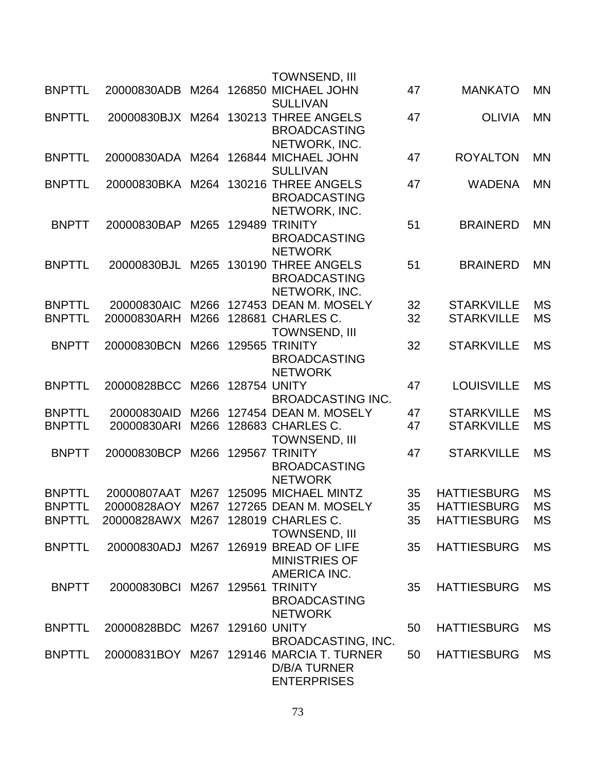| | | | | | | | |
|---|---|---|---|---|---|---|---|
| | | | | TOWNSEND, III | | | |
| BNPTTL | 20000830ADB | M264 | 126850 | MICHAEL JOHN SULLIVAN | 47 | MANKATO | MN |
| BNPTTL | 20000830BJX | M264 | 130213 | THREE ANGELS BROADCASTING NETWORK, INC. | 47 | OLIVIA | MN |
| BNPTTL | 20000830ADA | M264 | 126844 | MICHAEL JOHN SULLIVAN | 47 | ROYALTON | MN |
| BNPTTL | 20000830BKA | M264 | 130216 | THREE ANGELS BROADCASTING NETWORK, INC. | 47 | WADENA | MN |
| BNPTT | 20000830BAP | M265 | 129489 | TRINITY BROADCASTING NETWORK | 51 | BRAINERD | MN |
| BNPTTL | 20000830BJL | M265 | 130190 | THREE ANGELS BROADCASTING NETWORK, INC. | 51 | BRAINERD | MN |
| BNPTTL | 20000830AIC | M266 | 127453 | DEAN M. MOSELY | 32 | STARKVILLE | MS |
| BNPTTL | 20000830ARH | M266 | 128681 | CHARLES C. TOWNSEND, III | 32 | STARKVILLE | MS |
| BNPTT | 20000830BCN | M266 | 129565 | TRINITY BROADCASTING NETWORK | 32 | STARKVILLE | MS |
| BNPTTL | 20000828BCC | M266 | 128754 | UNITY BROADCASTING INC. | 47 | LOUISVILLE | MS |
| BNPTTL | 20000830AID | M266 | 127454 | DEAN M. MOSELY | 47 | STARKVILLE | MS |
| BNPTTL | 20000830ARI | M266 | 128683 | CHARLES C. TOWNSEND, III | 47 | STARKVILLE | MS |
| BNPTT | 20000830BCP | M266 | 129567 | TRINITY BROADCASTING NETWORK | 47 | STARKVILLE | MS |
| BNPTTL | 20000807AAT | M267 | 125095 | MICHAEL MINTZ | 35 | HATTIESBURG | MS |
| BNPTTL | 20000828AOY | M267 | 127265 | DEAN M. MOSELY | 35 | HATTIESBURG | MS |
| BNPTTL | 20000828AWX | M267 | 128019 | CHARLES C. TOWNSEND, III | 35 | HATTIESBURG | MS |
| BNPTTL | 20000830ADJ | M267 | 126919 | BREAD OF LIFE MINISTRIES OF AMERICA INC. | 35 | HATTIESBURG | MS |
| BNPTT | 20000830BCI | M267 | 129561 | TRINITY BROADCASTING NETWORK | 35 | HATTIESBURG | MS |
| BNPTTL | 20000828BDC | M267 | 129160 | UNITY BROADCASTING, INC. | 50 | HATTIESBURG | MS |
| BNPTTL | 20000831BOY | M267 | 129146 | MARCIA T. TURNER D/B/A TURNER ENTERPRISES | 50 | HATTIESBURG | MS |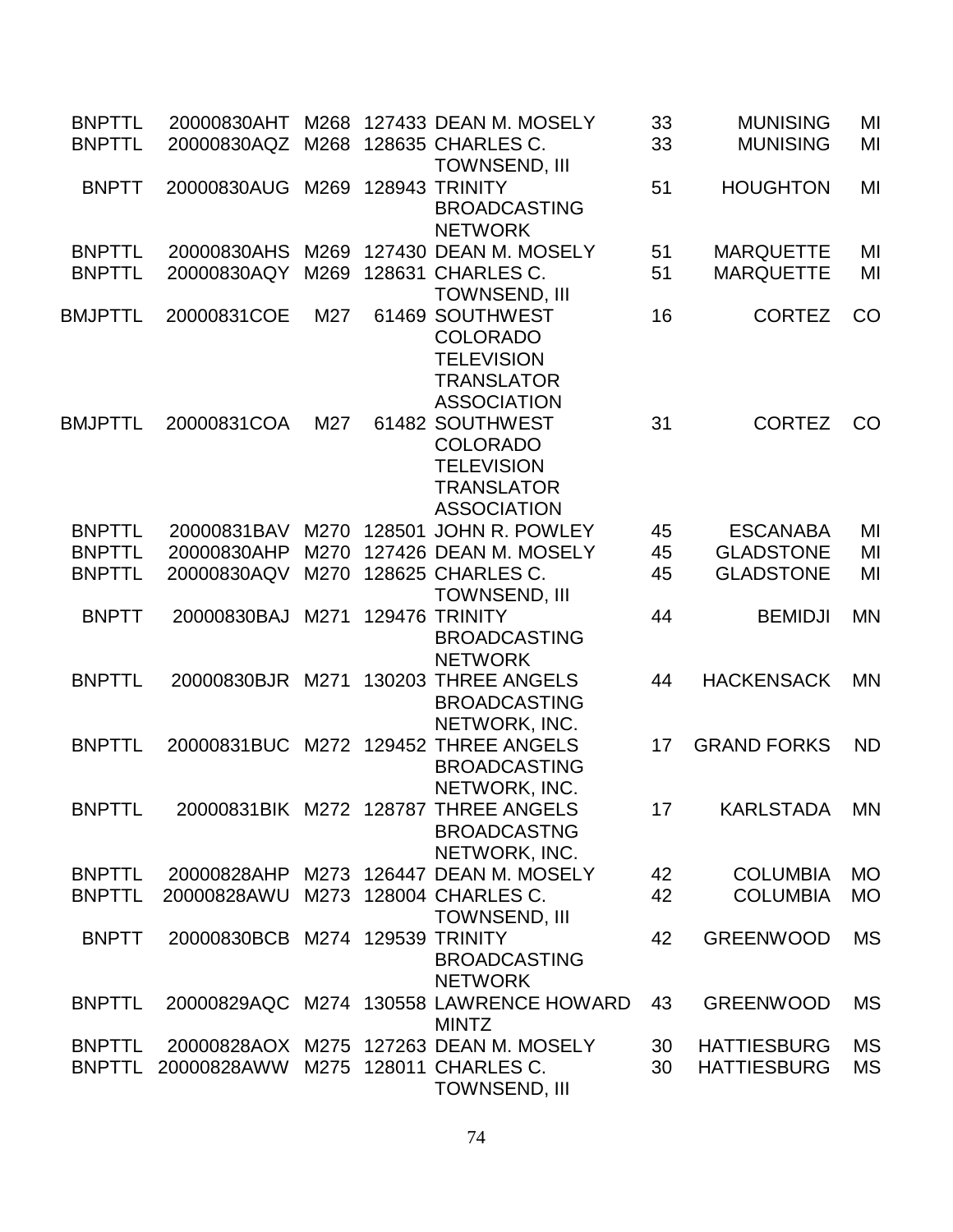| | | | | | | | |
|---|---|---|---|---|---|---|---|
| BNPTTL | 20000830AHT | M268 | 127433 | DEAN M. MOSELY | 33 | MUNISING | MI |
| BNPTTL | 20000830AQZ | M268 | 128635 | CHARLES C. TOWNSEND, III | 33 | MUNISING | MI |
| BNPTT | 20000830AUG | M269 | 128943 | TRINITY BROADCASTING NETWORK | 51 | HOUGHTON | MI |
| BNPTTL | 20000830AHS | M269 | 127430 | DEAN M. MOSELY | 51 | MARQUETTE | MI |
| BNPTTL | 20000830AQY | M269 | 128631 | CHARLES C. TOWNSEND, III | 51 | MARQUETTE | MI |
| BMJPTTL | 20000831COE | M27 | 61469 | SOUTHWEST COLORADO TELEVISION TRANSLATOR ASSOCIATION | 16 | CORTEZ | CO |
| BMJPTTL | 20000831COA | M27 | 61482 | SOUTHWEST COLORADO TELEVISION TRANSLATOR ASSOCIATION | 31 | CORTEZ | CO |
| BNPTTL | 20000831BAV | M270 | 128501 | JOHN R. POWLEY | 45 | ESCANABA | MI |
| BNPTTL | 20000830AHP | M270 | 127426 | DEAN M. MOSELY | 45 | GLADSTONE | MI |
| BNPTTL | 20000830AQV | M270 | 128625 | CHARLES C. TOWNSEND, III | 45 | GLADSTONE | MI |
| BNPTT | 20000830BAJ | M271 | 129476 | TRINITY BROADCASTING NETWORK | 44 | BEMIDJI | MN |
| BNPTTL | 20000830BJR | M271 | 130203 | THREE ANGELS BROADCASTING NETWORK, INC. | 44 | HACKENSACK | MN |
| BNPTTL | 20000831BUC | M272 | 129452 | THREE ANGELS BROADCASTING NETWORK, INC. | 17 | GRAND FORKS | ND |
| BNPTTL | 20000831BIK | M272 | 128787 | THREE ANGELS BROADCASTNG NETWORK, INC. | 17 | KARLSTADA | MN |
| BNPTTL | 20000828AHP | M273 | 126447 | DEAN M. MOSELY | 42 | COLUMBIA | MO |
| BNPTTL | 20000828AWU | M273 | 128004 | CHARLES C. TOWNSEND, III | 42 | COLUMBIA | MO |
| BNPTT | 20000830BCB | M274 | 129539 | TRINITY BROADCASTING NETWORK | 42 | GREENWOOD | MS |
| BNPTTL | 20000829AQC | M274 | 130558 | LAWRENCE HOWARD MINTZ | 43 | GREENWOOD | MS |
| BNPTTL | 20000828AOX | M275 | 127263 | DEAN M. MOSELY | 30 | HATTIESBURG | MS |
| BNPTTL | 20000828AWW | M275 | 128011 | CHARLES C. TOWNSEND, III | 30 | HATTIESBURG | MS |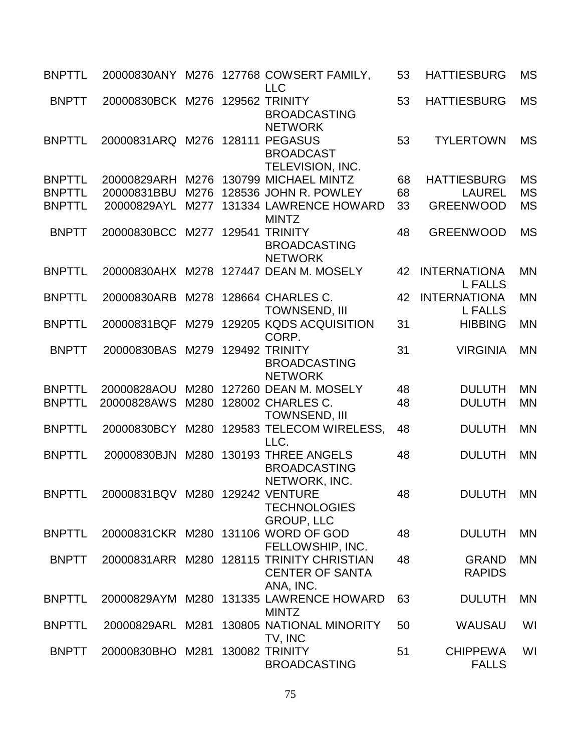| | | | | | | | |
|---|---|---|---|---|---|---|---|
| BNPTTL | 20000830ANY | M276 | 127768 | COWSERT FAMILY, LLC | 53 | HATTIESBURG | MS |
| BNPTT | 20000830BCK | M276 | 129562 | TRINITY BROADCASTING NETWORK | 53 | HATTIESBURG | MS |
| BNPTTL | 20000831ARQ | M276 | 128111 | PEGASUS BROADCAST TELEVISION, INC. | 53 | TYLERTOWN | MS |
| BNPTTL | 20000829ARH | M276 | 130799 | MICHAEL MINTZ | 68 | HATTIESBURG | MS |
| BNPTTL | 20000831BBU | M276 | 128536 | JOHN R. POWLEY | 68 | LAUREL | MS |
| BNPTTL | 20000829AYL | M277 | 131334 | LAWRENCE HOWARD MINTZ | 33 | GREENWOOD | MS |
| BNPTT | 20000830BCC | M277 | 129541 | TRINITY BROADCASTING NETWORK | 48 | GREENWOOD | MS |
| BNPTTL | 20000830AHX | M278 | 127447 | DEAN M. MOSELY | 42 | INTERNATIONAL FALLS | MN |
| BNPTTL | 20000830ARB | M278 | 128664 | CHARLES C. TOWNSEND, III | 42 | INTERNATIONAL FALLS | MN |
| BNPTTL | 20000831BQF | M279 | 129205 | KQDS ACQUISITION CORP. | 31 | HIBBING | MN |
| BNPTT | 20000830BAS | M279 | 129492 | TRINITY BROADCASTING NETWORK | 31 | VIRGINIA | MN |
| BNPTTL | 20000828AOU | M280 | 127260 | DEAN M. MOSELY | 48 | DULUTH | MN |
| BNPTTL | 20000828AWS | M280 | 128002 | CHARLES C. TOWNSEND, III | 48 | DULUTH | MN |
| BNPTTL | 20000830BCY | M280 | 129583 | TELECOM WIRELESS, LLC. | 48 | DULUTH | MN |
| BNPTTL | 20000830BJN | M280 | 130193 | THREE ANGELS BROADCASTING NETWORK, INC. | 48 | DULUTH | MN |
| BNPTTL | 20000831BQV | M280 | 129242 | VENTURE TECHNOLOGIES GROUP, LLC | 48 | DULUTH | MN |
| BNPTTL | 20000831CKR | M280 | 131106 | WORD OF GOD FELLOWSHIP, INC. | 48 | DULUTH | MN |
| BNPTT | 20000831ARR | M280 | 128115 | TRINITY CHRISTIAN CENTER OF SANTA ANA, INC. | 48 | GRAND RAPIDS | MN |
| BNPTTL | 20000829AYM | M280 | 131335 | LAWRENCE HOWARD MINTZ | 63 | DULUTH | MN |
| BNPTTL | 20000829ARL | M281 | 130805 | NATIONAL MINORITY TV, INC | 50 | WAUSAU | WI |
| BNPTT | 20000830BHO | M281 | 130082 | TRINITY BROADCASTING | 51 | CHIPPEWA FALLS | WI |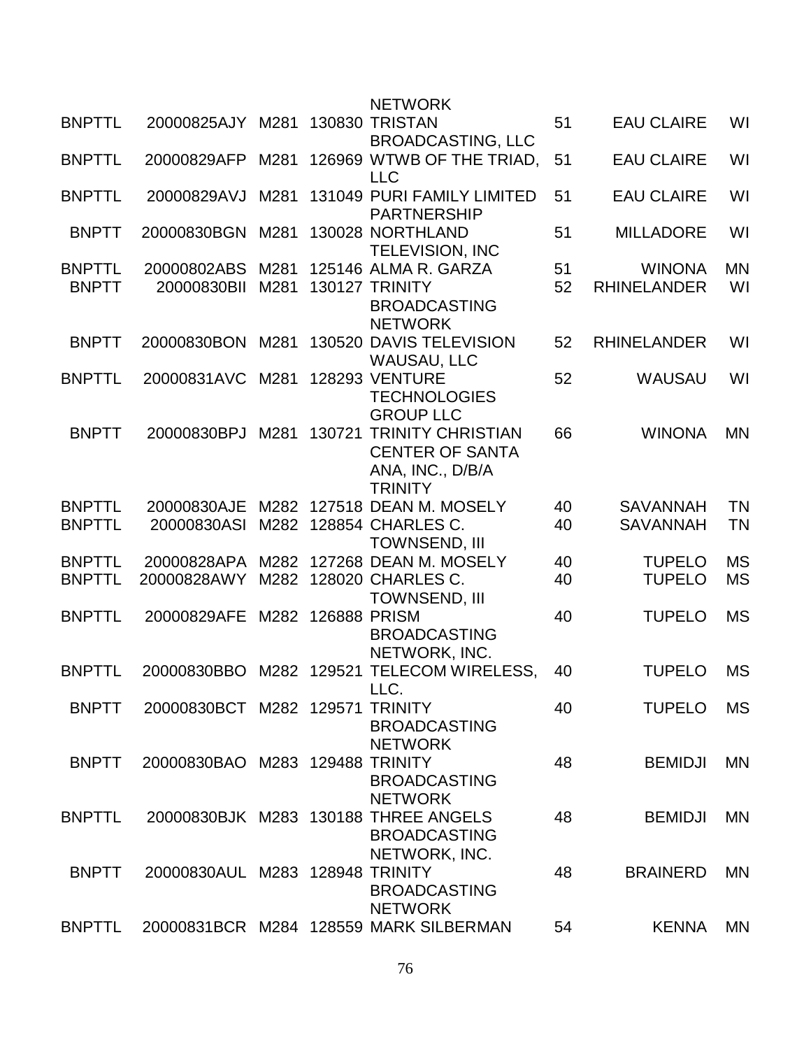| | | | | | | | |
|---|---|---|---|---|---|---|---|
| | | | | NETWORK | | | |
| BNPTTL | 20000825AJY | M281 | 130830 | TRISTAN BROADCASTING, LLC | 51 | EAU CLAIRE | WI |
| BNPTTL | 20000829AFP | M281 | 126969 | WTWB OF THE TRIAD, LLC | 51 | EAU CLAIRE | WI |
| BNPTTL | 20000829AVJ | M281 | 131049 | PURI FAMILY LIMITED PARTNERSHIP | 51 | EAU CLAIRE | WI |
| BNPTT | 20000830BGN | M281 | 130028 | NORTHLAND TELEVISION, INC | 51 | MILLADORE | WI |
| BNPTTL | 20000802ABS | M281 | 125146 | ALMA R. GARZA | 51 | WINONA | MN |
| BNPTT | 20000830BII | M281 | 130127 | TRINITY BROADCASTING NETWORK | 52 | RHINELANDER | WI |
| BNPTT | 20000830BON | M281 | 130520 | DAVIS TELEVISION WAUSAU, LLC | 52 | RHINELANDER | WI |
| BNPTTL | 20000831AVC | M281 | 128293 | VENTURE TECHNOLOGIES GROUP LLC | 52 | WAUSAU | WI |
| BNPTT | 20000830BPJ | M281 | 130721 | TRINITY CHRISTIAN CENTER OF SANTA ANA, INC., D/B/A TRINITY | 66 | WINONA | MN |
| BNPTTL | 20000830AJE | M282 | 127518 | DEAN M. MOSELY | 40 | SAVANNAH | TN |
| BNPTTL | 20000830ASI | M282 | 128854 | CHARLES C. TOWNSEND, III | 40 | SAVANNAH | TN |
| BNPTTL | 20000828APA | M282 | 127268 | DEAN M. MOSELY | 40 | TUPELO | MS |
| BNPTTL | 20000828AWY | M282 | 128020 | CHARLES C. TOWNSEND, III | 40 | TUPELO | MS |
| BNPTTL | 20000829AFE | M282 | 126888 | PRISM BROADCASTING NETWORK, INC. | 40 | TUPELO | MS |
| BNPTTL | 20000830BBO | M282 | 129521 | TELECOM WIRELESS, LLC. | 40 | TUPELO | MS |
| BNPTT | 20000830BCT | M282 | 129571 | TRINITY BROADCASTING NETWORK | 40 | TUPELO | MS |
| BNPTT | 20000830BAO | M283 | 129488 | TRINITY BROADCASTING NETWORK | 48 | BEMIDJI | MN |
| BNPTTL | 20000830BJK | M283 | 130188 | THREE ANGELS BROADCASTING NETWORK, INC. | 48 | BEMIDJI | MN |
| BNPTT | 20000830AUL | M283 | 128948 | TRINITY BROADCASTING NETWORK | 48 | BRAINERD | MN |
| BNPTTL | 20000831BCR | M284 | 128559 | MARK SILBERMAN | 54 | KENNA | MN |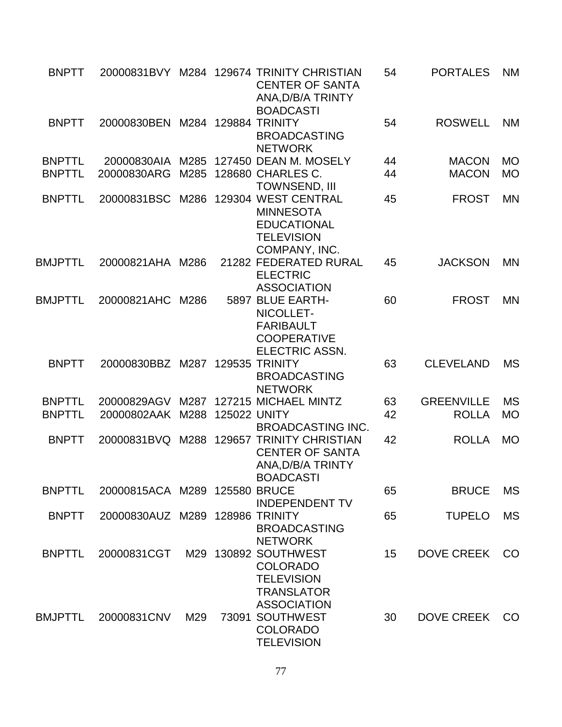| | | | | | | | |
|---|---|---|---|---|---|---|---|
| BNPTT | 20000831BVY | M284 | 129674 | TRINITY CHRISTIAN CENTER OF SANTA ANA,D/B/A TRINTY BOADCASTI | 54 | PORTALES | NM |
| BNPTT | 20000830BEN | M284 | 129884 | TRINITY BROADCASTING NETWORK | 54 | ROSWELL | NM |
| BNPTTL | 20000830AIA | M285 | 127450 | DEAN M. MOSELY | 44 | MACON | MO |
| BNPTTL | 20000830ARG | M285 | 128680 | CHARLES C. TOWNSEND, III | 44 | MACON | MO |
| BNPTTL | 20000831BSC | M286 | 129304 | WEST CENTRAL MINNESOTA EDUCATIONAL TELEVISION COMPANY, INC. | 45 | FROST | MN |
| BMJPTTL | 20000821AHA | M286 | 21282 | FEDERATED RURAL ELECTRIC ASSOCIATION | 45 | JACKSON | MN |
| BMJPTTL | 20000821AHC | M286 | 5897 | BLUE EARTH-NICOLLET-FARIBAULT COOPERATIVE ELECTRIC ASSN. | 60 | FROST | MN |
| BNPTT | 20000830BBZ | M287 | 129535 | TRINITY BROADCASTING NETWORK | 63 | CLEVELAND | MS |
| BNPTTL | 20000829AGV | M287 | 127215 | MICHAEL MINTZ | 63 | GREENVILLE | MS |
| BNPTTL | 20000802AAK | M288 | 125022 | UNITY BROADCASTING INC. | 42 | ROLLA | MO |
| BNPTT | 20000831BVQ | M288 | 129657 | TRINITY CHRISTIAN CENTER OF SANTA ANA,D/B/A TRINTY BOADCASTI | 42 | ROLLA | MO |
| BNPTTL | 20000815ACA | M289 | 125580 | BRUCE INDEPENDENT TV | 65 | BRUCE | MS |
| BNPTT | 20000830AUZ | M289 | 128986 | TRINITY BROADCASTING NETWORK | 65 | TUPELO | MS |
| BNPTTL | 20000831CGT | M29 | 130892 | SOUTHWEST COLORADO TELEVISION TRANSLATOR ASSOCIATION | 15 | DOVE CREEK | CO |
| BMJPTTL | 20000831CNV | M29 | 73091 | SOUTHWEST COLORADO TELEVISION | 30 | DOVE CREEK | CO |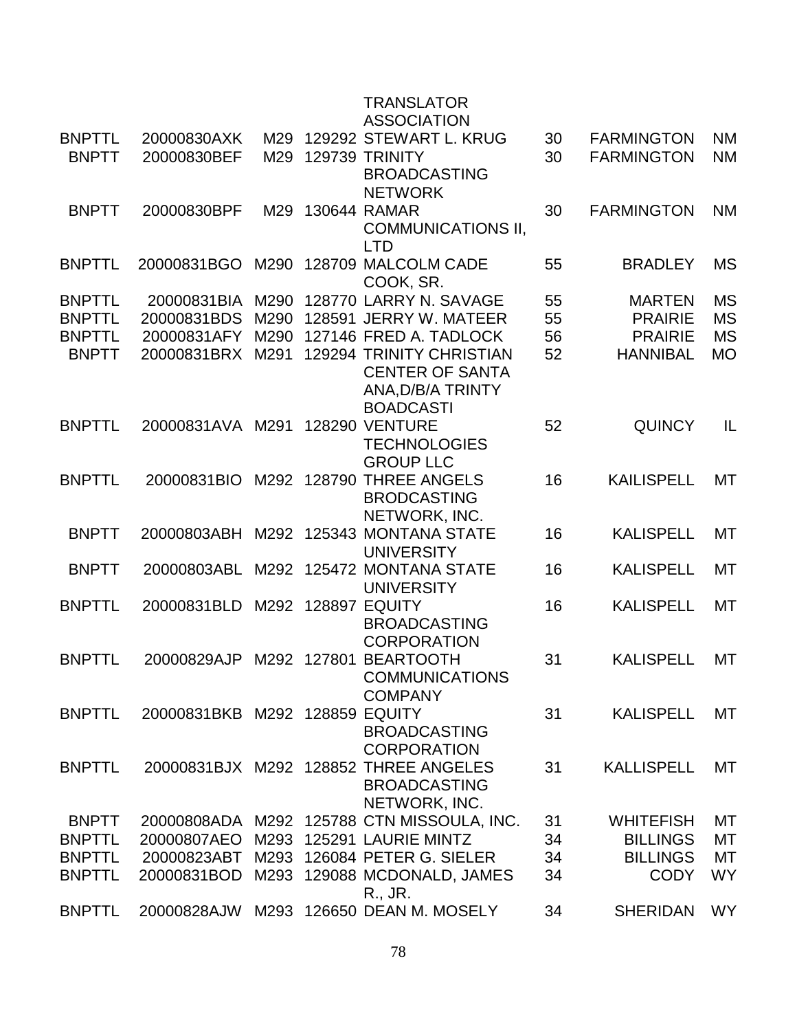| | | | | TRANSLATOR ASSOCIATION | | | |
|---|---|---|---|---|---|---|---|
| BNPTTL | 20000830AXK | M29 | 129292 | STEWART L. KRUG | 30 | FARMINGTON | NM |
| BNPTT | 20000830BEF | M29 | 129739 | TRINITY BROADCASTING NETWORK | 30 | FARMINGTON | NM |
| BNPTT | 20000830BPF | M29 | 130644 | RAMAR COMMUNICATIONS II, LTD | 30 | FARMINGTON | NM |
| BNPTTL | 20000831BGO | M290 | 128709 | MALCOLM CADE COOK, SR. | 55 | BRADLEY | MS |
| BNPTTL | 20000831BIA | M290 | 128770 | LARRY N. SAVAGE | 55 | MARTEN | MS |
| BNPTTL | 20000831BDS | M290 | 128591 | JERRY W. MATEER | 55 | PRAIRIE | MS |
| BNPTTL | 20000831AFY | M290 | 127146 | FRED A. TADLOCK | 56 | PRAIRIE | MS |
| BNPTT | 20000831BRX | M291 | 129294 | TRINITY CHRISTIAN CENTER OF SANTA ANA,D/B/A TRINTY BOADCASTI | 52 | HANNIBAL | MO |
| BNPTTL | 20000831AVA | M291 | 128290 | VENTURE TECHNOLOGIES GROUP LLC | 52 | QUINCY | IL |
| BNPTTL | 20000831BIO | M292 | 128790 | THREE ANGELS BRODCASTING NETWORK, INC. | 16 | KAILISPELL | MT |
| BNPTT | 20000803ABH | M292 | 125343 | MONTANA STATE UNIVERSITY | 16 | KALISPELL | MT |
| BNPTT | 20000803ABL | M292 | 125472 | MONTANA STATE UNIVERSITY | 16 | KALISPELL | MT |
| BNPTTL | 20000831BLD | M292 | 128897 | EQUITY BROADCASTING CORPORATION | 16 | KALISPELL | MT |
| BNPTTL | 20000829AJP | M292 | 127801 | BEARTOOTH COMMUNICATIONS COMPANY | 31 | KALISPELL | MT |
| BNPTTL | 20000831BKB | M292 | 128859 | EQUITY BROADCASTING CORPORATION | 31 | KALISPELL | MT |
| BNPTTL | 20000831BJX | M292 | 128852 | THREE ANGELES BROADCASTING NETWORK, INC. | 31 | KALLISPELL | MT |
| BNPTT | 20000808ADA | M292 | 125788 | CTN MISSOULA, INC. | 31 | WHITEFISH | MT |
| BNPTTL | 20000807AEO | M293 | 125291 | LAURIE MINTZ | 34 | BILLINGS | MT |
| BNPTTL | 20000823ABT | M293 | 126084 | PETER G. SIELER | 34 | BILLINGS | MT |
| BNPTTL | 20000831BOD | M293 | 129088 | MCDONALD, JAMES R., JR. | 34 | CODY | WY |
| BNPTTL | 20000828AJW | M293 | 126650 | DEAN M. MOSELY | 34 | SHERIDAN | WY |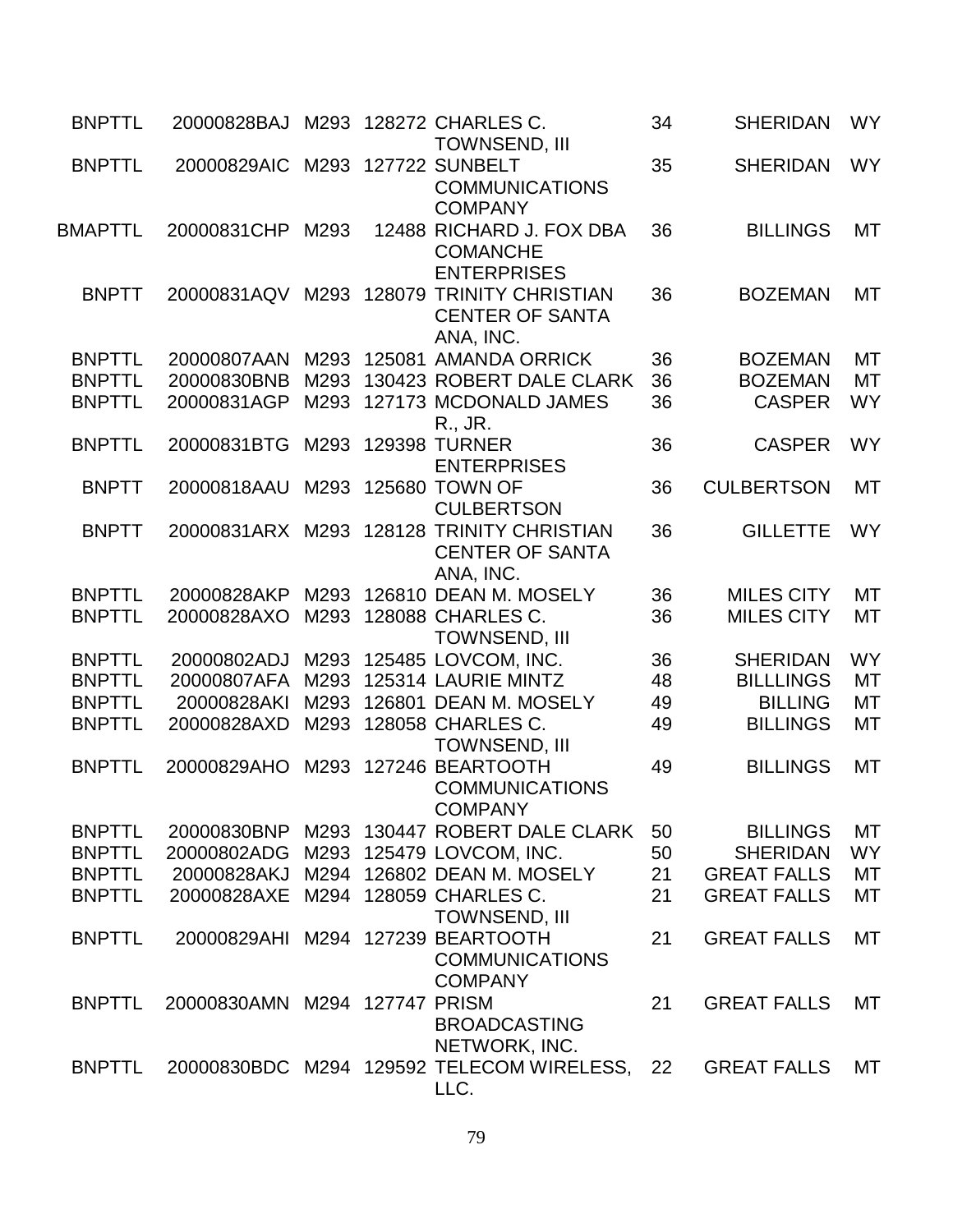| | | | | | | | |
|---|---|---|---|---|---|---|---|
| BNPTTL | 20000828BAJ | M293 | 128272 | CHARLES C. TOWNSEND, III | 34 | SHERIDAN | WY |
| BNPTTL | 20000829AIC | M293 | 127722 | SUNBELT COMMUNICATIONS COMPANY | 35 | SHERIDAN | WY |
| BMAPTTL | 20000831CHP | M293 | 12488 | RICHARD J. FOX DBA COMANCHE ENTERPRISES | 36 | BILLINGS | MT |
| BNPTT | 20000831AQV | M293 | 128079 | TRINITY CHRISTIAN CENTER OF SANTA ANA, INC. | 36 | BOZEMAN | MT |
| BNPTTL | 20000807AAN | M293 | 125081 | AMANDA ORRICK | 36 | BOZEMAN | MT |
| BNPTTL | 20000830BNB | M293 | 130423 | ROBERT DALE CLARK | 36 | BOZEMAN | MT |
| BNPTTL | 20000831AGP | M293 | 127173 | MCDONALD JAMES R., JR. | 36 | CASPER | WY |
| BNPTTL | 20000831BTG | M293 | 129398 | TURNER ENTERPRISES | 36 | CASPER | WY |
| BNPTT | 20000818AAU | M293 | 125680 | TOWN OF CULBERTSON | 36 | CULBERTSON | MT |
| BNPTT | 20000831ARX | M293 | 128128 | TRINITY CHRISTIAN CENTER OF SANTA ANA, INC. | 36 | GILLETTE | WY |
| BNPTTL | 20000828AKP | M293 | 126810 | DEAN M. MOSELY | 36 | MILES CITY | MT |
| BNPTTL | 20000828AXO | M293 | 128088 | CHARLES C. TOWNSEND, III | 36 | MILES CITY | MT |
| BNPTTL | 20000802ADJ | M293 | 125485 | LOVCOM, INC. | 36 | SHERIDAN | WY |
| BNPTTL | 20000807AFA | M293 | 125314 | LAURIE MINTZ | 48 | BILLLINGS | MT |
| BNPTTL | 20000828AKI | M293 | 126801 | DEAN M. MOSELY | 49 | BILLING | MT |
| BNPTTL | 20000828AXD | M293 | 128058 | CHARLES C. TOWNSEND, III | 49 | BILLINGS | MT |
| BNPTTL | 20000829AHO | M293 | 127246 | BEARTOOTH COMMUNICATIONS COMPANY | 49 | BILLINGS | MT |
| BNPTTL | 20000830BNP | M293 | 130447 | ROBERT DALE CLARK | 50 | BILLINGS | MT |
| BNPTTL | 20000802ADG | M293 | 125479 | LOVCOM, INC. | 50 | SHERIDAN | WY |
| BNPTTL | 20000828AKJ | M294 | 126802 | DEAN M. MOSELY | 21 | GREAT FALLS | MT |
| BNPTTL | 20000828AXE | M294 | 128059 | CHARLES C. TOWNSEND, III | 21 | GREAT FALLS | MT |
| BNPTTL | 20000829AHI | M294 | 127239 | BEARTOOTH COMMUNICATIONS COMPANY | 21 | GREAT FALLS | MT |
| BNPTTL | 20000830AMN | M294 | 127747 | PRISM BROADCASTING NETWORK, INC. | 21 | GREAT FALLS | MT |
| BNPTTL | 20000830BDC | M294 | 129592 | TELECOM WIRELESS, LLC. | 22 | GREAT FALLS | MT |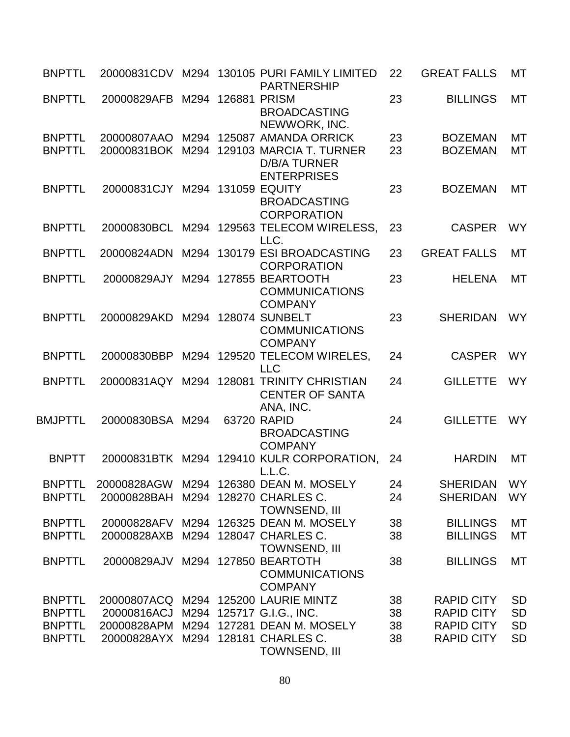| | | | | | | | |
|---|---|---|---|---|---|---|---|
| BNPTTL | 20000831CDV | M294 | 130105 | PURI FAMILY LIMITED PARTNERSHIP | 22 | GREAT FALLS | MT |
| BNPTTL | 20000829AFB | M294 | 126881 | PRISM BROADCASTING NEWWORK, INC. | 23 | BILLINGS | MT |
| BNPTTL | 20000807AAO | M294 | 125087 | AMANDA ORRICK | 23 | BOZEMAN | MT |
| BNPTTL | 20000831BOK | M294 | 129103 | MARCIA T. TURNER D/B/A TURNER ENTERPRISES | 23 | BOZEMAN | MT |
| BNPTTL | 20000831CJY | M294 | 131059 | EQUITY BROADCASTING CORPORATION | 23 | BOZEMAN | MT |
| BNPTTL | 20000830BCL | M294 | 129563 | TELECOM WIRELESS, LLC. | 23 | CASPER | WY |
| BNPTTL | 20000824ADN | M294 | 130179 | ESI BROADCASTING CORPORATION | 23 | GREAT FALLS | MT |
| BNPTTL | 20000829AJY | M294 | 127855 | BEARTOOTH COMMUNICATIONS COMPANY | 23 | HELENA | MT |
| BNPTTL | 20000829AKD | M294 | 128074 | SUNBELT COMMUNICATIONS COMPANY | 23 | SHERIDAN | WY |
| BNPTTL | 20000830BBP | M294 | 129520 | TELECOM WIRELES, LLC | 24 | CASPER | WY |
| BNPTTL | 20000831AQY | M294 | 128081 | TRINITY CHRISTIAN CENTER OF SANTA ANA, INC. | 24 | GILLETTE | WY |
| BMJPTTL | 20000830BSA | M294 | 63720 | RAPID BROADCASTING COMPANY | 24 | GILLETTE | WY |
| BNPTT | 20000831BTK | M294 | 129410 | KULR CORPORATION, L.L.C. | 24 | HARDIN | MT |
| BNPTTL | 20000828AGW | M294 | 126380 | DEAN M. MOSELY | 24 | SHERIDAN | WY |
| BNPTTL | 20000828BAH | M294 | 128270 | CHARLES C. TOWNSEND, III | 24 | SHERIDAN | WY |
| BNPTTL | 20000828AFV | M294 | 126325 | DEAN M. MOSELY | 38 | BILLINGS | MT |
| BNPTTL | 20000828AXB | M294 | 128047 | CHARLES C. TOWNSEND, III | 38 | BILLINGS | MT |
| BNPTTL | 20000829AJV | M294 | 127850 | BEARTOTH COMMUNICATIONS COMPANY | 38 | BILLINGS | MT |
| BNPTTL | 20000807ACQ | M294 | 125200 | LAURIE MINTZ | 38 | RAPID CITY | SD |
| BNPTTL | 20000816ACJ | M294 | 125717 | G.I.G., INC. | 38 | RAPID CITY | SD |
| BNPTTL | 20000828APM | M294 | 127281 | DEAN M. MOSELY | 38 | RAPID CITY | SD |
| BNPTTL | 20000828AYX | M294 | 128181 | CHARLES C. TOWNSEND, III | 38 | RAPID CITY | SD |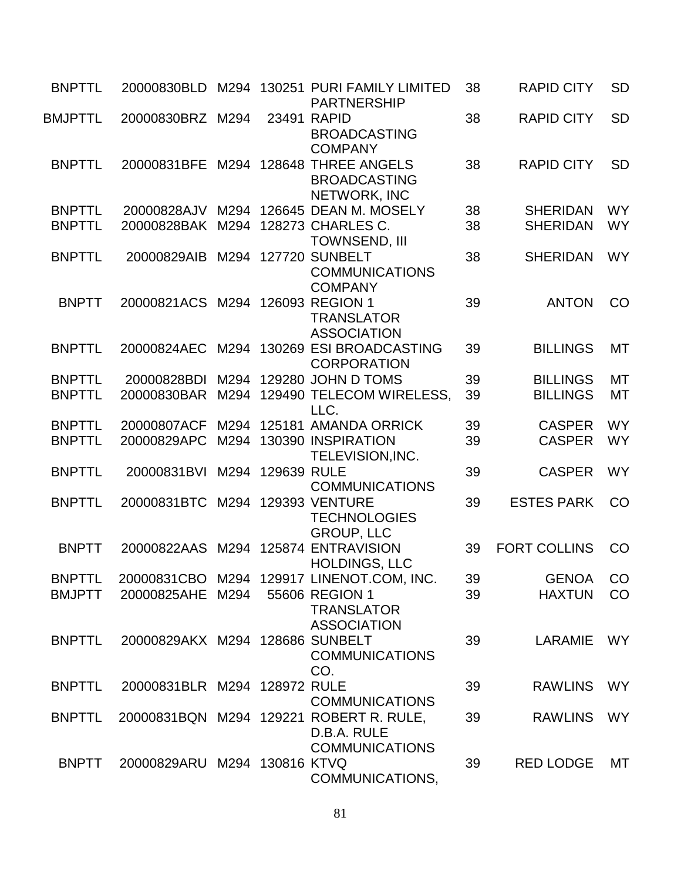| | | | | | | | |
|---|---|---|---|---|---|---|---|
| BNPTTL | 20000830BLD | M294 | 130251 | PURI FAMILY LIMITED PARTNERSHIP | 38 | RAPID CITY | SD |
| BMJPTTL | 20000830BRZ | M294 | 23491 | RAPID BROADCASTING COMPANY | 38 | RAPID CITY | SD |
| BNPTTL | 20000831BFE | M294 | 128648 | THREE ANGELS BROADCASTING NETWORK, INC | 38 | RAPID CITY | SD |
| BNPTTL | 20000828AJV | M294 | 126645 | DEAN M. MOSELY | 38 | SHERIDAN | WY |
| BNPTTL | 20000828BAK | M294 | 128273 | CHARLES C. TOWNSEND, III | 38 | SHERIDAN | WY |
| BNPTTL | 20000829AIB | M294 | 127720 | SUNBELT COMMUNICATIONS COMPANY | 38 | SHERIDAN | WY |
| BNPTT | 20000821ACS | M294 | 126093 | REGION 1 TRANSLATOR ASSOCIATION | 39 | ANTON | CO |
| BNPTTL | 20000824AEC | M294 | 130269 | ESI BROADCASTING CORPORATION | 39 | BILLINGS | MT |
| BNPTTL | 20000828BDI | M294 | 129280 | JOHN D TOMS | 39 | BILLINGS | MT |
| BNPTTL | 20000830BAR | M294 | 129490 | TELECOM WIRELESS, LLC. | 39 | BILLINGS | MT |
| BNPTTL | 20000807ACF | M294 | 125181 | AMANDA ORRICK | 39 | CASPER | WY |
| BNPTTL | 20000829APC | M294 | 130390 | INSPIRATION TELEVISION,INC. | 39 | CASPER | WY |
| BNPTTL | 20000831BVI | M294 | 129639 | RULE COMMUNICATIONS | 39 | CASPER | WY |
| BNPTTL | 20000831BTC | M294 | 129393 | VENTURE TECHNOLOGIES GROUP, LLC | 39 | ESTES PARK | CO |
| BNPTT | 20000822AAS | M294 | 125874 | ENTRAVISION HOLDINGS, LLC | 39 | FORT COLLINS | CO |
| BNPTTL | 20000831CBO | M294 | 129917 | LINENOT.COM, INC. | 39 | GENOA | CO |
| BMJPTT | 20000825AHE | M294 | 55606 | REGION 1 TRANSLATOR ASSOCIATION | 39 | HAXTUN | CO |
| BNPTTL | 20000829AKX | M294 | 128686 | SUNBELT COMMUNICATIONS CO. | 39 | LARAMIE | WY |
| BNPTTL | 20000831BLR | M294 | 128972 | RULE COMMUNICATIONS | 39 | RAWLINS | WY |
| BNPTTL | 20000831BQN | M294 | 129221 | ROBERT R. RULE, D.B.A. RULE COMMUNICATIONS | 39 | RAWLINS | WY |
| BNPTT | 20000829ARU | M294 | 130816 | KTVQ COMMUNICATIONS, | 39 | RED LODGE | MT |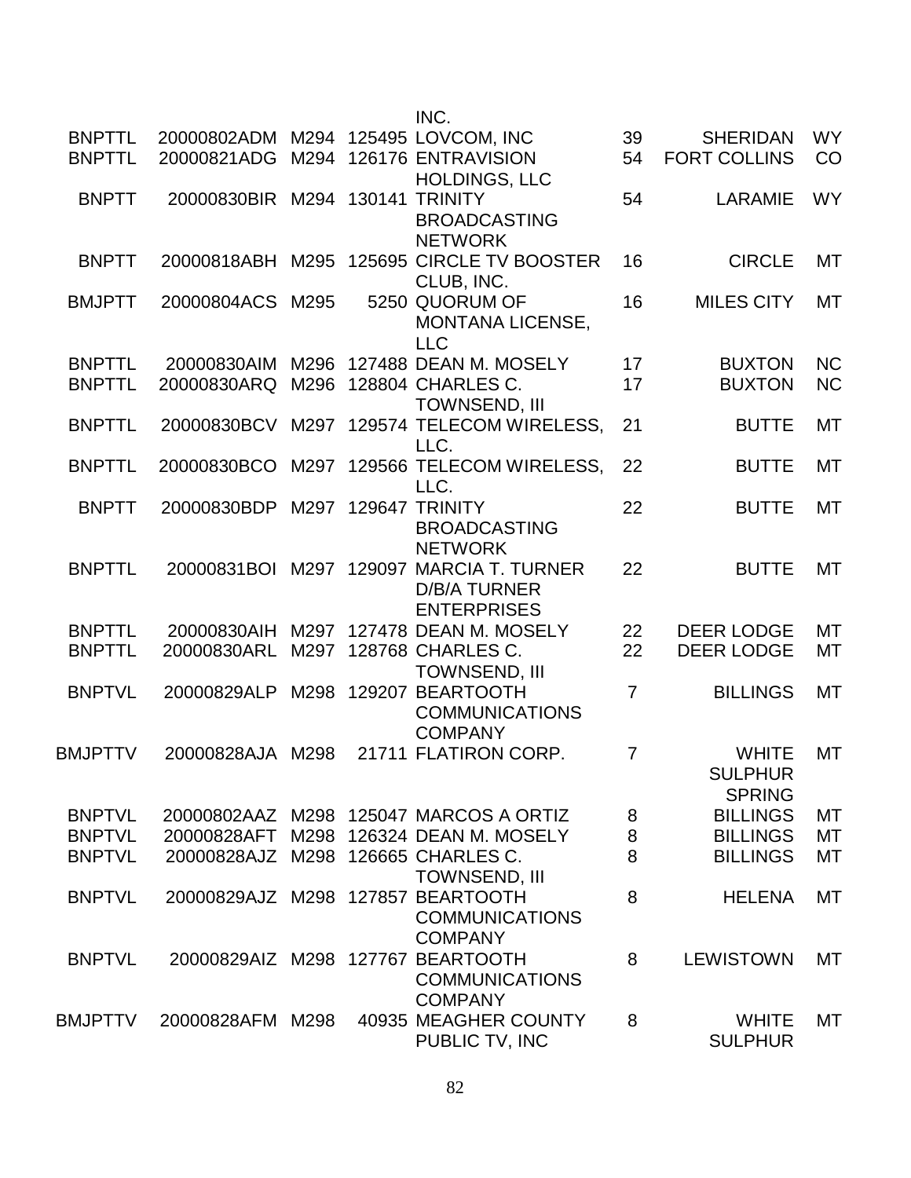| | | | | | | | |
|---|---|---|---|---|---|---|---|
| | | | | INC. | | | |
| BNPTTL | 20000802ADM | M294 | 125495 | LOVCOM, INC | 39 | SHERIDAN | WY |
| BNPTTL | 20000821ADG | M294 | 126176 | ENTRAVISION HOLDINGS, LLC | 54 | FORT COLLINS | CO |
| BNPTT | 20000830BIR | M294 | 130141 | TRINITY BROADCASTING NETWORK | 54 | LARAMIE | WY |
| BNPTT | 20000818ABH | M295 | 125695 | CIRCLE TV BOOSTER CLUB, INC. | 16 | CIRCLE | MT |
| BMJPTT | 20000804ACS | M295 | 5250 | QUORUM OF MONTANA LICENSE, LLC | 16 | MILES CITY | MT |
| BNPTTL | 20000830AIM | M296 | 127488 | DEAN M. MOSELY | 17 | BUXTON | NC |
| BNPTTL | 20000830ARQ | M296 | 128804 | CHARLES C. TOWNSEND, III | 17 | BUXTON | NC |
| BNPTTL | 20000830BCV | M297 | 129574 | TELECOM WIRELESS, LLC. | 21 | BUTTE | MT |
| BNPTTL | 20000830BCO | M297 | 129566 | TELECOM WIRELESS, LLC. | 22 | BUTTE | MT |
| BNPTT | 20000830BDP | M297 | 129647 | TRINITY BROADCASTING NETWORK | 22 | BUTTE | MT |
| BNPTTL | 20000831BOI | M297 | 129097 | MARCIA T. TURNER D/B/A TURNER ENTERPRISES | 22 | BUTTE | MT |
| BNPTTL | 20000830AIH | M297 | 127478 | DEAN M. MOSELY | 22 | DEER LODGE | MT |
| BNPTTL | 20000830ARL | M297 | 128768 | CHARLES C. TOWNSEND, III | 22 | DEER LODGE | MT |
| BNPTVL | 20000829ALP | M298 | 129207 | BEARTOOTH COMMUNICATIONS COMPANY | 7 | BILLINGS | MT |
| BMJPTTV | 20000828AJA | M298 | 21711 | FLATIRON CORP. | 7 | WHITE SULPHUR SPRING | MT |
| BNPTVL | 20000802AAZ | M298 | 125047 | MARCOS A ORTIZ | 8 | BILLINGS | MT |
| BNPTVL | 20000828AFT | M298 | 126324 | DEAN M. MOSELY | 8 | BILLINGS | MT |
| BNPTVL | 20000828AJZ | M298 | 126665 | CHARLES C. TOWNSEND, III | 8 | BILLINGS | MT |
| BNPTVL | 20000829AJZ | M298 | 127857 | BEARTOOTH COMMUNICATIONS COMPANY | 8 | HELENA | MT |
| BNPTVL | 20000829AIZ | M298 | 127767 | BEARTOOTH COMMUNICATIONS COMPANY | 8 | LEWISTOWN | MT |
| BMJPTTV | 20000828AFM | M298 | 40935 | MEAGHER COUNTY PUBLIC TV, INC | 8 | WHITE SULPHUR | MT |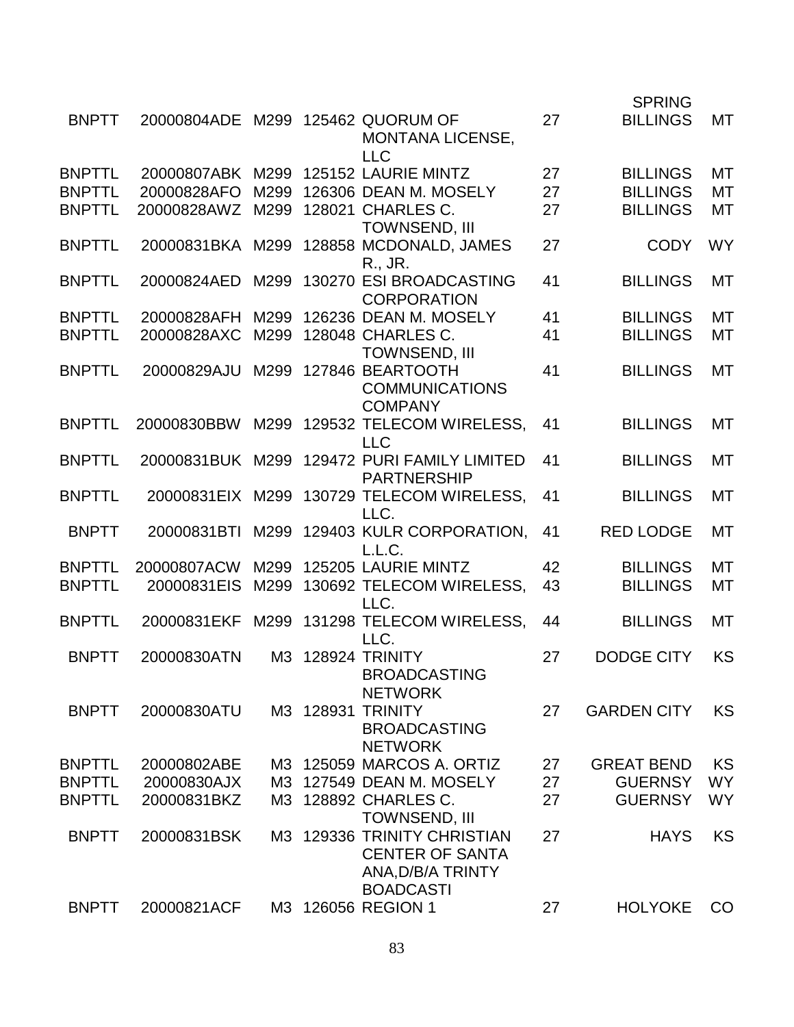| | | | | | | | |
|---|---|---|---|---|---|---|---|
| | | | | | | SPRING | |
| BNPTT | 20000804ADE | M299 | 125462 | QUORUM OF MONTANA LICENSE, LLC | 27 | BILLINGS | MT |
| BNPTTL | 20000807ABK | M299 | 125152 | LAURIE MINTZ | 27 | BILLINGS | MT |
| BNPTTL | 20000828AFO | M299 | 126306 | DEAN M. MOSELY | 27 | BILLINGS | MT |
| BNPTTL | 20000828AWZ | M299 | 128021 | CHARLES C. TOWNSEND, III | 27 | BILLINGS | MT |
| BNPTTL | 20000831BKA | M299 | 128858 | MCDONALD, JAMES R., JR. | 27 | CODY | WY |
| BNPTTL | 20000824AED | M299 | 130270 | ESI BROADCASTING CORPORATION | 41 | BILLINGS | MT |
| BNPTTL | 20000828AFH | M299 | 126236 | DEAN M. MOSELY | 41 | BILLINGS | MT |
| BNPTTL | 20000828AXC | M299 | 128048 | CHARLES C. TOWNSEND, III | 41 | BILLINGS | MT |
| BNPTTL | 20000829AJU | M299 | 127846 | BEARTOOTH COMMUNICATIONS COMPANY | 41 | BILLINGS | MT |
| BNPTTL | 20000830BBW | M299 | 129532 | TELECOM WIRELESS, LLC | 41 | BILLINGS | MT |
| BNPTTL | 20000831BUK | M299 | 129472 | PURI FAMILY LIMITED PARTNERSHIP | 41 | BILLINGS | MT |
| BNPTTL | 20000831EIX | M299 | 130729 | TELECOM WIRELESS, LLC. | 41 | BILLINGS | MT |
| BNPTT | 20000831BTI | M299 | 129403 | KULR CORPORATION, L.L.C. | 41 | RED LODGE | MT |
| BNPTTL | 20000807ACW | M299 | 125205 | LAURIE MINTZ | 42 | BILLINGS | MT |
| BNPTTL | 20000831EIS | M299 | 130692 | TELECOM WIRELESS, LLC. | 43 | BILLINGS | MT |
| BNPTTL | 20000831EKF | M299 | 131298 | TELECOM WIRELESS, LLC. | 44 | BILLINGS | MT |
| BNPTT | 20000830ATN | M3 | 128924 | TRINITY BROADCASTING NETWORK | 27 | DODGE CITY | KS |
| BNPTT | 20000830ATU | M3 | 128931 | TRINITY BROADCASTING NETWORK | 27 | GARDEN CITY | KS |
| BNPTTL | 20000802ABE | M3 | 125059 | MARCOS A. ORTIZ | 27 | GREAT BEND | KS |
| BNPTTL | 20000830AJX | M3 | 127549 | DEAN M. MOSELY | 27 | GUERNSY | WY |
| BNPTTL | 20000831BKZ | M3 | 128892 | CHARLES C. TOWNSEND, III | 27 | GUERNSY | WY |
| BNPTT | 20000831BSK | M3 | 129336 | TRINITY CHRISTIAN CENTER OF SANTA ANA,D/B/A TRINTY BOADCASTI | 27 | HAYS | KS |
| BNPTT | 20000821ACF | M3 | 126056 | REGION 1 | 27 | HOLYOKE | CO |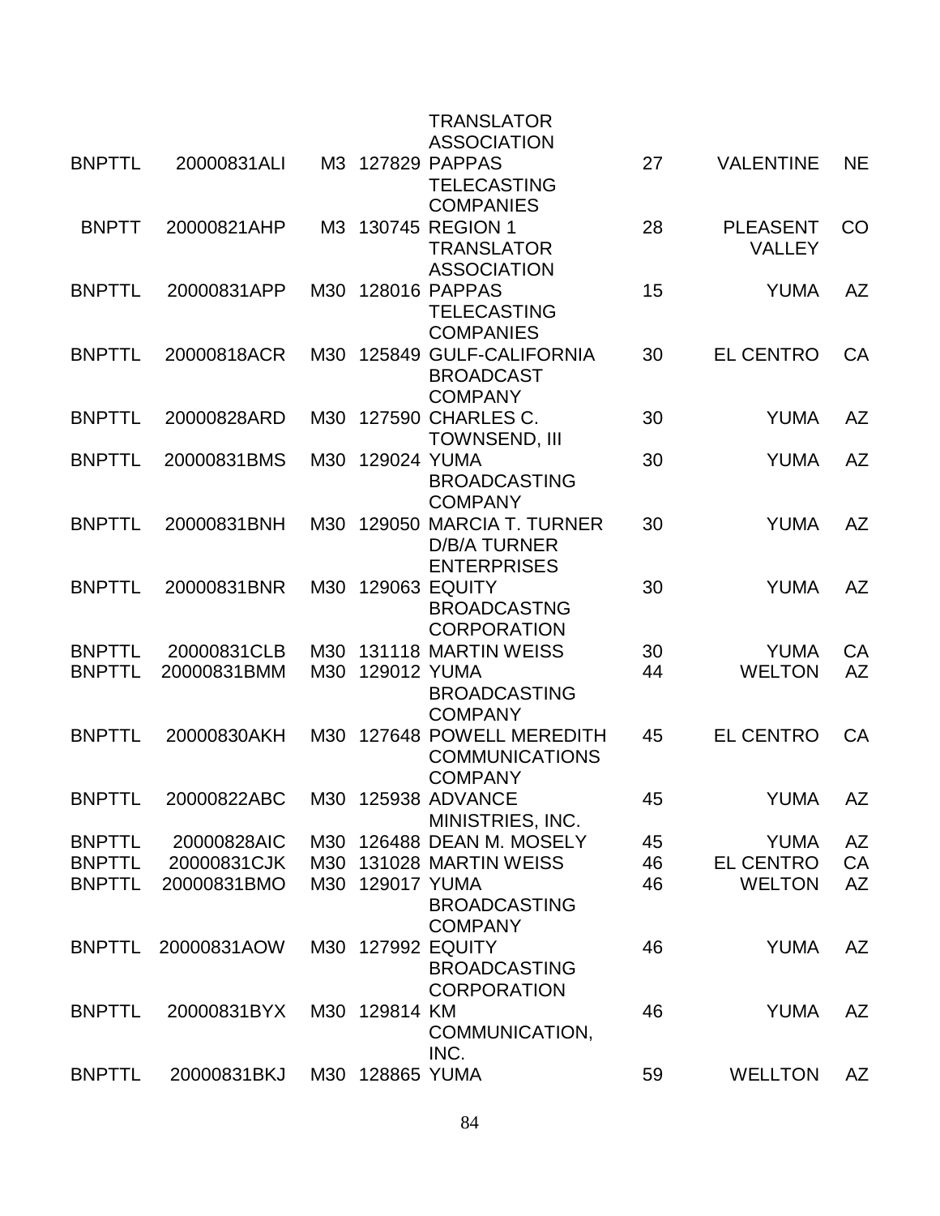| | | | | | | | |
|---|---|---|---|---|---|---|---|
| | | | | TRANSLATOR ASSOCIATION | | | |
| BNPTTL | 20000831ALI | M3 | 127829 | PAPPAS TELECASTING COMPANIES | 27 | VALENTINE | NE |
| BNPTT | 20000821AHP | M3 | 130745 | REGION 1 TRANSLATOR ASSOCIATION | 28 | PLEASENT VALLEY | CO |
| BNPTTL | 20000831APP | M30 | 128016 | PAPPAS TELECASTING COMPANIES | 15 | YUMA | AZ |
| BNPTTL | 20000818ACR | M30 | 125849 | GULF-CALIFORNIA BROADCAST COMPANY | 30 | EL CENTRO | CA |
| BNPTTL | 20000828ARD | M30 | 127590 | CHARLES C. TOWNSEND, III | 30 | YUMA | AZ |
| BNPTTL | 20000831BMS | M30 | 129024 | YUMA BROADCASTING COMPANY | 30 | YUMA | AZ |
| BNPTTL | 20000831BNH | M30 | 129050 | MARCIA T. TURNER D/B/A TURNER ENTERPRISES | 30 | YUMA | AZ |
| BNPTTL | 20000831BNR | M30 | 129063 | EQUITY BROADCASTNG CORPORATION | 30 | YUMA | AZ |
| BNPTTL | 20000831CLB | M30 | 131118 | MARTIN WEISS | 30 | YUMA | CA |
| BNPTTL | 20000831BMM | M30 | 129012 | YUMA BROADCASTING COMPANY | 44 | WELTON | AZ |
| BNPTTL | 20000830AKH | M30 | 127648 | POWELL MEREDITH COMMUNICATIONS COMPANY | 45 | EL CENTRO | CA |
| BNPTTL | 20000822ABC | M30 | 125938 | ADVANCE MINISTRIES, INC. | 45 | YUMA | AZ |
| BNPTTL | 20000828AIC | M30 | 126488 | DEAN M. MOSELY | 45 | YUMA | AZ |
| BNPTTL | 20000831CJK | M30 | 131028 | MARTIN WEISS | 46 | EL CENTRO | CA |
| BNPTTL | 20000831BMO | M30 | 129017 | YUMA BROADCASTING COMPANY | 46 | WELTON | AZ |
| BNPTTL | 20000831AOW | M30 | 127992 | EQUITY BROADCASTING CORPORATION | 46 | YUMA | AZ |
| BNPTTL | 20000831BYX | M30 | 129814 | KM COMMUNICATION, INC. | 46 | YUMA | AZ |
| BNPTTL | 20000831BKJ | M30 | 128865 | YUMA | 59 | WELLTON | AZ |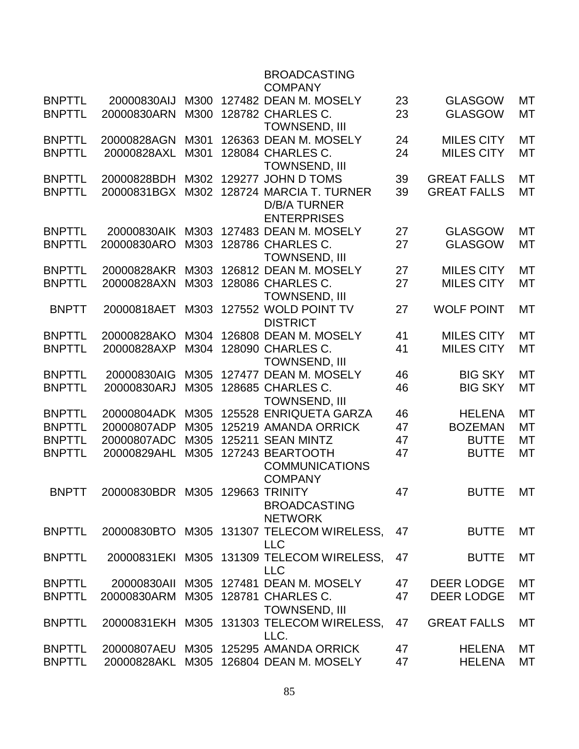| | | | | | | | |
|---|---|---|---|---|---|---|---|
| | | | | BROADCASTING COMPANY | | | |
| BNPTTL | 20000830AIJ | M300 | 127482 | DEAN M. MOSELY | 23 | GLASGOW | MT |
| BNPTTL | 20000830ARN | M300 | 128782 | CHARLES C. TOWNSEND, III | 23 | GLASGOW | MT |
| BNPTTL | 20000828AGN | M301 | 126363 | DEAN M. MOSELY | 24 | MILES CITY | MT |
| BNPTTL | 20000828AXL | M301 | 128084 | CHARLES C. TOWNSEND, III | 24 | MILES CITY | MT |
| BNPTTL | 20000828BDH | M302 | 129277 | JOHN D TOMS | 39 | GREAT FALLS | MT |
| BNPTTL | 20000831BGX | M302 | 128724 | MARCIA T. TURNER D/B/A TURNER ENTERPRISES | 39 | GREAT FALLS | MT |
| BNPTTL | 20000830AIK | M303 | 127483 | DEAN M. MOSELY | 27 | GLASGOW | MT |
| BNPTTL | 20000830ARO | M303 | 128786 | CHARLES C. TOWNSEND, III | 27 | GLASGOW | MT |
| BNPTTL | 20000828AKR | M303 | 126812 | DEAN M. MOSELY | 27 | MILES CITY | MT |
| BNPTTL | 20000828AXN | M303 | 128086 | CHARLES C. TOWNSEND, III | 27 | MILES CITY | MT |
| BNPTT | 20000818AET | M303 | 127552 | WOLD POINT TV DISTRICT | 27 | WOLF POINT | MT |
| BNPTTL | 20000828AKO | M304 | 126808 | DEAN M. MOSELY | 41 | MILES CITY | MT |
| BNPTTL | 20000828AXP | M304 | 128090 | CHARLES C. TOWNSEND, III | 41 | MILES CITY | MT |
| BNPTTL | 20000830AIG | M305 | 127477 | DEAN M. MOSELY | 46 | BIG SKY | MT |
| BNPTTL | 20000830ARJ | M305 | 128685 | CHARLES C. TOWNSEND, III | 46 | BIG SKY | MT |
| BNPTTL | 20000804ADK | M305 | 125528 | ENRIQUETA GARZA | 46 | HELENA | MT |
| BNPTTL | 20000807ADP | M305 | 125219 | AMANDA ORRICK | 47 | BOZEMAN | MT |
| BNPTTL | 20000807ADC | M305 | 125211 | SEAN MINTZ | 47 | BUTTE | MT |
| BNPTTL | 20000829AHL | M305 | 127243 | BEARTOOTH COMMUNICATIONS COMPANY | 47 | BUTTE | MT |
| BNPTT | 20000830BDR | M305 | 129663 | TRINITY BROADCASTING NETWORK | 47 | BUTTE | MT |
| BNPTTL | 20000830BTO | M305 | 131307 | TELECOM WIRELESS, LLC | 47 | BUTTE | MT |
| BNPTTL | 20000831EKI | M305 | 131309 | TELECOM WIRELESS, LLC | 47 | BUTTE | MT |
| BNPTTL | 20000830AII | M305 | 127481 | DEAN M. MOSELY | 47 | DEER LODGE | MT |
| BNPTTL | 20000830ARM | M305 | 128781 | CHARLES C. TOWNSEND, III | 47 | DEER LODGE | MT |
| BNPTTL | 20000831EKH | M305 | 131303 | TELECOM WIRELESS, LLC. | 47 | GREAT FALLS | MT |
| BNPTTL | 20000807AEU | M305 | 125295 | AMANDA ORRICK | 47 | HELENA | MT |
| BNPTTL | 20000828AKL | M305 | 126804 | DEAN M. MOSELY | 47 | HELENA | MT |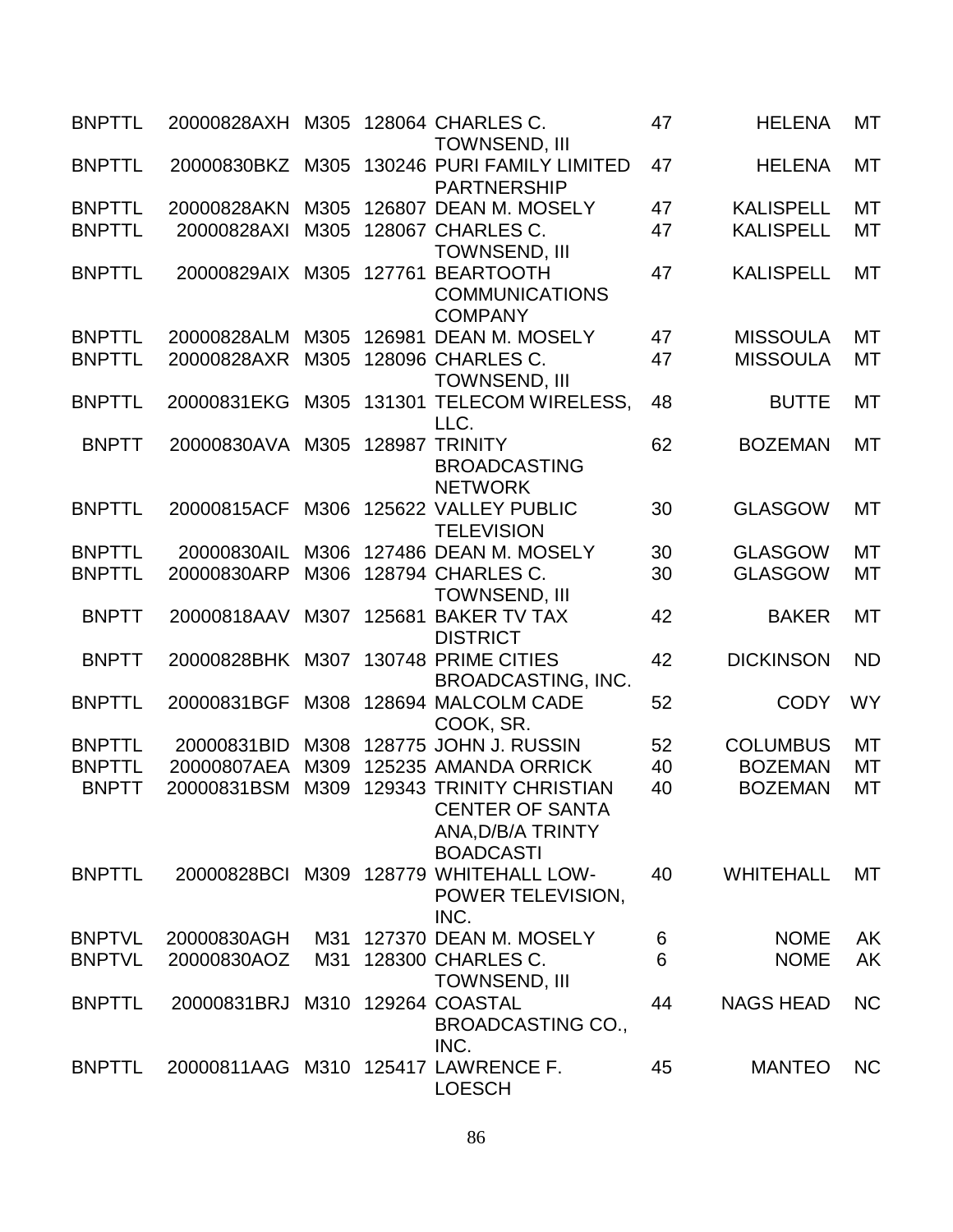| | | | | | | | |
|---|---|---|---|---|---|---|---|
| BNPTTL | 20000828AXH | M305 | 128064 | CHARLES C. TOWNSEND, III | 47 | HELENA | MT |
| BNPTTL | 20000830BKZ | M305 | 130246 | PURI FAMILY LIMITED PARTNERSHIP | 47 | HELENA | MT |
| BNPTTL | 20000828AKN | M305 | 126807 | DEAN M. MOSELY | 47 | KALISPELL | MT |
| BNPTTL | 20000828AXI | M305 | 128067 | CHARLES C. TOWNSEND, III | 47 | KALISPELL | MT |
| BNPTTL | 20000829AIX | M305 | 127761 | BEARTOOTH COMMUNICATIONS COMPANY | 47 | KALISPELL | MT |
| BNPTTL | 20000828ALM | M305 | 126981 | DEAN M. MOSELY | 47 | MISSOULA | MT |
| BNPTTL | 20000828AXR | M305 | 128096 | CHARLES C. TOWNSEND, III | 47 | MISSOULA | MT |
| BNPTTL | 20000831EKG | M305 | 131301 | TELECOM WIRELESS, LLC. | 48 | BUTTE | MT |
| BNPTT | 20000830AVA | M305 | 128987 | TRINITY BROADCASTING NETWORK | 62 | BOZEMAN | MT |
| BNPTTL | 20000815ACF | M306 | 125622 | VALLEY PUBLIC TELEVISION | 30 | GLASGOW | MT |
| BNPTTL | 20000830AIL | M306 | 127486 | DEAN M. MOSELY | 30 | GLASGOW | MT |
| BNPTTL | 20000830ARP | M306 | 128794 | CHARLES C. TOWNSEND, III | 30 | GLASGOW | MT |
| BNPTT | 20000818AAV | M307 | 125681 | BAKER TV TAX DISTRICT | 42 | BAKER | MT |
| BNPTT | 20000828BHK | M307 | 130748 | PRIME CITIES BROADCASTING, INC. | 42 | DICKINSON | ND |
| BNPTTL | 20000831BGF | M308 | 128694 | MALCOLM CADE COOK, SR. | 52 | CODY | WY |
| BNPTTL | 20000831BID | M308 | 128775 | JOHN J. RUSSIN | 52 | COLUMBUS | MT |
| BNPTTL | 20000807AEA | M309 | 125235 | AMANDA ORRICK | 40 | BOZEMAN | MT |
| BNPTT | 20000831BSM | M309 | 129343 | TRINITY CHRISTIAN CENTER OF SANTA ANA,D/B/A TRINTY BOADCASTI | 40 | BOZEMAN | MT |
| BNPTTL | 20000828BCI | M309 | 128779 | WHITEHALL LOW-POWER TELEVISION, INC. | 40 | WHITEHALL | MT |
| BNPTVL | 20000830AGH | M31 | 127370 | DEAN M. MOSELY | 6 | NOME | AK |
| BNPTVL | 20000830AOZ | M31 | 128300 | CHARLES C. TOWNSEND, III | 6 | NOME | AK |
| BNPTTL | 20000831BRJ | M310 | 129264 | COASTAL BROADCASTING CO., INC. | 44 | NAGS HEAD | NC |
| BNPTTL | 20000811AAG | M310 | 125417 | LAWRENCE F. LOESCH | 45 | MANTEO | NC |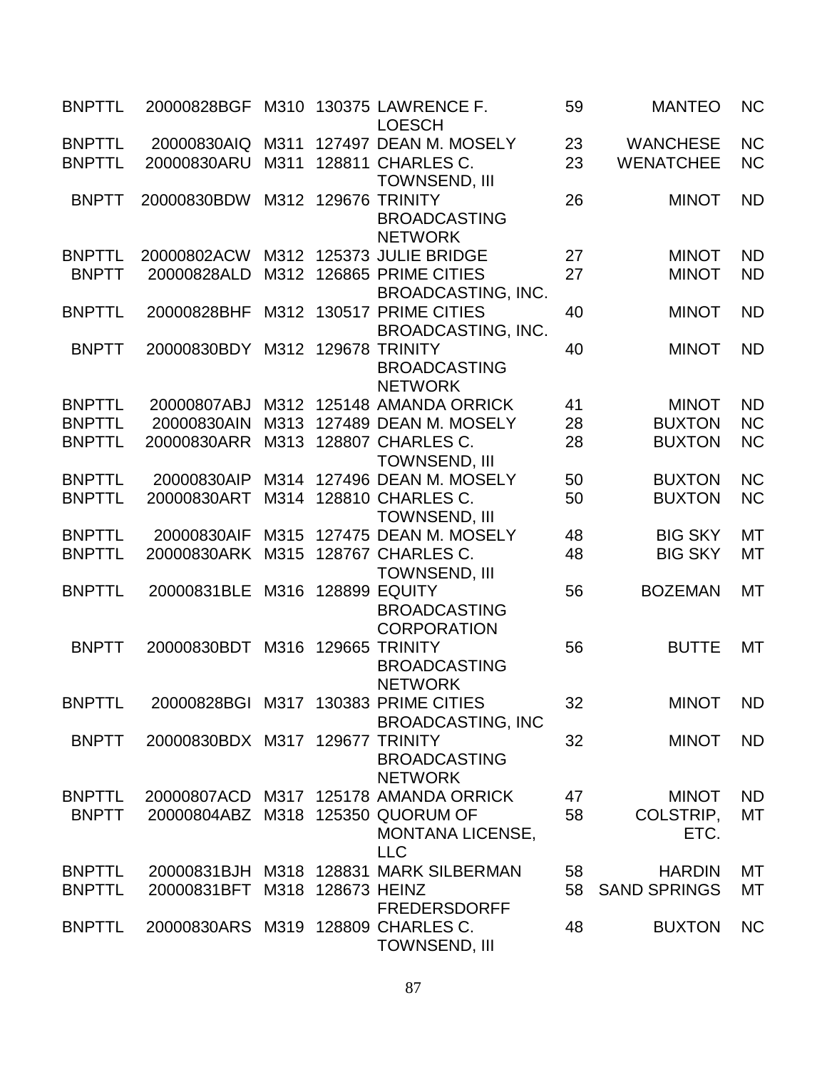| | | | | | | | |
|---|---|---|---|---|---|---|---|
| BNPTTL | 20000828BGF | M310 | 130375 | LAWRENCE F. LOESCH | 59 | MANTEO | NC |
| BNPTTL | 20000830AIQ | M311 | 127497 | DEAN M. MOSELY | 23 | WANCHESE | NC |
| BNPTTL | 20000830ARU | M311 | 128811 | CHARLES C. TOWNSEND, III | 23 | WENATCHEE | NC |
| BNPTT | 20000830BDW | M312 | 129676 | TRINITY BROADCASTING NETWORK | 26 | MINOT | ND |
| BNPTTL | 20000802ACW | M312 | 125373 | JULIE BRIDGE | 27 | MINOT | ND |
| BNPTT | 20000828ALD | M312 | 126865 | PRIME CITIES BROADCASTING, INC. | 27 | MINOT | ND |
| BNPTTL | 20000828BHF | M312 | 130517 | PRIME CITIES BROADCASTING, INC. | 40 | MINOT | ND |
| BNPTT | 20000830BDY | M312 | 129678 | TRINITY BROADCASTING NETWORK | 40 | MINOT | ND |
| BNPTTL | 20000807ABJ | M312 | 125148 | AMANDA ORRICK | 41 | MINOT | ND |
| BNPTTL | 20000830AIN | M313 | 127489 | DEAN M. MOSELY | 28 | BUXTON | NC |
| BNPTTL | 20000830ARR | M313 | 128807 | CHARLES C. TOWNSEND, III | 28 | BUXTON | NC |
| BNPTTL | 20000830AIP | M314 | 127496 | DEAN M. MOSELY | 50 | BUXTON | NC |
| BNPTTL | 20000830ART | M314 | 128810 | CHARLES C. TOWNSEND, III | 50 | BUXTON | NC |
| BNPTTL | 20000830AIF | M315 | 127475 | DEAN M. MOSELY | 48 | BIG SKY | MT |
| BNPTTL | 20000830ARK | M315 | 128767 | CHARLES C. TOWNSEND, III | 48 | BIG SKY | MT |
| BNPTTL | 20000831BLE | M316 | 128899 | EQUITY BROADCASTING CORPORATION | 56 | BOZEMAN | MT |
| BNPTT | 20000830BDT | M316 | 129665 | TRINITY BROADCASTING NETWORK | 56 | BUTTE | MT |
| BNPTTL | 20000828BGI | M317 | 130383 | PRIME CITIES BROADCASTING, INC | 32 | MINOT | ND |
| BNPTT | 20000830BDX | M317 | 129677 | TRINITY BROADCASTING NETWORK | 32 | MINOT | ND |
| BNPTTL | 20000807ACD | M317 | 125178 | AMANDA ORRICK | 47 | MINOT | ND |
| BNPTT | 20000804ABZ | M318 | 125350 | QUORUM OF MONTANA LICENSE, LLC | 58 | COLSTRIP, ETC. | MT |
| BNPTTL | 20000831BJH | M318 | 128831 | MARK SILBERMAN | 58 | HARDIN | MT |
| BNPTTL | 20000831BFT | M318 | 128673 | HEINZ FREDERSDORFF | 58 | SAND SPRINGS | MT |
| BNPTTL | 20000830ARS | M319 | 128809 | CHARLES C. TOWNSEND, III | 48 | BUXTON | NC |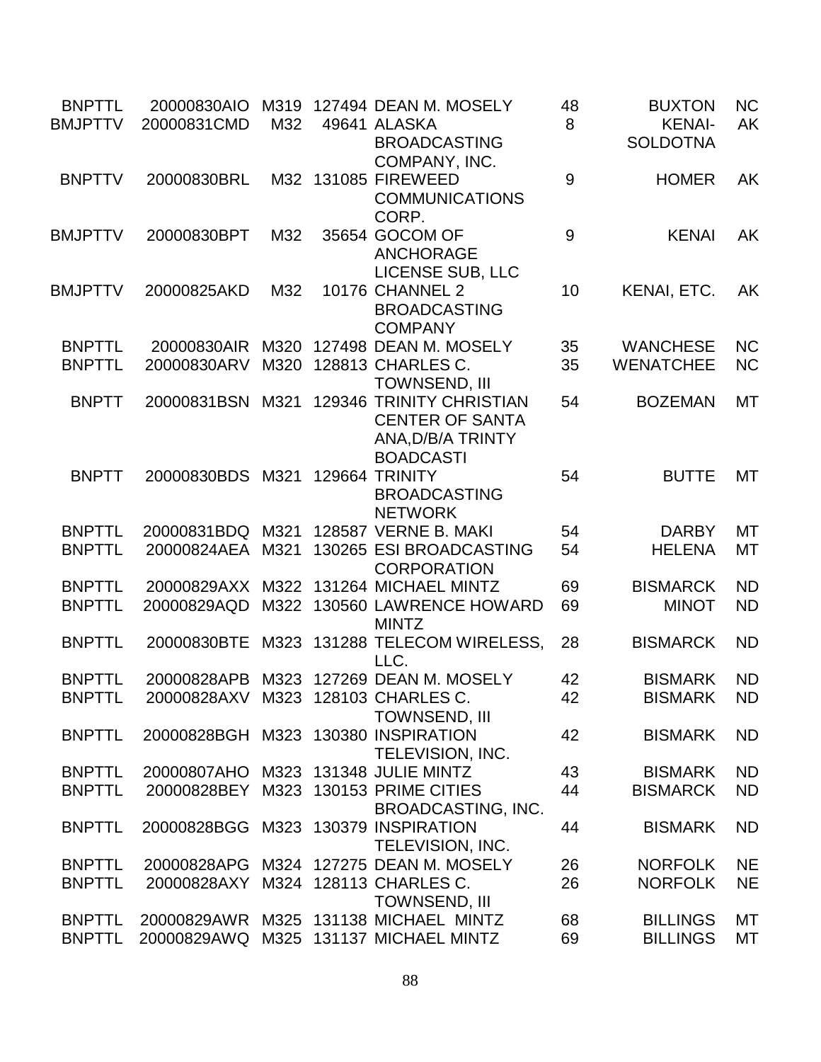| | | | | | | | |
|---|---|---|---|---|---|---|---|
| BNPTTL | 20000830AIO | M319 | 127494 | DEAN M. MOSELY | 48 | BUXTON | NC |
| BMJPTTV | 20000831CMD | M32 | 49641 | ALASKA BROADCASTING COMPANY, INC. | 8 | KENAI-SOLDOTNA | AK |
| BNPTTV | 20000830BRL | M32 | 131085 | FIREWEED COMMUNICATIONS CORP. | 9 | HOMER | AK |
| BMJPTTV | 20000830BPT | M32 | 35654 | GOCOM OF ANCHORAGE LICENSE SUB, LLC | 9 | KENAI | AK |
| BMJPTTV | 20000825AKD | M32 | 10176 | CHANNEL 2 BROADCASTING COMPANY | 10 | KENAI, ETC. | AK |
| BNPTTL | 20000830AIR | M320 | 127498 | DEAN M. MOSELY | 35 | WANCHESE | NC |
| BNPTTL | 20000830ARV | M320 | 128813 | CHARLES C. TOWNSEND, III | 35 | WENATCHEE | NC |
| BNPTT | 20000831BSN | M321 | 129346 | TRINITY CHRISTIAN CENTER OF SANTA ANA,D/B/A TRINTY BOADCASTI | 54 | BOZEMAN | MT |
| BNPTT | 20000830BDS | M321 | 129664 | TRINITY BROADCASTING NETWORK | 54 | BUTTE | MT |
| BNPTTL | 20000831BDQ | M321 | 128587 | VERNE B. MAKI | 54 | DARBY | MT |
| BNPTTL | 20000824AEA | M321 | 130265 | ESI BROADCASTING CORPORATION | 54 | HELENA | MT |
| BNPTTL | 20000829AXX | M322 | 131264 | MICHAEL MINTZ | 69 | BISMARCK | ND |
| BNPTTL | 20000829AQD | M322 | 130560 | LAWRENCE HOWARD MINTZ | 69 | MINOT | ND |
| BNPTTL | 20000830BTE | M323 | 131288 | TELECOM WIRELESS, LLC. | 28 | BISMARCK | ND |
| BNPTTL | 20000828APB | M323 | 127269 | DEAN M. MOSELY | 42 | BISMARK | ND |
| BNPTTL | 20000828AXV | M323 | 128103 | CHARLES C. TOWNSEND, III | 42 | BISMARK | ND |
| BNPTTL | 20000828BGH | M323 | 130380 | INSPIRATION TELEVISION, INC. | 42 | BISMARK | ND |
| BNPTTL | 20000807AHO | M323 | 131348 | JULIE MINTZ | 43 | BISMARK | ND |
| BNPTTL | 20000828BEY | M323 | 130153 | PRIME CITIES BROADCASTING, INC. | 44 | BISMARCK | ND |
| BNPTTL | 20000828BGG | M323 | 130379 | INSPIRATION TELEVISION, INC. | 44 | BISMARK | ND |
| BNPTTL | 20000828APG | M324 | 127275 | DEAN M. MOSELY | 26 | NORFOLK | NE |
| BNPTTL | 20000828AXY | M324 | 128113 | CHARLES C. TOWNSEND, III | 26 | NORFOLK | NE |
| BNPTTL | 20000829AWR | M325 | 131138 | MICHAEL MINTZ | 68 | BILLINGS | MT |
| BNPTTL | 20000829AWQ | M325 | 131137 | MICHAEL MINTZ | 69 | BILLINGS | MT |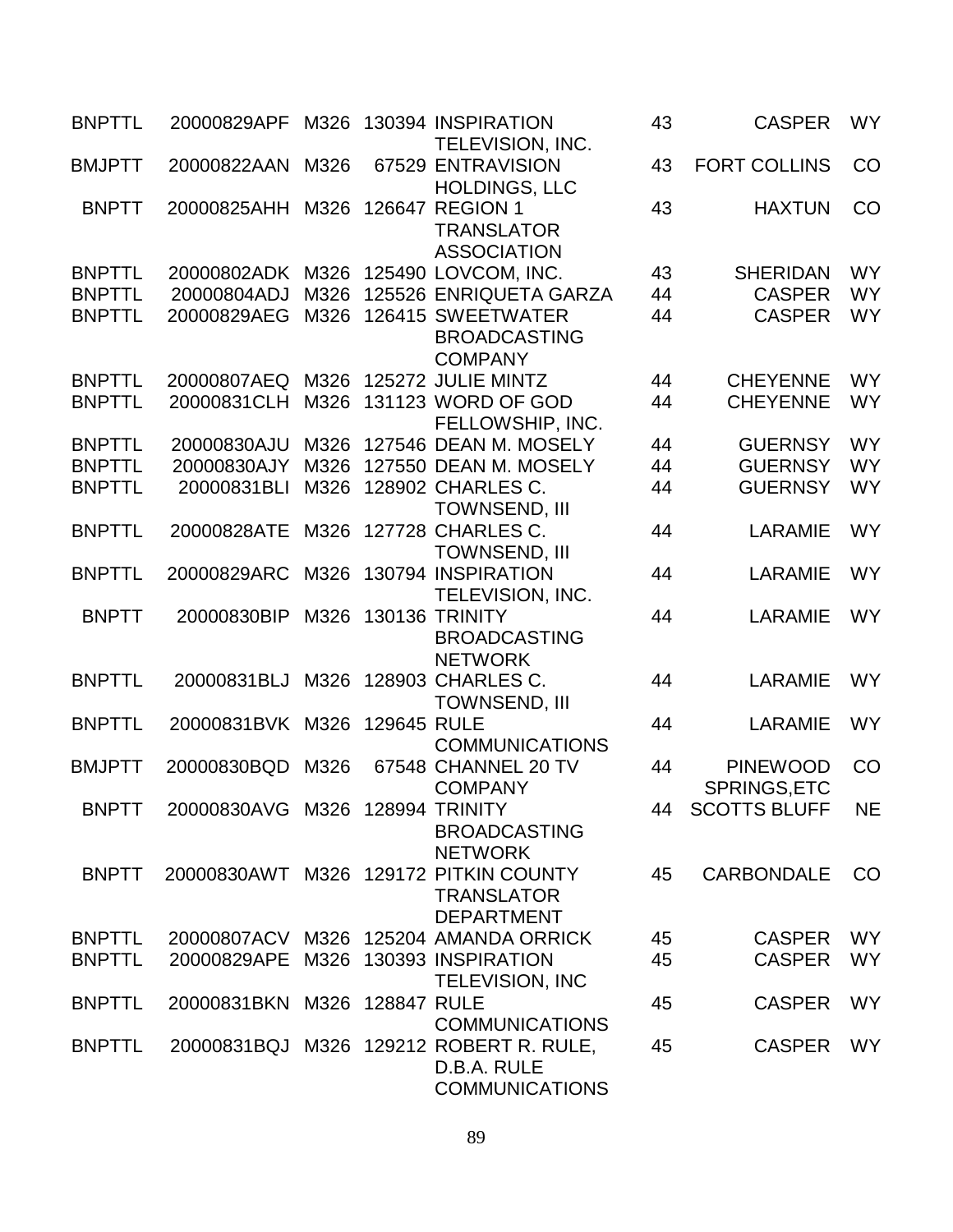| | | | | | | | |
|---|---|---|---|---|---|---|---|
| BNPTTL | 20000829APF | M326 | 130394 | INSPIRATION TELEVISION, INC. | 43 | CASPER | WY |
| BMJPTT | 20000822AAN | M326 | 67529 | ENTRAVISION HOLDINGS, LLC | 43 | FORT COLLINS | CO |
| BNPTT | 20000825AHH | M326 | 126647 | REGION 1 TRANSLATOR ASSOCIATION | 43 | HAXTUN | CO |
| BNPTTL | 20000802ADK | M326 | 125490 | LOVCOM, INC. | 43 | SHERIDAN | WY |
| BNPTTL | 20000804ADJ | M326 | 125526 | ENRIQUETA GARZA | 44 | CASPER | WY |
| BNPTTL | 20000829AEG | M326 | 126415 | SWEETWATER BROADCASTING COMPANY | 44 | CASPER | WY |
| BNPTTL | 20000807AEQ | M326 | 125272 | JULIE MINTZ | 44 | CHEYENNE | WY |
| BNPTTL | 20000831CLH | M326 | 131123 | WORD OF GOD FELLOWSHIP, INC. | 44 | CHEYENNE | WY |
| BNPTTL | 20000830AJU | M326 | 127546 | DEAN M. MOSELY | 44 | GUERNSY | WY |
| BNPTTL | 20000830AJY | M326 | 127550 | DEAN M. MOSELY | 44 | GUERNSY | WY |
| BNPTTL | 20000831BLI | M326 | 128902 | CHARLES C. TOWNSEND, III | 44 | GUERNSY | WY |
| BNPTTL | 20000828ATE | M326 | 127728 | CHARLES C. TOWNSEND, III | 44 | LARAMIE | WY |
| BNPTTL | 20000829ARC | M326 | 130794 | INSPIRATION TELEVISION, INC. | 44 | LARAMIE | WY |
| BNPTT | 20000830BIP | M326 | 130136 | TRINITY BROADCASTING NETWORK | 44 | LARAMIE | WY |
| BNPTTL | 20000831BLJ | M326 | 128903 | CHARLES C. TOWNSEND, III | 44 | LARAMIE | WY |
| BNPTTL | 20000831BVK | M326 | 129645 | RULE COMMUNICATIONS | 44 | LARAMIE | WY |
| BMJPTT | 20000830BQD | M326 | 67548 | CHANNEL 20 TV COMPANY | 44 | PINEWOOD SPRINGS,ETC | CO |
| BNPTT | 20000830AVG | M326 | 128994 | TRINITY BROADCASTING NETWORK | 44 | SCOTTS BLUFF | NE |
| BNPTT | 20000830AWT | M326 | 129172 | PITKIN COUNTY TRANSLATOR DEPARTMENT | 45 | CARBONDALE | CO |
| BNPTTL | 20000807ACV | M326 | 125204 | AMANDA ORRICK | 45 | CASPER | WY |
| BNPTTL | 20000829APE | M326 | 130393 | INSPIRATION TELEVISION, INC | 45 | CASPER | WY |
| BNPTTL | 20000831BKN | M326 | 128847 | RULE COMMUNICATIONS | 45 | CASPER | WY |
| BNPTTL | 20000831BQJ | M326 | 129212 | ROBERT R. RULE, D.B.A. RULE COMMUNICATIONS | 45 | CASPER | WY |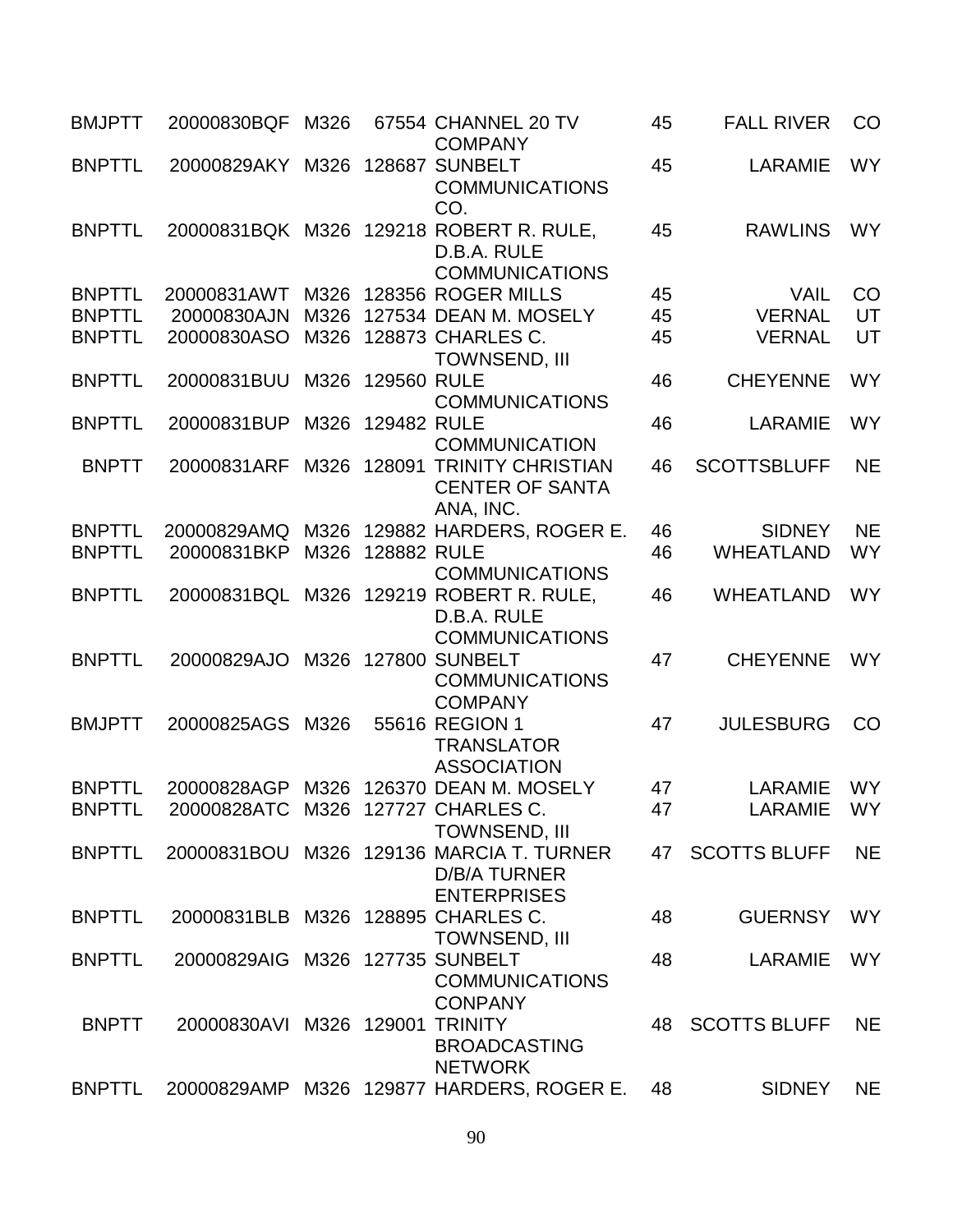| | | | | | | | |
|---|---|---|---|---|---|---|---|
| BMJPTT | 20000830BQF | M326 | 67554 | CHANNEL 20 TV COMPANY | 45 | FALL RIVER | CO |
| BNPTTL | 20000829AKY | M326 | 128687 | SUNBELT COMMUNICATIONS CO. | 45 | LARAMIE | WY |
| BNPTTL | 20000831BQK | M326 | 129218 | ROBERT R. RULE, D.B.A. RULE COMMUNICATIONS | 45 | RAWLINS | WY |
| BNPTTL | 20000831AWT | M326 | 128356 | ROGER MILLS | 45 | VAIL | CO |
| BNPTTL | 20000830AJN | M326 | 127534 | DEAN M. MOSELY | 45 | VERNAL | UT |
| BNPTTL | 20000830ASO | M326 | 128873 | CHARLES C. TOWNSEND, III | 45 | VERNAL | UT |
| BNPTTL | 20000831BUU | M326 | 129560 | RULE COMMUNICATIONS | 46 | CHEYENNE | WY |
| BNPTTL | 20000831BUP | M326 | 129482 | RULE COMMUNICATION | 46 | LARAMIE | WY |
| BNPTT | 20000831ARF | M326 | 128091 | TRINITY CHRISTIAN CENTER OF SANTA ANA, INC. | 46 | SCOTTSBLUFF | NE |
| BNPTTL | 20000829AMQ | M326 | 129882 | HARDERS, ROGER E. | 46 | SIDNEY | NE |
| BNPTTL | 20000831BKP | M326 | 128882 | RULE COMMUNICATIONS | 46 | WHEATLAND | WY |
| BNPTTL | 20000831BQL | M326 | 129219 | ROBERT R. RULE, D.B.A. RULE COMMUNICATIONS | 46 | WHEATLAND | WY |
| BNPTTL | 20000829AJO | M326 | 127800 | SUNBELT COMMUNICATIONS COMPANY | 47 | CHEYENNE | WY |
| BMJPTT | 20000825AGS | M326 | 55616 | REGION 1 TRANSLATOR ASSOCIATION | 47 | JULESBURG | CO |
| BNPTTL | 20000828AGP | M326 | 126370 | DEAN M. MOSELY | 47 | LARAMIE | WY |
| BNPTTL | 20000828ATC | M326 | 127727 | CHARLES C. TOWNSEND, III | 47 | LARAMIE | WY |
| BNPTTL | 20000831BOU | M326 | 129136 | MARCIA T. TURNER D/B/A TURNER ENTERPRISES | 47 | SCOTTS BLUFF | NE |
| BNPTTL | 20000831BLB | M326 | 128895 | CHARLES C. TOWNSEND, III | 48 | GUERNSY | WY |
| BNPTTL | 20000829AIG | M326 | 127735 | SUNBELT COMMUNICATIONS CONPANY | 48 | LARAMIE | WY |
| BNPTT | 20000830AVI | M326 | 129001 | TRINITY BROADCASTING NETWORK | 48 | SCOTTS BLUFF | NE |
| BNPTTL | 20000829AMP | M326 | 129877 | HARDERS, ROGER E. | 48 | SIDNEY | NE |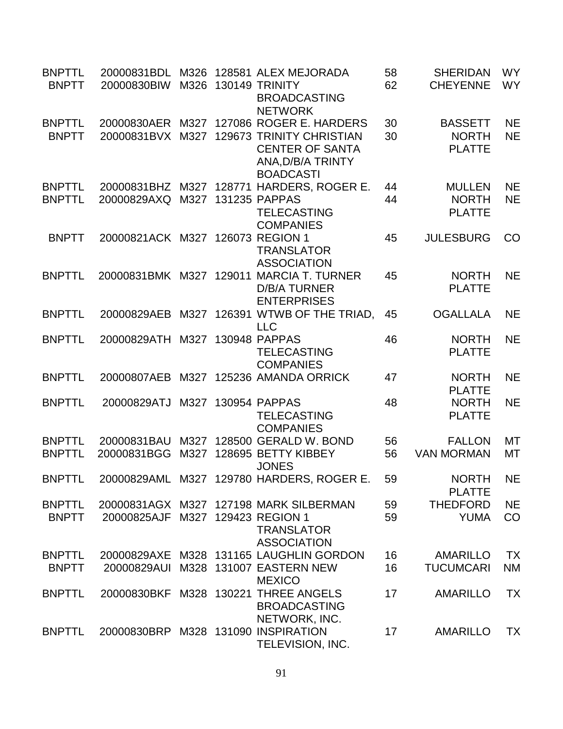| | | | | | | | |
|---|---|---|---|---|---|---|---|
| BNPTTL | 20000831BDL | M326 | 128581 | ALEX MEJORADA | 58 | SHERIDAN | WY |
| BNPTT | 20000830BIW | M326 | 130149 | TRINITY BROADCASTING NETWORK | 62 | CHEYENNE | WY |
| BNPTTL | 20000830AER | M327 | 127086 | ROGER E. HARDERS | 30 | BASSETT | NE |
| BNPTT | 20000831BVX | M327 | 129673 | TRINITY CHRISTIAN CENTER OF SANTA ANA,D/B/A TRINTY BOADCASTI | 30 | NORTH PLATTE | NE |
| BNPTTL | 20000831BHZ | M327 | 128771 | HARDERS, ROGER E. | 44 | MULLEN | NE |
| BNPTTL | 20000829AXQ | M327 | 131235 | PAPPAS TELECASTING COMPANIES | 44 | NORTH PLATTE | NE |
| BNPTT | 20000821ACK | M327 | 126073 | REGION 1 TRANSLATOR ASSOCIATION | 45 | JULESBURG | CO |
| BNPTTL | 20000831BMK | M327 | 129011 | MARCIA T. TURNER D/B/A TURNER ENTERPRISES | 45 | NORTH PLATTE | NE |
| BNPTTL | 20000829AEB | M327 | 126391 | WTWB OF THE TRIAD, LLC | 45 | OGALLALA | NE |
| BNPTTL | 20000829ATH | M327 | 130948 | PAPPAS TELECASTING COMPANIES | 46 | NORTH PLATTE | NE |
| BNPTTL | 20000807AEB | M327 | 125236 | AMANDA ORRICK | 47 | NORTH PLATTE | NE |
| BNPTTL | 20000829ATJ | M327 | 130954 | PAPPAS TELECASTING COMPANIES | 48 | NORTH PLATTE | NE |
| BNPTTL | 20000831BAU | M327 | 128500 | GERALD W. BOND | 56 | FALLON | MT |
| BNPTTL | 20000831BGG | M327 | 128695 | BETTY KIBBEY JONES | 56 | VAN MORMAN | MT |
| BNPTTL | 20000829AML | M327 | 129780 | HARDERS, ROGER E. | 59 | NORTH PLATTE | NE |
| BNPTTL | 20000831AGX | M327 | 127198 | MARK SILBERMAN | 59 | THEDFORD | NE |
| BNPTT | 20000825AJF | M327 | 129423 | REGION 1 TRANSLATOR ASSOCIATION | 59 | YUMA | CO |
| BNPTTL | 20000829AXE | M328 | 131165 | LAUGHLIN GORDON | 16 | AMARILLO | TX |
| BNPTT | 20000829AUI | M328 | 131007 | EASTERN NEW MEXICO | 16 | TUCUMCARI | NM |
| BNPTTL | 20000830BKF | M328 | 130221 | THREE ANGELS BROADCASTING NETWORK, INC. | 17 | AMARILLO | TX |
| BNPTTL | 20000830BRP | M328 | 131090 | INSPIRATION TELEVISION, INC. | 17 | AMARILLO | TX |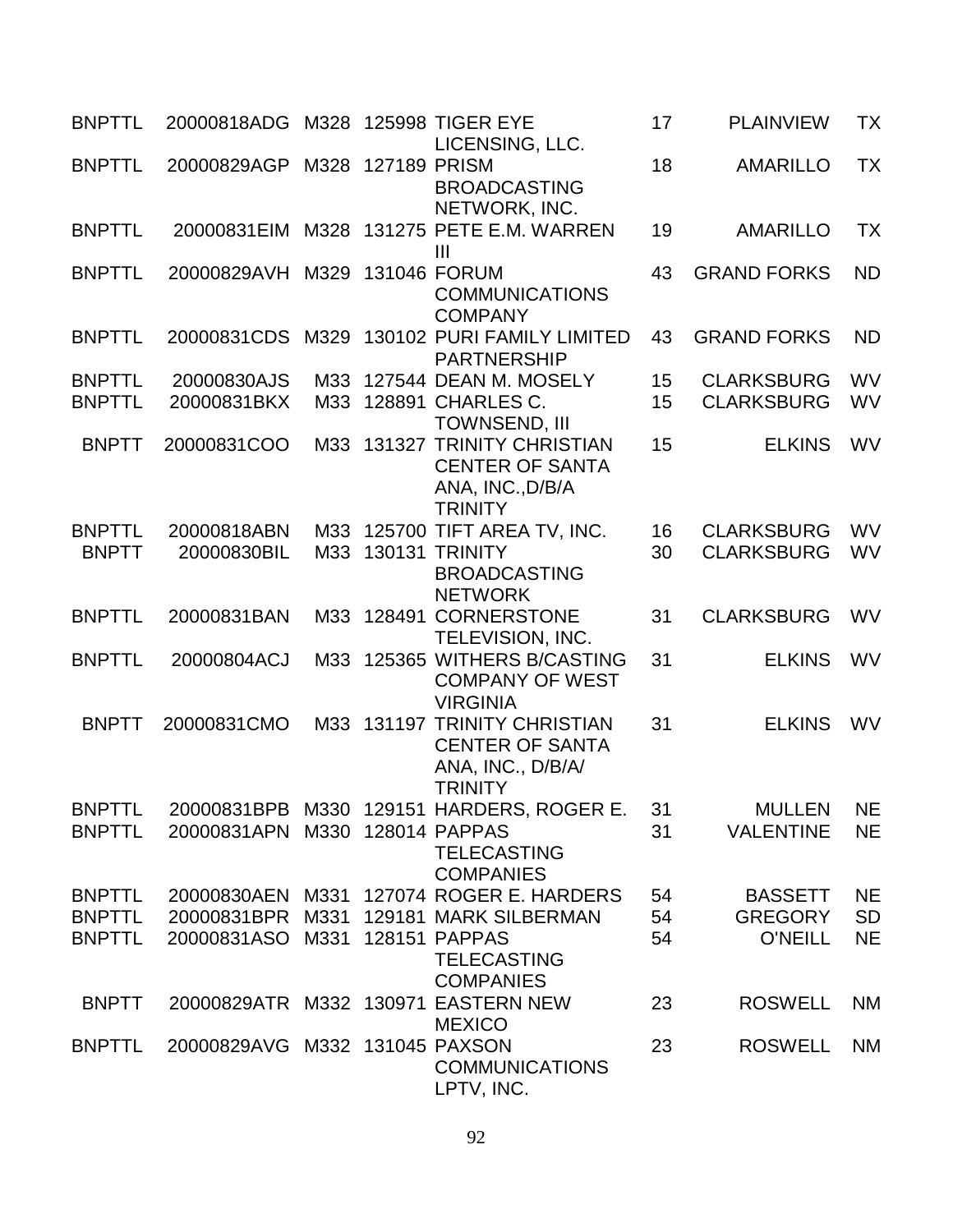| | | | | | | | |
|---|---|---|---|---|---|---|---|
| BNPTTL | 20000818ADG | M328 | 125998 | TIGER EYE LICENSING, LLC. | 17 | PLAINVIEW | TX |
| BNPTTL | 20000829AGP | M328 | 127189 | PRISM BROADCASTING NETWORK, INC. | 18 | AMARILLO | TX |
| BNPTTL | 20000831EIM | M328 | 131275 | PETE E.M. WARREN III | 19 | AMARILLO | TX |
| BNPTTL | 20000829AVH | M329 | 131046 | FORUM COMMUNICATIONS COMPANY | 43 | GRAND FORKS | ND |
| BNPTTL | 20000831CDS | M329 | 130102 | PURI FAMILY LIMITED PARTNERSHIP | 43 | GRAND FORKS | ND |
| BNPTTL | 20000830AJS | M33 | 127544 | DEAN M. MOSELY | 15 | CLARKSBURG | WV |
| BNPTTL | 20000831BKX | M33 | 128891 | CHARLES C. TOWNSEND, III | 15 | CLARKSBURG | WV |
| BNPTT | 20000831COO | M33 | 131327 | TRINITY CHRISTIAN CENTER OF SANTA ANA, INC.,D/B/A TRINITY | 15 | ELKINS | WV |
| BNPTTL | 20000818ABN | M33 | 125700 | TIFT AREA TV, INC. | 16 | CLARKSBURG | WV |
| BNPTT | 20000830BIL | M33 | 130131 | TRINITY BROADCASTING NETWORK | 30 | CLARKSBURG | WV |
| BNPTTL | 20000831BAN | M33 | 128491 | CORNERSTONE TELEVISION, INC. | 31 | CLARKSBURG | WV |
| BNPTTL | 20000804ACJ | M33 | 125365 | WITHERS B/CASTING COMPANY OF WEST VIRGINIA | 31 | ELKINS | WV |
| BNPTT | 20000831CMO | M33 | 131197 | TRINITY CHRISTIAN CENTER OF SANTA ANA, INC., D/B/A/ TRINITY | 31 | ELKINS | WV |
| BNPTTL | 20000831BPB | M330 | 129151 | HARDERS, ROGER E. | 31 | MULLEN | NE |
| BNPTTL | 20000831APN | M330 | 128014 | PAPPAS TELECASTING COMPANIES | 31 | VALENTINE | NE |
| BNPTTL | 20000830AEN | M331 | 127074 | ROGER E. HARDERS | 54 | BASSETT | NE |
| BNPTTL | 20000831BPR | M331 | 129181 | MARK SILBERMAN | 54 | GREGORY | SD |
| BNPTTL | 20000831ASO | M331 | 128151 | PAPPAS TELECASTING COMPANIES | 54 | O'NEILL | NE |
| BNPTT | 20000829ATR | M332 | 130971 | EASTERN NEW MEXICO | 23 | ROSWELL | NM |
| BNPTTL | 20000829AVG | M332 | 131045 | PAXSON COMMUNICATIONS LPTV, INC. | 23 | ROSWELL | NM |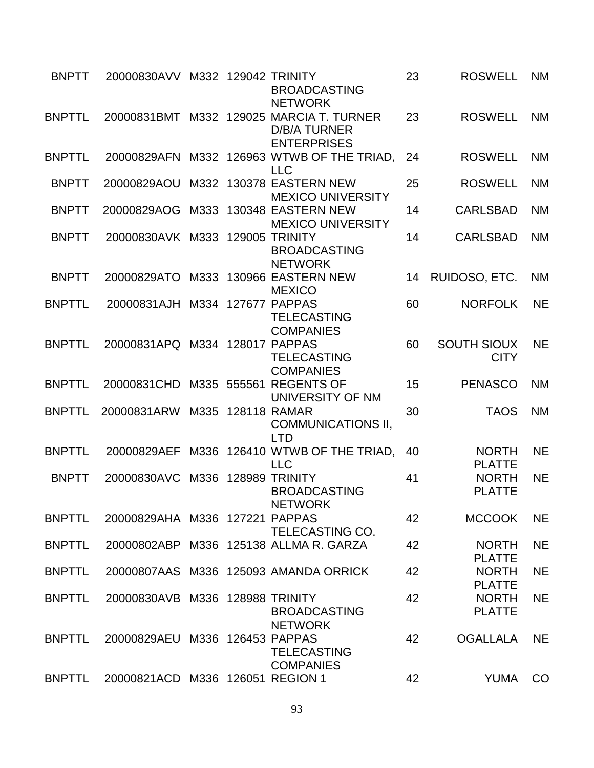| | | | | | | | |
|---|---|---|---|---|---|---|---|
| BNPTT | 20000830AVV | M332 | 129042 | TRINITY BROADCASTING NETWORK | 23 | ROSWELL | NM |
| BNPTTL | 20000831BMT | M332 | 129025 | MARCIA T. TURNER D/B/A TURNER ENTERPRISES | 23 | ROSWELL | NM |
| BNPTTL | 20000829AFN | M332 | 126963 | WTWB OF THE TRIAD, LLC | 24 | ROSWELL | NM |
| BNPTT | 20000829AOU | M332 | 130378 | EASTERN NEW MEXICO UNIVERSITY | 25 | ROSWELL | NM |
| BNPTT | 20000829AOG | M333 | 130348 | EASTERN NEW MEXICO UNIVERSITY | 14 | CARLSBAD | NM |
| BNPTT | 20000830AVK | M333 | 129005 | TRINITY BROADCASTING NETWORK | 14 | CARLSBAD | NM |
| BNPTT | 20000829ATO | M333 | 130966 | EASTERN NEW MEXICO | 14 | RUIDOSO, ETC. | NM |
| BNPTTL | 20000831AJH | M334 | 127677 | PAPPAS TELECASTING COMPANIES | 60 | NORFOLK | NE |
| BNPTTL | 20000831APQ | M334 | 128017 | PAPPAS TELECASTING COMPANIES | 60 | SOUTH SIOUX CITY | NE |
| BNPTTL | 20000831CHD | M335 | 555561 | REGENTS OF UNIVERSITY OF NM | 15 | PENASCO | NM |
| BNPTTL | 20000831ARW | M335 | 128118 | RAMAR COMMUNICATIONS II, LTD | 30 | TAOS | NM |
| BNPTTL | 20000829AEF | M336 | 126410 | WTWB OF THE TRIAD, LLC | 40 | NORTH PLATTE | NE |
| BNPTT | 20000830AVC | M336 | 128989 | TRINITY BROADCASTING NETWORK | 41 | NORTH PLATTE | NE |
| BNPTTL | 20000829AHA | M336 | 127221 | PAPPAS TELECASTING CO. | 42 | MCCOOK | NE |
| BNPTTL | 20000802ABP | M336 | 125138 | ALLMA R. GARZA | 42 | NORTH PLATTE | NE |
| BNPTTL | 20000807AAS | M336 | 125093 | AMANDA ORRICK | 42 | NORTH PLATTE | NE |
| BNPTTL | 20000830AVB | M336 | 128988 | TRINITY BROADCASTING NETWORK | 42 | NORTH PLATTE | NE |
| BNPTTL | 20000829AEU | M336 | 126453 | PAPPAS TELECASTING COMPANIES | 42 | OGALLALA | NE |
| BNPTTL | 20000821ACD | M336 | 126051 | REGION 1 | 42 | YUMA | CO |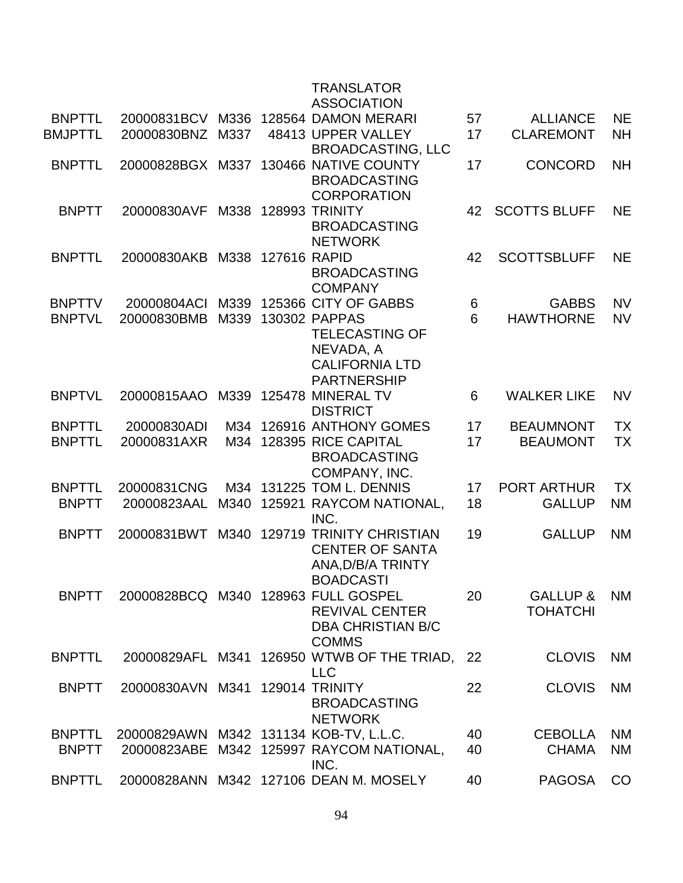| | | | | | | | |
|---|---|---|---|---|---|---|---|
| | | | | TRANSLATOR ASSOCIATION | | | |
| BNPTTL | 20000831BCV | M336 | 128564 | DAMON MERARI | 57 | ALLIANCE | NE |
| BMJPTTL | 20000830BNZ | M337 | 48413 | UPPER VALLEY BROADCASTING, LLC | 17 | CLAREMONT | NH |
| BNPTTL | 20000828BGX | M337 | 130466 | NATIVE COUNTY BROADCASTING CORPORATION | 17 | CONCORD | NH |
| BNPTT | 20000830AVF | M338 | 128993 | TRINITY BROADCASTING NETWORK | 42 | SCOTTS BLUFF | NE |
| BNPTTL | 20000830AKB | M338 | 127616 | RAPID BROADCASTING COMPANY | 42 | SCOTTSBLUFF | NE |
| BNPTTV | 20000804ACI | M339 | 125366 | CITY OF GABBS | 6 | GABBS | NV |
| BNPTVL | 20000830BMB | M339 | 130302 | PAPPAS TELECASTING OF NEVADA, A CALIFORNIA LTD PARTNERSHIP | 6 | HAWTHORNE | NV |
| BNPTVL | 20000815AAO | M339 | 125478 | MINERAL TV DISTRICT | 6 | WALKER LIKE | NV |
| BNPTTL | 20000830ADI | M34 | 126916 | ANTHONY GOMES | 17 | BEAUMNONT | TX |
| BNPTTL | 20000831AXR | M34 | 128395 | RICE CAPITAL BROADCASTING COMPANY, INC. | 17 | BEAUMONT | TX |
| BNPTTL | 20000831CNG | M34 | 131225 | TOM L. DENNIS | 17 | PORT ARTHUR | TX |
| BNPTT | 20000823AAL | M340 | 125921 | RAYCOM NATIONAL, INC. | 18 | GALLUP | NM |
| BNPTT | 20000831BWT | M340 | 129719 | TRINITY CHRISTIAN CENTER OF SANTA ANA,D/B/A TRINTY BOADCASTI | 19 | GALLUP | NM |
| BNPTT | 20000828BCQ | M340 | 128963 | FULL GOSPEL REVIVAL CENTER DBA CHRISTIAN B/C COMMS | 20 | GALLUP & TOHATCHI | NM |
| BNPTTL | 20000829AFL | M341 | 126950 | WTWB OF THE TRIAD, LLC | 22 | CLOVIS | NM |
| BNPTT | 20000830AVN | M341 | 129014 | TRINITY BROADCASTING NETWORK | 22 | CLOVIS | NM |
| BNPTTL | 20000829AWN | M342 | 131134 | KOB-TV, L.L.C. | 40 | CEBOLLA | NM |
| BNPTT | 20000823ABE | M342 | 125997 | RAYCOM NATIONAL, INC. | 40 | CHAMA | NM |
| BNPTTL | 20000828ANN | M342 | 127106 | DEAN M. MOSELY | 40 | PAGOSA | CO |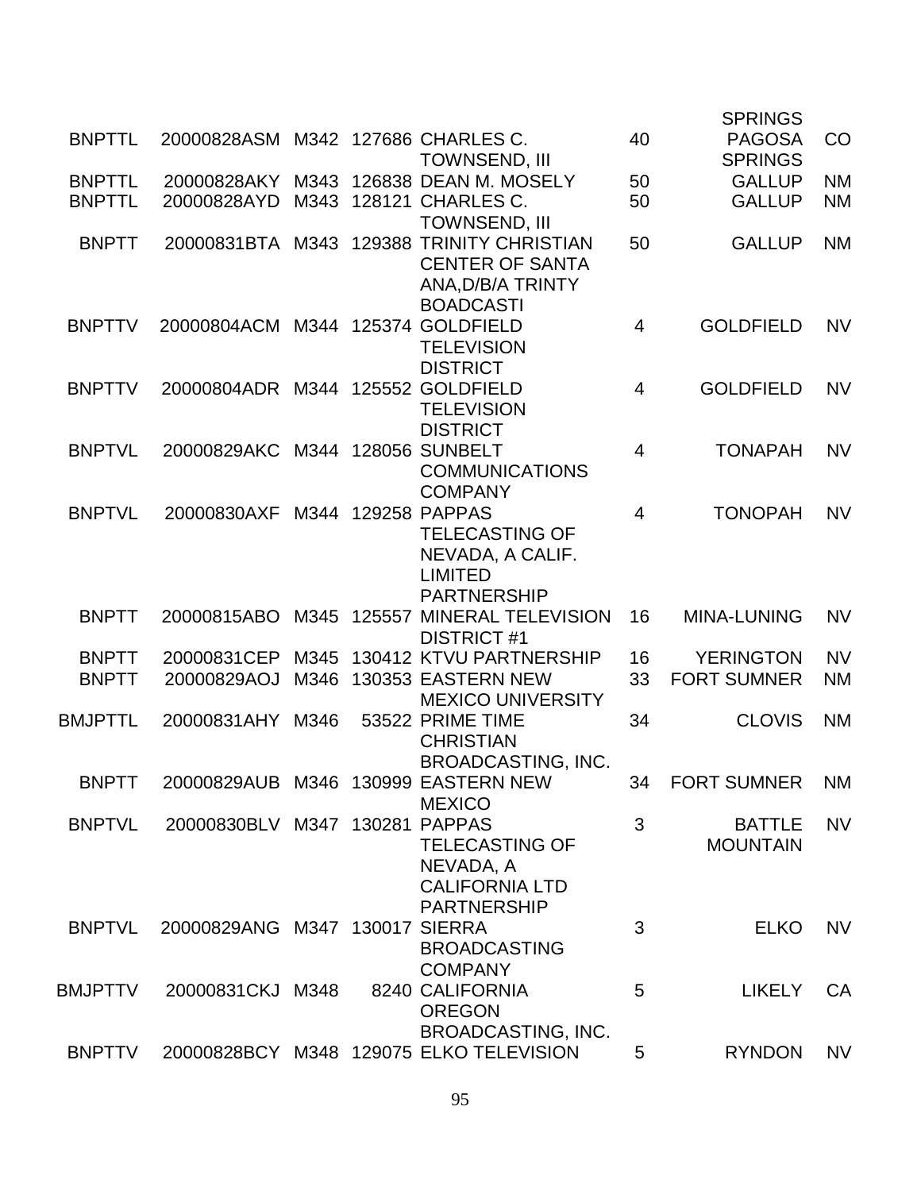| | | | | | | | |
|---|---|---|---|---|---|---|---|
| BNPTTL | 20000828ASM | M342 | 127686 | CHARLES C. TOWNSEND, III | 40 | PAGOSA SPRINGS | CO |
| BNPTTL | 20000828AKY | M343 | 126838 | DEAN M. MOSELY | 50 | GALLUP | NM |
| BNPTTL | 20000828AYD | M343 | 128121 | CHARLES C. TOWNSEND, III | 50 | GALLUP | NM |
| BNPTT | 20000831BTA | M343 | 129388 | TRINITY CHRISTIAN CENTER OF SANTA ANA,D/B/A TRINTY BOADCASTI | 50 | GALLUP | NM |
| BNPTTV | 20000804ACM | M344 | 125374 | GOLDFIELD TELEVISION DISTRICT | 4 | GOLDFIELD | NV |
| BNPTTV | 20000804ADR | M344 | 125552 | GOLDFIELD TELEVISION DISTRICT | 4 | GOLDFIELD | NV |
| BNPTVL | 20000829AKC | M344 | 128056 | SUNBELT COMMUNICATIONS COMPANY | 4 | TONAPAH | NV |
| BNPTVL | 20000830AXF | M344 | 129258 | PAPPAS TELECASTING OF NEVADA, A CALIF. LIMITED PARTNERSHIP | 4 | TONOPAH | NV |
| BNPTT | 20000815ABO | M345 | 125557 | MINERAL TELEVISION DISTRICT #1 | 16 | MINA-LUNING | NV |
| BNPTT | 20000831CEP | M345 | 130412 | KTVU PARTNERSHIP | 16 | YERINGTON | NV |
| BNPTT | 20000829AOJ | M346 | 130353 | EASTERN NEW MEXICO UNIVERSITY | 33 | FORT SUMNER | NM |
| BMJPTTL | 20000831AHY | M346 | 53522 | PRIME TIME CHRISTIAN BROADCASTING, INC. | 34 | CLOVIS | NM |
| BNPTT | 20000829AUB | M346 | 130999 | EASTERN NEW MEXICO | 34 | FORT SUMNER | NM |
| BNPTVL | 20000830BLV | M347 | 130281 | PAPPAS TELECASTING OF NEVADA, A CALIFORNIA LTD PARTNERSHIP | 3 | BATTLE MOUNTAIN | NV |
| BNPTVL | 20000829ANG | M347 | 130017 | SIERRA BROADCASTING COMPANY | 3 | ELKO | NV |
| BMJPTTV | 20000831CKJ | M348 | 8240 | CALIFORNIA OREGON BROADCASTING, INC. | 5 | LIKELY | CA |
| BNPTTV | 20000828BCY | M348 | 129075 | ELKO TELEVISION | 5 | RYNDON | NV |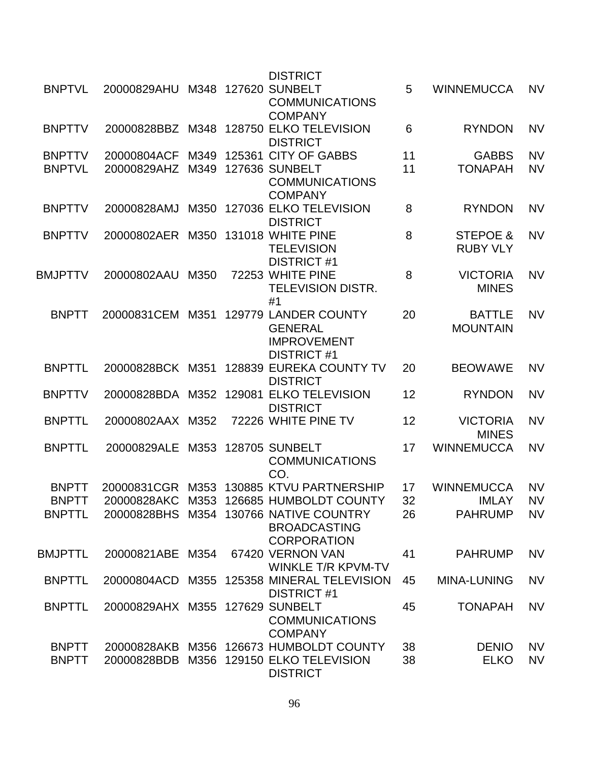| | | | | | | | |
|---|---|---|---|---|---|---|---|
| | | | | DISTRICT | | | |
| BNPTVL | 20000829AHU | M348 | 127620 | SUNBELT COMMUNICATIONS COMPANY | 5 | WINNEMUCCA | NV |
| BNPTTV | 20000828BBZ | M348 | 128750 | ELKO TELEVISION DISTRICT | 6 | RYNDON | NV |
| BNPTTV | 20000804ACF | M349 | 125361 | CITY OF GABBS | 11 | GABBS | NV |
| BNPTVL | 20000829AHZ | M349 | 127636 | SUNBELT COMMUNICATIONS COMPANY | 11 | TONAPAH | NV |
| BNPTTV | 20000828AMJ | M350 | 127036 | ELKO TELEVISION DISTRICT | 8 | RYNDON | NV |
| BNPTTV | 20000802AER | M350 | 131018 | WHITE PINE TELEVISION DISTRICT #1 | 8 | STEPOE & RUBY VLY | NV |
| BMJPTTV | 20000802AAU | M350 | 72253 | WHITE PINE TELEVISION DISTR. #1 | 8 | VICTORIA MINES | NV |
| BNPTT | 20000831CEM | M351 | 129779 | LANDER COUNTY GENERAL IMPROVEMENT DISTRICT #1 | 20 | BATTLE MOUNTAIN | NV |
| BNPTTL | 20000828BCK | M351 | 128839 | EUREKA COUNTY TV DISTRICT | 20 | BEOWAWE | NV |
| BNPTTV | 20000828BDA | M352 | 129081 | ELKO TELEVISION DISTRICT | 12 | RYNDON | NV |
| BNPTTL | 20000802AAX | M352 | 72226 | WHITE PINE TV | 12 | VICTORIA MINES | NV |
| BNPTTL | 20000829ALE | M353 | 128705 | SUNBELT COMMUNICATIONS CO. | 17 | WINNEMUCCA | NV |
| BNPTT | 20000831CGR | M353 | 130885 | KTVU PARTNERSHIP | 17 | WINNEMUCCA | NV |
| BNPTT | 20000828AKC | M353 | 126685 | HUMBOLDT COUNTY | 32 | IMLAY | NV |
| BNPTTL | 20000828BHS | M354 | 130766 | NATIVE COUNTRY BROADCASTING CORPORATION | 26 | PAHRUMP | NV |
| BMJPTTL | 20000821ABE | M354 | 67420 | VERNON VAN WINKLE T/R KPVM-TV | 41 | PAHRUMP | NV |
| BNPTTL | 20000804ACD | M355 | 125358 | MINERAL TELEVISION DISTRICT #1 | 45 | MINA-LUNING | NV |
| BNPTTL | 20000829AHX | M355 | 127629 | SUNBELT COMMUNICATIONS COMPANY | 45 | TONAPAH | NV |
| BNPTT | 20000828AKB | M356 | 126673 | HUMBOLDT COUNTY | 38 | DENIO | NV |
| BNPTT | 20000828BDB | M356 | 129150 | ELKO TELEVISION DISTRICT | 38 | ELKO | NV |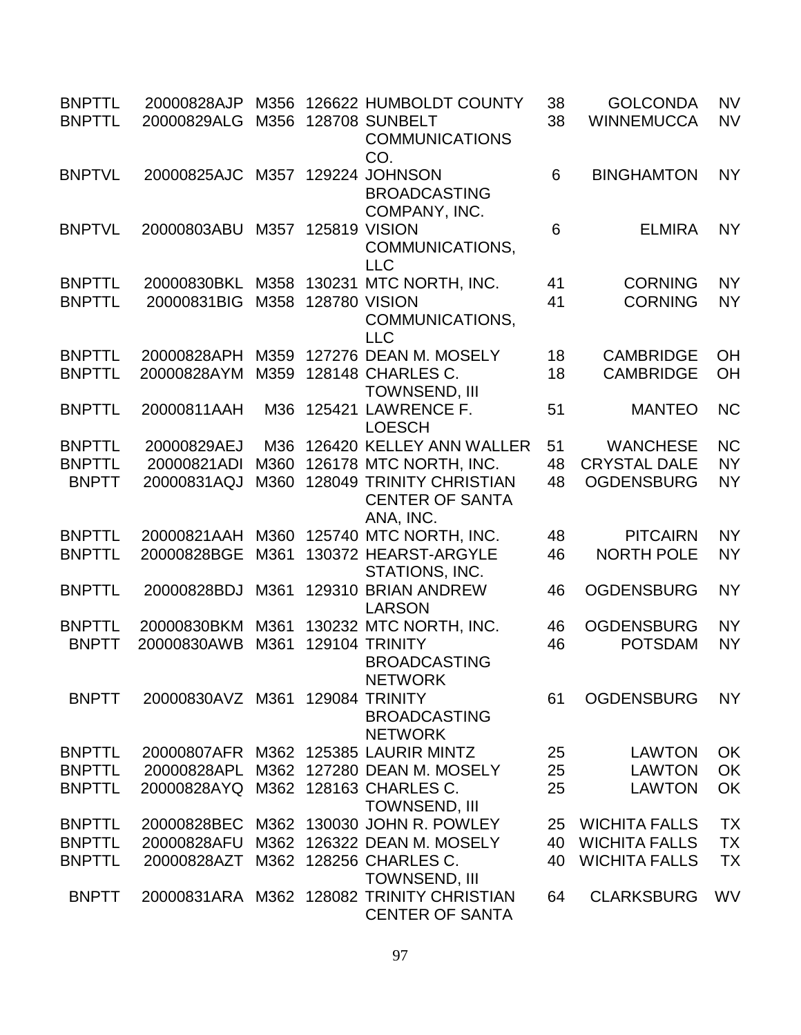| | | | | | | | |
|---|---|---|---|---|---|---|---|
| BNPTTL | 20000828AJP | M356 | 126622 | HUMBOLDT COUNTY | 38 | GOLCONDA | NV |
| BNPTTL | 20000829ALG | M356 | 128708 | SUNBELT COMMUNICATIONS CO. | 38 | WINNEMUCCA | NV |
| BNPTVL | 20000825AJC | M357 | 129224 | JOHNSON BROADCASTING COMPANY, INC. | 6 | BINGHAMTON | NY |
| BNPTVL | 20000803ABU | M357 | 125819 | VISION COMMUNICATIONS, LLC | 6 | ELMIRA | NY |
| BNPTTL | 20000830BKL | M358 | 130231 | MTC NORTH, INC. | 41 | CORNING | NY |
| BNPTTL | 20000831BIG | M358 | 128780 | VISION COMMUNICATIONS, LLC | 41 | CORNING | NY |
| BNPTTL | 20000828APH | M359 | 127276 | DEAN M. MOSELY | 18 | CAMBRIDGE | OH |
| BNPTTL | 20000828AYM | M359 | 128148 | CHARLES C. TOWNSEND, III | 18 | CAMBRIDGE | OH |
| BNPTTL | 20000811AAH | M36 | 125421 | LAWRENCE F. LOESCH | 51 | MANTEO | NC |
| BNPTTL | 20000829AEJ | M36 | 126420 | KELLEY ANN WALLER | 51 | WANCHESE | NC |
| BNPTTL | 20000821ADI | M360 | 126178 | MTC NORTH, INC. | 48 | CRYSTAL DALE | NY |
| BNPTT | 20000831AQJ | M360 | 128049 | TRINITY CHRISTIAN CENTER OF SANTA ANA, INC. | 48 | OGDENSBURG | NY |
| BNPTTL | 20000821AAH | M360 | 125740 | MTC NORTH, INC. | 48 | PITCAIRN | NY |
| BNPTTL | 20000828BGE | M361 | 130372 | HEARST-ARGYLE STATIONS, INC. | 46 | NORTH POLE | NY |
| BNPTTL | 20000828BDJ | M361 | 129310 | BRIAN ANDREW LARSON | 46 | OGDENSBURG | NY |
| BNPTTL | 20000830BKM | M361 | 130232 | MTC NORTH, INC. | 46 | OGDENSBURG | NY |
| BNPTT | 20000830AWB | M361 | 129104 | TRINITY BROADCASTING NETWORK | 46 | POTSDAM | NY |
| BNPTT | 20000830AVZ | M361 | 129084 | TRINITY BROADCASTING NETWORK | 61 | OGDENSBURG | NY |
| BNPTTL | 20000807AFR | M362 | 125385 | LAURIR MINTZ | 25 | LAWTON | OK |
| BNPTTL | 20000828APL | M362 | 127280 | DEAN M. MOSELY | 25 | LAWTON | OK |
| BNPTTL | 20000828AYQ | M362 | 128163 | CHARLES C. TOWNSEND, III | 25 | LAWTON | OK |
| BNPTTL | 20000828BEC | M362 | 130030 | JOHN R. POWLEY | 25 | WICHITA FALLS | TX |
| BNPTTL | 20000828AFU | M362 | 126322 | DEAN M. MOSELY | 40 | WICHITA FALLS | TX |
| BNPTTL | 20000828AZT | M362 | 128256 | CHARLES C. TOWNSEND, III | 40 | WICHITA FALLS | TX |
| BNPTT | 20000831ARA | M362 | 128082 | TRINITY CHRISTIAN CENTER OF SANTA | 64 | CLARKSBURG | WV |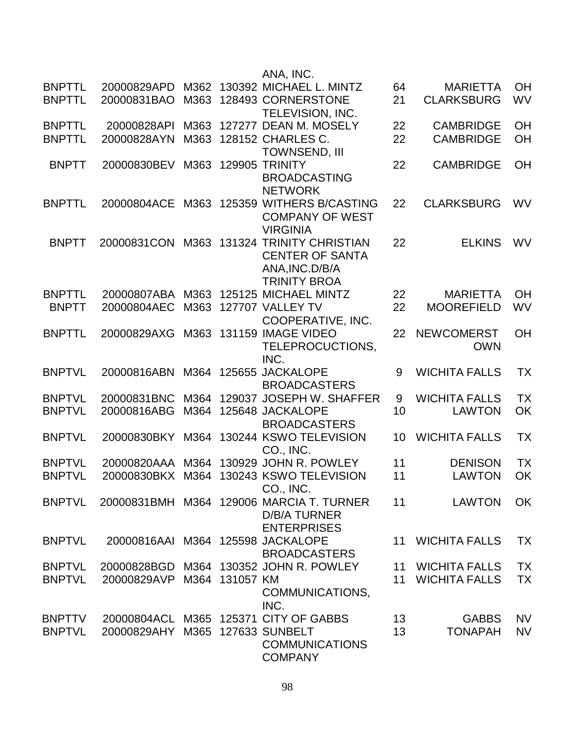| | | | | | | | |
|---|---|---|---|---|---|---|---|
| | | | | ANA, INC. | | | |
| BNPTTL | 20000829APD | M362 | 130392 | MICHAEL L. MINTZ | 64 | MARIETTA | OH |
| BNPTTL | 20000831BAO | M363 | 128493 | CORNERSTONE TELEVISION, INC. | 21 | CLARKSBURG | WV |
| BNPTTL | 20000828API | M363 | 127277 | DEAN M. MOSELY | 22 | CAMBRIDGE | OH |
| BNPTTL | 20000828AYN | M363 | 128152 | CHARLES C. TOWNSEND, III | 22 | CAMBRIDGE | OH |
| BNPTT | 20000830BEV | M363 | 129905 | TRINITY BROADCASTING NETWORK | 22 | CAMBRIDGE | OH |
| BNPTTL | 20000804ACE | M363 | 125359 | WITHERS B/CASTING COMPANY OF WEST VIRGINIA | 22 | CLARKSBURG | WV |
| BNPTT | 20000831CON | M363 | 131324 | TRINITY CHRISTIAN CENTER OF SANTA ANA,INC.D/B/A TRINITY BROA | 22 | ELKINS | WV |
| BNPTTL | 20000807ABA | M363 | 125125 | MICHAEL MINTZ | 22 | MARIETTA | OH |
| BNPTT | 20000804AEC | M363 | 127707 | VALLEY TV COOPERATIVE, INC. | 22 | MOOREFIELD | WV |
| BNPTTL | 20000829AXG | M363 | 131159 | IMAGE VIDEO TELEPROCUCTIONS, INC. | 22 | NEWCOMERST OWN | OH |
| BNPTVL | 20000816ABN | M364 | 125655 | JACKALOPE BROADCASTERS | 9 | WICHITA FALLS | TX |
| BNPTVL | 20000831BNC | M364 | 129037 | JOSEPH W. SHAFFER | 9 | WICHITA FALLS | TX |
| BNPTVL | 20000816ABG | M364 | 125648 | JACKALOPE BROADCASTERS | 10 | LAWTON | OK |
| BNPTVL | 20000830BKY | M364 | 130244 | KSWO TELEVISION CO., INC. | 10 | WICHITA FALLS | TX |
| BNPTVL | 20000820AAA | M364 | 130929 | JOHN R. POWLEY | 11 | DENISON | TX |
| BNPTVL | 20000830BKX | M364 | 130243 | KSWO TELEVISION CO., INC. | 11 | LAWTON | OK |
| BNPTVL | 20000831BMH | M364 | 129006 | MARCIA T. TURNER D/B/A TURNER ENTERPRISES | 11 | LAWTON | OK |
| BNPTVL | 20000816AAI | M364 | 125598 | JACKALOPE BROADCASTERS | 11 | WICHITA FALLS | TX |
| BNPTVL | 20000828BGD | M364 | 130352 | JOHN R. POWLEY | 11 | WICHITA FALLS | TX |
| BNPTVL | 20000829AVP | M364 | 131057 | KM COMMUNICATIONS, INC. | 11 | WICHITA FALLS | TX |
| BNPTTV | 20000804ACL | M365 | 125371 | CITY OF GABBS | 13 | GABBS | NV |
| BNPTVL | 20000829AHY | M365 | 127633 | SUNBELT COMMUNICATIONS COMPANY | 13 | TONAPAH | NV |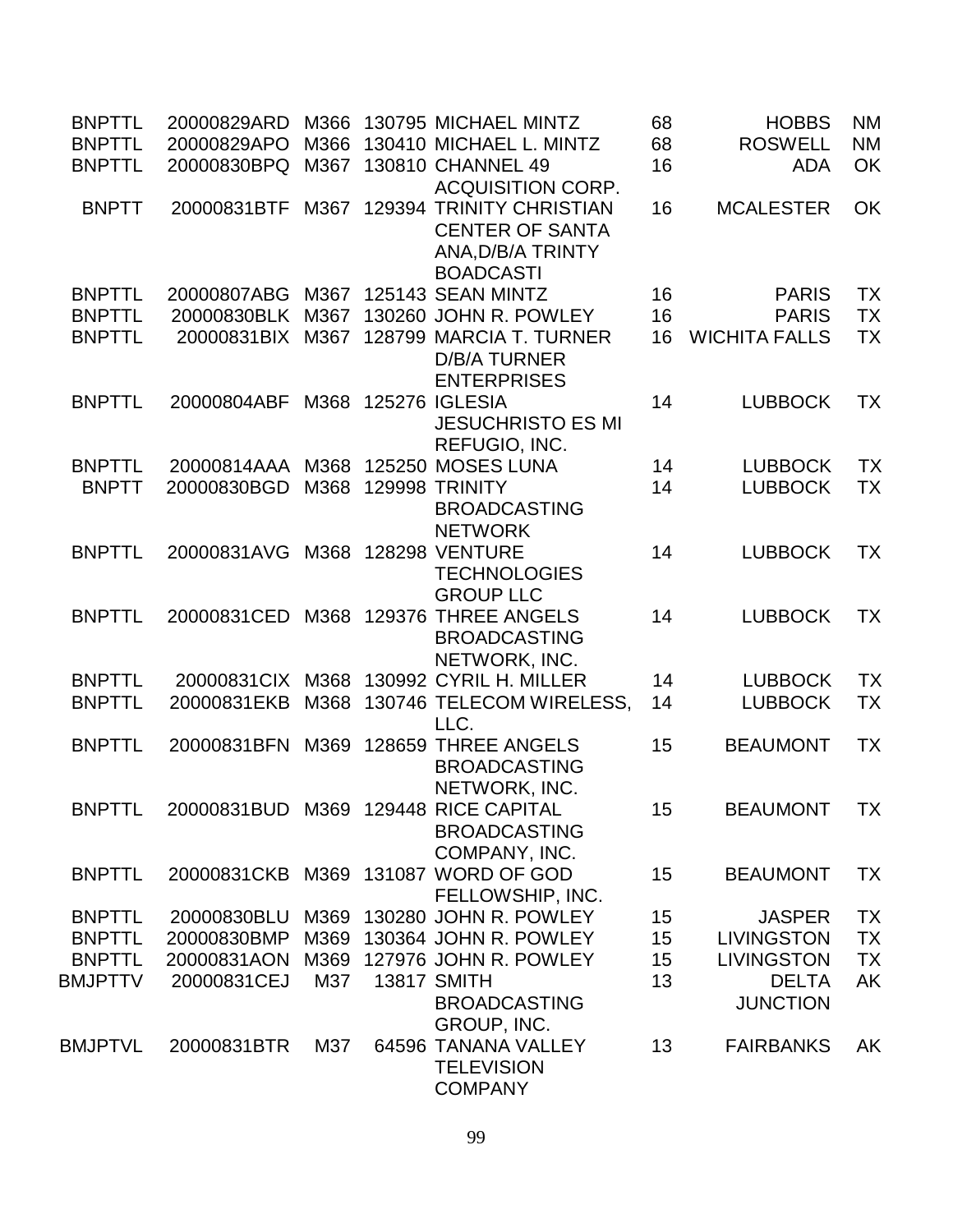| | | | | | | | |
|---|---|---|---|---|---|---|---|
| BNPTTL | 20000829ARD | M366 | 130795 | MICHAEL MINTZ | 68 | HOBBS | NM |
| BNPTTL | 20000829APO | M366 | 130410 | MICHAEL L. MINTZ | 68 | ROSWELL | NM |
| BNPTTL | 20000830BPQ | M367 | 130810 | CHANNEL 49 ACQUISITION CORP. | 16 | ADA | OK |
| BNPTT | 20000831BTF | M367 | 129394 | TRINITY CHRISTIAN CENTER OF SANTA ANA,D/B/A TRINTY BOADCASTI | 16 | MCALESTER | OK |
| BNPTTL | 20000807ABG | M367 | 125143 | SEAN MINTZ | 16 | PARIS | TX |
| BNPTTL | 20000830BLK | M367 | 130260 | JOHN R. POWLEY | 16 | PARIS | TX |
| BNPTTL | 20000831BIX | M367 | 128799 | MARCIA T. TURNER D/B/A TURNER ENTERPRISES | 16 | WICHITA FALLS | TX |
| BNPTTL | 20000804ABF | M368 | 125276 | IGLESIA JESUCHRISTO ES MI REFUGIO, INC. | 14 | LUBBOCK | TX |
| BNPTTL | 20000814AAA | M368 | 125250 | MOSES LUNA | 14 | LUBBOCK | TX |
| BNPTT | 20000830BGD | M368 | 129998 | TRINITY BROADCASTING NETWORK | 14 | LUBBOCK | TX |
| BNPTTL | 20000831AVG | M368 | 128298 | VENTURE TECHNOLOGIES GROUP LLC | 14 | LUBBOCK | TX |
| BNPTTL | 20000831CED | M368 | 129376 | THREE ANGELS BROADCASTING NETWORK, INC. | 14 | LUBBOCK | TX |
| BNPTTL | 20000831CIX | M368 | 130992 | CYRIL H. MILLER | 14 | LUBBOCK | TX |
| BNPTTL | 20000831EKB | M368 | 130746 | TELECOM WIRELESS, LLC. | 14 | LUBBOCK | TX |
| BNPTTL | 20000831BFN | M369 | 128659 | THREE ANGELS BROADCASTING NETWORK, INC. | 15 | BEAUMONT | TX |
| BNPTTL | 20000831BUD | M369 | 129448 | RICE CAPITAL BROADCASTING COMPANY, INC. | 15 | BEAUMONT | TX |
| BNPTTL | 20000831CKB | M369 | 131087 | WORD OF GOD FELLOWSHIP, INC. | 15 | BEAUMONT | TX |
| BNPTTL | 20000830BLU | M369 | 130280 | JOHN R. POWLEY | 15 | JASPER | TX |
| BNPTTL | 20000830BMP | M369 | 130364 | JOHN R. POWLEY | 15 | LIVINGSTON | TX |
| BNPTTL | 20000831AON | M369 | 127976 | JOHN R. POWLEY | 15 | LIVINGSTON | TX |
| BMJPTTV | 20000831CEJ | M37 | 13817 | SMITH BROADCASTING GROUP, INC. | 13 | DELTA JUNCTION | AK |
| BMJPTVL | 20000831BTR | M37 | 64596 | TANANA VALLEY TELEVISION COMPANY | 13 | FAIRBANKS | AK |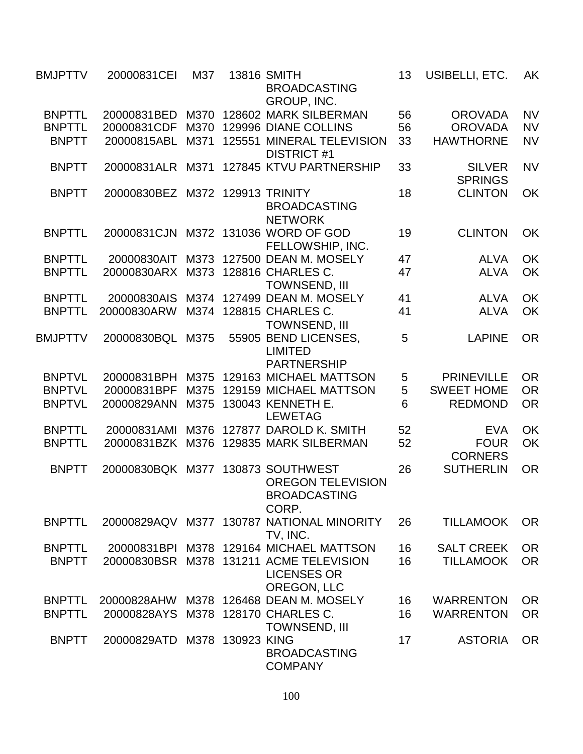| | | | | | | | |
|---|---|---|---|---|---|---|---|
| BMJPTTV | 20000831CEI | M37 | 13816 | SMITH BROADCASTING GROUP, INC. | 13 | USIBELLI, ETC. | AK |
| BNPTTL | 20000831BED | M370 | 128602 | MARK SILBERMAN | 56 | OROVADA | NV |
| BNPTTL | 20000831CDF | M370 | 129996 | DIANE COLLINS | 56 | OROVADA | NV |
| BNPTT | 20000815ABL | M371 | 125551 | MINERAL TELEVISION DISTRICT #1 | 33 | HAWTHORNE | NV |
| BNPTT | 20000831ALR | M371 | 127845 | KTVU PARTNERSHIP | 33 | SILVER SPRINGS | NV |
| BNPTT | 20000830BEZ | M372 | 129913 | TRINITY BROADCASTING NETWORK | 18 | CLINTON | OK |
| BNPTTL | 20000831CJN | M372 | 131036 | WORD OF GOD FELLOWSHIP, INC. | 19 | CLINTON | OK |
| BNPTTL | 20000830AIT | M373 | 127500 | DEAN M. MOSELY | 47 | ALVA | OK |
| BNPTTL | 20000830ARX | M373 | 128816 | CHARLES C. TOWNSEND, III | 47 | ALVA | OK |
| BNPTTL | 20000830AIS | M374 | 127499 | DEAN M. MOSELY | 41 | ALVA | OK |
| BNPTTL | 20000830ARW | M374 | 128815 | CHARLES C. TOWNSEND, III | 41 | ALVA | OK |
| BMJPTTV | 20000830BQL | M375 | 55905 | BEND LICENSES, LIMITED PARTNERSHIP | 5 | LAPINE | OR |
| BNPTVL | 20000831BPH | M375 | 129163 | MICHAEL MATTSON | 5 | PRINEVILLE | OR |
| BNPTVL | 20000831BPF | M375 | 129159 | MICHAEL MATTSON | 5 | SWEET HOME | OR |
| BNPTVL | 20000829ANN | M375 | 130043 | KENNETH E. LEWETAG | 6 | REDMOND | OR |
| BNPTTL | 20000831AMI | M376 | 127877 | DAROLD K. SMITH | 52 | EVA | OK |
| BNPTTL | 20000831BZK | M376 | 129835 | MARK SILBERMAN | 52 | FOUR CORNERS | OK |
| BNPTT | 20000830BQK | M377 | 130873 | SOUTHWEST OREGON TELEVISION BROADCASTING CORP. | 26 | SUTHERLIN | OR |
| BNPTTL | 20000829AQV | M377 | 130787 | NATIONAL MINORITY TV, INC. | 26 | TILLAMOOK | OR |
| BNPTTL | 20000831BPI | M378 | 129164 | MICHAEL MATTSON | 16 | SALT CREEK | OR |
| BNPTT | 20000830BSR | M378 | 131211 | ACME TELEVISION LICENSES OR OREGON, LLC | 16 | TILLAMOOK | OR |
| BNPTTL | 20000828AHW | M378 | 126468 | DEAN M. MOSELY | 16 | WARRENTON | OR |
| BNPTTL | 20000828AYS | M378 | 128170 | CHARLES C. TOWNSEND, III | 16 | WARRENTON | OR |
| BNPTT | 20000829ATD | M378 | 130923 | KING BROADCASTING COMPANY | 17 | ASTORIA | OR |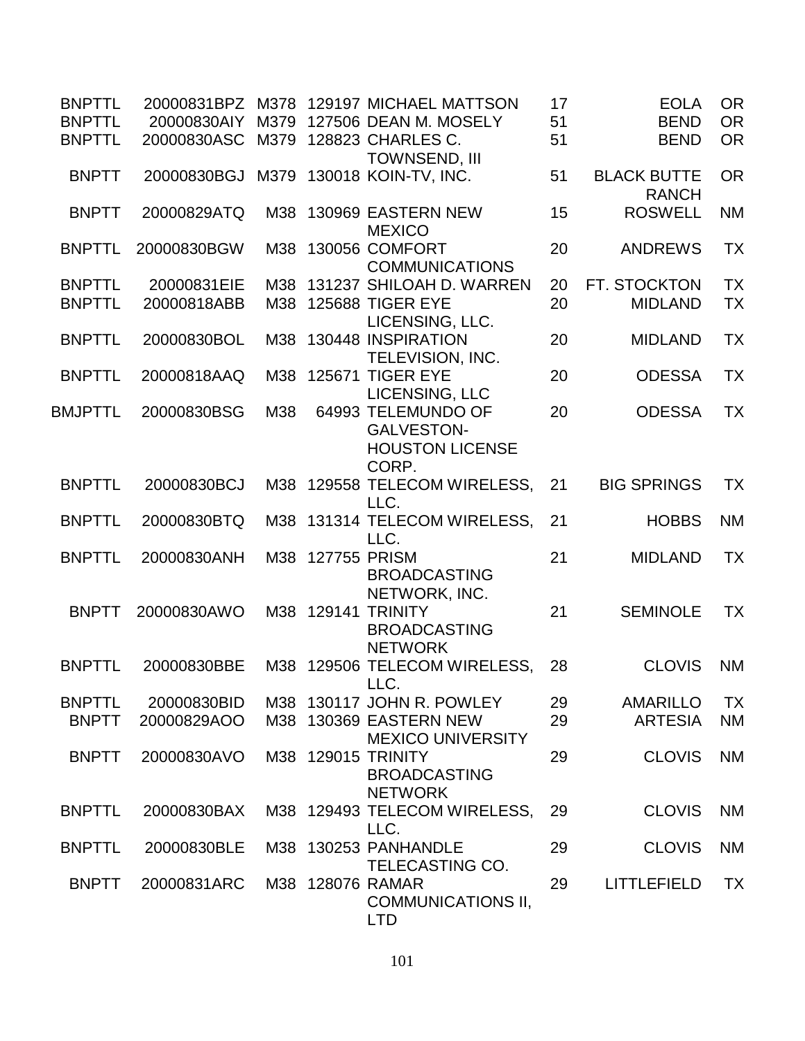| | | | | | | | |
|---|---|---|---|---|---|---|---|
| BNPTTL | 20000831BPZ | M378 | 129197 | MICHAEL MATTSON | 17 | EOLA | OR |
| BNPTTL | 20000830AIY | M379 | 127506 | DEAN M. MOSELY | 51 | BEND | OR |
| BNPTTL | 20000830ASC | M379 | 128823 | CHARLES C. TOWNSEND, III | 51 | BEND | OR |
| BNPTT | 20000830BGJ | M379 | 130018 | KOIN-TV, INC. | 51 | BLACK BUTTE RANCH | OR |
| BNPTT | 20000829ATQ | M38 | 130969 | EASTERN NEW MEXICO | 15 | ROSWELL | NM |
| BNPTTL | 20000830BGW | M38 | 130056 | COMFORT COMMUNICATIONS | 20 | ANDREWS | TX |
| BNPTTL | 20000831EIE | M38 | 131237 | SHILOAH D. WARREN | 20 | FT. STOCKTON | TX |
| BNPTTL | 20000818ABB | M38 | 125688 | TIGER EYE LICENSING, LLC. | 20 | MIDLAND | TX |
| BNPTTL | 20000830BOL | M38 | 130448 | INSPIRATION TELEVISION, INC. | 20 | MIDLAND | TX |
| BNPTTL | 20000818AAQ | M38 | 125671 | TIGER EYE LICENSING, LLC | 20 | ODESSA | TX |
| BMJPTTL | 20000830BSG | M38 | 64993 | TELEMUNDO OF GALVESTON-HOUSTON LICENSE CORP. | 20 | ODESSA | TX |
| BNPTTL | 20000830BCJ | M38 | 129558 | TELECOM WIRELESS, LLC. | 21 | BIG SPRINGS | TX |
| BNPTTL | 20000830BTQ | M38 | 131314 | TELECOM WIRELESS, LLC. | 21 | HOBBS | NM |
| BNPTTL | 20000830ANH | M38 | 127755 | PRISM BROADCASTING NETWORK, INC. | 21 | MIDLAND | TX |
| BNPTT | 20000830AWO | M38 | 129141 | TRINITY BROADCASTING NETWORK | 21 | SEMINOLE | TX |
| BNPTTL | 20000830BBE | M38 | 129506 | TELECOM WIRELESS, LLC. | 28 | CLOVIS | NM |
| BNPTTL | 20000830BID | M38 | 130117 | JOHN R. POWLEY | 29 | AMARILLO | TX |
| BNPTT | 20000829AOO | M38 | 130369 | EASTERN NEW MEXICO UNIVERSITY | 29 | ARTESIA | NM |
| BNPTT | 20000830AVO | M38 | 129015 | TRINITY BROADCASTING NETWORK | 29 | CLOVIS | NM |
| BNPTTL | 20000830BAX | M38 | 129493 | TELECOM WIRELESS, LLC. | 29 | CLOVIS | NM |
| BNPTTL | 20000830BLE | M38 | 130253 | PANHANDLE TELECASTING CO. | 29 | CLOVIS | NM |
| BNPTT | 20000831ARC | M38 | 128076 | RAMAR COMMUNICATIONS II, LTD | 29 | LITTLEFIELD | TX |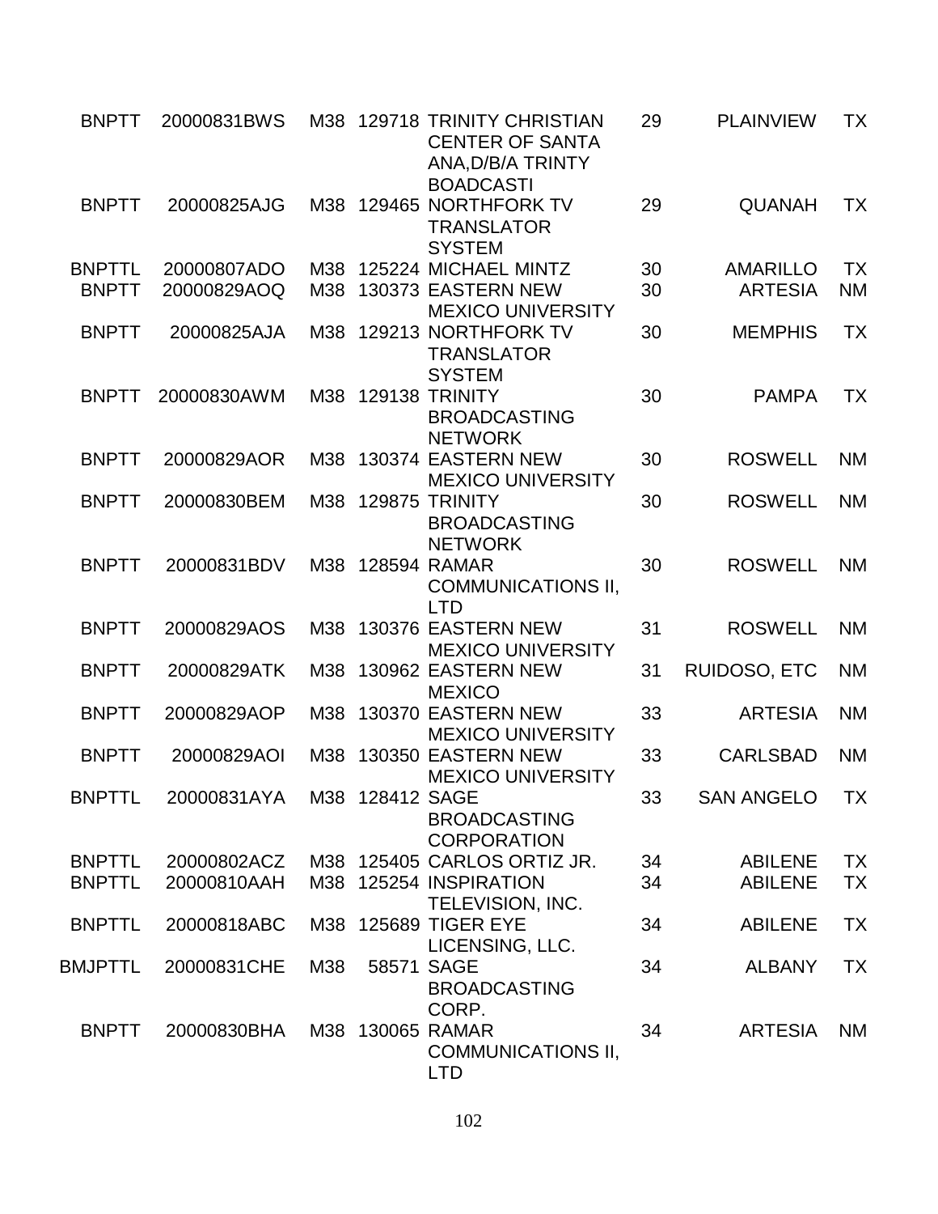| | | | | | | | |
|---|---|---|---|---|---|---|---|
| BNPTT | 20000831BWS | M38 | 129718 | TRINITY CHRISTIAN CENTER OF SANTA ANA,D/B/A TRINTY BOADCASTI | 29 | PLAINVIEW | TX |
| BNPTT | 20000825AJG | M38 | 129465 | NORTHFORK TV TRANSLATOR SYSTEM | 29 | QUANAH | TX |
| BNPTTL | 20000807ADO | M38 | 125224 | MICHAEL MINTZ | 30 | AMARILLO | TX |
| BNPTT | 20000829AOQ | M38 | 130373 | EASTERN NEW MEXICO UNIVERSITY | 30 | ARTESIA | NM |
| BNPTT | 20000825AJA | M38 | 129213 | NORTHFORK TV TRANSLATOR SYSTEM | 30 | MEMPHIS | TX |
| BNPTT | 20000830AWM | M38 | 129138 | TRINITY BROADCASTING NETWORK | 30 | PAMPA | TX |
| BNPTT | 20000829AOR | M38 | 130374 | EASTERN NEW MEXICO UNIVERSITY | 30 | ROSWELL | NM |
| BNPTT | 20000830BEM | M38 | 129875 | TRINITY BROADCASTING NETWORK | 30 | ROSWELL | NM |
| BNPTT | 20000831BDV | M38 | 128594 | RAMAR COMMUNICATIONS II, LTD | 30 | ROSWELL | NM |
| BNPTT | 20000829AOS | M38 | 130376 | EASTERN NEW MEXICO UNIVERSITY | 31 | ROSWELL | NM |
| BNPTT | 20000829ATK | M38 | 130962 | EASTERN NEW MEXICO | 31 | RUIDOSO, ETC | NM |
| BNPTT | 20000829AOP | M38 | 130370 | EASTERN NEW MEXICO UNIVERSITY | 33 | ARTESIA | NM |
| BNPTT | 20000829AOI | M38 | 130350 | EASTERN NEW MEXICO UNIVERSITY | 33 | CARLSBAD | NM |
| BNPTTL | 20000831AYA | M38 | 128412 | SAGE BROADCASTING CORPORATION | 33 | SAN ANGELO | TX |
| BNPTTL | 20000802ACZ | M38 | 125405 | CARLOS ORTIZ JR. | 34 | ABILENE | TX |
| BNPTTL | 20000810AAH | M38 | 125254 | INSPIRATION TELEVISION, INC. | 34 | ABILENE | TX |
| BNPTTL | 20000818ABC | M38 | 125689 | TIGER EYE LICENSING, LLC. | 34 | ABILENE | TX |
| BMJPTTL | 20000831CHE | M38 | 58571 | SAGE BROADCASTING CORP. | 34 | ALBANY | TX |
| BNPTT | 20000830BHA | M38 | 130065 | RAMAR COMMUNICATIONS II, LTD | 34 | ARTESIA | NM |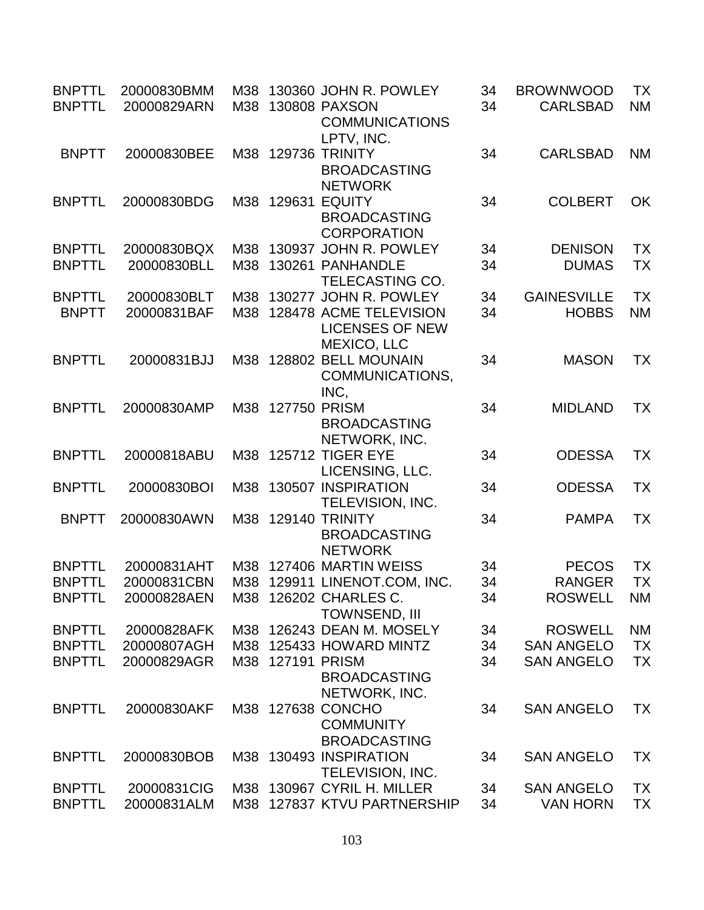| | | | | | | | |
|---|---|---|---|---|---|---|---|
| BNPTTL | 20000830BMM | M38 | 130360 | JOHN R. POWLEY | 34 | BROWNWOOD | TX |
| BNPTTL | 20000829ARN | M38 | 130808 | PAXSON COMMUNICATIONS LPTV, INC. | 34 | CARLSBAD | NM |
| BNPTT | 20000830BEE | M38 | 129736 | TRINITY BROADCASTING NETWORK | 34 | CARLSBAD | NM |
| BNPTTL | 20000830BDG | M38 | 129631 | EQUITY BROADCASTING CORPORATION | 34 | COLBERT | OK |
| BNPTTL | 20000830BQX | M38 | 130937 | JOHN R. POWLEY | 34 | DENISON | TX |
| BNPTTL | 20000830BLL | M38 | 130261 | PANHANDLE TELECASTING CO. | 34 | DUMAS | TX |
| BNPTTL | 20000830BLT | M38 | 130277 | JOHN R. POWLEY | 34 | GAINESVILLE | TX |
| BNPTT | 20000831BAF | M38 | 128478 | ACME TELEVISION LICENSES OF NEW MEXICO, LLC | 34 | HOBBS | NM |
| BNPTTL | 20000831BJJ | M38 | 128802 | BELL MOUNAIN COMMUNICATIONS, INC, | 34 | MASON | TX |
| BNPTTL | 20000830AMP | M38 | 127750 | PRISM BROADCASTING NETWORK, INC. | 34 | MIDLAND | TX |
| BNPTTL | 20000818ABU | M38 | 125712 | TIGER EYE LICENSING, LLC. | 34 | ODESSA | TX |
| BNPTTL | 20000830BOI | M38 | 130507 | INSPIRATION TELEVISION, INC. | 34 | ODESSA | TX |
| BNPTT | 20000830AWN | M38 | 129140 | TRINITY BROADCASTING NETWORK | 34 | PAMPA | TX |
| BNPTTL | 20000831AHT | M38 | 127406 | MARTIN WEISS | 34 | PECOS | TX |
| BNPTTL | 20000831CBN | M38 | 129911 | LINENOT.COM, INC. | 34 | RANGER | TX |
| BNPTTL | 20000828AEN | M38 | 126202 | CHARLES C. TOWNSEND, III | 34 | ROSWELL | NM |
| BNPTTL | 20000828AFK | M38 | 126243 | DEAN M. MOSELY | 34 | ROSWELL | NM |
| BNPTTL | 20000807AGH | M38 | 125433 | HOWARD MINTZ | 34 | SAN ANGELO | TX |
| BNPTTL | 20000829AGR | M38 | 127191 | PRISM BROADCASTING NETWORK, INC. | 34 | SAN ANGELO | TX |
| BNPTTL | 20000830AKF | M38 | 127638 | CONCHO COMMUNITY BROADCASTING | 34 | SAN ANGELO | TX |
| BNPTTL | 20000830BOB | M38 | 130493 | INSPIRATION TELEVISION, INC. | 34 | SAN ANGELO | TX |
| BNPTTL | 20000831CIG | M38 | 130967 | CYRIL H. MILLER | 34 | SAN ANGELO | TX |
| BNPTTL | 20000831ALM | M38 | 127837 | KTVU PARTNERSHIP | 34 | VAN HORN | TX |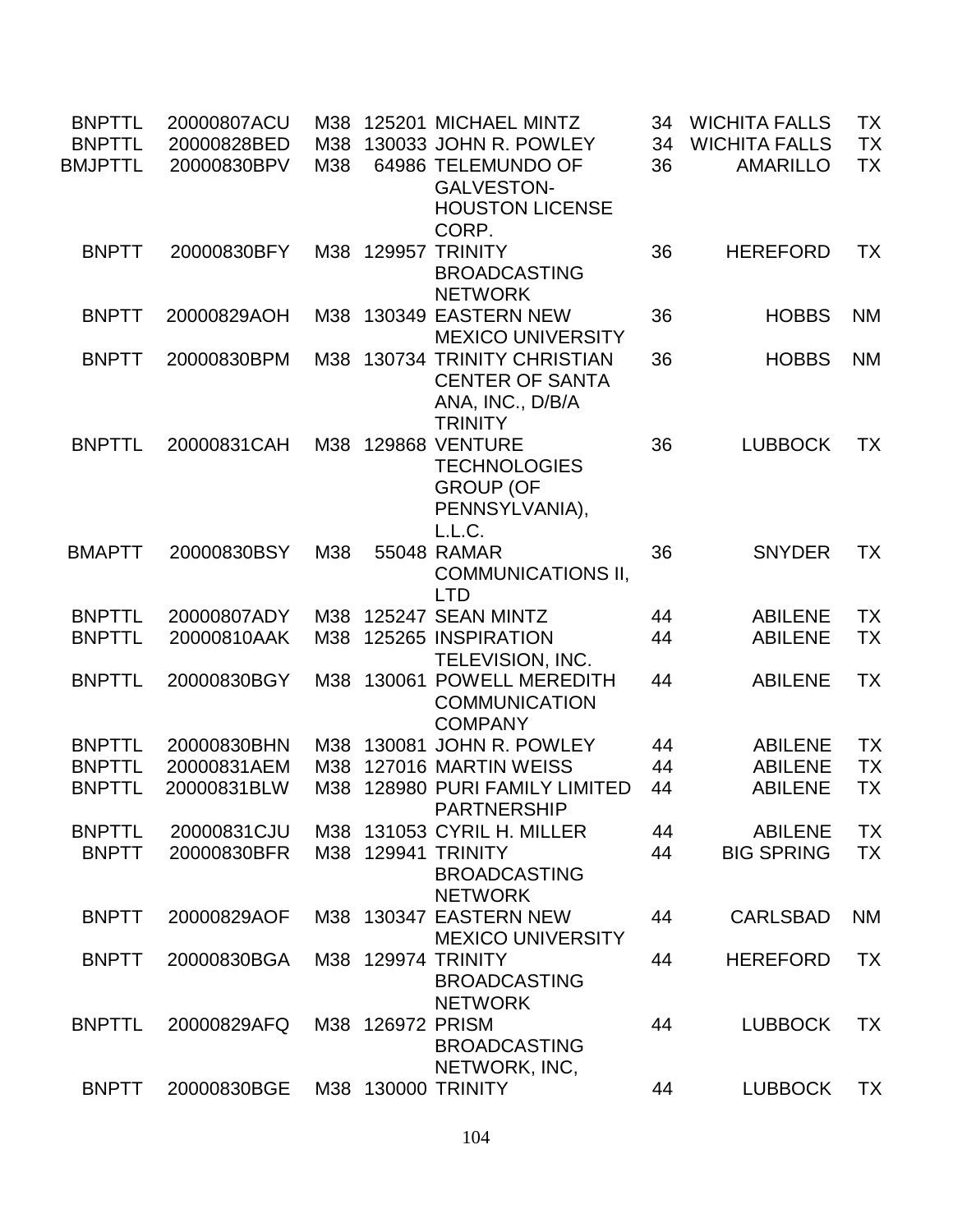| | | | | | | | |
|---|---|---|---|---|---|---|---|
| BNPTTL | 20000807ACU | M38 | 125201 | MICHAEL MINTZ | 34 | WICHITA FALLS | TX |
| BNPTTL | 20000828BED | M38 | 130033 | JOHN R. POWLEY | 34 | WICHITA FALLS | TX |
| BMJPTTL | 20000830BPV | M38 | 64986 | TELEMUNDO OF GALVESTON-HOUSTON LICENSE CORP. | 36 | AMARILLO | TX |
| BNPTT | 20000830BFY | M38 | 129957 | TRINITY BROADCASTING NETWORK | 36 | HEREFORD | TX |
| BNPTT | 20000829AOH | M38 | 130349 | EASTERN NEW MEXICO UNIVERSITY | 36 | HOBBS | NM |
| BNPTT | 20000830BPM | M38 | 130734 | TRINITY CHRISTIAN CENTER OF SANTA ANA, INC., D/B/A TRINITY | 36 | HOBBS | NM |
| BNPTTL | 20000831CAH | M38 | 129868 | VENTURE TECHNOLOGIES GROUP (OF PENNSYLVANIA), L.L.C. | 36 | LUBBOCK | TX |
| BMAPTT | 20000830BSY | M38 | 55048 | RAMAR COMMUNICATIONS II, LTD | 36 | SNYDER | TX |
| BNPTTL | 20000807ADY | M38 | 125247 | SEAN MINTZ | 44 | ABILENE | TX |
| BNPTTL | 20000810AAK | M38 | 125265 | INSPIRATION TELEVISION, INC. | 44 | ABILENE | TX |
| BNPTTL | 20000830BGY | M38 | 130061 | POWELL MEREDITH COMMUNICATION COMPANY | 44 | ABILENE | TX |
| BNPTTL | 20000830BHN | M38 | 130081 | JOHN R. POWLEY | 44 | ABILENE | TX |
| BNPTTL | 20000831AEM | M38 | 127016 | MARTIN WEISS | 44 | ABILENE | TX |
| BNPTTL | 20000831BLW | M38 | 128980 | PURI FAMILY LIMITED PARTNERSHIP | 44 | ABILENE | TX |
| BNPTTL | 20000831CJU | M38 | 131053 | CYRIL H. MILLER | 44 | ABILENE | TX |
| BNPTT | 20000830BFR | M38 | 129941 | TRINITY BROADCASTING NETWORK | 44 | BIG SPRING | TX |
| BNPTT | 20000829AOF | M38 | 130347 | EASTERN NEW MEXICO UNIVERSITY | 44 | CARLSBAD | NM |
| BNPTT | 20000830BGA | M38 | 129974 | TRINITY BROADCASTING NETWORK | 44 | HEREFORD | TX |
| BNPTTL | 20000829AFQ | M38 | 126972 | PRISM BROADCASTING NETWORK, INC, | 44 | LUBBOCK | TX |
| BNPTT | 20000830BGE | M38 | 130000 | TRINITY | 44 | LUBBOCK | TX |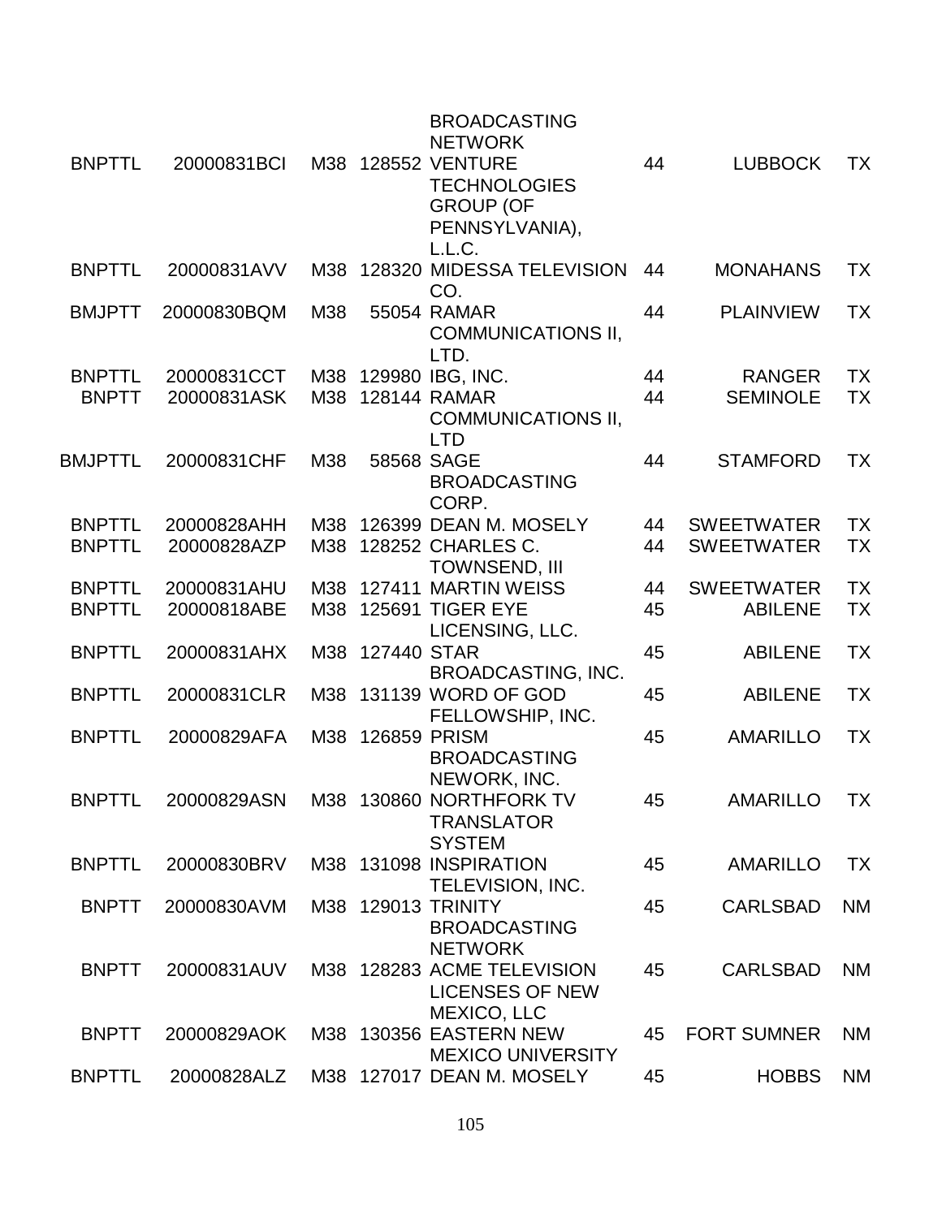| | | | | | | | |
|---|---|---|---|---|---|---|---|
| | | | | BROADCASTING NETWORK | | | |
| BNPTTL | 20000831BCI | M38 | 128552 | VENTURE TECHNOLOGIES GROUP (OF PENNSYLVANIA), L.L.C. | 44 | LUBBOCK | TX |
| BNPTTL | 20000831AVV | M38 | 128320 | MIDESSA TELEVISION CO. | 44 | MONAHANS | TX |
| BMJPTT | 20000830BQM | M38 | 55054 | RAMAR COMMUNICATIONS II, LTD. | 44 | PLAINVIEW | TX |
| BNPTTL | 20000831CCT | M38 | 129980 | IBG, INC. | 44 | RANGER | TX |
| BNPTT | 20000831ASK | M38 | 128144 | RAMAR COMMUNICATIONS II, LTD | 44 | SEMINOLE | TX |
| BMJPTTL | 20000831CHF | M38 | 58568 | SAGE BROADCASTING CORP. | 44 | STAMFORD | TX |
| BNPTTL | 20000828AHH | M38 | 126399 | DEAN M. MOSELY | 44 | SWEETWATER | TX |
| BNPTTL | 20000828AZP | M38 | 128252 | CHARLES C. TOWNSEND, III | 44 | SWEETWATER | TX |
| BNPTTL | 20000831AHU | M38 | 127411 | MARTIN WEISS | 44 | SWEETWATER | TX |
| BNPTTL | 20000818ABE | M38 | 125691 | TIGER EYE LICENSING, LLC. | 45 | ABILENE | TX |
| BNPTTL | 20000831AHX | M38 | 127440 | STAR BROADCASTING, INC. | 45 | ABILENE | TX |
| BNPTTL | 20000831CLR | M38 | 131139 | WORD OF GOD FELLOWSHIP, INC. | 45 | ABILENE | TX |
| BNPTTL | 20000829AFA | M38 | 126859 | PRISM BROADCASTING NEWORK, INC. | 45 | AMARILLO | TX |
| BNPTTL | 20000829ASN | M38 | 130860 | NORTHFORK TV TRANSLATOR SYSTEM | 45 | AMARILLO | TX |
| BNPTTL | 20000830BRV | M38 | 131098 | INSPIRATION TELEVISION, INC. | 45 | AMARILLO | TX |
| BNPTT | 20000830AVM | M38 | 129013 | TRINITY BROADCASTING NETWORK | 45 | CARLSBAD | NM |
| BNPTT | 20000831AUV | M38 | 128283 | ACME TELEVISION LICENSES OF NEW MEXICO, LLC | 45 | CARLSBAD | NM |
| BNPTT | 20000829AOK | M38 | 130356 | EASTERN NEW MEXICO UNIVERSITY | 45 | FORT SUMNER | NM |
| BNPTTL | 20000828ALZ | M38 | 127017 | DEAN M. MOSELY | 45 | HOBBS | NM |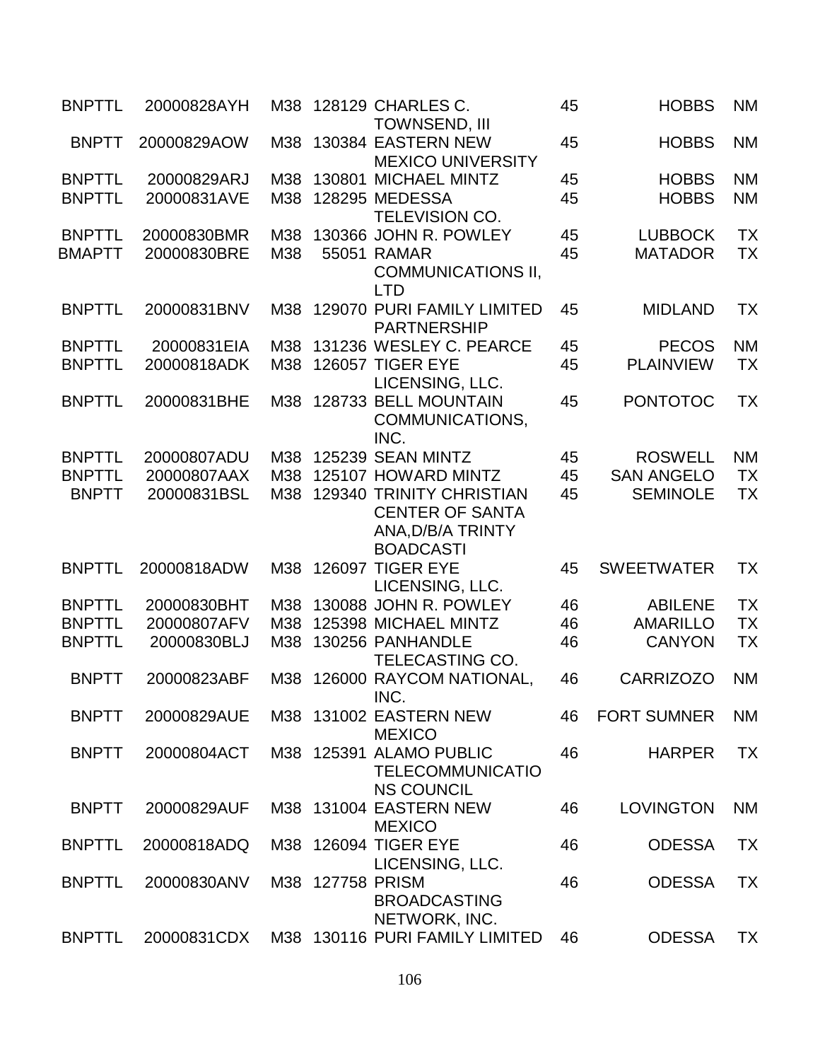| | | | | | | | |
|---|---|---|---|---|---|---|---|
| BNPTTL | 20000828AYH | M38 | 128129 | CHARLES C. TOWNSEND, III | 45 | HOBBS | NM |
| BNPTT | 20000829AOW | M38 | 130384 | EASTERN NEW MEXICO UNIVERSITY | 45 | HOBBS | NM |
| BNPTTL | 20000829ARJ | M38 | 130801 | MICHAEL MINTZ | 45 | HOBBS | NM |
| BNPTTL | 20000831AVE | M38 | 128295 | MEDESSA TELEVISION CO. | 45 | HOBBS | NM |
| BNPTTL | 20000830BMR | M38 | 130366 | JOHN R. POWLEY | 45 | LUBBOCK | TX |
| BMAPTT | 20000830BRE | M38 | 55051 | RAMAR COMMUNICATIONS II, LTD | 45 | MATADOR | TX |
| BNPTTL | 20000831BNV | M38 | 129070 | PURI FAMILY LIMITED PARTNERSHIP | 45 | MIDLAND | TX |
| BNPTTL | 20000831EIA | M38 | 131236 | WESLEY C. PEARCE | 45 | PECOS | NM |
| BNPTTL | 20000818ADK | M38 | 126057 | TIGER EYE LICENSING, LLC. | 45 | PLAINVIEW | TX |
| BNPTTL | 20000831BHE | M38 | 128733 | BELL MOUNTAIN COMMUNICATIONS, INC. | 45 | PONTOTOC | TX |
| BNPTTL | 20000807ADU | M38 | 125239 | SEAN MINTZ | 45 | ROSWELL | NM |
| BNPTTL | 20000807AAX | M38 | 125107 | HOWARD MINTZ | 45 | SAN ANGELO | TX |
| BNPTT | 20000831BSL | M38 | 129340 | TRINITY CHRISTIAN CENTER OF SANTA ANA,D/B/A TRINTY BOADCASTI | 45 | SEMINOLE | TX |
| BNPTTL | 20000818ADW | M38 | 126097 | TIGER EYE LICENSING, LLC. | 45 | SWEETWATER | TX |
| BNPTTL | 20000830BHT | M38 | 130088 | JOHN R. POWLEY | 46 | ABILENE | TX |
| BNPTTL | 20000807AFV | M38 | 125398 | MICHAEL MINTZ | 46 | AMARILLO | TX |
| BNPTTL | 20000830BLJ | M38 | 130256 | PANHANDLE TELECASTING CO. | 46 | CANYON | TX |
| BNPTT | 20000823ABF | M38 | 126000 | RAYCOM NATIONAL, INC. | 46 | CARRIZOZO | NM |
| BNPTT | 20000829AUE | M38 | 131002 | EASTERN NEW MEXICO | 46 | FORT SUMNER | NM |
| BNPTT | 20000804ACT | M38 | 125391 | ALAMO PUBLIC TELECOMMUNICATIONS COUNCIL | 46 | HARPER | TX |
| BNPTT | 20000829AUF | M38 | 131004 | EASTERN NEW MEXICO | 46 | LOVINGTON | NM |
| BNPTTL | 20000818ADQ | M38 | 126094 | TIGER EYE LICENSING, LLC. | 46 | ODESSA | TX |
| BNPTTL | 20000830ANV | M38 | 127758 | PRISM BROADCASTING NETWORK, INC. | 46 | ODESSA | TX |
| BNPTTL | 20000831CDX | M38 | 130116 | PURI FAMILY LIMITED | 46 | ODESSA | TX |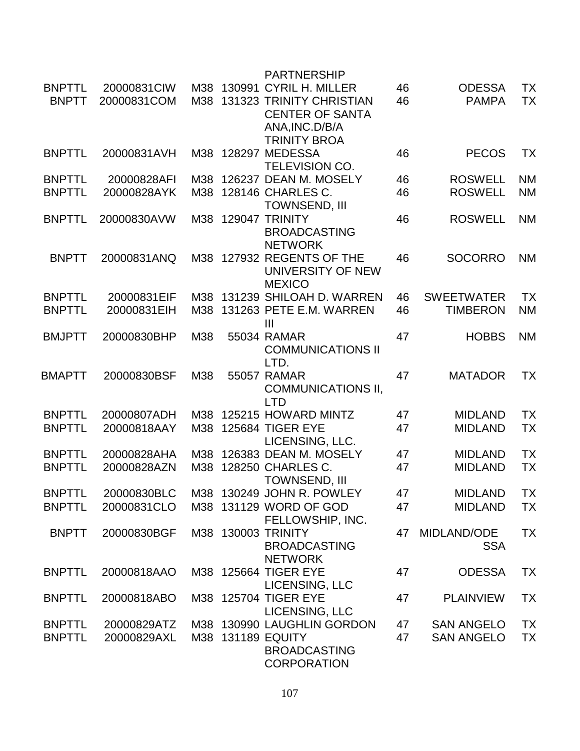| | | | | | | | |
|---|---|---|---|---|---|---|---|
| | | | | PARTNERSHIP | | | |
| BNPTTL | 20000831CIW | M38 | 130991 | CYRIL H. MILLER | 46 | ODESSA | TX |
| BNPTT | 20000831COM | M38 | 131323 | TRINITY CHRISTIAN CENTER OF SANTA ANA,INC.D/B/A TRINITY BROA | 46 | PAMPA | TX |
| BNPTTL | 20000831AVH | M38 | 128297 | MEDESSA TELEVISION CO. | 46 | PECOS | TX |
| BNPTTL | 20000828AFI | M38 | 126237 | DEAN M. MOSELY | 46 | ROSWELL | NM |
| BNPTTL | 20000828AYK | M38 | 128146 | CHARLES C. TOWNSEND, III | 46 | ROSWELL | NM |
| BNPTTL | 20000830AVW | M38 | 129047 | TRINITY BROADCASTING NETWORK | 46 | ROSWELL | NM |
| BNPTT | 20000831ANQ | M38 | 127932 | REGENTS OF THE UNIVERSITY OF NEW MEXICO | 46 | SOCORRO | NM |
| BNPTTL | 20000831EIF | M38 | 131239 | SHILOAH D. WARREN | 46 | SWEETWATER | TX |
| BNPTTL | 20000831EIH | M38 | 131263 | PETE E.M. WARREN III | 46 | TIMBERON | NM |
| BMJPTT | 20000830BHP | M38 | 55034 | RAMAR COMMUNICATIONS II LTD. | 47 | HOBBS | NM |
| BMAPTT | 20000830BSF | M38 | 55057 | RAMAR COMMUNICATIONS II, LTD | 47 | MATADOR | TX |
| BNPTTL | 20000807ADH | M38 | 125215 | HOWARD MINTZ | 47 | MIDLAND | TX |
| BNPTTL | 20000818AAY | M38 | 125684 | TIGER EYE LICENSING, LLC. | 47 | MIDLAND | TX |
| BNPTTL | 20000828AHA | M38 | 126383 | DEAN M. MOSELY | 47 | MIDLAND | TX |
| BNPTTL | 20000828AZN | M38 | 128250 | CHARLES C. TOWNSEND, III | 47 | MIDLAND | TX |
| BNPTTL | 20000830BLC | M38 | 130249 | JOHN R. POWLEY | 47 | MIDLAND | TX |
| BNPTTL | 20000831CLO | M38 | 131129 | WORD OF GOD FELLOWSHIP, INC. | 47 | MIDLAND | TX |
| BNPTT | 20000830BGF | M38 | 130003 | TRINITY BROADCASTING NETWORK | 47 | MIDLAND/ODESSA | TX |
| BNPTTL | 20000818AAO | M38 | 125664 | TIGER EYE LICENSING, LLC | 47 | ODESSA | TX |
| BNPTTL | 20000818ABO | M38 | 125704 | TIGER EYE LICENSING, LLC | 47 | PLAINVIEW | TX |
| BNPTTL | 20000829ATZ | M38 | 130990 | LAUGHLIN GORDON | 47 | SAN ANGELO | TX |
| BNPTTL | 20000829AXL | M38 | 131189 | EQUITY BROADCASTING CORPORATION | 47 | SAN ANGELO | TX |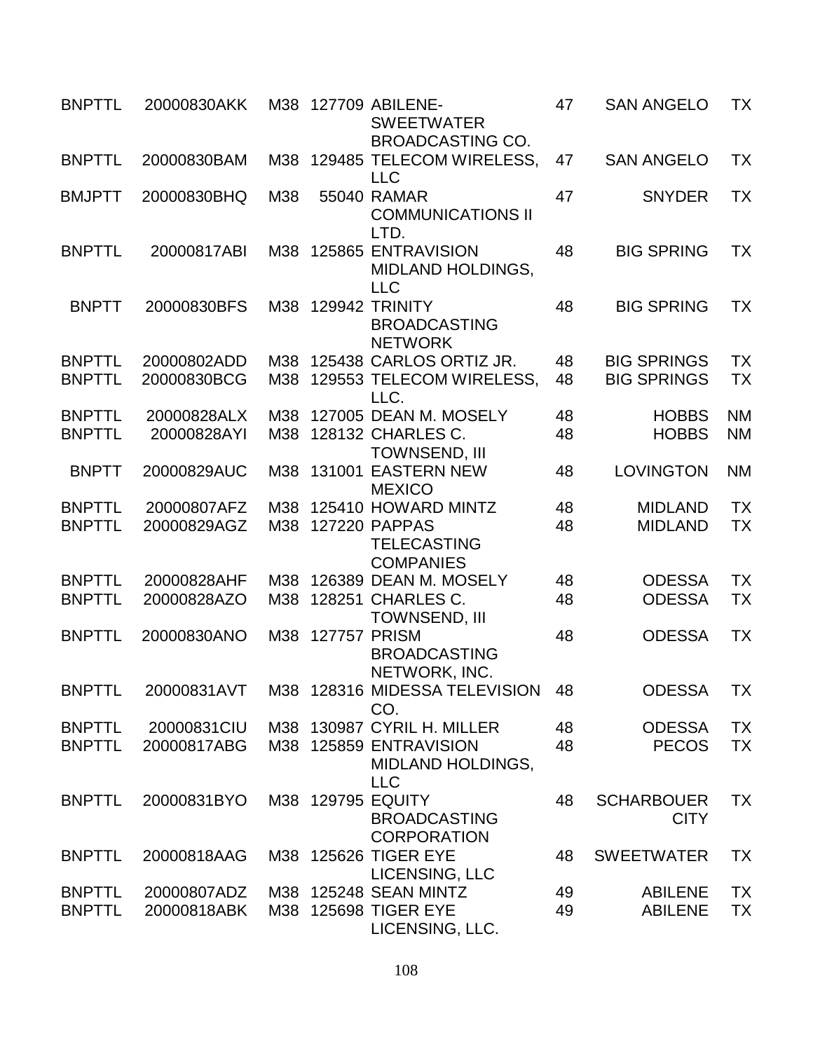| | | | | | | | |
|---|---|---|---|---|---|---|---|
| BNPTTL | 20000830AKK | M38 | 127709 | ABILENE-SWEETWATER BROADCASTING CO. | 47 | SAN ANGELO | TX |
| BNPTTL | 20000830BAM | M38 | 129485 | TELECOM WIRELESS, LLC | 47 | SAN ANGELO | TX |
| BMJPTT | 20000830BHQ | M38 | 55040 | RAMAR COMMUNICATIONS II LTD. | 47 | SNYDER | TX |
| BNPTTL | 20000817ABI | M38 | 125865 | ENTRAVISION MIDLAND HOLDINGS, LLC | 48 | BIG SPRING | TX |
| BNPTT | 20000830BFS | M38 | 129942 | TRINITY BROADCASTING NETWORK | 48 | BIG SPRING | TX |
| BNPTTL | 20000802ADD | M38 | 125438 | CARLOS ORTIZ JR. | 48 | BIG SPRINGS | TX |
| BNPTTL | 20000830BCG | M38 | 129553 | TELECOM WIRELESS, LLC. | 48 | BIG SPRINGS | TX |
| BNPTTL | 20000828ALX | M38 | 127005 | DEAN M. MOSELY | 48 | HOBBS | NM |
| BNPTTL | 20000828AYI | M38 | 128132 | CHARLES C. TOWNSEND, III | 48 | HOBBS | NM |
| BNPTT | 20000829AUC | M38 | 131001 | EASTERN NEW MEXICO | 48 | LOVINGTON | NM |
| BNPTTL | 20000807AFZ | M38 | 125410 | HOWARD MINTZ | 48 | MIDLAND | TX |
| BNPTTL | 20000829AGZ | M38 | 127220 | PAPPAS TELECASTING COMPANIES | 48 | MIDLAND | TX |
| BNPTTL | 20000828AHF | M38 | 126389 | DEAN M. MOSELY | 48 | ODESSA | TX |
| BNPTTL | 20000828AZO | M38 | 128251 | CHARLES C. TOWNSEND, III | 48 | ODESSA | TX |
| BNPTTL | 20000830ANO | M38 | 127757 | PRISM BROADCASTING NETWORK, INC. | 48 | ODESSA | TX |
| BNPTTL | 20000831AVT | M38 | 128316 | MIDESSA TELEVISION CO. | 48 | ODESSA | TX |
| BNPTTL | 20000831CIU | M38 | 130987 | CYRIL H. MILLER | 48 | ODESSA | TX |
| BNPTTL | 20000817ABG | M38 | 125859 | ENTRAVISION MIDLAND HOLDINGS, LLC | 48 | PECOS | TX |
| BNPTTL | 20000831BYO | M38 | 129795 | EQUITY BROADCASTING CORPORATION | 48 | SCHARBOUER CITY | TX |
| BNPTTL | 20000818AAG | M38 | 125626 | TIGER EYE LICENSING, LLC | 48 | SWEETWATER | TX |
| BNPTTL | 20000807ADZ | M38 | 125248 | SEAN MINTZ | 49 | ABILENE | TX |
| BNPTTL | 20000818ABK | M38 | 125698 | TIGER EYE LICENSING, LLC. | 49 | ABILENE | TX |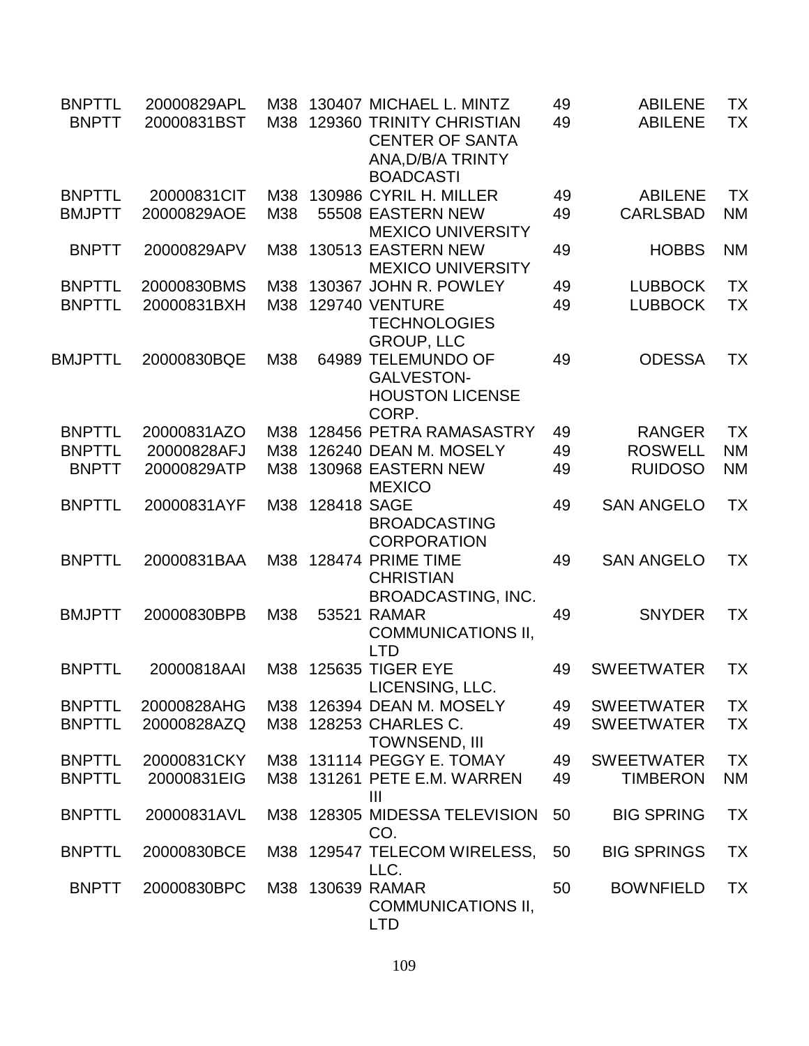| | | | | | | | |
|---|---|---|---|---|---|---|---|
| BNPTTL | 20000829APL | M38 | 130407 | MICHAEL L. MINTZ | 49 | ABILENE | TX |
| BNPTT | 20000831BST | M38 | 129360 | TRINITY CHRISTIAN CENTER OF SANTA ANA,D/B/A TRINTY BOADCASTI | 49 | ABILENE | TX |
| BNPTTL | 20000831CIT | M38 | 130986 | CYRIL H. MILLER | 49 | ABILENE | TX |
| BMJPTT | 20000829AOE | M38 | 55508 | EASTERN NEW MEXICO UNIVERSITY | 49 | CARLSBAD | NM |
| BNPTT | 20000829APV | M38 | 130513 | EASTERN NEW MEXICO UNIVERSITY | 49 | HOBBS | NM |
| BNPTTL | 20000830BMS | M38 | 130367 | JOHN R. POWLEY | 49 | LUBBOCK | TX |
| BNPTTL | 20000831BXH | M38 | 129740 | VENTURE TECHNOLOGIES GROUP, LLC | 49 | LUBBOCK | TX |
| BMJPTTL | 20000830BQE | M38 | 64989 | TELEMUNDO OF GALVESTON-HOUSTON LICENSE CORP. | 49 | ODESSA | TX |
| BNPTTL | 20000831AZO | M38 | 128456 | PETRA RAMASASTRY | 49 | RANGER | TX |
| BNPTTL | 20000828AFJ | M38 | 126240 | DEAN M. MOSELY | 49 | ROSWELL | NM |
| BNPTT | 20000829ATP | M38 | 130968 | EASTERN NEW MEXICO | 49 | RUIDOSO | NM |
| BNPTTL | 20000831AYF | M38 | 128418 | SAGE BROADCASTING CORPORATION | 49 | SAN ANGELO | TX |
| BNPTTL | 20000831BAA | M38 | 128474 | PRIME TIME CHRISTIAN BROADCASTING, INC. | 49 | SAN ANGELO | TX |
| BMJPTT | 20000830BPB | M38 | 53521 | RAMAR COMMUNICATIONS II, LTD | 49 | SNYDER | TX |
| BNPTTL | 20000818AAI | M38 | 125635 | TIGER EYE LICENSING, LLC. | 49 | SWEETWATER | TX |
| BNPTTL | 20000828AHG | M38 | 126394 | DEAN M. MOSELY | 49 | SWEETWATER | TX |
| BNPTTL | 20000828AZQ | M38 | 128253 | CHARLES C. TOWNSEND, III | 49 | SWEETWATER | TX |
| BNPTTL | 20000831CKY | M38 | 131114 | PEGGY E. TOMAY | 49 | SWEETWATER | TX |
| BNPTTL | 20000831EIG | M38 | 131261 | PETE E.M. WARREN III | 49 | TIMBERON | NM |
| BNPTTL | 20000831AVL | M38 | 128305 | MIDESSA TELEVISION CO. | 50 | BIG SPRING | TX |
| BNPTTL | 20000830BCE | M38 | 129547 | TELECOM WIRELESS, LLC. | 50 | BIG SPRINGS | TX |
| BNPTT | 20000830BPC | M38 | 130639 | RAMAR COMMUNICATIONS II, LTD | 50 | BOWNFIELD | TX |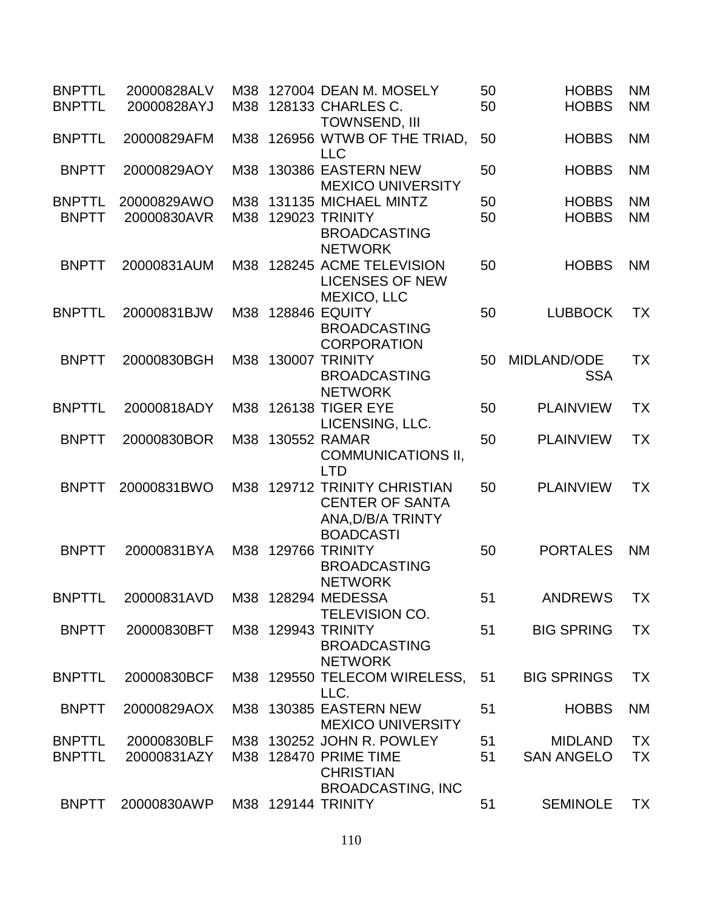| | | | | | | | |
|---|---|---|---|---|---|---|---|
| BNPTTL | 20000828ALV | M38 | 127004 | DEAN M. MOSELY | 50 | HOBBS | NM |
| BNPTTL | 20000828AYJ | M38 | 128133 | CHARLES C. TOWNSEND, III | 50 | HOBBS | NM |
| BNPTTL | 20000829AFM | M38 | 126956 | WTWB OF THE TRIAD, LLC | 50 | HOBBS | NM |
| BNPTT | 20000829AOY | M38 | 130386 | EASTERN NEW MEXICO UNIVERSITY | 50 | HOBBS | NM |
| BNPTTL | 20000829AWO | M38 | 131135 | MICHAEL MINTZ | 50 | HOBBS | NM |
| BNPTT | 20000830AVR | M38 | 129023 | TRINITY BROADCASTING NETWORK | 50 | HOBBS | NM |
| BNPTT | 20000831AUM | M38 | 128245 | ACME TELEVISION LICENSES OF NEW MEXICO, LLC | 50 | HOBBS | NM |
| BNPTTL | 20000831BJW | M38 | 128846 | EQUITY BROADCASTING CORPORATION | 50 | LUBBOCK | TX |
| BNPTT | 20000830BGH | M38 | 130007 | TRINITY BROADCASTING NETWORK | 50 | MIDLAND/ODESSA | TX |
| BNPTTL | 20000818ADY | M38 | 126138 | TIGER EYE LICENSING, LLC. | 50 | PLAINVIEW | TX |
| BNPTT | 20000830BOR | M38 | 130552 | RAMAR COMMUNICATIONS II, LTD | 50 | PLAINVIEW | TX |
| BNPTT | 20000831BWO | M38 | 129712 | TRINITY CHRISTIAN CENTER OF SANTA ANA,D/B/A TRINTY BOADCASTI | 50 | PLAINVIEW | TX |
| BNPTT | 20000831BYA | M38 | 129766 | TRINITY BROADCASTING NETWORK | 50 | PORTALES | NM |
| BNPTTL | 20000831AVD | M38 | 128294 | MEDESSA TELEVISION CO. | 51 | ANDREWS | TX |
| BNPTT | 20000830BFT | M38 | 129943 | TRINITY BROADCASTING NETWORK | 51 | BIG SPRING | TX |
| BNPTTL | 20000830BCF | M38 | 129550 | TELECOM WIRELESS, LLC. | 51 | BIG SPRINGS | TX |
| BNPTT | 20000829AOX | M38 | 130385 | EASTERN NEW MEXICO UNIVERSITY | 51 | HOBBS | NM |
| BNPTTL | 20000830BLF | M38 | 130252 | JOHN R. POWLEY | 51 | MIDLAND | TX |
| BNPTTL | 20000831AZY | M38 | 128470 | PRIME TIME CHRISTIAN BROADCASTING, INC | 51 | SAN ANGELO | TX |
| BNPTT | 20000830AWP | M38 | 129144 | TRINITY | 51 | SEMINOLE | TX |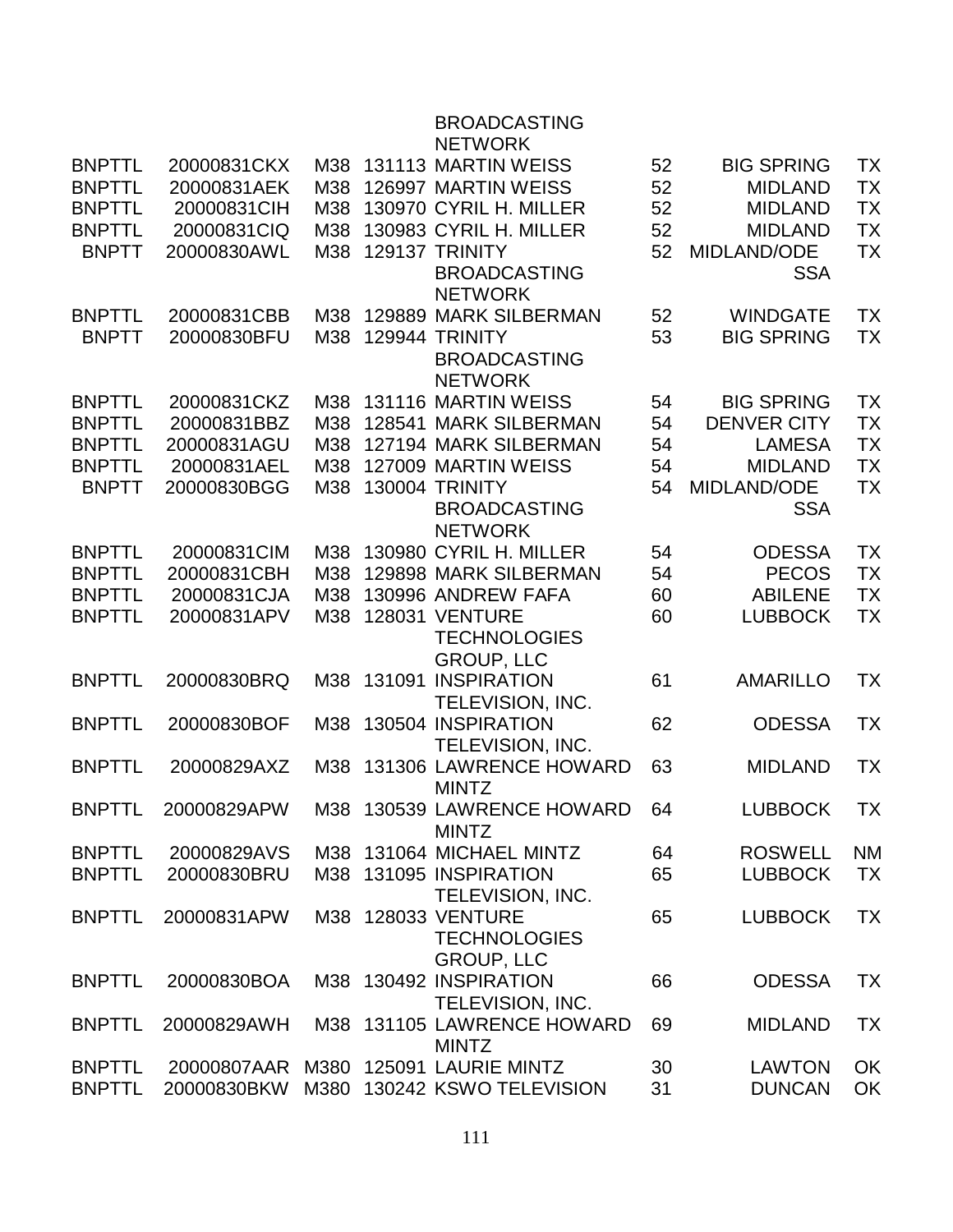| | | | | | | | |
|---|---|---|---|---|---|---|---|
| | | | | BROADCASTING NETWORK | | | |
| BNPTTL | 20000831CKX | M38 | 131113 | MARTIN WEISS | 52 | BIG SPRING | TX |
| BNPTTL | 20000831AEK | M38 | 126997 | MARTIN WEISS | 52 | MIDLAND | TX |
| BNPTTL | 20000831CIH | M38 | 130970 | CYRIL H. MILLER | 52 | MIDLAND | TX |
| BNPTTL | 20000831CIQ | M38 | 130983 | CYRIL H. MILLER | 52 | MIDLAND | TX |
| BNPTT | 20000830AWL | M38 | 129137 | TRINITY BROADCASTING NETWORK | 52 | MIDLAND/ODESSA | TX |
| BNPTTL | 20000831CBB | M38 | 129889 | MARK SILBERMAN | 52 | WINDGATE | TX |
| BNPTT | 20000830BFU | M38 | 129944 | TRINITY BROADCASTING NETWORK | 53 | BIG SPRING | TX |
| BNPTTL | 20000831CKZ | M38 | 131116 | MARTIN WEISS | 54 | BIG SPRING | TX |
| BNPTTL | 20000831BBZ | M38 | 128541 | MARK SILBERMAN | 54 | DENVER CITY | TX |
| BNPTTL | 20000831AGU | M38 | 127194 | MARK SILBERMAN | 54 | LAMESA | TX |
| BNPTTL | 20000831AEL | M38 | 127009 | MARTIN WEISS | 54 | MIDLAND | TX |
| BNPTT | 20000830BGG | M38 | 130004 | TRINITY BROADCASTING NETWORK | 54 | MIDLAND/ODESSA | TX |
| BNPTTL | 20000831CIM | M38 | 130980 | CYRIL H. MILLER | 54 | ODESSA | TX |
| BNPTTL | 20000831CBH | M38 | 129898 | MARK SILBERMAN | 54 | PECOS | TX |
| BNPTTL | 20000831CJA | M38 | 130996 | ANDREW FAFA | 60 | ABILENE | TX |
| BNPTTL | 20000831APV | M38 | 128031 | VENTURE TECHNOLOGIES GROUP, LLC | 60 | LUBBOCK | TX |
| BNPTTL | 20000830BRQ | M38 | 131091 | INSPIRATION TELEVISION, INC. | 61 | AMARILLO | TX |
| BNPTTL | 20000830BOF | M38 | 130504 | INSPIRATION TELEVISION, INC. | 62 | ODESSA | TX |
| BNPTTL | 20000829AXZ | M38 | 131306 | LAWRENCE HOWARD MINTZ | 63 | MIDLAND | TX |
| BNPTTL | 20000829APW | M38 | 130539 | LAWRENCE HOWARD MINTZ | 64 | LUBBOCK | TX |
| BNPTTL | 20000829AVS | M38 | 131064 | MICHAEL MINTZ | 64 | ROSWELL | NM |
| BNPTTL | 20000830BRU | M38 | 131095 | INSPIRATION TELEVISION, INC. | 65 | LUBBOCK | TX |
| BNPTTL | 20000831APW | M38 | 128033 | VENTURE TECHNOLOGIES GROUP, LLC | 65 | LUBBOCK | TX |
| BNPTTL | 20000830BOA | M38 | 130492 | INSPIRATION TELEVISION, INC. | 66 | ODESSA | TX |
| BNPTTL | 20000829AWH | M38 | 131105 | LAWRENCE HOWARD MINTZ | 69 | MIDLAND | TX |
| BNPTTL | 20000807AAR | M380 | 125091 | LAURIE MINTZ | 30 | LAWTON | OK |
| BNPTTL | 20000830BKW | M380 | 130242 | KSWO TELEVISION | 31 | DUNCAN | OK |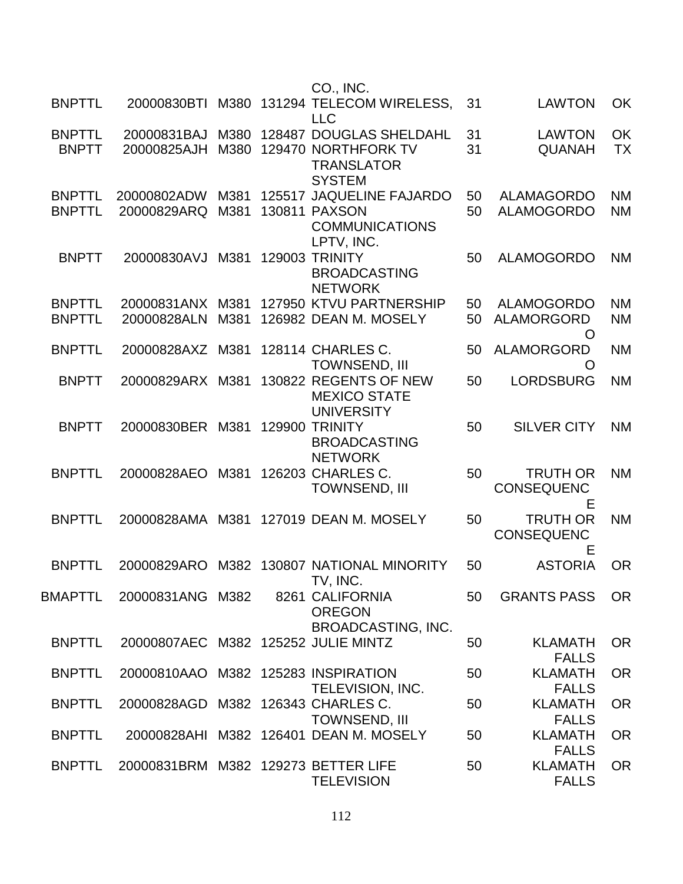| | | | | CO., INC. | | | |
|---|---|---|---|---|---|---|---|
| BNPTTL | 20000830BTI | M380 | 131294 | TELECOM WIRELESS, LLC | 31 | LAWTON | OK |
| BNPTTL | 20000831BAJ | M380 | 128487 | DOUGLAS SHELDAHL | 31 | LAWTON | OK |
| BNPTT | 20000825AJH | M380 | 129470 | NORTHFORK TV TRANSLATOR SYSTEM | 31 | QUANAH | TX |
| BNPTTL | 20000802ADW | M381 | 125517 | JAQUELINE FAJARDO | 50 | ALAMAGORDO | NM |
| BNPTTL | 20000829ARQ | M381 | 130811 | PAXSON COMMUNICATIONS LPTV, INC. | 50 | ALAMOGORDO | NM |
| BNPTT | 20000830AVJ | M381 | 129003 | TRINITY BROADCASTING NETWORK | 50 | ALAMOGORDO | NM |
| BNPTTL | 20000831ANX | M381 | 127950 | KTVU PARTNERSHIP | 50 | ALAMOGORDO | NM |
| BNPTTL | 20000828ALN | M381 | 126982 | DEAN M. MOSELY | 50 | ALAMORGORDO | NM |
| BNPTTL | 20000828AXZ | M381 | 128114 | CHARLES C. TOWNSEND, III | 50 | ALAMORGORDO | NM |
| BNPTT | 20000829ARX | M381 | 130822 | REGENTS OF NEW MEXICO STATE UNIVERSITY | 50 | LORDSBURG | NM |
| BNPTT | 20000830BER | M381 | 129900 | TRINITY BROADCASTING NETWORK | 50 | SILVER CITY | NM |
| BNPTTL | 20000828AEO | M381 | 126203 | CHARLES C. TOWNSEND, III | 50 | TRUTH OR CONSEQUENCE | NM |
| BNPTTL | 20000828AMA | M381 | 127019 | DEAN M. MOSELY | 50 | TRUTH OR CONSEQUENCE | NM |
| BNPTTL | 20000829ARO | M382 | 130807 | NATIONAL MINORITY TV, INC. | 50 | ASTORIA | OR |
| BMAPTTL | 20000831ANG | M382 | 8261 | CALIFORNIA OREGON BROADCASTING, INC. | 50 | GRANTS PASS | OR |
| BNPTTL | 20000807AEC | M382 | 125252 | JULIE MINTZ | 50 | KLAMATH FALLS | OR |
| BNPTTL | 20000810AAO | M382 | 125283 | INSPIRATION TELEVISION, INC. | 50 | KLAMATH FALLS | OR |
| BNPTTL | 20000828AGD | M382 | 126343 | CHARLES C. TOWNSEND, III | 50 | KLAMATH FALLS | OR |
| BNPTTL | 20000828AHI | M382 | 126401 | DEAN M. MOSELY | 50 | KLAMATH FALLS | OR |
| BNPTTL | 20000831BRM | M382 | 129273 | BETTER LIFE TELEVISION | 50 | KLAMATH FALLS | OR |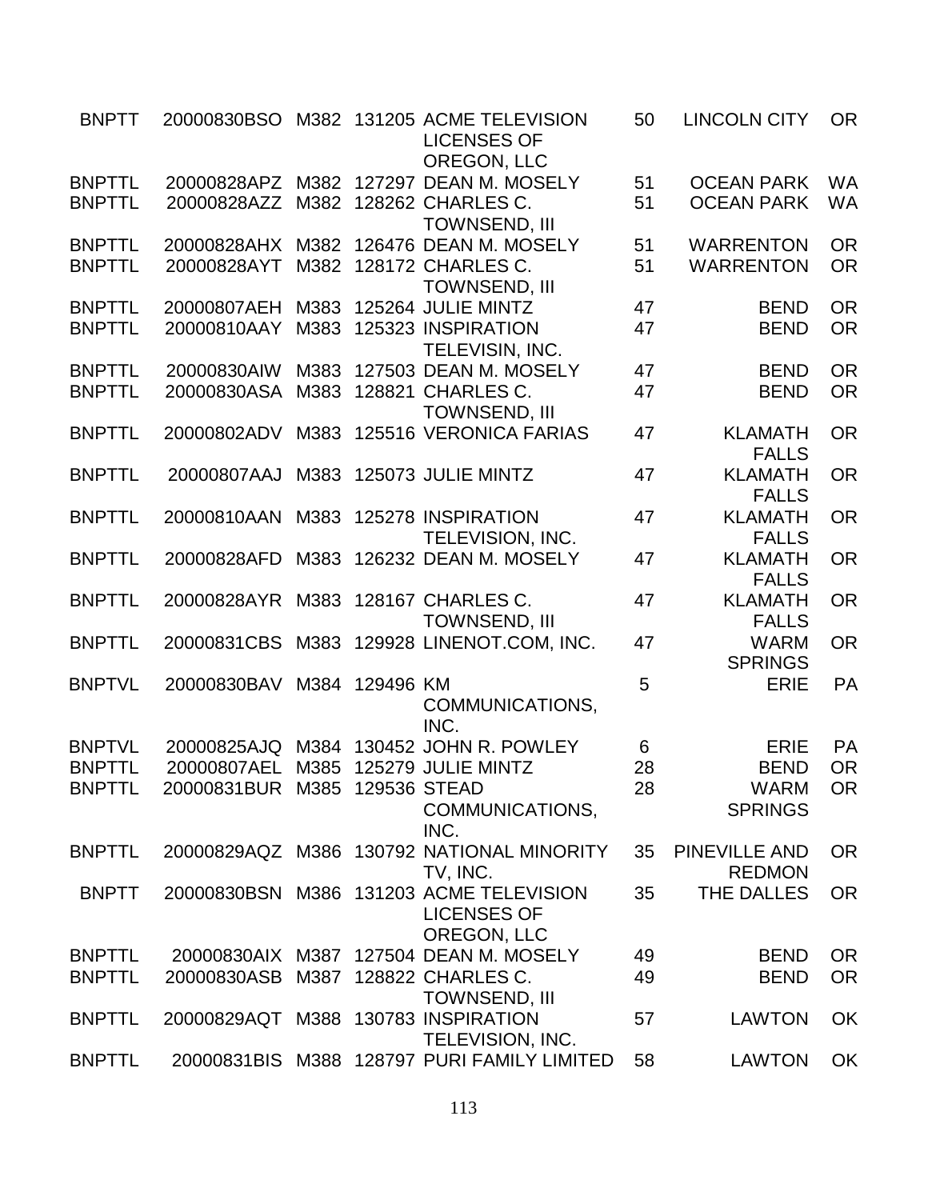| | | | | | | | |
|---|---|---|---|---|---|---|---|
| BNPTT | 20000830BSO | M382 | 131205 | ACME TELEVISION LICENSES OF OREGON, LLC | 50 | LINCOLN CITY | OR |
| BNPTTL | 20000828APZ | M382 | 127297 | DEAN M. MOSELY | 51 | OCEAN PARK | WA |
| BNPTTL | 20000828AZZ | M382 | 128262 | CHARLES C. TOWNSEND, III | 51 | OCEAN PARK | WA |
| BNPTTL | 20000828AHX | M382 | 126476 | DEAN M. MOSELY | 51 | WARRENTON | OR |
| BNPTTL | 20000828AYT | M382 | 128172 | CHARLES C. TOWNSEND, III | 51 | WARRENTON | OR |
| BNPTTL | 20000807AEH | M383 | 125264 | JULIE MINTZ | 47 | BEND | OR |
| BNPTTL | 20000810AAY | M383 | 125323 | INSPIRATION TELEVISIN, INC. | 47 | BEND | OR |
| BNPTTL | 20000830AIW | M383 | 127503 | DEAN M. MOSELY | 47 | BEND | OR |
| BNPTTL | 20000830ASA | M383 | 128821 | CHARLES C. TOWNSEND, III | 47 | BEND | OR |
| BNPTTL | 20000802ADV | M383 | 125516 | VERONICA FARIAS | 47 | KLAMATH FALLS | OR |
| BNPTTL | 20000807AAJ | M383 | 125073 | JULIE MINTZ | 47 | KLAMATH FALLS | OR |
| BNPTTL | 20000810AAN | M383 | 125278 | INSPIRATION TELEVISION, INC. | 47 | KLAMATH FALLS | OR |
| BNPTTL | 20000828AFD | M383 | 126232 | DEAN M. MOSELY | 47 | KLAMATH FALLS | OR |
| BNPTTL | 20000828AYR | M383 | 128167 | CHARLES C. TOWNSEND, III | 47 | KLAMATH FALLS | OR |
| BNPTTL | 20000831CBS | M383 | 129928 | LINENOT.COM, INC. | 47 | WARM SPRINGS | OR |
| BNPTVL | 20000830BAV | M384 | 129496 | KM COMMUNICATIONS, INC. | 5 | ERIE | PA |
| BNPTVL | 20000825AJQ | M384 | 130452 | JOHN R. POWLEY | 6 | ERIE | PA |
| BNPTTL | 20000807AEL | M385 | 125279 | JULIE MINTZ | 28 | BEND | OR |
| BNPTTL | 20000831BUR | M385 | 129536 | STEAD COMMUNICATIONS, INC. | 28 | WARM SPRINGS | OR |
| BNPTTL | 20000829AQZ | M386 | 130792 | NATIONAL MINORITY TV, INC. | 35 | PINEVILLE AND REDMON | OR |
| BNPTT | 20000830BSN | M386 | 131203 | ACME TELEVISION LICENSES OF OREGON, LLC | 35 | THE DALLES | OR |
| BNPTTL | 20000830AIX | M387 | 127504 | DEAN M. MOSELY | 49 | BEND | OR |
| BNPTTL | 20000830ASB | M387 | 128822 | CHARLES C. TOWNSEND, III | 49 | BEND | OR |
| BNPTTL | 20000829AQT | M388 | 130783 | INSPIRATION TELEVISION, INC. | 57 | LAWTON | OK |
| BNPTTL | 20000831BIS | M388 | 128797 | PURI FAMILY LIMITED | 58 | LAWTON | OK |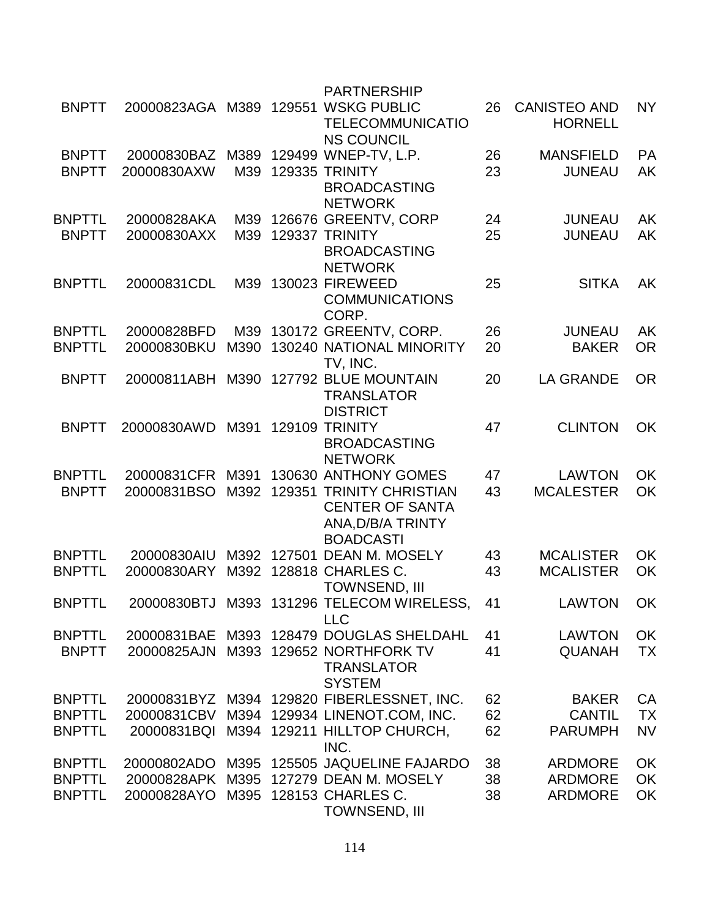| | | | | | | | |
|---|---|---|---|---|---|---|---|
| BNPTT | 20000823AGA | M389 | 129551 | PARTNERSHIP WSKG PUBLIC TELECOMMUNICATIONS COUNCIL | 26 | CANISTEO AND HORNELL | NY |
| BNPTT | 20000830BAZ | M389 | 129499 | WNEP-TV, L.P. | 26 | MANSFIELD | PA |
| BNPTT | 20000830AXW | M39 | 129335 | TRINITY BROADCASTING NETWORK | 23 | JUNEAU | AK |
| BNPTTL | 20000828AKA | M39 | 126676 | GREENTV, CORP | 24 | JUNEAU | AK |
| BNPTT | 20000830AXX | M39 | 129337 | TRINITY BROADCASTING NETWORK | 25 | JUNEAU | AK |
| BNPTTL | 20000831CDL | M39 | 130023 | FIREWEED COMMUNICATIONS CORP. | 25 | SITKA | AK |
| BNPTTL | 20000828BFD | M39 | 130172 | GREENTV, CORP. | 26 | JUNEAU | AK |
| BNPTTL | 20000830BKU | M390 | 130240 | NATIONAL MINORITY TV, INC. | 20 | BAKER | OR |
| BNPTT | 20000811ABH | M390 | 127792 | BLUE MOUNTAIN TRANSLATOR DISTRICT | 20 | LA GRANDE | OR |
| BNPTT | 20000830AWD | M391 | 129109 | TRINITY BROADCASTING NETWORK | 47 | CLINTON | OK |
| BNPTTL | 20000831CFR | M391 | 130630 | ANTHONY GOMES | 47 | LAWTON | OK |
| BNPTT | 20000831BSO | M392 | 129351 | TRINITY CHRISTIAN CENTER OF SANTA ANA,D/B/A TRINTY BOADCASTI | 43 | MCALESTER | OK |
| BNPTTL | 20000830AIU | M392 | 127501 | DEAN M. MOSELY | 43 | MCALISTER | OK |
| BNPTTL | 20000830ARY | M392 | 128818 | CHARLES C. TOWNSEND, III | 43 | MCALISTER | OK |
| BNPTTL | 20000830BTJ | M393 | 131296 | TELECOM WIRELESS, LLC | 41 | LAWTON | OK |
| BNPTTL | 20000831BAE | M393 | 128479 | DOUGLAS SHELDAHL | 41 | LAWTON | OK |
| BNPTT | 20000825AJN | M393 | 129652 | NORTHFORK TV TRANSLATOR SYSTEM | 41 | QUANAH | TX |
| BNPTTL | 20000831BYZ | M394 | 129820 | FIBERLESSNET, INC. | 62 | BAKER | CA |
| BNPTTL | 20000831CBV | M394 | 129934 | LINENOT.COM, INC. | 62 | CANTIL | TX |
| BNPTTL | 20000831BQI | M394 | 129211 | HILLTOP CHURCH, INC. | 62 | PARUMPH | NV |
| BNPTTL | 20000802ADO | M395 | 125505 | JAQUELINE FAJARDO | 38 | ARDMORE | OK |
| BNPTTL | 20000828APK | M395 | 127279 | DEAN M. MOSELY | 38 | ARDMORE | OK |
| BNPTTL | 20000828AYO | M395 | 128153 | CHARLES C. TOWNSEND, III | 38 | ARDMORE | OK |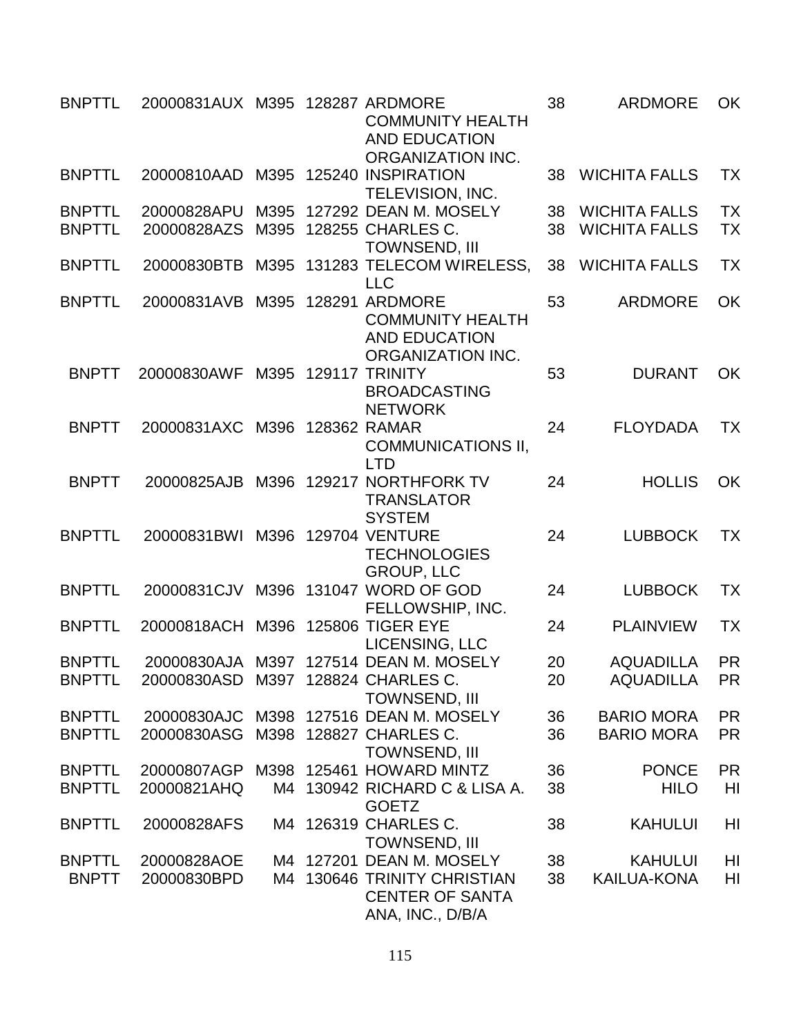| | | | | | | | |
|---|---|---|---|---|---|---|---|
| BNPTTL | 20000831AUX | M395 | 128287 | ARDMORE COMMUNITY HEALTH AND EDUCATION ORGANIZATION INC. | 38 | ARDMORE | OK |
| BNPTTL | 20000810AAD | M395 | 125240 | INSPIRATION TELEVISION, INC. | 38 | WICHITA FALLS | TX |
| BNPTTL | 20000828APU | M395 | 127292 | DEAN M. MOSELY | 38 | WICHITA FALLS | TX |
| BNPTTL | 20000828AZS | M395 | 128255 | CHARLES C. TOWNSEND, III | 38 | WICHITA FALLS | TX |
| BNPTTL | 20000830BTB | M395 | 131283 | TELECOM WIRELESS, LLC | 38 | WICHITA FALLS | TX |
| BNPTTL | 20000831AVB | M395 | 128291 | ARDMORE COMMUNITY HEALTH AND EDUCATION ORGANIZATION INC. | 53 | ARDMORE | OK |
| BNPTT | 20000830AWF | M395 | 129117 | TRINITY BROADCASTING NETWORK | 53 | DURANT | OK |
| BNPTT | 20000831AXC | M396 | 128362 | RAMAR COMMUNICATIONS II, LTD | 24 | FLOYDADA | TX |
| BNPTT | 20000825AJB | M396 | 129217 | NORTHFORK TV TRANSLATOR SYSTEM | 24 | HOLLIS | OK |
| BNPTTL | 20000831BWI | M396 | 129704 | VENTURE TECHNOLOGIES GROUP, LLC | 24 | LUBBOCK | TX |
| BNPTTL | 20000831CJV | M396 | 131047 | WORD OF GOD FELLOWSHIP, INC. | 24 | LUBBOCK | TX |
| BNPTTL | 20000818ACH | M396 | 125806 | TIGER EYE LICENSING, LLC | 24 | PLAINVIEW | TX |
| BNPTTL | 20000830AJA | M397 | 127514 | DEAN M. MOSELY | 20 | AQUADILLA | PR |
| BNPTTL | 20000830ASD | M397 | 128824 | CHARLES C. TOWNSEND, III | 20 | AQUADILLA | PR |
| BNPTTL | 20000830AJC | M398 | 127516 | DEAN M. MOSELY | 36 | BARIO MORA | PR |
| BNPTTL | 20000830ASG | M398 | 128827 | CHARLES C. TOWNSEND, III | 36 | BARIO MORA | PR |
| BNPTTL | 20000807AGP | M398 | 125461 | HOWARD MINTZ | 36 | PONCE | PR |
| BNPTTL | 20000821AHQ | M4 | 130942 | RICHARD C & LISA A. GOETZ | 38 | HILO | HI |
| BNPTTL | 20000828AFS | M4 | 126319 | CHARLES C. TOWNSEND, III | 38 | KAHULUI | HI |
| BNPTTL | 20000828AOE | M4 | 127201 | DEAN M. MOSELY | 38 | KAHULUI | HI |
| BNPTT | 20000830BPD | M4 | 130646 | TRINITY CHRISTIAN CENTER OF SANTA ANA, INC., D/B/A | 38 | KAILUA-KONA | HI |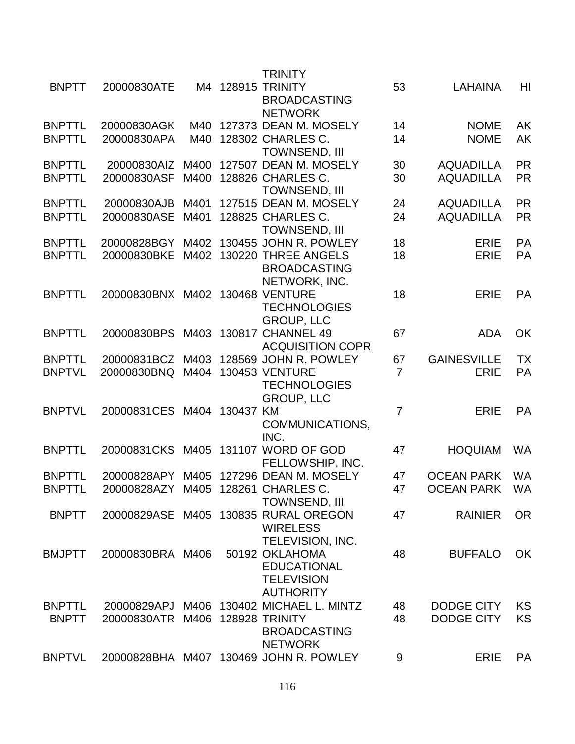| | | | | | | | |
|---|---|---|---|---|---|---|---|
| BNPTT | 20000830ATE | M4 | 128915 | TRINITY TRINITY BROADCASTING NETWORK | 53 | LAHAINA | HI |
| BNPTTL | 20000830AGK | M40 | 127373 | DEAN M. MOSELY | 14 | NOME | AK |
| BNPTTL | 20000830APA | M40 | 128302 | CHARLES C. TOWNSEND, III | 14 | NOME | AK |
| BNPTTL | 20000830AIZ | M400 | 127507 | DEAN M. MOSELY | 30 | AQUADILLA | PR |
| BNPTTL | 20000830ASF | M400 | 128826 | CHARLES C. TOWNSEND, III | 30 | AQUADILLA | PR |
| BNPTTL | 20000830AJB | M401 | 127515 | DEAN M. MOSELY | 24 | AQUADILLA | PR |
| BNPTTL | 20000830ASE | M401 | 128825 | CHARLES C. TOWNSEND, III | 24 | AQUADILLA | PR |
| BNPTTL | 20000828BGY | M402 | 130455 | JOHN R. POWLEY | 18 | ERIE | PA |
| BNPTTL | 20000830BKE | M402 | 130220 | THREE ANGELS BROADCASTING NETWORK, INC. | 18 | ERIE | PA |
| BNPTTL | 20000830BNX | M402 | 130468 | VENTURE TECHNOLOGIES GROUP, LLC | 18 | ERIE | PA |
| BNPTTL | 20000830BPS | M403 | 130817 | CHANNEL 49 ACQUISITION COPR | 67 | ADA | OK |
| BNPTTL | 20000831BCZ | M403 | 128569 | JOHN R. POWLEY | 67 | GAINESVILLE | TX |
| BNPTVL | 20000830BNQ | M404 | 130453 | VENTURE TECHNOLOGIES GROUP, LLC | 7 | ERIE | PA |
| BNPTVL | 20000831CES | M404 | 130437 | KM COMMUNICATIONS, INC. | 7 | ERIE | PA |
| BNPTTL | 20000831CKS | M405 | 131107 | WORD OF GOD FELLOWSHIP, INC. | 47 | HOQUIAM | WA |
| BNPTTL | 20000828APY | M405 | 127296 | DEAN M. MOSELY | 47 | OCEAN PARK | WA |
| BNPTTL | 20000828AZY | M405 | 128261 | CHARLES C. TOWNSEND, III | 47 | OCEAN PARK | WA |
| BNPTT | 20000829ASE | M405 | 130835 | RURAL OREGON WIRELESS TELEVISION, INC. | 47 | RAINIER | OR |
| BMJPTT | 20000830BRA | M406 | 50192 | OKLAHOMA EDUCATIONAL TELEVISION AUTHORITY | 48 | BUFFALO | OK |
| BNPTTL | 20000829APJ | M406 | 130402 | MICHAEL L. MINTZ | 48 | DODGE CITY | KS |
| BNPTT | 20000830ATR | M406 | 128928 | TRINITY BROADCASTING NETWORK | 48 | DODGE CITY | KS |
| BNPTVL | 20000828BHA | M407 | 130469 | JOHN R. POWLEY | 9 | ERIE | PA |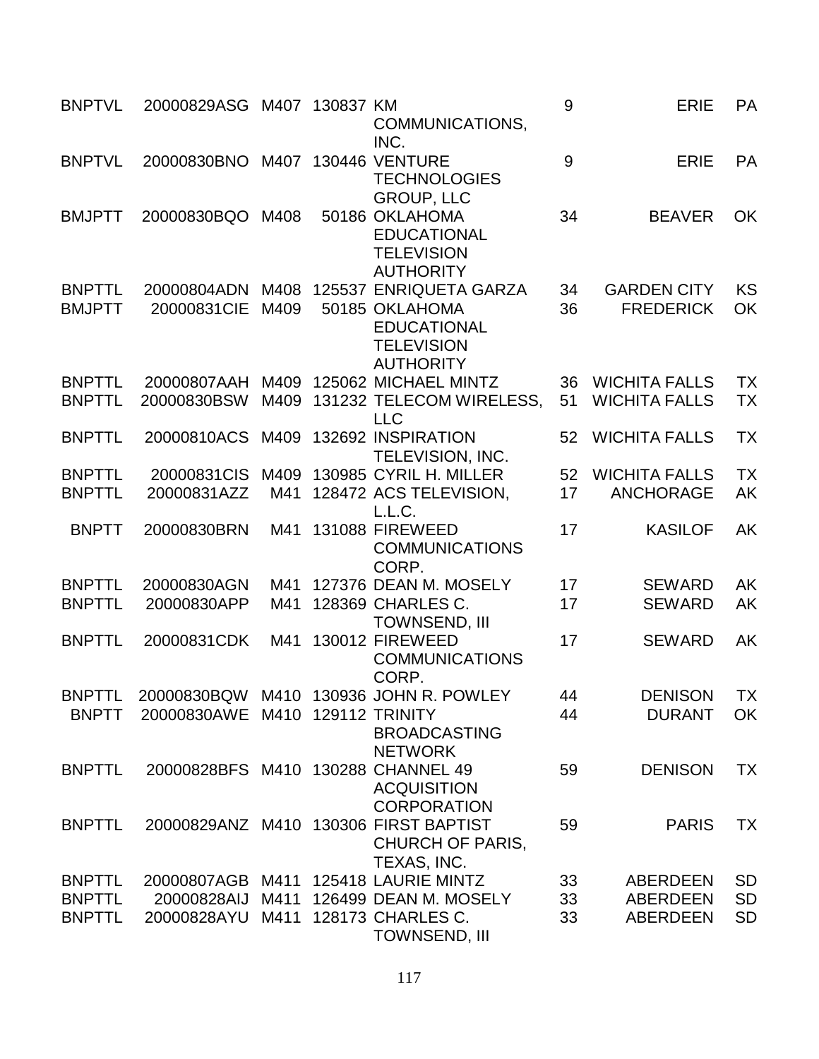| | | | | | | | |
|---|---|---|---|---|---|---|---|
| BNPTVL | 20000829ASG | M407 | 130837 | KM COMMUNICATIONS, INC. | 9 | ERIE | PA |
| BNPTVL | 20000830BNO | M407 | 130446 | VENTURE TECHNOLOGIES GROUP, LLC | 9 | ERIE | PA |
| BMJPTT | 20000830BQO | M408 | 50186 | OKLAHOMA EDUCATIONAL TELEVISION AUTHORITY | 34 | BEAVER | OK |
| BNPTTL | 20000804ADN | M408 | 125537 | ENRIQUETA GARZA | 34 | GARDEN CITY | KS |
| BMJPTT | 20000831CIE | M409 | 50185 | OKLAHOMA EDUCATIONAL TELEVISION AUTHORITY | 36 | FREDERICK | OK |
| BNPTTL | 20000807AAH | M409 | 125062 | MICHAEL MINTZ | 36 | WICHITA FALLS | TX |
| BNPTTL | 20000830BSW | M409 | 131232 | TELECOM WIRELESS, LLC | 51 | WICHITA FALLS | TX |
| BNPTTL | 20000810ACS | M409 | 132692 | INSPIRATION TELEVISION, INC. | 52 | WICHITA FALLS | TX |
| BNPTTL | 20000831CIS | M409 | 130985 | CYRIL H. MILLER | 52 | WICHITA FALLS | TX |
| BNPTTL | 20000831AZZ | M41 | 128472 | ACS TELEVISION, L.L.C. | 17 | ANCHORAGE | AK |
| BNPTT | 20000830BRN | M41 | 131088 | FIREWEED COMMUNICATIONS CORP. | 17 | KASILOF | AK |
| BNPTTL | 20000830AGN | M41 | 127376 | DEAN M. MOSELY | 17 | SEWARD | AK |
| BNPTTL | 20000830APP | M41 | 128369 | CHARLES C. TOWNSEND, III | 17 | SEWARD | AK |
| BNPTTL | 20000831CDK | M41 | 130012 | FIREWEED COMMUNICATIONS CORP. | 17 | SEWARD | AK |
| BNPTTL | 20000830BQW | M410 | 130936 | JOHN R. POWLEY | 44 | DENISON | TX |
| BNPTT | 20000830AWE | M410 | 129112 | TRINITY BROADCASTING NETWORK | 44 | DURANT | OK |
| BNPTTL | 20000828BFS | M410 | 130288 | CHANNEL 49 ACQUISITION CORPORATION | 59 | DENISON | TX |
| BNPTTL | 20000829ANZ | M410 | 130306 | FIRST BAPTIST CHURCH OF PARIS, TEXAS, INC. | 59 | PARIS | TX |
| BNPTTL | 20000807AGB | M411 | 125418 | LAURIE MINTZ | 33 | ABERDEEN | SD |
| BNPTTL | 20000828AIJ | M411 | 126499 | DEAN M. MOSELY | 33 | ABERDEEN | SD |
| BNPTTL | 20000828AYU | M411 | 128173 | CHARLES C. TOWNSEND, III | 33 | ABERDEEN | SD |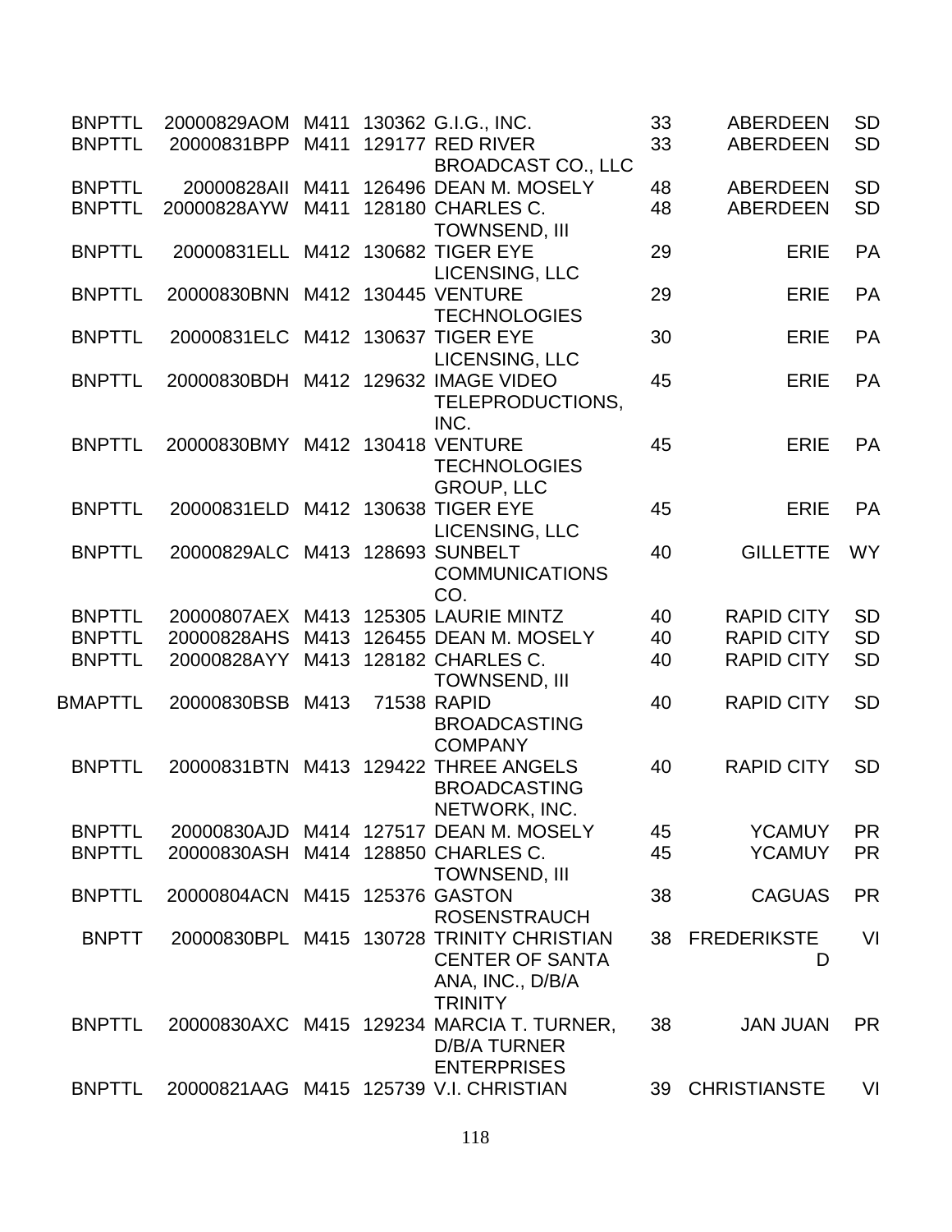| | | | | | | | |
|---|---|---|---|---|---|---|---|
| BNPTTL | 20000829AOM | M411 | 130362 | G.I.G., INC. | 33 | ABERDEEN | SD |
| BNPTTL | 20000831BPP | M411 | 129177 | RED RIVER BROADCAST CO., LLC | 33 | ABERDEEN | SD |
| BNPTTL | 20000828AII | M411 | 126496 | DEAN M. MOSELY | 48 | ABERDEEN | SD |
| BNPTTL | 20000828AYW | M411 | 128180 | CHARLES C. TOWNSEND, III | 48 | ABERDEEN | SD |
| BNPTTL | 20000831ELL | M412 | 130682 | TIGER EYE LICENSING, LLC | 29 | ERIE | PA |
| BNPTTL | 20000830BNN | M412 | 130445 | VENTURE TECHNOLOGIES | 29 | ERIE | PA |
| BNPTTL | 20000831ELC | M412 | 130637 | TIGER EYE LICENSING, LLC | 30 | ERIE | PA |
| BNPTTL | 20000830BDH | M412 | 129632 | IMAGE VIDEO TELEPRODUCTIONS, INC. | 45 | ERIE | PA |
| BNPTTL | 20000830BMY | M412 | 130418 | VENTURE TECHNOLOGIES GROUP, LLC | 45 | ERIE | PA |
| BNPTTL | 20000831ELD | M412 | 130638 | TIGER EYE LICENSING, LLC | 45 | ERIE | PA |
| BNPTTL | 20000829ALC | M413 | 128693 | SUNBELT COMMUNICATIONS CO. | 40 | GILLETTE | WY |
| BNPTTL | 20000807AEX | M413 | 125305 | LAURIE MINTZ | 40 | RAPID CITY | SD |
| BNPTTL | 20000828AHS | M413 | 126455 | DEAN M. MOSELY | 40 | RAPID CITY | SD |
| BNPTTL | 20000828AYY | M413 | 128182 | CHARLES C. TOWNSEND, III | 40 | RAPID CITY | SD |
| BMAPTTL | 20000830BSB | M413 | 71538 | RAPID BROADCASTING COMPANY | 40 | RAPID CITY | SD |
| BNPTTL | 20000831BTN | M413 | 129422 | THREE ANGELS BROADCASTING NETWORK, INC. | 40 | RAPID CITY | SD |
| BNPTTL | 20000830AJD | M414 | 127517 | DEAN M. MOSELY | 45 | YCAMUY | PR |
| BNPTTL | 20000830ASH | M414 | 128850 | CHARLES C. TOWNSEND, III | 45 | YCAMUY | PR |
| BNPTTL | 20000804ACN | M415 | 125376 | GASTON ROSENSTRAUCH | 38 | CAGUAS | PR |
| BNPTT | 20000830BPL | M415 | 130728 | TRINITY CHRISTIAN CENTER OF SANTA ANA, INC., D/B/A TRINITY | 38 | FREDERIKSTED | VI |
| BNPTTL | 20000830AXC | M415 | 129234 | MARCIA T. TURNER, D/B/A TURNER ENTERPRISES | 38 | JAN JUAN | PR |
| BNPTTL | 20000821AAG | M415 | 125739 | V.I. CHRISTIAN | 39 | CHRISTIANSTE | VI |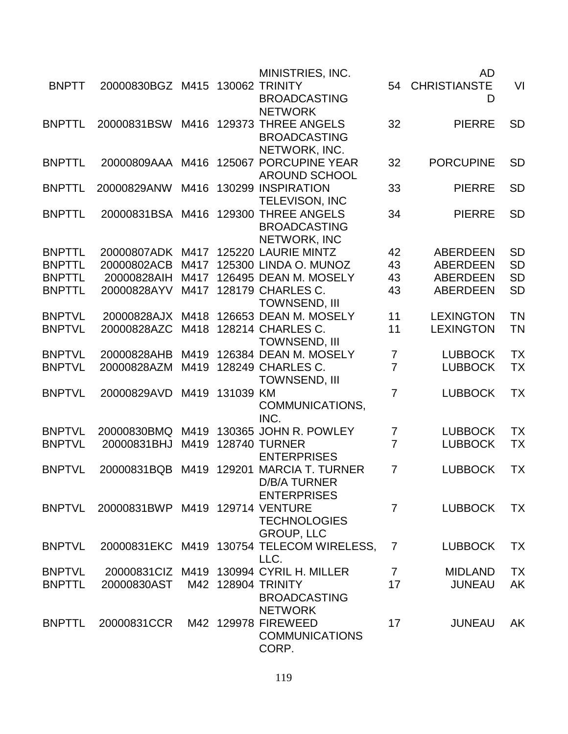|  |  |  |  |  |  |  |  |
|---|---|---|---|---|---|---|---|
|  |  |  |  | MINISTRIES, INC. |  | AD |  |
| BNPTT | 20000830BGZ | M415 | 130062 | TRINITY BROADCASTING NETWORK | 54 | CHRISTIANSTED | VI |
| BNPTTL | 20000831BSW | M416 | 129373 | THREE ANGELS BROADCASTING NETWORK, INC. | 32 | PIERRE | SD |
| BNPTTL | 20000809AAA | M416 | 125067 | PORCUPINE YEAR AROUND SCHOOL | 32 | PORCUPINE | SD |
| BNPTTL | 20000829ANW | M416 | 130299 | INSPIRATION TELEVISON, INC | 33 | PIERRE | SD |
| BNPTTL | 20000831BSA | M416 | 129300 | THREE ANGELS BROADCASTING NETWORK, INC | 34 | PIERRE | SD |
| BNPTTL | 20000807ADK | M417 | 125220 | LAURIE MINTZ | 42 | ABERDEEN | SD |
| BNPTTL | 20000802ACB | M417 | 125300 | LINDA O. MUNOZ | 43 | ABERDEEN | SD |
| BNPTTL | 20000828AIH | M417 | 126495 | DEAN M. MOSELY | 43 | ABERDEEN | SD |
| BNPTTL | 20000828AYV | M417 | 128179 | CHARLES C. TOWNSEND, III | 43 | ABERDEEN | SD |
| BNPTVL | 20000828AJX | M418 | 126653 | DEAN M. MOSELY | 11 | LEXINGTON | TN |
| BNPTVL | 20000828AZC | M418 | 128214 | CHARLES C. TOWNSEND, III | 11 | LEXINGTON | TN |
| BNPTVL | 20000828AHB | M419 | 126384 | DEAN M. MOSELY | 7 | LUBBOCK | TX |
| BNPTVL | 20000828AZM | M419 | 128249 | CHARLES C. TOWNSEND, III | 7 | LUBBOCK | TX |
| BNPTVL | 20000829AVD | M419 | 131039 | KM COMMUNICATIONS, INC. | 7 | LUBBOCK | TX |
| BNPTVL | 20000830BMQ | M419 | 130365 | JOHN R. POWLEY | 7 | LUBBOCK | TX |
| BNPTVL | 20000831BHJ | M419 | 128740 | TURNER ENTERPRISES | 7 | LUBBOCK | TX |
| BNPTVL | 20000831BQB | M419 | 129201 | MARCIA T. TURNER D/B/A TURNER ENTERPRISES | 7 | LUBBOCK | TX |
| BNPTVL | 20000831BWP | M419 | 129714 | VENTURE TECHNOLOGIES GROUP, LLC | 7 | LUBBOCK | TX |
| BNPTVL | 20000831EKC | M419 | 130754 | TELECOM WIRELESS, LLC. | 7 | LUBBOCK | TX |
| BNPTVL | 20000831CIZ | M419 | 130994 | CYRIL H. MILLER | 7 | MIDLAND | TX |
| BNPTTL | 20000830AST | M42 | 128904 | TRINITY BROADCASTING NETWORK | 17 | JUNEAU | AK |
| BNPTTL | 20000831CCR | M42 | 129978 | FIREWEED COMMUNICATIONS CORP. | 17 | JUNEAU | AK |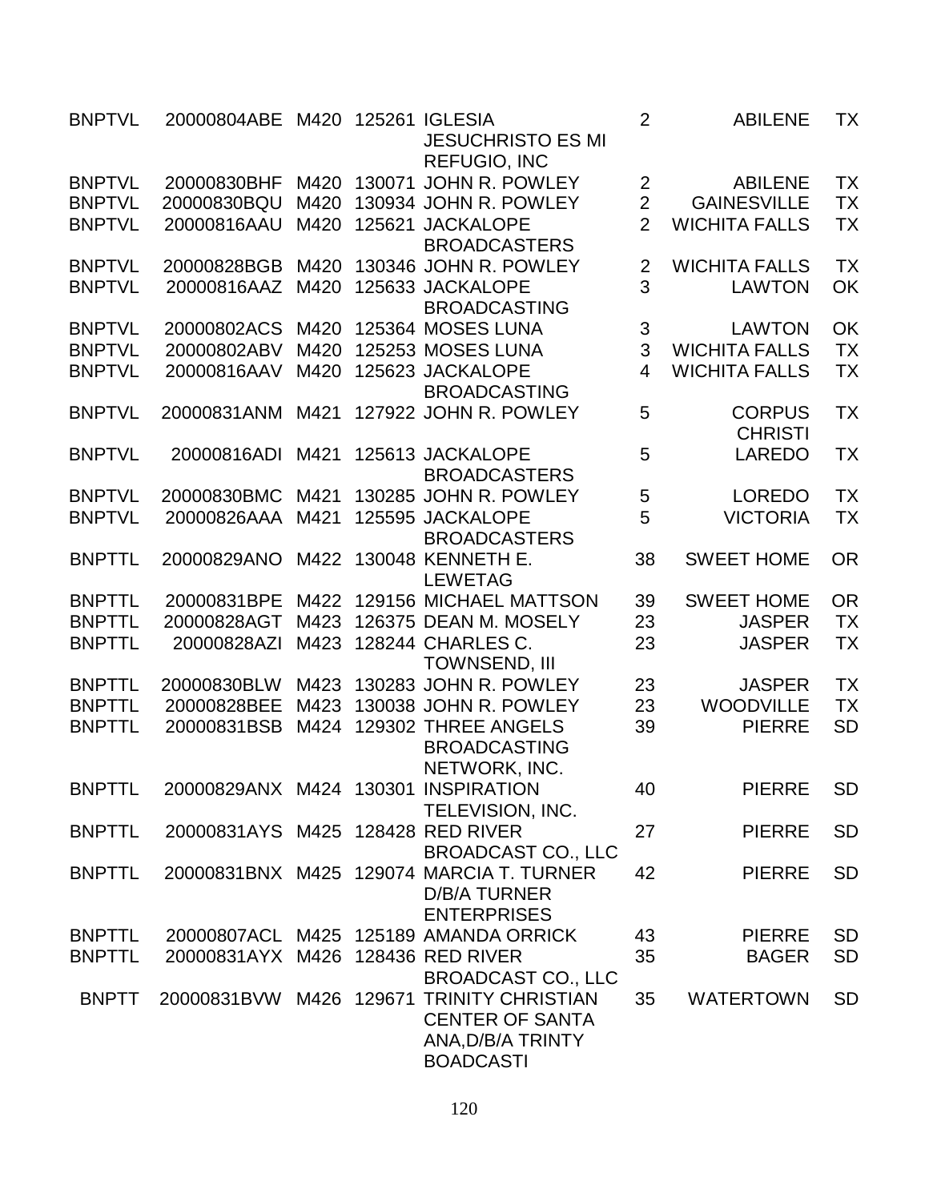| | | | | | | | |
|---|---|---|---|---|---|---|---|
| BNPTVL | 20000804ABE | M420 | 125261 | IGLESIA JESUCHRISTO ES MI REFUGIO, INC | 2 | ABILENE | TX |
| BNPTVL | 20000830BHF | M420 | 130071 | JOHN R. POWLEY | 2 | ABILENE | TX |
| BNPTVL | 20000830BQU | M420 | 130934 | JOHN R. POWLEY | 2 | GAINESVILLE | TX |
| BNPTVL | 20000816AAU | M420 | 125621 | JACKALOPE BROADCASTERS | 2 | WICHITA FALLS | TX |
| BNPTVL | 20000828BGB | M420 | 130346 | JOHN R. POWLEY | 2 | WICHITA FALLS | TX |
| BNPTVL | 20000816AAZ | M420 | 125633 | JACKALOPE BROADCASTING | 3 | LAWTON | OK |
| BNPTVL | 20000802ACS | M420 | 125364 | MOSES LUNA | 3 | LAWTON | OK |
| BNPTVL | 20000802ABV | M420 | 125253 | MOSES LUNA | 3 | WICHITA FALLS | TX |
| BNPTVL | 20000816AAV | M420 | 125623 | JACKALOPE BROADCASTING | 4 | WICHITA FALLS | TX |
| BNPTVL | 20000831ANM | M421 | 127922 | JOHN R. POWLEY | 5 | CORPUS CHRISTI | TX |
| BNPTVL | 20000816ADI | M421 | 125613 | JACKALOPE BROADCASTERS | 5 | LAREDO | TX |
| BNPTVL | 20000830BMC | M421 | 130285 | JOHN R. POWLEY | 5 | LOREDO | TX |
| BNPTVL | 20000826AAA | M421 | 125595 | JACKALOPE BROADCASTERS | 5 | VICTORIA | TX |
| BNPTTL | 20000829ANO | M422 | 130048 | KENNETH E. LEWETAG | 38 | SWEET HOME | OR |
| BNPTTL | 20000831BPE | M422 | 129156 | MICHAEL MATTSON | 39 | SWEET HOME | OR |
| BNPTTL | 20000828AGT | M423 | 126375 | DEAN M. MOSELY | 23 | JASPER | TX |
| BNPTTL | 20000828AZI | M423 | 128244 | CHARLES C. TOWNSEND, III | 23 | JASPER | TX |
| BNPTTL | 20000830BLW | M423 | 130283 | JOHN R. POWLEY | 23 | JASPER | TX |
| BNPTTL | 20000828BEE | M423 | 130038 | JOHN R. POWLEY | 23 | WOODVILLE | TX |
| BNPTTL | 20000831BSB | M424 | 129302 | THREE ANGELS BROADCASTING NETWORK, INC. | 39 | PIERRE | SD |
| BNPTTL | 20000829ANX | M424 | 130301 | INSPIRATION TELEVISION, INC. | 40 | PIERRE | SD |
| BNPTTL | 20000831AYS | M425 | 128428 | RED RIVER BROADCAST CO., LLC | 27 | PIERRE | SD |
| BNPTTL | 20000831BNX | M425 | 129074 | MARCIA T. TURNER D/B/A TURNER ENTERPRISES | 42 | PIERRE | SD |
| BNPTTL | 20000807ACL | M425 | 125189 | AMANDA ORRICK | 43 | PIERRE | SD |
| BNPTTL | 20000831AYX | M426 | 128436 | RED RIVER BROADCAST CO., LLC | 35 | BAGER | SD |
| BNPTT | 20000831BVW | M426 | 129671 | TRINITY CHRISTIAN CENTER OF SANTA ANA,D/B/A TRINTY BOADCASTI | 35 | WATERTOWN | SD |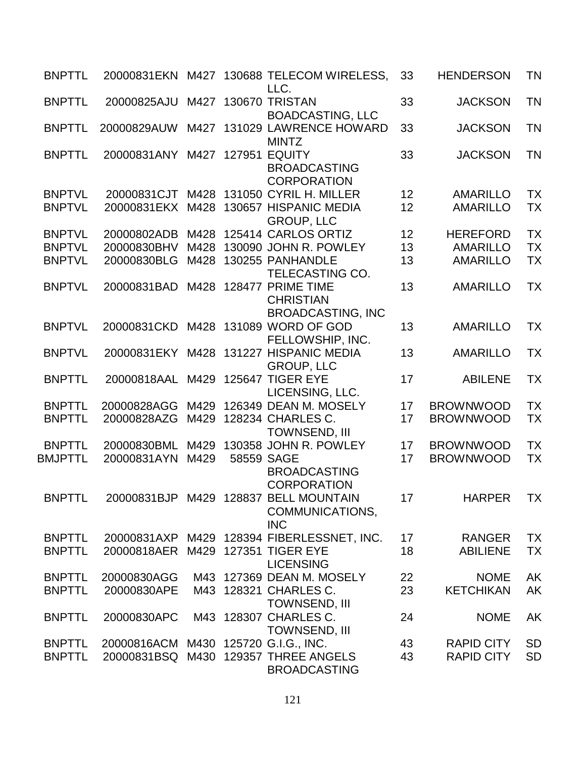| | | | | | | | |
|---|---|---|---|---|---|---|---|
| BNPTTL | 20000831EKN | M427 | 130688 | TELECOM WIRELESS, LLC. | 33 | HENDERSON | TN |
| BNPTTL | 20000825AJU | M427 | 130670 | TRISTAN BOADCASTING, LLC | 33 | JACKSON | TN |
| BNPTTL | 20000829AUW | M427 | 131029 | LAWRENCE HOWARD MINTZ | 33 | JACKSON | TN |
| BNPTTL | 20000831ANY | M427 | 127951 | EQUITY BROADCASTING CORPORATION | 33 | JACKSON | TN |
| BNPTVL | 20000831CJT | M428 | 131050 | CYRIL H. MILLER | 12 | AMARILLO | TX |
| BNPTVL | 20000831EKX | M428 | 130657 | HISPANIC MEDIA GROUP, LLC | 12 | AMARILLO | TX |
| BNPTVL | 20000802ADB | M428 | 125414 | CARLOS ORTIZ | 12 | HEREFORD | TX |
| BNPTVL | 20000830BHV | M428 | 130090 | JOHN R. POWLEY | 13 | AMARILLO | TX |
| BNPTVL | 20000830BLG | M428 | 130255 | PANHANDLE TELECASTING CO. | 13 | AMARILLO | TX |
| BNPTVL | 20000831BAD | M428 | 128477 | PRIME TIME CHRISTIAN BROADCASTING, INC | 13 | AMARILLO | TX |
| BNPTVL | 20000831CKD | M428 | 131089 | WORD OF GOD FELLOWSHIP, INC. | 13 | AMARILLO | TX |
| BNPTVL | 20000831EKY | M428 | 131227 | HISPANIC MEDIA GROUP, LLC | 13 | AMARILLO | TX |
| BNPTTL | 20000818AAL | M429 | 125647 | TIGER EYE LICENSING, LLC. | 17 | ABILENE | TX |
| BNPTTL | 20000828AGG | M429 | 126349 | DEAN M. MOSELY | 17 | BROWNWOOD | TX |
| BNPTTL | 20000828AZG | M429 | 128234 | CHARLES C. TOWNSEND, III | 17 | BROWNWOOD | TX |
| BNPTTL | 20000830BML | M429 | 130358 | JOHN R. POWLEY | 17 | BROWNWOOD | TX |
| BMJPTTL | 20000831AYN | M429 | 58559 | SAGE BROADCASTING CORPORATION | 17 | BROWNWOOD | TX |
| BNPTTL | 20000831BJP | M429 | 128837 | BELL MOUNTAIN COMMUNICATIONS, INC | 17 | HARPER | TX |
| BNPTTL | 20000831AXP | M429 | 128394 | FIBERLESSNET, INC. | 17 | RANGER | TX |
| BNPTTL | 20000818AER | M429 | 127351 | TIGER EYE LICENSING | 18 | ABILIENE | TX |
| BNPTTL | 20000830AGG | M43 | 127369 | DEAN M. MOSELY | 22 | NOME | AK |
| BNPTTL | 20000830APE | M43 | 128321 | CHARLES C. TOWNSEND, III | 23 | KETCHIKAN | AK |
| BNPTTL | 20000830APC | M43 | 128307 | CHARLES C. TOWNSEND, III | 24 | NOME | AK |
| BNPTTL | 20000816ACM | M430 | 125720 | G.I.G., INC. | 43 | RAPID CITY | SD |
| BNPTTL | 20000831BSQ | M430 | 129357 | THREE ANGELS BROADCASTING | 43 | RAPID CITY | SD |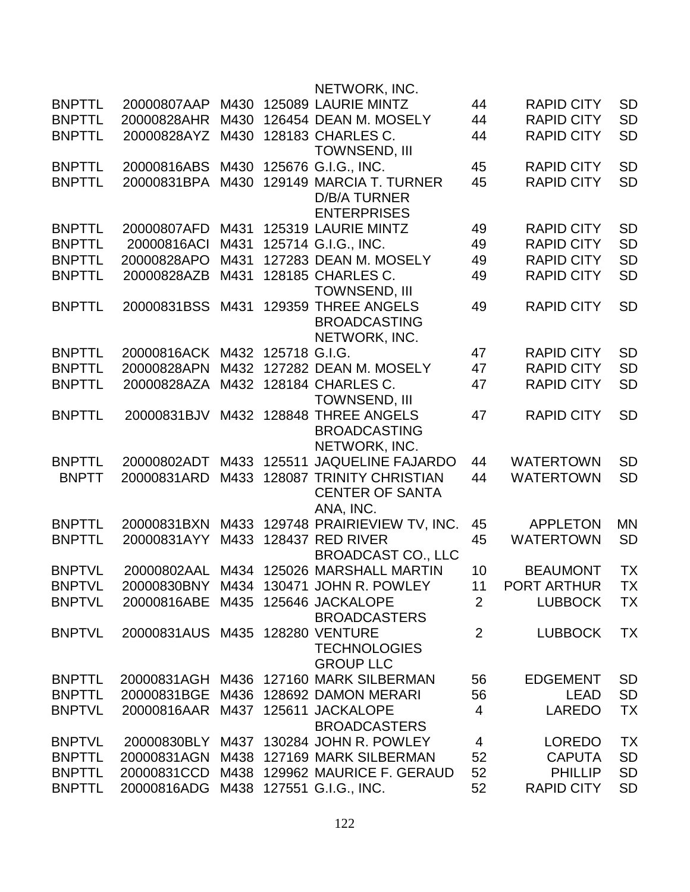| | | | | | | | |
|---|---|---|---|---|---|---|---|
| | | | | NETWORK, INC. | | | |
| BNPTTL | 20000807AAP | M430 | 125089 | LAURIE MINTZ | 44 | RAPID CITY | SD |
| BNPTTL | 20000828AHR | M430 | 126454 | DEAN M. MOSELY | 44 | RAPID CITY | SD |
| BNPTTL | 20000828AYZ | M430 | 128183 | CHARLES C. TOWNSEND, III | 44 | RAPID CITY | SD |
| BNPTTL | 20000816ABS | M430 | 125676 | G.I.G., INC. | 45 | RAPID CITY | SD |
| BNPTTL | 20000831BPA | M430 | 129149 | MARCIA T. TURNER D/B/A TURNER ENTERPRISES | 45 | RAPID CITY | SD |
| BNPTTL | 20000807AFD | M431 | 125319 | LAURIE MINTZ | 49 | RAPID CITY | SD |
| BNPTTL | 20000816ACI | M431 | 125714 | G.I.G., INC. | 49 | RAPID CITY | SD |
| BNPTTL | 20000828APO | M431 | 127283 | DEAN M. MOSELY | 49 | RAPID CITY | SD |
| BNPTTL | 20000828AZB | M431 | 128185 | CHARLES C. TOWNSEND, III | 49 | RAPID CITY | SD |
| BNPTTL | 20000831BSS | M431 | 129359 | THREE ANGELS BROADCASTING NETWORK, INC. | 49 | RAPID CITY | SD |
| BNPTTL | 20000816ACK | M432 | 125718 | G.I.G. | 47 | RAPID CITY | SD |
| BNPTTL | 20000828APN | M432 | 127282 | DEAN M. MOSELY | 47 | RAPID CITY | SD |
| BNPTTL | 20000828AZA | M432 | 128184 | CHARLES C. TOWNSEND, III | 47 | RAPID CITY | SD |
| BNPTTL | 20000831BJV | M432 | 128848 | THREE ANGELS BROADCASTING NETWORK, INC. | 47 | RAPID CITY | SD |
| BNPTTL | 20000802ADT | M433 | 125511 | JAQUELINE FAJARDO | 44 | WATERTOWN | SD |
| BNPTT | 20000831ARD | M433 | 128087 | TRINITY CHRISTIAN CENTER OF SANTA ANA, INC. | 44 | WATERTOWN | SD |
| BNPTTL | 20000831BXN | M433 | 129748 | PRAIRIEVIEW TV, INC. | 45 | APPLETON | MN |
| BNPTTL | 20000831AYY | M433 | 128437 | RED RIVER BROADCAST CO., LLC | 45 | WATERTOWN | SD |
| BNPTVL | 20000802AAL | M434 | 125026 | MARSHALL MARTIN | 10 | BEAUMONT | TX |
| BNPTVL | 20000830BNY | M434 | 130471 | JOHN R. POWLEY | 11 | PORT ARTHUR | TX |
| BNPTVL | 20000816ABE | M435 | 125646 | JACKALOPE BROADCASTERS | 2 | LUBBOCK | TX |
| BNPTVL | 20000831AUS | M435 | 128280 | VENTURE TECHNOLOGIES GROUP LLC | 2 | LUBBOCK | TX |
| BNPTTL | 20000831AGH | M436 | 127160 | MARK SILBERMAN | 56 | EDGEMENT | SD |
| BNPTTL | 20000831BGE | M436 | 128692 | DAMON MERARI | 56 | LEAD | SD |
| BNPTVL | 20000816AAR | M437 | 125611 | JACKALOPE BROADCASTERS | 4 | LAREDO | TX |
| BNPTVL | 20000830BLY | M437 | 130284 | JOHN R. POWLEY | 4 | LOREDO | TX |
| BNPTTL | 20000831AGN | M438 | 127169 | MARK SILBERMAN | 52 | CAPUTA | SD |
| BNPTTL | 20000831CCD | M438 | 129962 | MAURICE F. GERAUD | 52 | PHILLIP | SD |
| BNPTTL | 20000816ADG | M438 | 127551 | G.I.G., INC. | 52 | RAPID CITY | SD |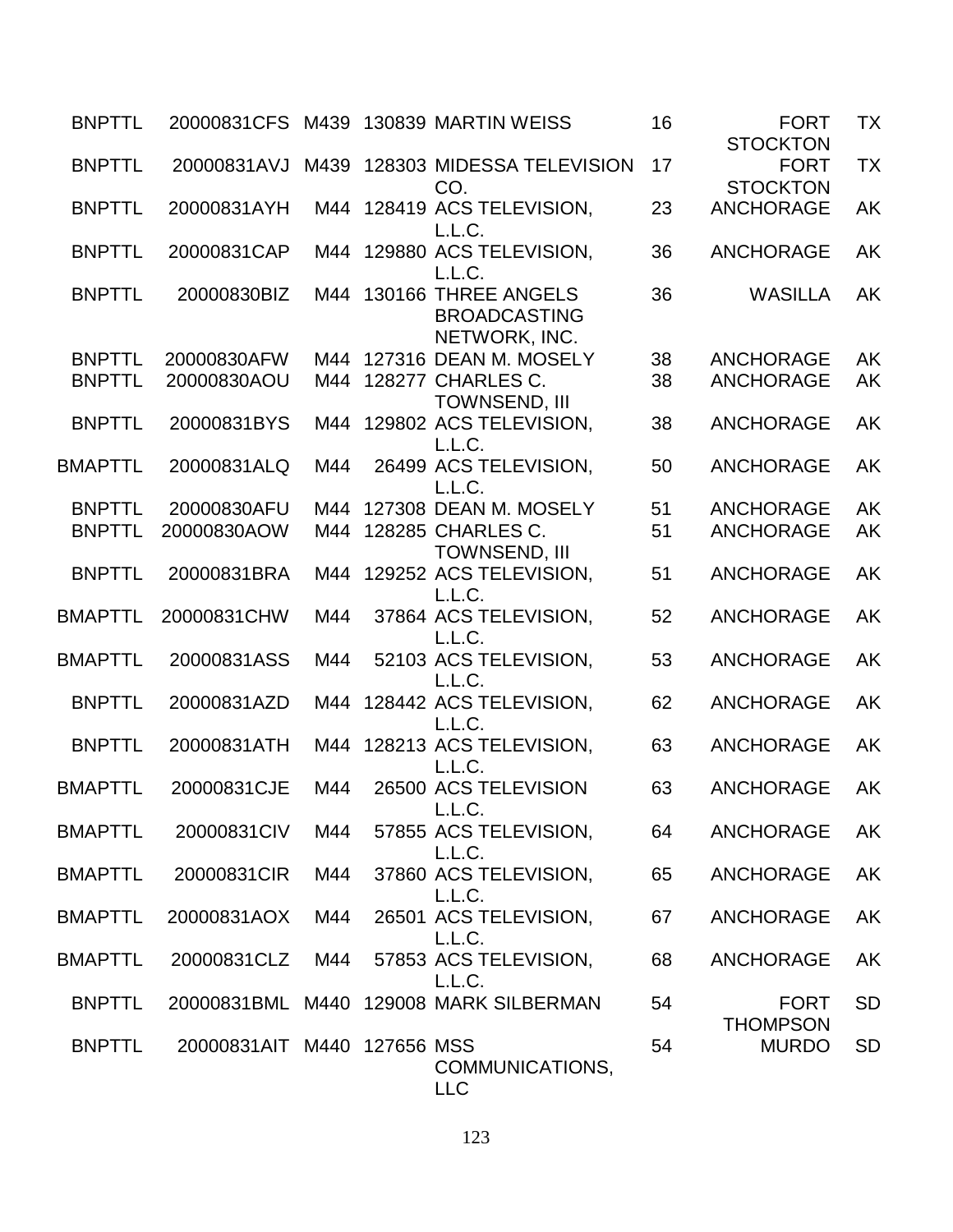| | | | | | | | |
|---|---|---|---|---|---|---|---|
| BNPTTL | 20000831CFS | M439 | 130839 | MARTIN WEISS | 16 | FORT STOCKTON | TX |
| BNPTTL | 20000831AVJ | M439 | 128303 | MIDESSA TELEVISION CO. | 17 | FORT STOCKTON | TX |
| BNPTTL | 20000831AYH | M44 | 128419 | ACS TELEVISION, L.L.C. | 23 | ANCHORAGE | AK |
| BNPTTL | 20000831CAP | M44 | 129880 | ACS TELEVISION, L.L.C. | 36 | ANCHORAGE | AK |
| BNPTTL | 20000830BIZ | M44 | 130166 | THREE ANGELS BROADCASTING NETWORK, INC. | 36 | WASILLA | AK |
| BNPTTL | 20000830AFW | M44 | 127316 | DEAN M. MOSELY | 38 | ANCHORAGE | AK |
| BNPTTL | 20000830AOU | M44 | 128277 | CHARLES C. TOWNSEND, III | 38 | ANCHORAGE | AK |
| BNPTTL | 20000831BYS | M44 | 129802 | ACS TELEVISION, L.L.C. | 38 | ANCHORAGE | AK |
| BMAPTTL | 20000831ALQ | M44 | 26499 | ACS TELEVISION, L.L.C. | 50 | ANCHORAGE | AK |
| BNPTTL | 20000830AFU | M44 | 127308 | DEAN M. MOSELY | 51 | ANCHORAGE | AK |
| BNPTTL | 20000830AOW | M44 | 128285 | CHARLES C. TOWNSEND, III | 51 | ANCHORAGE | AK |
| BNPTTL | 20000831BRA | M44 | 129252 | ACS TELEVISION, L.L.C. | 51 | ANCHORAGE | AK |
| BMAPTTL | 20000831CHW | M44 | 37864 | ACS TELEVISION, L.L.C. | 52 | ANCHORAGE | AK |
| BMAPTTL | 20000831ASS | M44 | 52103 | ACS TELEVISION, L.L.C. | 53 | ANCHORAGE | AK |
| BNPTTL | 20000831AZD | M44 | 128442 | ACS TELEVISION, L.L.C. | 62 | ANCHORAGE | AK |
| BNPTTL | 20000831ATH | M44 | 128213 | ACS TELEVISION, L.L.C. | 63 | ANCHORAGE | AK |
| BMAPTTL | 20000831CJE | M44 | 26500 | ACS TELEVISION L.L.C. | 63 | ANCHORAGE | AK |
| BMAPTTL | 20000831CIV | M44 | 57855 | ACS TELEVISION, L.L.C. | 64 | ANCHORAGE | AK |
| BMAPTTL | 20000831CIR | M44 | 37860 | ACS TELEVISION, L.L.C. | 65 | ANCHORAGE | AK |
| BMAPTTL | 20000831AOX | M44 | 26501 | ACS TELEVISION, L.L.C. | 67 | ANCHORAGE | AK |
| BMAPTTL | 20000831CLZ | M44 | 57853 | ACS TELEVISION, L.L.C. | 68 | ANCHORAGE | AK |
| BNPTTL | 20000831BML | M440 | 129008 | MARK SILBERMAN | 54 | FORT THOMPSON | SD |
| BNPTTL | 20000831AIT | M440 | 127656 | MSS COMMUNICATIONS, LLC | 54 | MURDO | SD |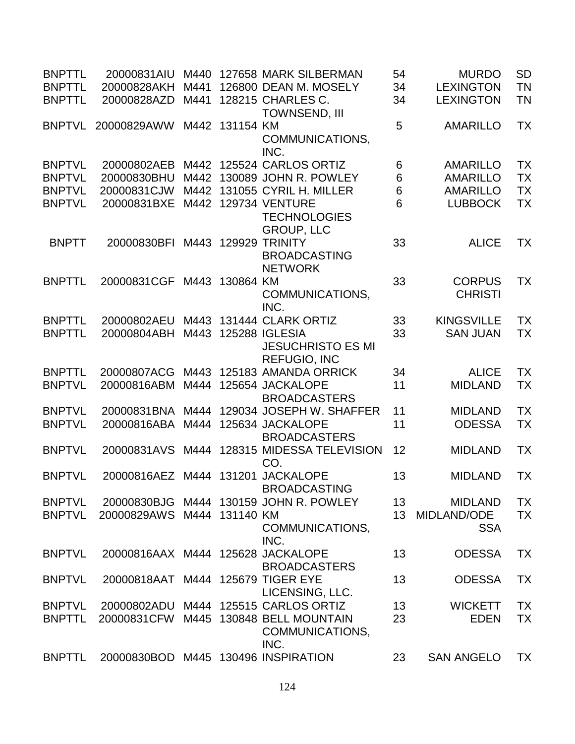| | | | | | | | |
|---|---|---|---|---|---|---|---|
| BNPTTL | 20000831AIU | M440 | 127658 | MARK SILBERMAN | 54 | MURDO | SD |
| BNPTTL | 20000828AKH | M441 | 126800 | DEAN M. MOSELY | 34 | LEXINGTON | TN |
| BNPTTL | 20000828AZD | M441 | 128215 | CHARLES C. TOWNSEND, III | 34 | LEXINGTON | TN |
| BNPTVL | 20000829AWW | M442 | 131154 | KM COMMUNICATIONS, INC. | 5 | AMARILLO | TX |
| BNPTVL | 20000802AEB | M442 | 125524 | CARLOS ORTIZ | 6 | AMARILLO | TX |
| BNPTVL | 20000830BHU | M442 | 130089 | JOHN R. POWLEY | 6 | AMARILLO | TX |
| BNPTVL | 20000831CJW | M442 | 131055 | CYRIL H. MILLER | 6 | AMARILLO | TX |
| BNPTVL | 20000831BXE | M442 | 129734 | VENTURE TECHNOLOGIES GROUP, LLC | 6 | LUBBOCK | TX |
| BNPTT | 20000830BFI | M443 | 129929 | TRINITY BROADCASTING NETWORK | 33 | ALICE | TX |
| BNPTTL | 20000831CGF | M443 | 130864 | KM COMMUNICATIONS, INC. | 33 | CORPUS CHRISTI | TX |
| BNPTTL | 20000802AEU | M443 | 131444 | CLARK ORTIZ | 33 | KINGSVILLE | TX |
| BNPTTL | 20000804ABH | M443 | 125288 | IGLESIA JESUCHRISTO ES MI REFUGIO, INC | 33 | SAN JUAN | TX |
| BNPTTL | 20000807ACG | M443 | 125183 | AMANDA ORRICK | 34 | ALICE | TX |
| BNPTVL | 20000816ABM | M444 | 125654 | JACKALOPE BROADCASTERS | 11 | MIDLAND | TX |
| BNPTVL | 20000831BNA | M444 | 129034 | JOSEPH W. SHAFFER | 11 | MIDLAND | TX |
| BNPTVL | 20000816ABA | M444 | 125634 | JACKALOPE BROADCASTERS | 11 | ODESSA | TX |
| BNPTVL | 20000831AVS | M444 | 128315 | MIDESSA TELEVISION CO. | 12 | MIDLAND | TX |
| BNPTVL | 20000816AEZ | M444 | 131201 | JACKALOPE BROADCASTING | 13 | MIDLAND | TX |
| BNPTVL | 20000830BJG | M444 | 130159 | JOHN R. POWLEY | 13 | MIDLAND | TX |
| BNPTVL | 20000829AWS | M444 | 131140 | KM COMMUNICATIONS, INC. | 13 | MIDLAND/ODESSA | TX |
| BNPTVL | 20000816AAX | M444 | 125628 | JACKALOPE BROADCASTERS | 13 | ODESSA | TX |
| BNPTVL | 20000818AAT | M444 | 125679 | TIGER EYE LICENSING, LLC. | 13 | ODESSA | TX |
| BNPTVL | 20000802ADU | M444 | 125515 | CARLOS ORTIZ | 13 | WICKETT | TX |
| BNPTTL | 20000831CFW | M445 | 130848 | BELL MOUNTAIN COMMUNICATIONS, INC. | 23 | EDEN | TX |
| BNPTTL | 20000830BOD | M445 | 130496 | INSPIRATION | 23 | SAN ANGELO | TX |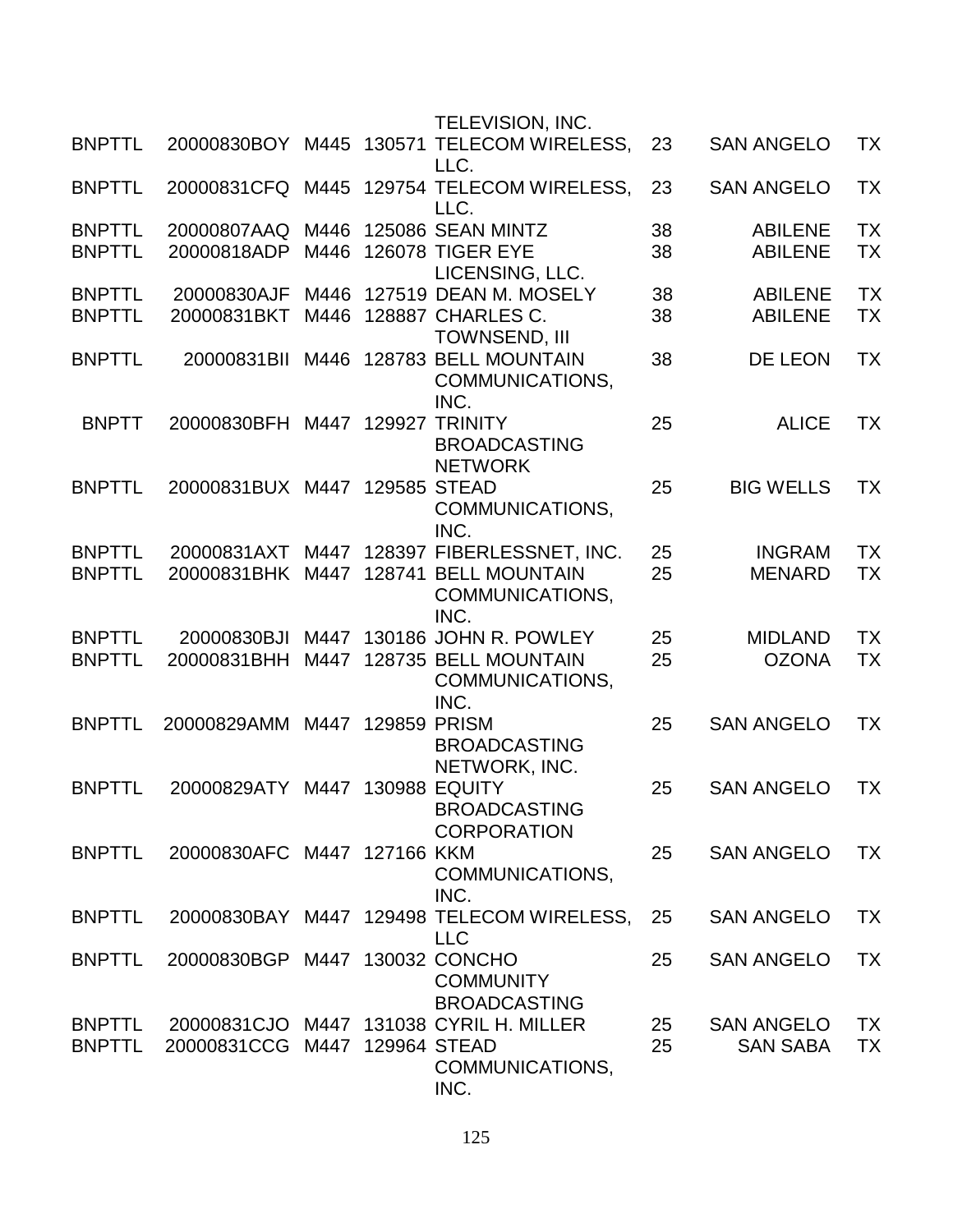| | | | | TELEVISION, INC. | | | |
|---|---|---|---|---|---|---|---|
| BNPTTL | 20000830BOY | M445 | 130571 | TELECOM WIRELESS, LLC. | 23 | SAN ANGELO | TX |
| BNPTTL | 20000831CFQ | M445 | 129754 | TELECOM WIRELESS, LLC. | 23 | SAN ANGELO | TX |
| BNPTTL | 20000807AAQ | M446 | 125086 | SEAN MINTZ | 38 | ABILENE | TX |
| BNPTTL | 20000818ADP | M446 | 126078 | TIGER EYE LICENSING, LLC. | 38 | ABILENE | TX |
| BNPTTL | 20000830AJF | M446 | 127519 | DEAN M. MOSELY | 38 | ABILENE | TX |
| BNPTTL | 20000831BKT | M446 | 128887 | CHARLES C. TOWNSEND, III | 38 | ABILENE | TX |
| BNPTTL | 20000831BII | M446 | 128783 | BELL MOUNTAIN COMMUNICATIONS, INC. | 38 | DE LEON | TX |
| BNPTT | 20000830BFH | M447 | 129927 | TRINITY BROADCASTING NETWORK | 25 | ALICE | TX |
| BNPTTL | 20000831BUX | M447 | 129585 | STEAD COMMUNICATIONS, INC. | 25 | BIG WELLS | TX |
| BNPTTL | 20000831AXT | M447 | 128397 | FIBERLESSNET, INC. | 25 | INGRAM | TX |
| BNPTTL | 20000831BHK | M447 | 128741 | BELL MOUNTAIN COMMUNICATIONS, INC. | 25 | MENARD | TX |
| BNPTTL | 20000830BJI | M447 | 130186 | JOHN R. POWLEY | 25 | MIDLAND | TX |
| BNPTTL | 20000831BHH | M447 | 128735 | BELL MOUNTAIN COMMUNICATIONS, INC. | 25 | OZONA | TX |
| BNPTTL | 20000829AMM | M447 | 129859 | PRISM BROADCASTING NETWORK, INC. | 25 | SAN ANGELO | TX |
| BNPTTL | 20000829ATY | M447 | 130988 | EQUITY BROADCASTING CORPORATION | 25 | SAN ANGELO | TX |
| BNPTTL | 20000830AFC | M447 | 127166 | KKM COMMUNICATIONS, INC. | 25 | SAN ANGELO | TX |
| BNPTTL | 20000830BAY | M447 | 129498 | TELECOM WIRELESS, LLC | 25 | SAN ANGELO | TX |
| BNPTTL | 20000830BGP | M447 | 130032 | CONCHO COMMUNITY BROADCASTING | 25 | SAN ANGELO | TX |
| BNPTTL | 20000831CJO | M447 | 131038 | CYRIL H. MILLER | 25 | SAN ANGELO | TX |
| BNPTTL | 20000831CCG | M447 | 129964 | STEAD COMMUNICATIONS, INC. | 25 | SAN SABA | TX |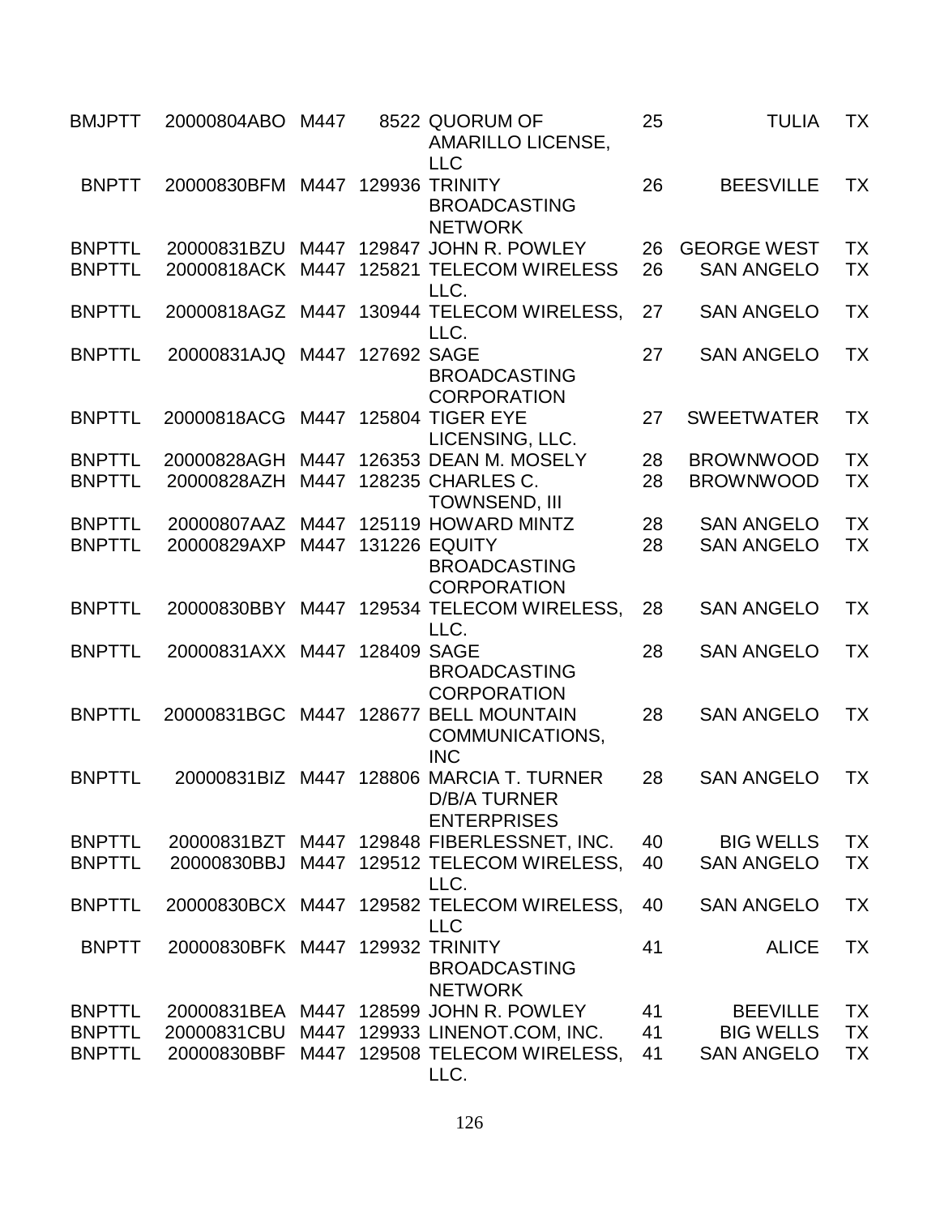| | | | | | | | |
|---|---|---|---|---|---|---|---|
| BMJPTT | 20000804ABO | M447 | 8522 | QUORUM OF AMARILLO LICENSE, LLC | 25 | TULIA | TX |
| BNPTT | 20000830BFM | M447 | 129936 | TRINITY BROADCASTING NETWORK | 26 | BEESVILLE | TX |
| BNPTTL | 20000831BZU | M447 | 129847 | JOHN R. POWLEY | 26 | GEORGE WEST | TX |
| BNPTTL | 20000818ACK | M447 | 125821 | TELECOM WIRELESS LLC. | 26 | SAN ANGELO | TX |
| BNPTTL | 20000818AGZ | M447 | 130944 | TELECOM WIRELESS, LLC. | 27 | SAN ANGELO | TX |
| BNPTTL | 20000831AJQ | M447 | 127692 | SAGE BROADCASTING CORPORATION | 27 | SAN ANGELO | TX |
| BNPTTL | 20000818ACG | M447 | 125804 | TIGER EYE LICENSING, LLC. | 27 | SWEETWATER | TX |
| BNPTTL | 20000828AGH | M447 | 126353 | DEAN M. MOSELY | 28 | BROWNWOOD | TX |
| BNPTTL | 20000828AZH | M447 | 128235 | CHARLES C. TOWNSEND, III | 28 | BROWNWOOD | TX |
| BNPTTL | 20000807AAZ | M447 | 125119 | HOWARD MINTZ | 28 | SAN ANGELO | TX |
| BNPTTL | 20000829AXP | M447 | 131226 | EQUITY BROADCASTING CORPORATION | 28 | SAN ANGELO | TX |
| BNPTTL | 20000830BBY | M447 | 129534 | TELECOM WIRELESS, LLC. | 28 | SAN ANGELO | TX |
| BNPTTL | 20000831AXX | M447 | 128409 | SAGE BROADCASTING CORPORATION | 28 | SAN ANGELO | TX |
| BNPTTL | 20000831BGC | M447 | 128677 | BELL MOUNTAIN COMMUNICATIONS, INC | 28 | SAN ANGELO | TX |
| BNPTTL | 20000831BIZ | M447 | 128806 | MARCIA T. TURNER D/B/A TURNER ENTERPRISES | 28 | SAN ANGELO | TX |
| BNPTTL | 20000831BZT | M447 | 129848 | FIBERLESSNET, INC. | 40 | BIG WELLS | TX |
| BNPTTL | 20000830BBJ | M447 | 129512 | TELECOM WIRELESS, LLC. | 40 | SAN ANGELO | TX |
| BNPTTL | 20000830BCX | M447 | 129582 | TELECOM WIRELESS, LLC | 40 | SAN ANGELO | TX |
| BNPTT | 20000830BFK | M447 | 129932 | TRINITY BROADCASTING NETWORK | 41 | ALICE | TX |
| BNPTTL | 20000831BEA | M447 | 128599 | JOHN R. POWLEY | 41 | BEEVILLE | TX |
| BNPTTL | 20000831CBU | M447 | 129933 | LINENOT.COM, INC. | 41 | BIG WELLS | TX |
| BNPTTL | 20000830BBF | M447 | 129508 | TELECOM WIRELESS, LLC. | 41 | SAN ANGELO | TX |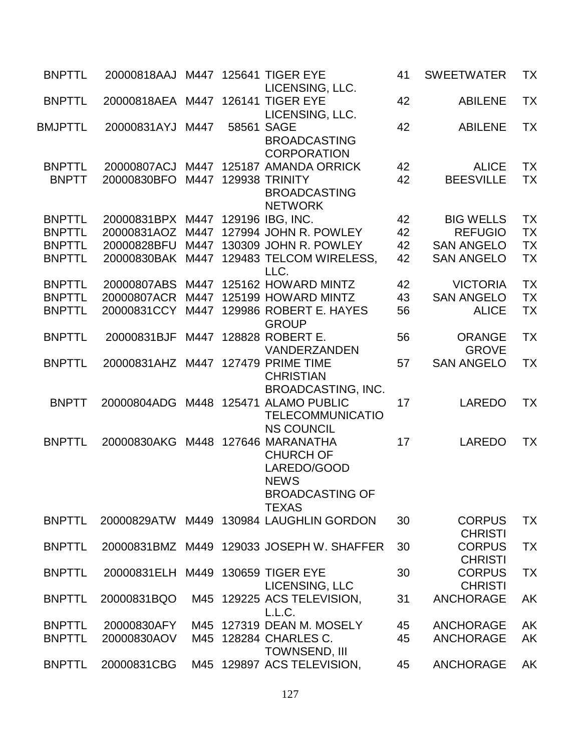| | | | | | | | |
|---|---|---|---|---|---|---|---|
| BNPTTL | 20000818AAJ | M447 | 125641 | TIGER EYE LICENSING, LLC. | 41 | SWEETWATER | TX |
| BNPTTL | 20000818AEA | M447 | 126141 | TIGER EYE LICENSING, LLC. | 42 | ABILENE | TX |
| BMJPTTL | 20000831AYJ | M447 | 58561 | SAGE BROADCASTING CORPORATION | 42 | ABILENE | TX |
| BNPTTL | 20000807ACJ | M447 | 125187 | AMANDA ORRICK | 42 | ALICE | TX |
| BNPTT | 20000830BFO | M447 | 129938 | TRINITY BROADCASTING NETWORK | 42 | BEESVILLE | TX |
| BNPTTL | 20000831BPX | M447 | 129196 | IBG, INC. | 42 | BIG WELLS | TX |
| BNPTTL | 20000831AOZ | M447 | 127994 | JOHN R. POWLEY | 42 | REFUGIO | TX |
| BNPTTL | 20000828BFU | M447 | 130309 | JOHN R. POWLEY | 42 | SAN ANGELO | TX |
| BNPTTL | 20000830BAK | M447 | 129483 | TELCOM WIRELESS, LLC. | 42 | SAN ANGELO | TX |
| BNPTTL | 20000807ABS | M447 | 125162 | HOWARD MINTZ | 42 | VICTORIA | TX |
| BNPTTL | 20000807ACR | M447 | 125199 | HOWARD MINTZ | 43 | SAN ANGELO | TX |
| BNPTTL | 20000831CCY | M447 | 129986 | ROBERT E. HAYES GROUP | 56 | ALICE | TX |
| BNPTTL | 20000831BJF | M447 | 128828 | ROBERT E. VANDERZANDEN | 56 | ORANGE GROVE | TX |
| BNPTTL | 20000831AHZ | M447 | 127479 | PRIME TIME CHRISTIAN BROADCASTING, INC. | 57 | SAN ANGELO | TX |
| BNPTT | 20000804ADG | M448 | 125471 | ALAMO PUBLIC TELECOMMUNICATIONS COUNCIL | 17 | LAREDO | TX |
| BNPTTL | 20000830AKG | M448 | 127646 | MARANATHA CHURCH OF LAREDO/GOOD NEWS BROADCASTING OF TEXAS | 17 | LAREDO | TX |
| BNPTTL | 20000829ATW | M449 | 130984 | LAUGHLIN GORDON | 30 | CORPUS CHRISTI | TX |
| BNPTTL | 20000831BMZ | M449 | 129033 | JOSEPH W. SHAFFER | 30 | CORPUS CHRISTI | TX |
| BNPTTL | 20000831ELH | M449 | 130659 | TIGER EYE LICENSING, LLC | 30 | CORPUS CHRISTI | TX |
| BNPTTL | 20000831BQO | M45 | 129225 | ACS TELEVISION, L.L.C. | 31 | ANCHORAGE | AK |
| BNPTTL | 20000830AFY | M45 | 127319 | DEAN M. MOSELY | 45 | ANCHORAGE | AK |
| BNPTTL | 20000830AOV | M45 | 128284 | CHARLES C. TOWNSEND, III | 45 | ANCHORAGE | AK |
| BNPTTL | 20000831CBG | M45 | 129897 | ACS TELEVISION, | 45 | ANCHORAGE | AK |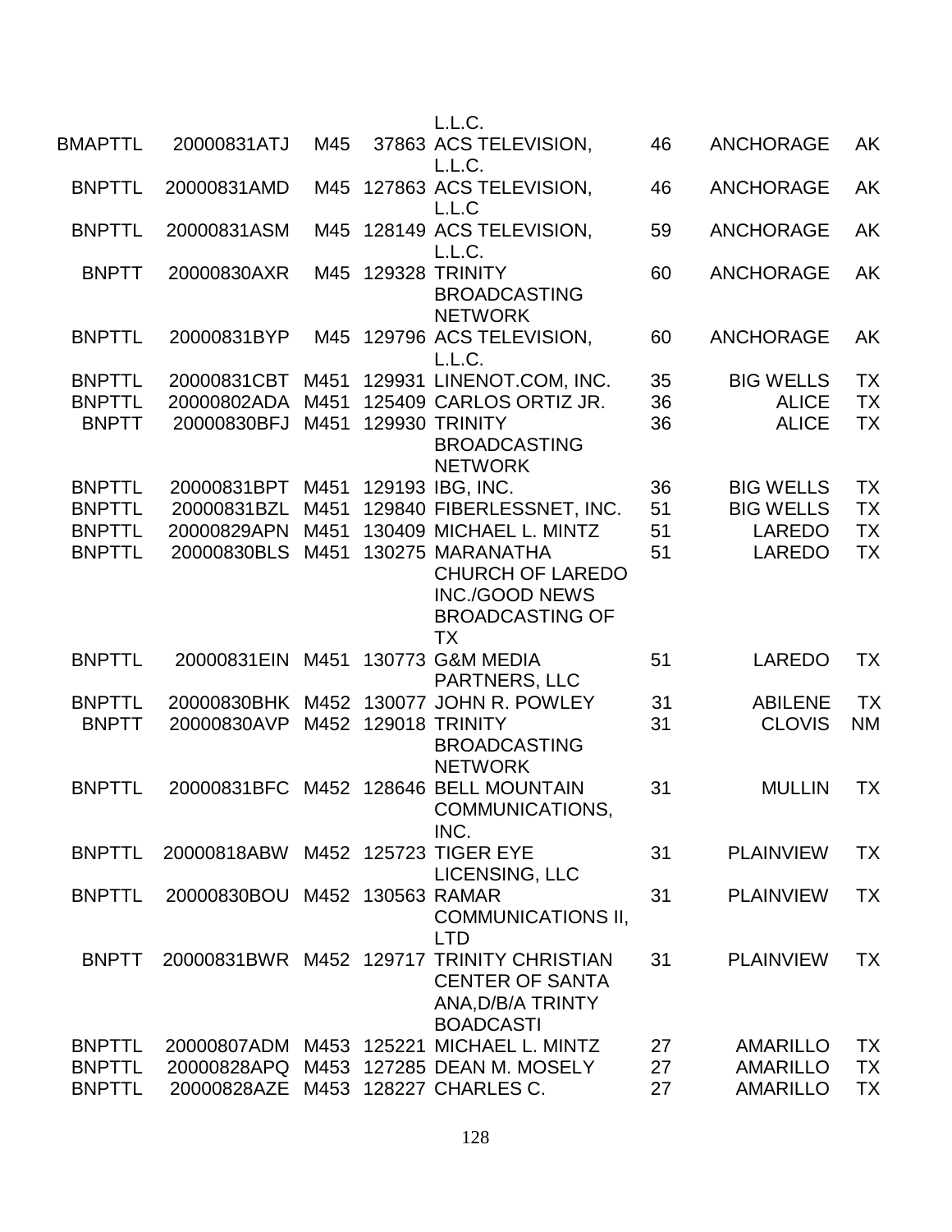| | | | | | | | |
|---|---|---|---|---|---|---|---|
| | | | | L.L.C. | | | |
| BMAPTTL | 20000831ATJ | M45 | 37863 | ACS TELEVISION, L.L.C. | 46 | ANCHORAGE | AK |
| BNPTTL | 20000831AMD | M45 | 127863 | ACS TELEVISION, L.L.C | 46 | ANCHORAGE | AK |
| BNPTTL | 20000831ASM | M45 | 128149 | ACS TELEVISION, L.L.C. | 59 | ANCHORAGE | AK |
| BNPTT | 20000830AXR | M45 | 129328 | TRINITY BROADCASTING NETWORK | 60 | ANCHORAGE | AK |
| BNPTTL | 20000831BYP | M45 | 129796 | ACS TELEVISION, L.L.C. | 60 | ANCHORAGE | AK |
| BNPTTL | 20000831CBT | M451 | 129931 | LINENOT.COM, INC. | 35 | BIG WELLS | TX |
| BNPTTL | 20000802ADA | M451 | 125409 | CARLOS ORTIZ JR. | 36 | ALICE | TX |
| BNPTT | 20000830BFJ | M451 | 129930 | TRINITY BROADCASTING NETWORK | 36 | ALICE | TX |
| BNPTTL | 20000831BPT | M451 | 129193 | IBG, INC. | 36 | BIG WELLS | TX |
| BNPTTL | 20000831BZL | M451 | 129840 | FIBERLESSNET, INC. | 51 | BIG WELLS | TX |
| BNPTTL | 20000829APN | M451 | 130409 | MICHAEL L. MINTZ | 51 | LAREDO | TX |
| BNPTTL | 20000830BLS | M451 | 130275 | MARANATHA CHURCH OF LAREDO INC./GOOD NEWS BROADCASTING OF TX | 51 | LAREDO | TX |
| BNPTTL | 20000831EIN | M451 | 130773 | G&M MEDIA PARTNERS, LLC | 51 | LAREDO | TX |
| BNPTTL | 20000830BHK | M452 | 130077 | JOHN R. POWLEY | 31 | ABILENE | TX |
| BNPTT | 20000830AVP | M452 | 129018 | TRINITY BROADCASTING NETWORK | 31 | CLOVIS | NM |
| BNPTTL | 20000831BFC | M452 | 128646 | BELL MOUNTAIN COMMUNICATIONS, INC. | 31 | MULLIN | TX |
| BNPTTL | 20000818ABW | M452 | 125723 | TIGER EYE LICENSING, LLC | 31 | PLAINVIEW | TX |
| BNPTTL | 20000830BOU | M452 | 130563 | RAMAR COMMUNICATIONS II, LTD | 31 | PLAINVIEW | TX |
| BNPTT | 20000831BWR | M452 | 129717 | TRINITY CHRISTIAN CENTER OF SANTA ANA,D/B/A TRINTY BOADCASTI | 31 | PLAINVIEW | TX |
| BNPTTL | 20000807ADM | M453 | 125221 | MICHAEL L. MINTZ | 27 | AMARILLO | TX |
| BNPTTL | 20000828APQ | M453 | 127285 | DEAN M. MOSELY | 27 | AMARILLO | TX |
| BNPTTL | 20000828AZE | M453 | 128227 | CHARLES C. | 27 | AMARILLO | TX |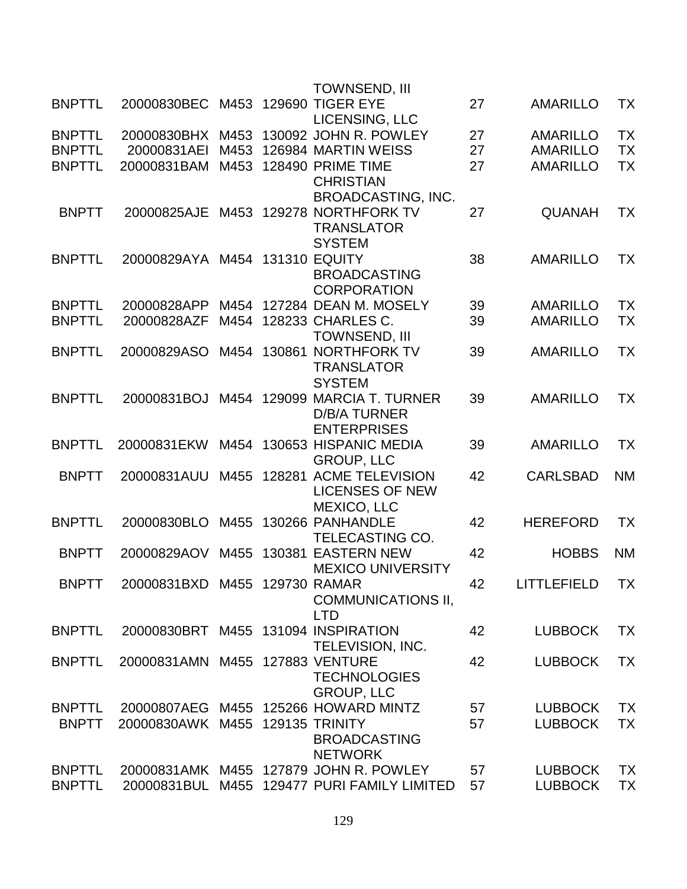| | | | | TOWNSEND, III | | | |
|---|---|---|---|---|---|---|---|
| BNPTTL | 20000830BEC | M453 | 129690 | TIGER EYE LICENSING, LLC | 27 | AMARILLO | TX |
| BNPTTL | 20000830BHX | M453 | 130092 | JOHN R. POWLEY | 27 | AMARILLO | TX |
| BNPTTL | 20000831AEI | M453 | 126984 | MARTIN WEISS | 27 | AMARILLO | TX |
| BNPTTL | 20000831BAM | M453 | 128490 | PRIME TIME CHRISTIAN BROADCASTING, INC. | 27 | AMARILLO | TX |
| BNPTT | 20000825AJE | M453 | 129278 | NORTHFORK TV TRANSLATOR SYSTEM | 27 | QUANAH | TX |
| BNPTTL | 20000829AYA | M454 | 131310 | EQUITY BROADCASTING CORPORATION | 38 | AMARILLO | TX |
| BNPTTL | 20000828APP | M454 | 127284 | DEAN M. MOSELY | 39 | AMARILLO | TX |
| BNPTTL | 20000828AZF | M454 | 128233 | CHARLES C. TOWNSEND, III | 39 | AMARILLO | TX |
| BNPTTL | 20000829ASO | M454 | 130861 | NORTHFORK TV TRANSLATOR SYSTEM | 39 | AMARILLO | TX |
| BNPTTL | 20000831BOJ | M454 | 129099 | MARCIA T. TURNER D/B/A TURNER ENTERPRISES | 39 | AMARILLO | TX |
| BNPTTL | 20000831EKW | M454 | 130653 | HISPANIC MEDIA GROUP, LLC | 39 | AMARILLO | TX |
| BNPTT | 20000831AUU | M455 | 128281 | ACME TELEVISION LICENSES OF NEW MEXICO, LLC | 42 | CARLSBAD | NM |
| BNPTTL | 20000830BLO | M455 | 130266 | PANHANDLE TELECASTING CO. | 42 | HEREFORD | TX |
| BNPTT | 20000829AOV | M455 | 130381 | EASTERN NEW MEXICO UNIVERSITY | 42 | HOBBS | NM |
| BNPTT | 20000831BXD | M455 | 129730 | RAMAR COMMUNICATIONS II, LTD | 42 | LITTLEFIELD | TX |
| BNPTTL | 20000830BRT | M455 | 131094 | INSPIRATION TELEVISION, INC. | 42 | LUBBOCK | TX |
| BNPTTL | 20000831AMN | M455 | 127883 | VENTURE TECHNOLOGIES GROUP, LLC | 42 | LUBBOCK | TX |
| BNPTTL | 20000807AEG | M455 | 125266 | HOWARD MINTZ | 57 | LUBBOCK | TX |
| BNPTT | 20000830AWK | M455 | 129135 | TRINITY BROADCASTING NETWORK | 57 | LUBBOCK | TX |
| BNPTTL | 20000831AMK | M455 | 127879 | JOHN R. POWLEY | 57 | LUBBOCK | TX |
| BNPTTL | 20000831BUL | M455 | 129477 | PURI FAMILY LIMITED | 57 | LUBBOCK | TX |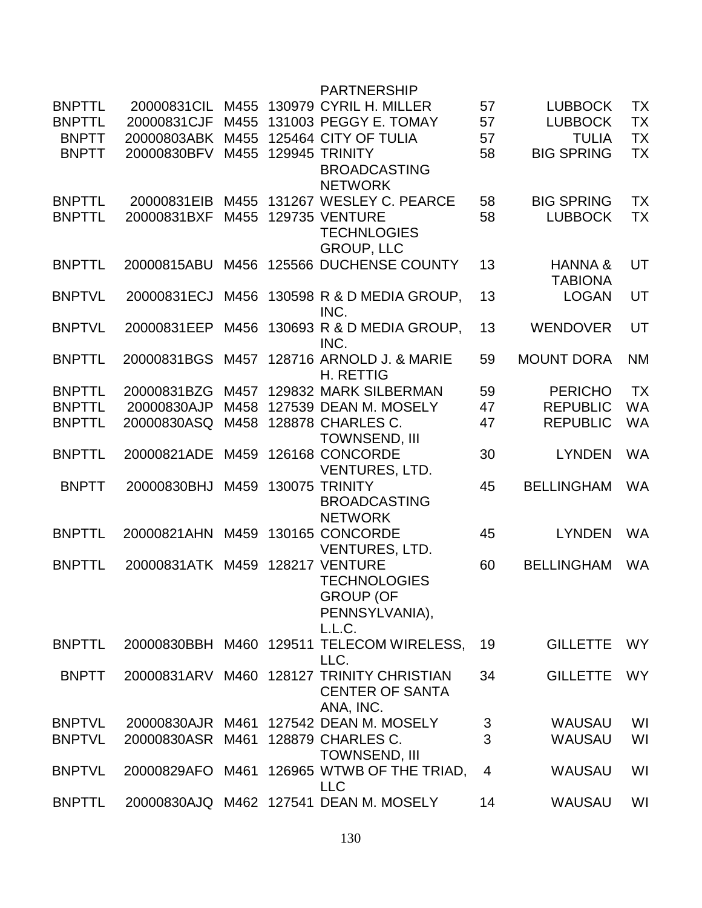| | | | | PARTNERSHIP | | | |
|---|---|---|---|---|---|---|---|
| BNPTTL | 20000831CIL | M455 | 130979 | CYRIL H. MILLER | 57 | LUBBOCK | TX |
| BNPTTL | 20000831CJF | M455 | 131003 | PEGGY E. TOMAY | 57 | LUBBOCK | TX |
| BNPTT | 20000803ABK | M455 | 125464 | CITY OF TULIA | 57 | TULIA | TX |
| BNPTT | 20000830BFV | M455 | 129945 | TRINITY BROADCASTING NETWORK | 58 | BIG SPRING | TX |
| BNPTTL | 20000831EIB | M455 | 131267 | WESLEY C. PEARCE | 58 | BIG SPRING | TX |
| BNPTTL | 20000831BXF | M455 | 129735 | VENTURE TECHNLOGIES GROUP, LLC | 58 | LUBBOCK | TX |
| BNPTTL | 20000815ABU | M456 | 125566 | DUCHENSE COUNTY | 13 | HANNA & TABIONA | UT |
| BNPTVL | 20000831ECJ | M456 | 130598 | R & D MEDIA GROUP, INC. | 13 | LOGAN | UT |
| BNPTVL | 20000831EEP | M456 | 130693 | R & D MEDIA GROUP, INC. | 13 | WENDOVER | UT |
| BNPTTL | 20000831BGS | M457 | 128716 | ARNOLD J. & MARIE H. RETTIG | 59 | MOUNT DORA | NM |
| BNPTTL | 20000831BZG | M457 | 129832 | MARK SILBERMAN | 59 | PERICHO | TX |
| BNPTTL | 20000830AJP | M458 | 127539 | DEAN M. MOSELY | 47 | REPUBLIC | WA |
| BNPTTL | 20000830ASQ | M458 | 128878 | CHARLES C. TOWNSEND, III | 47 | REPUBLIC | WA |
| BNPTTL | 20000821ADE | M459 | 126168 | CONCORDE VENTURES, LTD. | 30 | LYNDEN | WA |
| BNPTT | 20000830BHJ | M459 | 130075 | TRINITY BROADCASTING NETWORK | 45 | BELLINGHAM | WA |
| BNPTTL | 20000821AHN | M459 | 130165 | CONCORDE VENTURES, LTD. | 45 | LYNDEN | WA |
| BNPTTL | 20000831ATK | M459 | 128217 | VENTURE TECHNOLOGIES GROUP (OF PENNSYLVANIA), L.L.C. | 60 | BELLINGHAM | WA |
| BNPTTL | 20000830BBH | M460 | 129511 | TELECOM WIRELESS, LLC. | 19 | GILLETTE | WY |
| BNPTT | 20000831ARV | M460 | 128127 | TRINITY CHRISTIAN CENTER OF SANTA ANA, INC. | 34 | GILLETTE | WY |
| BNPTVL | 20000830AJR | M461 | 127542 | DEAN M. MOSELY | 3 | WAUSAU | WI |
| BNPTVL | 20000830ASR | M461 | 128879 | CHARLES C. TOWNSEND, III | 3 | WAUSAU | WI |
| BNPTVL | 20000829AFO | M461 | 126965 | WTWB OF THE TRIAD, LLC | 4 | WAUSAU | WI |
| BNPTTL | 20000830AJQ | M462 | 127541 | DEAN M. MOSELY | 14 | WAUSAU | WI |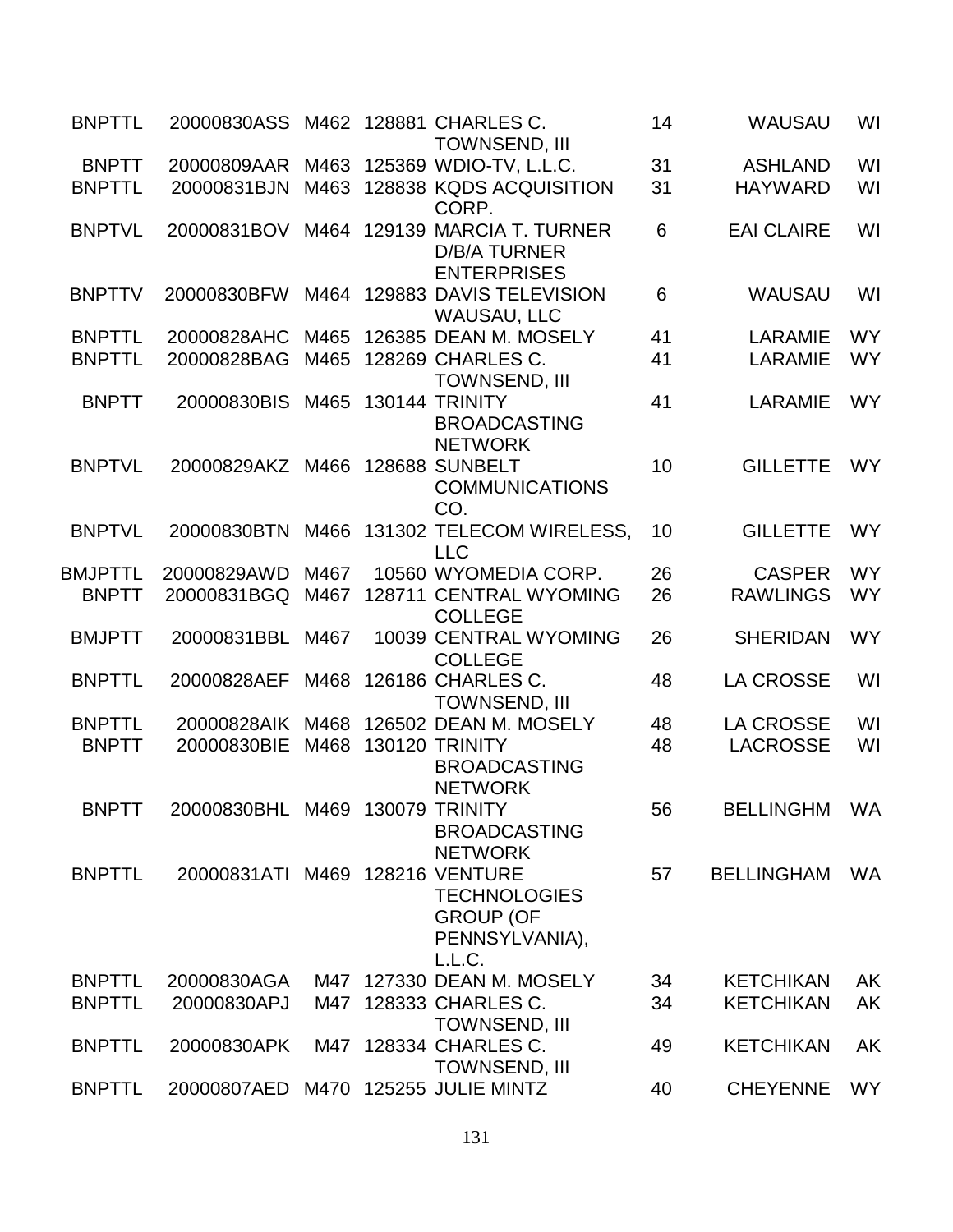| | | | | | | | |
|---|---|---|---|---|---|---|---|
| BNPTTL | 20000830ASS | M462 | 128881 | CHARLES C. TOWNSEND, III | 14 | WAUSAU | WI |
| BNPTT | 20000809AAR | M463 | 125369 | WDIO-TV, L.L.C. | 31 | ASHLAND | WI |
| BNPTTL | 20000831BJN | M463 | 128838 | KQDS ACQUISITION CORP. | 31 | HAYWARD | WI |
| BNPTVL | 20000831BOV | M464 | 129139 | MARCIA T. TURNER D/B/A TURNER ENTERPRISES | 6 | EAI CLAIRE | WI |
| BNPTTV | 20000830BFW | M464 | 129883 | DAVIS TELEVISION WAUSAU, LLC | 6 | WAUSAU | WI |
| BNPTTL | 20000828AHC | M465 | 126385 | DEAN M. MOSELY | 41 | LARAMIE | WY |
| BNPTTL | 20000828BAG | M465 | 128269 | CHARLES C. TOWNSEND, III | 41 | LARAMIE | WY |
| BNPTT | 20000830BIS | M465 | 130144 | TRINITY BROADCASTING NETWORK | 41 | LARAMIE | WY |
| BNPTVL | 20000829AKZ | M466 | 128688 | SUNBELT COMMUNICATIONS CO. | 10 | GILLETTE | WY |
| BNPTVL | 20000830BTN | M466 | 131302 | TELECOM WIRELESS, LLC | 10 | GILLETTE | WY |
| BMJPTTL | 20000829AWD | M467 | 10560 | WYOMEDIA CORP. | 26 | CASPER | WY |
| BNPTT | 20000831BGQ | M467 | 128711 | CENTRAL WYOMING COLLEGE | 26 | RAWLINGS | WY |
| BMJPTT | 20000831BBL | M467 | 10039 | CENTRAL WYOMING COLLEGE | 26 | SHERIDAN | WY |
| BNPTTL | 20000828AEF | M468 | 126186 | CHARLES C. TOWNSEND, III | 48 | LA CROSSE | WI |
| BNPTTL | 20000828AIK | M468 | 126502 | DEAN M. MOSELY | 48 | LA CROSSE | WI |
| BNPTT | 20000830BIE | M468 | 130120 | TRINITY BROADCASTING NETWORK | 48 | LACROSSE | WI |
| BNPTT | 20000830BHL | M469 | 130079 | TRINITY BROADCASTING NETWORK | 56 | BELLINGHM | WA |
| BNPTTL | 20000831ATI | M469 | 128216 | VENTURE TECHNOLOGIES GROUP (OF PENNSYLVANIA), L.L.C. | 57 | BELLINGHAM | WA |
| BNPTTL | 20000830AGA | M47 | 127330 | DEAN M. MOSELY | 34 | KETCHIKAN | AK |
| BNPTTL | 20000830APJ | M47 | 128333 | CHARLES C. TOWNSEND, III | 34 | KETCHIKAN | AK |
| BNPTTL | 20000830APK | M47 | 128334 | CHARLES C. TOWNSEND, III | 49 | KETCHIKAN | AK |
| BNPTTL | 20000807AED | M470 | 125255 | JULIE MINTZ | 40 | CHEYENNE | WY |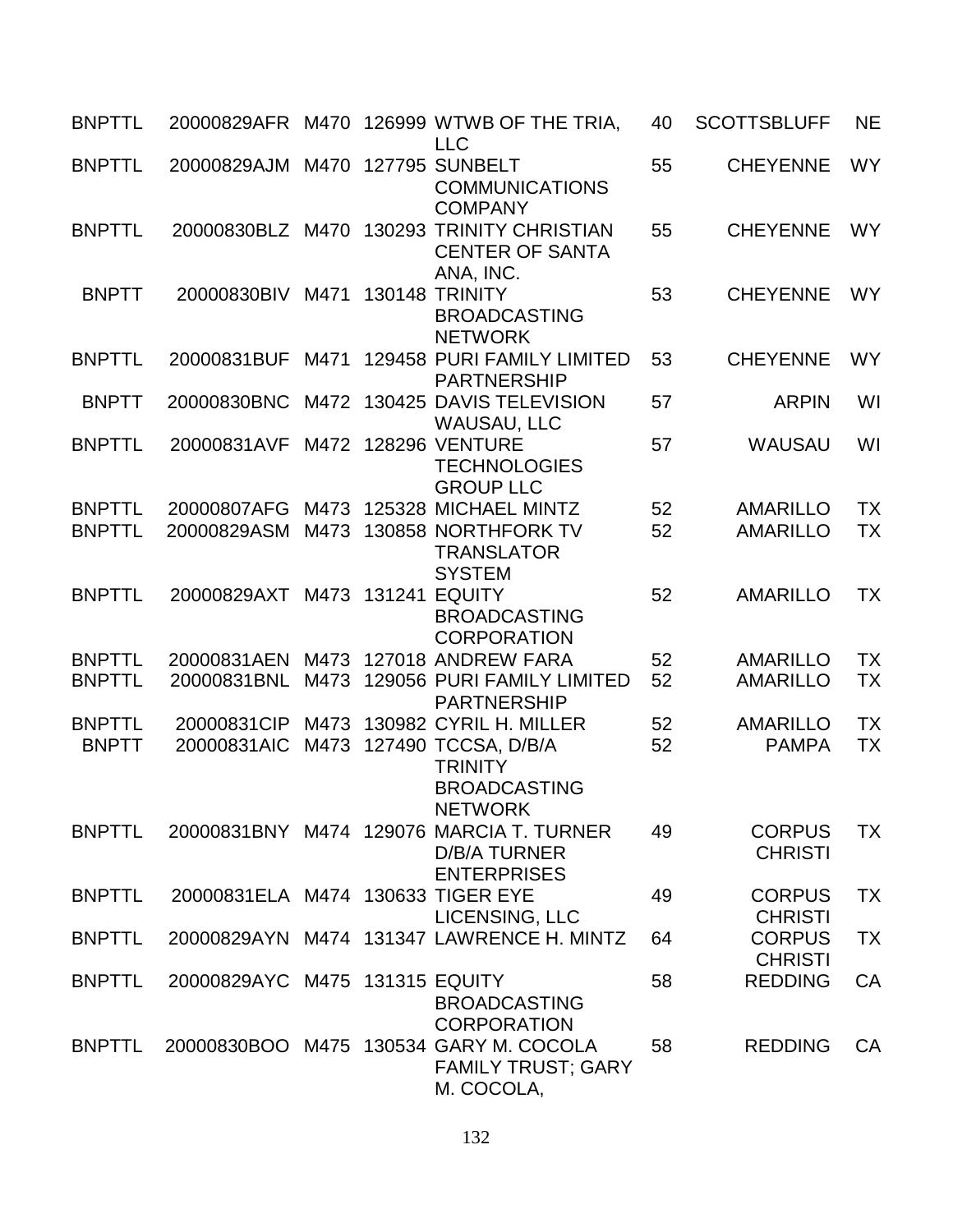| | | | | | | | |
|---|---|---|---|---|---|---|---|
| BNPTTL | 20000829AFR | M470 | 126999 | WTWB OF THE TRIA, LLC | 40 | SCOTTSBLUFF | NE |
| BNPTTL | 20000829AJM | M470 | 127795 | SUNBELT COMMUNICATIONS COMPANY | 55 | CHEYENNE | WY |
| BNPTTL | 20000830BLZ | M470 | 130293 | TRINITY CHRISTIAN CENTER OF SANTA ANA, INC. | 55 | CHEYENNE | WY |
| BNPTT | 20000830BIV | M471 | 130148 | TRINITY BROADCASTING NETWORK | 53 | CHEYENNE | WY |
| BNPTTL | 20000831BUF | M471 | 129458 | PURI FAMILY LIMITED PARTNERSHIP | 53 | CHEYENNE | WY |
| BNPTT | 20000830BNC | M472 | 130425 | DAVIS TELEVISION WAUSAU, LLC | 57 | ARPIN | WI |
| BNPTTL | 20000831AVF | M472 | 128296 | VENTURE TECHNOLOGIES GROUP LLC | 57 | WAUSAU | WI |
| BNPTTL | 20000807AFG | M473 | 125328 | MICHAEL MINTZ | 52 | AMARILLO | TX |
| BNPTTL | 20000829ASM | M473 | 130858 | NORTHFORK TV TRANSLATOR SYSTEM | 52 | AMARILLO | TX |
| BNPTTL | 20000829AXT | M473 | 131241 | EQUITY BROADCASTING CORPORATION | 52 | AMARILLO | TX |
| BNPTTL | 20000831AEN | M473 | 127018 | ANDREW FARA | 52 | AMARILLO | TX |
| BNPTTL | 20000831BNL | M473 | 129056 | PURI FAMILY LIMITED PARTNERSHIP | 52 | AMARILLO | TX |
| BNPTTL | 20000831CIP | M473 | 130982 | CYRIL H. MILLER | 52 | AMARILLO | TX |
| BNPTT | 20000831AIC | M473 | 127490 | TCCSA, D/B/A TRINITY BROADCASTING NETWORK | 52 | PAMPA | TX |
| BNPTTL | 20000831BNY | M474 | 129076 | MARCIA T. TURNER D/B/A TURNER ENTERPRISES | 49 | CORPUS CHRISTI | TX |
| BNPTTL | 20000831ELA | M474 | 130633 | TIGER EYE LICENSING, LLC | 49 | CORPUS CHRISTI | TX |
| BNPTTL | 20000829AYN | M474 | 131347 | LAWRENCE H. MINTZ | 64 | CORPUS CHRISTI | TX |
| BNPTTL | 20000829AYC | M475 | 131315 | EQUITY BROADCASTING CORPORATION | 58 | REDDING | CA |
| BNPTTL | 20000830BOO | M475 | 130534 | GARY M. COCOLA FAMILY TRUST; GARY M. COCOLA, | 58 | REDDING | CA |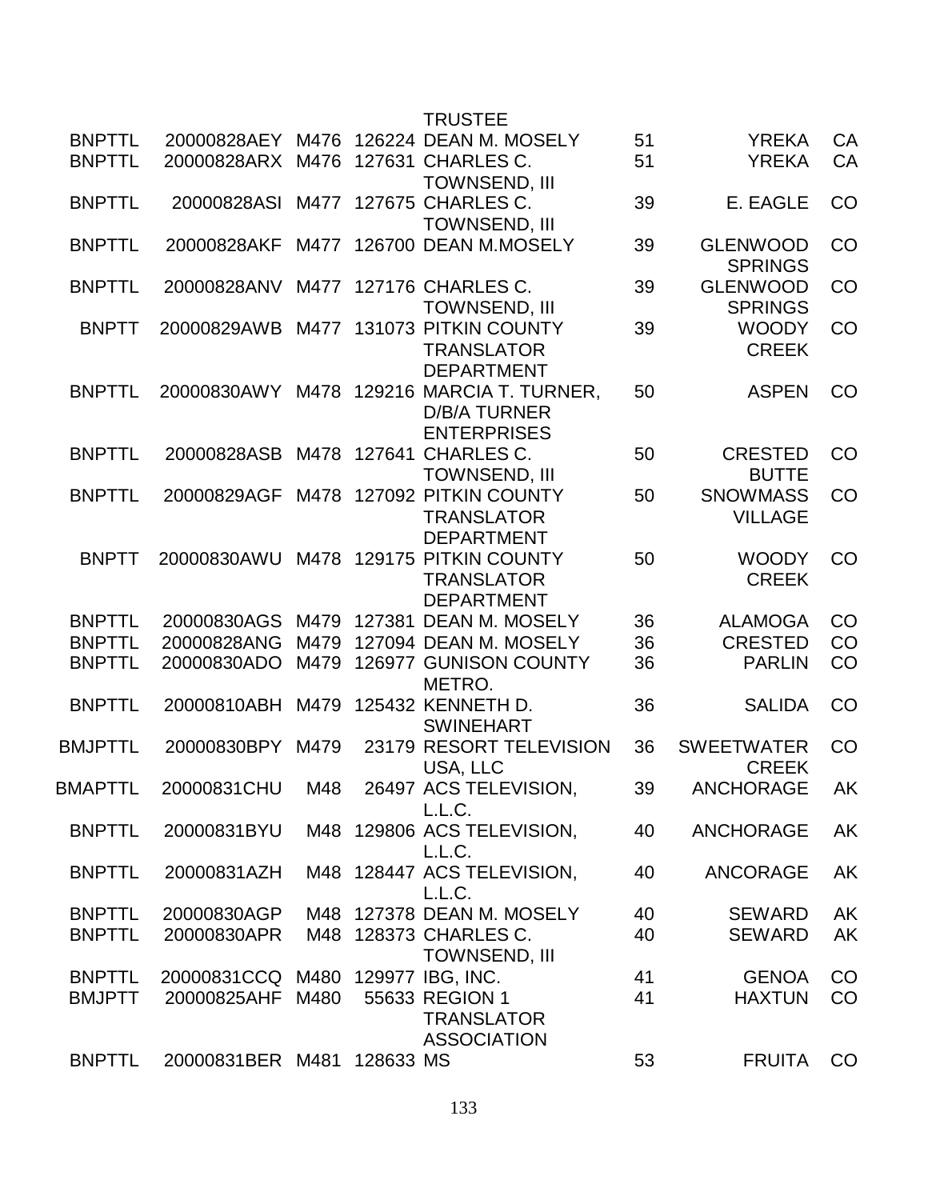| | | | | | | | |
|---|---|---|---|---|---|---|---|
| | | | | TRUSTEE | | | |
| BNPTTL | 20000828AEY | M476 | 126224 | DEAN M. MOSELY | 51 | YREKA | CA |
| BNPTTL | 20000828ARX | M476 | 127631 | CHARLES C. TOWNSEND, III | 51 | YREKA | CA |
| BNPTTL | 20000828ASI | M477 | 127675 | CHARLES C. TOWNSEND, III | 39 | E. EAGLE | CO |
| BNPTTL | 20000828AKF | M477 | 126700 | DEAN M.MOSELY | 39 | GLENWOOD SPRINGS | CO |
| BNPTTL | 20000828ANV | M477 | 127176 | CHARLES C. TOWNSEND, III | 39 | GLENWOOD SPRINGS | CO |
| BNPTT | 20000829AWB | M477 | 131073 | PITKIN COUNTY TRANSLATOR DEPARTMENT | 39 | WOODY CREEK | CO |
| BNPTTL | 20000830AWY | M478 | 129216 | MARCIA T. TURNER, D/B/A TURNER ENTERPRISES | 50 | ASPEN | CO |
| BNPTTL | 20000828ASB | M478 | 127641 | CHARLES C. TOWNSEND, III | 50 | CRESTED BUTTE | CO |
| BNPTTL | 20000829AGF | M478 | 127092 | PITKIN COUNTY TRANSLATOR DEPARTMENT | 50 | SNOWMASS VILLAGE | CO |
| BNPTT | 20000830AWU | M478 | 129175 | PITKIN COUNTY TRANSLATOR DEPARTMENT | 50 | WOODY CREEK | CO |
| BNPTTL | 20000830AGS | M479 | 127381 | DEAN M. MOSELY | 36 | ALAMOGA | CO |
| BNPTTL | 20000828ANG | M479 | 127094 | DEAN M. MOSELY | 36 | CRESTED | CO |
| BNPTTL | 20000830ADO | M479 | 126977 | GUNISON COUNTY METRO. | 36 | PARLIN | CO |
| BNPTTL | 20000810ABH | M479 | 125432 | KENNETH D. SWINEHART | 36 | SALIDA | CO |
| BMJPTTL | 20000830BPY | M479 | 23179 | RESORT TELEVISION USA, LLC | 36 | SWEETWATER CREEK | CO |
| BMAPTTL | 20000831CHU | M48 | 26497 | ACS TELEVISION, L.L.C. | 39 | ANCHORAGE | AK |
| BNPTTL | 20000831BYU | M48 | 129806 | ACS TELEVISION, L.L.C. | 40 | ANCHORAGE | AK |
| BNPTTL | 20000831AZH | M48 | 128447 | ACS TELEVISION, L.L.C. | 40 | ANCORAGE | AK |
| BNPTTL | 20000830AGP | M48 | 127378 | DEAN M. MOSELY | 40 | SEWARD | AK |
| BNPTTL | 20000830APR | M48 | 128373 | CHARLES C. TOWNSEND, III | 40 | SEWARD | AK |
| BNPTTL | 20000831CCQ | M480 | 129977 | IBG, INC. | 41 | GENOA | CO |
| BMJPTT | 20000825AHF | M480 | 55633 | REGION 1 TRANSLATOR ASSOCIATION | 41 | HAXTUN | CO |
| BNPTTL | 20000831BER | M481 | 128633 | MS | 53 | FRUITA | CO |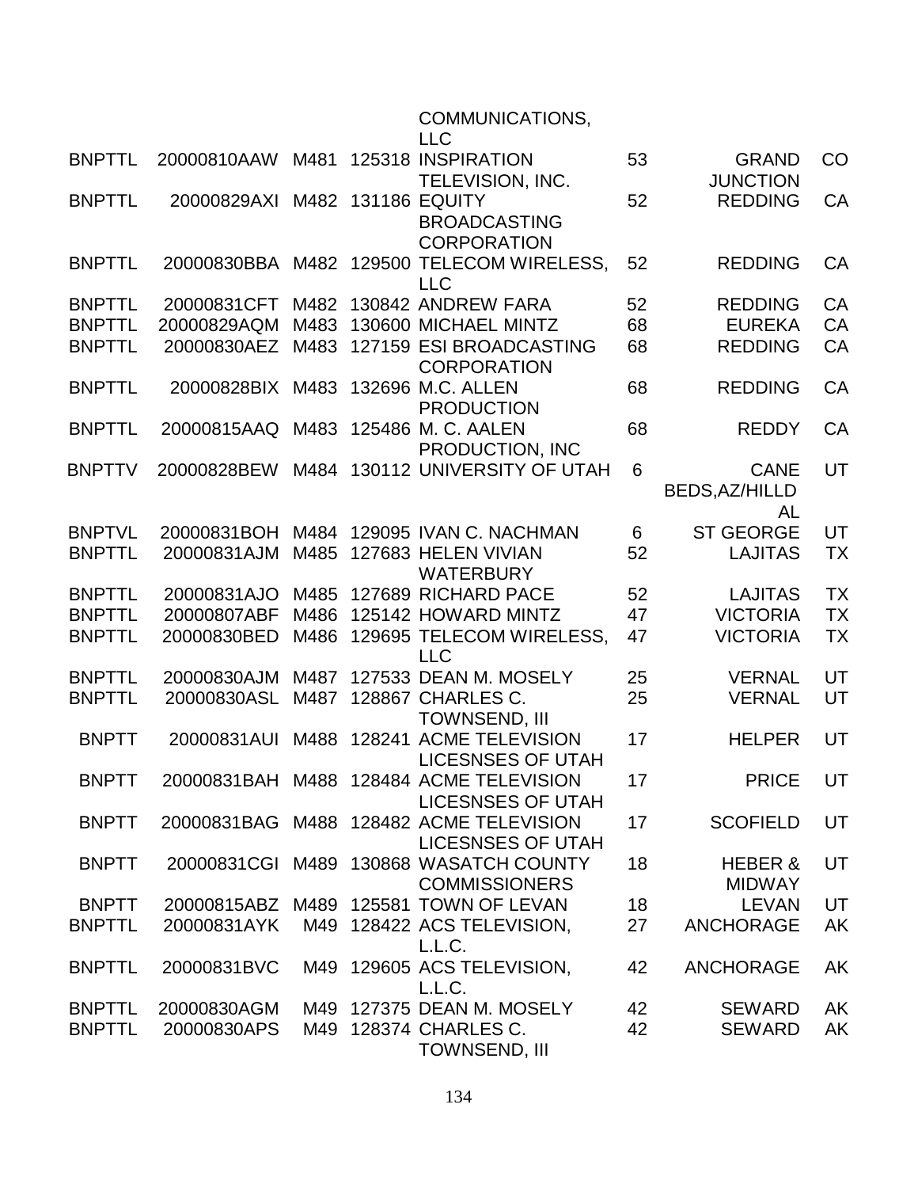| | | | | | | | |
|---|---|---|---|---|---|---|---|
| | | | | COMMUNICATIONS, LLC | | | |
| BNPTTL | 20000810AAW | M481 | 125318 | INSPIRATION TELEVISION, INC. | 53 | GRAND JUNCTION | CO |
| BNPTTL | 20000829AXI | M482 | 131186 | EQUITY BROADCASTING CORPORATION | 52 | REDDING | CA |
| BNPTTL | 20000830BBA | M482 | 129500 | TELECOM WIRELESS, LLC | 52 | REDDING | CA |
| BNPTTL | 20000831CFT | M482 | 130842 | ANDREW FARA | 52 | REDDING | CA |
| BNPTTL | 20000829AQM | M483 | 130600 | MICHAEL MINTZ | 68 | EUREKA | CA |
| BNPTTL | 20000830AEZ | M483 | 127159 | ESI BROADCASTING CORPORATION | 68 | REDDING | CA |
| BNPTTL | 20000828BIX | M483 | 132696 | M.C. ALLEN PRODUCTION | 68 | REDDING | CA |
| BNPTTL | 20000815AAQ | M483 | 125486 | M. C. AALEN PRODUCTION, INC | 68 | REDDY | CA |
| BNPTTV | 20000828BEW | M484 | 130112 | UNIVERSITY OF UTAH | 6 | CANE BEDS,AZ/HILLDAL | UT |
| BNPTVL | 20000831BOH | M484 | 129095 | IVAN C. NACHMAN | 6 | ST GEORGE | UT |
| BNPTTL | 20000831AJM | M485 | 127683 | HELEN VIVIAN WATERBURY | 52 | LAJITAS | TX |
| BNPTTL | 20000831AJO | M485 | 127689 | RICHARD PACE | 52 | LAJITAS | TX |
| BNPTTL | 20000807ABF | M486 | 125142 | HOWARD MINTZ | 47 | VICTORIA | TX |
| BNPTTL | 20000830BED | M486 | 129695 | TELECOM WIRELESS, LLC | 47 | VICTORIA | TX |
| BNPTTL | 20000830AJM | M487 | 127533 | DEAN M. MOSELY | 25 | VERNAL | UT |
| BNPTTL | 20000830ASL | M487 | 128867 | CHARLES C. TOWNSEND, III | 25 | VERNAL | UT |
| BNPTT | 20000831AUI | M488 | 128241 | ACME TELEVISION LICESNSES OF UTAH | 17 | HELPER | UT |
| BNPTT | 20000831BAH | M488 | 128484 | ACME TELEVISION LICESNSES OF UTAH | 17 | PRICE | UT |
| BNPTT | 20000831BAG | M488 | 128482 | ACME TELEVISION LICESNSES OF UTAH | 17 | SCOFIELD | UT |
| BNPTT | 20000831CGI | M489 | 130868 | WASATCH COUNTY COMMISSIONERS | 18 | HEBER & MIDWAY | UT |
| BNPTT | 20000815ABZ | M489 | 125581 | TOWN OF LEVAN | 18 | LEVAN | UT |
| BNPTTL | 20000831AYK | M49 | 128422 | ACS TELEVISION, L.L.C. | 27 | ANCHORAGE | AK |
| BNPTTL | 20000831BVC | M49 | 129605 | ACS TELEVISION, L.L.C. | 42 | ANCHORAGE | AK |
| BNPTTL | 20000830AGM | M49 | 127375 | DEAN M. MOSELY | 42 | SEWARD | AK |
| BNPTTL | 20000830APS | M49 | 128374 | CHARLES C. TOWNSEND, III | 42 | SEWARD | AK |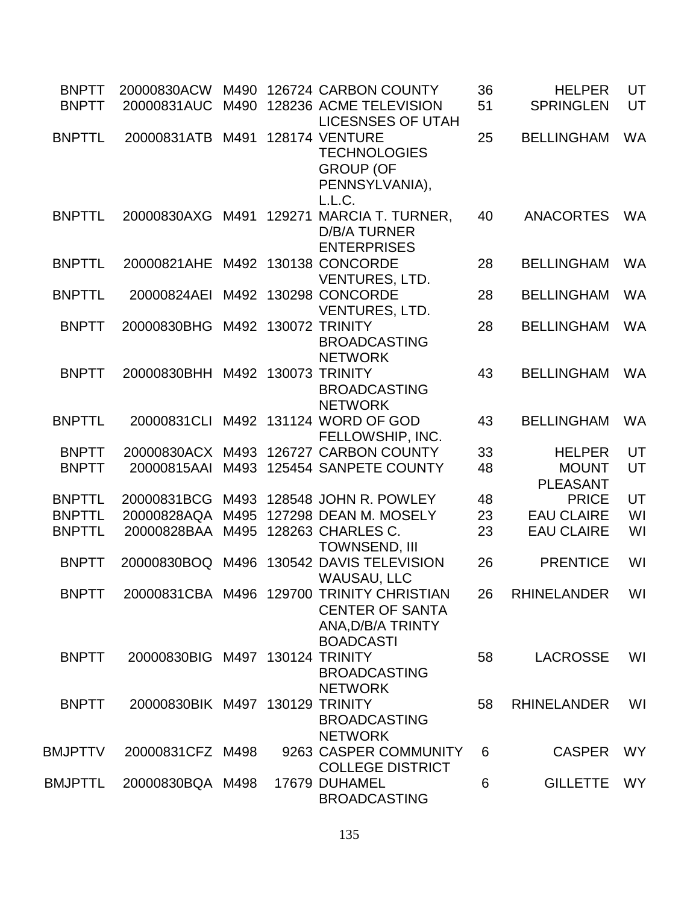| | | | | | | | |
|---|---|---|---|---|---|---|---|
| BNPTT | 20000830ACW | M490 | 126724 | CARBON COUNTY | 36 | HELPER | UT |
| BNPTT | 20000831AUC | M490 | 128236 | ACME TELEVISION LICESNSES OF UTAH | 51 | SPRINGLEN | UT |
| BNPTTL | 20000831ATB | M491 | 128174 | VENTURE TECHNOLOGIES GROUP (OF PENNSYLVANIA), L.L.C. | 25 | BELLINGHAM | WA |
| BNPTTL | 20000830AXG | M491 | 129271 | MARCIA T. TURNER, D/B/A TURNER ENTERPRISES | 40 | ANACORTES | WA |
| BNPTTL | 20000821AHE | M492 | 130138 | CONCORDE VENTURES, LTD. | 28 | BELLINGHAM | WA |
| BNPTTL | 20000824AEI | M492 | 130298 | CONCORDE VENTURES, LTD. | 28 | BELLINGHAM | WA |
| BNPTT | 20000830BHG | M492 | 130072 | TRINITY BROADCASTING NETWORK | 28 | BELLINGHAM | WA |
| BNPTT | 20000830BHH | M492 | 130073 | TRINITY BROADCASTING NETWORK | 43 | BELLINGHAM | WA |
| BNPTTL | 20000831CLI | M492 | 131124 | WORD OF GOD FELLOWSHIP, INC. | 43 | BELLINGHAM | WA |
| BNPTT | 20000830ACX | M493 | 126727 | CARBON COUNTY | 33 | HELPER | UT |
| BNPTT | 20000815AAI | M493 | 125454 | SANPETE COUNTY | 48 | MOUNT PLEASANT | UT |
| BNPTTL | 20000831BCG | M493 | 128548 | JOHN R. POWLEY | 48 | PRICE | UT |
| BNPTTL | 20000828AQA | M495 | 127298 | DEAN M. MOSELY | 23 | EAU CLAIRE | WI |
| BNPTTL | 20000828BAA | M495 | 128263 | CHARLES C. TOWNSEND, III | 23 | EAU CLAIRE | WI |
| BNPTT | 20000830BOQ | M496 | 130542 | DAVIS TELEVISION WAUSAU, LLC | 26 | PRENTICE | WI |
| BNPTT | 20000831CBA | M496 | 129700 | TRINITY CHRISTIAN CENTER OF SANTA ANA,D/B/A TRINTY BOADCASTI | 26 | RHINELANDER | WI |
| BNPTT | 20000830BIG | M497 | 130124 | TRINITY BROADCASTING NETWORK | 58 | LACROSSE | WI |
| BNPTT | 20000830BIK | M497 | 130129 | TRINITY BROADCASTING NETWORK | 58 | RHINELANDER | WI |
| BMJPTTV | 20000831CFZ | M498 | 9263 | CASPER COMMUNITY COLLEGE DISTRICT | 6 | CASPER | WY |
| BMJPTTL | 20000830BQA | M498 | 17679 | DUHAMEL BROADCASTING | 6 | GILLETTE | WY |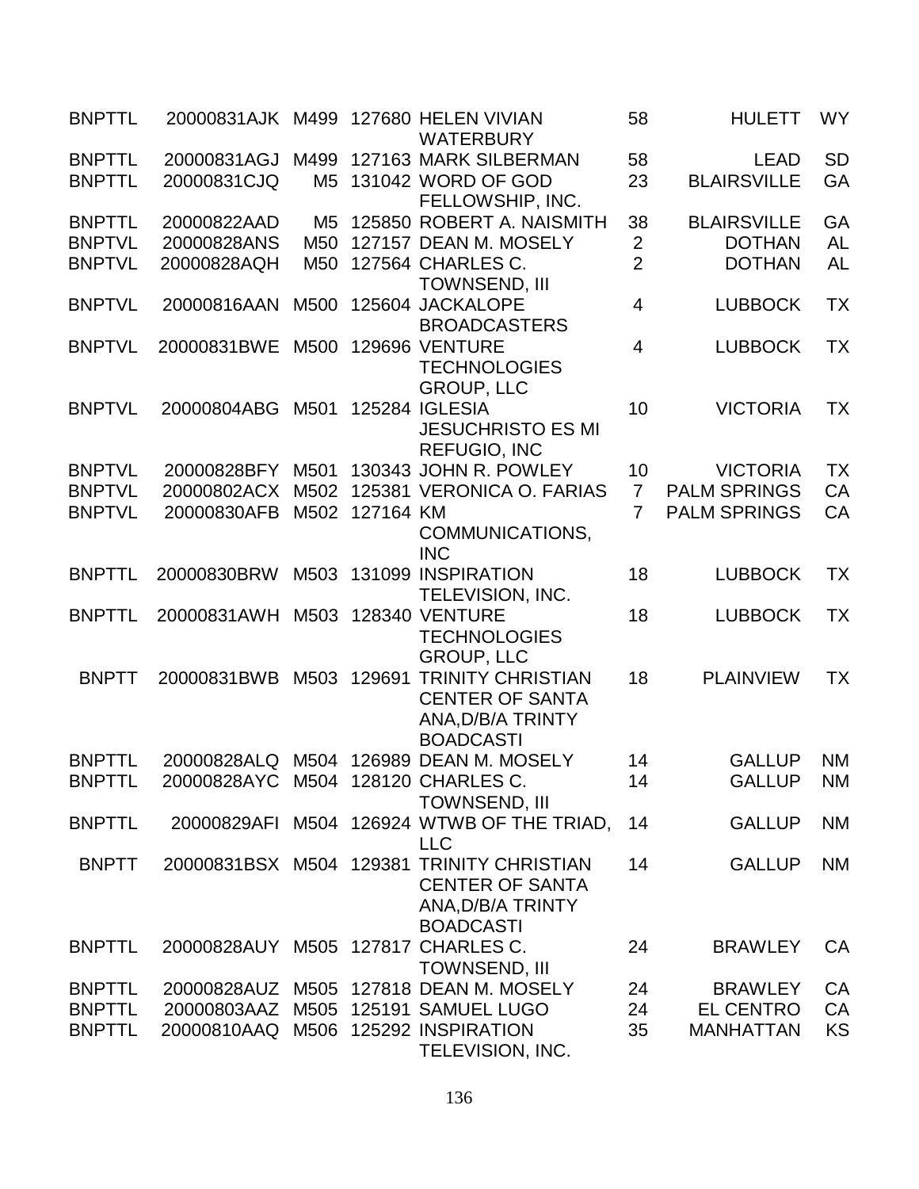| | | | | | | | |
|---|---|---|---|---|---|---|---|
| BNPTTL | 20000831AJK | M499 | 127680 | HELEN VIVIAN WATERBURY | 58 | HULETT | WY |
| BNPTTL | 20000831AGJ | M499 | 127163 | MARK SILBERMAN | 58 | LEAD | SD |
| BNPTTL | 20000831CJQ | M5 | 131042 | WORD OF GOD FELLOWSHIP, INC. | 23 | BLAIRSVILLE | GA |
| BNPTTL | 20000822AAD | M5 | 125850 | ROBERT A. NAISMITH | 38 | BLAIRSVILLE | GA |
| BNPTVL | 20000828ANS | M50 | 127157 | DEAN M. MOSELY | 2 | DOTHAN | AL |
| BNPTVL | 20000828AQH | M50 | 127564 | CHARLES C. TOWNSEND, III | 2 | DOTHAN | AL |
| BNPTVL | 20000816AAN | M500 | 125604 | JACKALOPE BROADCASTERS | 4 | LUBBOCK | TX |
| BNPTVL | 20000831BWE | M500 | 129696 | VENTURE TECHNOLOGIES GROUP, LLC | 4 | LUBBOCK | TX |
| BNPTVL | 20000804ABG | M501 | 125284 | IGLESIA JESUCHRISTO ES MI REFUGIO, INC | 10 | VICTORIA | TX |
| BNPTVL | 20000828BFY | M501 | 130343 | JOHN R. POWLEY | 10 | VICTORIA | TX |
| BNPTVL | 20000802ACX | M502 | 125381 | VERONICA O. FARIAS | 7 | PALM SPRINGS | CA |
| BNPTVL | 20000830AFB | M502 | 127164 | KM COMMUNICATIONS, INC | 7 | PALM SPRINGS | CA |
| BNPTTL | 20000830BRW | M503 | 131099 | INSPIRATION TELEVISION, INC. | 18 | LUBBOCK | TX |
| BNPTTL | 20000831AWH | M503 | 128340 | VENTURE TECHNOLOGIES GROUP, LLC | 18 | LUBBOCK | TX |
| BNPTT | 20000831BWB | M503 | 129691 | TRINITY CHRISTIAN CENTER OF SANTA ANA,D/B/A TRINTY BOADCASTI | 18 | PLAINVIEW | TX |
| BNPTTL | 20000828ALQ | M504 | 126989 | DEAN M. MOSELY | 14 | GALLUP | NM |
| BNPTTL | 20000828AYC | M504 | 128120 | CHARLES C. TOWNSEND, III | 14 | GALLUP | NM |
| BNPTTL | 20000829AFI | M504 | 126924 | WTWB OF THE TRIAD, LLC | 14 | GALLUP | NM |
| BNPTT | 20000831BSX | M504 | 129381 | TRINITY CHRISTIAN CENTER OF SANTA ANA,D/B/A TRINTY BOADCASTI | 14 | GALLUP | NM |
| BNPTTL | 20000828AUY | M505 | 127817 | CHARLES C. TOWNSEND, III | 24 | BRAWLEY | CA |
| BNPTTL | 20000828AUZ | M505 | 127818 | DEAN M. MOSELY | 24 | BRAWLEY | CA |
| BNPTTL | 20000803AAZ | M505 | 125191 | SAMUEL LUGO | 24 | EL CENTRO | CA |
| BNPTTL | 20000810AAQ | M506 | 125292 | INSPIRATION TELEVISION, INC. | 35 | MANHATTAN | KS |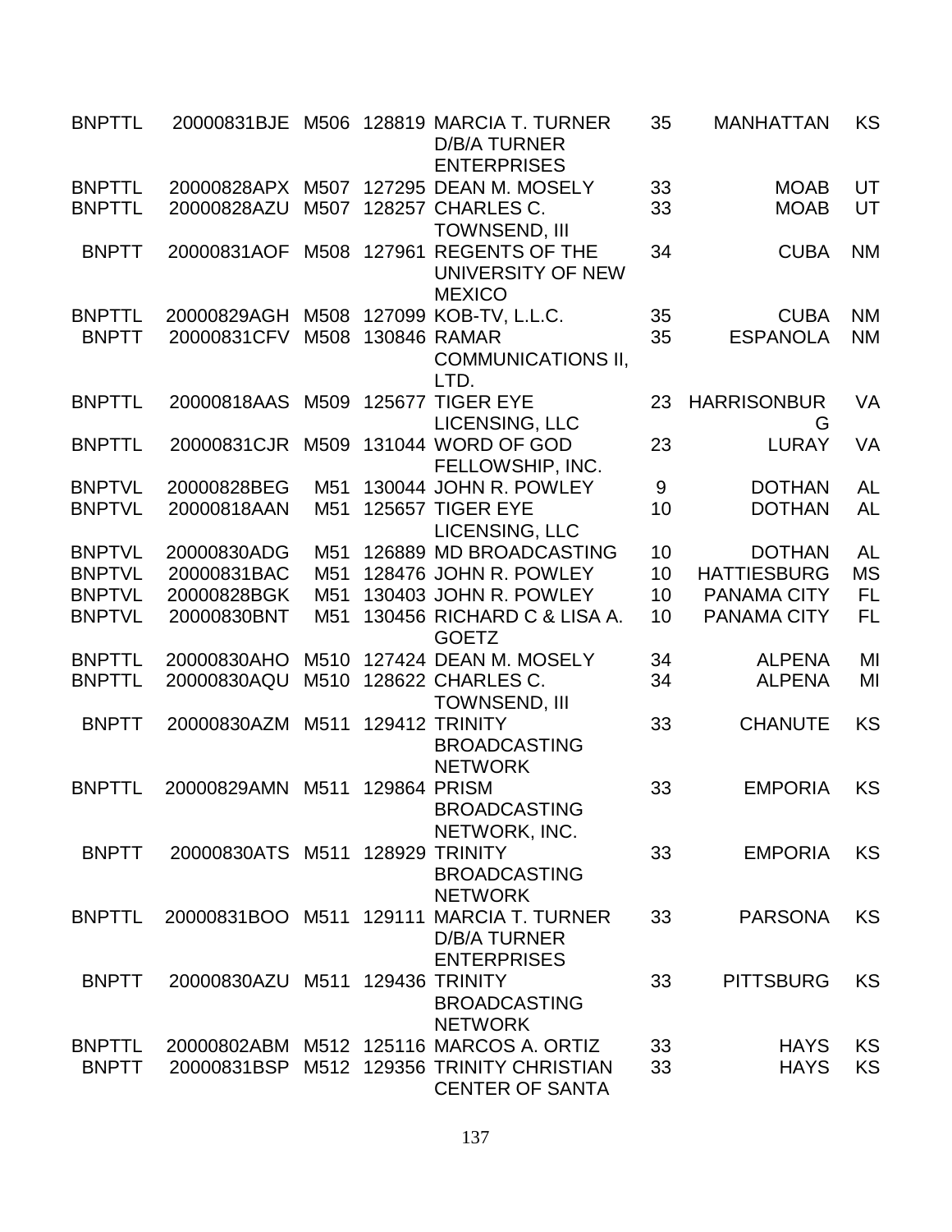| | | | | | | | |
|---|---|---|---|---|---|---|---|
| BNPTTL | 20000831BJE | M506 | 128819 | MARCIA T. TURNER D/B/A TURNER ENTERPRISES | 35 | MANHATTAN | KS |
| BNPTTL | 20000828APX | M507 | 127295 | DEAN M. MOSELY | 33 | MOAB | UT |
| BNPTTL | 20000828AZU | M507 | 128257 | CHARLES C. TOWNSEND, III | 33 | MOAB | UT |
| BNPTT | 20000831AOF | M508 | 127961 | REGENTS OF THE UNIVERSITY OF NEW MEXICO | 34 | CUBA | NM |
| BNPTTL | 20000829AGH | M508 | 127099 | KOB-TV, L.L.C. | 35 | CUBA | NM |
| BNPTT | 20000831CFV | M508 | 130846 | RAMAR COMMUNICATIONS II, LTD. | 35 | ESPANOLA | NM |
| BNPTTL | 20000818AAS | M509 | 125677 | TIGER EYE LICENSING, LLC | 23 | HARRISONBURG | VA |
| BNPTTL | 20000831CJR | M509 | 131044 | WORD OF GOD FELLOWSHIP, INC. | 23 | LURAY | VA |
| BNPTVL | 20000828BEG | M51 | 130044 | JOHN R. POWLEY | 9 | DOTHAN | AL |
| BNPTVL | 20000818AAN | M51 | 125657 | TIGER EYE LICENSING, LLC | 10 | DOTHAN | AL |
| BNPTVL | 20000830ADG | M51 | 126889 | MD BROADCASTING | 10 | DOTHAN | AL |
| BNPTVL | 20000831BAC | M51 | 128476 | JOHN R. POWLEY | 10 | HATTIESBURG | MS |
| BNPTVL | 20000828BGK | M51 | 130403 | JOHN R. POWLEY | 10 | PANAMA CITY | FL |
| BNPTVL | 20000830BNT | M51 | 130456 | RICHARD C & LISA A. GOETZ | 10 | PANAMA CITY | FL |
| BNPTTL | 20000830AHO | M510 | 127424 | DEAN M. MOSELY | 34 | ALPENA | MI |
| BNPTTL | 20000830AQU | M510 | 128622 | CHARLES C. TOWNSEND, III | 34 | ALPENA | MI |
| BNPTT | 20000830AZM | M511 | 129412 | TRINITY BROADCASTING NETWORK | 33 | CHANUTE | KS |
| BNPTTL | 20000829AMN | M511 | 129864 | PRISM BROADCASTING NETWORK, INC. | 33 | EMPORIA | KS |
| BNPTT | 20000830ATS | M511 | 128929 | TRINITY BROADCASTING NETWORK | 33 | EMPORIA | KS |
| BNPTTL | 20000831BOO | M511 | 129111 | MARCIA T. TURNER D/B/A TURNER ENTERPRISES | 33 | PARSONA | KS |
| BNPTT | 20000830AZU | M511 | 129436 | TRINITY BROADCASTING NETWORK | 33 | PITTSBURG | KS |
| BNPTTL | 20000802ABM | M512 | 125116 | MARCOS A. ORTIZ | 33 | HAYS | KS |
| BNPTT | 20000831BSP | M512 | 129356 | TRINITY CHRISTIAN CENTER OF SANTA | 33 | HAYS | KS |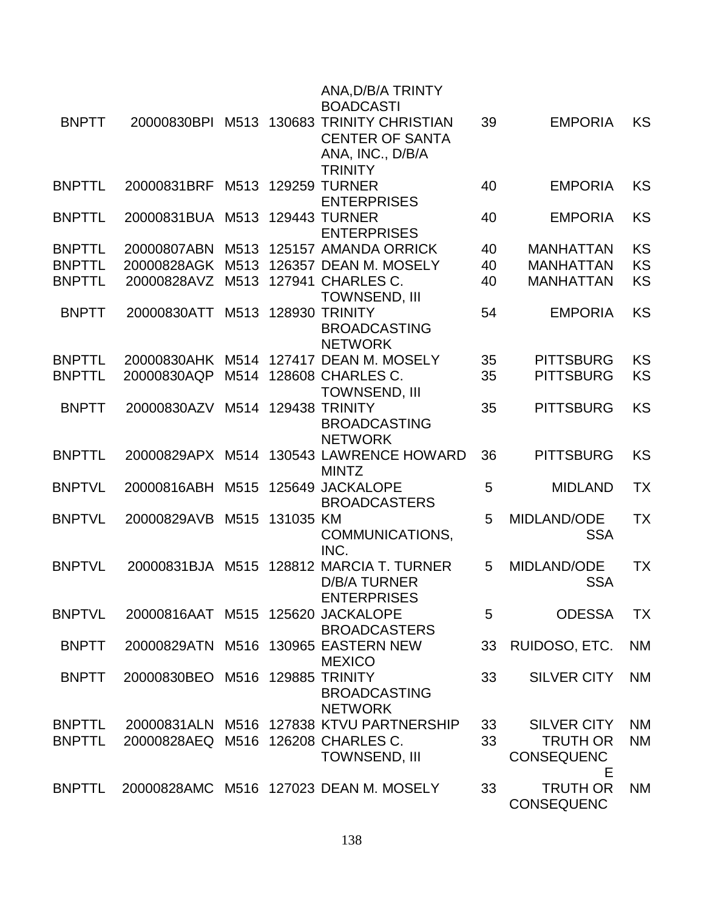| | | | | | | | |
|---|---|---|---|---|---|---|---|
| | | | | ANA,D/B/A TRINTY BOADCASTI | | | |
| BNPTT | 20000830BPI | M513 | 130683 | TRINITY CHRISTIAN CENTER OF SANTA ANA, INC., D/B/A TRINITY | 39 | EMPORIA | KS |
| BNPTTL | 20000831BRF | M513 | 129259 | TURNER ENTERPRISES | 40 | EMPORIA | KS |
| BNPTTL | 20000831BUA | M513 | 129443 | TURNER ENTERPRISES | 40 | EMPORIA | KS |
| BNPTTL | 20000807ABN | M513 | 125157 | AMANDA ORRICK | 40 | MANHATTAN | KS |
| BNPTTL | 20000828AGK | M513 | 126357 | DEAN M. MOSELY | 40 | MANHATTAN | KS |
| BNPTTL | 20000828AVZ | M513 | 127941 | CHARLES C. TOWNSEND, III | 40 | MANHATTAN | KS |
| BNPTT | 20000830ATT | M513 | 128930 | TRINITY BROADCASTING NETWORK | 54 | EMPORIA | KS |
| BNPTTL | 20000830AHK | M514 | 127417 | DEAN M. MOSELY | 35 | PITTSBURG | KS |
| BNPTTL | 20000830AQP | M514 | 128608 | CHARLES C. TOWNSEND, III | 35 | PITTSBURG | KS |
| BNPTT | 20000830AZV | M514 | 129438 | TRINITY BROADCASTING NETWORK | 35 | PITTSBURG | KS |
| BNPTTL | 20000829APX | M514 | 130543 | LAWRENCE HOWARD MINTZ | 36 | PITTSBURG | KS |
| BNPTVL | 20000816ABH | M515 | 125649 | JACKALOPE BROADCASTERS | 5 | MIDLAND | TX |
| BNPTVL | 20000829AVB | M515 | 131035 | KM COMMUNICATIONS, INC. | 5 | MIDLAND/ODESSA | TX |
| BNPTVL | 20000831BJA | M515 | 128812 | MARCIA T. TURNER D/B/A TURNER ENTERPRISES | 5 | MIDLAND/ODESSA | TX |
| BNPTVL | 20000816AAT | M515 | 125620 | JACKALOPE BROADCASTERS | 5 | ODESSA | TX |
| BNPTT | 20000829ATN | M516 | 130965 | EASTERN NEW MEXICO | 33 | RUIDOSO, ETC. | NM |
| BNPTT | 20000830BEO | M516 | 129885 | TRINITY BROADCASTING NETWORK | 33 | SILVER CITY | NM |
| BNPTTL | 20000831ALN | M516 | 127838 | KTVU PARTNERSHIP | 33 | SILVER CITY | NM |
| BNPTTL | 20000828AEQ | M516 | 126208 | CHARLES C. TOWNSEND, III | 33 | TRUTH OR CONSEQUENCE | NM |
| BNPTTL | 20000828AMC | M516 | 127023 | DEAN M. MOSELY | 33 | TRUTH OR CONSEQUENC | NM |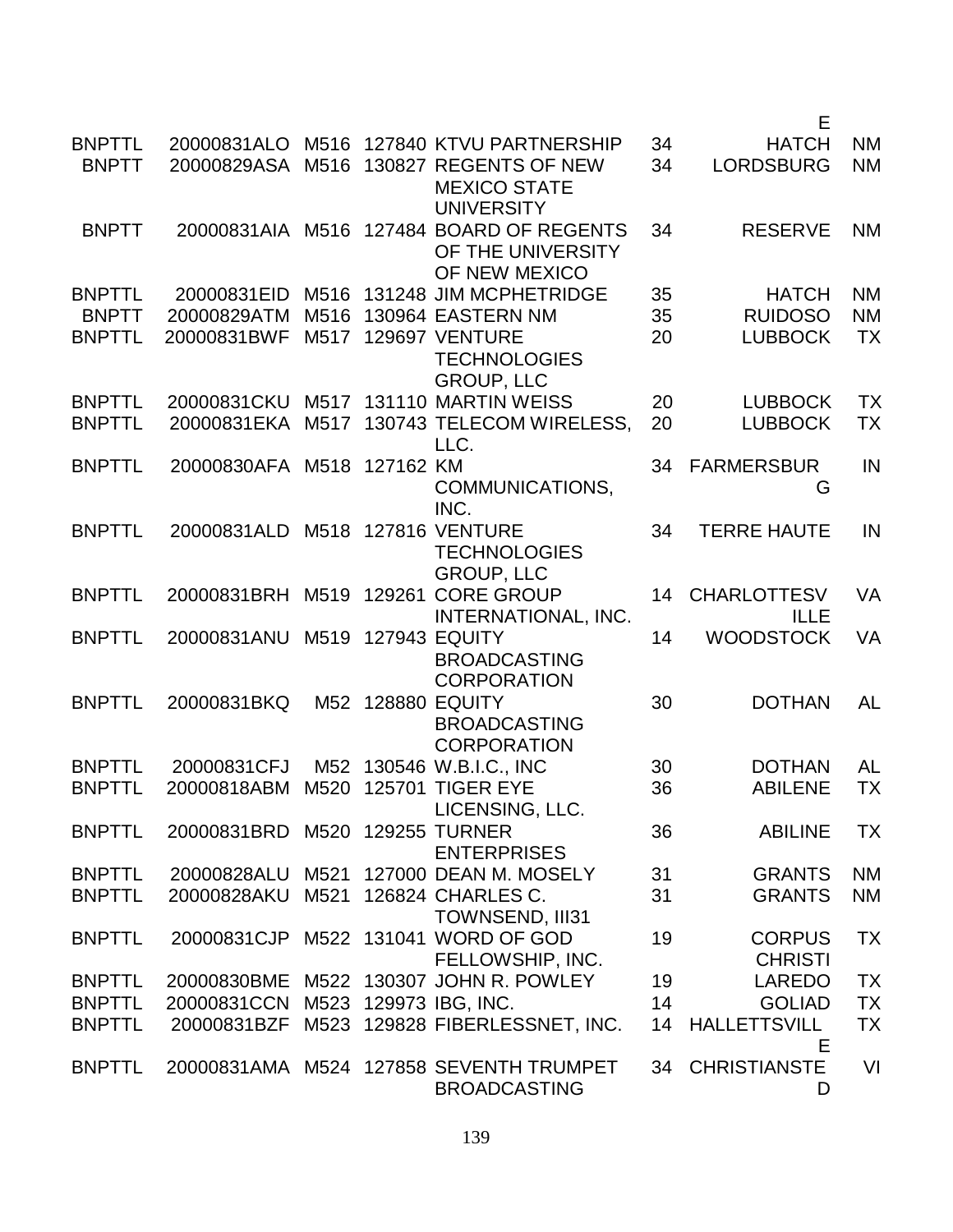| | | | | | | | |
|---|---|---|---|---|---|---|---|
| | | | | | | E | |
| BNPTTL | 20000831ALO | M516 | 127840 | KTVU PARTNERSHIP | 34 | HATCH | NM |
| BNPTT | 20000829ASA | M516 | 130827 | REGENTS OF NEW MEXICO STATE UNIVERSITY | 34 | LORDSBURG | NM |
| BNPTT | 20000831AIA | M516 | 127484 | BOARD OF REGENTS OF THE UNIVERSITY OF NEW MEXICO | 34 | RESERVE | NM |
| BNPTTL | 20000831EID | M516 | 131248 | JIM MCPHETRIDGE | 35 | HATCH | NM |
| BNPTT | 20000829ATM | M516 | 130964 | EASTERN NM | 35 | RUIDOSO | NM |
| BNPTTL | 20000831BWF | M517 | 129697 | VENTURE TECHNOLOGIES GROUP, LLC | 20 | LUBBOCK | TX |
| BNPTTL | 20000831CKU | M517 | 131110 | MARTIN WEISS | 20 | LUBBOCK | TX |
| BNPTTL | 20000831EKA | M517 | 130743 | TELECOM WIRELESS, LLC. | 20 | LUBBOCK | TX |
| BNPTTL | 20000830AFA | M518 | 127162 | KM COMMUNICATIONS, INC. | 34 | FARMERSBURG | IN |
| BNPTTL | 20000831ALD | M518 | 127816 | VENTURE TECHNOLOGIES GROUP, LLC | 34 | TERRE HAUTE | IN |
| BNPTTL | 20000831BRH | M519 | 129261 | CORE GROUP INTERNATIONAL, INC. | 14 | CHARLOTTESVILLE | VA |
| BNPTTL | 20000831ANU | M519 | 127943 | EQUITY BROADCASTING CORPORATION | 14 | WOODSTOCK | VA |
| BNPTTL | 20000831BKQ | M52 | 128880 | EQUITY BROADCASTING CORPORATION | 30 | DOTHAN | AL |
| BNPTTL | 20000831CFJ | M52 | 130546 | W.B.I.C., INC | 30 | DOTHAN | AL |
| BNPTTL | 20000818ABM | M520 | 125701 | TIGER EYE LICENSING, LLC. | 36 | ABILENE | TX |
| BNPTTL | 20000831BRD | M520 | 129255 | TURNER ENTERPRISES | 36 | ABILINE | TX |
| BNPTTL | 20000828ALU | M521 | 127000 | DEAN M. MOSELY | 31 | GRANTS | NM |
| BNPTTL | 20000828AKU | M521 | 126824 | CHARLES C. TOWNSEND, III31 | 31 | GRANTS | NM |
| BNPTTL | 20000831CJP | M522 | 131041 | WORD OF GOD FELLOWSHIP, INC. | 19 | CORPUS CHRISTI | TX |
| BNPTTL | 20000830BME | M522 | 130307 | JOHN R. POWLEY | 19 | LAREDO | TX |
| BNPTTL | 20000831CCN | M523 | 129973 | IBG, INC. | 14 | GOLIAD | TX |
| BNPTTL | 20000831BZF | M523 | 129828 | FIBERLESSNET, INC. | 14 | HALLETTSVILLE | TX |
| BNPTTL | 20000831AMA | M524 | 127858 | SEVENTH TRUMPET BROADCASTING | 34 | CHRISTIANSTED | VI |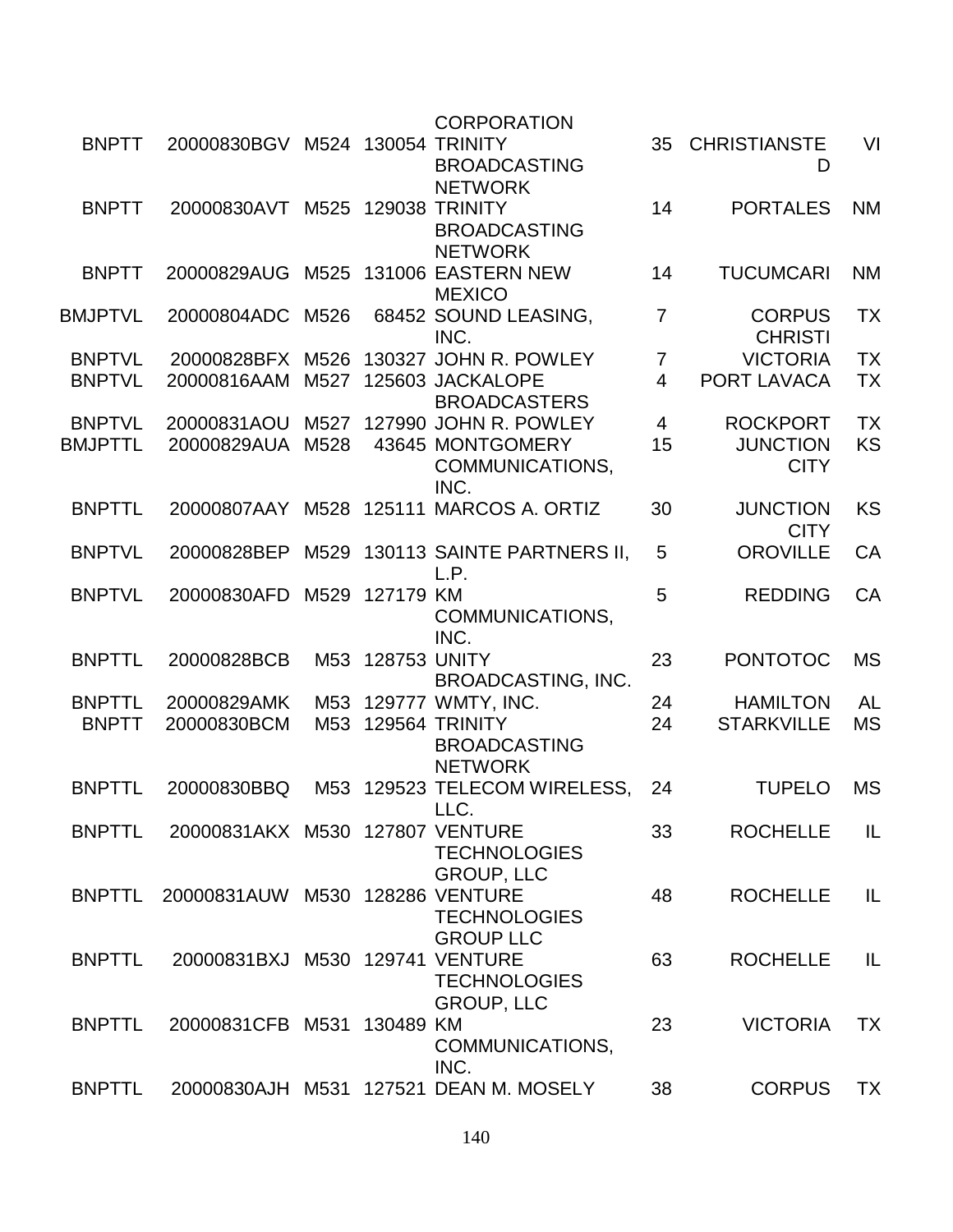| | | | | CORPORATION | | | |
|---|---|---|---|---|---|---|---|
| BNPTT | 20000830BGV | M524 | 130054 | TRINITY BROADCASTING NETWORK | 35 | CHRISTIANSTED | VI |
| BNPTT | 20000830AVT | M525 | 129038 | TRINITY BROADCASTING NETWORK | 14 | PORTALES | NM |
| BNPTT | 20000829AUG | M525 | 131006 | EASTERN NEW MEXICO | 14 | TUCUMCARI | NM |
| BMJPTVL | 20000804ADC | M526 | 68452 | SOUND LEASING, INC. | 7 | CORPUS CHRISTI | TX |
| BNPTVL | 20000828BFX | M526 | 130327 | JOHN R. POWLEY | 7 | VICTORIA | TX |
| BNPTVL | 20000816AAM | M527 | 125603 | JACKALOPE BROADCASTERS | 4 | PORT LAVACA | TX |
| BNPTVL | 20000831AOU | M527 | 127990 | JOHN R. POWLEY | 4 | ROCKPORT | TX |
| BMJPTTL | 20000829AUA | M528 | 43645 | MONTGOMERY COMMUNICATIONS, INC. | 15 | JUNCTION CITY | KS |
| BNPTTL | 20000807AAY | M528 | 125111 | MARCOS A. ORTIZ | 30 | JUNCTION CITY | KS |
| BNPTVL | 20000828BEP | M529 | 130113 | SAINTE PARTNERS II, L.P. | 5 | OROVILLE | CA |
| BNPTVL | 20000830AFD | M529 | 127179 | KM COMMUNICATIONS, INC. | 5 | REDDING | CA |
| BNPTTL | 20000828BCB | M53 | 128753 | UNITY BROADCASTING, INC. | 23 | PONTOTOC | MS |
| BNPTTL | 20000829AMK | M53 | 129777 | WMTY, INC. | 24 | HAMILTON | AL |
| BNPTT | 20000830BCM | M53 | 129564 | TRINITY BROADCASTING NETWORK | 24 | STARKVILLE | MS |
| BNPTTL | 20000830BBQ | M53 | 129523 | TELECOM WIRELESS, LLC. | 24 | TUPELO | MS |
| BNPTTL | 20000831AKX | M530 | 127807 | VENTURE TECHNOLOGIES GROUP, LLC | 33 | ROCHELLE | IL |
| BNPTTL | 20000831AUW | M530 | 128286 | VENTURE TECHNOLOGIES GROUP LLC | 48 | ROCHELLE | IL |
| BNPTTL | 20000831BXJ | M530 | 129741 | VENTURE TECHNOLOGIES GROUP, LLC | 63 | ROCHELLE | IL |
| BNPTTL | 20000831CFB | M531 | 130489 | KM COMMUNICATIONS, INC. | 23 | VICTORIA | TX |
| BNPTTL | 20000830AJH | M531 | 127521 | DEAN M. MOSELY | 38 | CORPUS | TX |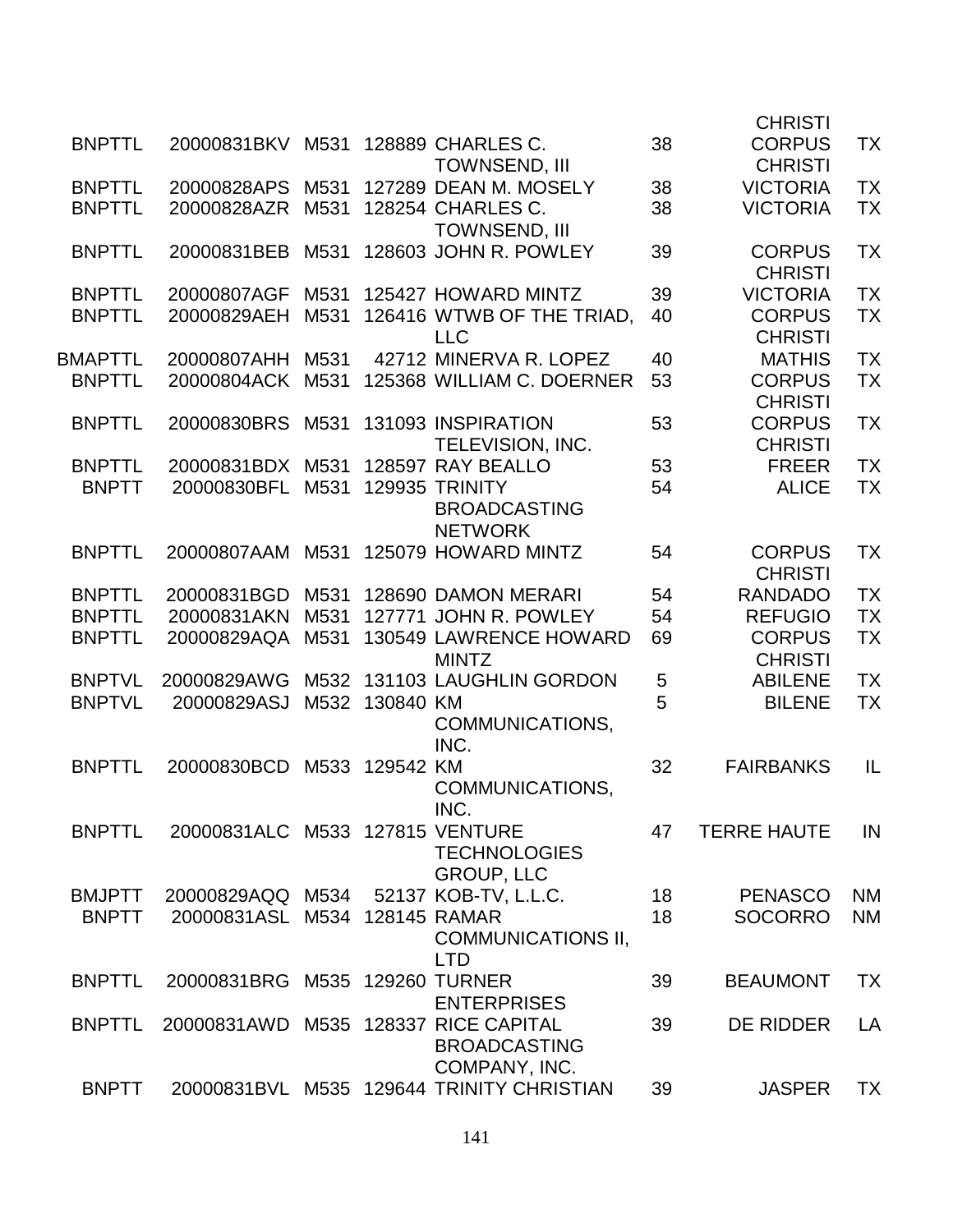| | | | | | | | |
|---|---|---|---|---|---|---|---|
| | | | | | | CHRISTI | |
| BNPTTL | 20000831BKV | M531 | 128889 | CHARLES C. TOWNSEND, III | 38 | CORPUS CHRISTI | TX |
| BNPTTL | 20000828APS | M531 | 127289 | DEAN M. MOSELY | 38 | VICTORIA | TX |
| BNPTTL | 20000828AZR | M531 | 128254 | CHARLES C. TOWNSEND, III | 38 | VICTORIA | TX |
| BNPTTL | 20000831BEB | M531 | 128603 | JOHN R. POWLEY | 39 | CORPUS CHRISTI | TX |
| BNPTTL | 20000807AGF | M531 | 125427 | HOWARD MINTZ | 39 | VICTORIA | TX |
| BNPTTL | 20000829AEH | M531 | 126416 | WTWB OF THE TRIAD, LLC | 40 | CORPUS CHRISTI | TX |
| BMAPTTL | 20000807AHH | M531 | 42712 | MINERVA R. LOPEZ | 40 | MATHIS | TX |
| BNPTTL | 20000804ACK | M531 | 125368 | WILLIAM C. DOERNER | 53 | CORPUS CHRISTI | TX |
| BNPTTL | 20000830BRS | M531 | 131093 | INSPIRATION TELEVISION, INC. | 53 | CORPUS CHRISTI | TX |
| BNPTTL | 20000831BDX | M531 | 128597 | RAY BEALLO | 53 | FREER | TX |
| BNPTT | 20000830BFL | M531 | 129935 | TRINITY BROADCASTING NETWORK | 54 | ALICE | TX |
| BNPTTL | 20000807AAM | M531 | 125079 | HOWARD MINTZ | 54 | CORPUS CHRISTI | TX |
| BNPTTL | 20000831BGD | M531 | 128690 | DAMON MERARI | 54 | RANDADO | TX |
| BNPTTL | 20000831AKN | M531 | 127771 | JOHN R. POWLEY | 54 | REFUGIO | TX |
| BNPTTL | 20000829AQA | M531 | 130549 | LAWRENCE HOWARD MINTZ | 69 | CORPUS CHRISTI | TX |
| BNPTVL | 20000829AWG | M532 | 131103 | LAUGHLIN GORDON | 5 | ABILENE | TX |
| BNPTVL | 20000829ASJ | M532 | 130840 | KM COMMUNICATIONS, INC. | 5 | BILENE | TX |
| BNPTTL | 20000830BCD | M533 | 129542 | KM COMMUNICATIONS, INC. | 32 | FAIRBANKS | IL |
| BNPTTL | 20000831ALC | M533 | 127815 | VENTURE TECHNOLOGIES GROUP, LLC | 47 | TERRE HAUTE | IN |
| BMJPTT | 20000829AQQ | M534 | 52137 | KOB-TV, L.L.C. | 18 | PENASCO | NM |
| BNPTT | 20000831ASL | M534 | 128145 | RAMAR COMMUNICATIONS II, LTD | 18 | SOCORRO | NM |
| BNPTTL | 20000831BRG | M535 | 129260 | TURNER ENTERPRISES | 39 | BEAUMONT | TX |
| BNPTTL | 20000831AWD | M535 | 128337 | RICE CAPITAL BROADCASTING COMPANY, INC. | 39 | DE RIDDER | LA |
| BNPTT | 20000831BVL | M535 | 129644 | TRINITY CHRISTIAN | 39 | JASPER | TX |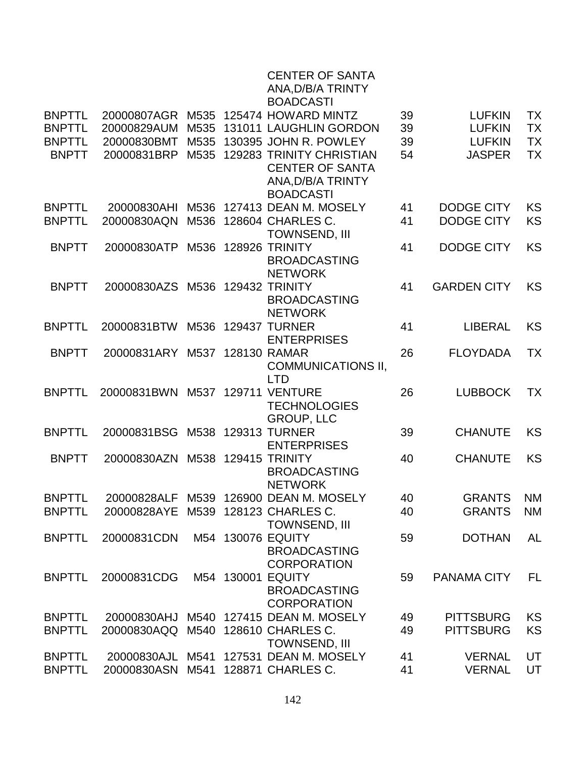| | | | | | | | |
|---|---|---|---|---|---|---|---|
| | | | | CENTER OF SANTA ANA,D/B/A TRINTY BOADCASTI | | | |
| BNPTTL | 20000807AGR | M535 | 125474 | HOWARD MINTZ | 39 | LUFKIN | TX |
| BNPTTL | 20000829AUM | M535 | 131011 | LAUGHLIN GORDON | 39 | LUFKIN | TX |
| BNPTTL | 20000830BMT | M535 | 130395 | JOHN R. POWLEY | 39 | LUFKIN | TX |
| BNPTT | 20000831BRP | M535 | 129283 | TRINITY CHRISTIAN CENTER OF SANTA ANA,D/B/A TRINTY BOADCASTI | 54 | JASPER | TX |
| BNPTTL | 20000830AHI | M536 | 127413 | DEAN M. MOSELY | 41 | DODGE CITY | KS |
| BNPTTL | 20000830AQN | M536 | 128604 | CHARLES C. TOWNSEND, III | 41 | DODGE CITY | KS |
| BNPTT | 20000830ATP | M536 | 128926 | TRINITY BROADCASTING NETWORK | 41 | DODGE CITY | KS |
| BNPTT | 20000830AZS | M536 | 129432 | TRINITY BROADCASTING NETWORK | 41 | GARDEN CITY | KS |
| BNPTTL | 20000831BTW | M536 | 129437 | TURNER ENTERPRISES | 41 | LIBERAL | KS |
| BNPTT | 20000831ARY | M537 | 128130 | RAMAR COMMUNICATIONS II, LTD | 26 | FLOYDADA | TX |
| BNPTTL | 20000831BWN | M537 | 129711 | VENTURE TECHNOLOGIES GROUP, LLC | 26 | LUBBOCK | TX |
| BNPTTL | 20000831BSG | M538 | 129313 | TURNER ENTERPRISES | 39 | CHANUTE | KS |
| BNPTT | 20000830AZN | M538 | 129415 | TRINITY BROADCASTING NETWORK | 40 | CHANUTE | KS |
| BNPTTL | 20000828ALF | M539 | 126900 | DEAN M. MOSELY | 40 | GRANTS | NM |
| BNPTTL | 20000828AYE | M539 | 128123 | CHARLES C. TOWNSEND, III | 40 | GRANTS | NM |
| BNPTTL | 20000831CDN | M54 | 130076 | EQUITY BROADCASTING CORPORATION | 59 | DOTHAN | AL |
| BNPTTL | 20000831CDG | M54 | 130001 | EQUITY BROADCASTING CORPORATION | 59 | PANAMA CITY | FL |
| BNPTTL | 20000830AHJ | M540 | 127415 | DEAN M. MOSELY | 49 | PITTSBURG | KS |
| BNPTTL | 20000830AQQ | M540 | 128610 | CHARLES C. TOWNSEND, III | 49 | PITTSBURG | KS |
| BNPTTL | 20000830AJL | M541 | 127531 | DEAN M. MOSELY | 41 | VERNAL | UT |
| BNPTTL | 20000830ASN | M541 | 128871 | CHARLES C. | 41 | VERNAL | UT |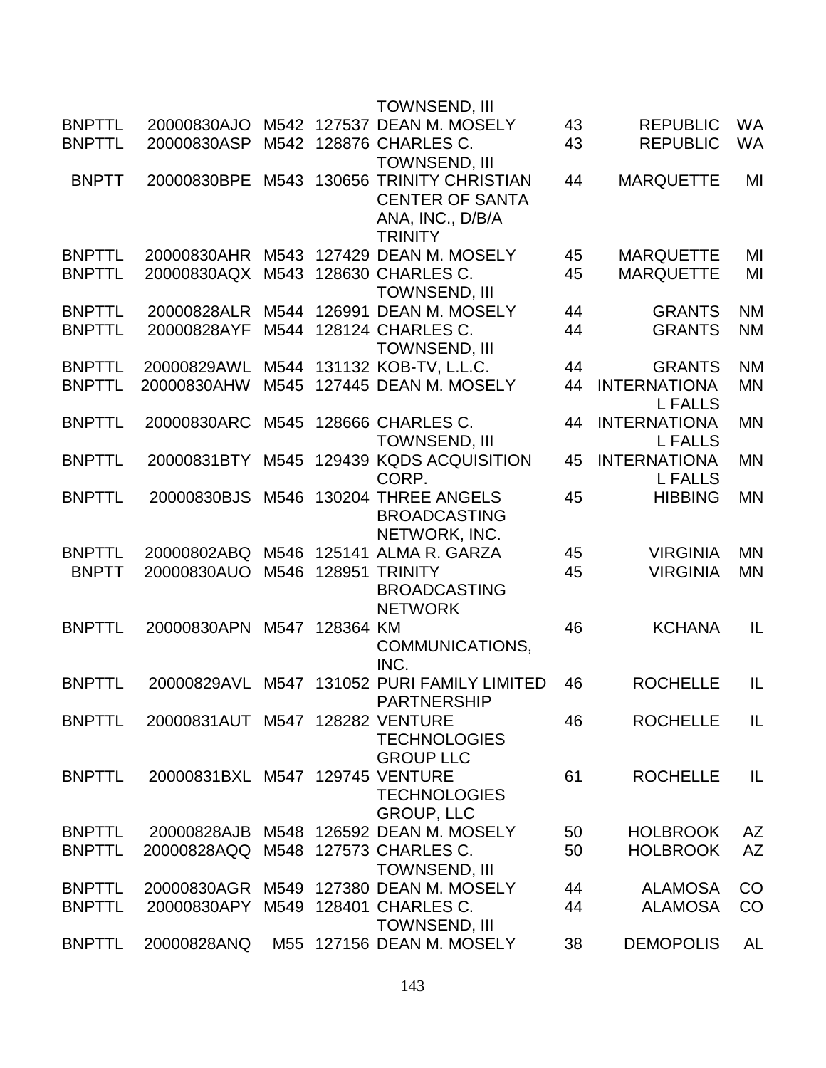| | | | | | | | |
|---|---|---|---|---|---|---|---|
| | | | | TOWNSEND, III | | | |
| BNPTTL | 20000830AJO | M542 | 127537 | DEAN M. MOSELY | 43 | REPUBLIC | WA |
| BNPTTL | 20000830ASP | M542 | 128876 | CHARLES C. TOWNSEND, III | 43 | REPUBLIC | WA |
| BNPTT | 20000830BPE | M543 | 130656 | TRINITY CHRISTIAN CENTER OF SANTA ANA, INC., D/B/A TRINITY | 44 | MARQUETTE | MI |
| BNPTTL | 20000830AHR | M543 | 127429 | DEAN M. MOSELY | 45 | MARQUETTE | MI |
| BNPTTL | 20000830AQX | M543 | 128630 | CHARLES C. TOWNSEND, III | 45 | MARQUETTE | MI |
| BNPTTL | 20000828ALR | M544 | 126991 | DEAN M. MOSELY | 44 | GRANTS | NM |
| BNPTTL | 20000828AYF | M544 | 128124 | CHARLES C. TOWNSEND, III | 44 | GRANTS | NM |
| BNPTTL | 20000829AWL | M544 | 131132 | KOB-TV, L.L.C. | 44 | GRANTS | NM |
| BNPTTL | 20000830AHW | M545 | 127445 | DEAN M. MOSELY | 44 | INTERNATIONAL FALLS | MN |
| BNPTTL | 20000830ARC | M545 | 128666 | CHARLES C. TOWNSEND, III | 44 | INTERNATIONAL FALLS | MN |
| BNPTTL | 20000831BTY | M545 | 129439 | KQDS ACQUISITION CORP. | 45 | INTERNATIONAL FALLS | MN |
| BNPTTL | 20000830BJS | M546 | 130204 | THREE ANGELS BROADCASTING NETWORK, INC. | 45 | HIBBING | MN |
| BNPTTL | 20000802ABQ | M546 | 125141 | ALMA R. GARZA | 45 | VIRGINIA | MN |
| BNPTT | 20000830AUO | M546 | 128951 | TRINITY BROADCASTING NETWORK | 45 | VIRGINIA | MN |
| BNPTTL | 20000830APN | M547 | 128364 | KM COMMUNICATIONS, INC. | 46 | KCHANA | IL |
| BNPTTL | 20000829AVL | M547 | 131052 | PURI FAMILY LIMITED PARTNERSHIP | 46 | ROCHELLE | IL |
| BNPTTL | 20000831AUT | M547 | 128282 | VENTURE TECHNOLOGIES GROUP LLC | 46 | ROCHELLE | IL |
| BNPTTL | 20000831BXL | M547 | 129745 | VENTURE TECHNOLOGIES GROUP, LLC | 61 | ROCHELLE | IL |
| BNPTTL | 20000828AJB | M548 | 126592 | DEAN M. MOSELY | 50 | HOLBROOK | AZ |
| BNPTTL | 20000828AQQ | M548 | 127573 | CHARLES C. TOWNSEND, III | 50 | HOLBROOK | AZ |
| BNPTTL | 20000830AGR | M549 | 127380 | DEAN M. MOSELY | 44 | ALAMOSA | CO |
| BNPTTL | 20000830APY | M549 | 128401 | CHARLES C. TOWNSEND, III | 44 | ALAMOSA | CO |
| BNPTTL | 20000828ANQ | M55 | 127156 | DEAN M. MOSELY | 38 | DEMOPOLIS | AL |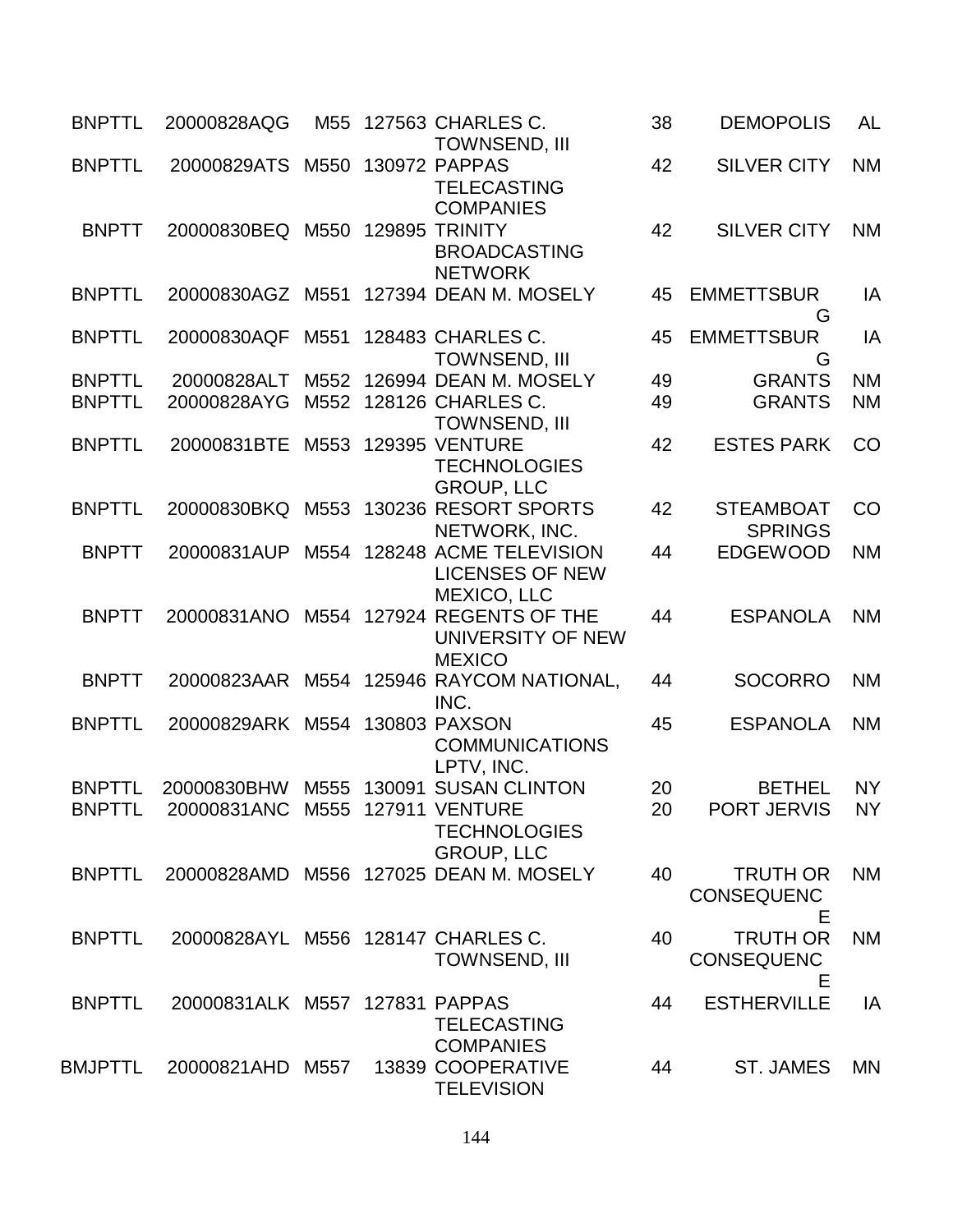| | | | | | | | |
|---|---|---|---|---|---|---|---|
| BNPTTL | 20000828AQG | M55 | 127563 | CHARLES C. TOWNSEND, III | 38 | DEMOPOLIS | AL |
| BNPTTL | 20000829ATS | M550 | 130972 | PAPPAS TELECASTING COMPANIES | 42 | SILVER CITY | NM |
| BNPTT | 20000830BEQ | M550 | 129895 | TRINITY BROADCASTING NETWORK | 42 | SILVER CITY | NM |
| BNPTTL | 20000830AGZ | M551 | 127394 | DEAN M. MOSELY | 45 | EMMETTSBURG | IA |
| BNPTTL | 20000830AQF | M551 | 128483 | CHARLES C. TOWNSEND, III | 45 | EMMETTSBURG | IA |
| BNPTTL | 20000828ALT | M552 | 126994 | DEAN M. MOSELY | 49 | GRANTS | NM |
| BNPTTL | 20000828AYG | M552 | 128126 | CHARLES C. TOWNSEND, III | 49 | GRANTS | NM |
| BNPTTL | 20000831BTE | M553 | 129395 | VENTURE TECHNOLOGIES GROUP, LLC | 42 | ESTES PARK | CO |
| BNPTTL | 20000830BKQ | M553 | 130236 | RESORT SPORTS NETWORK, INC. | 42 | STEAMBOAT SPRINGS | CO |
| BNPTT | 20000831AUP | M554 | 128248 | ACME TELEVISION LICENSES OF NEW MEXICO, LLC | 44 | EDGEWOOD | NM |
| BNPTT | 20000831ANO | M554 | 127924 | REGENTS OF THE UNIVERSITY OF NEW MEXICO | 44 | ESPANOLA | NM |
| BNPTT | 20000823AAR | M554 | 125946 | RAYCOM NATIONAL, INC. | 44 | SOCORRO | NM |
| BNPTTL | 20000829ARK | M554 | 130803 | PAXSON COMMUNICATIONS LPTV, INC. | 45 | ESPANOLA | NM |
| BNPTTL | 20000830BHW | M555 | 130091 | SUSAN CLINTON | 20 | BETHEL | NY |
| BNPTTL | 20000831ANC | M555 | 127911 | VENTURE TECHNOLOGIES GROUP, LLC | 20 | PORT JERVIS | NY |
| BNPTTL | 20000828AMD | M556 | 127025 | DEAN M. MOSELY | 40 | TRUTH OR CONSEQUENCE | NM |
| BNPTTL | 20000828AYL | M556 | 128147 | CHARLES C. TOWNSEND, III | 40 | TRUTH OR CONSEQUENCE | NM |
| BNPTTL | 20000831ALK | M557 | 127831 | PAPPAS TELECASTING COMPANIES | 44 | ESTHERVILLE | IA |
| BMJPTTL | 20000821AHD | M557 | 13839 | COOPERATIVE TELEVISION | 44 | ST. JAMES | MN |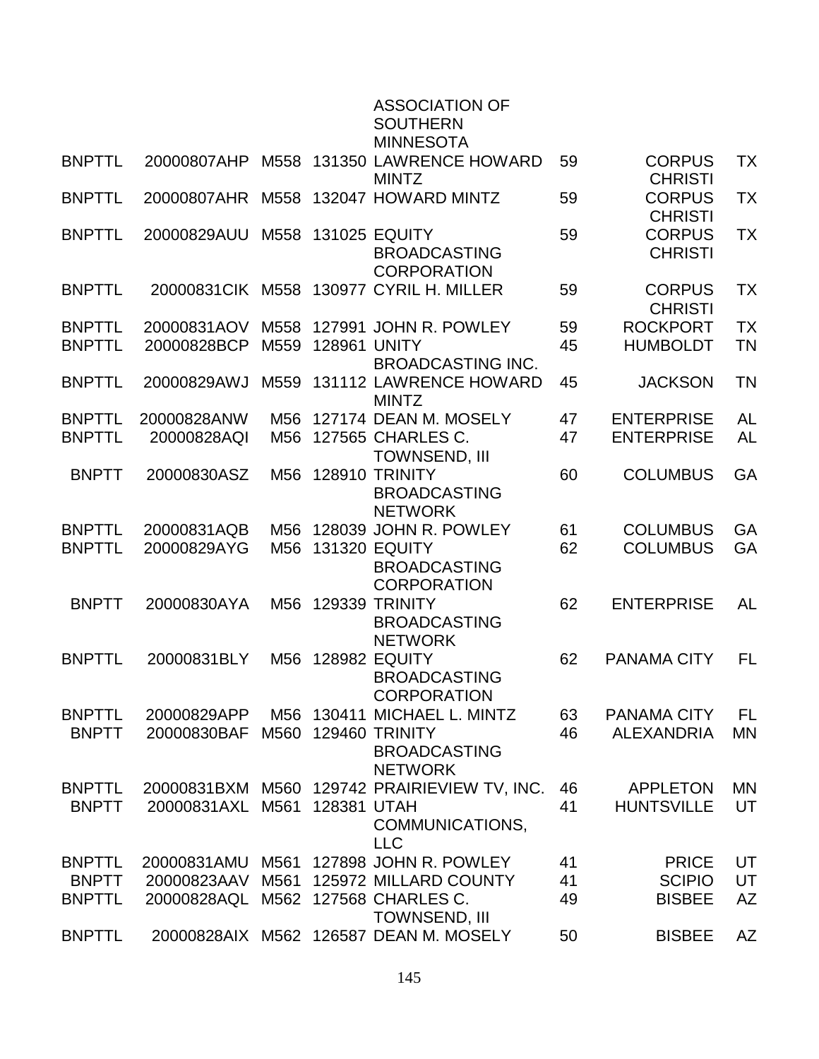|  |  |  |  | ASSOCIATION OF SOUTHERN MINNESOTA |  |  |  |
|---|---|---|---|---|---|---|---|
| BNPTTL | 20000807AHP | M558 | 131350 | LAWRENCE HOWARD MINTZ | 59 | CORPUS CHRISTI | TX |
| BNPTTL | 20000807AHR | M558 | 132047 | HOWARD MINTZ | 59 | CORPUS CHRISTI | TX |
| BNPTTL | 20000829AUU | M558 | 131025 | EQUITY BROADCASTING CORPORATION | 59 | CORPUS CHRISTI | TX |
| BNPTTL | 20000831CIK | M558 | 130977 | CYRIL H. MILLER | 59 | CORPUS CHRISTI | TX |
| BNPTTL | 20000831AOV | M558 | 127991 | JOHN R. POWLEY | 59 | ROCKPORT | TX |
| BNPTTL | 20000828BCP | M559 | 128961 | UNITY BROADCASTING INC. | 45 | HUMBOLDT | TN |
| BNPTTL | 20000829AWJ | M559 | 131112 | LAWRENCE HOWARD MINTZ | 45 | JACKSON | TN |
| BNPTTL | 20000828ANW | M56 | 127174 | DEAN M. MOSELY | 47 | ENTERPRISE | AL |
| BNPTTL | 20000828AQI | M56 | 127565 | CHARLES C. TOWNSEND, III | 47 | ENTERPRISE | AL |
| BNPTT | 20000830ASZ | M56 | 128910 | TRINITY BROADCASTING NETWORK | 60 | COLUMBUS | GA |
| BNPTTL | 20000831AQB | M56 | 128039 | JOHN R. POWLEY | 61 | COLUMBUS | GA |
| BNPTTL | 20000829AYG | M56 | 131320 | EQUITY BROADCASTING CORPORATION | 62 | COLUMBUS | GA |
| BNPTT | 20000830AYA | M56 | 129339 | TRINITY BROADCASTING NETWORK | 62 | ENTERPRISE | AL |
| BNPTTL | 20000831BLY | M56 | 128982 | EQUITY BROADCASTING CORPORATION | 62 | PANAMA CITY | FL |
| BNPTTL | 20000829APP | M56 | 130411 | MICHAEL L. MINTZ | 63 | PANAMA CITY | FL |
| BNPTT | 20000830BAF | M560 | 129460 | TRINITY BROADCASTING NETWORK | 46 | ALEXANDRIA | MN |
| BNPTTL | 20000831BXM | M560 | 129742 | PRAIRIEVIEW TV, INC. | 46 | APPLETON | MN |
| BNPTT | 20000831AXL | M561 | 128381 | UTAH COMMUNICATIONS, LLC | 41 | HUNTSVILLE | UT |
| BNPTTL | 20000831AMU | M561 | 127898 | JOHN R. POWLEY | 41 | PRICE | UT |
| BNPTT | 20000823AAV | M561 | 125972 | MILLARD COUNTY | 41 | SCIPIO | UT |
| BNPTTL | 20000828AQL | M562 | 127568 | CHARLES C. TOWNSEND, III | 49 | BISBEE | AZ |
| BNPTTL | 20000828AIX | M562 | 126587 | DEAN M. MOSELY | 50 | BISBEE | AZ |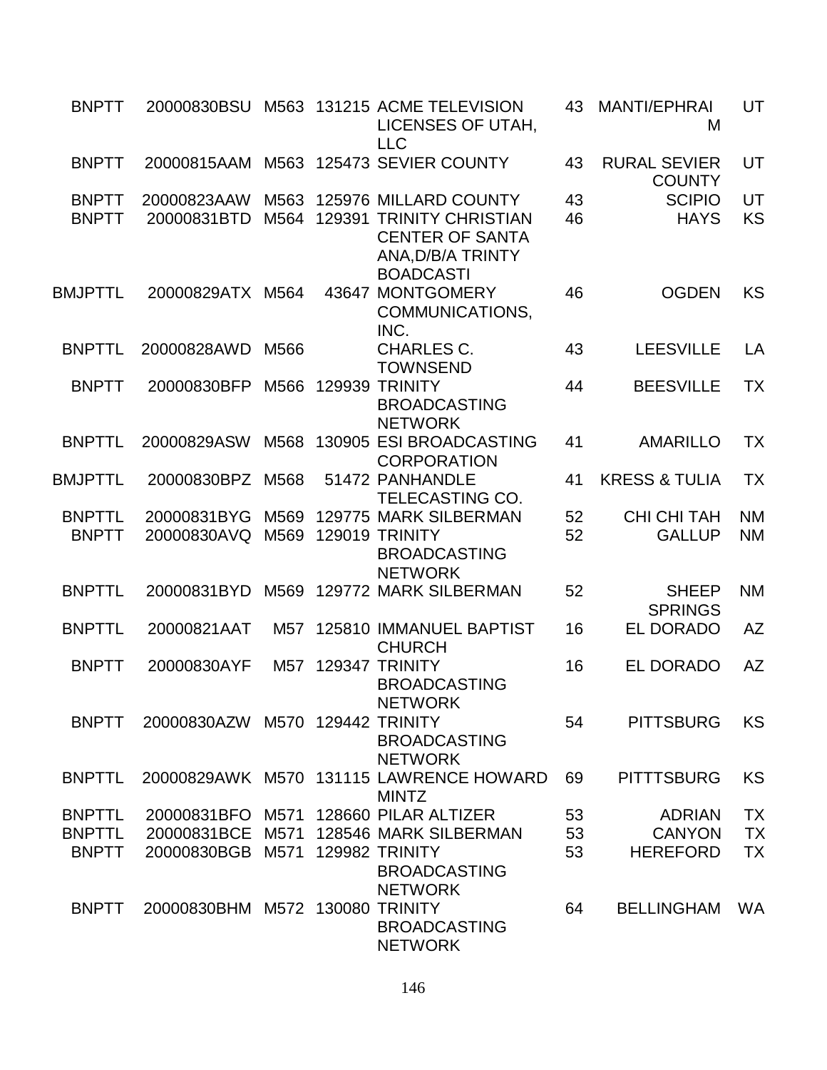| | | | | | | | |
|---|---|---|---|---|---|---|---|
| BNPTT | 20000830BSU | M563 | 131215 | ACME TELEVISION LICENSES OF UTAH, LLC | 43 | MANTI/EPHRAIM | UT |
| BNPTT | 20000815AAM | M563 | 125473 | SEVIER COUNTY | 43 | RURAL SEVIER COUNTY | UT |
| BNPTT | 20000823AAW | M563 | 125976 | MILLARD COUNTY | 43 | SCIPIO | UT |
| BNPTT | 20000831BTD | M564 | 129391 | TRINITY CHRISTIAN CENTER OF SANTA ANA,D/B/A TRINTY BOADCASTI | 46 | HAYS | KS |
| BMJPTTL | 20000829ATX | M564 | 43647 | MONTGOMERY COMMUNICATIONS, INC. | 46 | OGDEN | KS |
| BNPTTL | 20000828AWD | M566 | | CHARLES C. TOWNSEND | 43 | LEESVILLE | LA |
| BNPTT | 20000830BFP | M566 | 129939 | TRINITY BROADCASTING NETWORK | 44 | BEESVILLE | TX |
| BNPTTL | 20000829ASW | M568 | 130905 | ESI BROADCASTING CORPORATION | 41 | AMARILLO | TX |
| BMJPTTL | 20000830BPZ | M568 | 51472 | PANHANDLE TELECASTING CO. | 41 | KRESS & TULIA | TX |
| BNPTTL | 20000831BYG | M569 | 129775 | MARK SILBERMAN | 52 | CHI CHI TAH | NM |
| BNPTT | 20000830AVQ | M569 | 129019 | TRINITY BROADCASTING NETWORK | 52 | GALLUP | NM |
| BNPTTL | 20000831BYD | M569 | 129772 | MARK SILBERMAN | 52 | SHEEP SPRINGS | NM |
| BNPTTL | 20000821AAT | M57 | 125810 | IMMANUEL BAPTIST CHURCH | 16 | EL DORADO | AZ |
| BNPTT | 20000830AYF | M57 | 129347 | TRINITY BROADCASTING NETWORK | 16 | EL DORADO | AZ |
| BNPTT | 20000830AZW | M570 | 129442 | TRINITY BROADCASTING NETWORK | 54 | PITTSBURG | KS |
| BNPTTL | 20000829AWK | M570 | 131115 | LAWRENCE HOWARD MINTZ | 69 | PITTTSBURG | KS |
| BNPTTL | 20000831BFO | M571 | 128660 | PILAR ALTIZER | 53 | ADRIAN | TX |
| BNPTTL | 20000831BCE | M571 | 128546 | MARK SILBERMAN | 53 | CANYON | TX |
| BNPTT | 20000830BGB | M571 | 129982 | TRINITY BROADCASTING NETWORK | 53 | HEREFORD | TX |
| BNPTT | 20000830BHM | M572 | 130080 | TRINITY BROADCASTING NETWORK | 64 | BELLINGHAM | WA |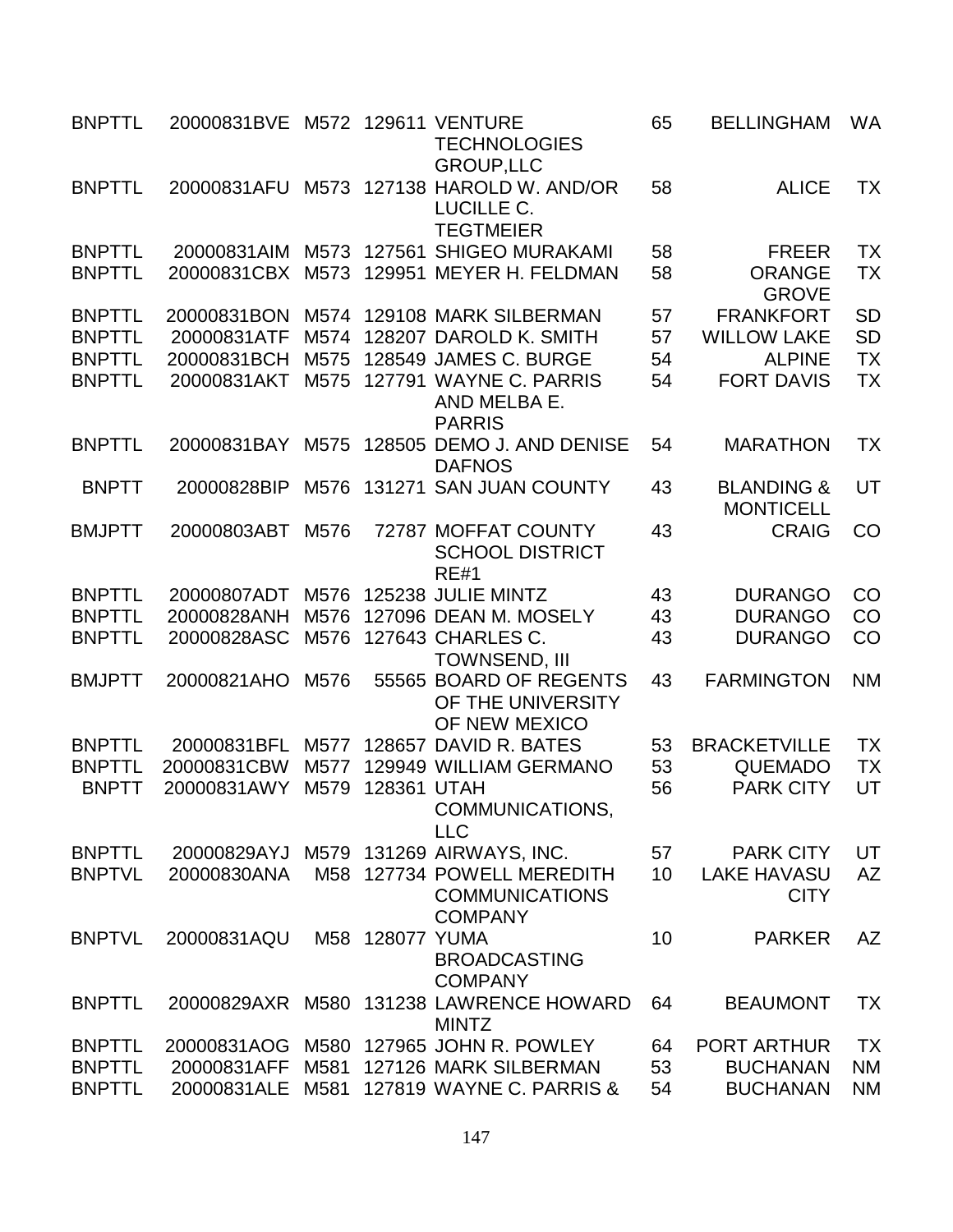| | | | | | | | |
|---|---|---|---|---|---|---|---|
| BNPTTL | 20000831BVE | M572 | 129611 | VENTURE TECHNOLOGIES GROUP,LLC | 65 | BELLINGHAM | WA |
| BNPTTL | 20000831AFU | M573 | 127138 | HAROLD W. AND/OR LUCILLE C. TEGTMEIER | 58 | ALICE | TX |
| BNPTTL | 20000831AIM | M573 | 127561 | SHIGEO MURAKAMI | 58 | FREER | TX |
| BNPTTL | 20000831CBX | M573 | 129951 | MEYER H. FELDMAN | 58 | ORANGE GROVE | TX |
| BNPTTL | 20000831BON | M574 | 129108 | MARK SILBERMAN | 57 | FRANKFORT | SD |
| BNPTTL | 20000831ATF | M574 | 128207 | DAROLD K. SMITH | 57 | WILLOW LAKE | SD |
| BNPTTL | 20000831BCH | M575 | 128549 | JAMES C. BURGE | 54 | ALPINE | TX |
| BNPTTL | 20000831AKT | M575 | 127791 | WAYNE C. PARRIS AND MELBA E. PARRIS | 54 | FORT DAVIS | TX |
| BNPTTL | 20000831BAY | M575 | 128505 | DEMO J. AND DENISE DAFNOS | 54 | MARATHON | TX |
| BNPTT | 20000828BIP | M576 | 131271 | SAN JUAN COUNTY | 43 | BLANDING & MONTICELL | UT |
| BMJPTT | 20000803ABT | M576 | 72787 | MOFFAT COUNTY SCHOOL DISTRICT RE#1 | 43 | CRAIG | CO |
| BNPTTL | 20000807ADT | M576 | 125238 | JULIE MINTZ | 43 | DURANGO | CO |
| BNPTTL | 20000828ANH | M576 | 127096 | DEAN M. MOSELY | 43 | DURANGO | CO |
| BNPTTL | 20000828ASC | M576 | 127643 | CHARLES C. TOWNSEND, III | 43 | DURANGO | CO |
| BMJPTT | 20000821AHO | M576 | 55565 | BOARD OF REGENTS OF THE UNIVERSITY OF NEW MEXICO | 43 | FARMINGTON | NM |
| BNPTTL | 20000831BFL | M577 | 128657 | DAVID R. BATES | 53 | BRACKETVILLE | TX |
| BNPTTL | 20000831CBW | M577 | 129949 | WILLIAM GERMANO | 53 | QUEMADO | TX |
| BNPTT | 20000831AWY | M579 | 128361 | UTAH COMMUNICATIONS, LLC | 56 | PARK CITY | UT |
| BNPTTL | 20000829AYJ | M579 | 131269 | AIRWAYS, INC. | 57 | PARK CITY | UT |
| BNPTVL | 20000830ANA | M58 | 127734 | POWELL MEREDITH COMMUNICATIONS COMPANY | 10 | LAKE HAVASU CITY | AZ |
| BNPTVL | 20000831AQU | M58 | 128077 | YUMA BROADCASTING COMPANY | 10 | PARKER | AZ |
| BNPTTL | 20000829AXR | M580 | 131238 | LAWRENCE HOWARD MINTZ | 64 | BEAUMONT | TX |
| BNPTTL | 20000831AOG | M580 | 127965 | JOHN R. POWLEY | 64 | PORT ARTHUR | TX |
| BNPTTL | 20000831AFF | M581 | 127126 | MARK SILBERMAN | 53 | BUCHANAN | NM |
| BNPTTL | 20000831ALE | M581 | 127819 | WAYNE C. PARRIS & | 54 | BUCHANAN | NM |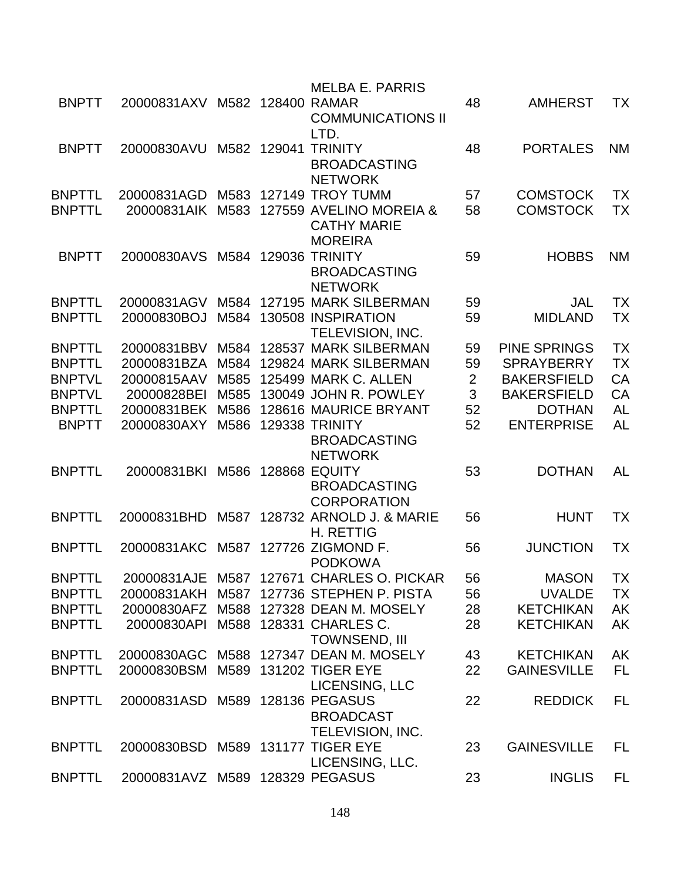| | | | | | | | |
|---|---|---|---|---|---|---|---|
| BNPTT | 20000831AXV | M582 | 128400 | MELBA E. PARRIS RAMAR COMMUNICATIONS II LTD. | 48 | AMHERST | TX |
| BNPTT | 20000830AVU | M582 | 129041 | TRINITY BROADCASTING NETWORK | 48 | PORTALES | NM |
| BNPTTL | 20000831AGD | M583 | 127149 | TROY TUMM | 57 | COMSTOCK | TX |
| BNPTTL | 20000831AIK | M583 | 127559 | AVELINO MOREIA & CATHY MARIE MOREIRA | 58 | COMSTOCK | TX |
| BNPTT | 20000830AVS | M584 | 129036 | TRINITY BROADCASTING NETWORK | 59 | HOBBS | NM |
| BNPTTL | 20000831AGV | M584 | 127195 | MARK SILBERMAN | 59 | JAL | TX |
| BNPTTL | 20000830BOJ | M584 | 130508 | INSPIRATION TELEVISION, INC. | 59 | MIDLAND | TX |
| BNPTTL | 20000831BBV | M584 | 128537 | MARK SILBERMAN | 59 | PINE SPRINGS | TX |
| BNPTTL | 20000831BZA | M584 | 129824 | MARK SILBERMAN | 59 | SPRAYBERRY | TX |
| BNPTVL | 20000815AAV | M585 | 125499 | MARK C. ALLEN | 2 | BAKERSFIELD | CA |
| BNPTVL | 20000828BEI | M585 | 130049 | JOHN R. POWLEY | 3 | BAKERSFIELD | CA |
| BNPTTL | 20000831BEK | M586 | 128616 | MAURICE BRYANT | 52 | DOTHAN | AL |
| BNPTT | 20000830AXY | M586 | 129338 | TRINITY BROADCASTING NETWORK | 52 | ENTERPRISE | AL |
| BNPTTL | 20000831BKI | M586 | 128868 | EQUITY BROADCASTING CORPORATION | 53 | DOTHAN | AL |
| BNPTTL | 20000831BHD | M587 | 128732 | ARNOLD J. & MARIE H. RETTIG | 56 | HUNT | TX |
| BNPTTL | 20000831AKC | M587 | 127726 | ZIGMOND F. PODKOWA | 56 | JUNCTION | TX |
| BNPTTL | 20000831AJE | M587 | 127671 | CHARLES O. PICKAR | 56 | MASON | TX |
| BNPTTL | 20000831AKH | M587 | 127736 | STEPHEN P. PISTA | 56 | UVALDE | TX |
| BNPTTL | 20000830AFZ | M588 | 127328 | DEAN M. MOSELY | 28 | KETCHIKAN | AK |
| BNPTTL | 20000830API | M588 | 128331 | CHARLES C. TOWNSEND, III | 28 | KETCHIKAN | AK |
| BNPTTL | 20000830AGC | M588 | 127347 | DEAN M. MOSELY | 43 | KETCHIKAN | AK |
| BNPTTL | 20000830BSM | M589 | 131202 | TIGER EYE LICENSING, LLC | 22 | GAINESVILLE | FL |
| BNPTTL | 20000831ASD | M589 | 128136 | PEGASUS BROADCAST TELEVISION, INC. | 22 | REDDICK | FL |
| BNPTTL | 20000830BSD | M589 | 131177 | TIGER EYE LICENSING, LLC. | 23 | GAINESVILLE | FL |
| BNPTTL | 20000831AVZ | M589 | 128329 | PEGASUS | 23 | INGLIS | FL |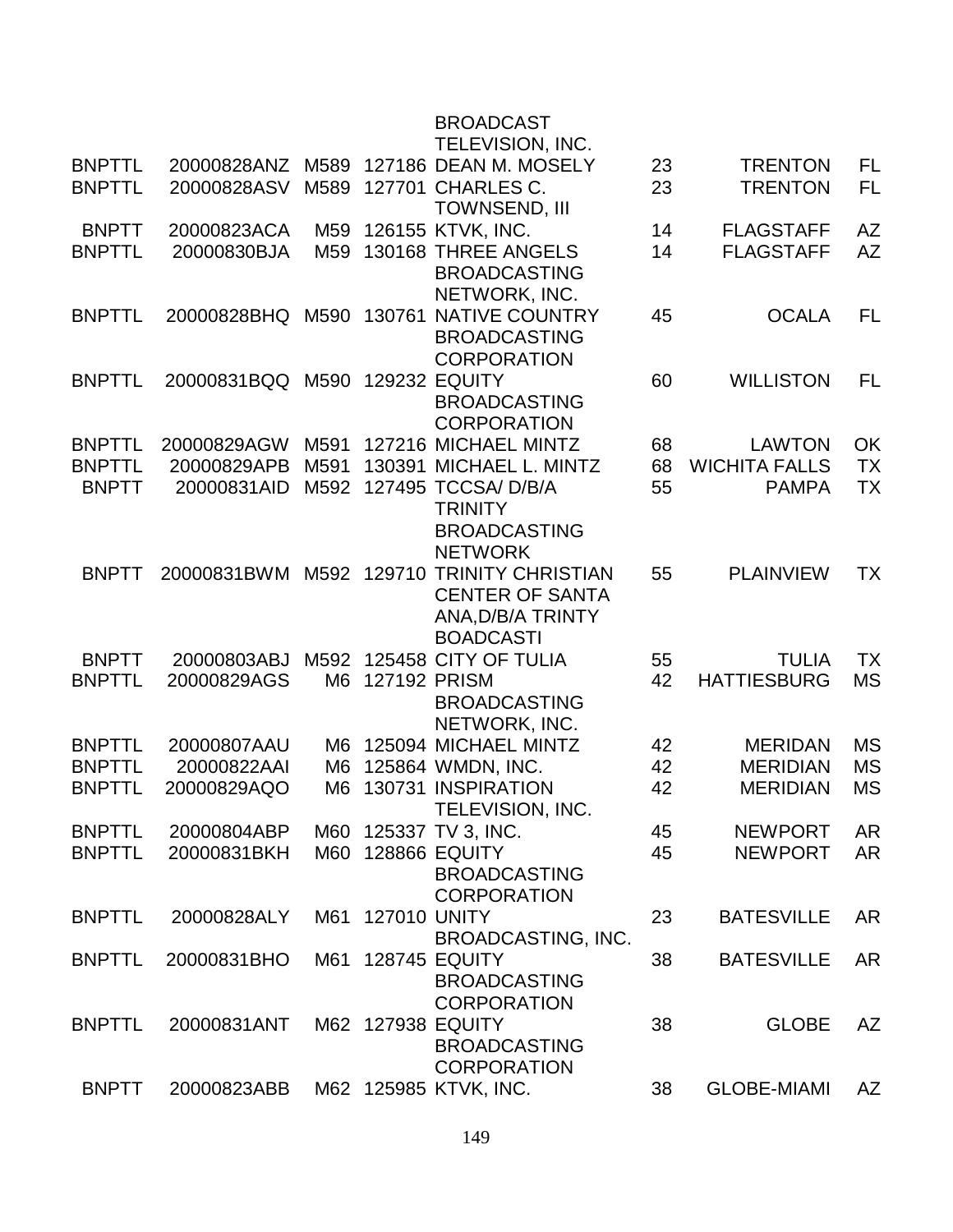| | | | | | | | |
|---|---|---|---|---|---|---|---|
| | | | | BROADCAST TELEVISION, INC. | | | |
| BNPTTL | 20000828ANZ | M589 | 127186 | DEAN M. MOSELY | 23 | TRENTON | FL |
| BNPTTL | 20000828ASV | M589 | 127701 | CHARLES C. TOWNSEND, III | 23 | TRENTON | FL |
| BNPTT | 20000823ACA | M59 | 126155 | KTVK, INC. | 14 | FLAGSTAFF | AZ |
| BNPTTL | 20000830BJA | M59 | 130168 | THREE ANGELS BROADCASTING NETWORK, INC. | 14 | FLAGSTAFF | AZ |
| BNPTTL | 20000828BHQ | M590 | 130761 | NATIVE COUNTRY BROADCASTING CORPORATION | 45 | OCALA | FL |
| BNPTTL | 20000831BQQ | M590 | 129232 | EQUITY BROADCASTING CORPORATION | 60 | WILLISTON | FL |
| BNPTTL | 20000829AGW | M591 | 127216 | MICHAEL MINTZ | 68 | LAWTON | OK |
| BNPTTL | 20000829APB | M591 | 130391 | MICHAEL L. MINTZ | 68 | WICHITA FALLS | TX |
| BNPTT | 20000831AID | M592 | 127495 | TCCSA/ D/B/A TRINITY BROADCASTING NETWORK | 55 | PAMPA | TX |
| BNPTT | 20000831BWM | M592 | 129710 | TRINITY CHRISTIAN CENTER OF SANTA ANA,D/B/A TRINTY BOADCASTI | 55 | PLAINVIEW | TX |
| BNPTT | 20000803ABJ | M592 | 125458 | CITY OF TULIA | 55 | TULIA | TX |
| BNPTTL | 20000829AGS | M6 | 127192 | PRISM BROADCASTING NETWORK, INC. | 42 | HATTIESBURG | MS |
| BNPTTL | 20000807AAU | M6 | 125094 | MICHAEL MINTZ | 42 | MERIDAN | MS |
| BNPTTL | 20000822AAI | M6 | 125864 | WMDN, INC. | 42 | MERIDIAN | MS |
| BNPTTL | 20000829AQO | M6 | 130731 | INSPIRATION TELEVISION, INC. | 42 | MERIDIAN | MS |
| BNPTTL | 20000804ABP | M60 | 125337 | TV 3, INC. | 45 | NEWPORT | AR |
| BNPTTL | 20000831BKH | M60 | 128866 | EQUITY BROADCASTING CORPORATION | 45 | NEWPORT | AR |
| BNPTTL | 20000828ALY | M61 | 127010 | UNITY BROADCASTING, INC. | 23 | BATESVILLE | AR |
| BNPTTL | 20000831BHO | M61 | 128745 | EQUITY BROADCASTING CORPORATION | 38 | BATESVILLE | AR |
| BNPTTL | 20000831ANT | M62 | 127938 | EQUITY BROADCASTING CORPORATION | 38 | GLOBE | AZ |
| BNPTT | 20000823ABB | M62 | 125985 | KTVK, INC. | 38 | GLOBE-MIAMI | AZ |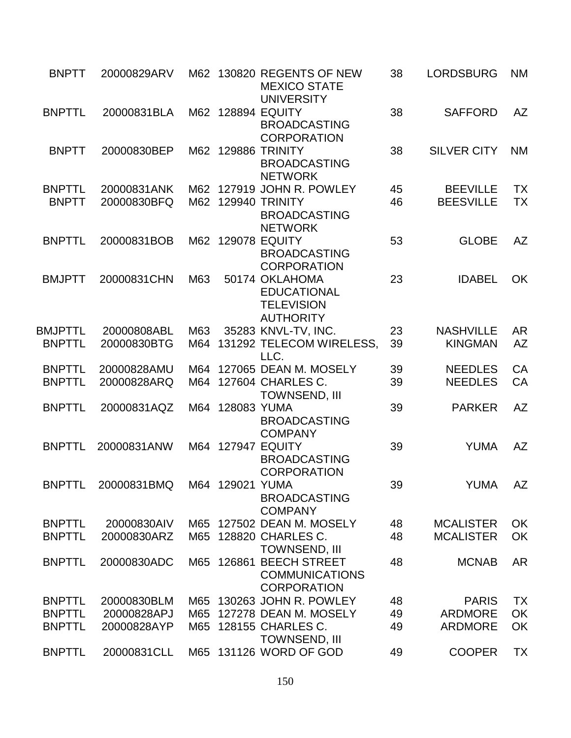| | | | | | | | |
|---|---|---|---|---|---|---|---|
| BNPTT | 20000829ARV | M62 | 130820 | REGENTS OF NEW MEXICO STATE UNIVERSITY | 38 | LORDSBURG | NM |
| BNPTTL | 20000831BLA | M62 | 128894 | EQUITY BROADCASTING CORPORATION | 38 | SAFFORD | AZ |
| BNPTT | 20000830BEP | M62 | 129886 | TRINITY BROADCASTING NETWORK | 38 | SILVER CITY | NM |
| BNPTTL | 20000831ANK | M62 | 127919 | JOHN R. POWLEY | 45 | BEEVILLE | TX |
| BNPTT | 20000830BFQ | M62 | 129940 | TRINITY BROADCASTING NETWORK | 46 | BEESVILLE | TX |
| BNPTTL | 20000831BOB | M62 | 129078 | EQUITY BROADCASTING CORPORATION | 53 | GLOBE | AZ |
| BMJPTT | 20000831CHN | M63 | 50174 | OKLAHOMA EDUCATIONAL TELEVISION AUTHORITY | 23 | IDABEL | OK |
| BMJPTTL | 20000808ABL | M63 | 35283 | KNVL-TV, INC. | 23 | NASHVILLE | AR |
| BNPTTL | 20000830BTG | M64 | 131292 | TELECOM WIRELESS, LLC. | 39 | KINGMAN | AZ |
| BNPTTL | 20000828AMU | M64 | 127065 | DEAN M. MOSELY | 39 | NEEDLES | CA |
| BNPTTL | 20000828ARQ | M64 | 127604 | CHARLES C. TOWNSEND, III | 39 | NEEDLES | CA |
| BNPTTL | 20000831AQZ | M64 | 128083 | YUMA BROADCASTING COMPANY | 39 | PARKER | AZ |
| BNPTTL | 20000831ANW | M64 | 127947 | EQUITY BROADCASTING CORPORATION | 39 | YUMA | AZ |
| BNPTTL | 20000831BMQ | M64 | 129021 | YUMA BROADCASTING COMPANY | 39 | YUMA | AZ |
| BNPTTL | 20000830AIV | M65 | 127502 | DEAN M. MOSELY | 48 | MCALISTER | OK |
| BNPTTL | 20000830ARZ | M65 | 128820 | CHARLES C. TOWNSEND, III | 48 | MCALISTER | OK |
| BNPTTL | 20000830ADC | M65 | 126861 | BEECH STREET COMMUNICATIONS CORPORATION | 48 | MCNAB | AR |
| BNPTTL | 20000830BLM | M65 | 130263 | JOHN R. POWLEY | 48 | PARIS | TX |
| BNPTTL | 20000828APJ | M65 | 127278 | DEAN M. MOSELY | 49 | ARDMORE | OK |
| BNPTTL | 20000828AYP | M65 | 128155 | CHARLES C. TOWNSEND, III | 49 | ARDMORE | OK |
| BNPTTL | 20000831CLL | M65 | 131126 | WORD OF GOD | 49 | COOPER | TX |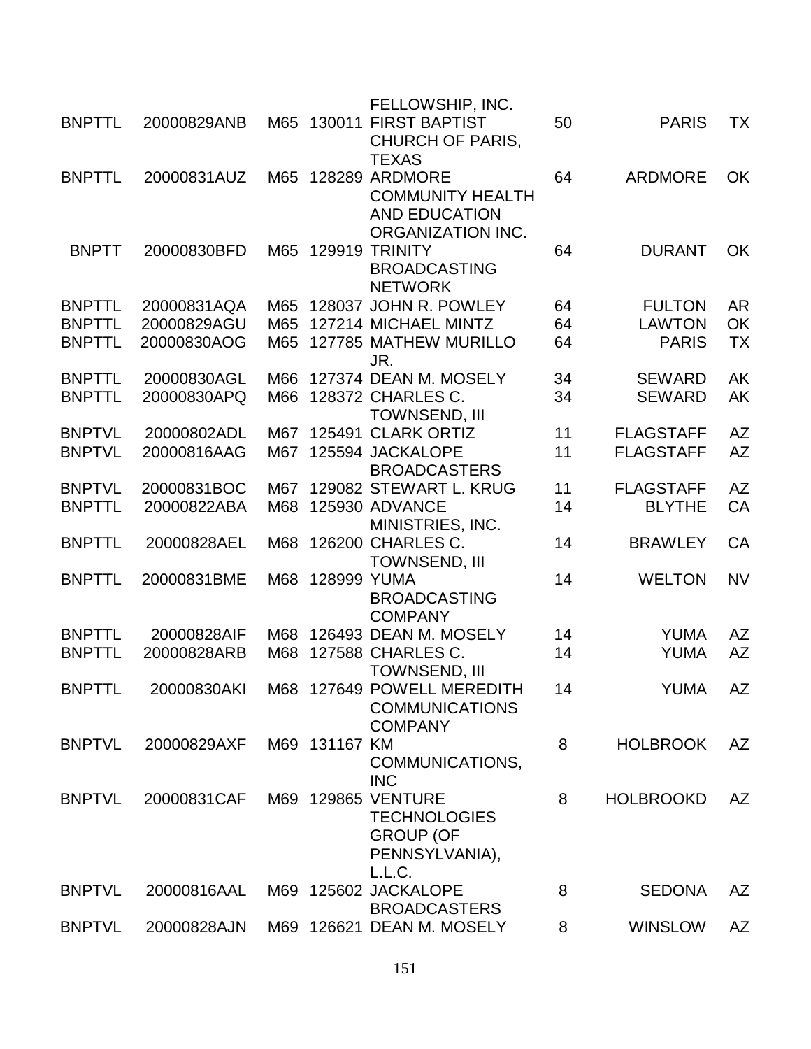| | | | | | | | |
|---|---|---|---|---|---|---|---|
| | | | | FELLOWSHIP, INC. | | | |
| BNPTTL | 20000829ANB | M65 | 130011 | FIRST BAPTIST CHURCH OF PARIS, TEXAS | 50 | PARIS | TX |
| BNPTTL | 20000831AUZ | M65 | 128289 | ARDMORE COMMUNITY HEALTH AND EDUCATION ORGANIZATION INC. | 64 | ARDMORE | OK |
| BNPTT | 20000830BFD | M65 | 129919 | TRINITY BROADCASTING NETWORK | 64 | DURANT | OK |
| BNPTTL | 20000831AQA | M65 | 128037 | JOHN R. POWLEY | 64 | FULTON | AR |
| BNPTTL | 20000829AGU | M65 | 127214 | MICHAEL MINTZ | 64 | LAWTON | OK |
| BNPTTL | 20000830AOG | M65 | 127785 | MATHEW MURILLO JR. | 64 | PARIS | TX |
| BNPTTL | 20000830AGL | M66 | 127374 | DEAN M. MOSELY | 34 | SEWARD | AK |
| BNPTTL | 20000830APQ | M66 | 128372 | CHARLES C. TOWNSEND, III | 34 | SEWARD | AK |
| BNPTVL | 20000802ADL | M67 | 125491 | CLARK ORTIZ | 11 | FLAGSTAFF | AZ |
| BNPTVL | 20000816AAG | M67 | 125594 | JACKALOPE BROADCASTERS | 11 | FLAGSTAFF | AZ |
| BNPTVL | 20000831BOC | M67 | 129082 | STEWART L. KRUG | 11 | FLAGSTAFF | AZ |
| BNPTTL | 20000822ABA | M68 | 125930 | ADVANCE MINISTRIES, INC. | 14 | BLYTHE | CA |
| BNPTTL | 20000828AEL | M68 | 126200 | CHARLES C. TOWNSEND, III | 14 | BRAWLEY | CA |
| BNPTTL | 20000831BME | M68 | 128999 | YUMA BROADCASTING COMPANY | 14 | WELTON | NV |
| BNPTTL | 20000828AIF | M68 | 126493 | DEAN M. MOSELY | 14 | YUMA | AZ |
| BNPTTL | 20000828ARB | M68 | 127588 | CHARLES C. TOWNSEND, III | 14 | YUMA | AZ |
| BNPTTL | 20000830AKI | M68 | 127649 | POWELL MEREDITH COMMUNICATIONS COMPANY | 14 | YUMA | AZ |
| BNPTVL | 20000829AXF | M69 | 131167 | KM COMMUNICATIONS, INC | 8 | HOLBROOK | AZ |
| BNPTVL | 20000831CAF | M69 | 129865 | VENTURE TECHNOLOGIES GROUP (OF PENNSYLVANIA), L.L.C. | 8 | HOLBROOKD | AZ |
| BNPTVL | 20000816AAL | M69 | 125602 | JACKALOPE BROADCASTERS | 8 | SEDONA | AZ |
| BNPTVL | 20000828AJN | M69 | 126621 | DEAN M. MOSELY | 8 | WINSLOW | AZ |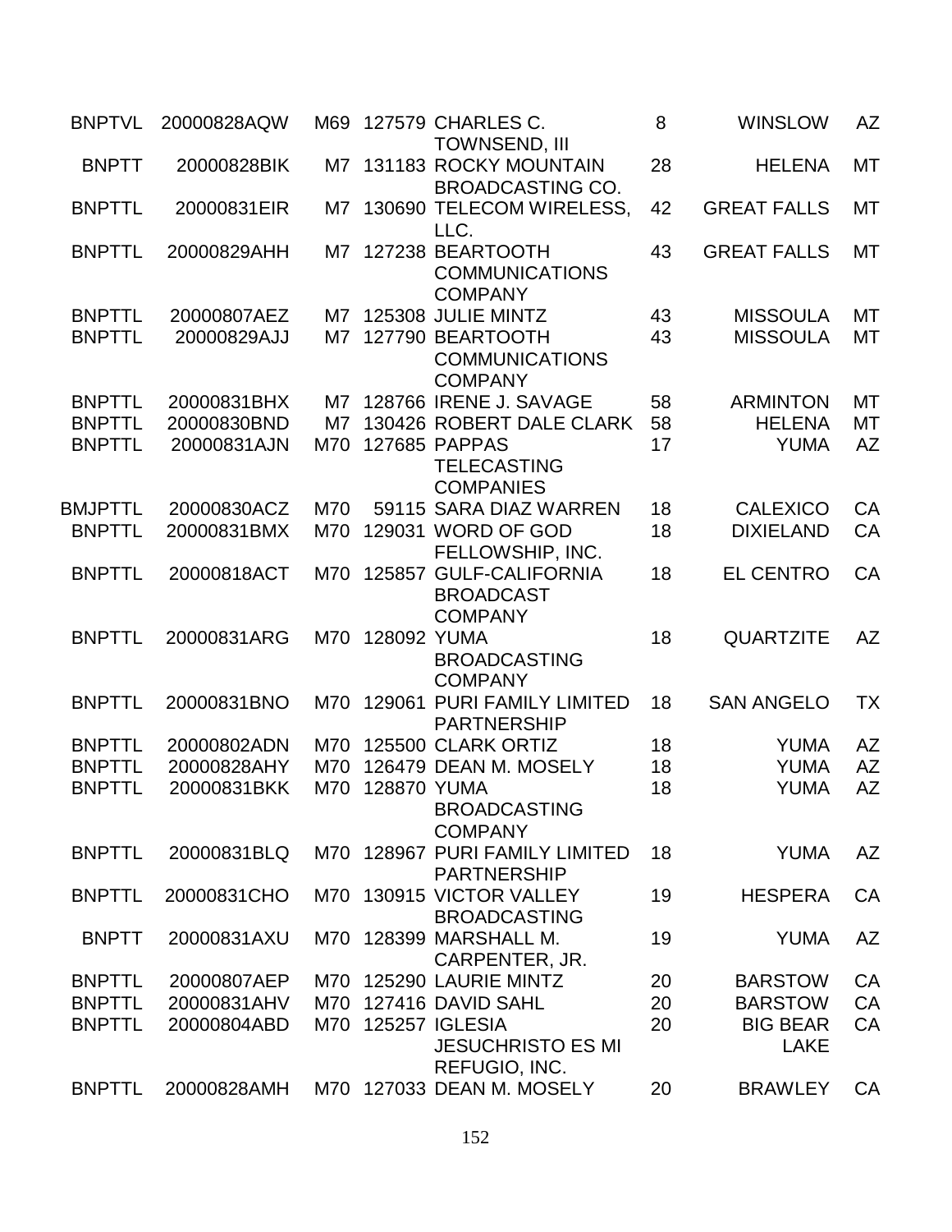| | | | | | | | |
|---|---|---|---|---|---|---|---|
| BNPTVL | 20000828AQW | M69 | 127579 | CHARLES C. TOWNSEND, III | 8 | WINSLOW | AZ |
| BNPTT | 20000828BIK | M7 | 131183 | ROCKY MOUNTAIN BROADCASTING CO. | 28 | HELENA | MT |
| BNPTTL | 20000831EIR | M7 | 130690 | TELECOM WIRELESS, LLC. | 42 | GREAT FALLS | MT |
| BNPTTL | 20000829AHH | M7 | 127238 | BEARTOOTH COMMUNICATIONS COMPANY | 43 | GREAT FALLS | MT |
| BNPTTL | 20000807AEZ | M7 | 125308 | JULIE MINTZ | 43 | MISSOULA | MT |
| BNPTTL | 20000829AJJ | M7 | 127790 | BEARTOOTH COMMUNICATIONS COMPANY | 43 | MISSOULA | MT |
| BNPTTL | 20000831BHX | M7 | 128766 | IRENE J. SAVAGE | 58 | ARMINTON | MT |
| BNPTTL | 20000830BND | M7 | 130426 | ROBERT DALE CLARK | 58 | HELENA | MT |
| BNPTTL | 20000831AJN | M70 | 127685 | PAPPAS TELECASTING COMPANIES | 17 | YUMA | AZ |
| BMJPTTL | 20000830ACZ | M70 | 59115 | SARA DIAZ WARREN | 18 | CALEXICO | CA |
| BNPTTL | 20000831BMX | M70 | 129031 | WORD OF GOD FELLOWSHIP, INC. | 18 | DIXIELAND | CA |
| BNPTTL | 20000818ACT | M70 | 125857 | GULF-CALIFORNIA BROADCAST COMPANY | 18 | EL CENTRO | CA |
| BNPTTL | 20000831ARG | M70 | 128092 | YUMA BROADCASTING COMPANY | 18 | QUARTZITE | AZ |
| BNPTTL | 20000831BNO | M70 | 129061 | PURI FAMILY LIMITED PARTNERSHIP | 18 | SAN ANGELO | TX |
| BNPTTL | 20000802ADN | M70 | 125500 | CLARK ORTIZ | 18 | YUMA | AZ |
| BNPTTL | 20000828AHY | M70 | 126479 | DEAN M. MOSELY | 18 | YUMA | AZ |
| BNPTTL | 20000831BKK | M70 | 128870 | YUMA BROADCASTING COMPANY | 18 | YUMA | AZ |
| BNPTTL | 20000831BLQ | M70 | 128967 | PURI FAMILY LIMITED PARTNERSHIP | 18 | YUMA | AZ |
| BNPTTL | 20000831CHO | M70 | 130915 | VICTOR VALLEY BROADCASTING | 19 | HESPERA | CA |
| BNPTT | 20000831AXU | M70 | 128399 | MARSHALL M. CARPENTER, JR. | 19 | YUMA | AZ |
| BNPTTL | 20000807AEP | M70 | 125290 | LAURIE MINTZ | 20 | BARSTOW | CA |
| BNPTTL | 20000831AHV | M70 | 127416 | DAVID SAHL | 20 | BARSTOW | CA |
| BNPTTL | 20000804ABD | M70 | 125257 | IGLESIA JESUCHRISTO ES MI REFUGIO, INC. | 20 | BIG BEAR LAKE | CA |
| BNPTTL | 20000828AMH | M70 | 127033 | DEAN M. MOSELY | 20 | BRAWLEY | CA |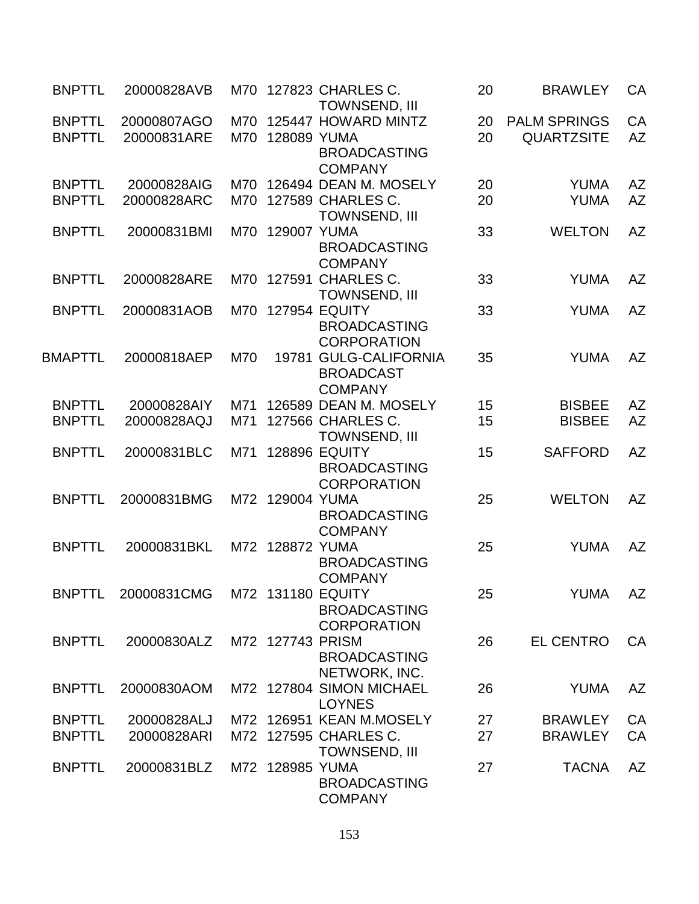| | | | | | | | |
|---|---|---|---|---|---|---|---|
| BNPTTL | 20000828AVB | M70 | 127823 | CHARLES C. TOWNSEND, III | 20 | BRAWLEY | CA |
| BNPTTL | 20000807AGO | M70 | 125447 | HOWARD MINTZ | 20 | PALM SPRINGS | CA |
| BNPTTL | 20000831ARE | M70 | 128089 | YUMA BROADCASTING COMPANY | 20 | QUARTZSITE | AZ |
| BNPTTL | 20000828AIG | M70 | 126494 | DEAN M. MOSELY | 20 | YUMA | AZ |
| BNPTTL | 20000828ARC | M70 | 127589 | CHARLES C. TOWNSEND, III | 20 | YUMA | AZ |
| BNPTTL | 20000831BMI | M70 | 129007 | YUMA BROADCASTING COMPANY | 33 | WELTON | AZ |
| BNPTTL | 20000828ARE | M70 | 127591 | CHARLES C. TOWNSEND, III | 33 | YUMA | AZ |
| BNPTTL | 20000831AOB | M70 | 127954 | EQUITY BROADCASTING CORPORATION | 33 | YUMA | AZ |
| BMAPTTL | 20000818AEP | M70 | 19781 | GULG-CALIFORNIA BROADCAST COMPANY | 35 | YUMA | AZ |
| BNPTTL | 20000828AIY | M71 | 126589 | DEAN M. MOSELY | 15 | BISBEE | AZ |
| BNPTTL | 20000828AQJ | M71 | 127566 | CHARLES C. TOWNSEND, III | 15 | BISBEE | AZ |
| BNPTTL | 20000831BLC | M71 | 128896 | EQUITY BROADCASTING CORPORATION | 15 | SAFFORD | AZ |
| BNPTTL | 20000831BMG | M72 | 129004 | YUMA BROADCASTING COMPANY | 25 | WELTON | AZ |
| BNPTTL | 20000831BKL | M72 | 128872 | YUMA BROADCASTING COMPANY | 25 | YUMA | AZ |
| BNPTTL | 20000831CMG | M72 | 131180 | EQUITY BROADCASTING CORPORATION | 25 | YUMA | AZ |
| BNPTTL | 20000830ALZ | M72 | 127743 | PRISM BROADCASTING NETWORK, INC. | 26 | EL CENTRO | CA |
| BNPTTL | 20000830AOM | M72 | 127804 | SIMON MICHAEL LOYNES | 26 | YUMA | AZ |
| BNPTTL | 20000828ALJ | M72 | 126951 | KEAN M.MOSELY | 27 | BRAWLEY | CA |
| BNPTTL | 20000828ARI | M72 | 127595 | CHARLES C. TOWNSEND, III | 27 | BRAWLEY | CA |
| BNPTTL | 20000831BLZ | M72 | 128985 | YUMA BROADCASTING COMPANY | 27 | TACNA | AZ |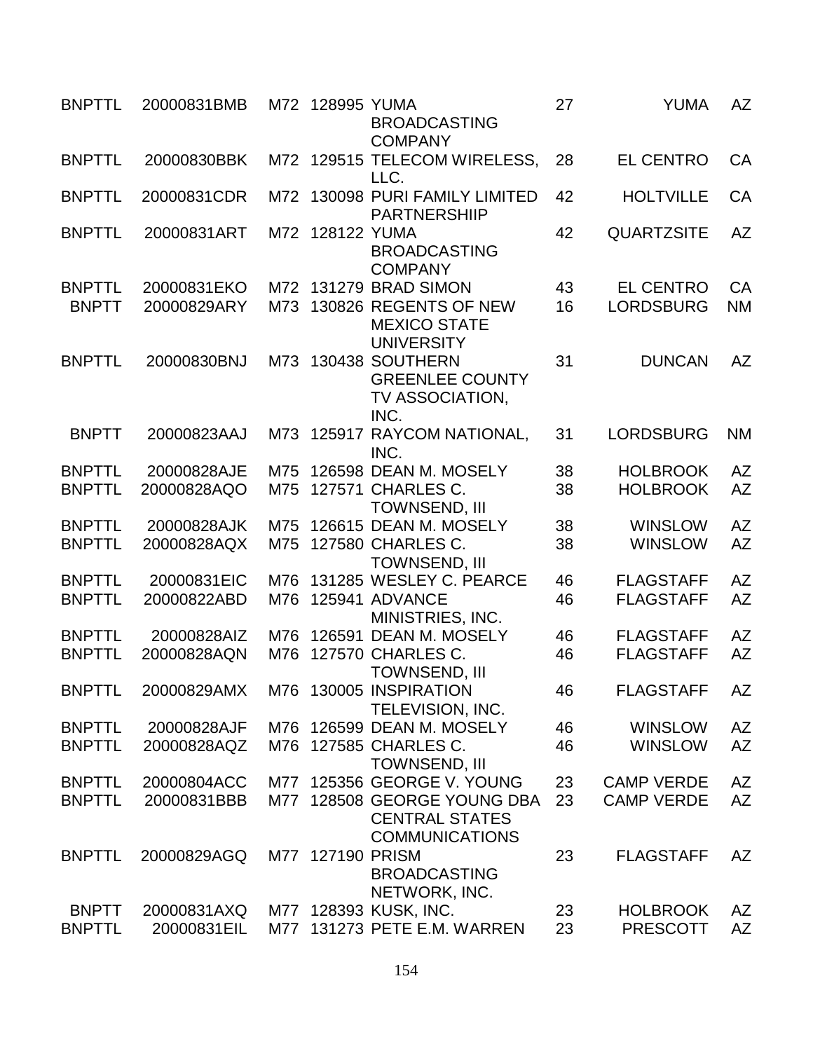| | | | | | | | |
|---|---|---|---|---|---|---|---|
| BNPTTL | 20000831BMB | M72 | 128995 | YUMA BROADCASTING COMPANY | 27 | YUMA | AZ |
| BNPTTL | 20000830BBK | M72 | 129515 | TELECOM WIRELESS, LLC. | 28 | EL CENTRO | CA |
| BNPTTL | 20000831CDR | M72 | 130098 | PURI FAMILY LIMITED PARTNERSHIIP | 42 | HOLTVILLE | CA |
| BNPTTL | 20000831ART | M72 | 128122 | YUMA BROADCASTING COMPANY | 42 | QUARTZSITE | AZ |
| BNPTTL | 20000831EKO | M72 | 131279 | BRAD SIMON | 43 | EL CENTRO | CA |
| BNPTT | 20000829ARY | M73 | 130826 | REGENTS OF NEW MEXICO STATE UNIVERSITY | 16 | LORDSBURG | NM |
| BNPTTL | 20000830BNJ | M73 | 130438 | SOUTHERN GREENLEE COUNTY TV ASSOCIATION, INC. | 31 | DUNCAN | AZ |
| BNPTT | 20000823AAJ | M73 | 125917 | RAYCOM NATIONAL, INC. | 31 | LORDSBURG | NM |
| BNPTTL | 20000828AJE | M75 | 126598 | DEAN M. MOSELY | 38 | HOLBROOK | AZ |
| BNPTTL | 20000828AQO | M75 | 127571 | CHARLES C. TOWNSEND, III | 38 | HOLBROOK | AZ |
| BNPTTL | 20000828AJK | M75 | 126615 | DEAN M. MOSELY | 38 | WINSLOW | AZ |
| BNPTTL | 20000828AQX | M75 | 127580 | CHARLES C. TOWNSEND, III | 38 | WINSLOW | AZ |
| BNPTTL | 20000831EIC | M76 | 131285 | WESLEY C. PEARCE | 46 | FLAGSTAFF | AZ |
| BNPTTL | 20000822ABD | M76 | 125941 | ADVANCE MINISTRIES, INC. | 46 | FLAGSTAFF | AZ |
| BNPTTL | 20000828AIZ | M76 | 126591 | DEAN M. MOSELY | 46 | FLAGSTAFF | AZ |
| BNPTTL | 20000828AQN | M76 | 127570 | CHARLES C. TOWNSEND, III | 46 | FLAGSTAFF | AZ |
| BNPTTL | 20000829AMX | M76 | 130005 | INSPIRATION TELEVISION, INC. | 46 | FLAGSTAFF | AZ |
| BNPTTL | 20000828AJF | M76 | 126599 | DEAN M. MOSELY | 46 | WINSLOW | AZ |
| BNPTTL | 20000828AQZ | M76 | 127585 | CHARLES C. TOWNSEND, III | 46 | WINSLOW | AZ |
| BNPTTL | 20000804ACC | M77 | 125356 | GEORGE V. YOUNG | 23 | CAMP VERDE | AZ |
| BNPTTL | 20000831BBB | M77 | 128508 | GEORGE YOUNG DBA CENTRAL STATES COMMUNICATIONS | 23 | CAMP VERDE | AZ |
| BNPTTL | 20000829AGQ | M77 | 127190 | PRISM BROADCASTING NETWORK, INC. | 23 | FLAGSTAFF | AZ |
| BNPTT | 20000831AXQ | M77 | 128393 | KUSK, INC. | 23 | HOLBROOK | AZ |
| BNPTTL | 20000831EIL | M77 | 131273 | PETE E.M. WARREN | 23 | PRESCOTT | AZ |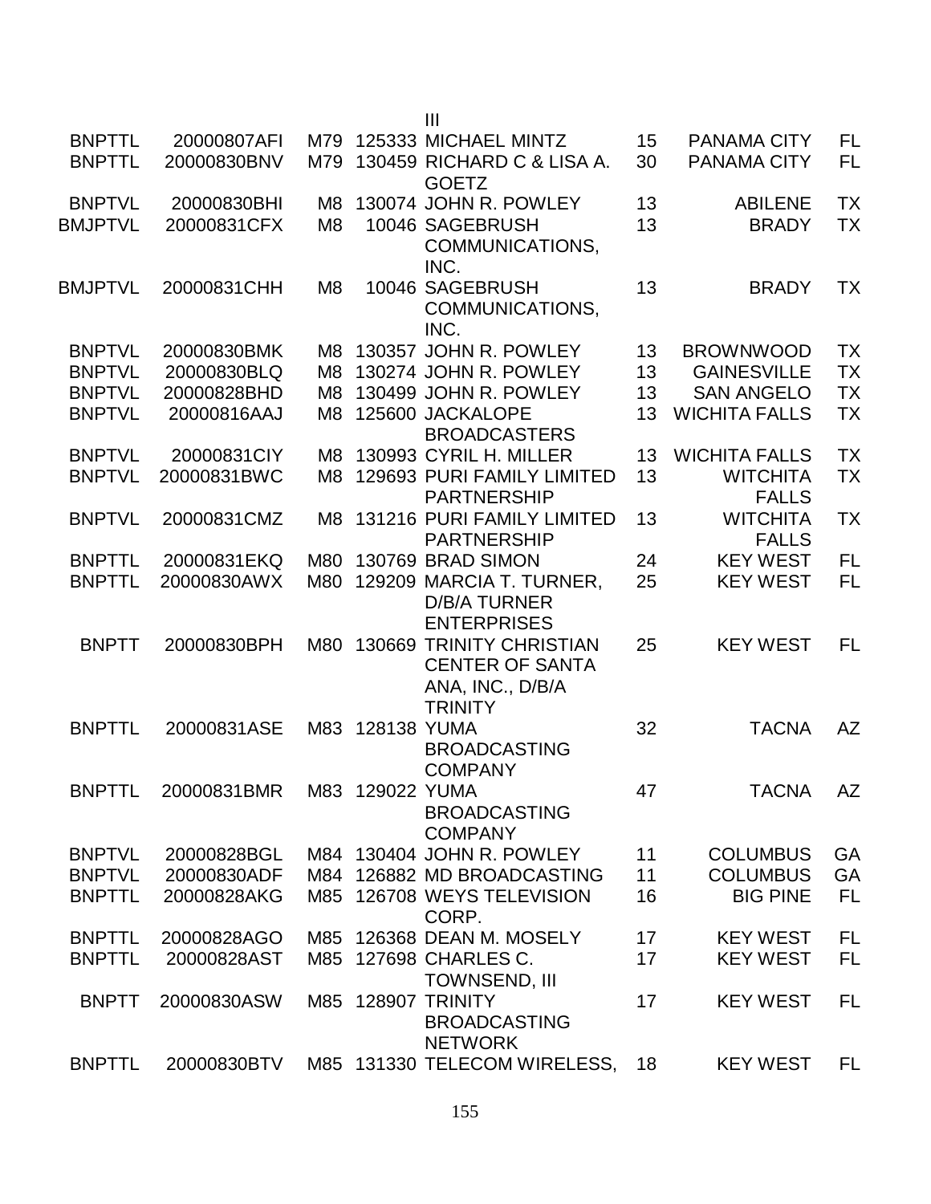| | | | | | | | |
|---|---|---|---|---|---|---|---|
| | | | | III | | | |
| BNPTTL | 20000807AFI | M79 | 125333 | MICHAEL MINTZ | 15 | PANAMA CITY | FL |
| BNPTTL | 20000830BNV | M79 | 130459 | RICHARD C & LISA A. GOETZ | 30 | PANAMA CITY | FL |
| BNPTVL | 20000830BHI | M8 | 130074 | JOHN R. POWLEY | 13 | ABILENE | TX |
| BMJPTVL | 20000831CFX | M8 | 10046 | SAGEBRUSH COMMUNICATIONS, INC. | 13 | BRADY | TX |
| BMJPTVL | 20000831CHH | M8 | 10046 | SAGEBRUSH COMMUNICATIONS, INC. | 13 | BRADY | TX |
| BNPTVL | 20000830BMK | M8 | 130357 | JOHN R. POWLEY | 13 | BROWNWOOD | TX |
| BNPTVL | 20000830BLQ | M8 | 130274 | JOHN R. POWLEY | 13 | GAINESVILLE | TX |
| BNPTVL | 20000828BHD | M8 | 130499 | JOHN R. POWLEY | 13 | SAN ANGELO | TX |
| BNPTVL | 20000816AAJ | M8 | 125600 | JACKALOPE BROADCASTERS | 13 | WICHITA FALLS | TX |
| BNPTVL | 20000831CIY | M8 | 130993 | CYRIL H. MILLER | 13 | WICHITA FALLS | TX |
| BNPTVL | 20000831BWC | M8 | 129693 | PURI FAMILY LIMITED PARTNERSHIP | 13 | WITCHITA FALLS | TX |
| BNPTVL | 20000831CMZ | M8 | 131216 | PURI FAMILY LIMITED PARTNERSHIP | 13 | WITCHITA FALLS | TX |
| BNPTTL | 20000831EKQ | M80 | 130769 | BRAD SIMON | 24 | KEY WEST | FL |
| BNPTTL | 20000830AWX | M80 | 129209 | MARCIA T. TURNER, D/B/A TURNER ENTERPRISES | 25 | KEY WEST | FL |
| BNPTT | 20000830BPH | M80 | 130669 | TRINITY CHRISTIAN CENTER OF SANTA ANA, INC., D/B/A TRINITY | 25 | KEY WEST | FL |
| BNPTTL | 20000831ASE | M83 | 128138 | YUMA BROADCASTING COMPANY | 32 | TACNA | AZ |
| BNPTTL | 20000831BMR | M83 | 129022 | YUMA BROADCASTING COMPANY | 47 | TACNA | AZ |
| BNPTVL | 20000828BGL | M84 | 130404 | JOHN R. POWLEY | 11 | COLUMBUS | GA |
| BNPTVL | 20000830ADF | M84 | 126882 | MD BROADCASTING | 11 | COLUMBUS | GA |
| BNPTTL | 20000828AKG | M85 | 126708 | WEYS TELEVISION CORP. | 16 | BIG PINE | FL |
| BNPTTL | 20000828AGO | M85 | 126368 | DEAN M. MOSELY | 17 | KEY WEST | FL |
| BNPTTL | 20000828AST | M85 | 127698 | CHARLES C. TOWNSEND, III | 17 | KEY WEST | FL |
| BNPTT | 20000830ASW | M85 | 128907 | TRINITY BROADCASTING NETWORK | 17 | KEY WEST | FL |
| BNPTTL | 20000830BTV | M85 | 131330 | TELECOM WIRELESS, | 18 | KEY WEST | FL |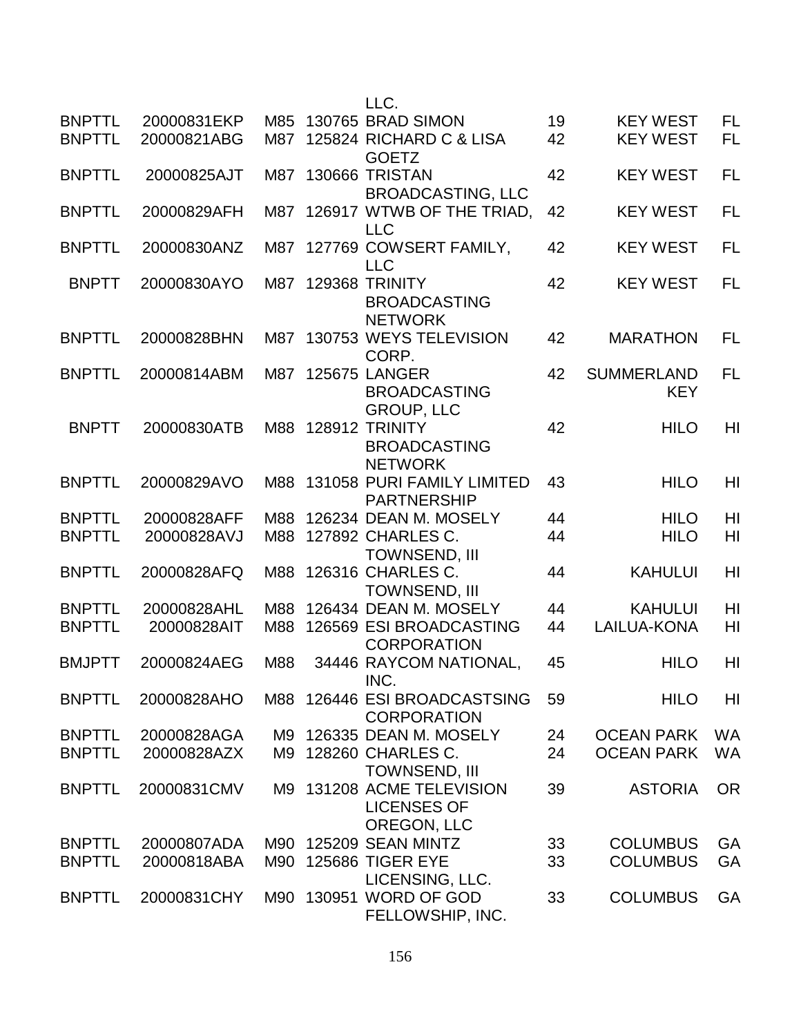| | | | | | | | |
|---|---|---|---|---|---|---|---|
| | | | | LLC. | | | |
| BNPTTL | 20000831EKP | M85 | 130765 | BRAD SIMON | 19 | KEY WEST | FL |
| BNPTTL | 20000821ABG | M87 | 125824 | RICHARD C & LISA GOETZ | 42 | KEY WEST | FL |
| BNPTTL | 20000825AJT | M87 | 130666 | TRISTAN BROADCASTING, LLC | 42 | KEY WEST | FL |
| BNPTTL | 20000829AFH | M87 | 126917 | WTWB OF THE TRIAD, LLC | 42 | KEY WEST | FL |
| BNPTTL | 20000830ANZ | M87 | 127769 | COWSERT FAMILY, LLC | 42 | KEY WEST | FL |
| BNPTT | 20000830AYO | M87 | 129368 | TRINITY BROADCASTING NETWORK | 42 | KEY WEST | FL |
| BNPTTL | 20000828BHN | M87 | 130753 | WEYS TELEVISION CORP. | 42 | MARATHON | FL |
| BNPTTL | 20000814ABM | M87 | 125675 | LANGER BROADCASTING GROUP, LLC | 42 | SUMMERLAND KEY | FL |
| BNPTT | 20000830ATB | M88 | 128912 | TRINITY BROADCASTING NETWORK | 42 | HILO | HI |
| BNPTTL | 20000829AVO | M88 | 131058 | PURI FAMILY LIMITED PARTNERSHIP | 43 | HILO | HI |
| BNPTTL | 20000828AFF | M88 | 126234 | DEAN M. MOSELY | 44 | HILO | HI |
| BNPTTL | 20000828AVJ | M88 | 127892 | CHARLES C. TOWNSEND, III | 44 | HILO | HI |
| BNPTTL | 20000828AFQ | M88 | 126316 | CHARLES C. TOWNSEND, III | 44 | KAHULUI | HI |
| BNPTTL | 20000828AHL | M88 | 126434 | DEAN M. MOSELY | 44 | KAHULUI | HI |
| BNPTTL | 20000828AIT | M88 | 126569 | ESI BROADCASTING CORPORATION | 44 | LAILUA-KONA | HI |
| BMJPTT | 20000824AEG | M88 | 34446 | RAYCOM NATIONAL, INC. | 45 | HILO | HI |
| BNPTTL | 20000828AHO | M88 | 126446 | ESI BROADCASTSING CORPORATION | 59 | HILO | HI |
| BNPTTL | 20000828AGA | M9 | 126335 | DEAN M. MOSELY | 24 | OCEAN PARK | WA |
| BNPTTL | 20000828AZX | M9 | 128260 | CHARLES C. TOWNSEND, III | 24 | OCEAN PARK | WA |
| BNPTTL | 20000831CMV | M9 | 131208 | ACME TELEVISION LICENSES OF OREGON, LLC | 39 | ASTORIA | OR |
| BNPTTL | 20000807ADA | M90 | 125209 | SEAN MINTZ | 33 | COLUMBUS | GA |
| BNPTTL | 20000818ABA | M90 | 125686 | TIGER EYE LICENSING, LLC. | 33 | COLUMBUS | GA |
| BNPTTL | 20000831CHY | M90 | 130951 | WORD OF GOD FELLOWSHIP, INC. | 33 | COLUMBUS | GA |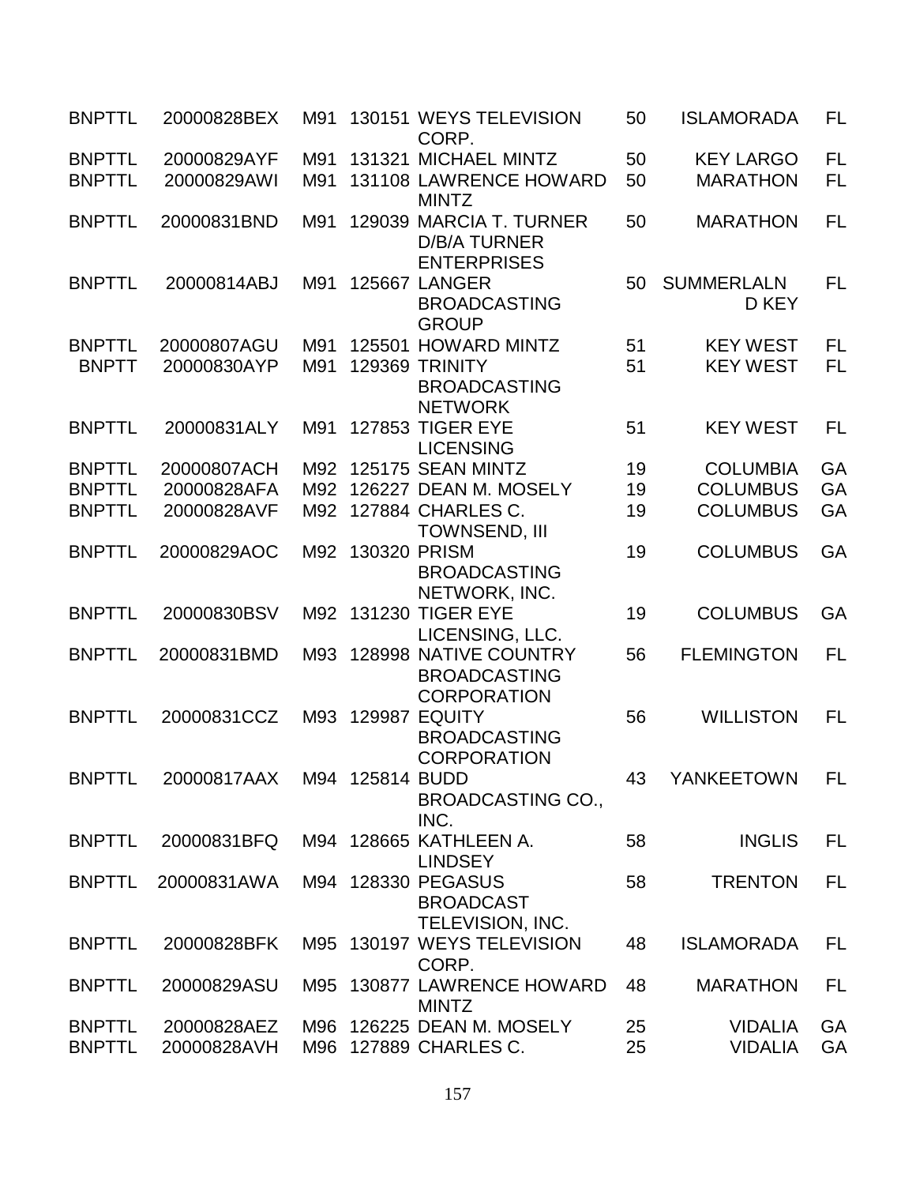| | | | | | | | |
|---|---|---|---|---|---|---|---|
| BNPTTL | 20000828BEX | M91 | 130151 | WEYS TELEVISION CORP. | 50 | ISLAMORADA | FL |
| BNPTTL | 20000829AYF | M91 | 131321 | MICHAEL MINTZ | 50 | KEY LARGO | FL |
| BNPTTL | 20000829AWI | M91 | 131108 | LAWRENCE HOWARD MINTZ | 50 | MARATHON | FL |
| BNPTTL | 20000831BND | M91 | 129039 | MARCIA T. TURNER D/B/A TURNER ENTERPRISES | 50 | MARATHON | FL |
| BNPTTL | 20000814ABJ | M91 | 125667 | LANGER BROADCASTING GROUP | 50 | SUMMERLALN D KEY | FL |
| BNPTTL | 20000807AGU | M91 | 125501 | HOWARD MINTZ | 51 | KEY WEST | FL |
| BNPTT | 20000830AYP | M91 | 129369 | TRINITY BROADCASTING NETWORK | 51 | KEY WEST | FL |
| BNPTTL | 20000831ALY | M91 | 127853 | TIGER EYE LICENSING | 51 | KEY WEST | FL |
| BNPTTL | 20000807ACH | M92 | 125175 | SEAN MINTZ | 19 | COLUMBIA | GA |
| BNPTTL | 20000828AFA | M92 | 126227 | DEAN M. MOSELY | 19 | COLUMBUS | GA |
| BNPTTL | 20000828AVF | M92 | 127884 | CHARLES C. TOWNSEND, III | 19 | COLUMBUS | GA |
| BNPTTL | 20000829AOC | M92 | 130320 | PRISM BROADCASTING NETWORK, INC. | 19 | COLUMBUS | GA |
| BNPTTL | 20000830BSV | M92 | 131230 | TIGER EYE LICENSING, LLC. | 19 | COLUMBUS | GA |
| BNPTTL | 20000831BMD | M93 | 128998 | NATIVE COUNTRY BROADCASTING CORPORATION | 56 | FLEMINGTON | FL |
| BNPTTL | 20000831CCZ | M93 | 129987 | EQUITY BROADCASTING CORPORATION | 56 | WILLISTON | FL |
| BNPTTL | 20000817AAX | M94 | 125814 | BUDD BROADCASTING CO., INC. | 43 | YANKEETOWN | FL |
| BNPTTL | 20000831BFQ | M94 | 128665 | KATHLEEN A. LINDSEY | 58 | INGLIS | FL |
| BNPTTL | 20000831AWA | M94 | 128330 | PEGASUS BROADCAST TELEVISION, INC. | 58 | TRENTON | FL |
| BNPTTL | 20000828BFK | M95 | 130197 | WEYS TELEVISION CORP. | 48 | ISLAMORADA | FL |
| BNPTTL | 20000829ASU | M95 | 130877 | LAWRENCE HOWARD MINTZ | 48 | MARATHON | FL |
| BNPTTL | 20000828AEZ | M96 | 126225 | DEAN M. MOSELY | 25 | VIDALIA | GA |
| BNPTTL | 20000828AVH | M96 | 127889 | CHARLES C. | 25 | VIDALIA | GA |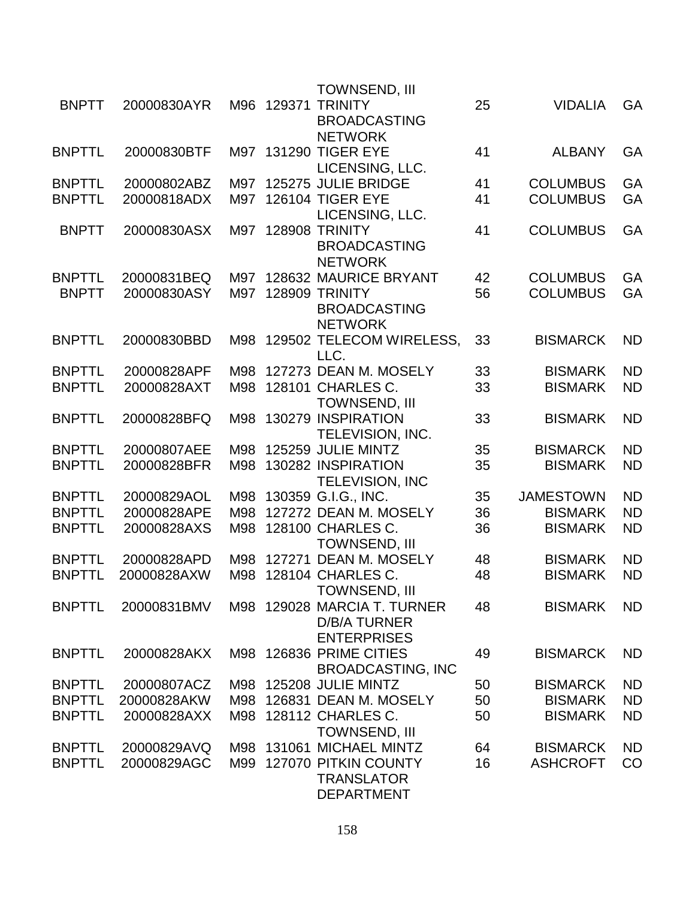| | | | | | | | |
|---|---|---|---|---|---|---|---|
| | | | | TOWNSEND, III | | | |
| BNPTT | 20000830AYR | M96 | 129371 | TRINITY BROADCASTING NETWORK | 25 | VIDALIA | GA |
| BNPTTL | 20000830BTF | M97 | 131290 | TIGER EYE LICENSING, LLC. | 41 | ALBANY | GA |
| BNPTTL | 20000802ABZ | M97 | 125275 | JULIE BRIDGE | 41 | COLUMBUS | GA |
| BNPTTL | 20000818ADX | M97 | 126104 | TIGER EYE LICENSING, LLC. | 41 | COLUMBUS | GA |
| BNPTT | 20000830ASX | M97 | 128908 | TRINITY BROADCASTING NETWORK | 41 | COLUMBUS | GA |
| BNPTTL | 20000831BEQ | M97 | 128632 | MAURICE BRYANT | 42 | COLUMBUS | GA |
| BNPTT | 20000830ASY | M97 | 128909 | TRINITY BROADCASTING NETWORK | 56 | COLUMBUS | GA |
| BNPTTL | 20000830BBD | M98 | 129502 | TELECOM WIRELESS, LLC. | 33 | BISMARCK | ND |
| BNPTTL | 20000828APF | M98 | 127273 | DEAN M. MOSELY | 33 | BISMARK | ND |
| BNPTTL | 20000828AXT | M98 | 128101 | CHARLES C. TOWNSEND, III | 33 | BISMARK | ND |
| BNPTTL | 20000828BFQ | M98 | 130279 | INSPIRATION TELEVISION, INC. | 33 | BISMARK | ND |
| BNPTTL | 20000807AEE | M98 | 125259 | JULIE MINTZ | 35 | BISMARCK | ND |
| BNPTTL | 20000828BFR | M98 | 130282 | INSPIRATION TELEVISION, INC | 35 | BISMARK | ND |
| BNPTTL | 20000829AOL | M98 | 130359 | G.I.G., INC. | 35 | JAMESTOWN | ND |
| BNPTTL | 20000828APE | M98 | 127272 | DEAN M. MOSELY | 36 | BISMARK | ND |
| BNPTTL | 20000828AXS | M98 | 128100 | CHARLES C. TOWNSEND, III | 36 | BISMARK | ND |
| BNPTTL | 20000828APD | M98 | 127271 | DEAN M. MOSELY | 48 | BISMARK | ND |
| BNPTTL | 20000828AXW | M98 | 128104 | CHARLES C. TOWNSEND, III | 48 | BISMARK | ND |
| BNPTTL | 20000831BMV | M98 | 129028 | MARCIA T. TURNER D/B/A TURNER ENTERPRISES | 48 | BISMARK | ND |
| BNPTTL | 20000828AKX | M98 | 126836 | PRIME CITIES BROADCASTING, INC | 49 | BISMARCK | ND |
| BNPTTL | 20000807ACZ | M98 | 125208 | JULIE MINTZ | 50 | BISMARCK | ND |
| BNPTTL | 20000828AKW | M98 | 126831 | DEAN M. MOSELY | 50 | BISMARK | ND |
| BNPTTL | 20000828AXX | M98 | 128112 | CHARLES C. TOWNSEND, III | 50 | BISMARK | ND |
| BNPTTL | 20000829AVQ | M98 | 131061 | MICHAEL MINTZ | 64 | BISMARCK | ND |
| BNPTTL | 20000829AGC | M99 | 127070 | PITKIN COUNTY TRANSLATOR DEPARTMENT | 16 | ASHCROFT | CO |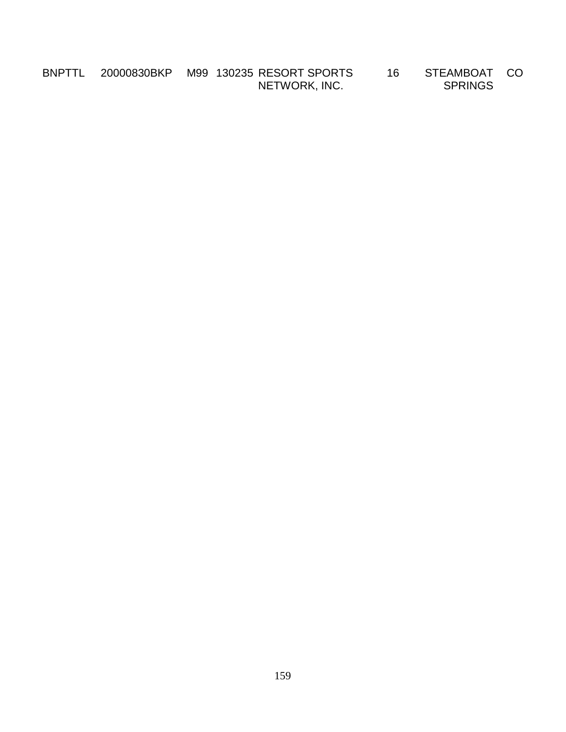| | | | | | | | |
|---|---|---|---|---|---|---|---|
| BNPTTL | 20000830BKP | M99 | 130235 | RESORT SPORTS NETWORK, INC. | 16 | STEAMBOAT SPRINGS | CO |